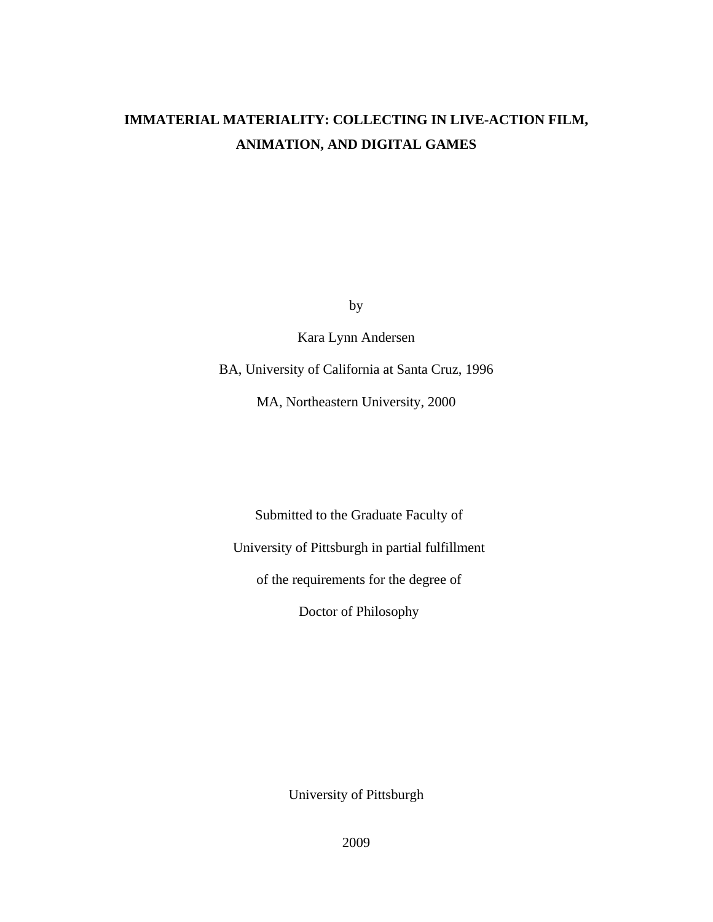# IMMATERIAL MATERIALITY: COLLECTING IN LIVE-ACTION FILM, ANIMATION, AND DIGITAL GAMES

by

Kara Lynn Andersen

BA, University of California at Santa Cruz, 1996

MA, Northeastern University, 2000

Submitted to the Graduate Faculty of

University of Pittsburgh in partial fulfillment

of the requirements for the degree of

Doctor of Philosophy

University of Pittsburgh

2009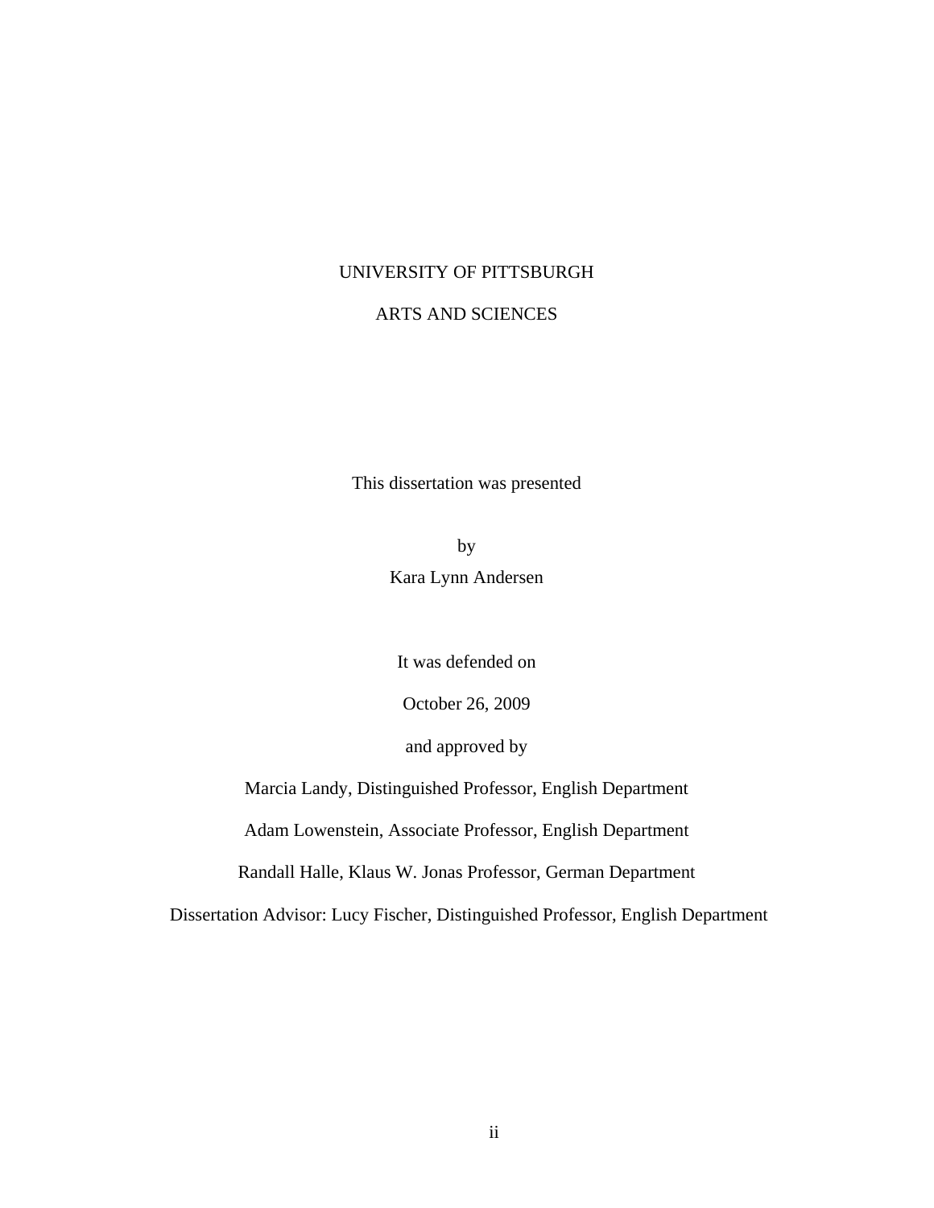UNIVERSITY OF PITTSBURGH

ARTS AND SCIENCES

This dissertation was presented

by

Kara Lynn Andersen

It was defended on

October 26, 2009

and approved by

Marcia Landy, Distinguished Professor, English Department

Adam Lowenstein, Associate Professor, English Department

Randall Halle, Klaus W. Jonas Professor, German Department

Dissertation Advisor: Lucy Fischer, Distinguished Professor, English Department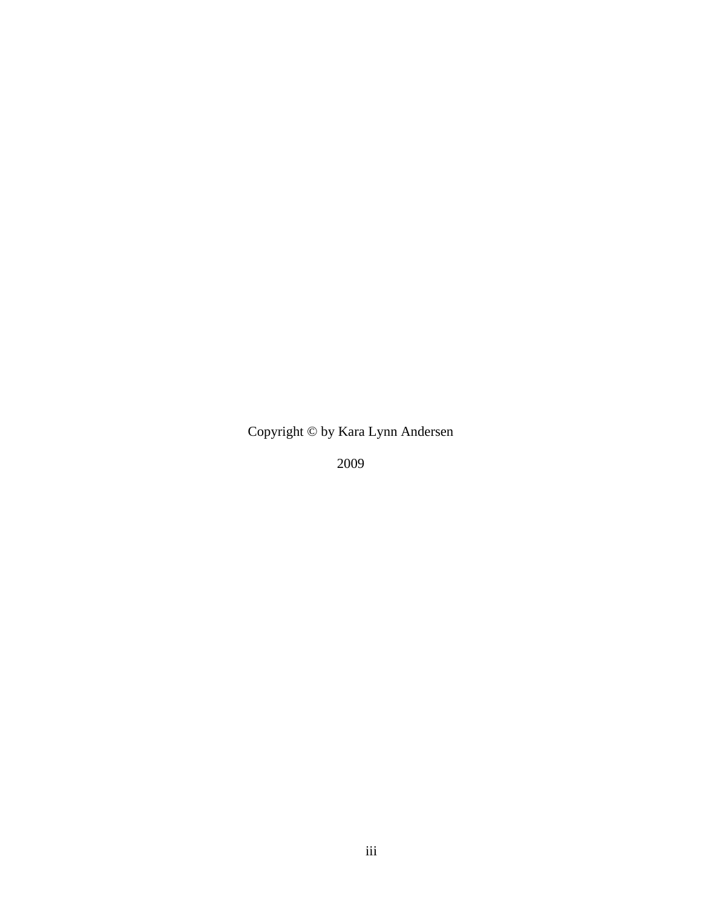Copyright © by Kara Lynn Andersen

2009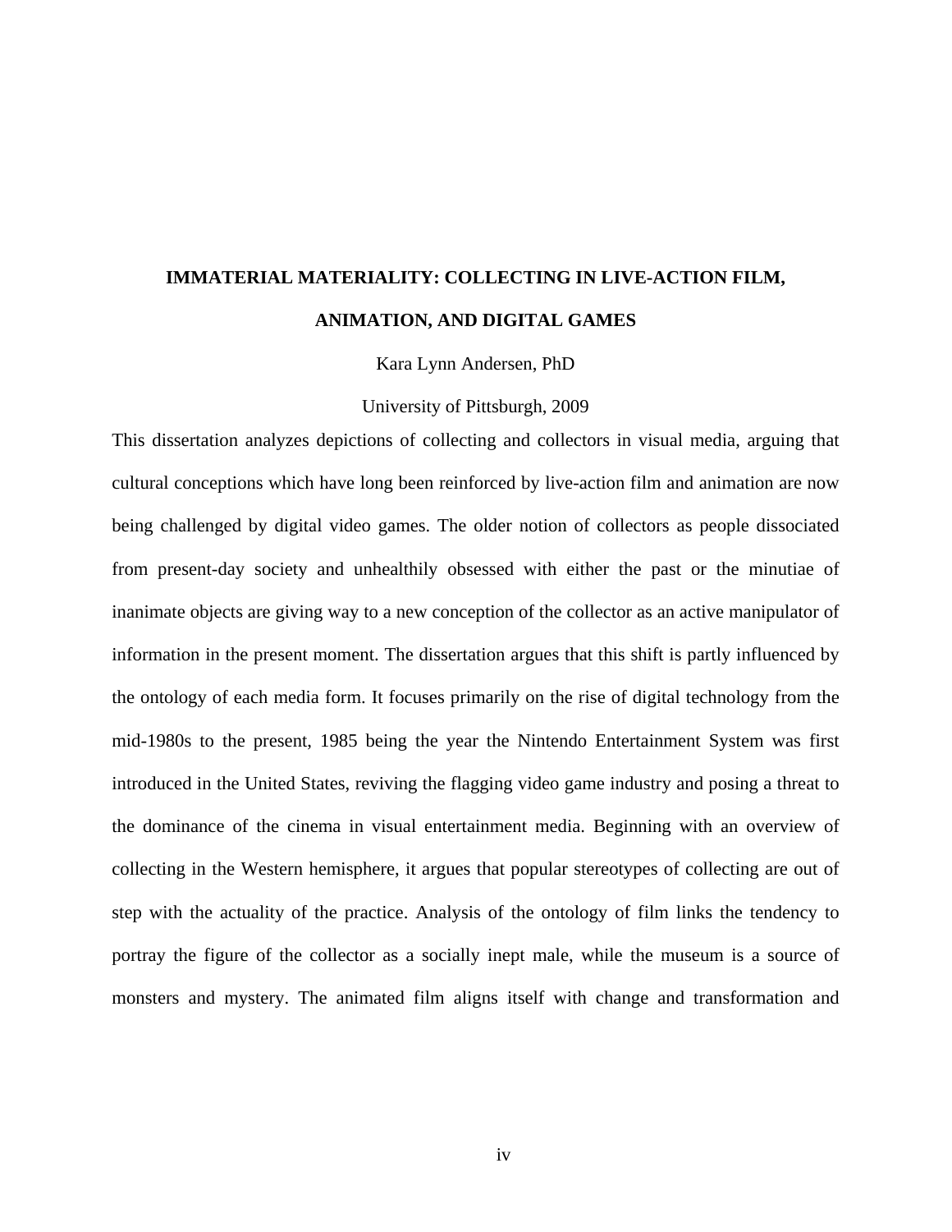**IMMATERIAL MATERIALITY: COLLECTING IN LIVE-ACTION FILM, ANIMATION, AND DIGITAL GAMES**

Kara Lynn Andersen, PhD

University of Pittsburgh, 2009

This dissertation analyzes depictions of collecting and collectors in visual media, arguing that cultural conceptions which have long been reinforced by live-action film and animation are now being challenged by digital video games. The older notion of collectors as people dissociated from present-day society and unhealthily obsessed with either the past or the minutiae of inanimate objects are giving way to a new conception of the collector as an active manipulator of information in the present moment. The dissertation argues that this shift is partly influenced by the ontology of each media form. It focuses primarily on the rise of digital technology from the mid-1980s to the present, 1985 being the year the Nintendo Entertainment System was first introduced in the United States, reviving the flagging video game industry and posing a threat to the dominance of the cinema in visual entertainment media. Beginning with an overview of collecting in the Western hemisphere, it argues that popular stereotypes of collecting are out of step with the actuality of the practice. Analysis of the ontology of film links the tendency to portray the figure of the collector as a socially inept male, while the museum is a source of monsters and mystery. The animated film aligns itself with change and transformation and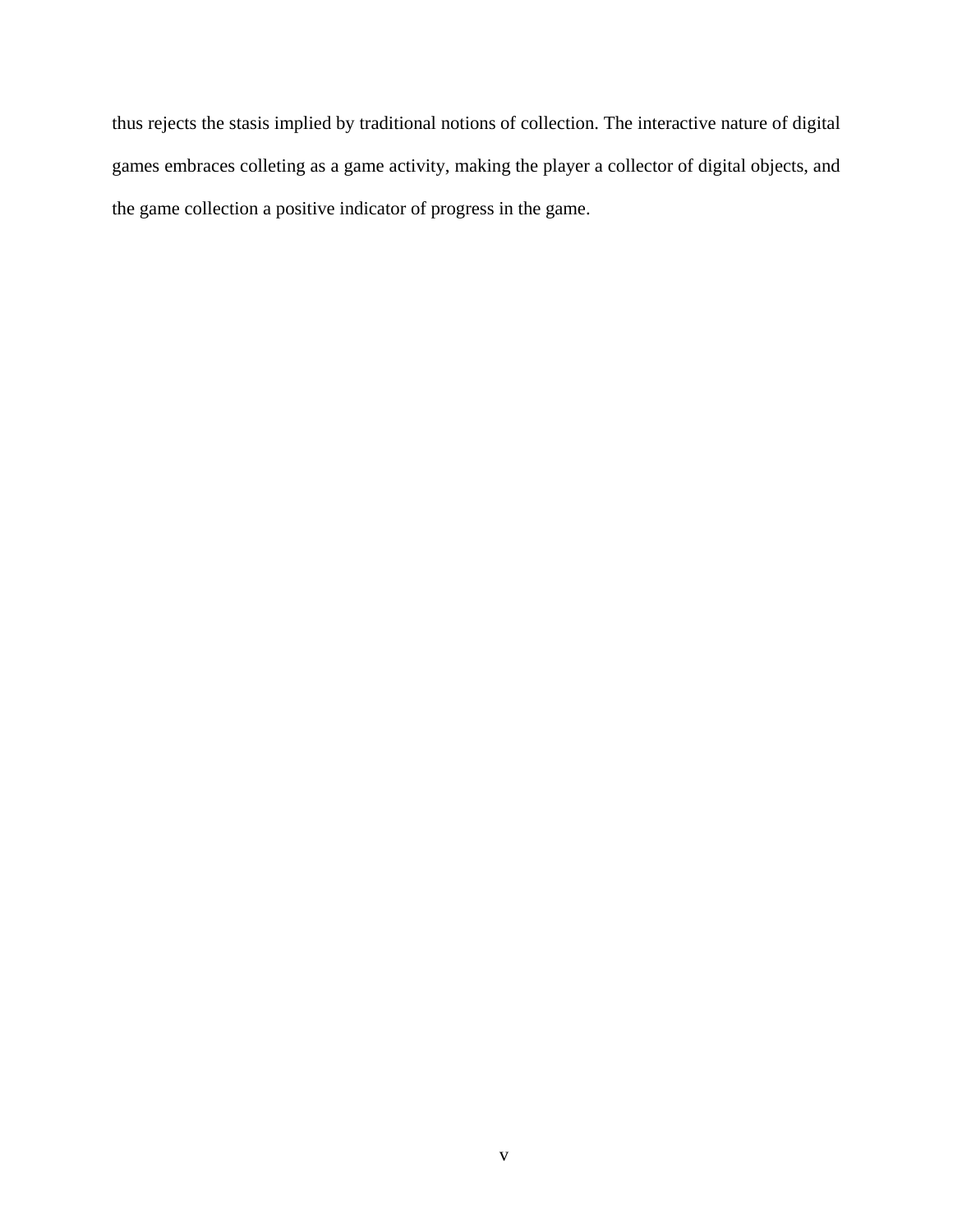thus rejects the stasis implied by traditional notions of collection. The interactive nature of digital games embraces colleting as a game activity, making the player a collector of digital objects, and the game collection a positive indicator of progress in the game.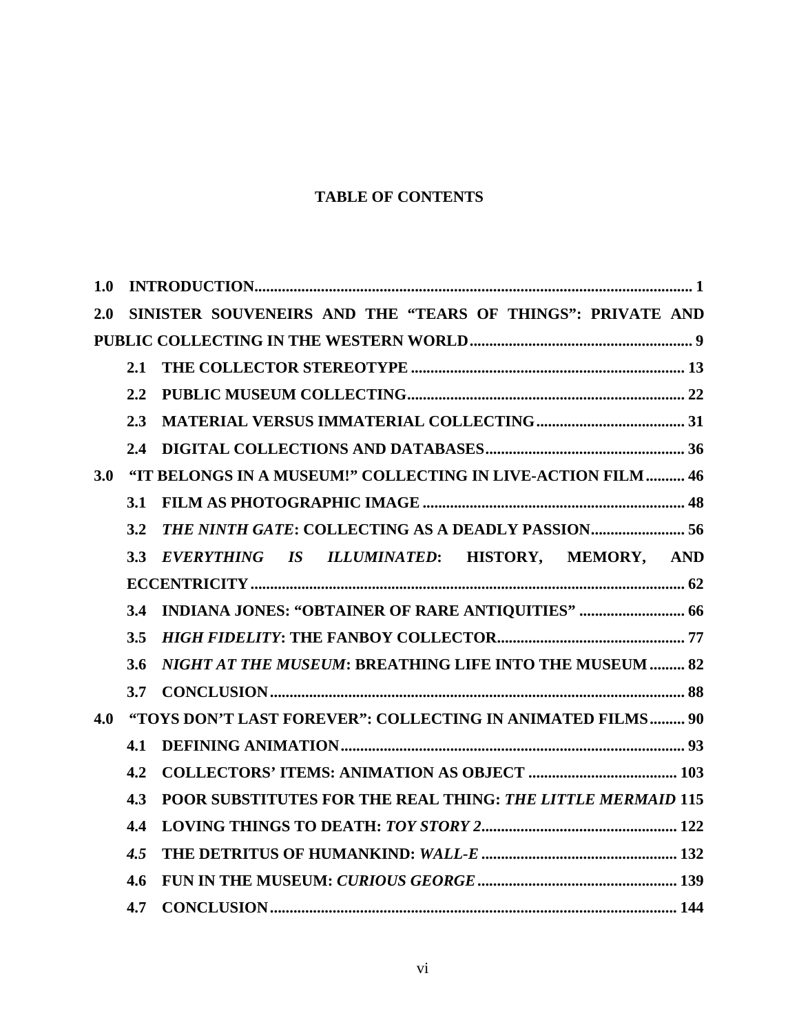# TABLE OF CONTENTS

**1.0 INTRODUCTION................................................................................................................ 1**

**2.0 SINISTER SOUVENEIRS AND THE "TEARS OF THINGS": PRIVATE AND PUBLIC COLLECTING IN THE WESTERN WORLD......................................................... 9**

- **2.1 THE COLLECTOR STEREOTYPE ..................................................................... 13**
- **2.2 PUBLIC MUSEUM COLLECTING...................................................................... 22**
- **2.3 MATERIAL VERSUS IMMATERIAL COLLECTING...................................... 31**
- **2.4 DIGITAL COLLECTIONS AND DATABASES................................................... 36**

**3.0 "IT BELONGS IN A MUSEUM!" COLLECTING IN LIVE-ACTION FILM.......... 46**

- **3.1 FILM AS PHOTOGRAPHIC IMAGE .................................................................. 48**
- **3.2 *THE NINTH GATE*: COLLECTING AS A DEADLY PASSION........................ 56**
- **3.3 *EVERYTHING IS ILLUMINATED*: HISTORY, MEMORY, AND ECCENTRICITY.............................................................................................................. 62**
- **3.4 INDIANA JONES: "OBTAINER OF RARE ANTIQUITIES" ........................... 66**
- **3.5 *HIGH FIDELITY*: THE FANBOY COLLECTOR................................................ 77**
- **3.6 *NIGHT AT THE MUSEUM*: BREATHING LIFE INTO THE MUSEUM ......... 82**
- **3.7 CONCLUSION.......................................................................................................... 88**

**4.0 "TOYS DON'T LAST FOREVER": COLLECTING IN ANIMATED FILMS......... 90**

- **4.1 DEFINING ANIMATION........................................................................................ 93**
- **4.2 COLLECTORS' ITEMS: ANIMATION AS OBJECT ...................................... 103**
- **4.3 POOR SUBSTITUTES FOR THE REAL THING: *THE LITTLE MERMAID* 115**
- **4.4 LOVING THINGS TO DEATH: *TOY STORY 2*.................................................. 122**
- ***4.5* THE DETRITUS OF HUMANKIND: *WALL-E* .................................................. 132**
- **4.6 FUN IN THE MUSEUM: *CURIOUS GEORGE* ................................................... 139**
- **4.7 CONCLUSION........................................................................................................ 144**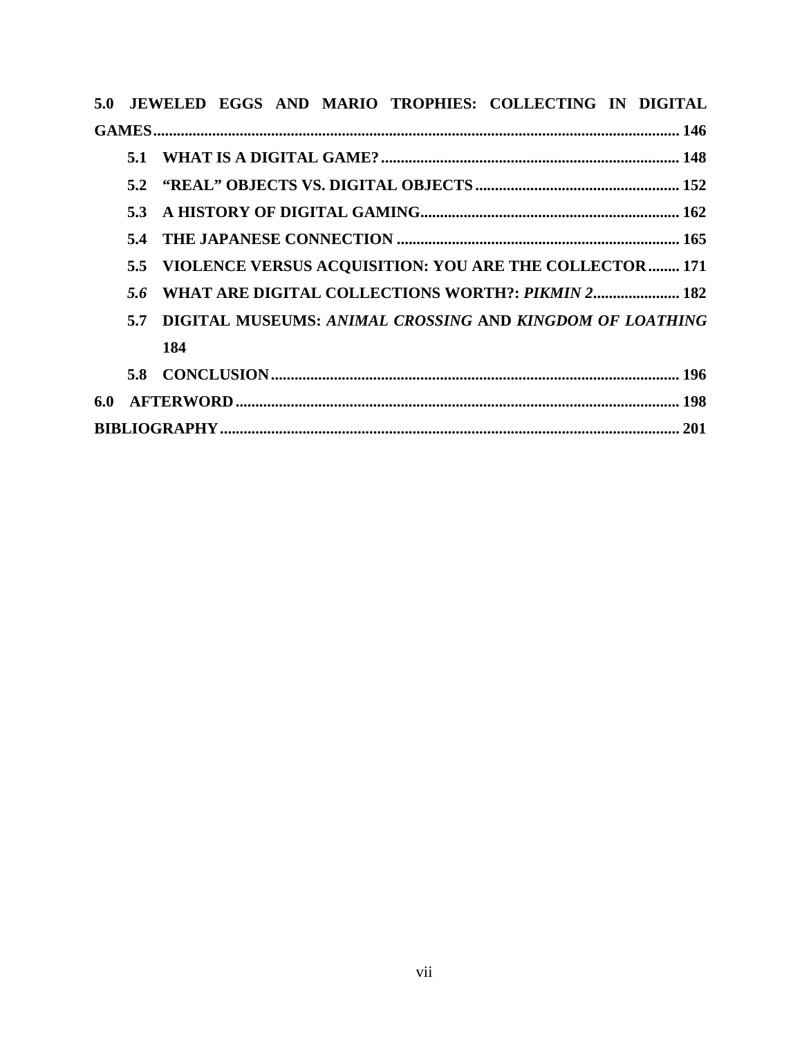**5.0 JEWELED EGGS AND MARIO TROPHIES: COLLECTING IN DIGITAL GAMES** ...... 146

- **5.1 WHAT IS A DIGITAL GAME?** ...... 148
- **5.2 "REAL" OBJECTS VS. DIGITAL OBJECTS** ...... 152
- **5.3 A HISTORY OF DIGITAL GAMING** ...... 162
- **5.4 THE JAPANESE CONNECTION** ...... 165
- **5.5 VIOLENCE VERSUS ACQUISITION: YOU ARE THE COLLECTOR** ...... 171
- ***5.6*** **WHAT ARE DIGITAL COLLECTIONS WORTH?:** ***PIKMIN 2*** ...... 182
- **5.7 DIGITAL MUSEUMS:** ***ANIMAL CROSSING*** **AND** ***KINGDOM OF LOATHING*** **184**
- **5.8 CONCLUSION** ...... 196

**6.0 AFTERWORD** ...... 198

**BIBLIOGRAPHY** ...... 201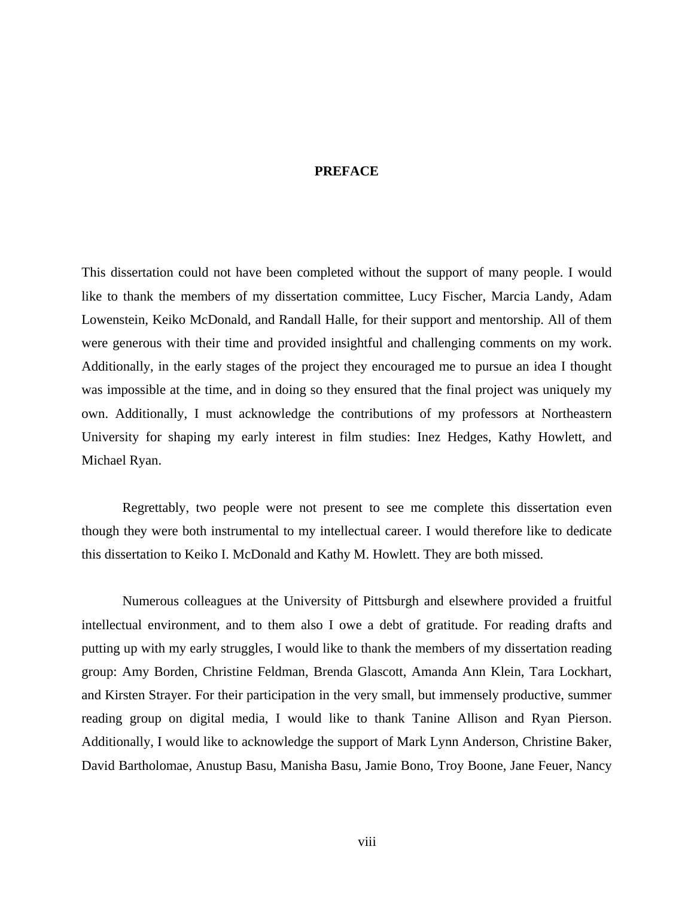# PREFACE

This dissertation could not have been completed without the support of many people. I would like to thank the members of my dissertation committee, Lucy Fischer, Marcia Landy, Adam Lowenstein, Keiko McDonald, and Randall Halle, for their support and mentorship. All of them were generous with their time and provided insightful and challenging comments on my work. Additionally, in the early stages of the project they encouraged me to pursue an idea I thought was impossible at the time, and in doing so they ensured that the final project was uniquely my own. Additionally, I must acknowledge the contributions of my professors at Northeastern University for shaping my early interest in film studies: Inez Hedges, Kathy Howlett, and Michael Ryan.

Regrettably, two people were not present to see me complete this dissertation even though they were both instrumental to my intellectual career. I would therefore like to dedicate this dissertation to Keiko I. McDonald and Kathy M. Howlett. They are both missed.

Numerous colleagues at the University of Pittsburgh and elsewhere provided a fruitful intellectual environment, and to them also I owe a debt of gratitude. For reading drafts and putting up with my early struggles, I would like to thank the members of my dissertation reading group: Amy Borden, Christine Feldman, Brenda Glascott, Amanda Ann Klein, Tara Lockhart, and Kirsten Strayer. For their participation in the very small, but immensely productive, summer reading group on digital media, I would like to thank Tanine Allison and Ryan Pierson. Additionally, I would like to acknowledge the support of Mark Lynn Anderson, Christine Baker, David Bartholomae, Anustup Basu, Manisha Basu, Jamie Bono, Troy Boone, Jane Feuer, Nancy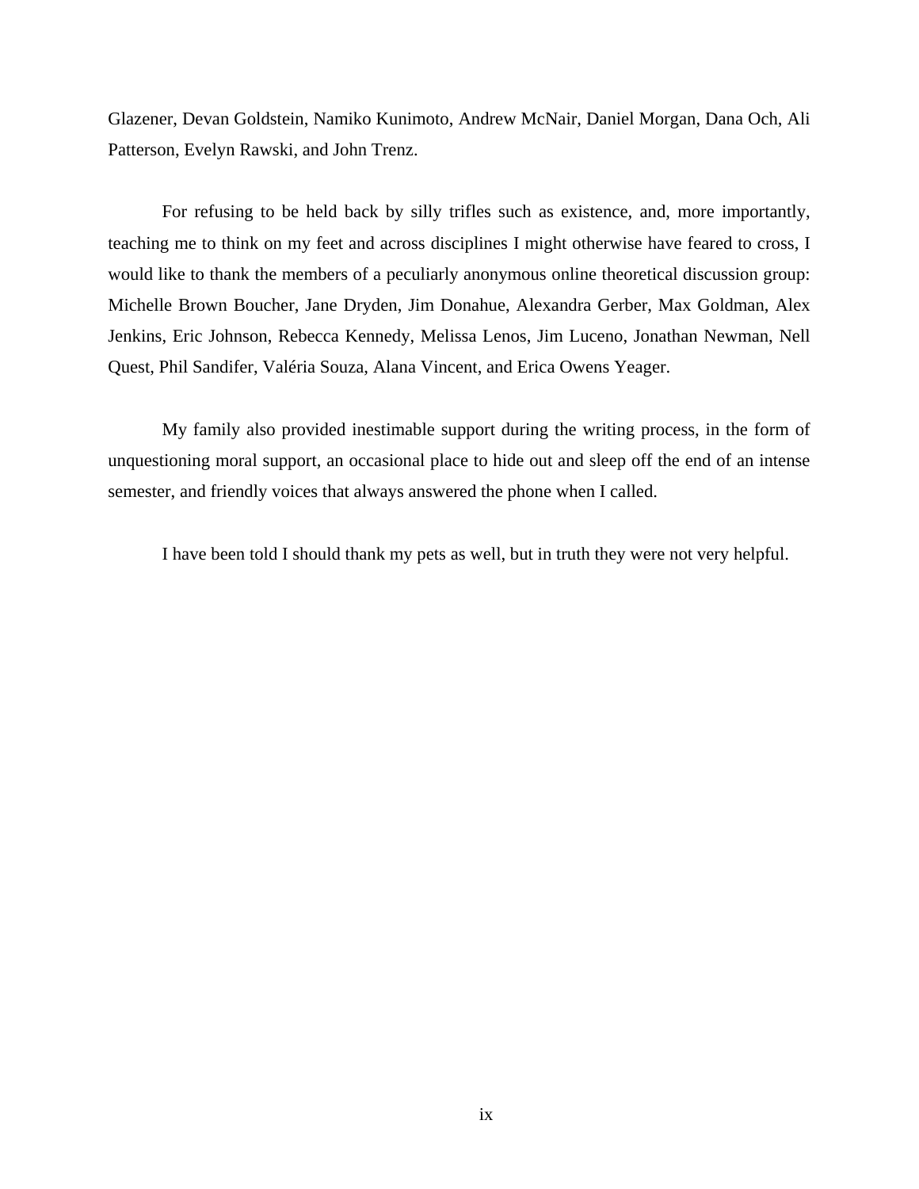Glazener, Devan Goldstein, Namiko Kunimoto, Andrew McNair, Daniel Morgan, Dana Och, Ali Patterson, Evelyn Rawski, and John Trenz.

For refusing to be held back by silly trifles such as existence, and, more importantly, teaching me to think on my feet and across disciplines I might otherwise have feared to cross, I would like to thank the members of a peculiarly anonymous online theoretical discussion group: Michelle Brown Boucher, Jane Dryden, Jim Donahue, Alexandra Gerber, Max Goldman, Alex Jenkins, Eric Johnson, Rebecca Kennedy, Melissa Lenos, Jim Luceno, Jonathan Newman, Nell Quest, Phil Sandifer, Valéria Souza, Alana Vincent, and Erica Owens Yeager.

My family also provided inestimable support during the writing process, in the form of unquestioning moral support, an occasional place to hide out and sleep off the end of an intense semester, and friendly voices that always answered the phone when I called.

I have been told I should thank my pets as well, but in truth they were not very helpful.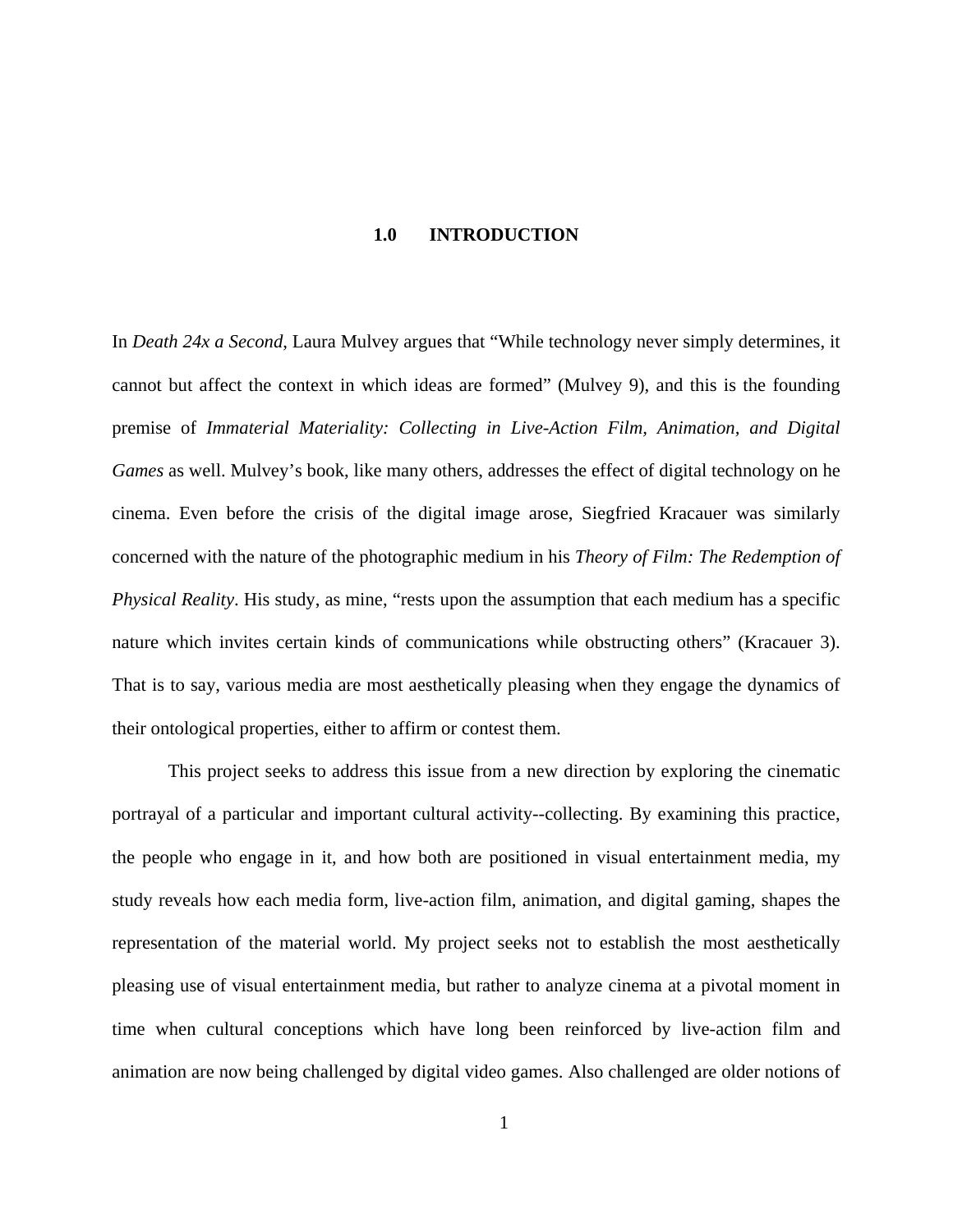# 1.0 INTRODUCTION

In *Death 24x a Second*, Laura Mulvey argues that “While technology never simply determines, it cannot but affect the context in which ideas are formed” (Mulvey 9), and this is the founding premise of *Immaterial Materiality: Collecting in Live-Action Film, Animation, and Digital Games* as well. Mulvey’s book, like many others, addresses the effect of digital technology on he cinema. Even before the crisis of the digital image arose, Siegfried Kracauer was similarly concerned with the nature of the photographic medium in his *Theory of Film: The Redemption of Physical Reality*. His study, as mine, “rests upon the assumption that each medium has a specific nature which invites certain kinds of communications while obstructing others” (Kracauer 3). That is to say, various media are most aesthetically pleasing when they engage the dynamics of their ontological properties, either to affirm or contest them.

This project seeks to address this issue from a new direction by exploring the cinematic portrayal of a particular and important cultural activity--collecting. By examining this practice, the people who engage in it, and how both are positioned in visual entertainment media, my study reveals how each media form, live-action film, animation, and digital gaming, shapes the representation of the material world. My project seeks not to establish the most aesthetically pleasing use of visual entertainment media, but rather to analyze cinema at a pivotal moment in time when cultural conceptions which have long been reinforced by live-action film and animation are now being challenged by digital video games. Also challenged are older notions of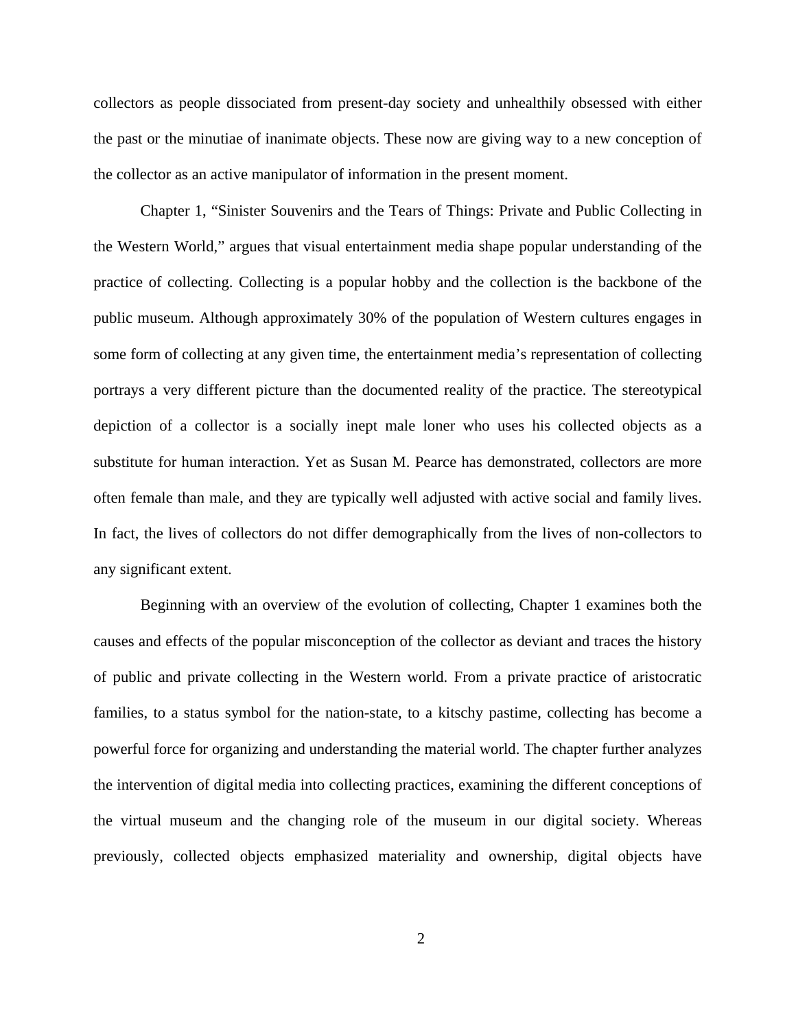collectors as people dissociated from present-day society and unhealthily obsessed with either the past or the minutiae of inanimate objects. These now are giving way to a new conception of the collector as an active manipulator of information in the present moment.

Chapter 1, "Sinister Souvenirs and the Tears of Things: Private and Public Collecting in the Western World," argues that visual entertainment media shape popular understanding of the practice of collecting. Collecting is a popular hobby and the collection is the backbone of the public museum. Although approximately 30% of the population of Western cultures engages in some form of collecting at any given time, the entertainment media's representation of collecting portrays a very different picture than the documented reality of the practice. The stereotypical depiction of a collector is a socially inept male loner who uses his collected objects as a substitute for human interaction. Yet as Susan M. Pearce has demonstrated, collectors are more often female than male, and they are typically well adjusted with active social and family lives. In fact, the lives of collectors do not differ demographically from the lives of non-collectors to any significant extent.

Beginning with an overview of the evolution of collecting, Chapter 1 examines both the causes and effects of the popular misconception of the collector as deviant and traces the history of public and private collecting in the Western world. From a private practice of aristocratic families, to a status symbol for the nation-state, to a kitschy pastime, collecting has become a powerful force for organizing and understanding the material world. The chapter further analyzes the intervention of digital media into collecting practices, examining the different conceptions of the virtual museum and the changing role of the museum in our digital society. Whereas previously, collected objects emphasized materiality and ownership, digital objects have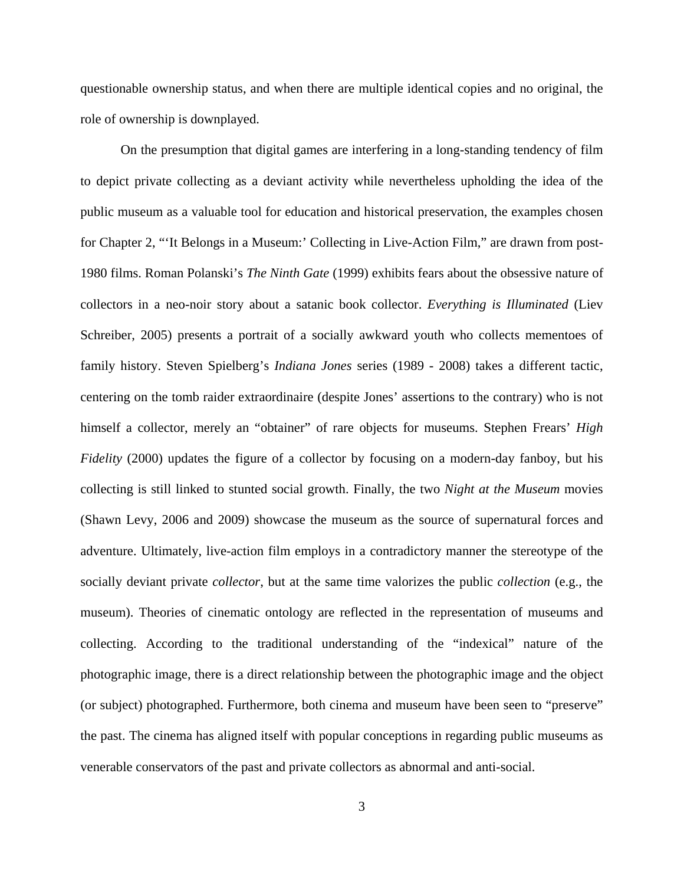questionable ownership status, and when there are multiple identical copies and no original, the role of ownership is downplayed.

On the presumption that digital games are interfering in a long-standing tendency of film to depict private collecting as a deviant activity while nevertheless upholding the idea of the public museum as a valuable tool for education and historical preservation, the examples chosen for Chapter 2, "'It Belongs in a Museum:' Collecting in Live-Action Film," are drawn from post-1980 films. Roman Polanski's *The Ninth Gate* (1999) exhibits fears about the obsessive nature of collectors in a neo-noir story about a satanic book collector. *Everything is Illuminated* (Liev Schreiber, 2005) presents a portrait of a socially awkward youth who collects mementoes of family history. Steven Spielberg's *Indiana Jones* series (1989 - 2008) takes a different tactic, centering on the tomb raider extraordinaire (despite Jones' assertions to the contrary) who is not himself a collector, merely an "obtainer" of rare objects for museums. Stephen Frears' *High Fidelity* (2000) updates the figure of a collector by focusing on a modern-day fanboy, but his collecting is still linked to stunted social growth. Finally, the two *Night at the Museum* movies (Shawn Levy, 2006 and 2009) showcase the museum as the source of supernatural forces and adventure. Ultimately, live-action film employs in a contradictory manner the stereotype of the socially deviant private *collector*, but at the same time valorizes the public *collection* (e.g., the museum). Theories of cinematic ontology are reflected in the representation of museums and collecting. According to the traditional understanding of the "indexical" nature of the photographic image, there is a direct relationship between the photographic image and the object (or subject) photographed. Furthermore, both cinema and museum have been seen to "preserve" the past. The cinema has aligned itself with popular conceptions in regarding public museums as venerable conservators of the past and private collectors as abnormal and anti-social.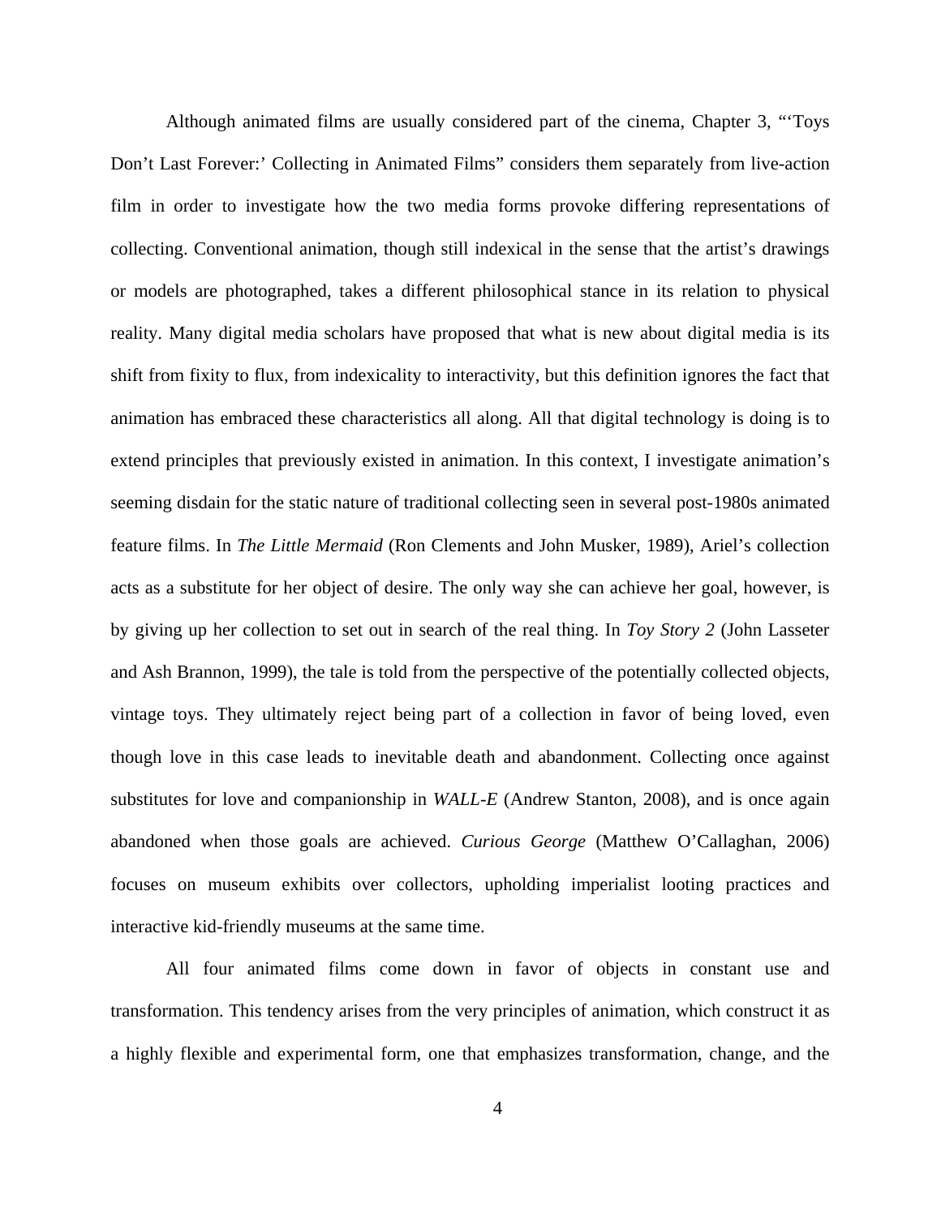Although animated films are usually considered part of the cinema, Chapter 3, "'Toys Don't Last Forever:' Collecting in Animated Films" considers them separately from live-action film in order to investigate how the two media forms provoke differing representations of collecting. Conventional animation, though still indexical in the sense that the artist's drawings or models are photographed, takes a different philosophical stance in its relation to physical reality. Many digital media scholars have proposed that what is new about digital media is its shift from fixity to flux, from indexicality to interactivity, but this definition ignores the fact that animation has embraced these characteristics all along. All that digital technology is doing is to extend principles that previously existed in animation. In this context, I investigate animation's seeming disdain for the static nature of traditional collecting seen in several post-1980s animated feature films. In *The Little Mermaid* (Ron Clements and John Musker, 1989), Ariel's collection acts as a substitute for her object of desire. The only way she can achieve her goal, however, is by giving up her collection to set out in search of the real thing. In *Toy Story 2* (John Lasseter and Ash Brannon, 1999), the tale is told from the perspective of the potentially collected objects, vintage toys. They ultimately reject being part of a collection in favor of being loved, even though love in this case leads to inevitable death and abandonment. Collecting once against substitutes for love and companionship in *WALL-E* (Andrew Stanton, 2008), and is once again abandoned when those goals are achieved. *Curious George* (Matthew O'Callaghan, 2006) focuses on museum exhibits over collectors, upholding imperialist looting practices and interactive kid-friendly museums at the same time.

All four animated films come down in favor of objects in constant use and transformation. This tendency arises from the very principles of animation, which construct it as a highly flexible and experimental form, one that emphasizes transformation, change, and the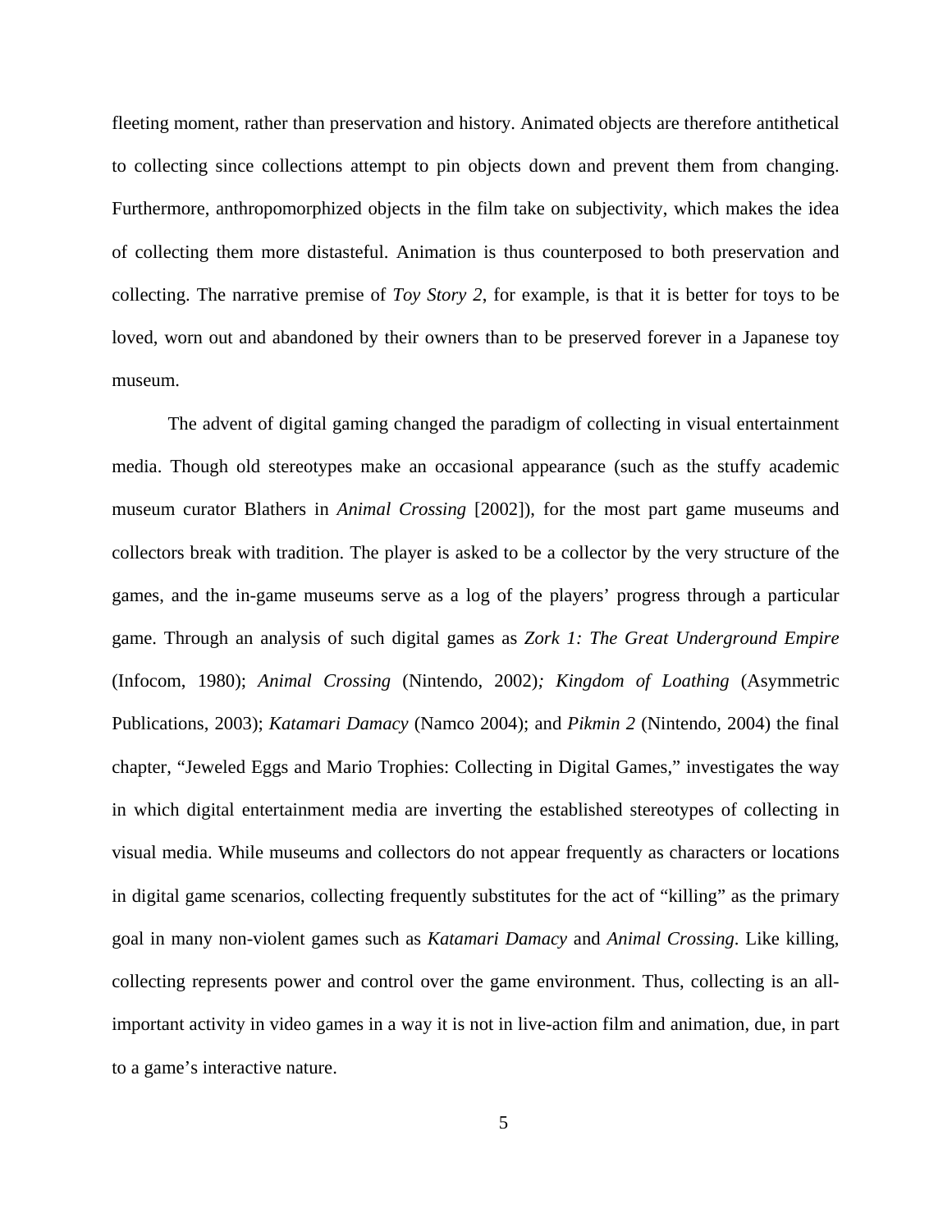fleeting moment, rather than preservation and history. Animated objects are therefore antithetical to collecting since collections attempt to pin objects down and prevent them from changing. Furthermore, anthropomorphized objects in the film take on subjectivity, which makes the idea of collecting them more distasteful. Animation is thus counterposed to both preservation and collecting. The narrative premise of *Toy Story 2*, for example, is that it is better for toys to be loved, worn out and abandoned by their owners than to be preserved forever in a Japanese toy museum.

The advent of digital gaming changed the paradigm of collecting in visual entertainment media. Though old stereotypes make an occasional appearance (such as the stuffy academic museum curator Blathers in *Animal Crossing* [2002]), for the most part game museums and collectors break with tradition. The player is asked to be a collector by the very structure of the games, and the in-game museums serve as a log of the players' progress through a particular game. Through an analysis of such digital games as *Zork 1: The Great Underground Empire* (Infocom, 1980); *Animal Crossing* (Nintendo, 2002)*; Kingdom of Loathing* (Asymmetric Publications, 2003); *Katamari Damacy* (Namco 2004); and *Pikmin 2* (Nintendo, 2004) the final chapter, "Jeweled Eggs and Mario Trophies: Collecting in Digital Games," investigates the way in which digital entertainment media are inverting the established stereotypes of collecting in visual media. While museums and collectors do not appear frequently as characters or locations in digital game scenarios, collecting frequently substitutes for the act of "killing" as the primary goal in many non-violent games such as *Katamari Damacy* and *Animal Crossing*. Like killing, collecting represents power and control over the game environment. Thus, collecting is an all-important activity in video games in a way it is not in live-action film and animation, due, in part to a game's interactive nature.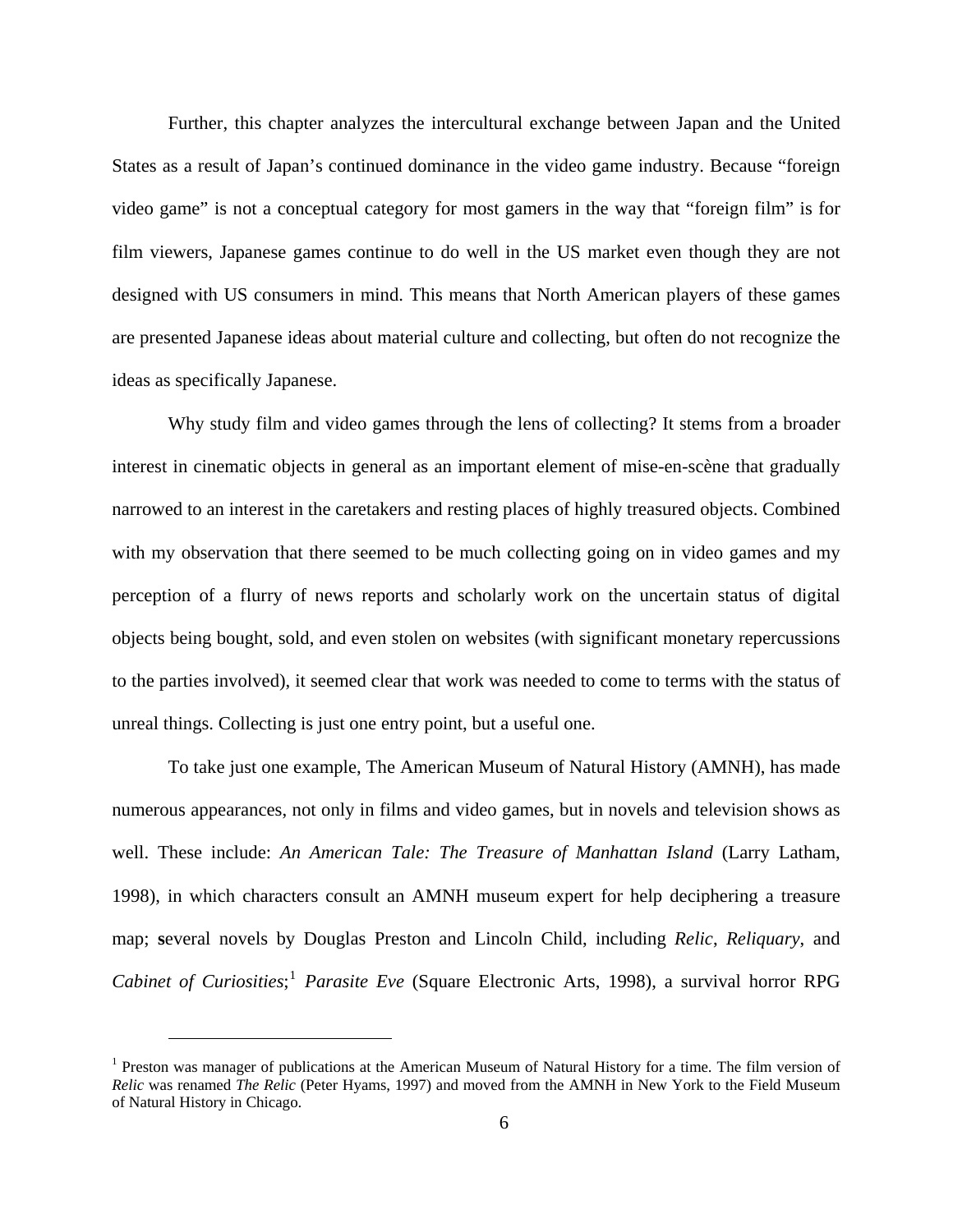Further, this chapter analyzes the intercultural exchange between Japan and the United States as a result of Japan's continued dominance in the video game industry. Because "foreign video game" is not a conceptual category for most gamers in the way that "foreign film" is for film viewers, Japanese games continue to do well in the US market even though they are not designed with US consumers in mind. This means that North American players of these games are presented Japanese ideas about material culture and collecting, but often do not recognize the ideas as specifically Japanese.

Why study film and video games through the lens of collecting? It stems from a broader interest in cinematic objects in general as an important element of mise-en-scène that gradually narrowed to an interest in the caretakers and resting places of highly treasured objects. Combined with my observation that there seemed to be much collecting going on in video games and my perception of a flurry of news reports and scholarly work on the uncertain status of digital objects being bought, sold, and even stolen on websites (with significant monetary repercussions to the parties involved), it seemed clear that work was needed to come to terms with the status of unreal things. Collecting is just one entry point, but a useful one.

To take just one example, The American Museum of Natural History (AMNH), has made numerous appearances, not only in films and video games, but in novels and television shows as well. These include: *An American Tale: The Treasure of Manhattan Island* (Larry Latham, 1998), in which characters consult an AMNH museum expert for help deciphering a treasure map; several novels by Douglas Preston and Lincoln Child, including *Relic*, *Reliquary*, and *Cabinet of Curiosities*;[1] *Parasite Eve* (Square Electronic Arts, 1998), a survival horror RPG

[1] Preston was manager of publications at the American Museum of Natural History for a time. The film version of *Relic* was renamed *The Relic* (Peter Hyams, 1997) and moved from the AMNH in New York to the Field Museum of Natural History in Chicago.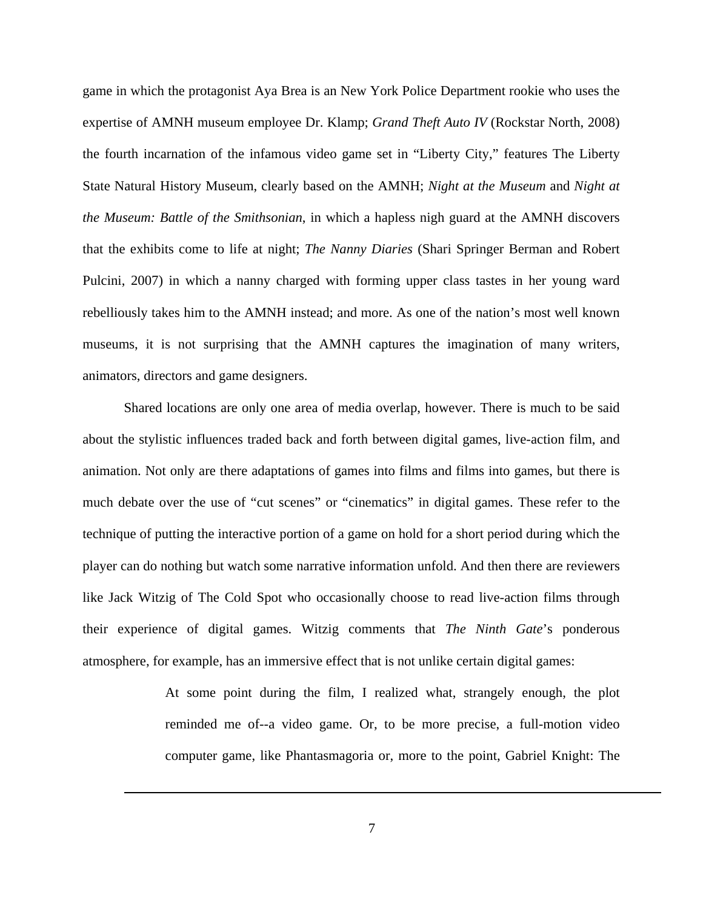game in which the protagonist Aya Brea is an New York Police Department rookie who uses the expertise of AMNH museum employee Dr. Klamp; *Grand Theft Auto IV* (Rockstar North, 2008) the fourth incarnation of the infamous video game set in "Liberty City," features The Liberty State Natural History Museum, clearly based on the AMNH; *Night at the Museum* and *Night at the Museum: Battle of the Smithsonian*, in which a hapless nigh guard at the AMNH discovers that the exhibits come to life at night; *The Nanny Diaries* (Shari Springer Berman and Robert Pulcini, 2007) in which a nanny charged with forming upper class tastes in her young ward rebelliously takes him to the AMNH instead; and more. As one of the nation's most well known museums, it is not surprising that the AMNH captures the imagination of many writers, animators, directors and game designers.

Shared locations are only one area of media overlap, however. There is much to be said about the stylistic influences traded back and forth between digital games, live-action film, and animation. Not only are there adaptations of games into films and films into games, but there is much debate over the use of "cut scenes" or "cinematics" in digital games. These refer to the technique of putting the interactive portion of a game on hold for a short period during which the player can do nothing but watch some narrative information unfold. And then there are reviewers like Jack Witzig of The Cold Spot who occasionally choose to read live-action films through their experience of digital games. Witzig comments that *The Ninth Gate*'s ponderous atmosphere, for example, has an immersive effect that is not unlike certain digital games:

> At some point during the film, I realized what, strangely enough, the plot reminded me of--a video game. Or, to be more precise, a full-motion video computer game, like Phantasmagoria or, more to the point, Gabriel Knight: The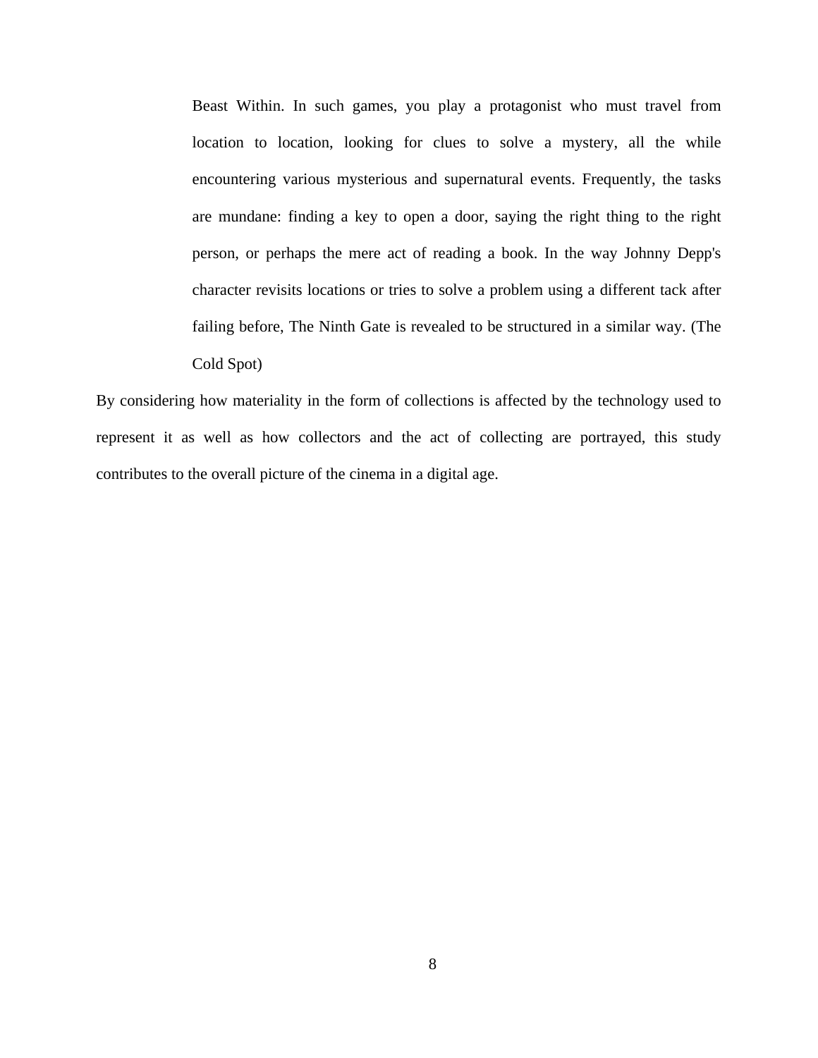> Beast Within. In such games, you play a protagonist who must travel from location to location, looking for clues to solve a mystery, all the while encountering various mysterious and supernatural events. Frequently, the tasks are mundane: finding a key to open a door, saying the right thing to the right person, or perhaps the mere act of reading a book. In the way Johnny Depp's character revisits locations or tries to solve a problem using a different tack after failing before, The Ninth Gate is revealed to be structured in a similar way. (The Cold Spot)

By considering how materiality in the form of collections is affected by the technology used to represent it as well as how collectors and the act of collecting are portrayed, this study contributes to the overall picture of the cinema in a digital age.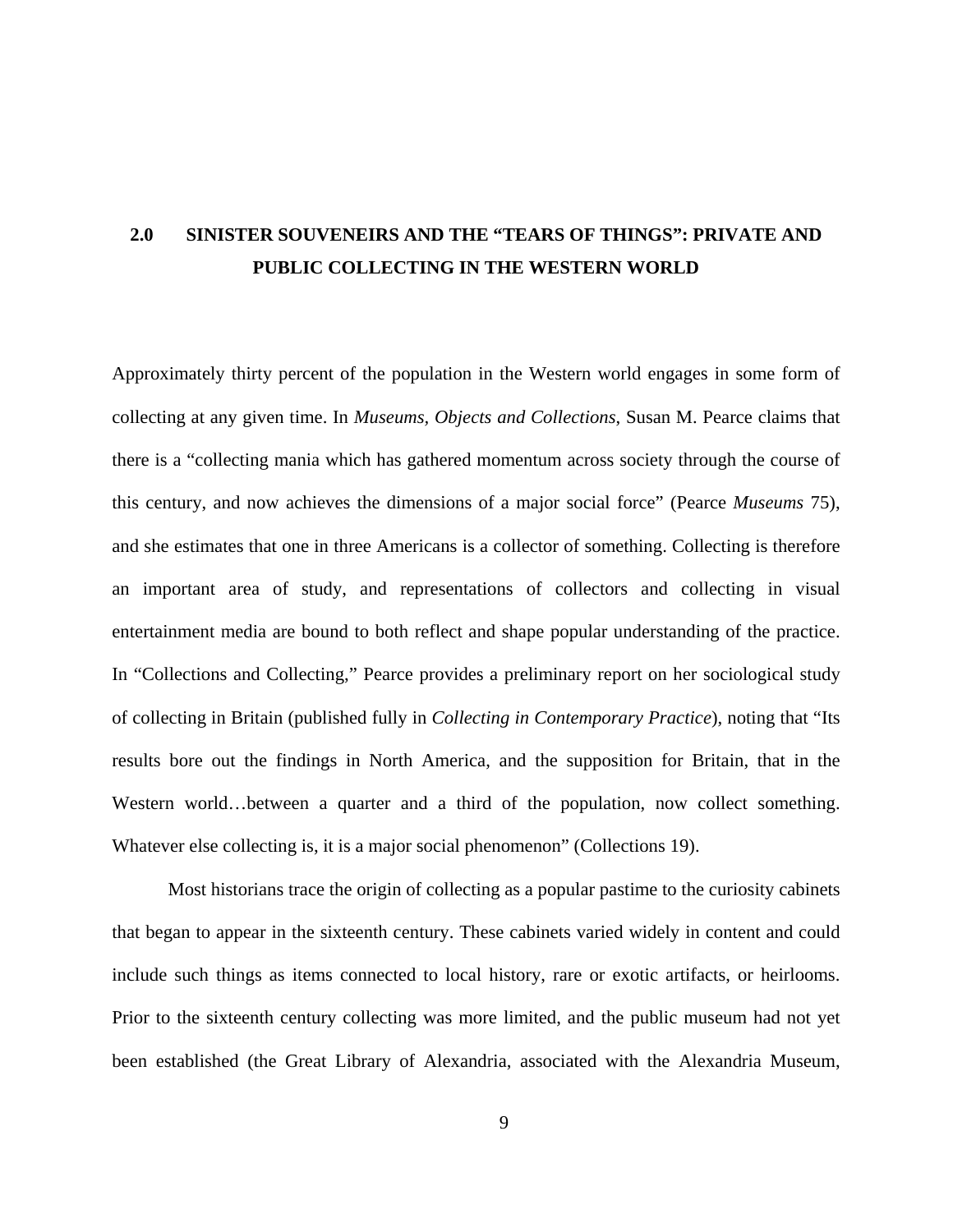## 2.0 SINISTER SOUVENEIRS AND THE "TEARS OF THINGS": PRIVATE AND PUBLIC COLLECTING IN THE WESTERN WORLD

Approximately thirty percent of the population in the Western world engages in some form of collecting at any given time. In *Museums, Objects and Collections*, Susan M. Pearce claims that there is a "collecting mania which has gathered momentum across society through the course of this century, and now achieves the dimensions of a major social force" (Pearce *Museums* 75), and she estimates that one in three Americans is a collector of something. Collecting is therefore an important area of study, and representations of collectors and collecting in visual entertainment media are bound to both reflect and shape popular understanding of the practice. In "Collections and Collecting," Pearce provides a preliminary report on her sociological study of collecting in Britain (published fully in *Collecting in Contemporary Practice*), noting that "Its results bore out the findings in North America, and the supposition for Britain, that in the Western world…between a quarter and a third of the population, now collect something. Whatever else collecting is, it is a major social phenomenon" (Collections 19).

Most historians trace the origin of collecting as a popular pastime to the curiosity cabinets that began to appear in the sixteenth century. These cabinets varied widely in content and could include such things as items connected to local history, rare or exotic artifacts, or heirlooms. Prior to the sixteenth century collecting was more limited, and the public museum had not yet been established (the Great Library of Alexandria, associated with the Alexandria Museum,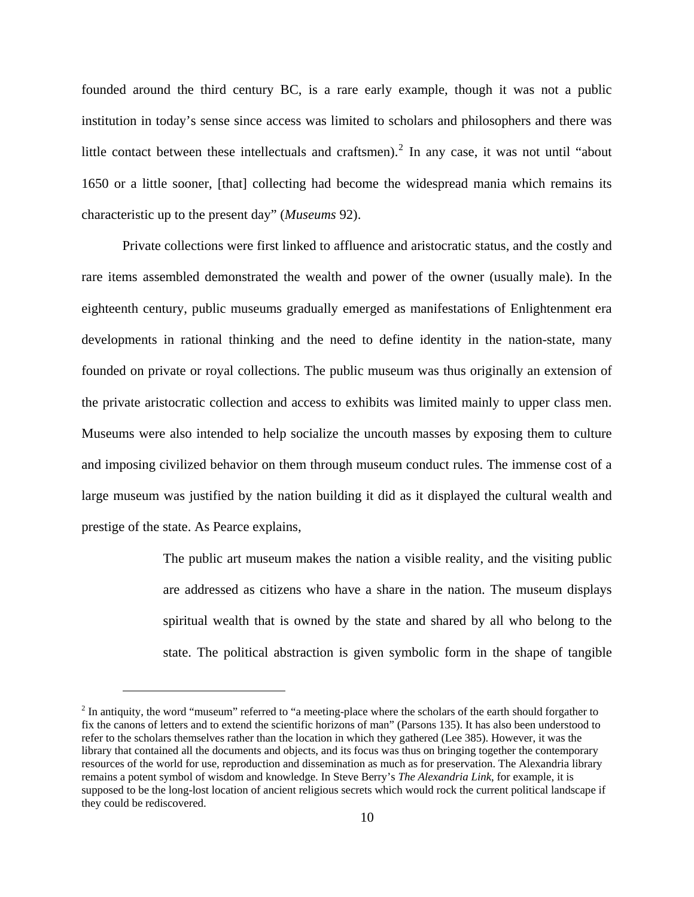founded around the third century BC, is a rare early example, though it was not a public institution in today's sense since access was limited to scholars and philosophers and there was little contact between these intellectuals and craftsmen).[2] In any case, it was not until "about 1650 or a little sooner, [that] collecting had become the widespread mania which remains its characteristic up to the present day" (*Museums* 92).

Private collections were first linked to affluence and aristocratic status, and the costly and rare items assembled demonstrated the wealth and power of the owner (usually male). In the eighteenth century, public museums gradually emerged as manifestations of Enlightenment era developments in rational thinking and the need to define identity in the nation-state, many founded on private or royal collections. The public museum was thus originally an extension of the private aristocratic collection and access to exhibits was limited mainly to upper class men. Museums were also intended to help socialize the uncouth masses by exposing them to culture and imposing civilized behavior on them through museum conduct rules. The immense cost of a large museum was justified by the nation building it did as it displayed the cultural wealth and prestige of the state. As Pearce explains,

> The public art museum makes the nation a visible reality, and the visiting public are addressed as citizens who have a share in the nation. The museum displays spiritual wealth that is owned by the state and shared by all who belong to the state. The political abstraction is given symbolic form in the shape of tangible

---

[2] In antiquity, the word "museum" referred to "a meeting-place where the scholars of the earth should forgather to fix the canons of letters and to extend the scientific horizons of man" (Parsons 135). It has also been understood to refer to the scholars themselves rather than the location in which they gathered (Lee 385). However, it was the library that contained all the documents and objects, and its focus was thus on bringing together the contemporary resources of the world for use, reproduction and dissemination as much as for preservation. The Alexandria library remains a potent symbol of wisdom and knowledge. In Steve Berry's *The Alexandria Link*, for example, it is supposed to be the long-lost location of ancient religious secrets which would rock the current political landscape if they could be rediscovered.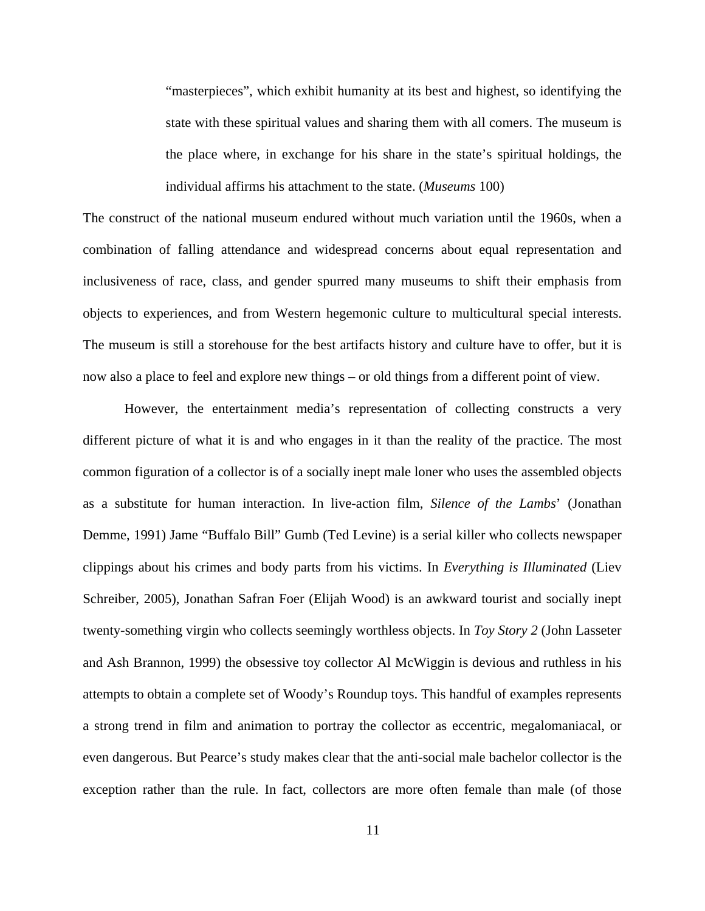> "masterpieces", which exhibit humanity at its best and highest, so identifying the state with these spiritual values and sharing them with all comers. The museum is the place where, in exchange for his share in the state's spiritual holdings, the individual affirms his attachment to the state. (*Museums* 100)

The construct of the national museum endured without much variation until the 1960s, when a combination of falling attendance and widespread concerns about equal representation and inclusiveness of race, class, and gender spurred many museums to shift their emphasis from objects to experiences, and from Western hegemonic culture to multicultural special interests. The museum is still a storehouse for the best artifacts history and culture have to offer, but it is now also a place to feel and explore new things – or old things from a different point of view.

However, the entertainment media's representation of collecting constructs a very different picture of what it is and who engages in it than the reality of the practice. The most common figuration of a collector is of a socially inept male loner who uses the assembled objects as a substitute for human interaction. In live-action film, *Silence of the Lambs*' (Jonathan Demme, 1991) Jame "Buffalo Bill" Gumb (Ted Levine) is a serial killer who collects newspaper clippings about his crimes and body parts from his victims. In *Everything is Illuminated* (Liev Schreiber, 2005), Jonathan Safran Foer (Elijah Wood) is an awkward tourist and socially inept twenty-something virgin who collects seemingly worthless objects. In *Toy Story 2* (John Lasseter and Ash Brannon, 1999) the obsessive toy collector Al McWiggin is devious and ruthless in his attempts to obtain a complete set of Woody's Roundup toys. This handful of examples represents a strong trend in film and animation to portray the collector as eccentric, megalomaniacal, or even dangerous. But Pearce's study makes clear that the anti-social male bachelor collector is the exception rather than the rule. In fact, collectors are more often female than male (of those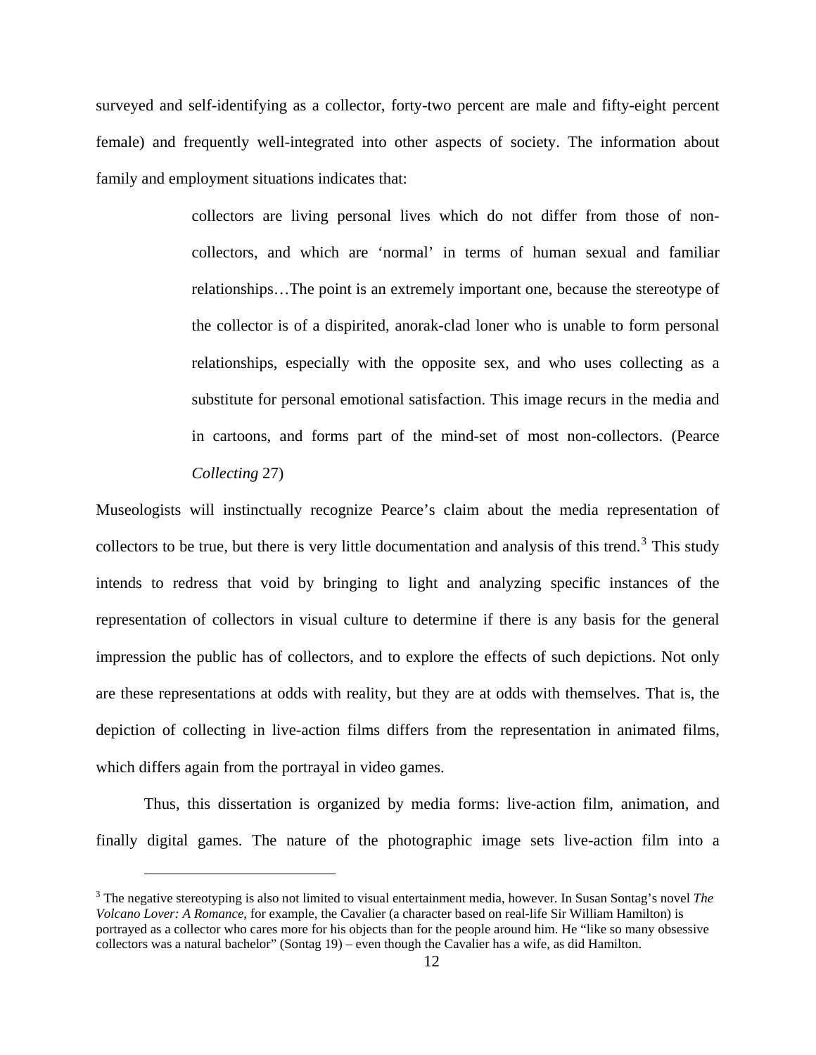surveyed and self-identifying as a collector, forty-two percent are male and fifty-eight percent female) and frequently well-integrated into other aspects of society. The information about family and employment situations indicates that:

> collectors are living personal lives which do not differ from those of non-collectors, and which are 'normal' in terms of human sexual and familiar relationships…The point is an extremely important one, because the stereotype of the collector is of a dispirited, anorak-clad loner who is unable to form personal relationships, especially with the opposite sex, and who uses collecting as a substitute for personal emotional satisfaction. This image recurs in the media and in cartoons, and forms part of the mind-set of most non-collectors. (Pearce *Collecting* 27)

Museologists will instinctually recognize Pearce's claim about the media representation of collectors to be true, but there is very little documentation and analysis of this trend.[3] This study intends to redress that void by bringing to light and analyzing specific instances of the representation of collectors in visual culture to determine if there is any basis for the general impression the public has of collectors, and to explore the effects of such depictions. Not only are these representations at odds with reality, but they are at odds with themselves. That is, the depiction of collecting in live-action films differs from the representation in animated films, which differs again from the portrayal in video games.

Thus, this dissertation is organized by media forms: live-action film, animation, and finally digital games. The nature of the photographic image sets live-action film into a

---

[3] The negative stereotyping is also not limited to visual entertainment media, however. In Susan Sontag's novel *The Volcano Lover: A Romance*, for example, the Cavalier (a character based on real-life Sir William Hamilton) is portrayed as a collector who cares more for his objects than for the people around him. He "like so many obsessive collectors was a natural bachelor" (Sontag 19) – even though the Cavalier has a wife, as did Hamilton.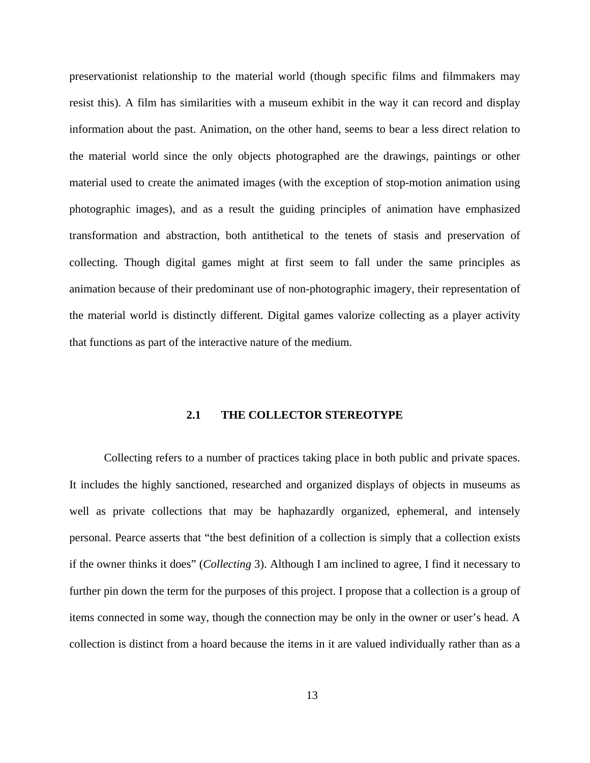preservationist relationship to the material world (though specific films and filmmakers may resist this). A film has similarities with a museum exhibit in the way it can record and display information about the past. Animation, on the other hand, seems to bear a less direct relation to the material world since the only objects photographed are the drawings, paintings or other material used to create the animated images (with the exception of stop-motion animation using photographic images), and as a result the guiding principles of animation have emphasized transformation and abstraction, both antithetical to the tenets of stasis and preservation of collecting. Though digital games might at first seem to fall under the same principles as animation because of their predominant use of non-photographic imagery, their representation of the material world is distinctly different. Digital games valorize collecting as a player activity that functions as part of the interactive nature of the medium.

## 2.1 THE COLLECTOR STEREOTYPE

Collecting refers to a number of practices taking place in both public and private spaces. It includes the highly sanctioned, researched and organized displays of objects in museums as well as private collections that may be haphazardly organized, ephemeral, and intensely personal. Pearce asserts that "the best definition of a collection is simply that a collection exists if the owner thinks it does" (*Collecting* 3). Although I am inclined to agree, I find it necessary to further pin down the term for the purposes of this project. I propose that a collection is a group of items connected in some way, though the connection may be only in the owner or user's head. A collection is distinct from a hoard because the items in it are valued individually rather than as a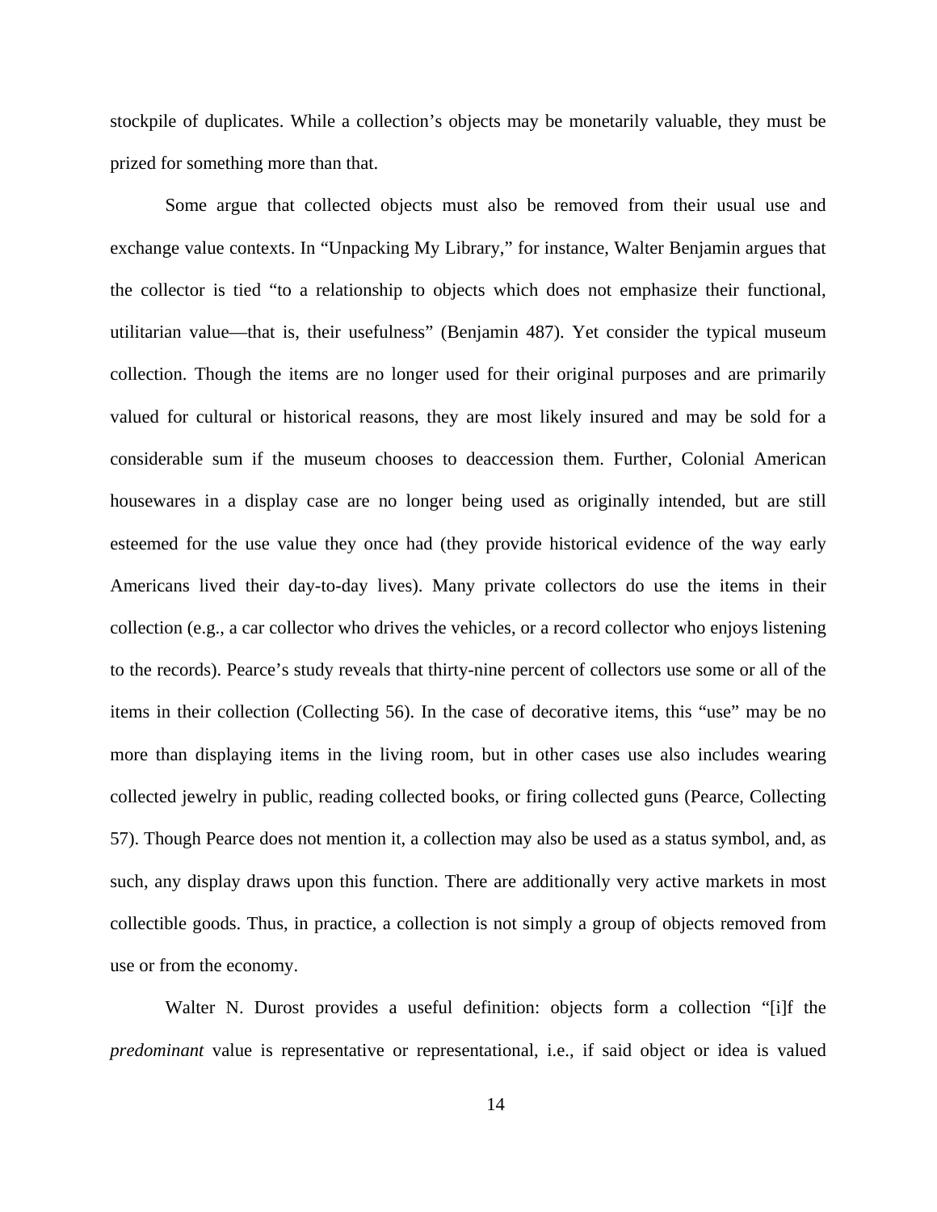stockpile of duplicates. While a collection's objects may be monetarily valuable, they must be prized for something more than that.

Some argue that collected objects must also be removed from their usual use and exchange value contexts. In "Unpacking My Library," for instance, Walter Benjamin argues that the collector is tied "to a relationship to objects which does not emphasize their functional, utilitarian value—that is, their usefulness" (Benjamin 487). Yet consider the typical museum collection. Though the items are no longer used for their original purposes and are primarily valued for cultural or historical reasons, they are most likely insured and may be sold for a considerable sum if the museum chooses to deaccession them. Further, Colonial American housewares in a display case are no longer being used as originally intended, but are still esteemed for the use value they once had (they provide historical evidence of the way early Americans lived their day-to-day lives). Many private collectors do use the items in their collection (e.g., a car collector who drives the vehicles, or a record collector who enjoys listening to the records). Pearce's study reveals that thirty-nine percent of collectors use some or all of the items in their collection (Collecting 56). In the case of decorative items, this "use" may be no more than displaying items in the living room, but in other cases use also includes wearing collected jewelry in public, reading collected books, or firing collected guns (Pearce, Collecting 57). Though Pearce does not mention it, a collection may also be used as a status symbol, and, as such, any display draws upon this function. There are additionally very active markets in most collectible goods. Thus, in practice, a collection is not simply a group of objects removed from use or from the economy.

Walter N. Durost provides a useful definition: objects form a collection "[i]f the *predominant* value is representative or representational, i.e., if said object or idea is valued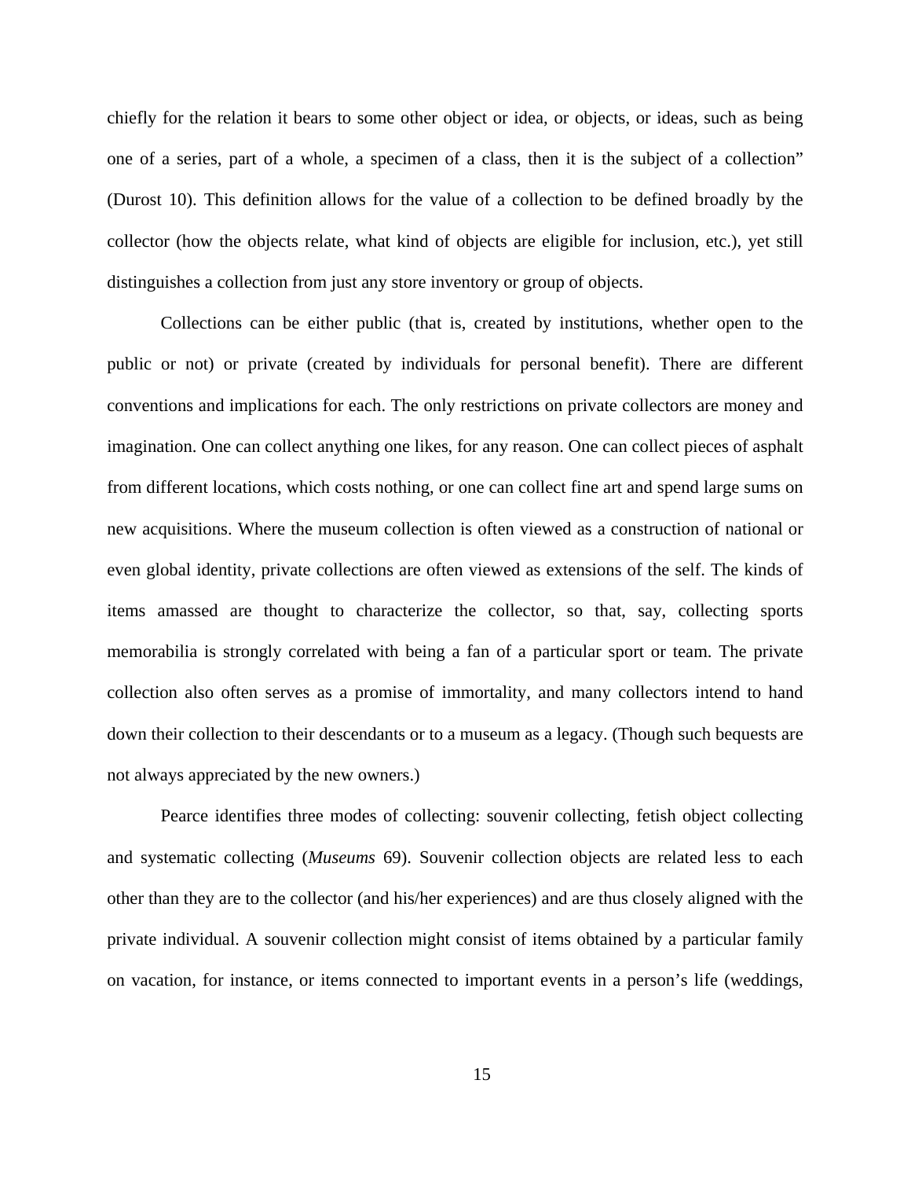chiefly for the relation it bears to some other object or idea, or objects, or ideas, such as being one of a series, part of a whole, a specimen of a class, then it is the subject of a collection" (Durost 10). This definition allows for the value of a collection to be defined broadly by the collector (how the objects relate, what kind of objects are eligible for inclusion, etc.), yet still distinguishes a collection from just any store inventory or group of objects.

Collections can be either public (that is, created by institutions, whether open to the public or not) or private (created by individuals for personal benefit). There are different conventions and implications for each. The only restrictions on private collectors are money and imagination. One can collect anything one likes, for any reason. One can collect pieces of asphalt from different locations, which costs nothing, or one can collect fine art and spend large sums on new acquisitions. Where the museum collection is often viewed as a construction of national or even global identity, private collections are often viewed as extensions of the self. The kinds of items amassed are thought to characterize the collector, so that, say, collecting sports memorabilia is strongly correlated with being a fan of a particular sport or team. The private collection also often serves as a promise of immortality, and many collectors intend to hand down their collection to their descendants or to a museum as a legacy. (Though such bequests are not always appreciated by the new owners.)

Pearce identifies three modes of collecting: souvenir collecting, fetish object collecting and systematic collecting (*Museums* 69). Souvenir collection objects are related less to each other than they are to the collector (and his/her experiences) and are thus closely aligned with the private individual. A souvenir collection might consist of items obtained by a particular family on vacation, for instance, or items connected to important events in a person's life (weddings,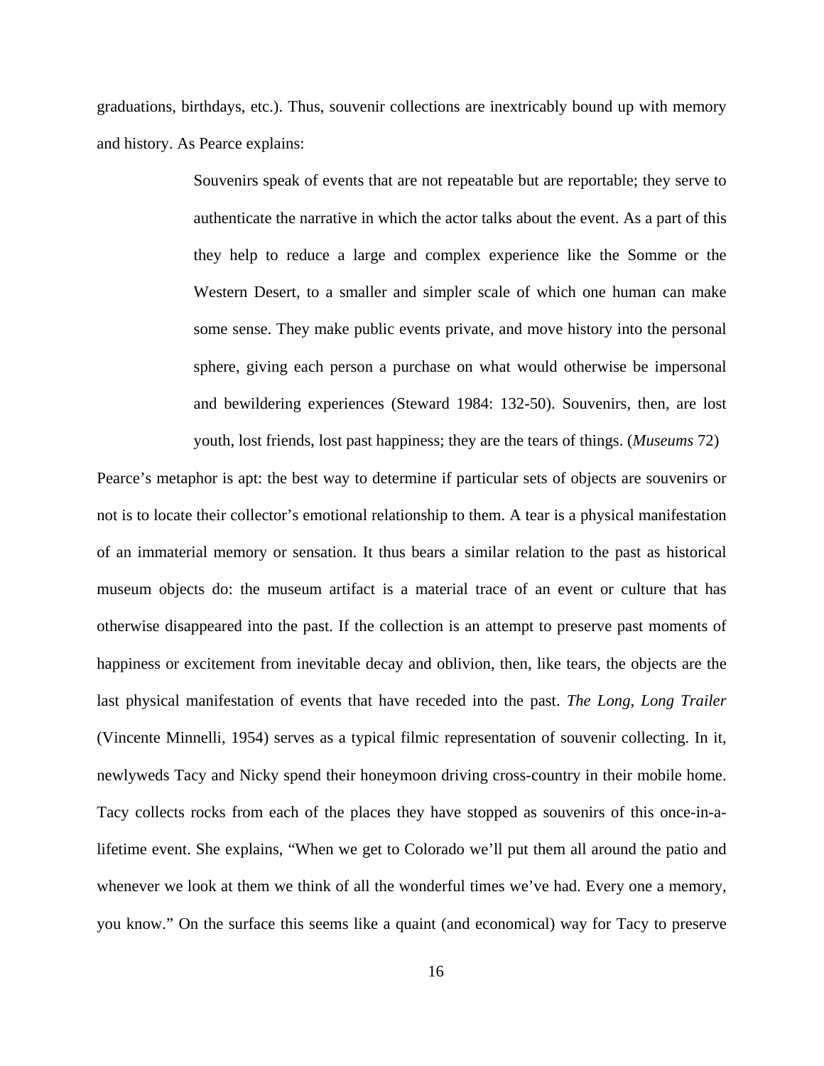graduations, birthdays, etc.). Thus, souvenir collections are inextricably bound up with memory and history. As Pearce explains:

> Souvenirs speak of events that are not repeatable but are reportable; they serve to authenticate the narrative in which the actor talks about the event. As a part of this they help to reduce a large and complex experience like the Somme or the Western Desert, to a smaller and simpler scale of which one human can make some sense. They make public events private, and move history into the personal sphere, giving each person a purchase on what would otherwise be impersonal and bewildering experiences (Steward 1984: 132-50). Souvenirs, then, are lost youth, lost friends, lost past happiness; they are the tears of things. (*Museums* 72)

Pearce's metaphor is apt: the best way to determine if particular sets of objects are souvenirs or not is to locate their collector's emotional relationship to them. A tear is a physical manifestation of an immaterial memory or sensation. It thus bears a similar relation to the past as historical museum objects do: the museum artifact is a material trace of an event or culture that has otherwise disappeared into the past. If the collection is an attempt to preserve past moments of happiness or excitement from inevitable decay and oblivion, then, like tears, the objects are the last physical manifestation of events that have receded into the past. *The Long, Long Trailer* (Vincente Minnelli, 1954) serves as a typical filmic representation of souvenir collecting. In it, newlyweds Tacy and Nicky spend their honeymoon driving cross-country in their mobile home. Tacy collects rocks from each of the places they have stopped as souvenirs of this once-in-a-lifetime event. She explains, "When we get to Colorado we'll put them all around the patio and whenever we look at them we think of all the wonderful times we've had. Every one a memory, you know." On the surface this seems like a quaint (and economical) way for Tacy to preserve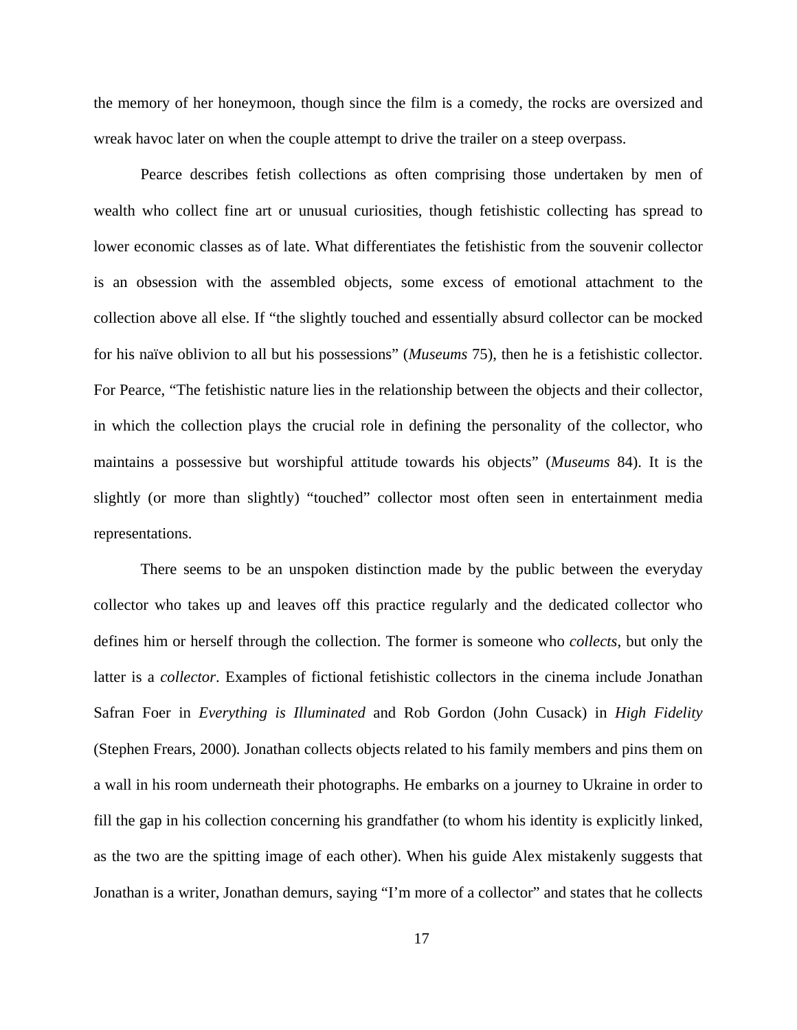the memory of her honeymoon, though since the film is a comedy, the rocks are oversized and wreak havoc later on when the couple attempt to drive the trailer on a steep overpass.

Pearce describes fetish collections as often comprising those undertaken by men of wealth who collect fine art or unusual curiosities, though fetishistic collecting has spread to lower economic classes as of late. What differentiates the fetishistic from the souvenir collector is an obsession with the assembled objects, some excess of emotional attachment to the collection above all else. If "the slightly touched and essentially absurd collector can be mocked for his naïve oblivion to all but his possessions" (*Museums* 75), then he is a fetishistic collector. For Pearce, "The fetishistic nature lies in the relationship between the objects and their collector, in which the collection plays the crucial role in defining the personality of the collector, who maintains a possessive but worshipful attitude towards his objects" (*Museums* 84). It is the slightly (or more than slightly) "touched" collector most often seen in entertainment media representations.

There seems to be an unspoken distinction made by the public between the everyday collector who takes up and leaves off this practice regularly and the dedicated collector who defines him or herself through the collection. The former is someone who *collects*, but only the latter is a *collector*. Examples of fictional fetishistic collectors in the cinema include Jonathan Safran Foer in *Everything is Illuminated* and Rob Gordon (John Cusack) in *High Fidelity* (Stephen Frears, 2000). Jonathan collects objects related to his family members and pins them on a wall in his room underneath their photographs. He embarks on a journey to Ukraine in order to fill the gap in his collection concerning his grandfather (to whom his identity is explicitly linked, as the two are the spitting image of each other). When his guide Alex mistakenly suggests that Jonathan is a writer, Jonathan demurs, saying "I'm more of a collector" and states that he collects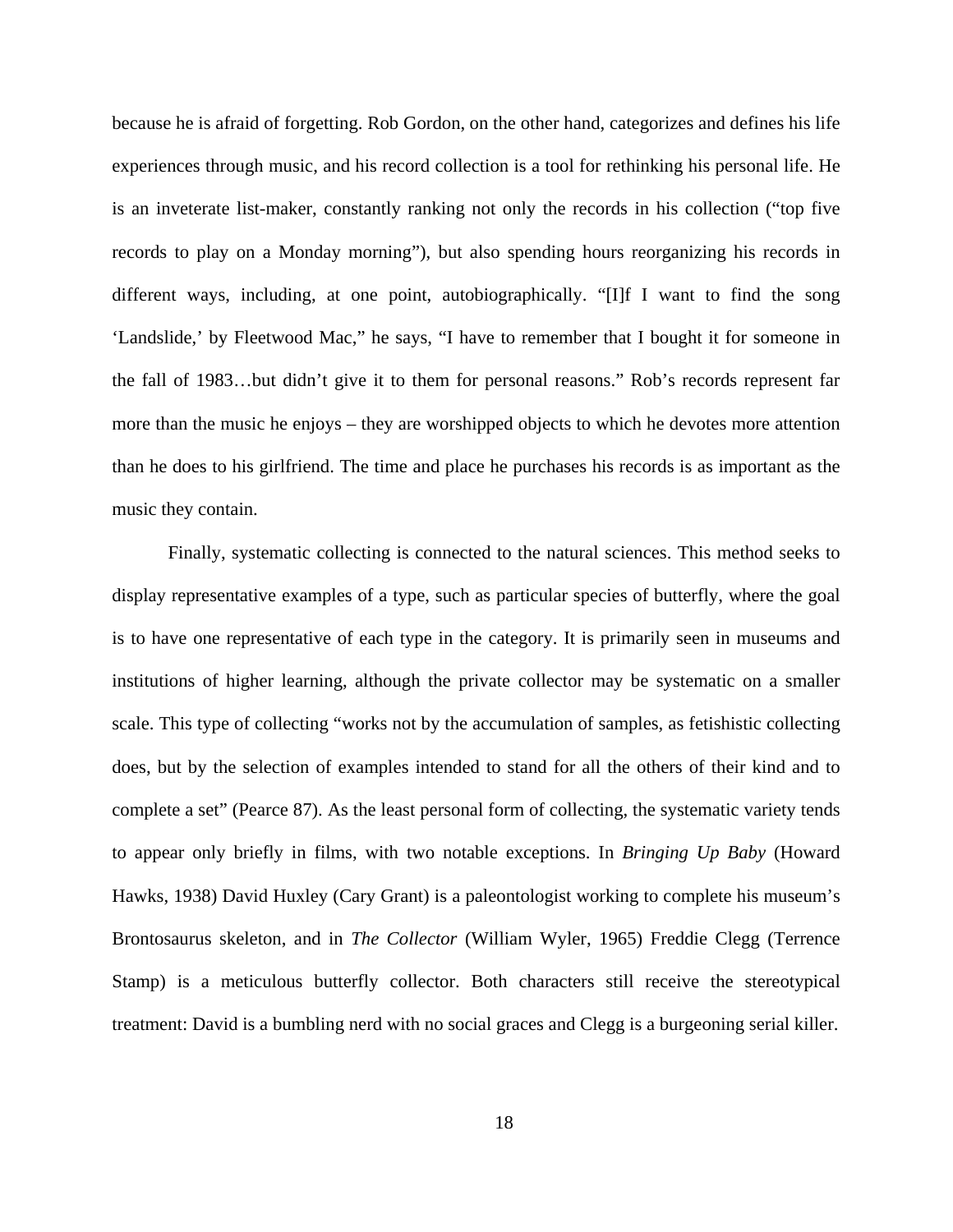because he is afraid of forgetting. Rob Gordon, on the other hand, categorizes and defines his life experiences through music, and his record collection is a tool for rethinking his personal life. He is an inveterate list-maker, constantly ranking not only the records in his collection ("top five records to play on a Monday morning"), but also spending hours reorganizing his records in different ways, including, at one point, autobiographically. "[I]f I want to find the song 'Landslide,' by Fleetwood Mac," he says, "I have to remember that I bought it for someone in the fall of 1983…but didn't give it to them for personal reasons." Rob's records represent far more than the music he enjoys – they are worshipped objects to which he devotes more attention than he does to his girlfriend. The time and place he purchases his records is as important as the music they contain.

Finally, systematic collecting is connected to the natural sciences. This method seeks to display representative examples of a type, such as particular species of butterfly, where the goal is to have one representative of each type in the category. It is primarily seen in museums and institutions of higher learning, although the private collector may be systematic on a smaller scale. This type of collecting "works not by the accumulation of samples, as fetishistic collecting does, but by the selection of examples intended to stand for all the others of their kind and to complete a set" (Pearce 87). As the least personal form of collecting, the systematic variety tends to appear only briefly in films, with two notable exceptions. In *Bringing Up Baby* (Howard Hawks, 1938) David Huxley (Cary Grant) is a paleontologist working to complete his museum's Brontosaurus skeleton, and in *The Collector* (William Wyler, 1965) Freddie Clegg (Terrence Stamp) is a meticulous butterfly collector. Both characters still receive the stereotypical treatment: David is a bumbling nerd with no social graces and Clegg is a burgeoning serial killer.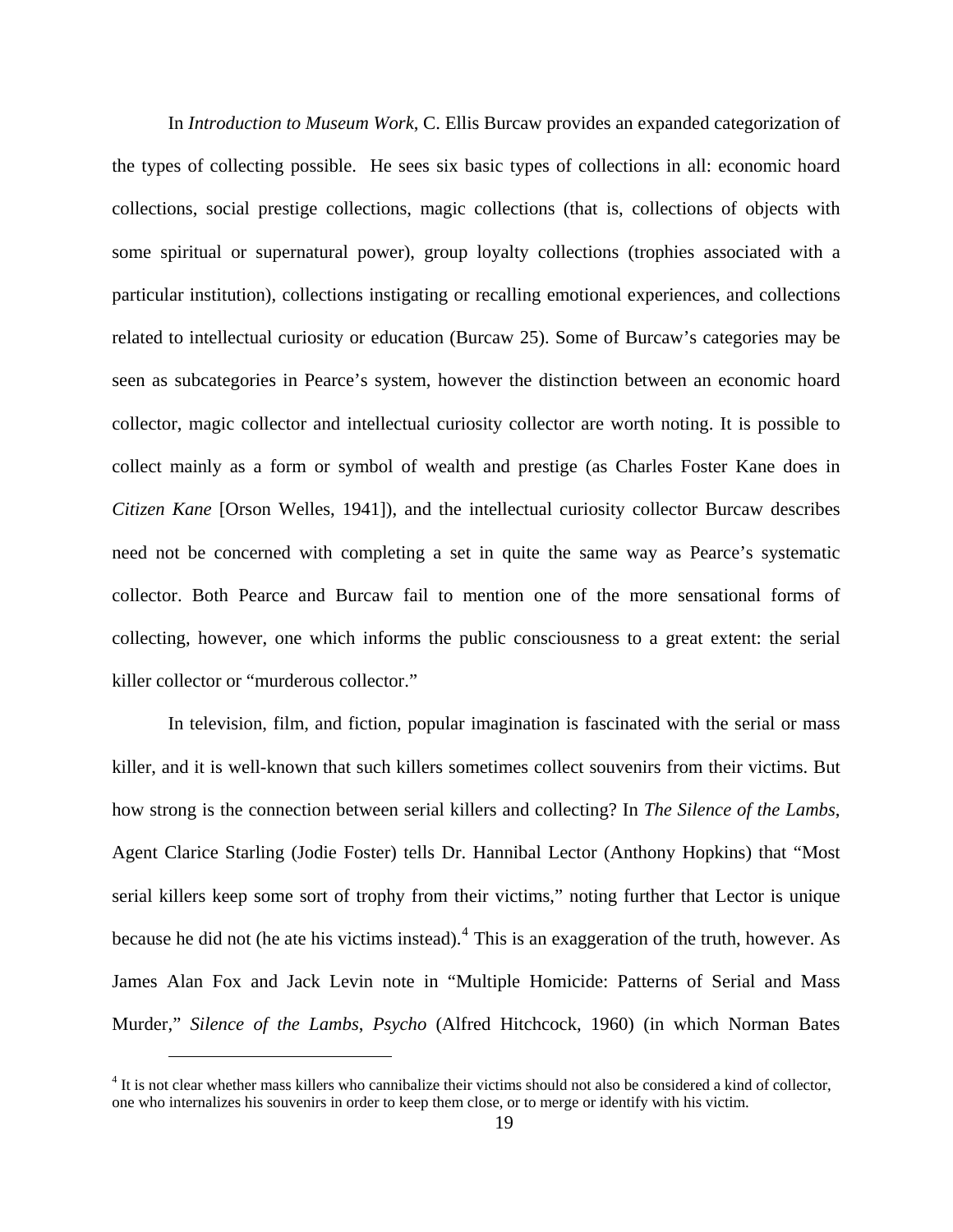In *Introduction to Museum Work*, C. Ellis Burcaw provides an expanded categorization of the types of collecting possible. He sees six basic types of collections in all: economic hoard collections, social prestige collections, magic collections (that is, collections of objects with some spiritual or supernatural power), group loyalty collections (trophies associated with a particular institution), collections instigating or recalling emotional experiences, and collections related to intellectual curiosity or education (Burcaw 25). Some of Burcaw's categories may be seen as subcategories in Pearce's system, however the distinction between an economic hoard collector, magic collector and intellectual curiosity collector are worth noting. It is possible to collect mainly as a form or symbol of wealth and prestige (as Charles Foster Kane does in *Citizen Kane* [Orson Welles, 1941]), and the intellectual curiosity collector Burcaw describes need not be concerned with completing a set in quite the same way as Pearce's systematic collector. Both Pearce and Burcaw fail to mention one of the more sensational forms of collecting, however, one which informs the public consciousness to a great extent: the serial killer collector or "murderous collector."

In television, film, and fiction, popular imagination is fascinated with the serial or mass killer, and it is well-known that such killers sometimes collect souvenirs from their victims. But how strong is the connection between serial killers and collecting? In *The Silence of the Lambs*, Agent Clarice Starling (Jodie Foster) tells Dr. Hannibal Lector (Anthony Hopkins) that "Most serial killers keep some sort of trophy from their victims," noting further that Lector is unique because he did not (he ate his victims instead).[4] This is an exaggeration of the truth, however. As James Alan Fox and Jack Levin note in "Multiple Homicide: Patterns of Serial and Mass Murder," *Silence of the Lambs*, *Psycho* (Alfred Hitchcock, 1960) (in which Norman Bates

[4] It is not clear whether mass killers who cannibalize their victims should not also be considered a kind of collector, one who internalizes his souvenirs in order to keep them close, or to merge or identify with his victim.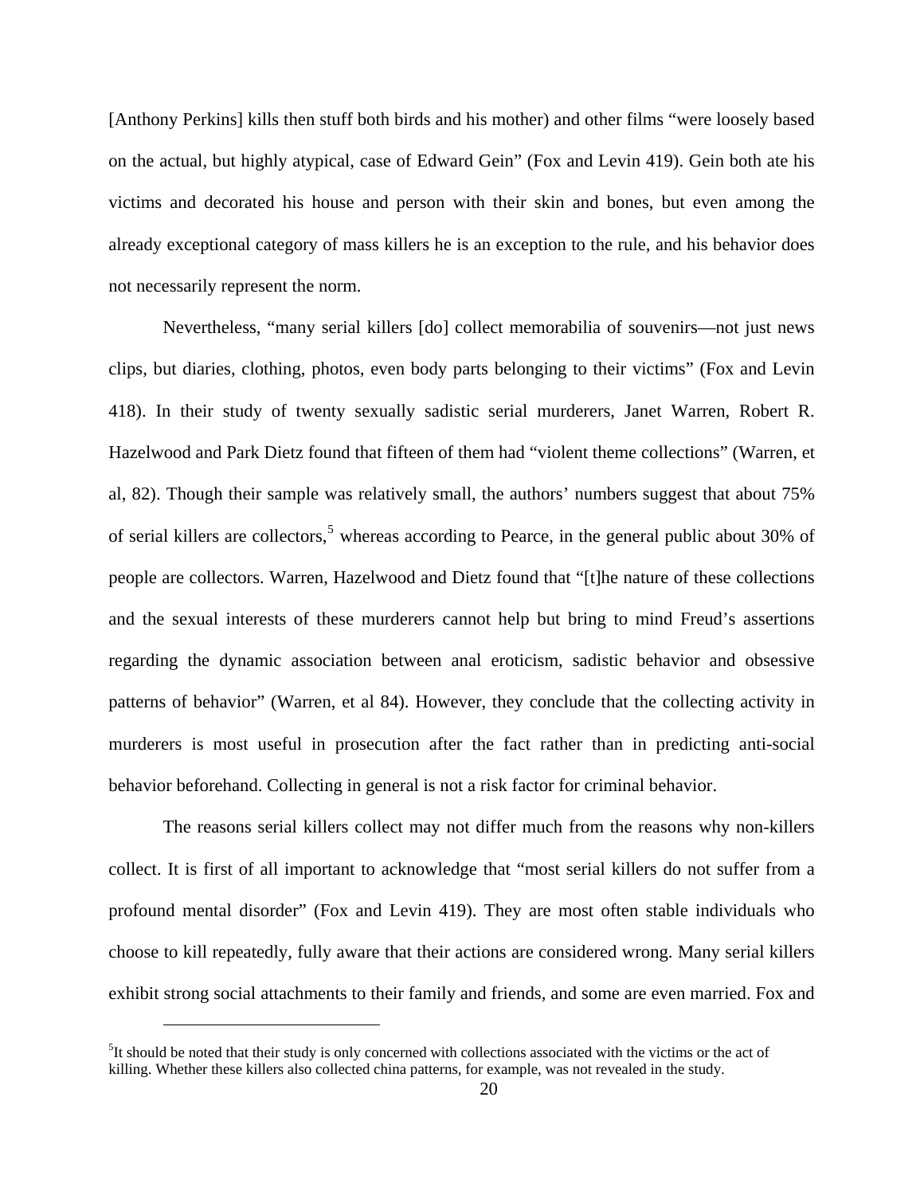[Anthony Perkins] kills then stuff both birds and his mother) and other films "were loosely based on the actual, but highly atypical, case of Edward Gein" (Fox and Levin 419). Gein both ate his victims and decorated his house and person with their skin and bones, but even among the already exceptional category of mass killers he is an exception to the rule, and his behavior does not necessarily represent the norm.

Nevertheless, "many serial killers [do] collect memorabilia of souvenirs—not just news clips, but diaries, clothing, photos, even body parts belonging to their victims" (Fox and Levin 418). In their study of twenty sexually sadistic serial murderers, Janet Warren, Robert R. Hazelwood and Park Dietz found that fifteen of them had "violent theme collections" (Warren, et al, 82). Though their sample was relatively small, the authors' numbers suggest that about 75% of serial killers are collectors,[5] whereas according to Pearce, in the general public about 30% of people are collectors. Warren, Hazelwood and Dietz found that "[t]he nature of these collections and the sexual interests of these murderers cannot help but bring to mind Freud's assertions regarding the dynamic association between anal eroticism, sadistic behavior and obsessive patterns of behavior" (Warren, et al 84). However, they conclude that the collecting activity in murderers is most useful in prosecution after the fact rather than in predicting anti-social behavior beforehand. Collecting in general is not a risk factor for criminal behavior.

The reasons serial killers collect may not differ much from the reasons why non-killers collect. It is first of all important to acknowledge that "most serial killers do not suffer from a profound mental disorder" (Fox and Levin 419). They are most often stable individuals who choose to kill repeatedly, fully aware that their actions are considered wrong. Many serial killers exhibit strong social attachments to their family and friends, and some are even married. Fox and

[5] It should be noted that their study is only concerned with collections associated with the victims or the act of killing. Whether these killers also collected china patterns, for example, was not revealed in the study.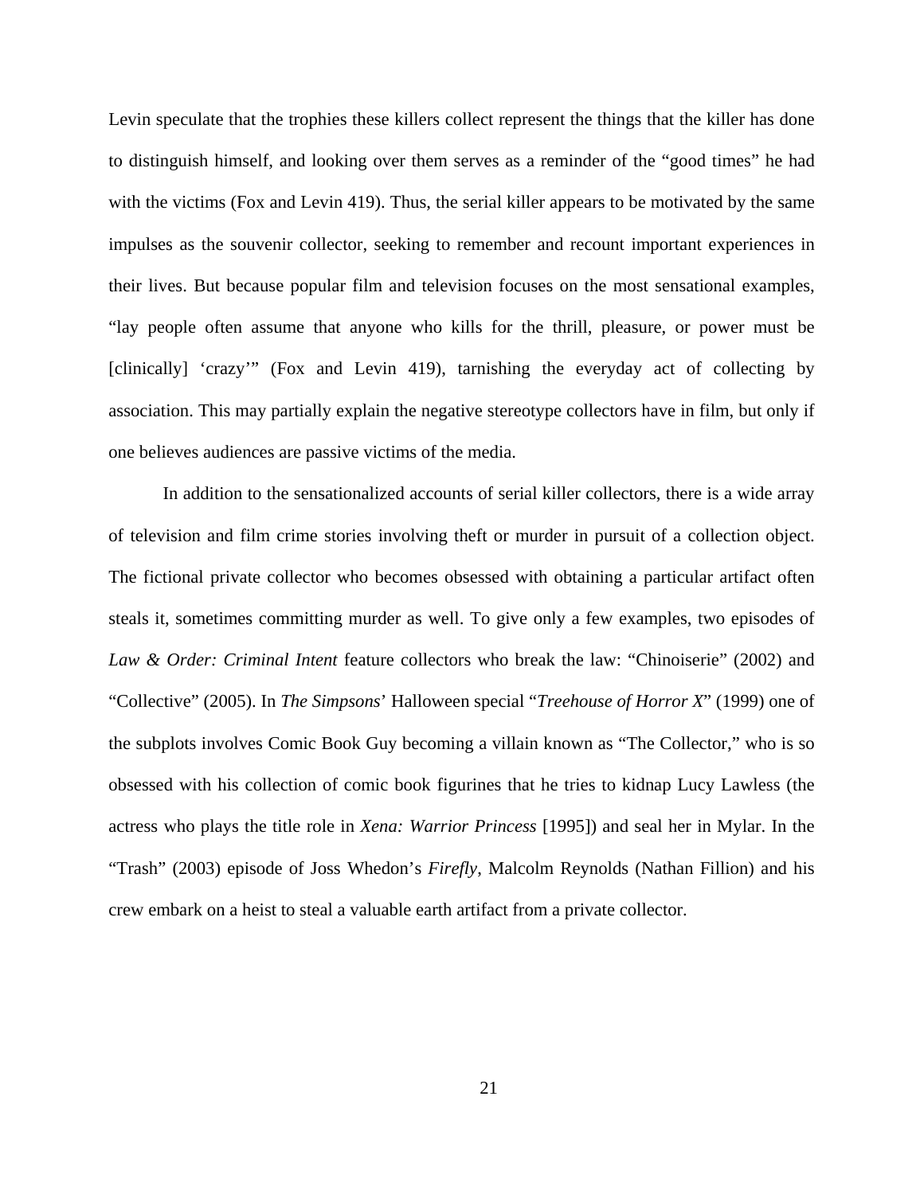Levin speculate that the trophies these killers collect represent the things that the killer has done to distinguish himself, and looking over them serves as a reminder of the "good times" he had with the victims (Fox and Levin 419). Thus, the serial killer appears to be motivated by the same impulses as the souvenir collector, seeking to remember and recount important experiences in their lives. But because popular film and television focuses on the most sensational examples, "lay people often assume that anyone who kills for the thrill, pleasure, or power must be [clinically] 'crazy'" (Fox and Levin 419), tarnishing the everyday act of collecting by association. This may partially explain the negative stereotype collectors have in film, but only if one believes audiences are passive victims of the media.

In addition to the sensationalized accounts of serial killer collectors, there is a wide array of television and film crime stories involving theft or murder in pursuit of a collection object. The fictional private collector who becomes obsessed with obtaining a particular artifact often steals it, sometimes committing murder as well. To give only a few examples, two episodes of *Law & Order: Criminal Intent* feature collectors who break the law: "Chinoiserie" (2002) and "Collective" (2005). In *The Simpsons*' Halloween special "*Treehouse of Horror X*" (1999) one of the subplots involves Comic Book Guy becoming a villain known as "The Collector," who is so obsessed with his collection of comic book figurines that he tries to kidnap Lucy Lawless (the actress who plays the title role in *Xena: Warrior Princess* [1995]) and seal her in Mylar. In the "Trash" (2003) episode of Joss Whedon's *Firefly*, Malcolm Reynolds (Nathan Fillion) and his crew embark on a heist to steal a valuable earth artifact from a private collector.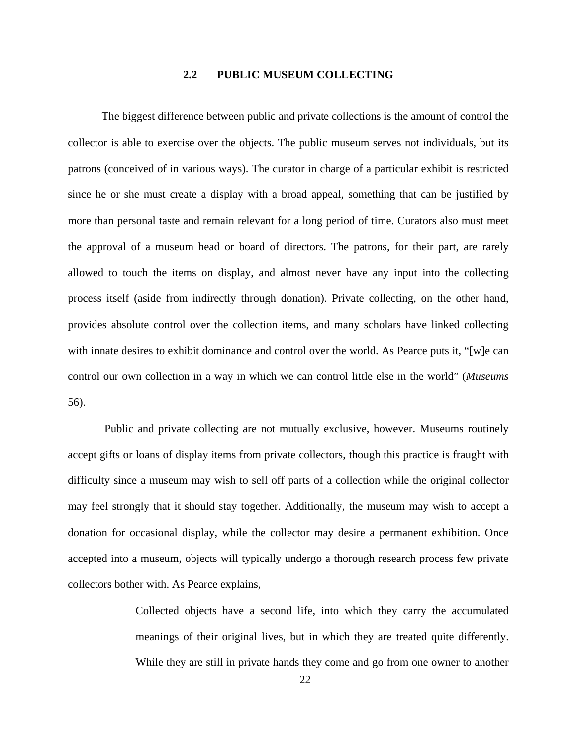## 2.2 PUBLIC MUSEUM COLLECTING

The biggest difference between public and private collections is the amount of control the collector is able to exercise over the objects. The public museum serves not individuals, but its patrons (conceived of in various ways). The curator in charge of a particular exhibit is restricted since he or she must create a display with a broad appeal, something that can be justified by more than personal taste and remain relevant for a long period of time. Curators also must meet the approval of a museum head or board of directors. The patrons, for their part, are rarely allowed to touch the items on display, and almost never have any input into the collecting process itself (aside from indirectly through donation). Private collecting, on the other hand, provides absolute control over the collection items, and many scholars have linked collecting with innate desires to exhibit dominance and control over the world. As Pearce puts it, "[w]e can control our own collection in a way in which we can control little else in the world" (*Museums* 56).

Public and private collecting are not mutually exclusive, however. Museums routinely accept gifts or loans of display items from private collectors, though this practice is fraught with difficulty since a museum may wish to sell off parts of a collection while the original collector may feel strongly that it should stay together. Additionally, the museum may wish to accept a donation for occasional display, while the collector may desire a permanent exhibition. Once accepted into a museum, objects will typically undergo a thorough research process few private collectors bother with. As Pearce explains,

> Collected objects have a second life, into which they carry the accumulated meanings of their original lives, but in which they are treated quite differently. While they are still in private hands they come and go from one owner to another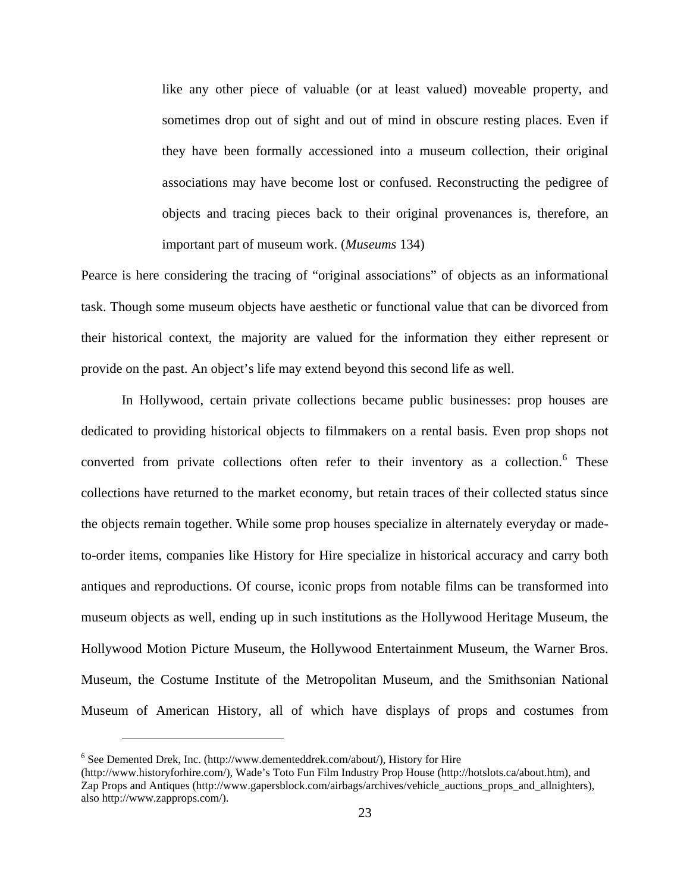> like any other piece of valuable (or at least valued) moveable property, and sometimes drop out of sight and out of mind in obscure resting places. Even if they have been formally accessioned into a museum collection, their original associations may have become lost or confused. Reconstructing the pedigree of objects and tracing pieces back to their original provenances is, therefore, an important part of museum work. (*Museums* 134)

Pearce is here considering the tracing of "original associations" of objects as an informational task. Though some museum objects have aesthetic or functional value that can be divorced from their historical context, the majority are valued for the information they either represent or provide on the past. An object's life may extend beyond this second life as well.

In Hollywood, certain private collections became public businesses: prop houses are dedicated to providing historical objects to filmmakers on a rental basis. Even prop shops not converted from private collections often refer to their inventory as a collection.[6] These collections have returned to the market economy, but retain traces of their collected status since the objects remain together. While some prop houses specialize in alternately everyday or made-to-order items, companies like History for Hire specialize in historical accuracy and carry both antiques and reproductions. Of course, iconic props from notable films can be transformed into museum objects as well, ending up in such institutions as the Hollywood Heritage Museum, the Hollywood Motion Picture Museum, the Hollywood Entertainment Museum, the Warner Bros. Museum, the Costume Institute of the Metropolitan Museum, and the Smithsonian National Museum of American History, all of which have displays of props and costumes from

[6] See Demented Drek, Inc. (http://www.dementeddrek.com/about/), History for Hire (http://www.historyforhire.com/), Wade's Toto Fun Film Industry Prop House (http://hotslots.ca/about.htm), and Zap Props and Antiques (http://www.gapersblock.com/airbags/archives/vehicle_auctions_props_and_allnighters), also http://www.zapprops.com/).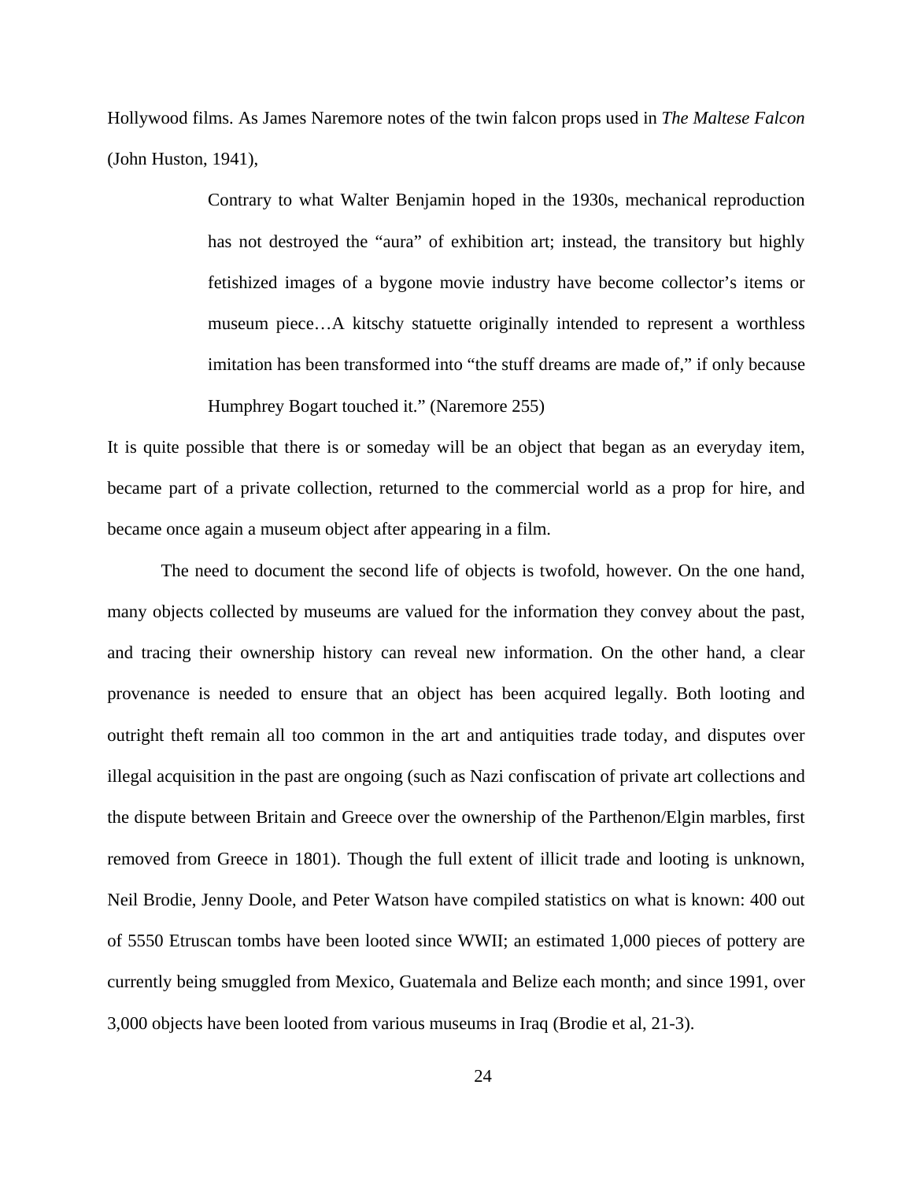Hollywood films. As James Naremore notes of the twin falcon props used in *The Maltese Falcon* (John Huston, 1941),

> Contrary to what Walter Benjamin hoped in the 1930s, mechanical reproduction has not destroyed the "aura" of exhibition art; instead, the transitory but highly fetishized images of a bygone movie industry have become collector's items or museum piece…A kitschy statuette originally intended to represent a worthless imitation has been transformed into "the stuff dreams are made of," if only because Humphrey Bogart touched it." (Naremore 255)

It is quite possible that there is or someday will be an object that began as an everyday item, became part of a private collection, returned to the commercial world as a prop for hire, and became once again a museum object after appearing in a film.

The need to document the second life of objects is twofold, however. On the one hand, many objects collected by museums are valued for the information they convey about the past, and tracing their ownership history can reveal new information. On the other hand, a clear provenance is needed to ensure that an object has been acquired legally. Both looting and outright theft remain all too common in the art and antiquities trade today, and disputes over illegal acquisition in the past are ongoing (such as Nazi confiscation of private art collections and the dispute between Britain and Greece over the ownership of the Parthenon/Elgin marbles, first removed from Greece in 1801). Though the full extent of illicit trade and looting is unknown, Neil Brodie, Jenny Doole, and Peter Watson have compiled statistics on what is known: 400 out of 5550 Etruscan tombs have been looted since WWII; an estimated 1,000 pieces of pottery are currently being smuggled from Mexico, Guatemala and Belize each month; and since 1991, over 3,000 objects have been looted from various museums in Iraq (Brodie et al, 21-3).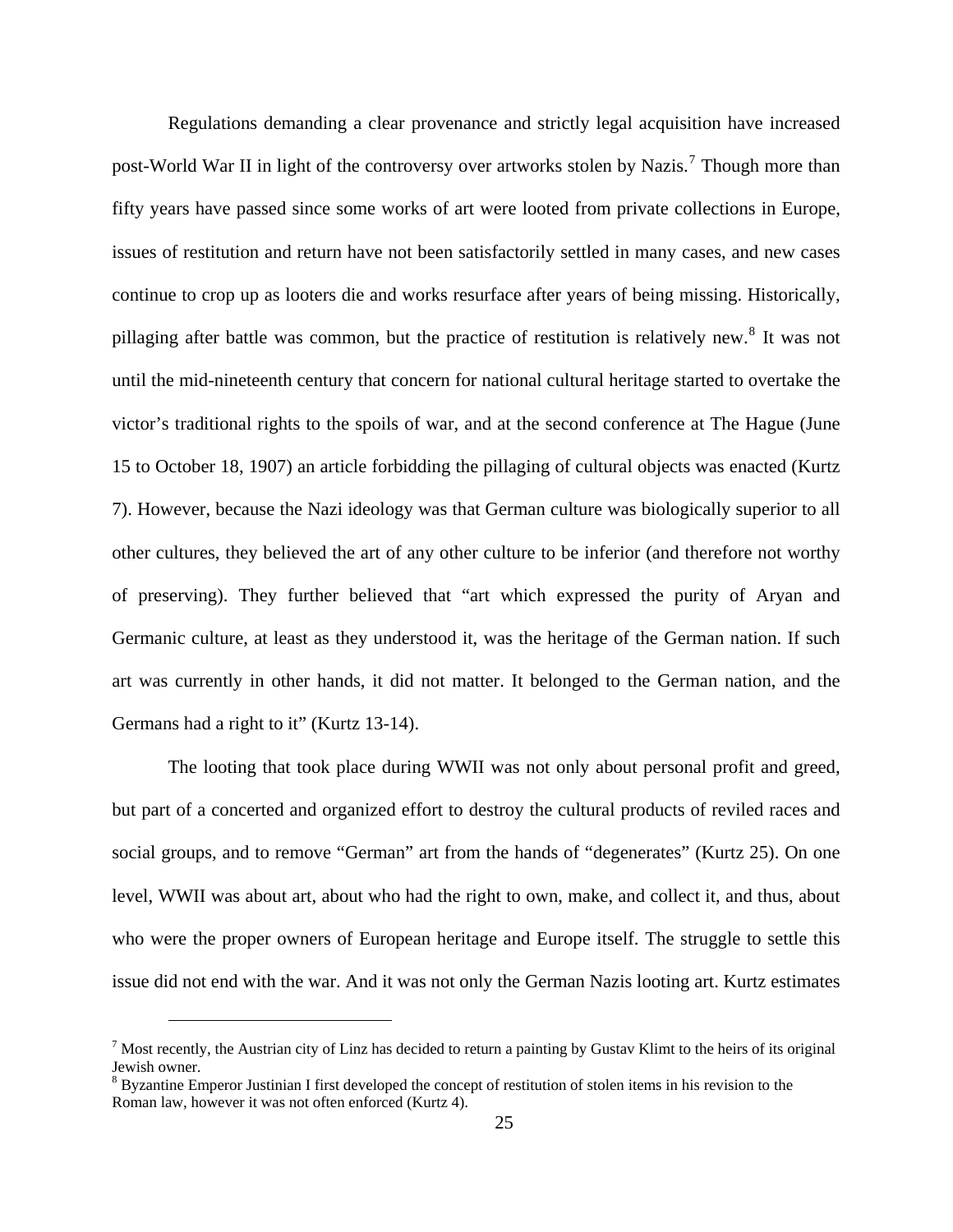Regulations demanding a clear provenance and strictly legal acquisition have increased post-World War II in light of the controversy over artworks stolen by Nazis.[7] Though more than fifty years have passed since some works of art were looted from private collections in Europe, issues of restitution and return have not been satisfactorily settled in many cases, and new cases continue to crop up as looters die and works resurface after years of being missing. Historically, pillaging after battle was common, but the practice of restitution is relatively new.[8] It was not until the mid-nineteenth century that concern for national cultural heritage started to overtake the victor's traditional rights to the spoils of war, and at the second conference at The Hague (June 15 to October 18, 1907) an article forbidding the pillaging of cultural objects was enacted (Kurtz 7). However, because the Nazi ideology was that German culture was biologically superior to all other cultures, they believed the art of any other culture to be inferior (and therefore not worthy of preserving). They further believed that "art which expressed the purity of Aryan and Germanic culture, at least as they understood it, was the heritage of the German nation. If such art was currently in other hands, it did not matter. It belonged to the German nation, and the Germans had a right to it" (Kurtz 13-14).

The looting that took place during WWII was not only about personal profit and greed, but part of a concerted and organized effort to destroy the cultural products of reviled races and social groups, and to remove "German" art from the hands of "degenerates" (Kurtz 25). On one level, WWII was about art, about who had the right to own, make, and collect it, and thus, about who were the proper owners of European heritage and Europe itself. The struggle to settle this issue did not end with the war. And it was not only the German Nazis looting art. Kurtz estimates

---

[7] Most recently, the Austrian city of Linz has decided to return a painting by Gustav Klimt to the heirs of its original Jewish owner.

[8] Byzantine Emperor Justinian I first developed the concept of restitution of stolen items in his revision to the Roman law, however it was not often enforced (Kurtz 4).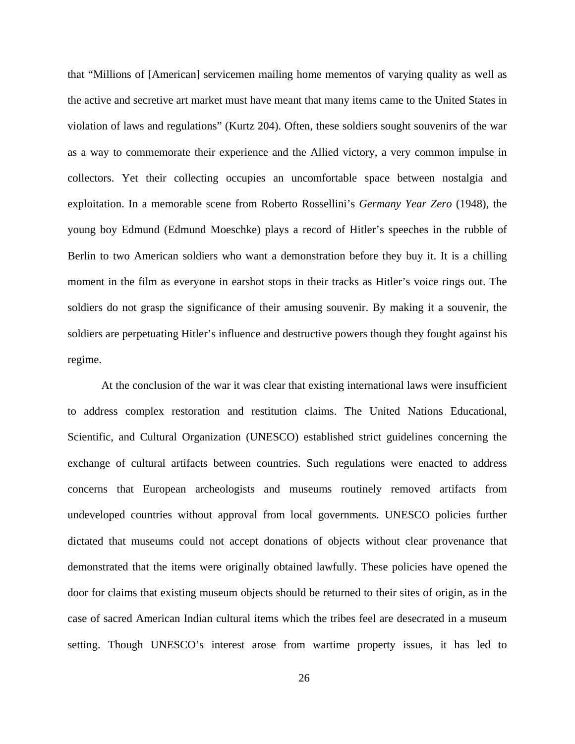that "Millions of [American] servicemen mailing home mementos of varying quality as well as the active and secretive art market must have meant that many items came to the United States in violation of laws and regulations" (Kurtz 204). Often, these soldiers sought souvenirs of the war as a way to commemorate their experience and the Allied victory, a very common impulse in collectors. Yet their collecting occupies an uncomfortable space between nostalgia and exploitation. In a memorable scene from Roberto Rossellini's *Germany Year Zero* (1948), the young boy Edmund (Edmund Moeschke) plays a record of Hitler's speeches in the rubble of Berlin to two American soldiers who want a demonstration before they buy it. It is a chilling moment in the film as everyone in earshot stops in their tracks as Hitler's voice rings out. The soldiers do not grasp the significance of their amusing souvenir. By making it a souvenir, the soldiers are perpetuating Hitler's influence and destructive powers though they fought against his regime.

At the conclusion of the war it was clear that existing international laws were insufficient to address complex restoration and restitution claims. The United Nations Educational, Scientific, and Cultural Organization (UNESCO) established strict guidelines concerning the exchange of cultural artifacts between countries. Such regulations were enacted to address concerns that European archeologists and museums routinely removed artifacts from undeveloped countries without approval from local governments. UNESCO policies further dictated that museums could not accept donations of objects without clear provenance that demonstrated that the items were originally obtained lawfully. These policies have opened the door for claims that existing museum objects should be returned to their sites of origin, as in the case of sacred American Indian cultural items which the tribes feel are desecrated in a museum setting. Though UNESCO's interest arose from wartime property issues, it has led to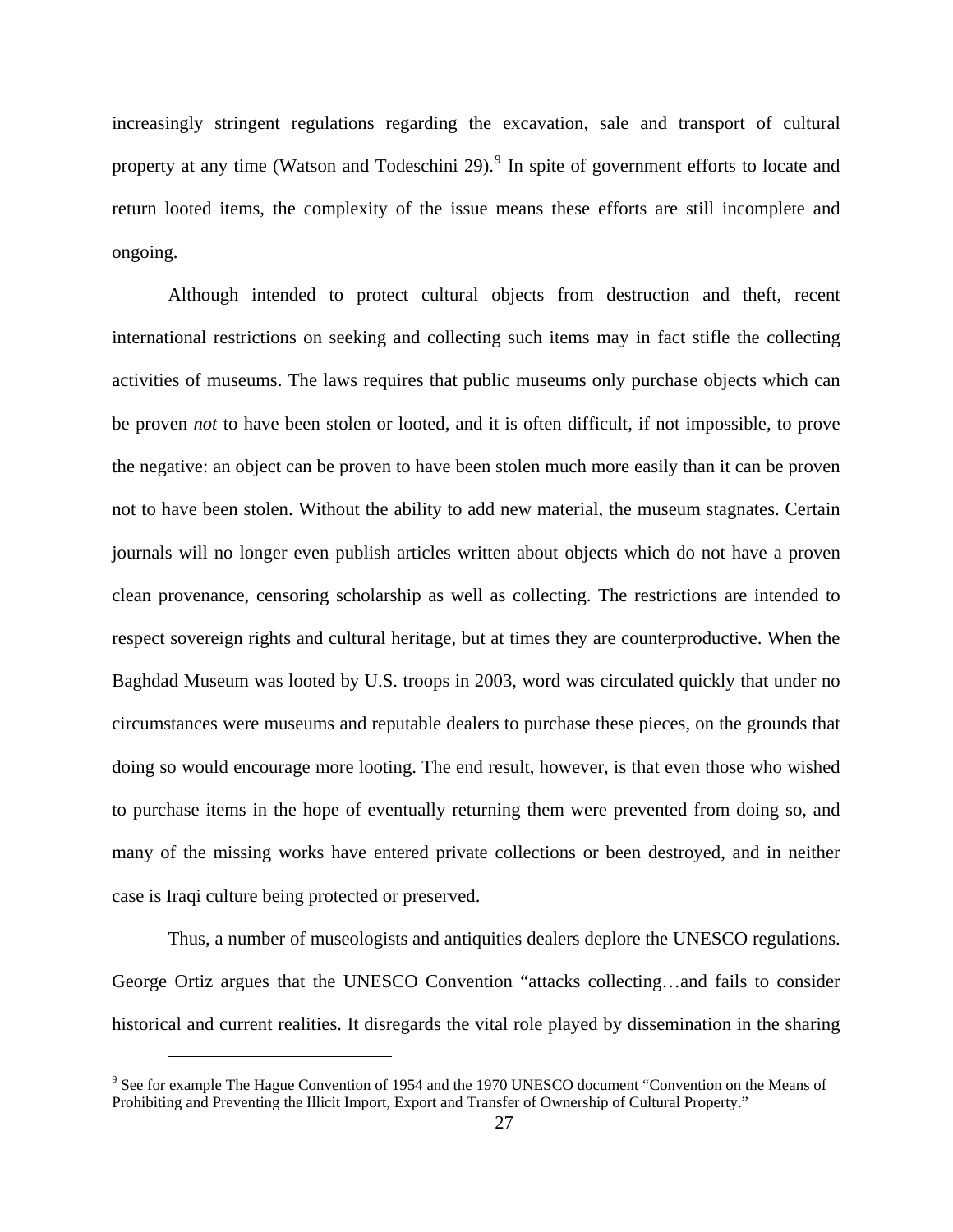increasingly stringent regulations regarding the excavation, sale and transport of cultural property at any time (Watson and Todeschini 29).[9] In spite of government efforts to locate and return looted items, the complexity of the issue means these efforts are still incomplete and ongoing.

Although intended to protect cultural objects from destruction and theft, recent international restrictions on seeking and collecting such items may in fact stifle the collecting activities of museums. The laws requires that public museums only purchase objects which can be proven *not* to have been stolen or looted, and it is often difficult, if not impossible, to prove the negative: an object can be proven to have been stolen much more easily than it can be proven not to have been stolen. Without the ability to add new material, the museum stagnates. Certain journals will no longer even publish articles written about objects which do not have a proven clean provenance, censoring scholarship as well as collecting. The restrictions are intended to respect sovereign rights and cultural heritage, but at times they are counterproductive. When the Baghdad Museum was looted by U.S. troops in 2003, word was circulated quickly that under no circumstances were museums and reputable dealers to purchase these pieces, on the grounds that doing so would encourage more looting. The end result, however, is that even those who wished to purchase items in the hope of eventually returning them were prevented from doing so, and many of the missing works have entered private collections or been destroyed, and in neither case is Iraqi culture being protected or preserved.

Thus, a number of museologists and antiquities dealers deplore the UNESCO regulations. George Ortiz argues that the UNESCO Convention "attacks collecting…and fails to consider historical and current realities. It disregards the vital role played by dissemination in the sharing

---

[9] See for example The Hague Convention of 1954 and the 1970 UNESCO document "Convention on the Means of Prohibiting and Preventing the Illicit Import, Export and Transfer of Ownership of Cultural Property."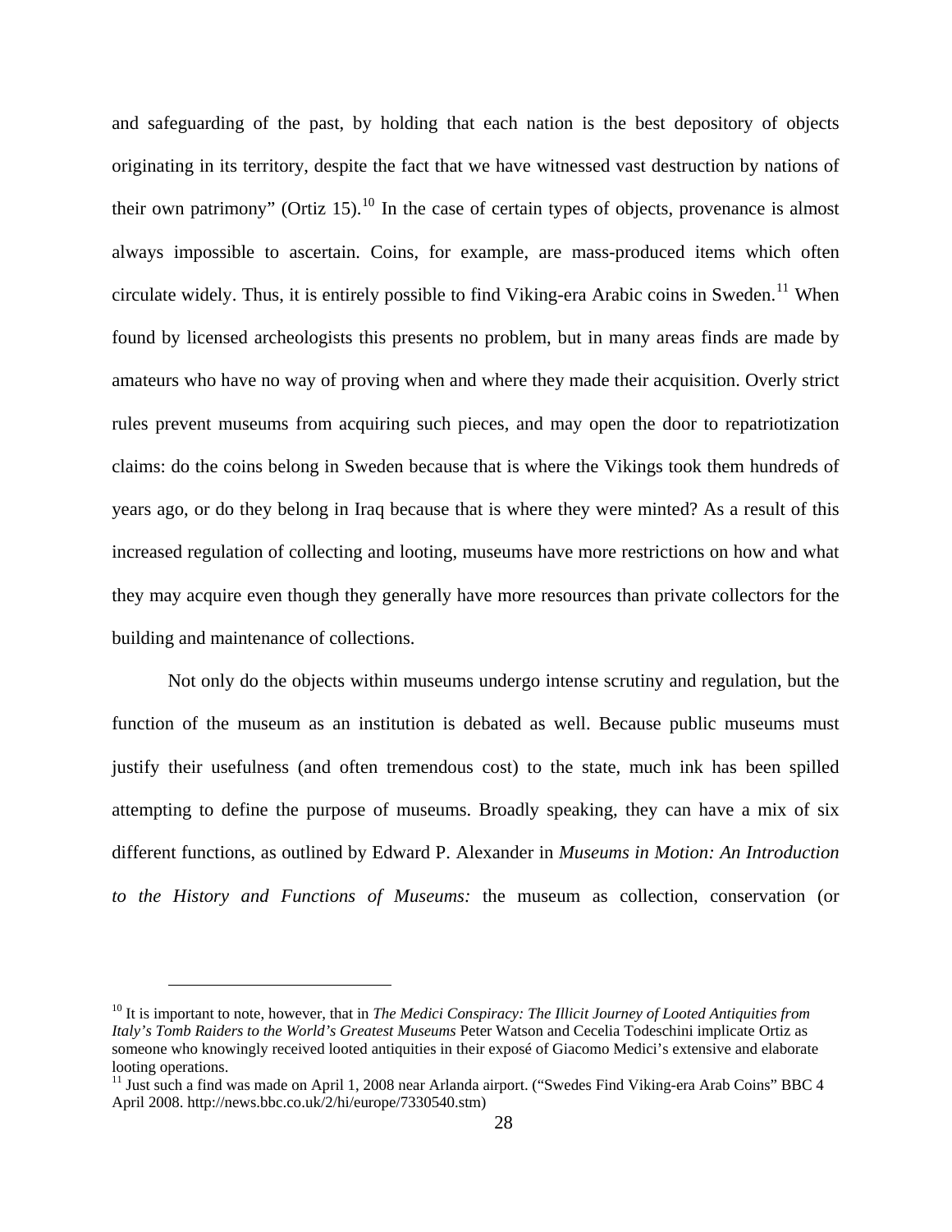and safeguarding of the past, by holding that each nation is the best depository of objects originating in its territory, despite the fact that we have witnessed vast destruction by nations of their own patrimony" (Ortiz 15).[10] In the case of certain types of objects, provenance is almost always impossible to ascertain. Coins, for example, are mass-produced items which often circulate widely. Thus, it is entirely possible to find Viking-era Arabic coins in Sweden.[11] When found by licensed archeologists this presents no problem, but in many areas finds are made by amateurs who have no way of proving when and where they made their acquisition. Overly strict rules prevent museums from acquiring such pieces, and may open the door to repatriotization claims: do the coins belong in Sweden because that is where the Vikings took them hundreds of years ago, or do they belong in Iraq because that is where they were minted? As a result of this increased regulation of collecting and looting, museums have more restrictions on how and what they may acquire even though they generally have more resources than private collectors for the building and maintenance of collections.

Not only do the objects within museums undergo intense scrutiny and regulation, but the function of the museum as an institution is debated as well. Because public museums must justify their usefulness (and often tremendous cost) to the state, much ink has been spilled attempting to define the purpose of museums. Broadly speaking, they can have a mix of six different functions, as outlined by Edward P. Alexander in *Museums in Motion: An Introduction to the History and Functions of Museums:* the museum as collection, conservation (or

---

[10] It is important to note, however, that in *The Medici Conspiracy: The Illicit Journey of Looted Antiquities from Italy's Tomb Raiders to the World's Greatest Museums* Peter Watson and Cecelia Todeschini implicate Ortiz as someone who knowingly received looted antiquities in their exposé of Giacomo Medici's extensive and elaborate looting operations.

[11] Just such a find was made on April 1, 2008 near Arlanda airport. ("Swedes Find Viking-era Arab Coins" BBC 4 April 2008. http://news.bbc.co.uk/2/hi/europe/7330540.stm)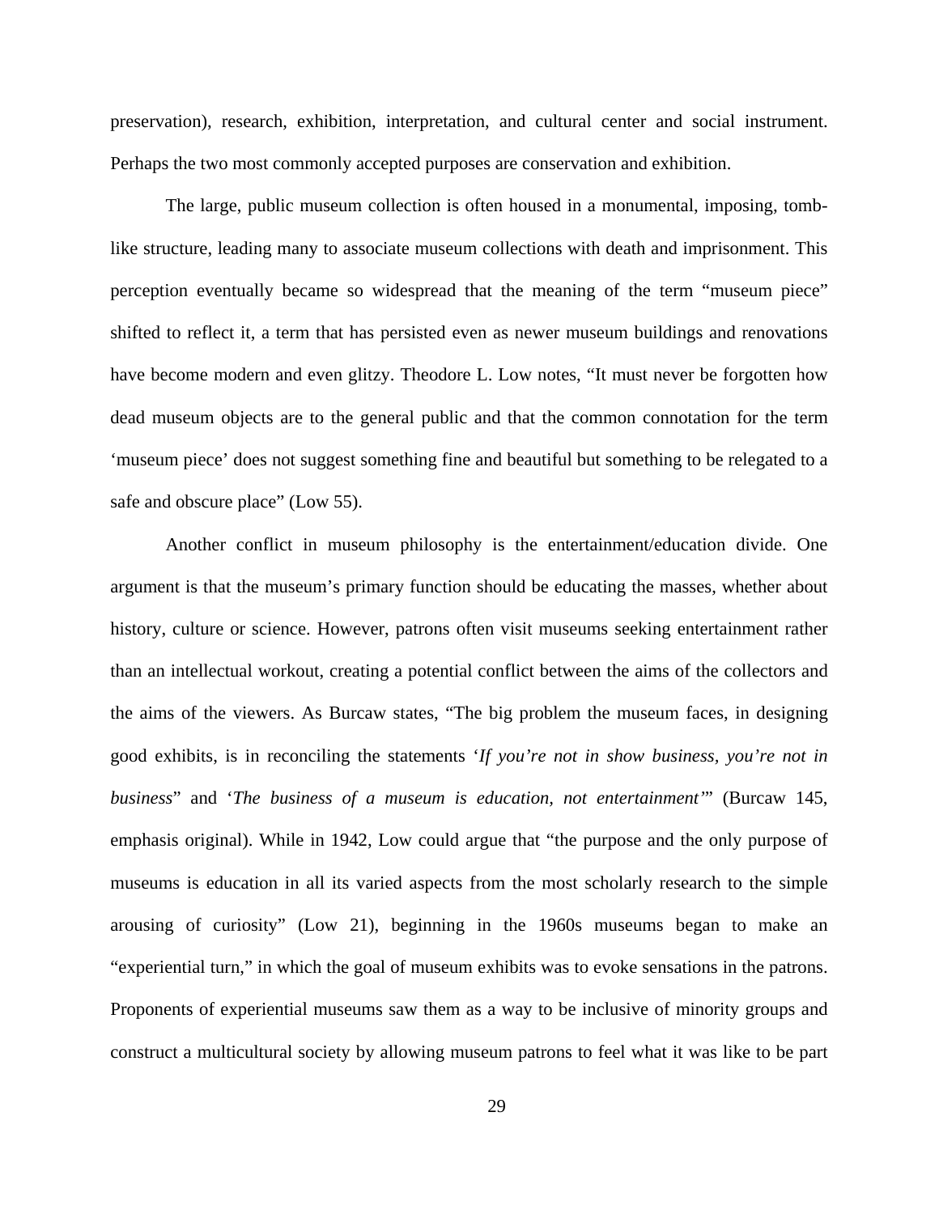preservation), research, exhibition, interpretation, and cultural center and social instrument. Perhaps the two most commonly accepted purposes are conservation and exhibition.

The large, public museum collection is often housed in a monumental, imposing, tomb-like structure, leading many to associate museum collections with death and imprisonment. This perception eventually became so widespread that the meaning of the term "museum piece" shifted to reflect it, a term that has persisted even as newer museum buildings and renovations have become modern and even glitzy. Theodore L. Low notes, "It must never be forgotten how dead museum objects are to the general public and that the common connotation for the term 'museum piece' does not suggest something fine and beautiful but something to be relegated to a safe and obscure place" (Low 55).

Another conflict in museum philosophy is the entertainment/education divide. One argument is that the museum's primary function should be educating the masses, whether about history, culture or science. However, patrons often visit museums seeking entertainment rather than an intellectual workout, creating a potential conflict between the aims of the collectors and the aims of the viewers. As Burcaw states, "The big problem the museum faces, in designing good exhibits, is in reconciling the statements '*If you're not in show business, you're not in business*" and '*The business of a museum is education, not entertainment'*" (Burcaw 145, emphasis original). While in 1942, Low could argue that "the purpose and the only purpose of museums is education in all its varied aspects from the most scholarly research to the simple arousing of curiosity" (Low 21), beginning in the 1960s museums began to make an "experiential turn," in which the goal of museum exhibits was to evoke sensations in the patrons. Proponents of experiential museums saw them as a way to be inclusive of minority groups and construct a multicultural society by allowing museum patrons to feel what it was like to be part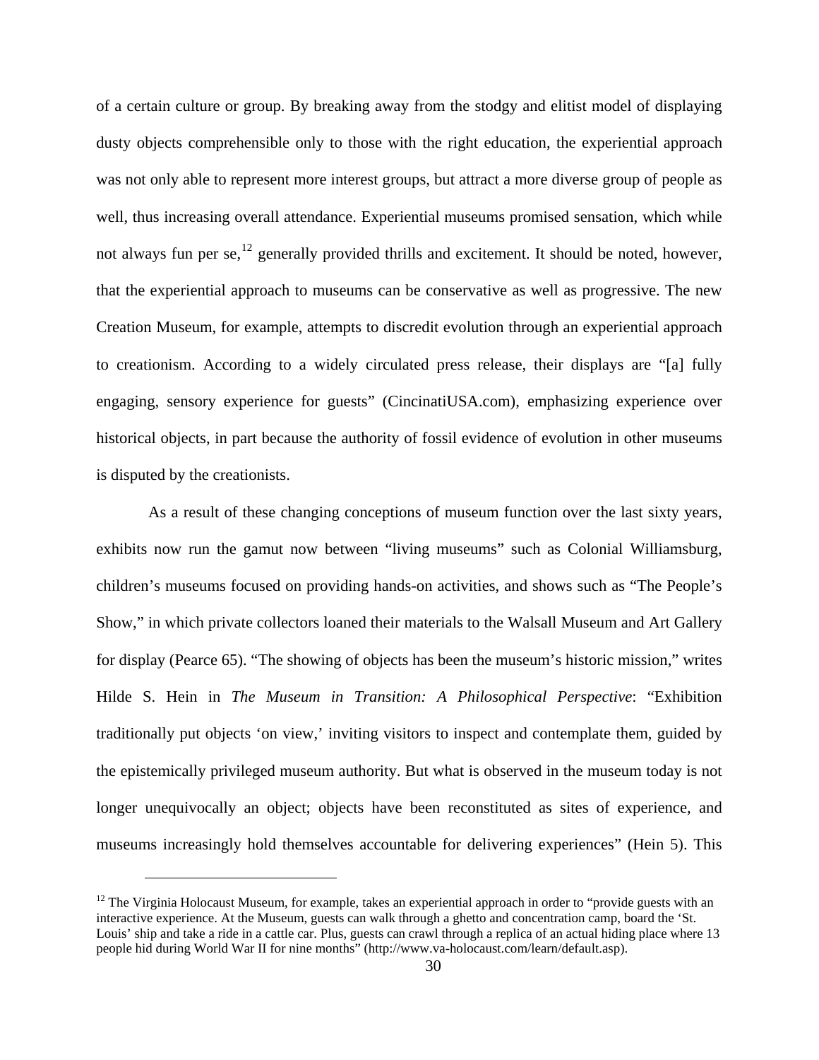of a certain culture or group. By breaking away from the stodgy and elitist model of displaying dusty objects comprehensible only to those with the right education, the experiential approach was not only able to represent more interest groups, but attract a more diverse group of people as well, thus increasing overall attendance. Experiential museums promised sensation, which while not always fun per se,[12] generally provided thrills and excitement. It should be noted, however, that the experiential approach to museums can be conservative as well as progressive. The new Creation Museum, for example, attempts to discredit evolution through an experiential approach to creationism. According to a widely circulated press release, their displays are "[a] fully engaging, sensory experience for guests" (CincinatiUSA.com), emphasizing experience over historical objects, in part because the authority of fossil evidence of evolution in other museums is disputed by the creationists.

As a result of these changing conceptions of museum function over the last sixty years, exhibits now run the gamut now between "living museums" such as Colonial Williamsburg, children's museums focused on providing hands-on activities, and shows such as "The People's Show," in which private collectors loaned their materials to the Walsall Museum and Art Gallery for display (Pearce 65). "The showing of objects has been the museum's historic mission," writes Hilde S. Hein in *The Museum in Transition: A Philosophical Perspective*: "Exhibition traditionally put objects 'on view,' inviting visitors to inspect and contemplate them, guided by the epistemically privileged museum authority. But what is observed in the museum today is not longer unequivocally an object; objects have been reconstituted as sites of experience, and museums increasingly hold themselves accountable for delivering experiences" (Hein 5). This

[12] The Virginia Holocaust Museum, for example, takes an experiential approach in order to "provide guests with an interactive experience. At the Museum, guests can walk through a ghetto and concentration camp, board the 'St. Louis' ship and take a ride in a cattle car. Plus, guests can crawl through a replica of an actual hiding place where 13 people hid during World War II for nine months" (http://www.va-holocaust.com/learn/default.asp).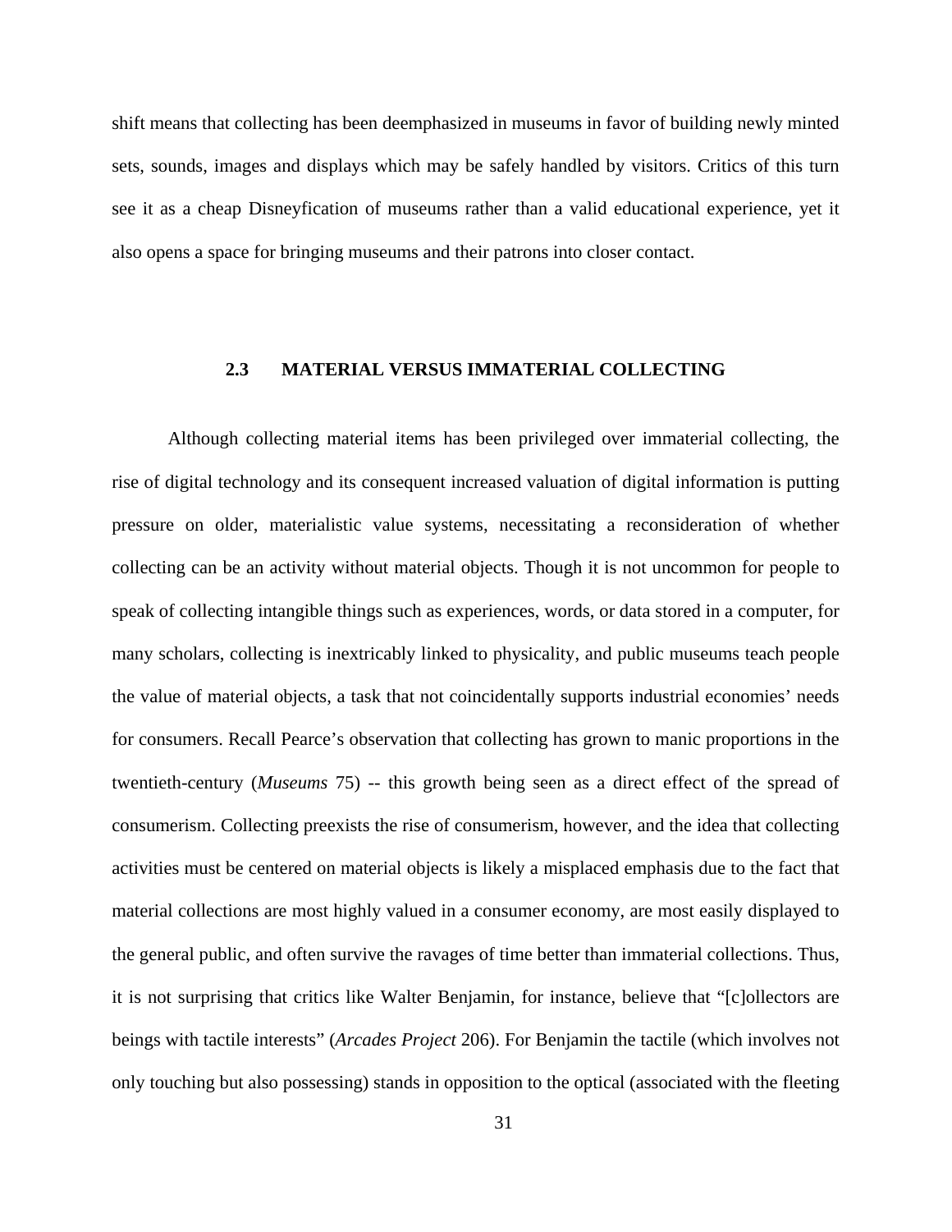shift means that collecting has been deemphasized in museums in favor of building newly minted sets, sounds, images and displays which may be safely handled by visitors. Critics of this turn see it as a cheap Disneyfication of museums rather than a valid educational experience, yet it also opens a space for bringing museums and their patrons into closer contact.

### 2.3 MATERIAL VERSUS IMMATERIAL COLLECTING

Although collecting material items has been privileged over immaterial collecting, the rise of digital technology and its consequent increased valuation of digital information is putting pressure on older, materialistic value systems, necessitating a reconsideration of whether collecting can be an activity without material objects. Though it is not uncommon for people to speak of collecting intangible things such as experiences, words, or data stored in a computer, for many scholars, collecting is inextricably linked to physicality, and public museums teach people the value of material objects, a task that not coincidentally supports industrial economies' needs for consumers. Recall Pearce's observation that collecting has grown to manic proportions in the twentieth-century (*Museums* 75) -- this growth being seen as a direct effect of the spread of consumerism. Collecting preexists the rise of consumerism, however, and the idea that collecting activities must be centered on material objects is likely a misplaced emphasis due to the fact that material collections are most highly valued in a consumer economy, are most easily displayed to the general public, and often survive the ravages of time better than immaterial collections. Thus, it is not surprising that critics like Walter Benjamin, for instance, believe that "[c]ollectors are beings with tactile interests" (*Arcades Project* 206). For Benjamin the tactile (which involves not only touching but also possessing) stands in opposition to the optical (associated with the fleeting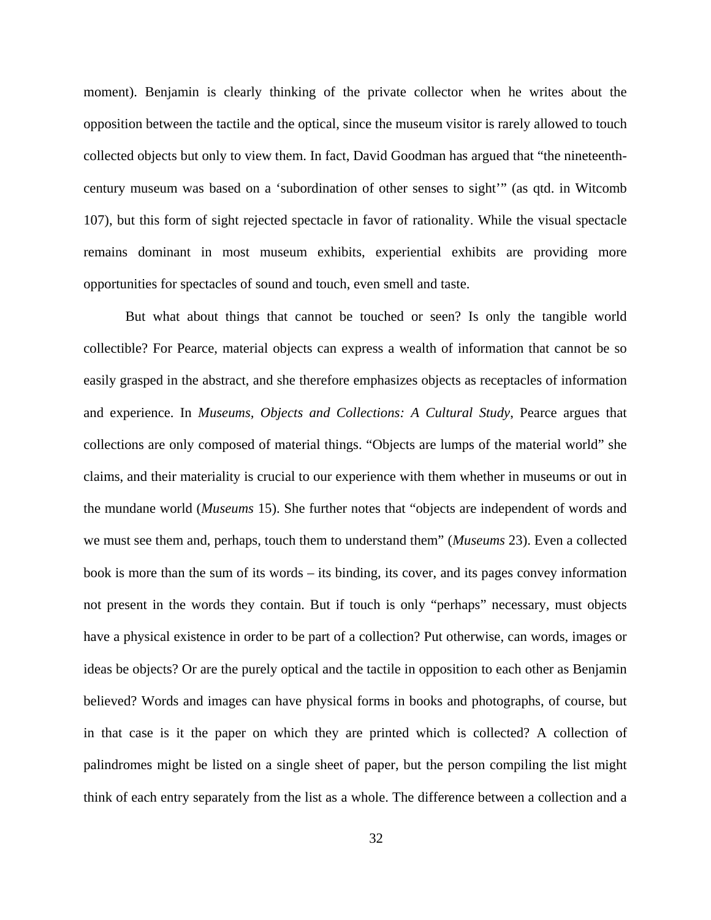moment). Benjamin is clearly thinking of the private collector when he writes about the opposition between the tactile and the optical, since the museum visitor is rarely allowed to touch collected objects but only to view them. In fact, David Goodman has argued that "the nineteenth-century museum was based on a 'subordination of other senses to sight'" (as qtd. in Witcomb 107), but this form of sight rejected spectacle in favor of rationality. While the visual spectacle remains dominant in most museum exhibits, experiential exhibits are providing more opportunities for spectacles of sound and touch, even smell and taste.

But what about things that cannot be touched or seen? Is only the tangible world collectible? For Pearce, material objects can express a wealth of information that cannot be so easily grasped in the abstract, and she therefore emphasizes objects as receptacles of information and experience. In *Museums, Objects and Collections: A Cultural Study*, Pearce argues that collections are only composed of material things. "Objects are lumps of the material world" she claims, and their materiality is crucial to our experience with them whether in museums or out in the mundane world (*Museums* 15). She further notes that "objects are independent of words and we must see them and, perhaps, touch them to understand them" (*Museums* 23). Even a collected book is more than the sum of its words – its binding, its cover, and its pages convey information not present in the words they contain. But if touch is only "perhaps" necessary, must objects have a physical existence in order to be part of a collection? Put otherwise, can words, images or ideas be objects? Or are the purely optical and the tactile in opposition to each other as Benjamin believed? Words and images can have physical forms in books and photographs, of course, but in that case is it the paper on which they are printed which is collected? A collection of palindromes might be listed on a single sheet of paper, but the person compiling the list might think of each entry separately from the list as a whole. The difference between a collection and a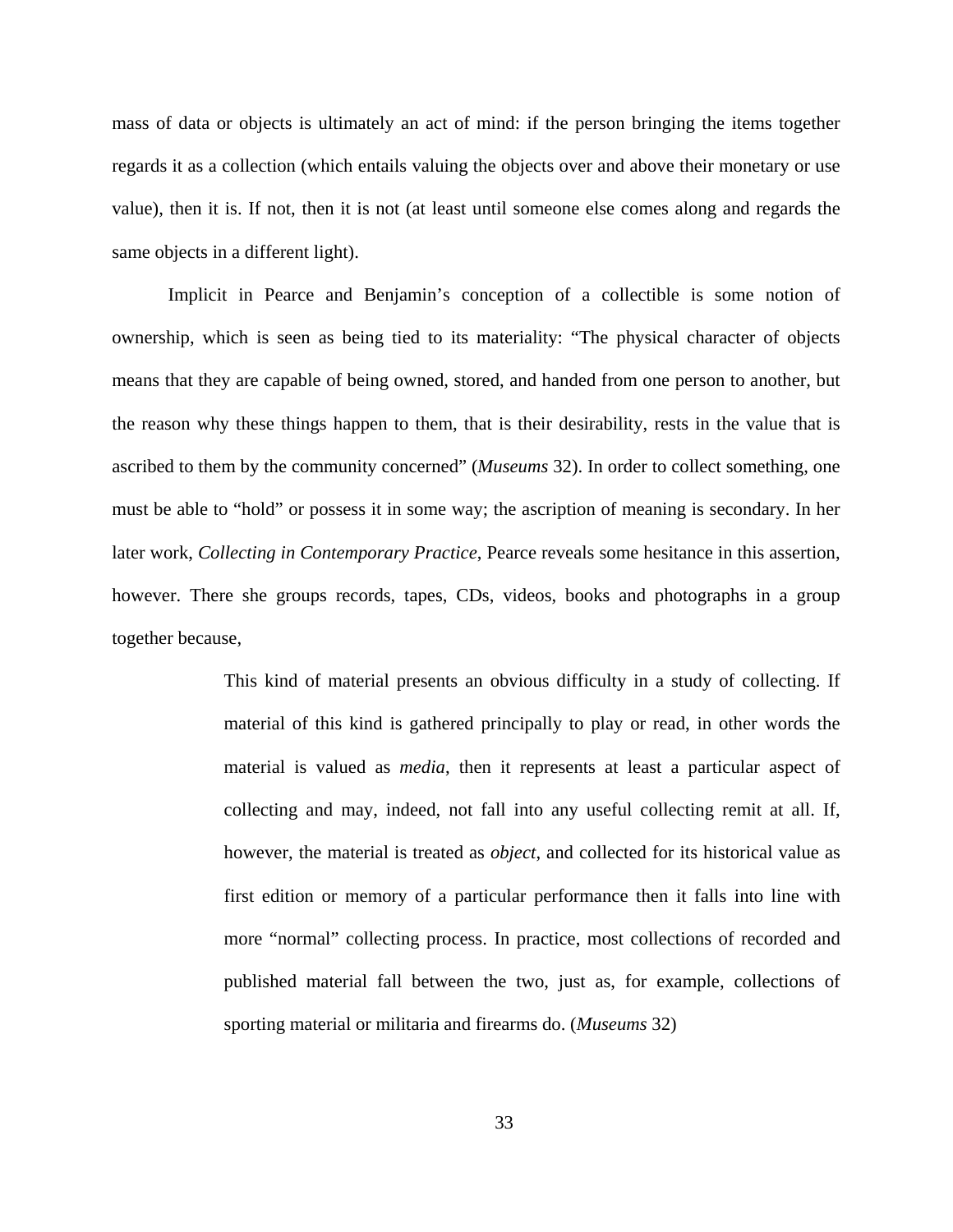mass of data or objects is ultimately an act of mind: if the person bringing the items together regards it as a collection (which entails valuing the objects over and above their monetary or use value), then it is. If not, then it is not (at least until someone else comes along and regards the same objects in a different light).

Implicit in Pearce and Benjamin's conception of a collectible is some notion of ownership, which is seen as being tied to its materiality: "The physical character of objects means that they are capable of being owned, stored, and handed from one person to another, but the reason why these things happen to them, that is their desirability, rests in the value that is ascribed to them by the community concerned" (*Museums* 32). In order to collect something, one must be able to "hold" or possess it in some way; the ascription of meaning is secondary. In her later work, *Collecting in Contemporary Practice*, Pearce reveals some hesitance in this assertion, however. There she groups records, tapes, CDs, videos, books and photographs in a group together because,

> This kind of material presents an obvious difficulty in a study of collecting. If material of this kind is gathered principally to play or read, in other words the material is valued as *media*, then it represents at least a particular aspect of collecting and may, indeed, not fall into any useful collecting remit at all. If, however, the material is treated as *object*, and collected for its historical value as first edition or memory of a particular performance then it falls into line with more "normal" collecting process. In practice, most collections of recorded and published material fall between the two, just as, for example, collections of sporting material or militaria and firearms do. (*Museums* 32)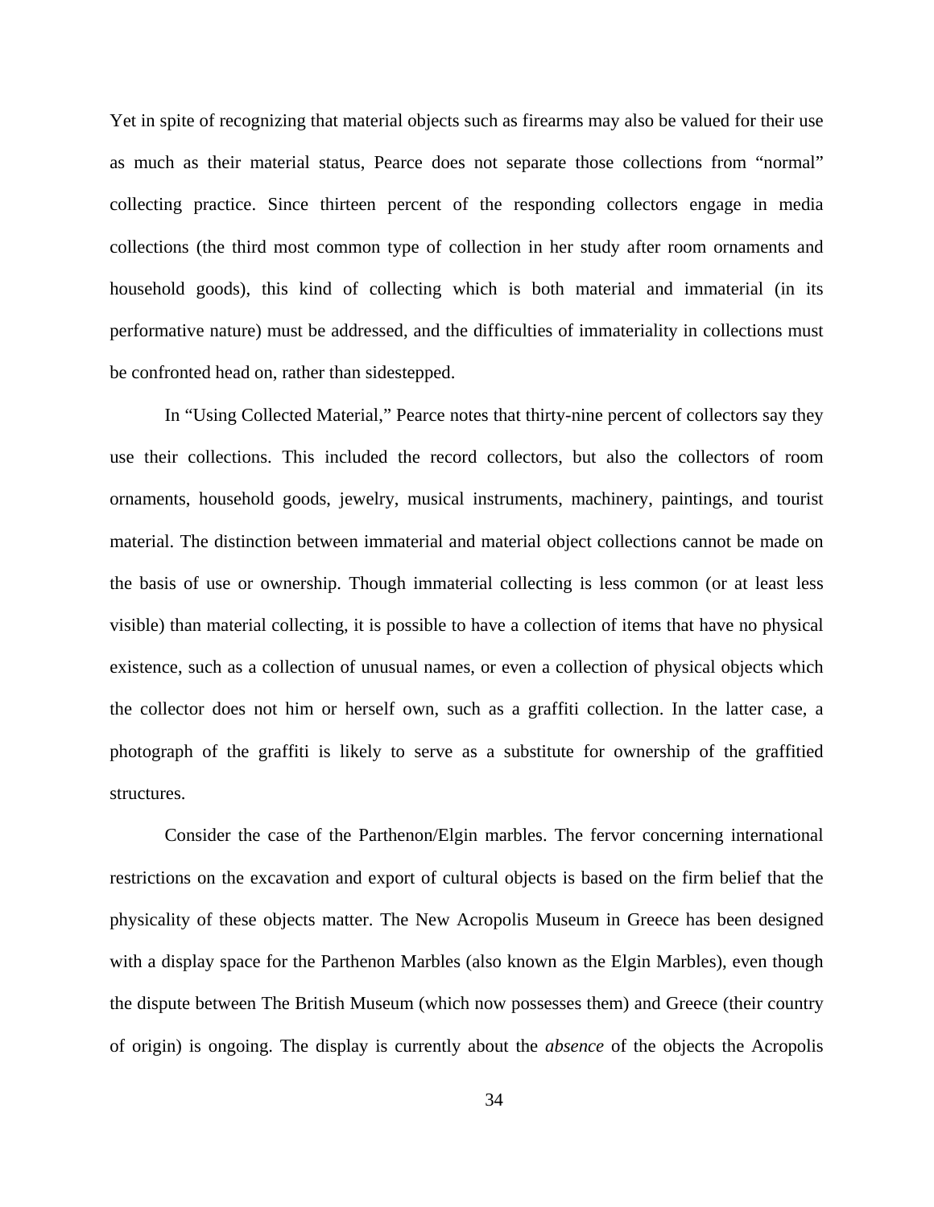Yet in spite of recognizing that material objects such as firearms may also be valued for their use as much as their material status, Pearce does not separate those collections from "normal" collecting practice. Since thirteen percent of the responding collectors engage in media collections (the third most common type of collection in her study after room ornaments and household goods), this kind of collecting which is both material and immaterial (in its performative nature) must be addressed, and the difficulties of immateriality in collections must be confronted head on, rather than sidestepped.

In "Using Collected Material," Pearce notes that thirty-nine percent of collectors say they use their collections. This included the record collectors, but also the collectors of room ornaments, household goods, jewelry, musical instruments, machinery, paintings, and tourist material. The distinction between immaterial and material object collections cannot be made on the basis of use or ownership. Though immaterial collecting is less common (or at least less visible) than material collecting, it is possible to have a collection of items that have no physical existence, such as a collection of unusual names, or even a collection of physical objects which the collector does not him or herself own, such as a graffiti collection. In the latter case, a photograph of the graffiti is likely to serve as a substitute for ownership of the graffitied structures.

Consider the case of the Parthenon/Elgin marbles. The fervor concerning international restrictions on the excavation and export of cultural objects is based on the firm belief that the physicality of these objects matter. The New Acropolis Museum in Greece has been designed with a display space for the Parthenon Marbles (also known as the Elgin Marbles), even though the dispute between The British Museum (which now possesses them) and Greece (their country of origin) is ongoing. The display is currently about the *absence* of the objects the Acropolis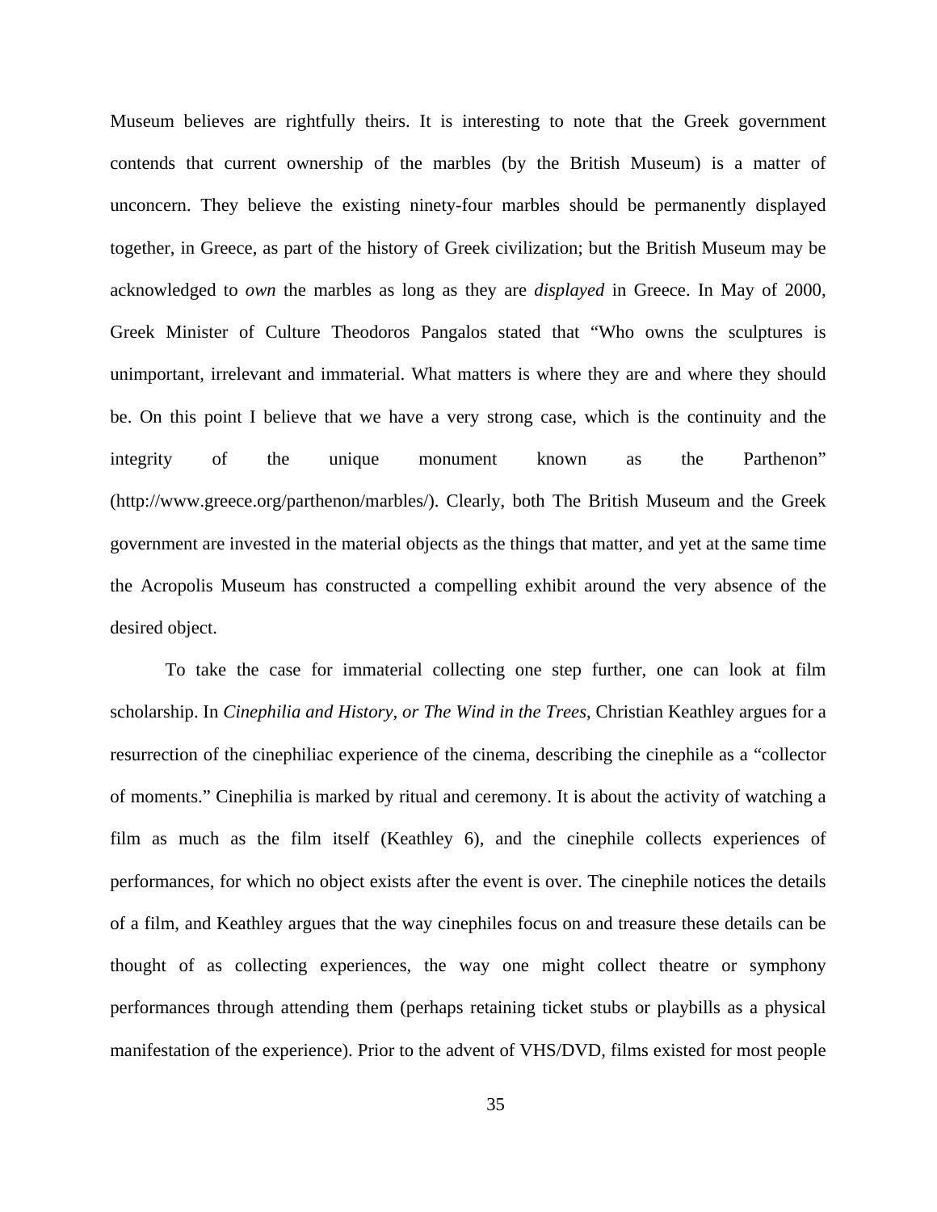Museum believes are rightfully theirs. It is interesting to note that the Greek government contends that current ownership of the marbles (by the British Museum) is a matter of unconcern. They believe the existing ninety-four marbles should be permanently displayed together, in Greece, as part of the history of Greek civilization; but the British Museum may be acknowledged to *own* the marbles as long as they are *displayed* in Greece. In May of 2000, Greek Minister of Culture Theodoros Pangalos stated that "Who owns the sculptures is unimportant, irrelevant and immaterial. What matters is where they are and where they should be. On this point I believe that we have a very strong case, which is the continuity and the integrity of the unique monument known as the Parthenon" (http://www.greece.org/parthenon/marbles/). Clearly, both The British Museum and the Greek government are invested in the material objects as the things that matter, and yet at the same time the Acropolis Museum has constructed a compelling exhibit around the very absence of the desired object.

To take the case for immaterial collecting one step further, one can look at film scholarship. In *Cinephilia and History, or The Wind in the Trees*, Christian Keathley argues for a resurrection of the cinephiliac experience of the cinema, describing the cinephile as a "collector of moments." Cinephilia is marked by ritual and ceremony. It is about the activity of watching a film as much as the film itself (Keathley 6), and the cinephile collects experiences of performances, for which no object exists after the event is over. The cinephile notices the details of a film, and Keathley argues that the way cinephiles focus on and treasure these details can be thought of as collecting experiences, the way one might collect theatre or symphony performances through attending them (perhaps retaining ticket stubs or playbills as a physical manifestation of the experience). Prior to the advent of VHS/DVD, films existed for most people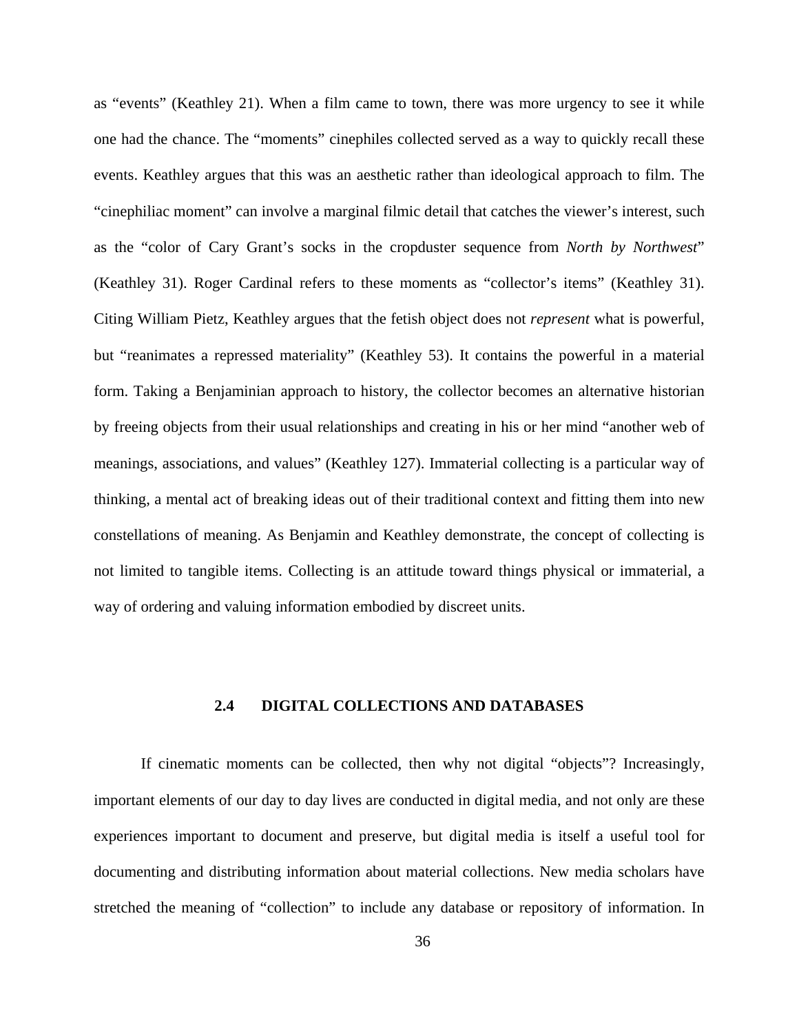as "events" (Keathley 21). When a film came to town, there was more urgency to see it while one had the chance. The "moments" cinephiles collected served as a way to quickly recall these events. Keathley argues that this was an aesthetic rather than ideological approach to film. The "cinephiliac moment" can involve a marginal filmic detail that catches the viewer's interest, such as the "color of Cary Grant's socks in the cropduster sequence from *North by Northwest*" (Keathley 31). Roger Cardinal refers to these moments as "collector's items" (Keathley 31). Citing William Pietz, Keathley argues that the fetish object does not *represent* what is powerful, but "reanimates a repressed materiality" (Keathley 53). It contains the powerful in a material form. Taking a Benjaminian approach to history, the collector becomes an alternative historian by freeing objects from their usual relationships and creating in his or her mind "another web of meanings, associations, and values" (Keathley 127). Immaterial collecting is a particular way of thinking, a mental act of breaking ideas out of their traditional context and fitting them into new constellations of meaning. As Benjamin and Keathley demonstrate, the concept of collecting is not limited to tangible items. Collecting is an attitude toward things physical or immaterial, a way of ordering and valuing information embodied by discreet units.

## 2.4 DIGITAL COLLECTIONS AND DATABASES

If cinematic moments can be collected, then why not digital "objects"? Increasingly, important elements of our day to day lives are conducted in digital media, and not only are these experiences important to document and preserve, but digital media is itself a useful tool for documenting and distributing information about material collections. New media scholars have stretched the meaning of "collection" to include any database or repository of information. In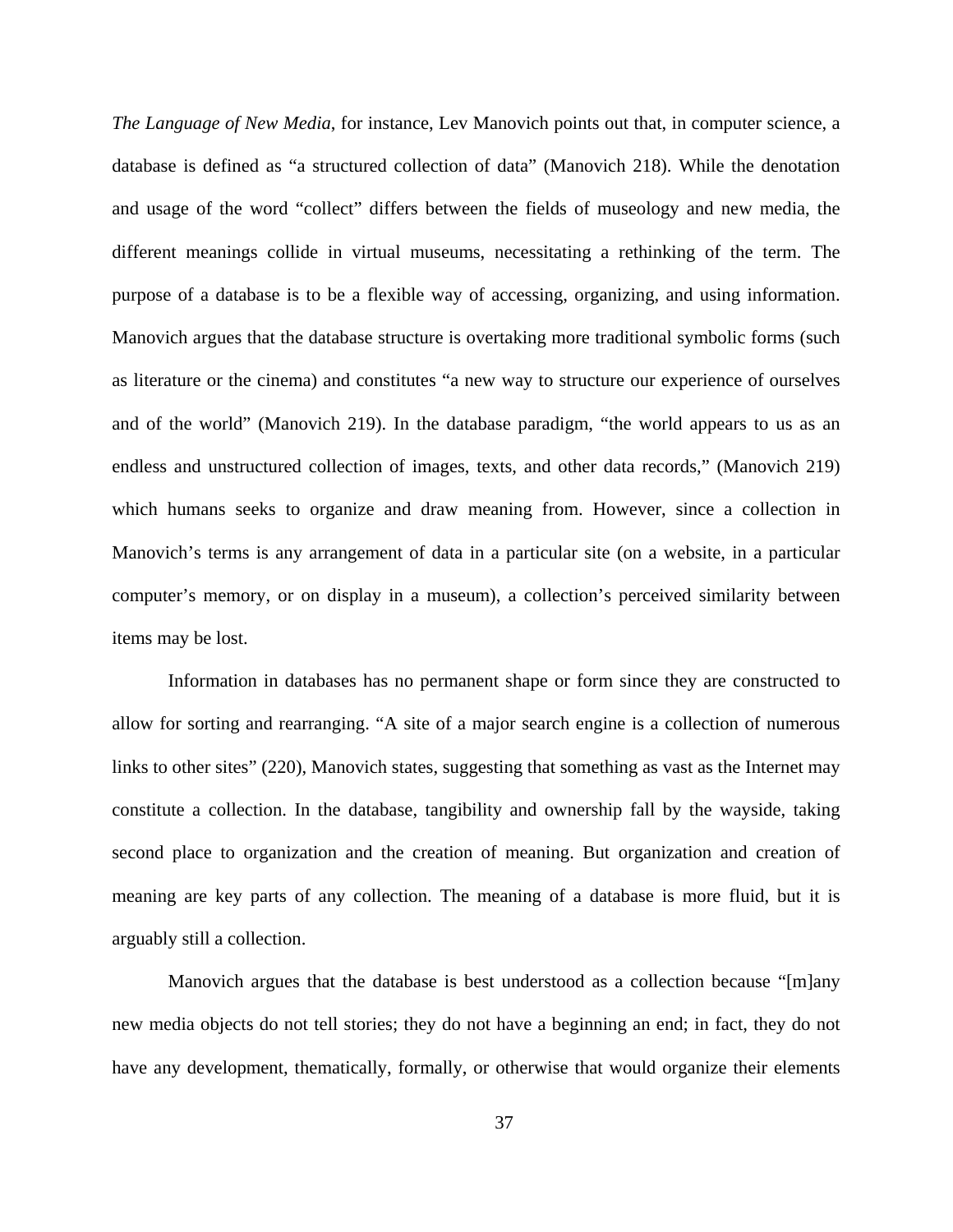*The Language of New Media*, for instance, Lev Manovich points out that, in computer science, a database is defined as "a structured collection of data" (Manovich 218). While the denotation and usage of the word "collect" differs between the fields of museology and new media, the different meanings collide in virtual museums, necessitating a rethinking of the term. The purpose of a database is to be a flexible way of accessing, organizing, and using information. Manovich argues that the database structure is overtaking more traditional symbolic forms (such as literature or the cinema) and constitutes "a new way to structure our experience of ourselves and of the world" (Manovich 219). In the database paradigm, "the world appears to us as an endless and unstructured collection of images, texts, and other data records," (Manovich 219) which humans seeks to organize and draw meaning from. However, since a collection in Manovich's terms is any arrangement of data in a particular site (on a website, in a particular computer's memory, or on display in a museum), a collection's perceived similarity between items may be lost.

Information in databases has no permanent shape or form since they are constructed to allow for sorting and rearranging. "A site of a major search engine is a collection of numerous links to other sites" (220), Manovich states, suggesting that something as vast as the Internet may constitute a collection. In the database, tangibility and ownership fall by the wayside, taking second place to organization and the creation of meaning. But organization and creation of meaning are key parts of any collection. The meaning of a database is more fluid, but it is arguably still a collection.

Manovich argues that the database is best understood as a collection because "[m]any new media objects do not tell stories; they do not have a beginning an end; in fact, they do not have any development, thematically, formally, or otherwise that would organize their elements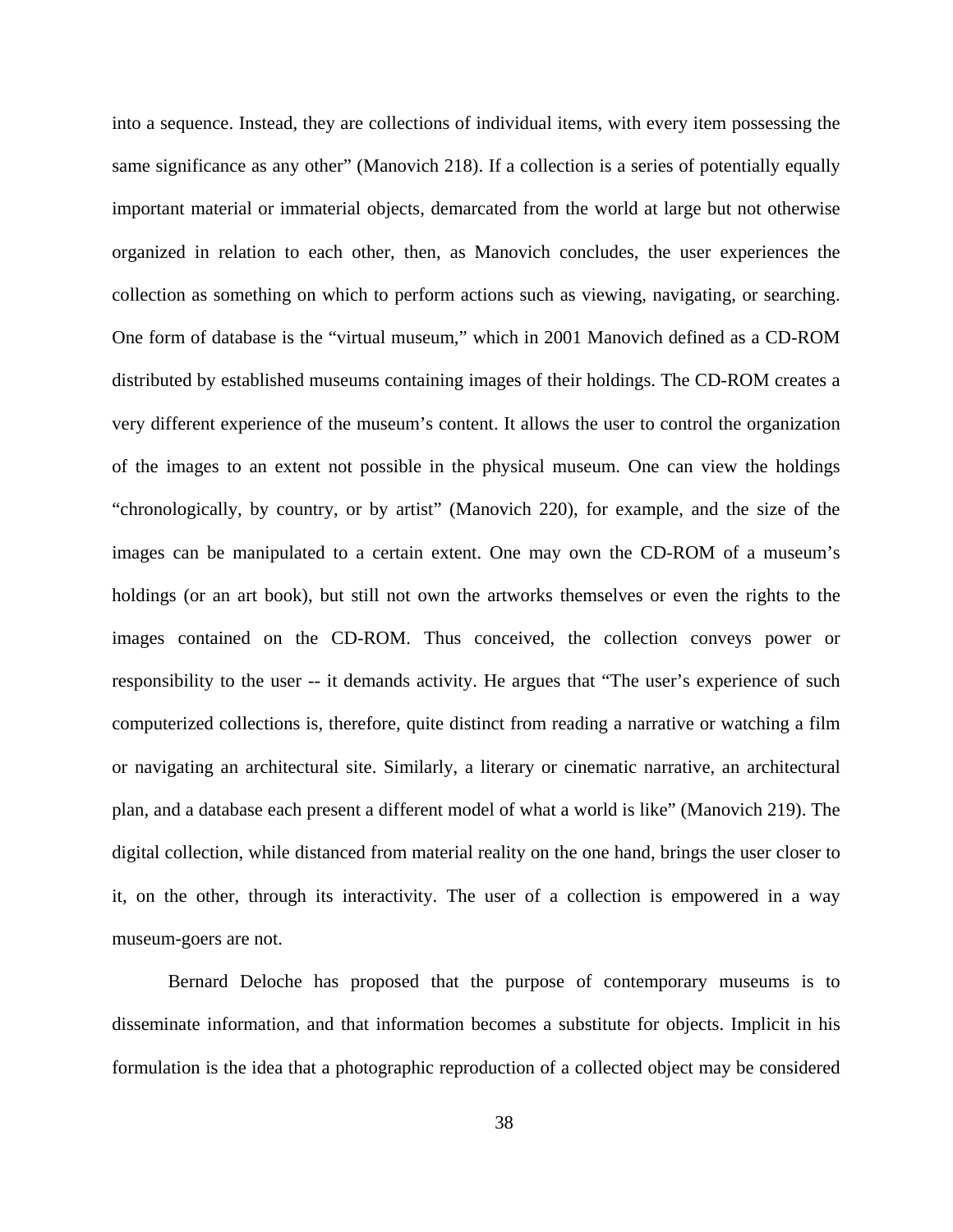into a sequence. Instead, they are collections of individual items, with every item possessing the same significance as any other" (Manovich 218). If a collection is a series of potentially equally important material or immaterial objects, demarcated from the world at large but not otherwise organized in relation to each other, then, as Manovich concludes, the user experiences the collection as something on which to perform actions such as viewing, navigating, or searching. One form of database is the "virtual museum," which in 2001 Manovich defined as a CD-ROM distributed by established museums containing images of their holdings. The CD-ROM creates a very different experience of the museum's content. It allows the user to control the organization of the images to an extent not possible in the physical museum. One can view the holdings "chronologically, by country, or by artist" (Manovich 220), for example, and the size of the images can be manipulated to a certain extent. One may own the CD-ROM of a museum's holdings (or an art book), but still not own the artworks themselves or even the rights to the images contained on the CD-ROM. Thus conceived, the collection conveys power or responsibility to the user -- it demands activity. He argues that "The user's experience of such computerized collections is, therefore, quite distinct from reading a narrative or watching a film or navigating an architectural site. Similarly, a literary or cinematic narrative, an architectural plan, and a database each present a different model of what a world is like" (Manovich 219). The digital collection, while distanced from material reality on the one hand, brings the user closer to it, on the other, through its interactivity. The user of a collection is empowered in a way museum-goers are not.

Bernard Deloche has proposed that the purpose of contemporary museums is to disseminate information, and that information becomes a substitute for objects. Implicit in his formulation is the idea that a photographic reproduction of a collected object may be considered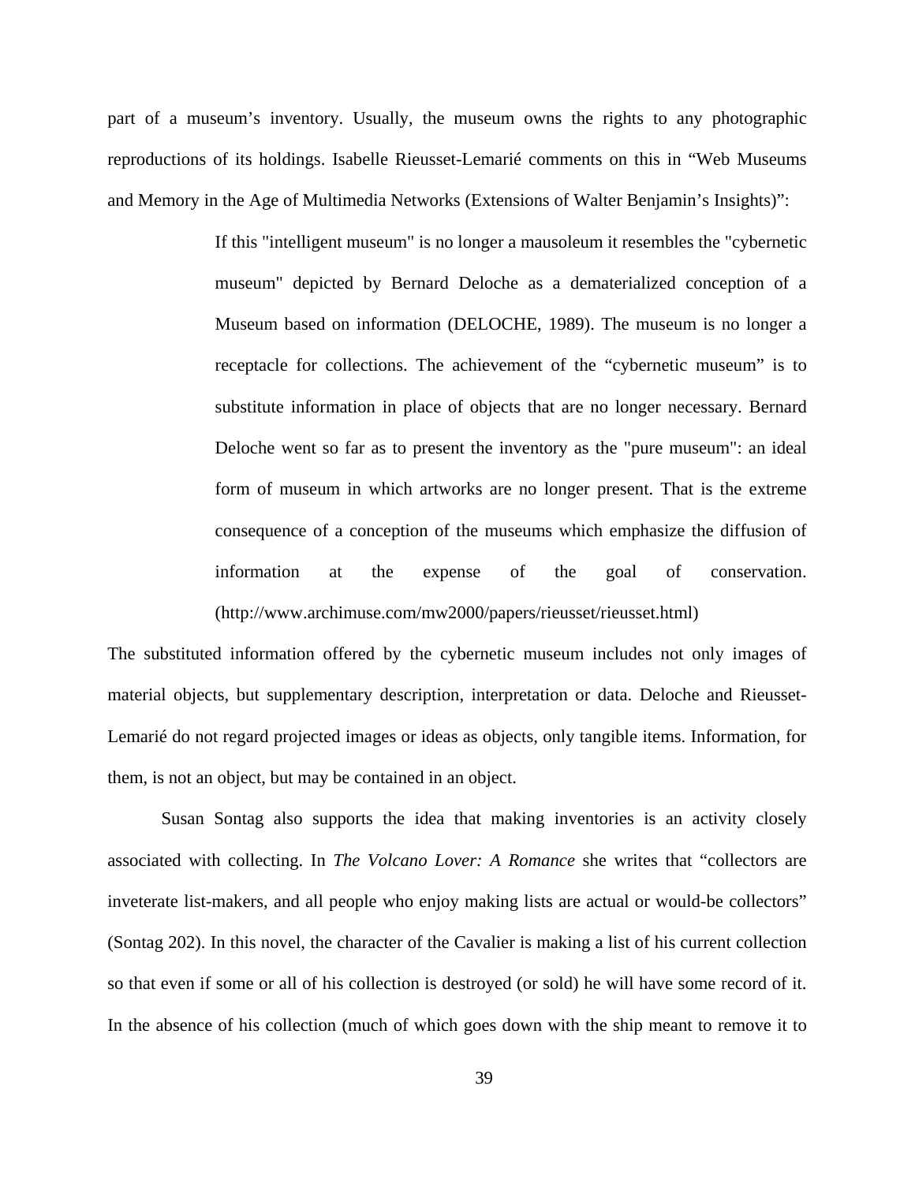part of a museum’s inventory. Usually, the museum owns the rights to any photographic reproductions of its holdings. Isabelle Rieusset-Lemarié comments on this in “Web Museums and Memory in the Age of Multimedia Networks (Extensions of Walter Benjamin’s Insights)”:

> If this "intelligent museum" is no longer a mausoleum it resembles the "cybernetic museum" depicted by Bernard Deloche as a dematerialized conception of a Museum based on information (DELOCHE, 1989). The museum is no longer a receptacle for collections. The achievement of the “cybernetic museum” is to substitute information in place of objects that are no longer necessary. Bernard Deloche went so far as to present the inventory as the "pure museum": an ideal form of museum in which artworks are no longer present. That is the extreme consequence of a conception of the museums which emphasize the diffusion of information at the expense of the goal of conservation. (http://www.archimuse.com/mw2000/papers/rieusset/rieusset.html)

The substituted information offered by the cybernetic museum includes not only images of material objects, but supplementary description, interpretation or data. Deloche and Rieusset-Lemarié do not regard projected images or ideas as objects, only tangible items. Information, for them, is not an object, but may be contained in an object.

Susan Sontag also supports the idea that making inventories is an activity closely associated with collecting. In *The Volcano Lover: A Romance* she writes that “collectors are inveterate list-makers, and all people who enjoy making lists are actual or would-be collectors” (Sontag 202). In this novel, the character of the Cavalier is making a list of his current collection so that even if some or all of his collection is destroyed (or sold) he will have some record of it. In the absence of his collection (much of which goes down with the ship meant to remove it to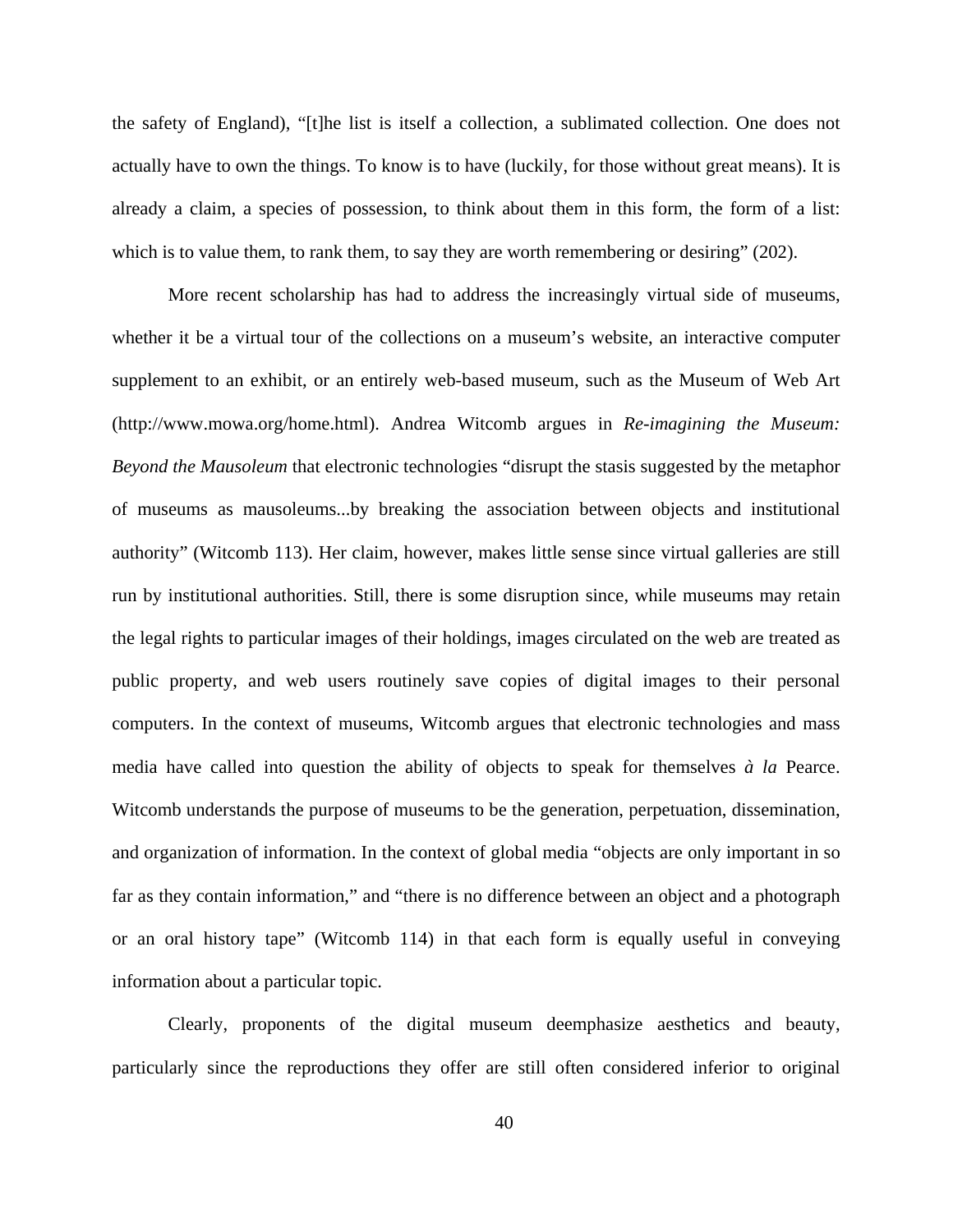the safety of England), "[t]he list is itself a collection, a sublimated collection. One does not actually have to own the things. To know is to have (luckily, for those without great means). It is already a claim, a species of possession, to think about them in this form, the form of a list: which is to value them, to rank them, to say they are worth remembering or desiring" (202).

More recent scholarship has had to address the increasingly virtual side of museums, whether it be a virtual tour of the collections on a museum's website, an interactive computer supplement to an exhibit, or an entirely web-based museum, such as the Museum of Web Art (http://www.mowa.org/home.html). Andrea Witcomb argues in *Re-imagining the Museum: Beyond the Mausoleum* that electronic technologies "disrupt the stasis suggested by the metaphor of museums as mausoleums...by breaking the association between objects and institutional authority" (Witcomb 113). Her claim, however, makes little sense since virtual galleries are still run by institutional authorities. Still, there is some disruption since, while museums may retain the legal rights to particular images of their holdings, images circulated on the web are treated as public property, and web users routinely save copies of digital images to their personal computers. In the context of museums, Witcomb argues that electronic technologies and mass media have called into question the ability of objects to speak for themselves *à la* Pearce. Witcomb understands the purpose of museums to be the generation, perpetuation, dissemination, and organization of information. In the context of global media "objects are only important in so far as they contain information," and "there is no difference between an object and a photograph or an oral history tape" (Witcomb 114) in that each form is equally useful in conveying information about a particular topic.

Clearly, proponents of the digital museum deemphasize aesthetics and beauty, particularly since the reproductions they offer are still often considered inferior to original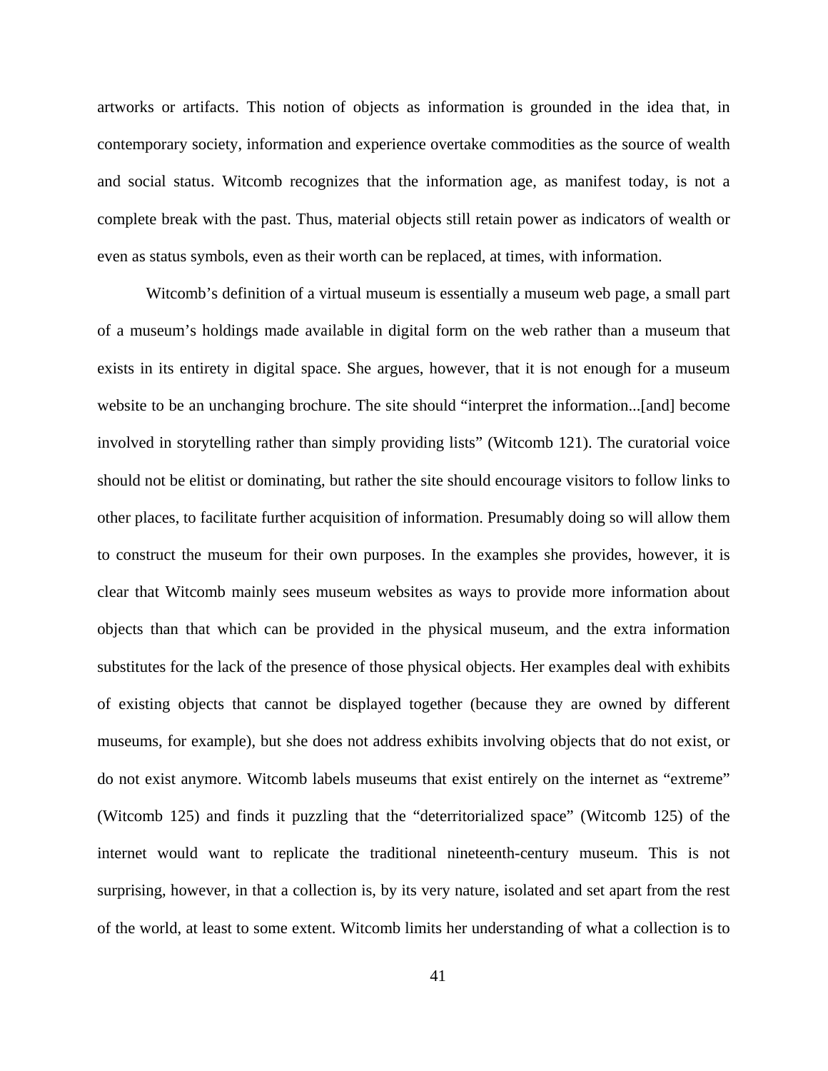artworks or artifacts. This notion of objects as information is grounded in the idea that, in contemporary society, information and experience overtake commodities as the source of wealth and social status. Witcomb recognizes that the information age, as manifest today, is not a complete break with the past. Thus, material objects still retain power as indicators of wealth or even as status symbols, even as their worth can be replaced, at times, with information.

Witcomb's definition of a virtual museum is essentially a museum web page, a small part of a museum's holdings made available in digital form on the web rather than a museum that exists in its entirety in digital space. She argues, however, that it is not enough for a museum website to be an unchanging brochure. The site should "interpret the information...[and] become involved in storytelling rather than simply providing lists" (Witcomb 121). The curatorial voice should not be elitist or dominating, but rather the site should encourage visitors to follow links to other places, to facilitate further acquisition of information. Presumably doing so will allow them to construct the museum for their own purposes. In the examples she provides, however, it is clear that Witcomb mainly sees museum websites as ways to provide more information about objects than that which can be provided in the physical museum, and the extra information substitutes for the lack of the presence of those physical objects. Her examples deal with exhibits of existing objects that cannot be displayed together (because they are owned by different museums, for example), but she does not address exhibits involving objects that do not exist, or do not exist anymore. Witcomb labels museums that exist entirely on the internet as "extreme" (Witcomb 125) and finds it puzzling that the "deterritorialized space" (Witcomb 125) of the internet would want to replicate the traditional nineteenth-century museum. This is not surprising, however, in that a collection is, by its very nature, isolated and set apart from the rest of the world, at least to some extent. Witcomb limits her understanding of what a collection is to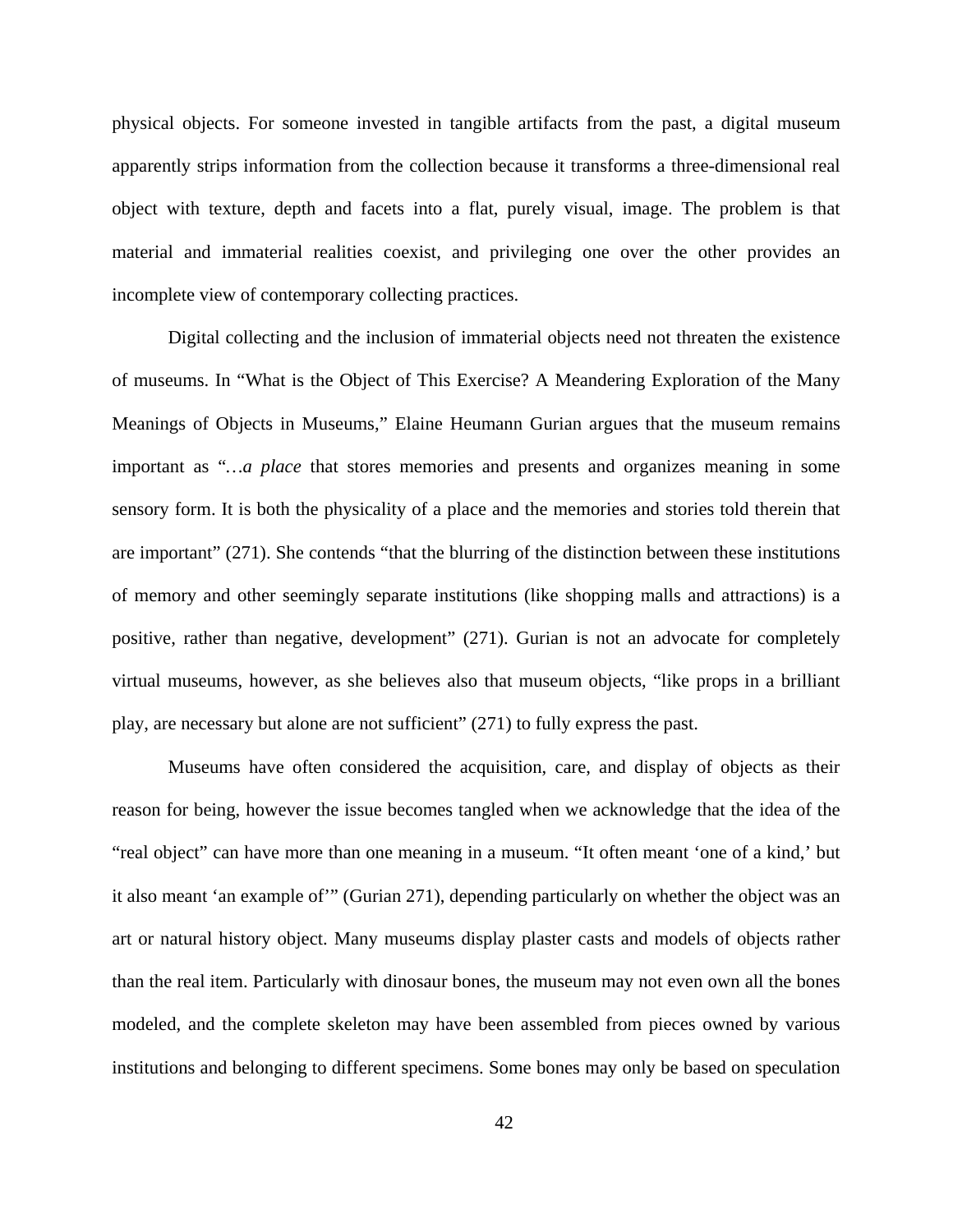physical objects. For someone invested in tangible artifacts from the past, a digital museum apparently strips information from the collection because it transforms a three-dimensional real object with texture, depth and facets into a flat, purely visual, image. The problem is that material and immaterial realities coexist, and privileging one over the other provides an incomplete view of contemporary collecting practices.

Digital collecting and the inclusion of immaterial objects need not threaten the existence of museums. In "What is the Object of This Exercise? A Meandering Exploration of the Many Meanings of Objects in Museums," Elaine Heumann Gurian argues that the museum remains important as "…*a place* that stores memories and presents and organizes meaning in some sensory form. It is both the physicality of a place and the memories and stories told therein that are important" (271). She contends "that the blurring of the distinction between these institutions of memory and other seemingly separate institutions (like shopping malls and attractions) is a positive, rather than negative, development" (271). Gurian is not an advocate for completely virtual museums, however, as she believes also that museum objects, "like props in a brilliant play, are necessary but alone are not sufficient" (271) to fully express the past.

Museums have often considered the acquisition, care, and display of objects as their reason for being, however the issue becomes tangled when we acknowledge that the idea of the "real object" can have more than one meaning in a museum. "It often meant 'one of a kind,' but it also meant 'an example of'" (Gurian 271), depending particularly on whether the object was an art or natural history object. Many museums display plaster casts and models of objects rather than the real item. Particularly with dinosaur bones, the museum may not even own all the bones modeled, and the complete skeleton may have been assembled from pieces owned by various institutions and belonging to different specimens. Some bones may only be based on speculation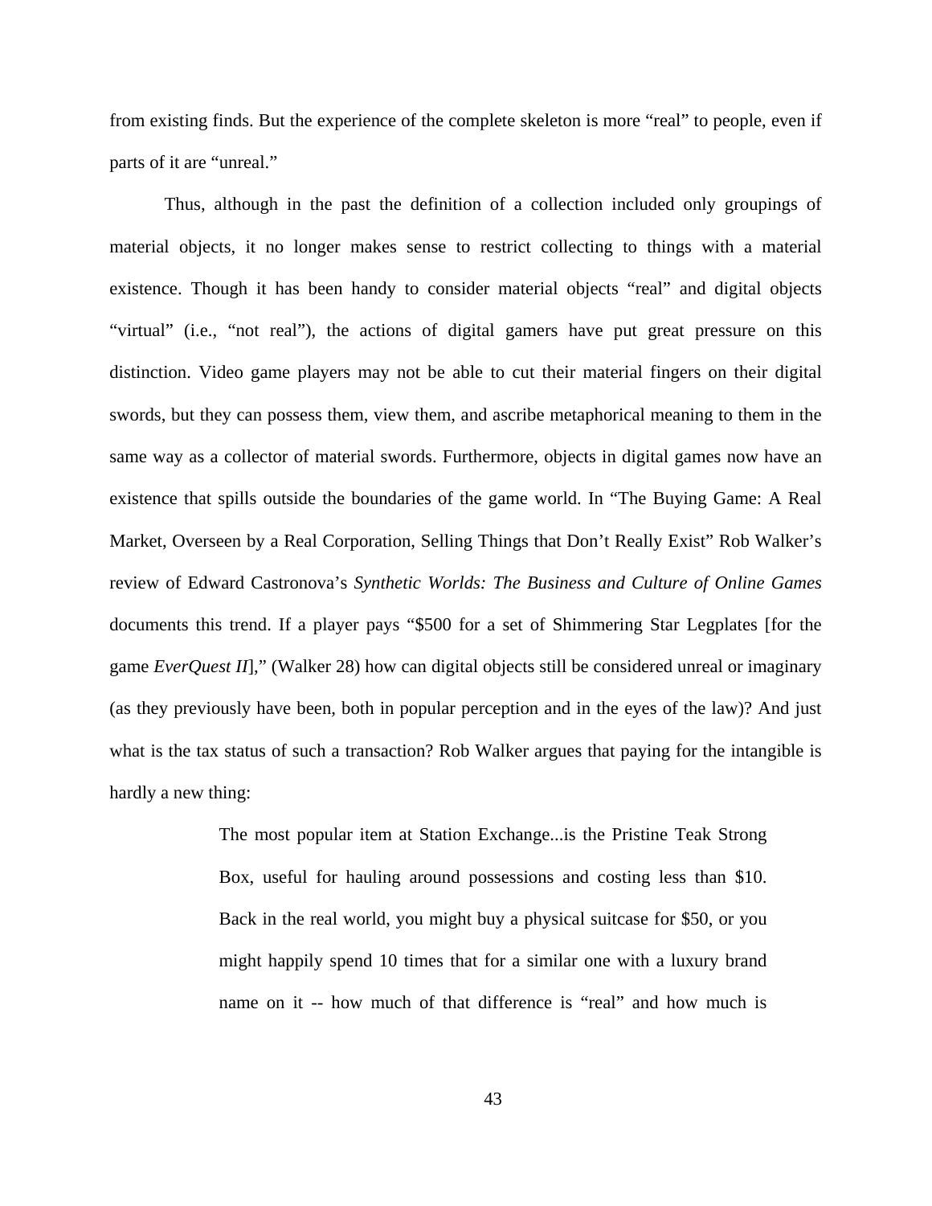from existing finds. But the experience of the complete skeleton is more “real” to people, even if parts of it are “unreal.”

Thus, although in the past the definition of a collection included only groupings of material objects, it no longer makes sense to restrict collecting to things with a material existence. Though it has been handy to consider material objects “real” and digital objects “virtual” (i.e., “not real”), the actions of digital gamers have put great pressure on this distinction. Video game players may not be able to cut their material fingers on their digital swords, but they can possess them, view them, and ascribe metaphorical meaning to them in the same way as a collector of material swords. Furthermore, objects in digital games now have an existence that spills outside the boundaries of the game world. In “The Buying Game: A Real Market, Overseen by a Real Corporation, Selling Things that Don’t Really Exist” Rob Walker’s review of Edward Castronova’s *Synthetic Worlds: The Business and Culture of Online Games* documents this trend. If a player pays “$500 for a set of Shimmering Star Legplates [for the game *EverQuest II*],” (Walker 28) how can digital objects still be considered unreal or imaginary (as they previously have been, both in popular perception and in the eyes of the law)? And just what is the tax status of such a transaction? Rob Walker argues that paying for the intangible is hardly a new thing:

> The most popular item at Station Exchange...is the Pristine Teak Strong Box, useful for hauling around possessions and costing less than $10. Back in the real world, you might buy a physical suitcase for $50, or you might happily spend 10 times that for a similar one with a luxury brand name on it -- how much of that difference is “real” and how much is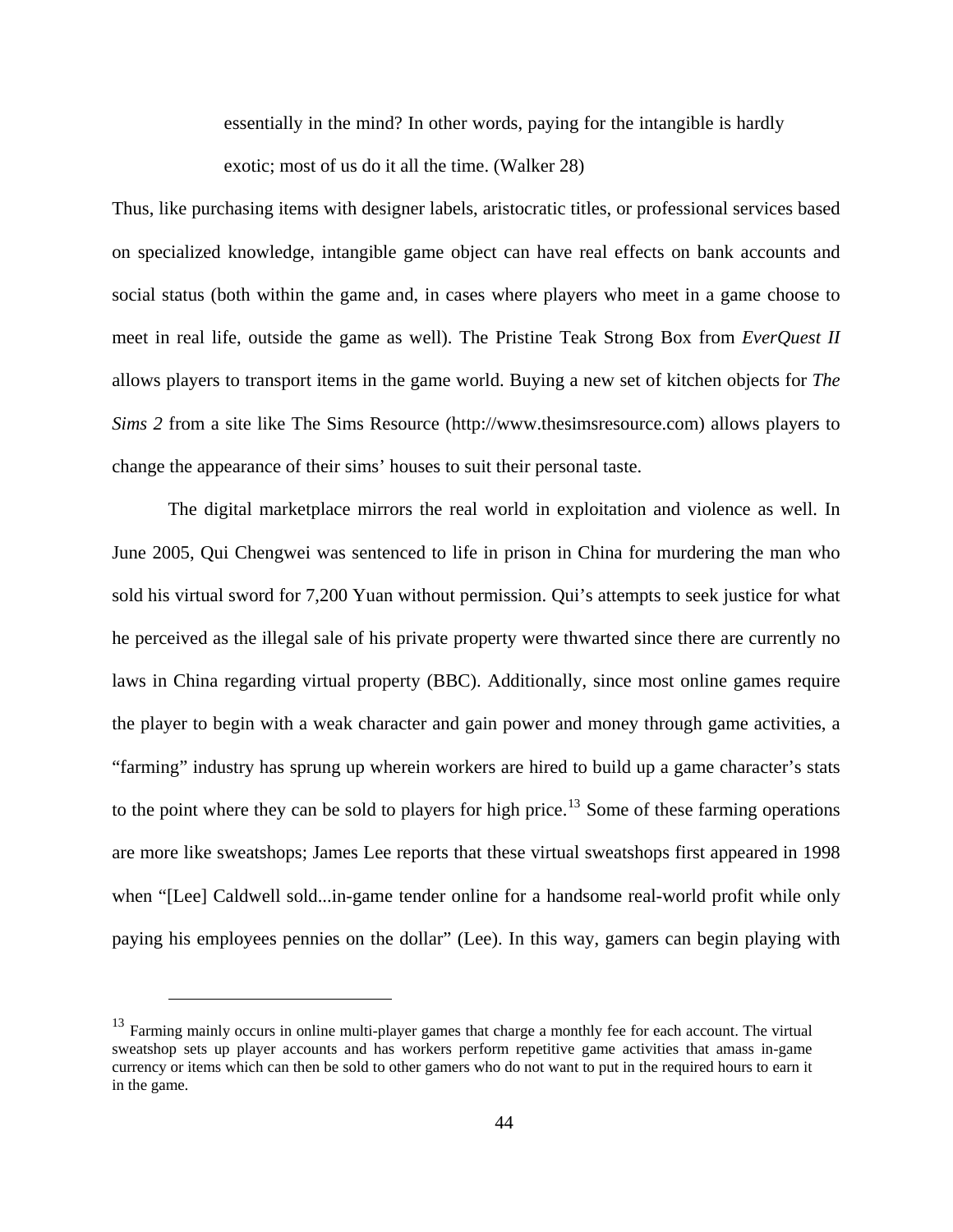> essentially in the mind? In other words, paying for the intangible is hardly exotic; most of us do it all the time. (Walker 28)

Thus, like purchasing items with designer labels, aristocratic titles, or professional services based on specialized knowledge, intangible game object can have real effects on bank accounts and social status (both within the game and, in cases where players who meet in a game choose to meet in real life, outside the game as well). The Pristine Teak Strong Box from *EverQuest II* allows players to transport items in the game world. Buying a new set of kitchen objects for *The Sims 2* from a site like The Sims Resource (http://www.thesimsresource.com) allows players to change the appearance of their sims' houses to suit their personal taste.

The digital marketplace mirrors the real world in exploitation and violence as well. In June 2005, Qui Chengwei was sentenced to life in prison in China for murdering the man who sold his virtual sword for 7,200 Yuan without permission. Qui's attempts to seek justice for what he perceived as the illegal sale of his private property were thwarted since there are currently no laws in China regarding virtual property (BBC). Additionally, since most online games require the player to begin with a weak character and gain power and money through game activities, a "farming" industry has sprung up wherein workers are hired to build up a game character's stats to the point where they can be sold to players for high price.[13] Some of these farming operations are more like sweatshops; James Lee reports that these virtual sweatshops first appeared in 1998 when "[Lee] Caldwell sold...in-game tender online for a handsome real-world profit while only paying his employees pennies on the dollar" (Lee). In this way, gamers can begin playing with

[13] Farming mainly occurs in online multi-player games that charge a monthly fee for each account. The virtual sweatshop sets up player accounts and has workers perform repetitive game activities that amass in-game currency or items which can then be sold to other gamers who do not want to put in the required hours to earn it in the game.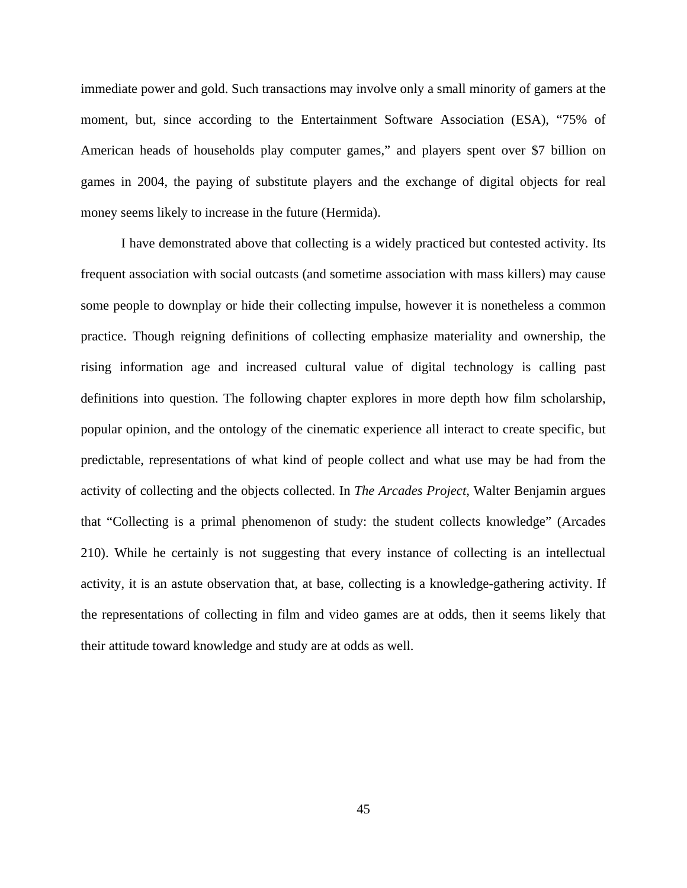immediate power and gold. Such transactions may involve only a small minority of gamers at the moment, but, since according to the Entertainment Software Association (ESA), “75% of American heads of households play computer games,” and players spent over $7 billion on games in 2004, the paying of substitute players and the exchange of digital objects for real money seems likely to increase in the future (Hermida).

I have demonstrated above that collecting is a widely practiced but contested activity. Its frequent association with social outcasts (and sometime association with mass killers) may cause some people to downplay or hide their collecting impulse, however it is nonetheless a common practice. Though reigning definitions of collecting emphasize materiality and ownership, the rising information age and increased cultural value of digital technology is calling past definitions into question. The following chapter explores in more depth how film scholarship, popular opinion, and the ontology of the cinematic experience all interact to create specific, but predictable, representations of what kind of people collect and what use may be had from the activity of collecting and the objects collected. In *The Arcades Project*, Walter Benjamin argues that “Collecting is a primal phenomenon of study: the student collects knowledge” (Arcades 210). While he certainly is not suggesting that every instance of collecting is an intellectual activity, it is an astute observation that, at base, collecting is a knowledge-gathering activity. If the representations of collecting in film and video games are at odds, then it seems likely that their attitude toward knowledge and study are at odds as well.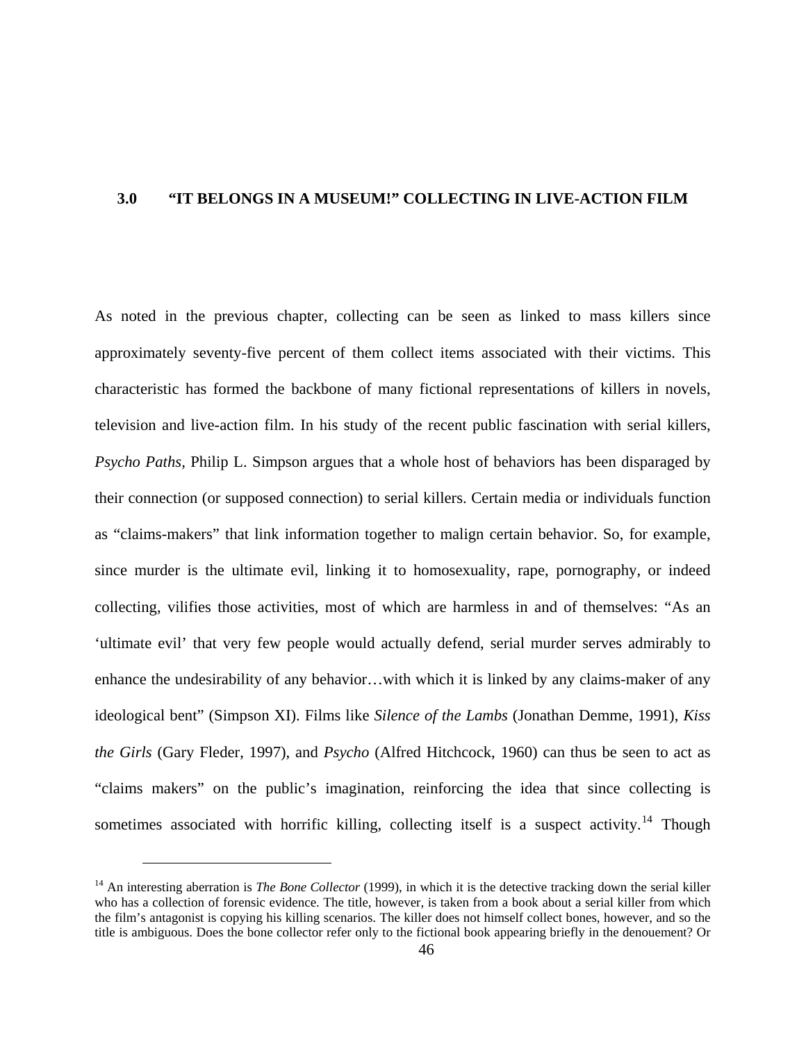## 3.0 "IT BELONGS IN A MUSEUM!" COLLECTING IN LIVE-ACTION FILM

As noted in the previous chapter, collecting can be seen as linked to mass killers since approximately seventy-five percent of them collect items associated with their victims. This characteristic has formed the backbone of many fictional representations of killers in novels, television and live-action film. In his study of the recent public fascination with serial killers, *Psycho Paths,* Philip L. Simpson argues that a whole host of behaviors has been disparaged by their connection (or supposed connection) to serial killers. Certain media or individuals function as "claims-makers" that link information together to malign certain behavior. So, for example, since murder is the ultimate evil, linking it to homosexuality, rape, pornography, or indeed collecting, vilifies those activities, most of which are harmless in and of themselves: "As an 'ultimate evil' that very few people would actually defend, serial murder serves admirably to enhance the undesirability of any behavior…with which it is linked by any claims-maker of any ideological bent" (Simpson XI). Films like *Silence of the Lambs* (Jonathan Demme, 1991), *Kiss the Girls* (Gary Fleder, 1997), and *Psycho* (Alfred Hitchcock, 1960) can thus be seen to act as "claims makers" on the public's imagination, reinforcing the idea that since collecting is sometimes associated with horrific killing, collecting itself is a suspect activity.[14] Though

[14] An interesting aberration is *The Bone Collector* (1999), in which it is the detective tracking down the serial killer who has a collection of forensic evidence. The title, however, is taken from a book about a serial killer from which the film's antagonist is copying his killing scenarios. The killer does not himself collect bones, however, and so the title is ambiguous. Does the bone collector refer only to the fictional book appearing briefly in the denouement? Or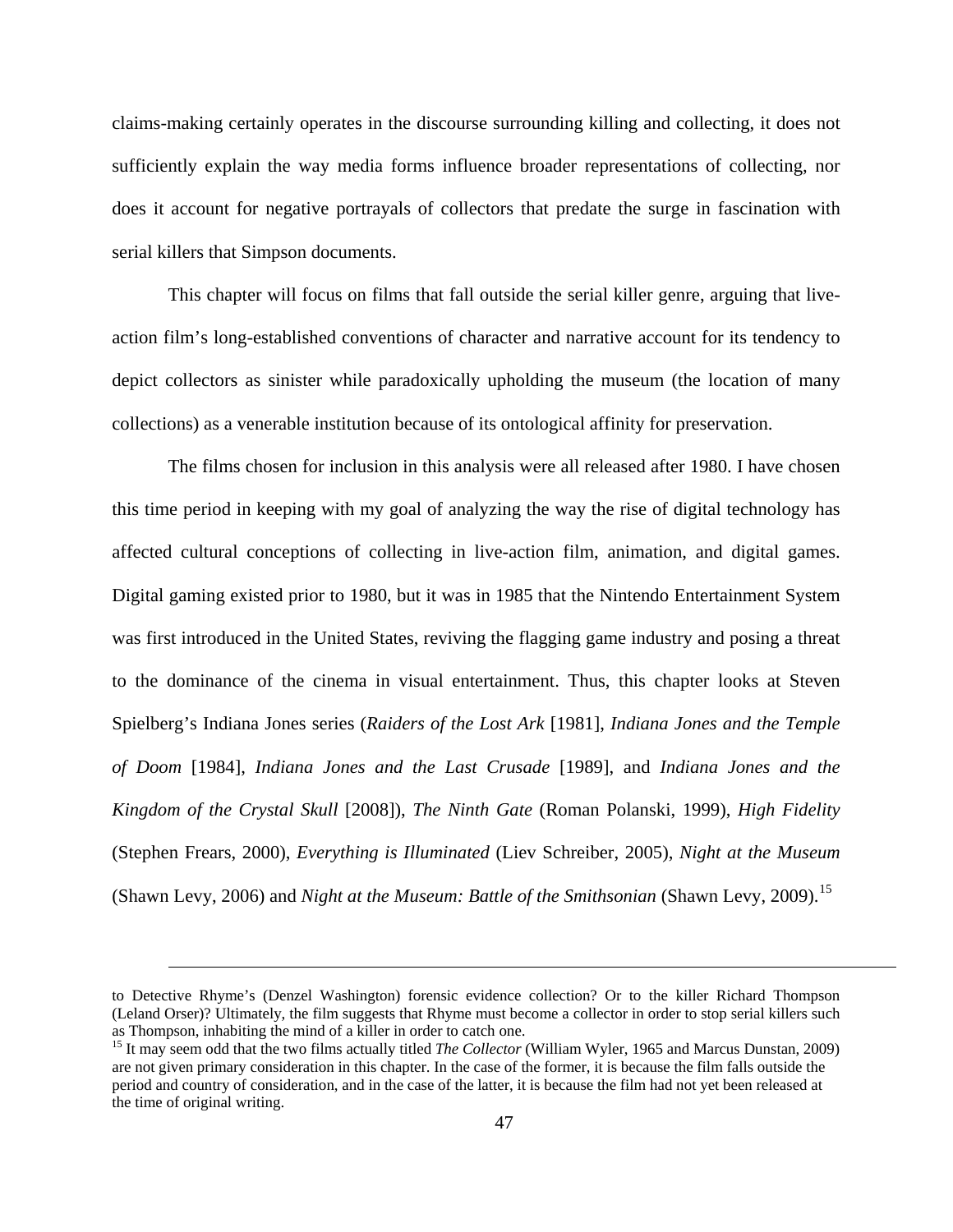claims-making certainly operates in the discourse surrounding killing and collecting, it does not sufficiently explain the way media forms influence broader representations of collecting, nor does it account for negative portrayals of collectors that predate the surge in fascination with serial killers that Simpson documents.

This chapter will focus on films that fall outside the serial killer genre, arguing that live-action film's long-established conventions of character and narrative account for its tendency to depict collectors as sinister while paradoxically upholding the museum (the location of many collections) as a venerable institution because of its ontological affinity for preservation.

The films chosen for inclusion in this analysis were all released after 1980. I have chosen this time period in keeping with my goal of analyzing the way the rise of digital technology has affected cultural conceptions of collecting in live-action film, animation, and digital games. Digital gaming existed prior to 1980, but it was in 1985 that the Nintendo Entertainment System was first introduced in the United States, reviving the flagging game industry and posing a threat to the dominance of the cinema in visual entertainment. Thus, this chapter looks at Steven Spielberg's Indiana Jones series (*Raiders of the Lost Ark* [1981], *Indiana Jones and the Temple of Doom* [1984], *Indiana Jones and the Last Crusade* [1989], and *Indiana Jones and the Kingdom of the Crystal Skull* [2008]), *The Ninth Gate* (Roman Polanski, 1999), *High Fidelity* (Stephen Frears, 2000), *Everything is Illuminated* (Liev Schreiber, 2005), *Night at the Museum* (Shawn Levy, 2006) and *Night at the Museum: Battle of the Smithsonian* (Shawn Levy, 2009).[15]

---

to Detective Rhyme's (Denzel Washington) forensic evidence collection? Or to the killer Richard Thompson (Leland Orser)? Ultimately, the film suggests that Rhyme must become a collector in order to stop serial killers such as Thompson, inhabiting the mind of a killer in order to catch one.

[15] It may seem odd that the two films actually titled *The Collector* (William Wyler, 1965 and Marcus Dunstan, 2009) are not given primary consideration in this chapter. In the case of the former, it is because the film falls outside the period and country of consideration, and in the case of the latter, it is because the film had not yet been released at the time of original writing.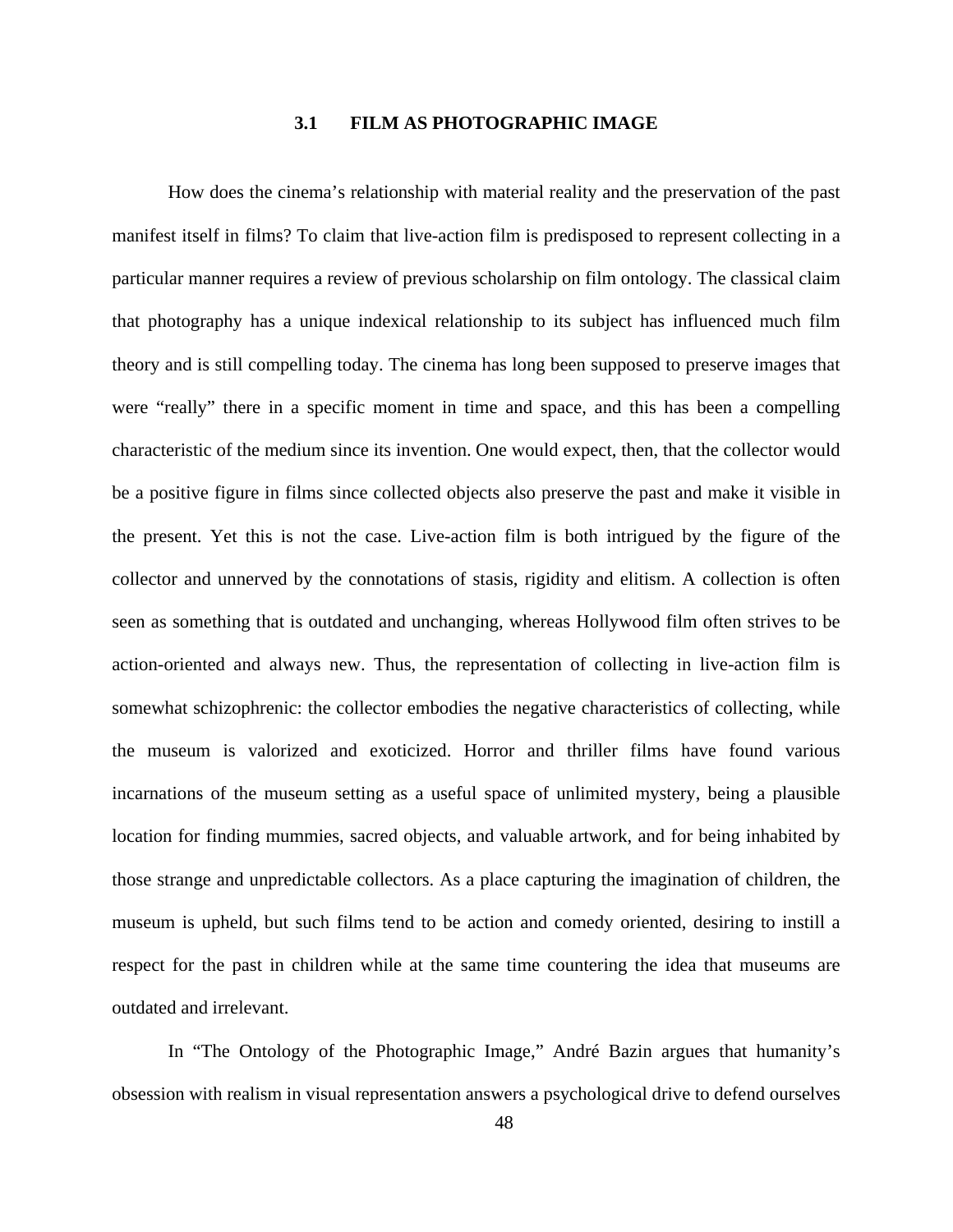## 3.1 FILM AS PHOTOGRAPHIC IMAGE

How does the cinema's relationship with material reality and the preservation of the past manifest itself in films? To claim that live-action film is predisposed to represent collecting in a particular manner requires a review of previous scholarship on film ontology. The classical claim that photography has a unique indexical relationship to its subject has influenced much film theory and is still compelling today. The cinema has long been supposed to preserve images that were "really" there in a specific moment in time and space, and this has been a compelling characteristic of the medium since its invention. One would expect, then, that the collector would be a positive figure in films since collected objects also preserve the past and make it visible in the present. Yet this is not the case. Live-action film is both intrigued by the figure of the collector and unnerved by the connotations of stasis, rigidity and elitism. A collection is often seen as something that is outdated and unchanging, whereas Hollywood film often strives to be action-oriented and always new. Thus, the representation of collecting in live-action film is somewhat schizophrenic: the collector embodies the negative characteristics of collecting, while the museum is valorized and exoticized. Horror and thriller films have found various incarnations of the museum setting as a useful space of unlimited mystery, being a plausible location for finding mummies, sacred objects, and valuable artwork, and for being inhabited by those strange and unpredictable collectors. As a place capturing the imagination of children, the museum is upheld, but such films tend to be action and comedy oriented, desiring to instill a respect for the past in children while at the same time countering the idea that museums are outdated and irrelevant.

In "The Ontology of the Photographic Image," André Bazin argues that humanity's obsession with realism in visual representation answers a psychological drive to defend ourselves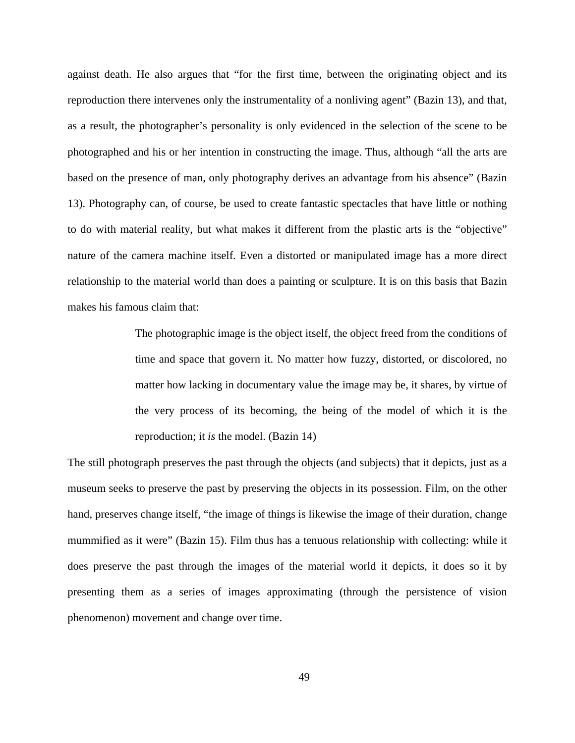against death. He also argues that "for the first time, between the originating object and its reproduction there intervenes only the instrumentality of a nonliving agent" (Bazin 13), and that, as a result, the photographer's personality is only evidenced in the selection of the scene to be photographed and his or her intention in constructing the image. Thus, although "all the arts are based on the presence of man, only photography derives an advantage from his absence" (Bazin 13). Photography can, of course, be used to create fantastic spectacles that have little or nothing to do with material reality, but what makes it different from the plastic arts is the "objective" nature of the camera machine itself. Even a distorted or manipulated image has a more direct relationship to the material world than does a painting or sculpture. It is on this basis that Bazin makes his famous claim that:

> The photographic image is the object itself, the object freed from the conditions of time and space that govern it. No matter how fuzzy, distorted, or discolored, no matter how lacking in documentary value the image may be, it shares, by virtue of the very process of its becoming, the being of the model of which it is the reproduction; it *is* the model. (Bazin 14)

The still photograph preserves the past through the objects (and subjects) that it depicts, just as a museum seeks to preserve the past by preserving the objects in its possession. Film, on the other hand, preserves change itself, "the image of things is likewise the image of their duration, change mummified as it were" (Bazin 15). Film thus has a tenuous relationship with collecting: while it does preserve the past through the images of the material world it depicts, it does so it by presenting them as a series of images approximating (through the persistence of vision phenomenon) movement and change over time.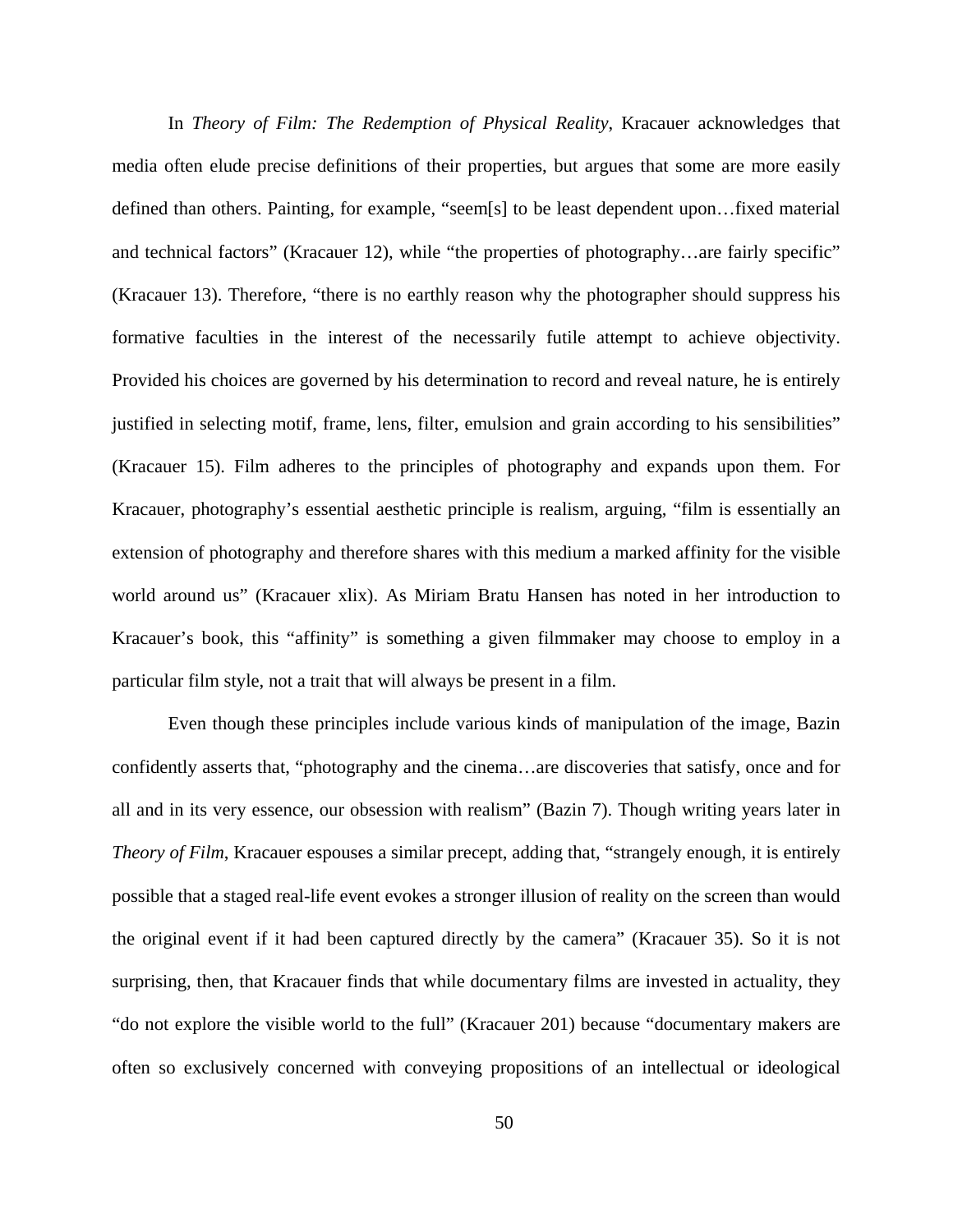In *Theory of Film: The Redemption of Physical Reality*, Kracauer acknowledges that media often elude precise definitions of their properties, but argues that some are more easily defined than others. Painting, for example, "seem[s] to be least dependent upon…fixed material and technical factors" (Kracauer 12), while "the properties of photography…are fairly specific" (Kracauer 13). Therefore, "there is no earthly reason why the photographer should suppress his formative faculties in the interest of the necessarily futile attempt to achieve objectivity. Provided his choices are governed by his determination to record and reveal nature, he is entirely justified in selecting motif, frame, lens, filter, emulsion and grain according to his sensibilities" (Kracauer 15). Film adheres to the principles of photography and expands upon them. For Kracauer, photography's essential aesthetic principle is realism, arguing, "film is essentially an extension of photography and therefore shares with this medium a marked affinity for the visible world around us" (Kracauer xlix). As Miriam Bratu Hansen has noted in her introduction to Kracauer's book, this "affinity" is something a given filmmaker may choose to employ in a particular film style, not a trait that will always be present in a film.

Even though these principles include various kinds of manipulation of the image, Bazin confidently asserts that, "photography and the cinema…are discoveries that satisfy, once and for all and in its very essence, our obsession with realism" (Bazin 7). Though writing years later in *Theory of Film*, Kracauer espouses a similar precept, adding that, "strangely enough, it is entirely possible that a staged real-life event evokes a stronger illusion of reality on the screen than would the original event if it had been captured directly by the camera" (Kracauer 35). So it is not surprising, then, that Kracauer finds that while documentary films are invested in actuality, they "do not explore the visible world to the full" (Kracauer 201) because "documentary makers are often so exclusively concerned with conveying propositions of an intellectual or ideological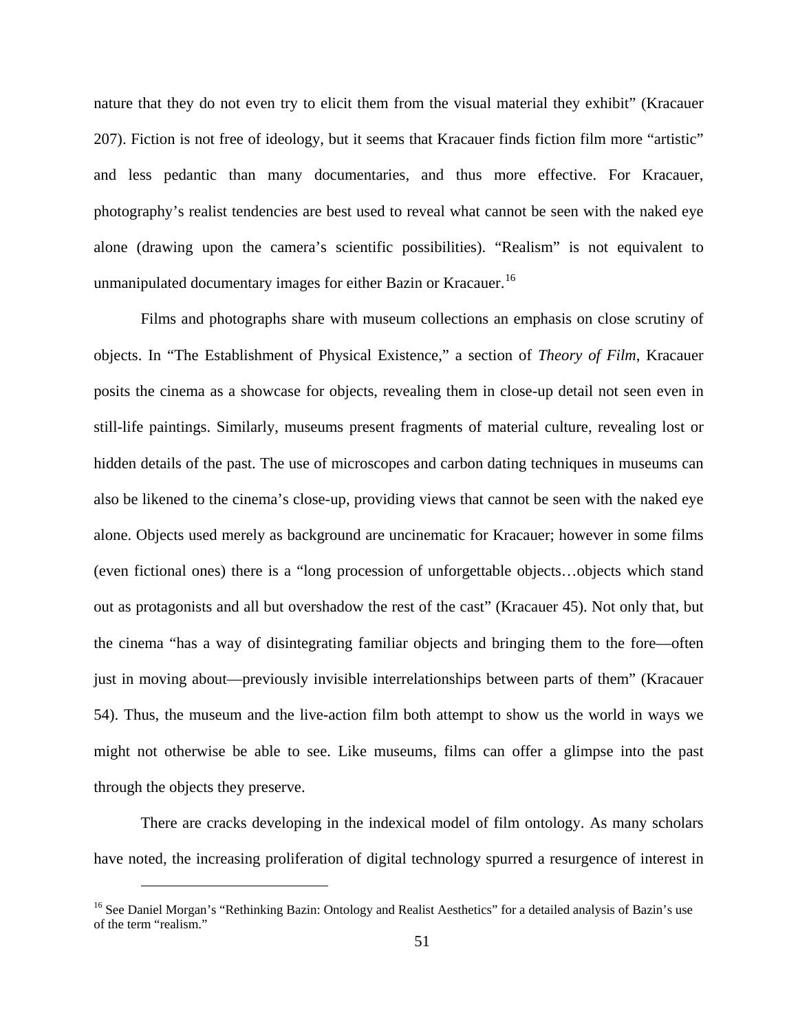nature that they do not even try to elicit them from the visual material they exhibit" (Kracauer 207). Fiction is not free of ideology, but it seems that Kracauer finds fiction film more "artistic" and less pedantic than many documentaries, and thus more effective. For Kracauer, photography's realist tendencies are best used to reveal what cannot be seen with the naked eye alone (drawing upon the camera's scientific possibilities). "Realism" is not equivalent to unmanipulated documentary images for either Bazin or Kracauer.[16]

Films and photographs share with museum collections an emphasis on close scrutiny of objects. In "The Establishment of Physical Existence," a section of *Theory of Film*, Kracauer posits the cinema as a showcase for objects, revealing them in close-up detail not seen even in still-life paintings. Similarly, museums present fragments of material culture, revealing lost or hidden details of the past. The use of microscopes and carbon dating techniques in museums can also be likened to the cinema's close-up, providing views that cannot be seen with the naked eye alone. Objects used merely as background are uncinematic for Kracauer; however in some films (even fictional ones) there is a "long procession of unforgettable objects…objects which stand out as protagonists and all but overshadow the rest of the cast" (Kracauer 45). Not only that, but the cinema "has a way of disintegrating familiar objects and bringing them to the fore—often just in moving about—previously invisible interrelationships between parts of them" (Kracauer 54). Thus, the museum and the live-action film both attempt to show us the world in ways we might not otherwise be able to see. Like museums, films can offer a glimpse into the past through the objects they preserve.

There are cracks developing in the indexical model of film ontology. As many scholars have noted, the increasing proliferation of digital technology spurred a resurgence of interest in

[16] See Daniel Morgan's "Rethinking Bazin: Ontology and Realist Aesthetics" for a detailed analysis of Bazin's use of the term "realism."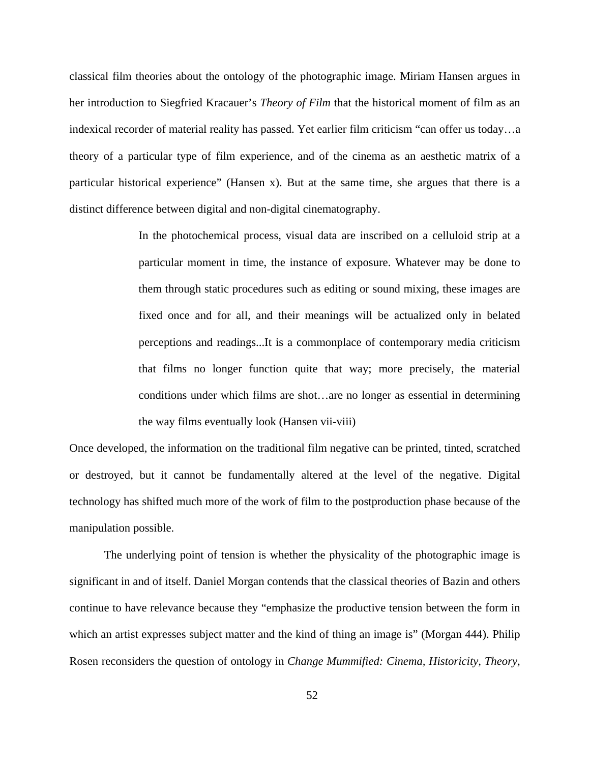classical film theories about the ontology of the photographic image. Miriam Hansen argues in her introduction to Siegfried Kracauer's *Theory of Film* that the historical moment of film as an indexical recorder of material reality has passed. Yet earlier film criticism "can offer us today…a theory of a particular type of film experience, and of the cinema as an aesthetic matrix of a particular historical experience" (Hansen x). But at the same time, she argues that there is a distinct difference between digital and non-digital cinematography.

> In the photochemical process, visual data are inscribed on a celluloid strip at a particular moment in time, the instance of exposure. Whatever may be done to them through static procedures such as editing or sound mixing, these images are fixed once and for all, and their meanings will be actualized only in belated perceptions and readings...It is a commonplace of contemporary media criticism that films no longer function quite that way; more precisely, the material conditions under which films are shot…are no longer as essential in determining the way films eventually look (Hansen vii-viii)

Once developed, the information on the traditional film negative can be printed, tinted, scratched or destroyed, but it cannot be fundamentally altered at the level of the negative. Digital technology has shifted much more of the work of film to the postproduction phase because of the manipulation possible.

The underlying point of tension is whether the physicality of the photographic image is significant in and of itself. Daniel Morgan contends that the classical theories of Bazin and others continue to have relevance because they "emphasize the productive tension between the form in which an artist expresses subject matter and the kind of thing an image is" (Morgan 444). Philip Rosen reconsiders the question of ontology in *Change Mummified: Cinema, Historicity, Theory*,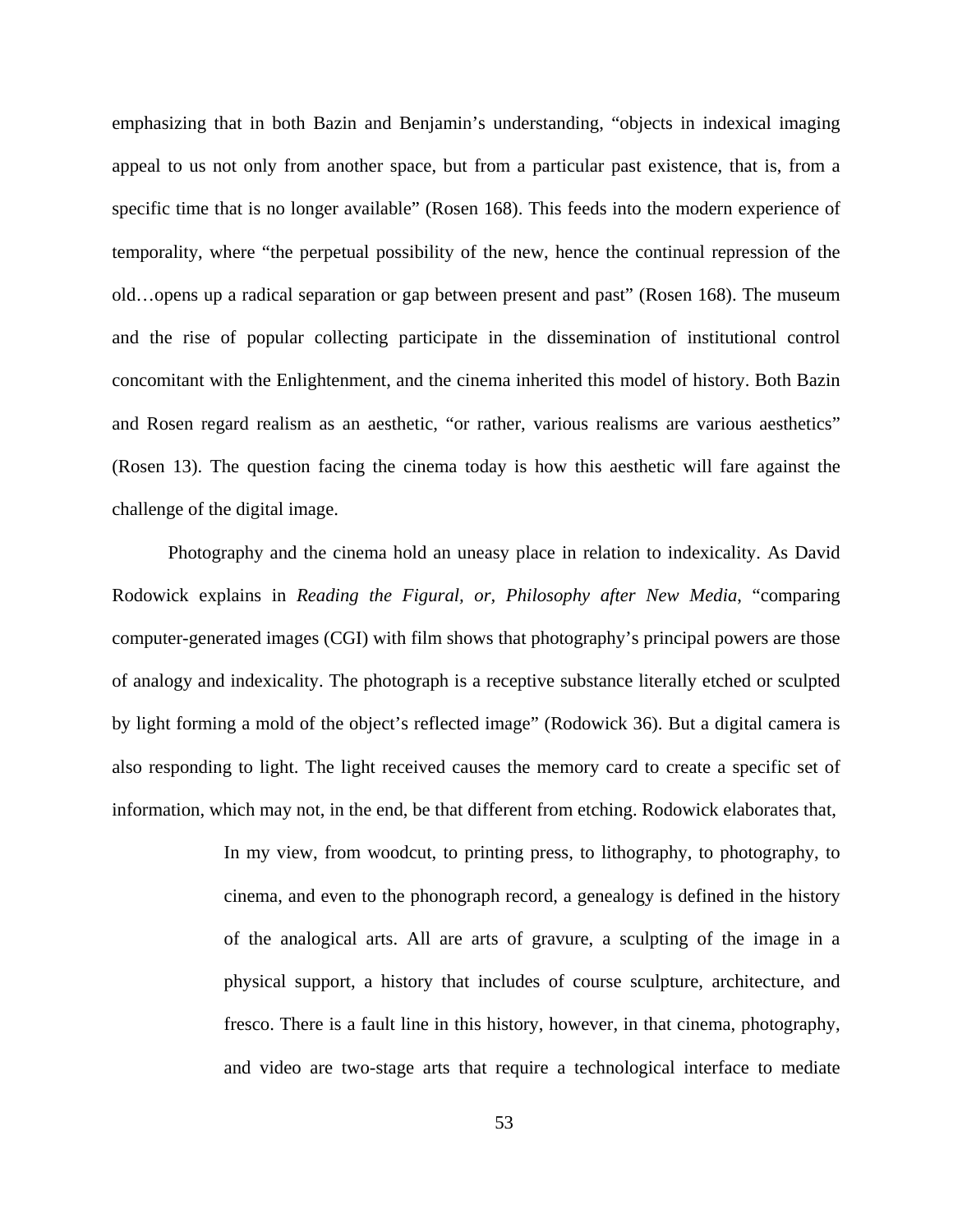emphasizing that in both Bazin and Benjamin's understanding, "objects in indexical imaging appeal to us not only from another space, but from a particular past existence, that is, from a specific time that is no longer available" (Rosen 168). This feeds into the modern experience of temporality, where "the perpetual possibility of the new, hence the continual repression of the old…opens up a radical separation or gap between present and past" (Rosen 168). The museum and the rise of popular collecting participate in the dissemination of institutional control concomitant with the Enlightenment, and the cinema inherited this model of history. Both Bazin and Rosen regard realism as an aesthetic, "or rather, various realisms are various aesthetics" (Rosen 13). The question facing the cinema today is how this aesthetic will fare against the challenge of the digital image.

Photography and the cinema hold an uneasy place in relation to indexicality. As David Rodowick explains in *Reading the Figural, or, Philosophy after New Media*, "comparing computer-generated images (CGI) with film shows that photography's principal powers are those of analogy and indexicality. The photograph is a receptive substance literally etched or sculpted by light forming a mold of the object's reflected image" (Rodowick 36). But a digital camera is also responding to light. The light received causes the memory card to create a specific set of information, which may not, in the end, be that different from etching. Rodowick elaborates that,

> In my view, from woodcut, to printing press, to lithography, to photography, to cinema, and even to the phonograph record, a genealogy is defined in the history of the analogical arts. All are arts of gravure, a sculpting of the image in a physical support, a history that includes of course sculpture, architecture, and fresco. There is a fault line in this history, however, in that cinema, photography, and video are two-stage arts that require a technological interface to mediate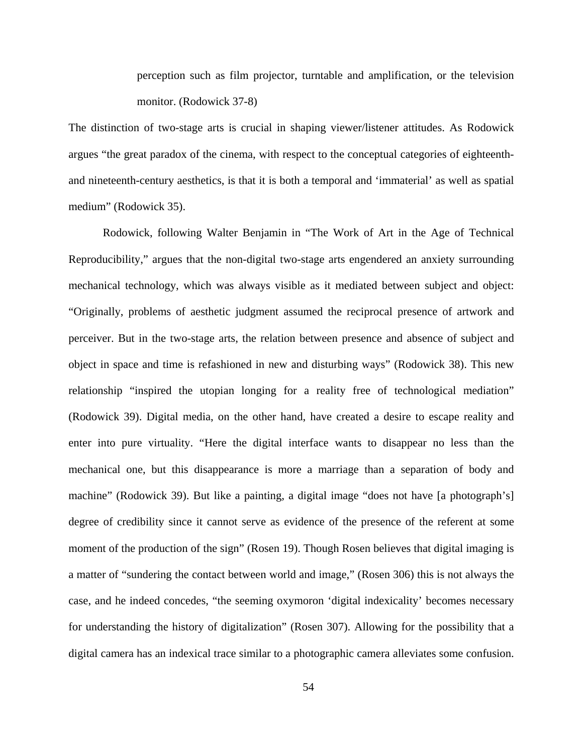> perception such as film projector, turntable and amplification, or the television monitor. (Rodowick 37-8)

The distinction of two-stage arts is crucial in shaping viewer/listener attitudes. As Rodowick argues "the great paradox of the cinema, with respect to the conceptual categories of eighteenth- and nineteenth-century aesthetics, is that it is both a temporal and 'immaterial' as well as spatial medium" (Rodowick 35).

Rodowick, following Walter Benjamin in "The Work of Art in the Age of Technical Reproducibility," argues that the non-digital two-stage arts engendered an anxiety surrounding mechanical technology, which was always visible as it mediated between subject and object: "Originally, problems of aesthetic judgment assumed the reciprocal presence of artwork and perceiver. But in the two-stage arts, the relation between presence and absence of subject and object in space and time is refashioned in new and disturbing ways" (Rodowick 38). This new relationship "inspired the utopian longing for a reality free of technological mediation" (Rodowick 39). Digital media, on the other hand, have created a desire to escape reality and enter into pure virtuality. "Here the digital interface wants to disappear no less than the mechanical one, but this disappearance is more a marriage than a separation of body and machine" (Rodowick 39). But like a painting, a digital image "does not have [a photograph's] degree of credibility since it cannot serve as evidence of the presence of the referent at some moment of the production of the sign" (Rosen 19). Though Rosen believes that digital imaging is a matter of "sundering the contact between world and image," (Rosen 306) this is not always the case, and he indeed concedes, "the seeming oxymoron 'digital indexicality' becomes necessary for understanding the history of digitalization" (Rosen 307). Allowing for the possibility that a digital camera has an indexical trace similar to a photographic camera alleviates some confusion.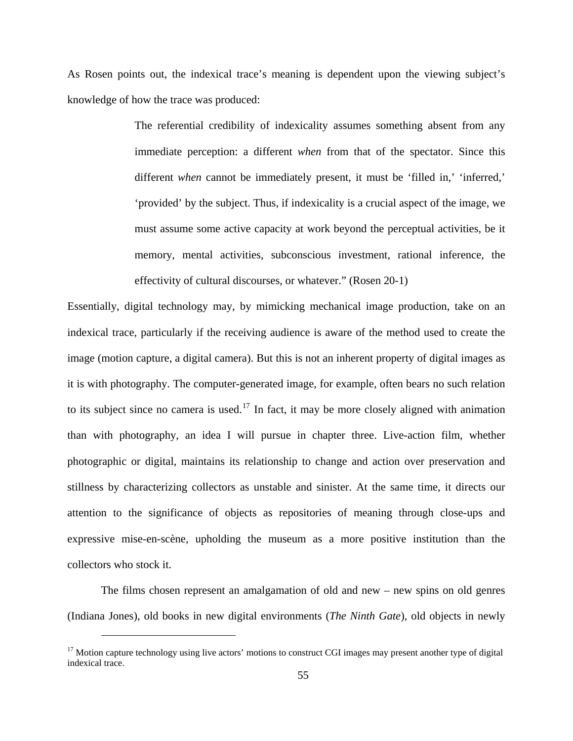As Rosen points out, the indexical trace's meaning is dependent upon the viewing subject's knowledge of how the trace was produced:

> The referential credibility of indexicality assumes something absent from any immediate perception: a different *when* from that of the spectator. Since this different *when* cannot be immediately present, it must be 'filled in,' 'inferred,' 'provided' by the subject. Thus, if indexicality is a crucial aspect of the image, we must assume some active capacity at work beyond the perceptual activities, be it memory, mental activities, subconscious investment, rational inference, the effectivity of cultural discourses, or whatever." (Rosen 20-1)

Essentially, digital technology may, by mimicking mechanical image production, take on an indexical trace, particularly if the receiving audience is aware of the method used to create the image (motion capture, a digital camera). But this is not an inherent property of digital images as it is with photography. The computer-generated image, for example, often bears no such relation to its subject since no camera is used.[17] In fact, it may be more closely aligned with animation than with photography, an idea I will pursue in chapter three. Live-action film, whether photographic or digital, maintains its relationship to change and action over preservation and stillness by characterizing collectors as unstable and sinister. At the same time, it directs our attention to the significance of objects as repositories of meaning through close-ups and expressive mise-en-scène, upholding the museum as a more positive institution than the collectors who stock it.

The films chosen represent an amalgamation of old and new – new spins on old genres (Indiana Jones), old books in new digital environments (*The Ninth Gate*), old objects in newly

[17] Motion capture technology using live actors' motions to construct CGI images may present another type of digital indexical trace.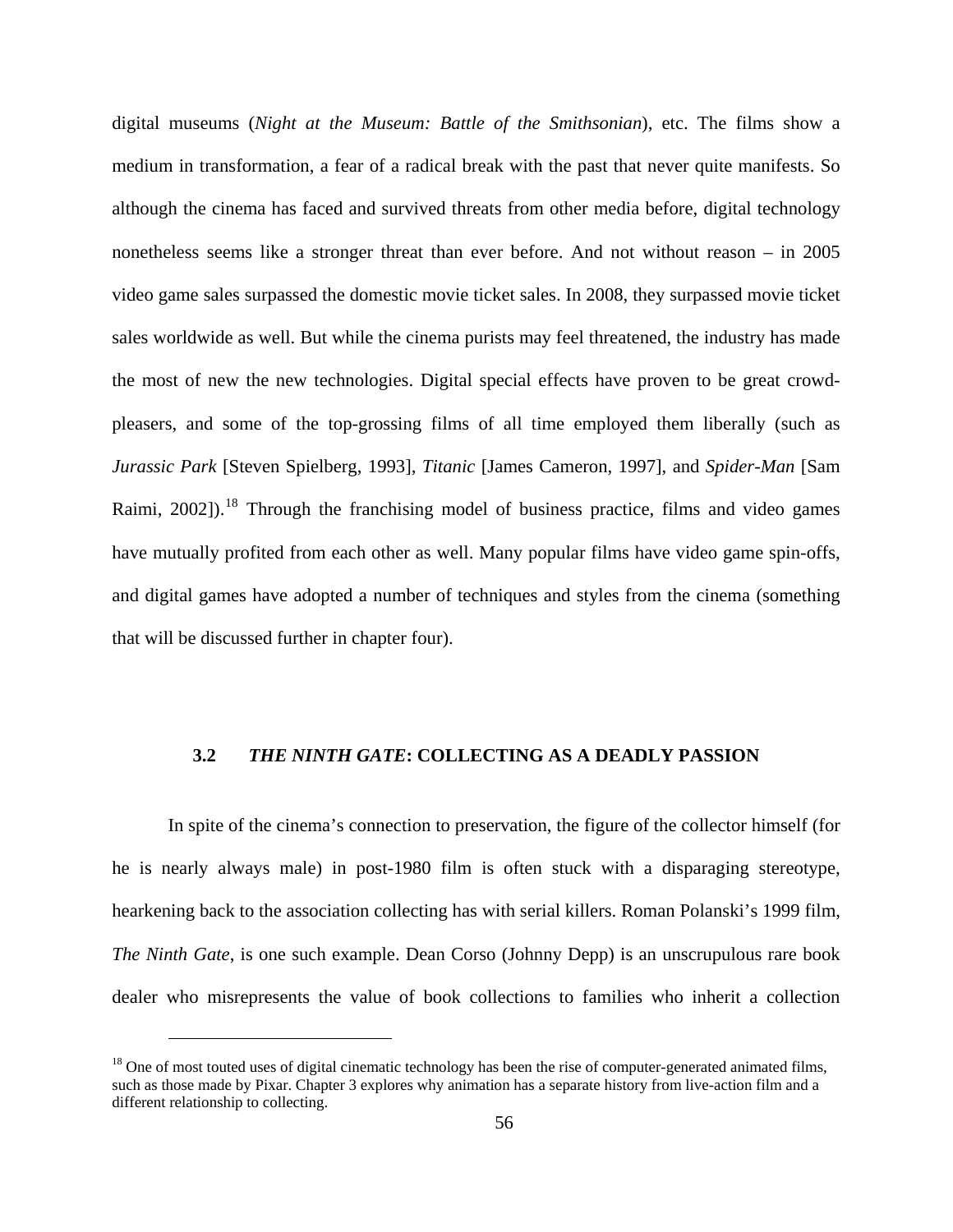digital museums (*Night at the Museum: Battle of the Smithsonian*), etc. The films show a medium in transformation, a fear of a radical break with the past that never quite manifests. So although the cinema has faced and survived threats from other media before, digital technology nonetheless seems like a stronger threat than ever before. And not without reason – in 2005 video game sales surpassed the domestic movie ticket sales. In 2008, they surpassed movie ticket sales worldwide as well. But while the cinema purists may feel threatened, the industry has made the most of new the new technologies. Digital special effects have proven to be great crowd-pleasers, and some of the top-grossing films of all time employed them liberally (such as *Jurassic Park* [Steven Spielberg, 1993], *Titanic* [James Cameron, 1997], and *Spider-Man* [Sam Raimi, 2002]).[18] Through the franchising model of business practice, films and video games have mutually profited from each other as well. Many popular films have video game spin-offs, and digital games have adopted a number of techniques and styles from the cinema (something that will be discussed further in chapter four).

### 3.2 *THE NINTH GATE*: COLLECTING AS A DEADLY PASSION

In spite of the cinema's connection to preservation, the figure of the collector himself (for he is nearly always male) in post-1980 film is often stuck with a disparaging stereotype, hearkening back to the association collecting has with serial killers. Roman Polanski's 1999 film, *The Ninth Gate*, is one such example. Dean Corso (Johnny Depp) is an unscrupulous rare book dealer who misrepresents the value of book collections to families who inherit a collection

[18] One of most touted uses of digital cinematic technology has been the rise of computer-generated animated films, such as those made by Pixar. Chapter 3 explores why animation has a separate history from live-action film and a different relationship to collecting.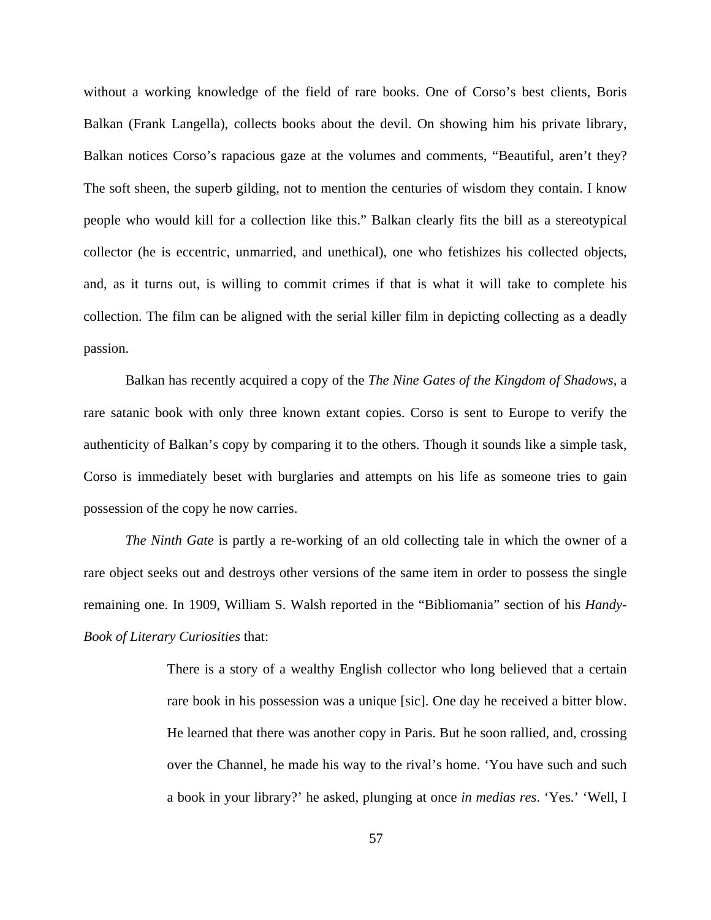without a working knowledge of the field of rare books. One of Corso's best clients, Boris Balkan (Frank Langella), collects books about the devil. On showing him his private library, Balkan notices Corso's rapacious gaze at the volumes and comments, "Beautiful, aren't they? The soft sheen, the superb gilding, not to mention the centuries of wisdom they contain. I know people who would kill for a collection like this." Balkan clearly fits the bill as a stereotypical collector (he is eccentric, unmarried, and unethical), one who fetishizes his collected objects, and, as it turns out, is willing to commit crimes if that is what it will take to complete his collection. The film can be aligned with the serial killer film in depicting collecting as a deadly passion.

Balkan has recently acquired a copy of the *The Nine Gates of the Kingdom of Shadows*, a rare satanic book with only three known extant copies. Corso is sent to Europe to verify the authenticity of Balkan's copy by comparing it to the others. Though it sounds like a simple task, Corso is immediately beset with burglaries and attempts on his life as someone tries to gain possession of the copy he now carries.

*The Ninth Gate* is partly a re-working of an old collecting tale in which the owner of a rare object seeks out and destroys other versions of the same item in order to possess the single remaining one. In 1909, William S. Walsh reported in the "Bibliomania" section of his *Handy-Book of Literary Curiosities* that:

> There is a story of a wealthy English collector who long believed that a certain rare book in his possession was a unique [sic]. One day he received a bitter blow. He learned that there was another copy in Paris. But he soon rallied, and, crossing over the Channel, he made his way to the rival's home. 'You have such and such a book in your library?' he asked, plunging at once *in medias res*. 'Yes.' 'Well, I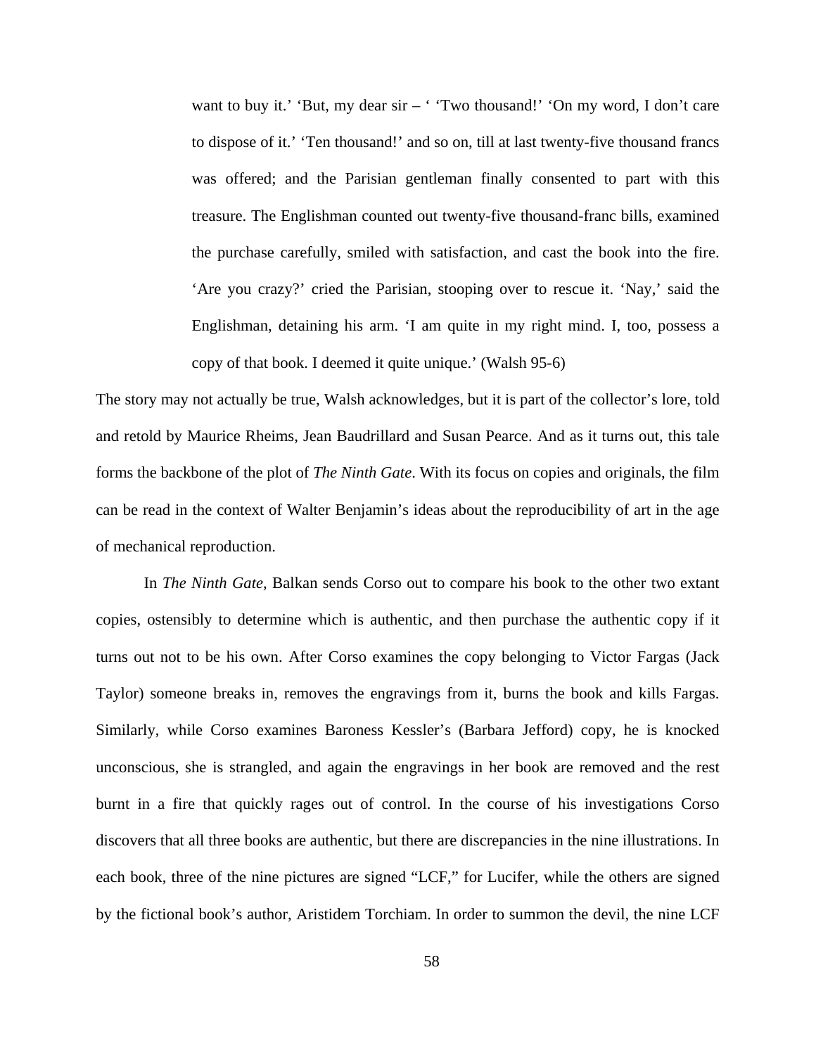> want to buy it.' 'But, my dear sir – ' 'Two thousand!' 'On my word, I don't care to dispose of it.' 'Ten thousand!' and so on, till at last twenty-five thousand francs was offered; and the Parisian gentleman finally consented to part with this treasure. The Englishman counted out twenty-five thousand-franc bills, examined the purchase carefully, smiled with satisfaction, and cast the book into the fire. 'Are you crazy?' cried the Parisian, stooping over to rescue it. 'Nay,' said the Englishman, detaining his arm. 'I am quite in my right mind. I, too, possess a copy of that book. I deemed it quite unique.' (Walsh 95-6)

The story may not actually be true, Walsh acknowledges, but it is part of the collector's lore, told and retold by Maurice Rheims, Jean Baudrillard and Susan Pearce. And as it turns out, this tale forms the backbone of the plot of *The Ninth Gate*. With its focus on copies and originals, the film can be read in the context of Walter Benjamin's ideas about the reproducibility of art in the age of mechanical reproduction.

In *The Ninth Gate*, Balkan sends Corso out to compare his book to the other two extant copies, ostensibly to determine which is authentic, and then purchase the authentic copy if it turns out not to be his own. After Corso examines the copy belonging to Victor Fargas (Jack Taylor) someone breaks in, removes the engravings from it, burns the book and kills Fargas. Similarly, while Corso examines Baroness Kessler's (Barbara Jefford) copy, he is knocked unconscious, she is strangled, and again the engravings in her book are removed and the rest burnt in a fire that quickly rages out of control. In the course of his investigations Corso discovers that all three books are authentic, but there are discrepancies in the nine illustrations. In each book, three of the nine pictures are signed "LCF," for Lucifer, while the others are signed by the fictional book's author, Aristidem Torchiam. In order to summon the devil, the nine LCF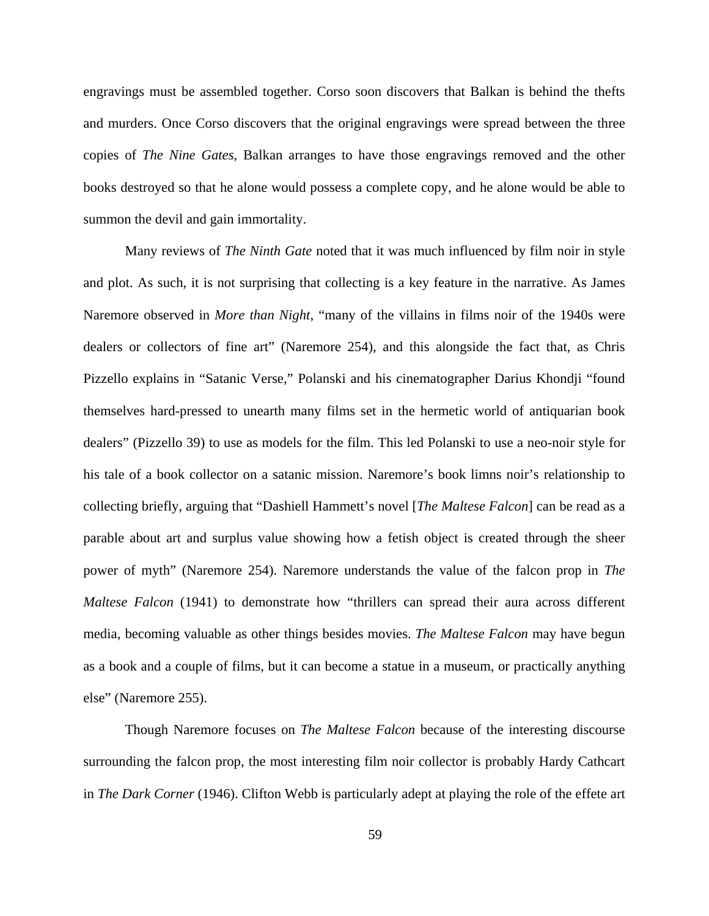engravings must be assembled together. Corso soon discovers that Balkan is behind the thefts and murders. Once Corso discovers that the original engravings were spread between the three copies of *The Nine Gates*, Balkan arranges to have those engravings removed and the other books destroyed so that he alone would possess a complete copy, and he alone would be able to summon the devil and gain immortality.

Many reviews of *The Ninth Gate* noted that it was much influenced by film noir in style and plot. As such, it is not surprising that collecting is a key feature in the narrative. As James Naremore observed in *More than Night*, "many of the villains in films noir of the 1940s were dealers or collectors of fine art" (Naremore 254), and this alongside the fact that, as Chris Pizzello explains in "Satanic Verse," Polanski and his cinematographer Darius Khondji "found themselves hard-pressed to unearth many films set in the hermetic world of antiquarian book dealers" (Pizzello 39) to use as models for the film. This led Polanski to use a neo-noir style for his tale of a book collector on a satanic mission. Naremore's book limns noir's relationship to collecting briefly, arguing that "Dashiell Hammett's novel [*The Maltese Falcon*] can be read as a parable about art and surplus value showing how a fetish object is created through the sheer power of myth" (Naremore 254). Naremore understands the value of the falcon prop in *The Maltese Falcon* (1941) to demonstrate how "thrillers can spread their aura across different media, becoming valuable as other things besides movies. *The Maltese Falcon* may have begun as a book and a couple of films, but it can become a statue in a museum, or practically anything else" (Naremore 255).

Though Naremore focuses on *The Maltese Falcon* because of the interesting discourse surrounding the falcon prop, the most interesting film noir collector is probably Hardy Cathcart in *The Dark Corner* (1946). Clifton Webb is particularly adept at playing the role of the effete art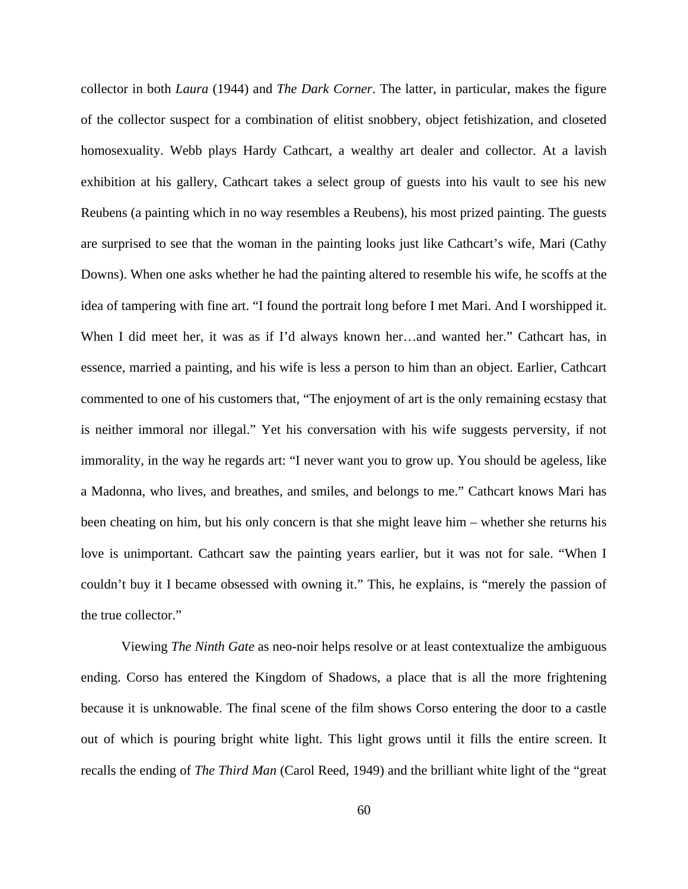collector in both *Laura* (1944) and *The Dark Corner*. The latter, in particular, makes the figure of the collector suspect for a combination of elitist snobbery, object fetishization, and closeted homosexuality. Webb plays Hardy Cathcart, a wealthy art dealer and collector. At a lavish exhibition at his gallery, Cathcart takes a select group of guests into his vault to see his new Reubens (a painting which in no way resembles a Reubens), his most prized painting. The guests are surprised to see that the woman in the painting looks just like Cathcart's wife, Mari (Cathy Downs). When one asks whether he had the painting altered to resemble his wife, he scoffs at the idea of tampering with fine art. "I found the portrait long before I met Mari. And I worshipped it. When I did meet her, it was as if I'd always known her…and wanted her." Cathcart has, in essence, married a painting, and his wife is less a person to him than an object. Earlier, Cathcart commented to one of his customers that, "The enjoyment of art is the only remaining ecstasy that is neither immoral nor illegal." Yet his conversation with his wife suggests perversity, if not immorality, in the way he regards art: "I never want you to grow up. You should be ageless, like a Madonna, who lives, and breathes, and smiles, and belongs to me." Cathcart knows Mari has been cheating on him, but his only concern is that she might leave him – whether she returns his love is unimportant. Cathcart saw the painting years earlier, but it was not for sale. "When I couldn't buy it I became obsessed with owning it." This, he explains, is "merely the passion of the true collector."

Viewing *The Ninth Gate* as neo-noir helps resolve or at least contextualize the ambiguous ending. Corso has entered the Kingdom of Shadows, a place that is all the more frightening because it is unknowable. The final scene of the film shows Corso entering the door to a castle out of which is pouring bright white light. This light grows until it fills the entire screen. It recalls the ending of *The Third Man* (Carol Reed, 1949) and the brilliant white light of the "great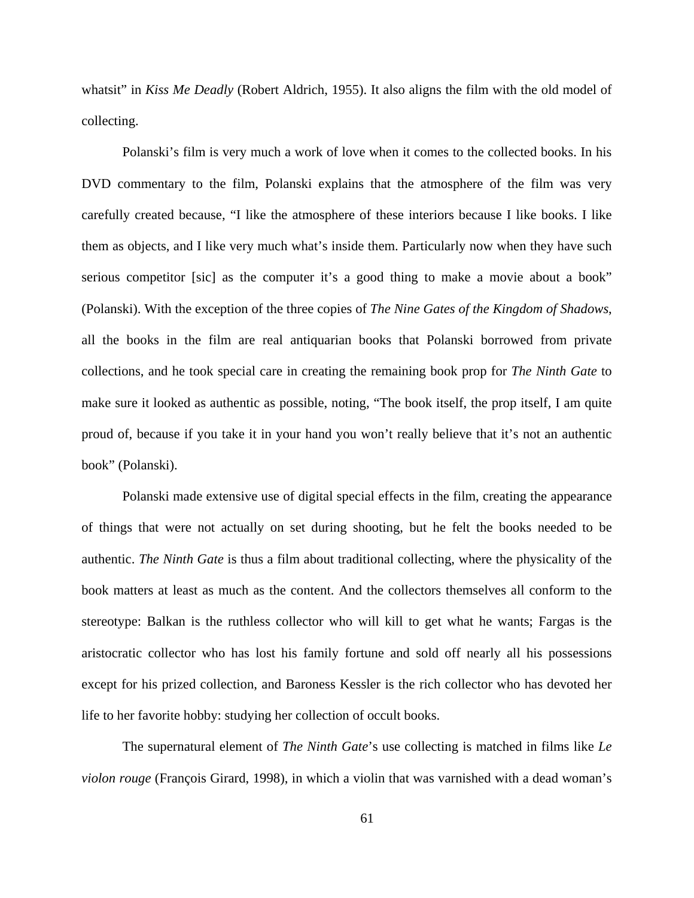whatsit" in *Kiss Me Deadly* (Robert Aldrich, 1955). It also aligns the film with the old model of collecting.

Polanski's film is very much a work of love when it comes to the collected books. In his DVD commentary to the film, Polanski explains that the atmosphere of the film was very carefully created because, "I like the atmosphere of these interiors because I like books. I like them as objects, and I like very much what's inside them. Particularly now when they have such serious competitor [sic] as the computer it's a good thing to make a movie about a book" (Polanski). With the exception of the three copies of *The Nine Gates of the Kingdom of Shadows*, all the books in the film are real antiquarian books that Polanski borrowed from private collections, and he took special care in creating the remaining book prop for *The Ninth Gate* to make sure it looked as authentic as possible, noting, "The book itself, the prop itself, I am quite proud of, because if you take it in your hand you won't really believe that it's not an authentic book" (Polanski).

Polanski made extensive use of digital special effects in the film, creating the appearance of things that were not actually on set during shooting, but he felt the books needed to be authentic. *The Ninth Gate* is thus a film about traditional collecting, where the physicality of the book matters at least as much as the content. And the collectors themselves all conform to the stereotype: Balkan is the ruthless collector who will kill to get what he wants; Fargas is the aristocratic collector who has lost his family fortune and sold off nearly all his possessions except for his prized collection, and Baroness Kessler is the rich collector who has devoted her life to her favorite hobby: studying her collection of occult books.

The supernatural element of *The Ninth Gate*'s use collecting is matched in films like *Le violon rouge* (François Girard, 1998), in which a violin that was varnished with a dead woman's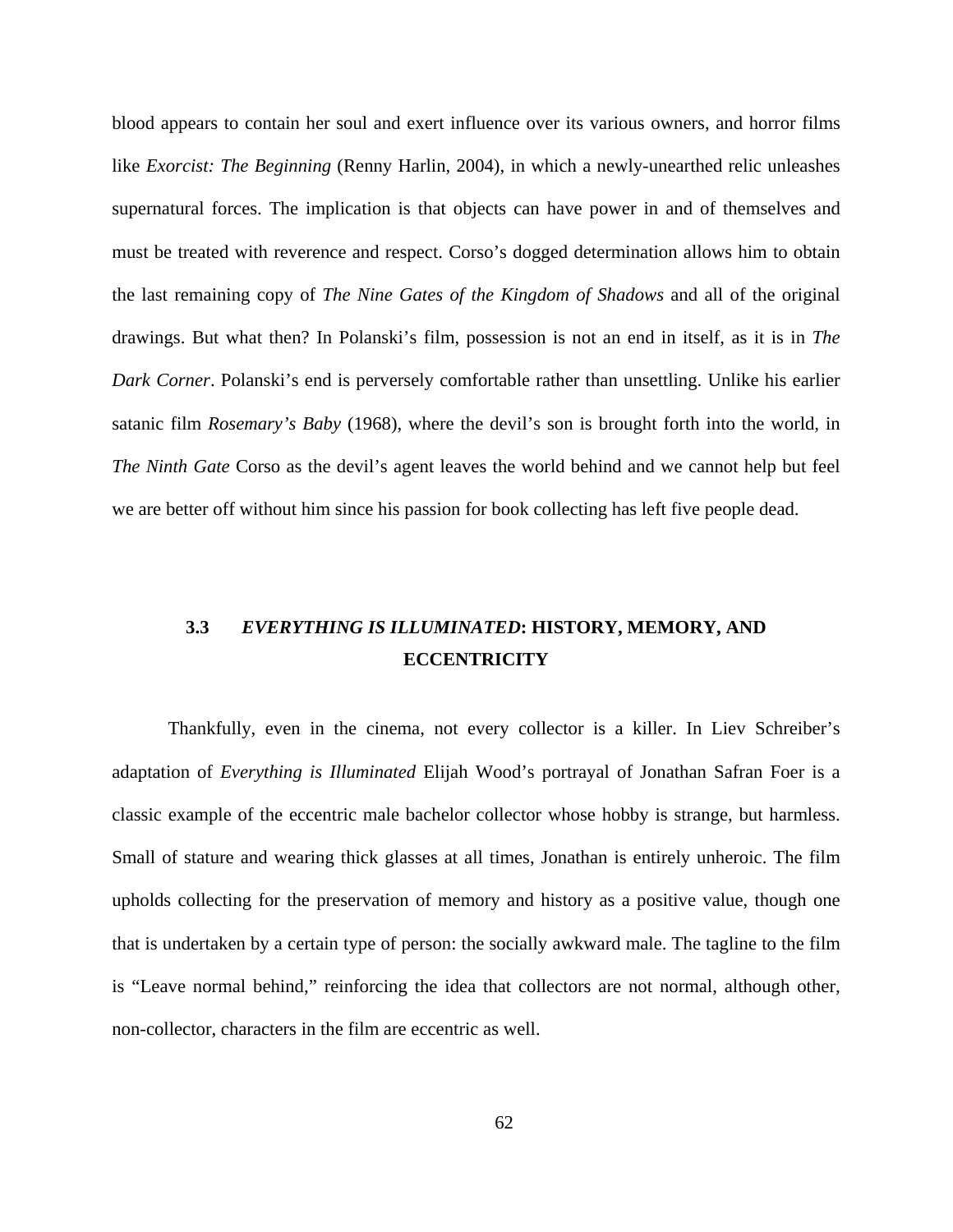blood appears to contain her soul and exert influence over its various owners, and horror films like *Exorcist: The Beginning* (Renny Harlin, 2004), in which a newly-unearthed relic unleashes supernatural forces. The implication is that objects can have power in and of themselves and must be treated with reverence and respect. Corso's dogged determination allows him to obtain the last remaining copy of *The Nine Gates of the Kingdom of Shadows* and all of the original drawings. But what then? In Polanski's film, possession is not an end in itself, as it is in *The Dark Corner*. Polanski's end is perversely comfortable rather than unsettling. Unlike his earlier satanic film *Rosemary's Baby* (1968), where the devil's son is brought forth into the world, in *The Ninth Gate* Corso as the devil's agent leaves the world behind and we cannot help but feel we are better off without him since his passion for book collecting has left five people dead.

### 3.3 *EVERYTHING IS ILLUMINATED*: HISTORY, MEMORY, AND ECCENTRICITY

Thankfully, even in the cinema, not every collector is a killer. In Liev Schreiber's adaptation of *Everything is Illuminated* Elijah Wood's portrayal of Jonathan Safran Foer is a classic example of the eccentric male bachelor collector whose hobby is strange, but harmless. Small of stature and wearing thick glasses at all times, Jonathan is entirely unheroic. The film upholds collecting for the preservation of memory and history as a positive value, though one that is undertaken by a certain type of person: the socially awkward male. The tagline to the film is "Leave normal behind," reinforcing the idea that collectors are not normal, although other, non-collector, characters in the film are eccentric as well.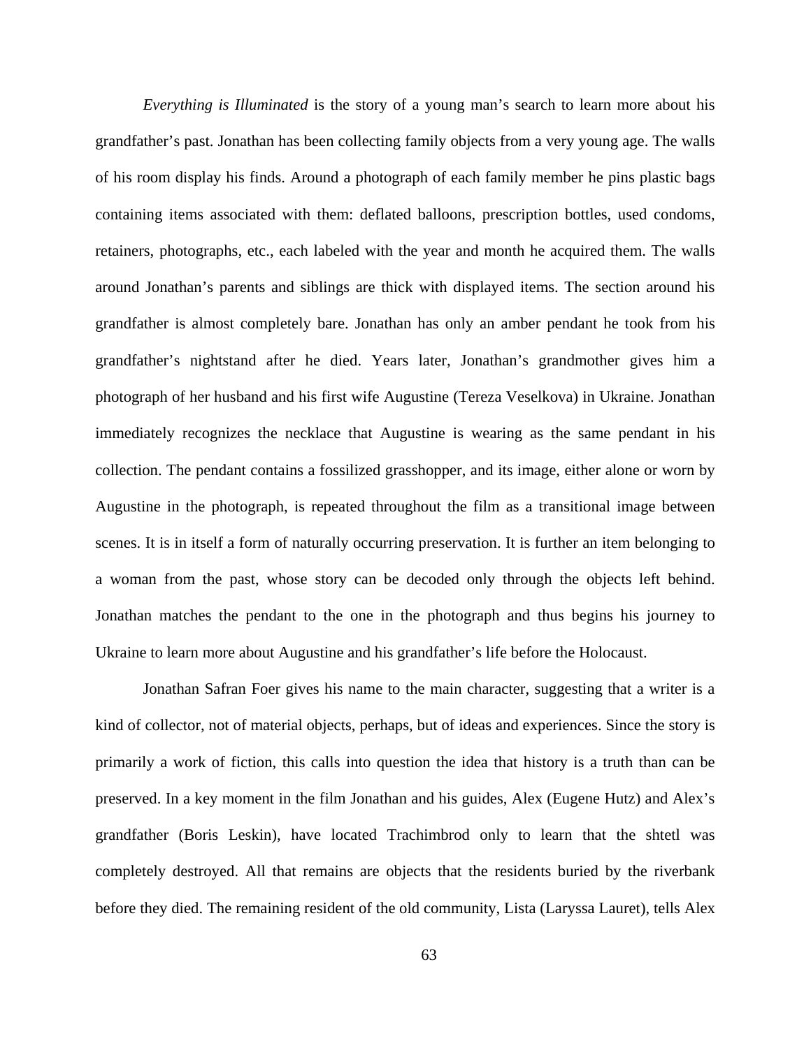*Everything is Illuminated* is the story of a young man's search to learn more about his grandfather's past. Jonathan has been collecting family objects from a very young age. The walls of his room display his finds. Around a photograph of each family member he pins plastic bags containing items associated with them: deflated balloons, prescription bottles, used condoms, retainers, photographs, etc., each labeled with the year and month he acquired them. The walls around Jonathan's parents and siblings are thick with displayed items. The section around his grandfather is almost completely bare. Jonathan has only an amber pendant he took from his grandfather's nightstand after he died. Years later, Jonathan's grandmother gives him a photograph of her husband and his first wife Augustine (Tereza Veselkova) in Ukraine. Jonathan immediately recognizes the necklace that Augustine is wearing as the same pendant in his collection. The pendant contains a fossilized grasshopper, and its image, either alone or worn by Augustine in the photograph, is repeated throughout the film as a transitional image between scenes. It is in itself a form of naturally occurring preservation. It is further an item belonging to a woman from the past, whose story can be decoded only through the objects left behind. Jonathan matches the pendant to the one in the photograph and thus begins his journey to Ukraine to learn more about Augustine and his grandfather's life before the Holocaust.

Jonathan Safran Foer gives his name to the main character, suggesting that a writer is a kind of collector, not of material objects, perhaps, but of ideas and experiences. Since the story is primarily a work of fiction, this calls into question the idea that history is a truth than can be preserved. In a key moment in the film Jonathan and his guides, Alex (Eugene Hutz) and Alex's grandfather (Boris Leskin), have located Trachimbrod only to learn that the shtetl was completely destroyed. All that remains are objects that the residents buried by the riverbank before they died. The remaining resident of the old community, Lista (Laryssa Lauret), tells Alex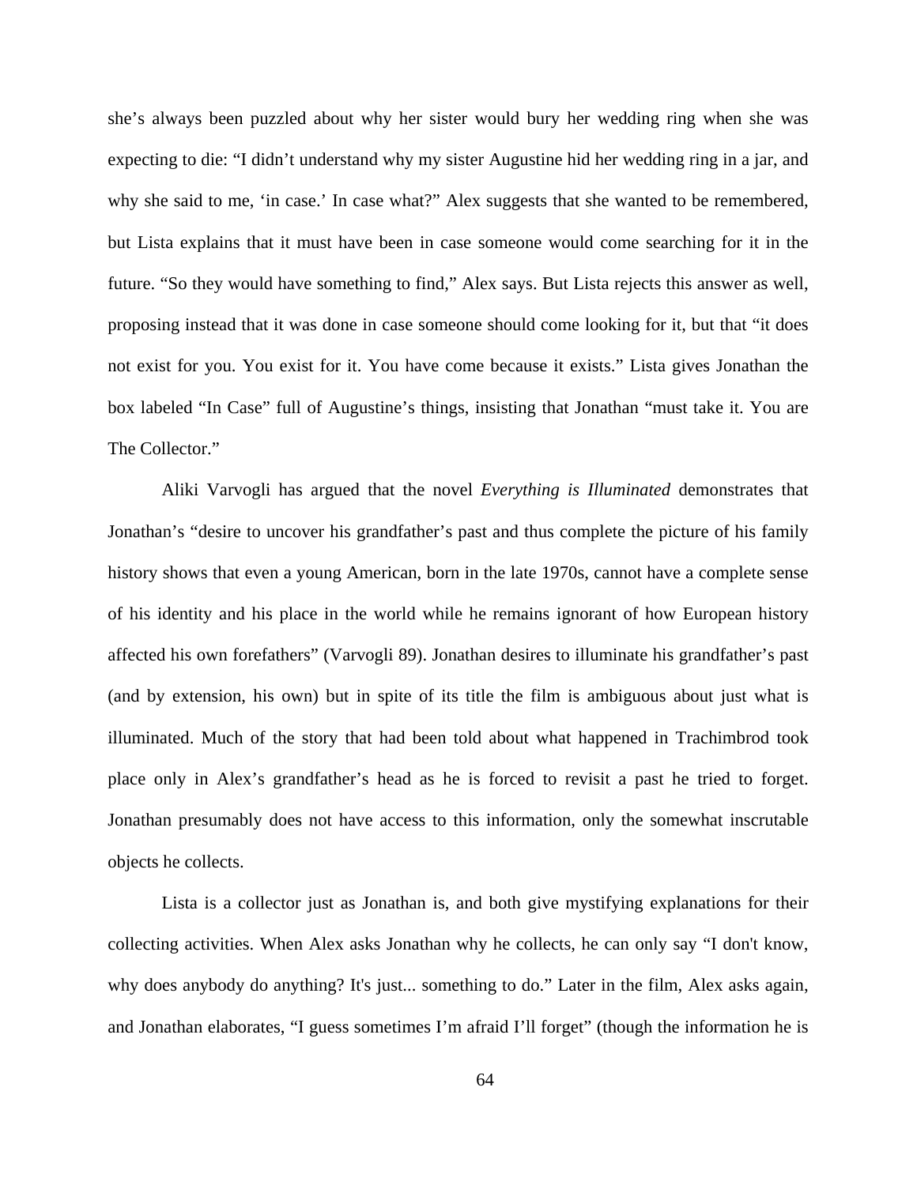she's always been puzzled about why her sister would bury her wedding ring when she was expecting to die: "I didn't understand why my sister Augustine hid her wedding ring in a jar, and why she said to me, 'in case.' In case what?" Alex suggests that she wanted to be remembered, but Lista explains that it must have been in case someone would come searching for it in the future. "So they would have something to find," Alex says. But Lista rejects this answer as well, proposing instead that it was done in case someone should come looking for it, but that "it does not exist for you. You exist for it. You have come because it exists." Lista gives Jonathan the box labeled "In Case" full of Augustine's things, insisting that Jonathan "must take it. You are The Collector."

Aliki Varvogli has argued that the novel *Everything is Illuminated* demonstrates that Jonathan's "desire to uncover his grandfather's past and thus complete the picture of his family history shows that even a young American, born in the late 1970s, cannot have a complete sense of his identity and his place in the world while he remains ignorant of how European history affected his own forefathers" (Varvogli 89). Jonathan desires to illuminate his grandfather's past (and by extension, his own) but in spite of its title the film is ambiguous about just what is illuminated. Much of the story that had been told about what happened in Trachimbrod took place only in Alex's grandfather's head as he is forced to revisit a past he tried to forget. Jonathan presumably does not have access to this information, only the somewhat inscrutable objects he collects.

Lista is a collector just as Jonathan is, and both give mystifying explanations for their collecting activities. When Alex asks Jonathan why he collects, he can only say "I don't know, why does anybody do anything? It's just... something to do." Later in the film, Alex asks again, and Jonathan elaborates, "I guess sometimes I'm afraid I'll forget" (though the information he is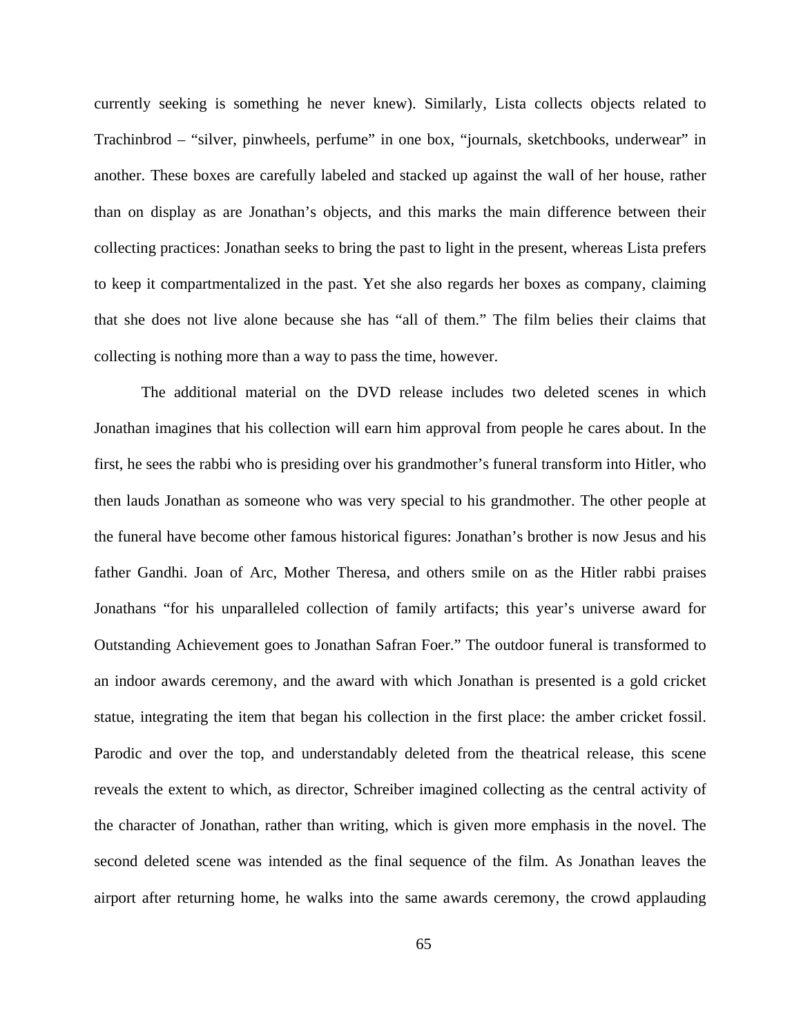currently seeking is something he never knew). Similarly, Lista collects objects related to Trachinbrod – “silver, pinwheels, perfume” in one box, “journals, sketchbooks, underwear” in another. These boxes are carefully labeled and stacked up against the wall of her house, rather than on display as are Jonathan’s objects, and this marks the main difference between their collecting practices: Jonathan seeks to bring the past to light in the present, whereas Lista prefers to keep it compartmentalized in the past. Yet she also regards her boxes as company, claiming that she does not live alone because she has “all of them.” The film belies their claims that collecting is nothing more than a way to pass the time, however.

The additional material on the DVD release includes two deleted scenes in which Jonathan imagines that his collection will earn him approval from people he cares about. In the first, he sees the rabbi who is presiding over his grandmother’s funeral transform into Hitler, who then lauds Jonathan as someone who was very special to his grandmother. The other people at the funeral have become other famous historical figures: Jonathan’s brother is now Jesus and his father Gandhi. Joan of Arc, Mother Theresa, and others smile on as the Hitler rabbi praises Jonathans “for his unparalleled collection of family artifacts; this year’s universe award for Outstanding Achievement goes to Jonathan Safran Foer.” The outdoor funeral is transformed to an indoor awards ceremony, and the award with which Jonathan is presented is a gold cricket statue, integrating the item that began his collection in the first place: the amber cricket fossil. Parodic and over the top, and understandably deleted from the theatrical release, this scene reveals the extent to which, as director, Schreiber imagined collecting as the central activity of the character of Jonathan, rather than writing, which is given more emphasis in the novel. The second deleted scene was intended as the final sequence of the film. As Jonathan leaves the airport after returning home, he walks into the same awards ceremony, the crowd applauding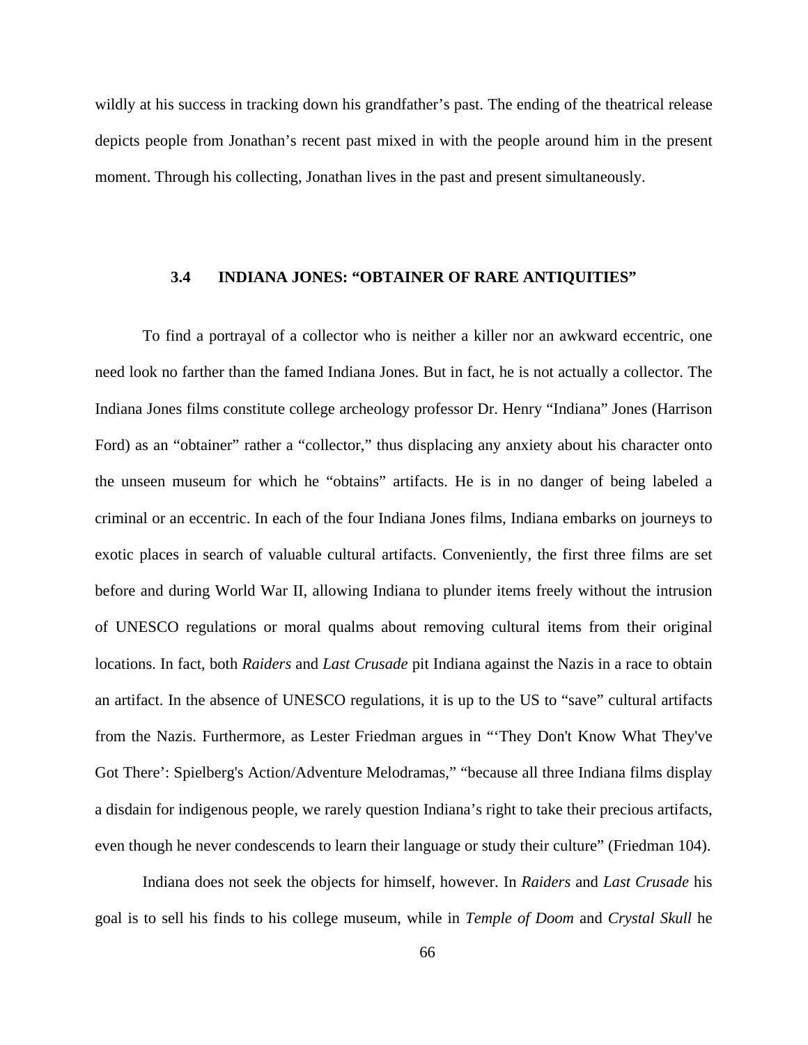wildly at his success in tracking down his grandfather's past. The ending of the theatrical release depicts people from Jonathan's recent past mixed in with the people around him in the present moment. Through his collecting, Jonathan lives in the past and present simultaneously.

### 3.4 INDIANA JONES: "OBTAINER OF RARE ANTIQUITIES"

To find a portrayal of a collector who is neither a killer nor an awkward eccentric, one need look no farther than the famed Indiana Jones. But in fact, he is not actually a collector. The Indiana Jones films constitute college archeology professor Dr. Henry "Indiana" Jones (Harrison Ford) as an "obtainer" rather a "collector," thus displacing any anxiety about his character onto the unseen museum for which he "obtains" artifacts. He is in no danger of being labeled a criminal or an eccentric. In each of the four Indiana Jones films, Indiana embarks on journeys to exotic places in search of valuable cultural artifacts. Conveniently, the first three films are set before and during World War II, allowing Indiana to plunder items freely without the intrusion of UNESCO regulations or moral qualms about removing cultural items from their original locations. In fact, both *Raiders* and *Last Crusade* pit Indiana against the Nazis in a race to obtain an artifact. In the absence of UNESCO regulations, it is up to the US to "save" cultural artifacts from the Nazis. Furthermore, as Lester Friedman argues in "'They Don't Know What They've Got There': Spielberg's Action/Adventure Melodramas," "because all three Indiana films display a disdain for indigenous people, we rarely question Indiana's right to take their precious artifacts, even though he never condescends to learn their language or study their culture" (Friedman 104).

Indiana does not seek the objects for himself, however. In *Raiders* and *Last Crusade* his goal is to sell his finds to his college museum, while in *Temple of Doom* and *Crystal Skull* he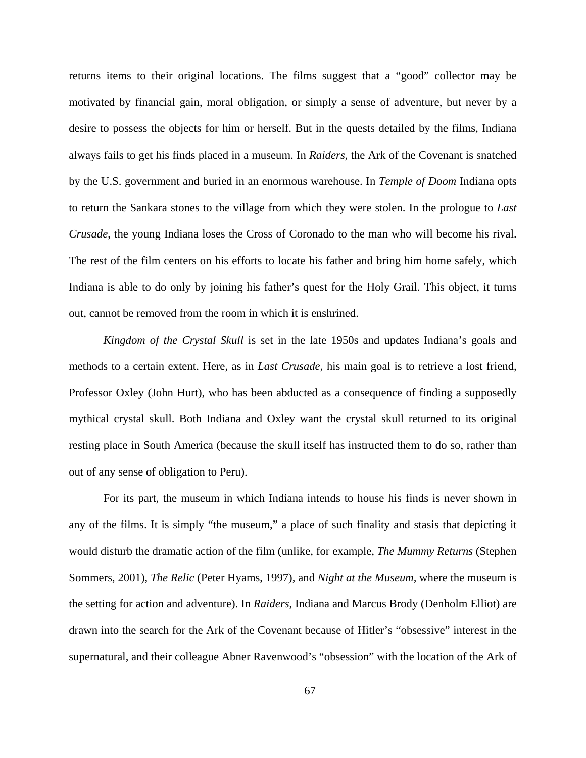returns items to their original locations. The films suggest that a "good" collector may be motivated by financial gain, moral obligation, or simply a sense of adventure, but never by a desire to possess the objects for him or herself. But in the quests detailed by the films, Indiana always fails to get his finds placed in a museum. In *Raiders*, the Ark of the Covenant is snatched by the U.S. government and buried in an enormous warehouse. In *Temple of Doom* Indiana opts to return the Sankara stones to the village from which they were stolen. In the prologue to *Last Crusade*, the young Indiana loses the Cross of Coronado to the man who will become his rival. The rest of the film centers on his efforts to locate his father and bring him home safely, which Indiana is able to do only by joining his father's quest for the Holy Grail. This object, it turns out, cannot be removed from the room in which it is enshrined.

*Kingdom of the Crystal Skull* is set in the late 1950s and updates Indiana's goals and methods to a certain extent. Here, as in *Last Crusade*, his main goal is to retrieve a lost friend, Professor Oxley (John Hurt), who has been abducted as a consequence of finding a supposedly mythical crystal skull. Both Indiana and Oxley want the crystal skull returned to its original resting place in South America (because the skull itself has instructed them to do so, rather than out of any sense of obligation to Peru).

For its part, the museum in which Indiana intends to house his finds is never shown in any of the films. It is simply "the museum," a place of such finality and stasis that depicting it would disturb the dramatic action of the film (unlike, for example, *The Mummy Returns* (Stephen Sommers, 2001), *The Relic* (Peter Hyams, 1997), and *Night at the Museum*, where the museum is the setting for action and adventure). In *Raiders*, Indiana and Marcus Brody (Denholm Elliot) are drawn into the search for the Ark of the Covenant because of Hitler's "obsessive" interest in the supernatural, and their colleague Abner Ravenwood's "obsession" with the location of the Ark of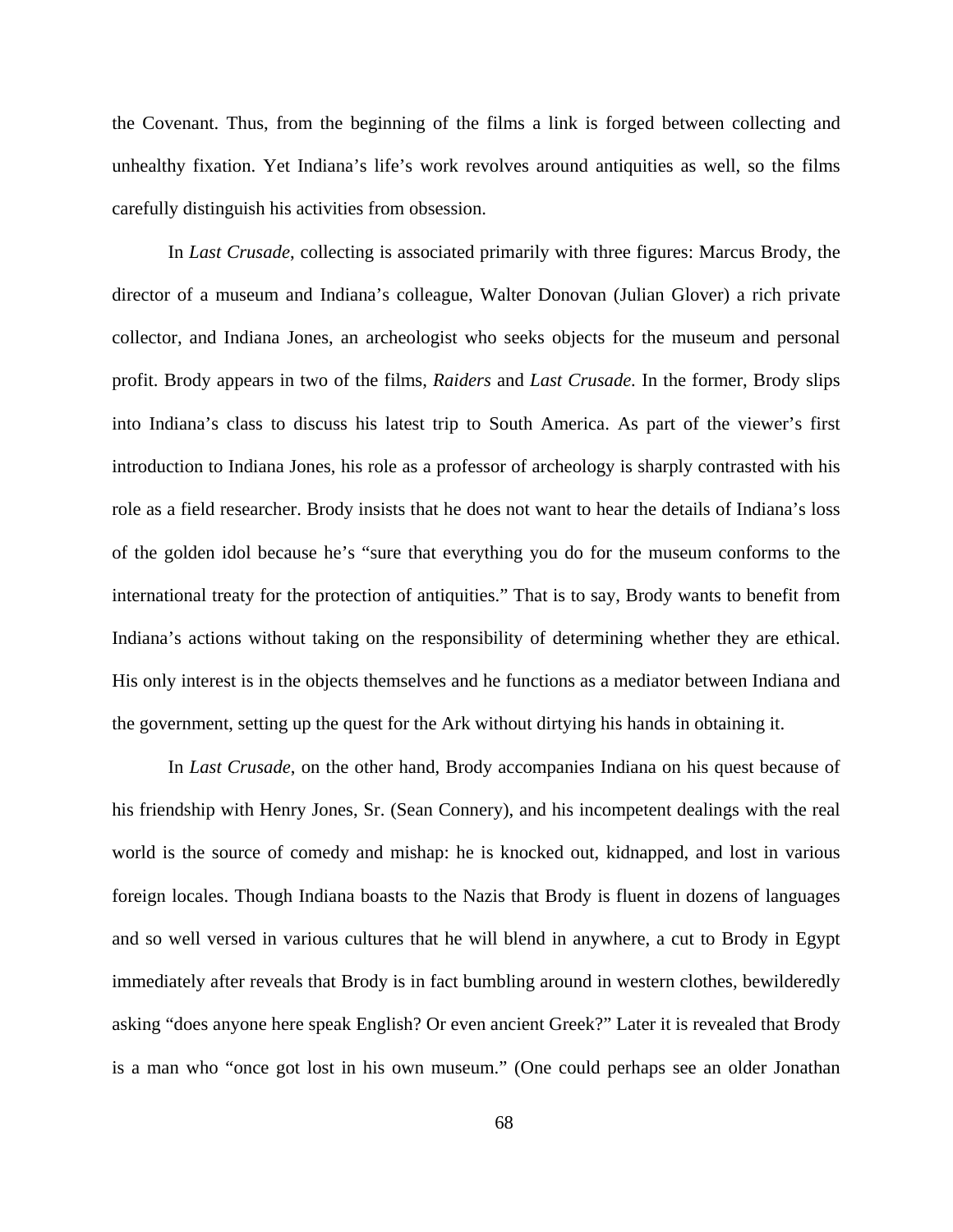the Covenant. Thus, from the beginning of the films a link is forged between collecting and unhealthy fixation. Yet Indiana's life's work revolves around antiquities as well, so the films carefully distinguish his activities from obsession.

In *Last Crusade*, collecting is associated primarily with three figures: Marcus Brody, the director of a museum and Indiana's colleague, Walter Donovan (Julian Glover) a rich private collector, and Indiana Jones, an archeologist who seeks objects for the museum and personal profit. Brody appears in two of the films, *Raiders* and *Last Crusade.* In the former, Brody slips into Indiana's class to discuss his latest trip to South America. As part of the viewer's first introduction to Indiana Jones, his role as a professor of archeology is sharply contrasted with his role as a field researcher. Brody insists that he does not want to hear the details of Indiana's loss of the golden idol because he's "sure that everything you do for the museum conforms to the international treaty for the protection of antiquities." That is to say, Brody wants to benefit from Indiana's actions without taking on the responsibility of determining whether they are ethical. His only interest is in the objects themselves and he functions as a mediator between Indiana and the government, setting up the quest for the Ark without dirtying his hands in obtaining it.

In *Last Crusade*, on the other hand, Brody accompanies Indiana on his quest because of his friendship with Henry Jones, Sr. (Sean Connery), and his incompetent dealings with the real world is the source of comedy and mishap: he is knocked out, kidnapped, and lost in various foreign locales. Though Indiana boasts to the Nazis that Brody is fluent in dozens of languages and so well versed in various cultures that he will blend in anywhere, a cut to Brody in Egypt immediately after reveals that Brody is in fact bumbling around in western clothes, bewilderedly asking "does anyone here speak English? Or even ancient Greek?" Later it is revealed that Brody is a man who "once got lost in his own museum." (One could perhaps see an older Jonathan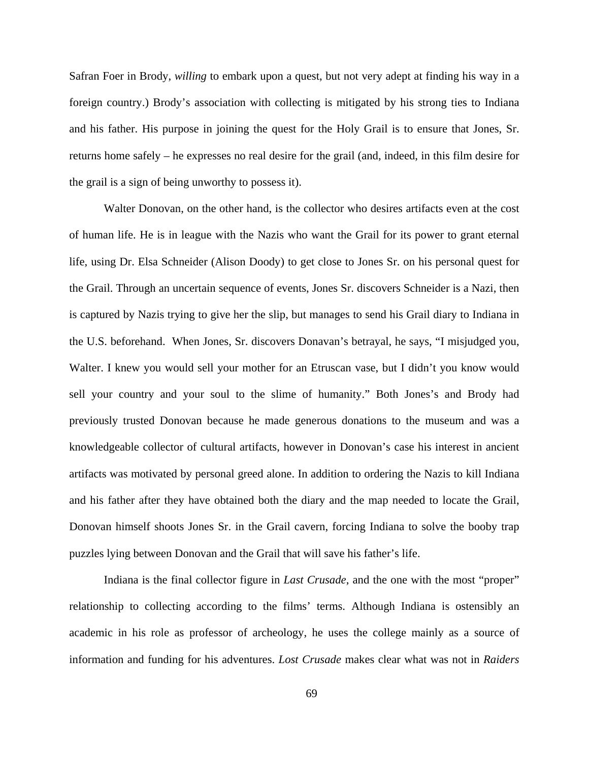Safran Foer in Brody, *willing* to embark upon a quest, but not very adept at finding his way in a foreign country.) Brody's association with collecting is mitigated by his strong ties to Indiana and his father. His purpose in joining the quest for the Holy Grail is to ensure that Jones, Sr. returns home safely – he expresses no real desire for the grail (and, indeed, in this film desire for the grail is a sign of being unworthy to possess it).

Walter Donovan, on the other hand, is the collector who desires artifacts even at the cost of human life. He is in league with the Nazis who want the Grail for its power to grant eternal life, using Dr. Elsa Schneider (Alison Doody) to get close to Jones Sr. on his personal quest for the Grail. Through an uncertain sequence of events, Jones Sr. discovers Schneider is a Nazi, then is captured by Nazis trying to give her the slip, but manages to send his Grail diary to Indiana in the U.S. beforehand. When Jones, Sr. discovers Donavan's betrayal, he says, "I misjudged you, Walter. I knew you would sell your mother for an Etruscan vase, but I didn't you know would sell your country and your soul to the slime of humanity." Both Jones's and Brody had previously trusted Donovan because he made generous donations to the museum and was a knowledgeable collector of cultural artifacts, however in Donovan's case his interest in ancient artifacts was motivated by personal greed alone. In addition to ordering the Nazis to kill Indiana and his father after they have obtained both the diary and the map needed to locate the Grail, Donovan himself shoots Jones Sr. in the Grail cavern, forcing Indiana to solve the booby trap puzzles lying between Donovan and the Grail that will save his father's life.

Indiana is the final collector figure in *Last Crusade*, and the one with the most "proper" relationship to collecting according to the films' terms. Although Indiana is ostensibly an academic in his role as professor of archeology, he uses the college mainly as a source of information and funding for his adventures. *Lost Crusade* makes clear what was not in *Raiders*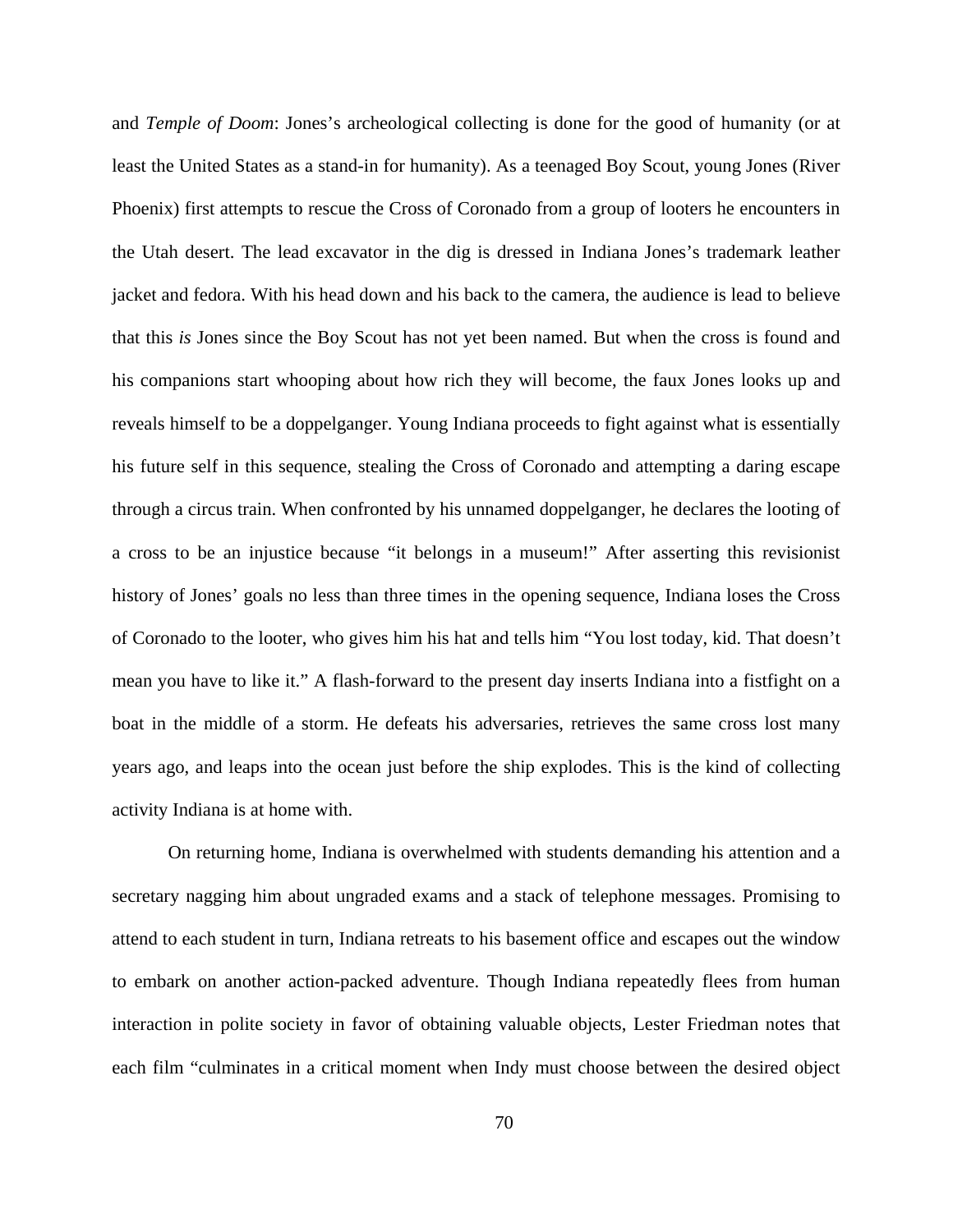and *Temple of Doom*: Jones's archeological collecting is done for the good of humanity (or at least the United States as a stand-in for humanity). As a teenaged Boy Scout, young Jones (River Phoenix) first attempts to rescue the Cross of Coronado from a group of looters he encounters in the Utah desert. The lead excavator in the dig is dressed in Indiana Jones's trademark leather jacket and fedora. With his head down and his back to the camera, the audience is lead to believe that this *is* Jones since the Boy Scout has not yet been named. But when the cross is found and his companions start whooping about how rich they will become, the faux Jones looks up and reveals himself to be a doppelganger. Young Indiana proceeds to fight against what is essentially his future self in this sequence, stealing the Cross of Coronado and attempting a daring escape through a circus train. When confronted by his unnamed doppelganger, he declares the looting of a cross to be an injustice because "it belongs in a museum!" After asserting this revisionist history of Jones' goals no less than three times in the opening sequence, Indiana loses the Cross of Coronado to the looter, who gives him his hat and tells him "You lost today, kid. That doesn't mean you have to like it." A flash-forward to the present day inserts Indiana into a fistfight on a boat in the middle of a storm. He defeats his adversaries, retrieves the same cross lost many years ago, and leaps into the ocean just before the ship explodes. This is the kind of collecting activity Indiana is at home with.

On returning home, Indiana is overwhelmed with students demanding his attention and a secretary nagging him about ungraded exams and a stack of telephone messages. Promising to attend to each student in turn, Indiana retreats to his basement office and escapes out the window to embark on another action-packed adventure. Though Indiana repeatedly flees from human interaction in polite society in favor of obtaining valuable objects, Lester Friedman notes that each film "culminates in a critical moment when Indy must choose between the desired object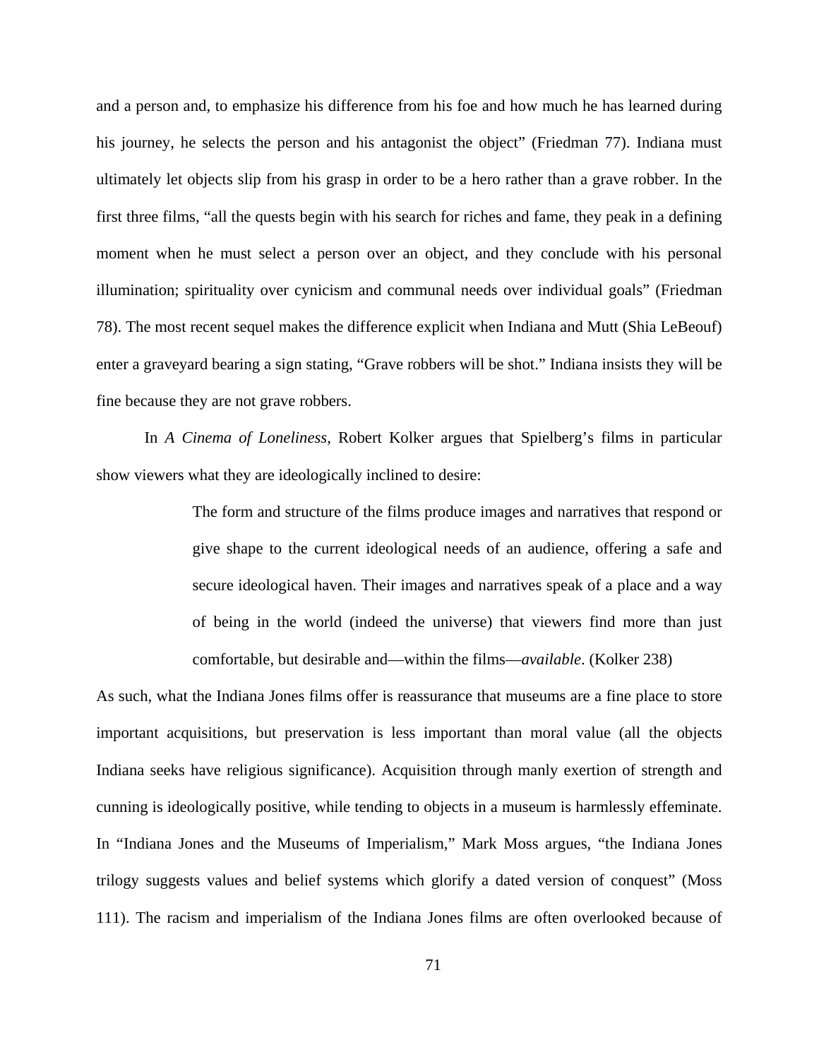and a person and, to emphasize his difference from his foe and how much he has learned during his journey, he selects the person and his antagonist the object" (Friedman 77). Indiana must ultimately let objects slip from his grasp in order to be a hero rather than a grave robber. In the first three films, "all the quests begin with his search for riches and fame, they peak in a defining moment when he must select a person over an object, and they conclude with his personal illumination; spirituality over cynicism and communal needs over individual goals" (Friedman 78). The most recent sequel makes the difference explicit when Indiana and Mutt (Shia LeBeouf) enter a graveyard bearing a sign stating, "Grave robbers will be shot." Indiana insists they will be fine because they are not grave robbers.

In *A Cinema of Loneliness*, Robert Kolker argues that Spielberg's films in particular show viewers what they are ideologically inclined to desire:

> The form and structure of the films produce images and narratives that respond or give shape to the current ideological needs of an audience, offering a safe and secure ideological haven. Their images and narratives speak of a place and a way of being in the world (indeed the universe) that viewers find more than just comfortable, but desirable and—within the films—*available*. (Kolker 238)

As such, what the Indiana Jones films offer is reassurance that museums are a fine place to store important acquisitions, but preservation is less important than moral value (all the objects Indiana seeks have religious significance). Acquisition through manly exertion of strength and cunning is ideologically positive, while tending to objects in a museum is harmlessly effeminate. In "Indiana Jones and the Museums of Imperialism," Mark Moss argues, "the Indiana Jones trilogy suggests values and belief systems which glorify a dated version of conquest" (Moss 111). The racism and imperialism of the Indiana Jones films are often overlooked because of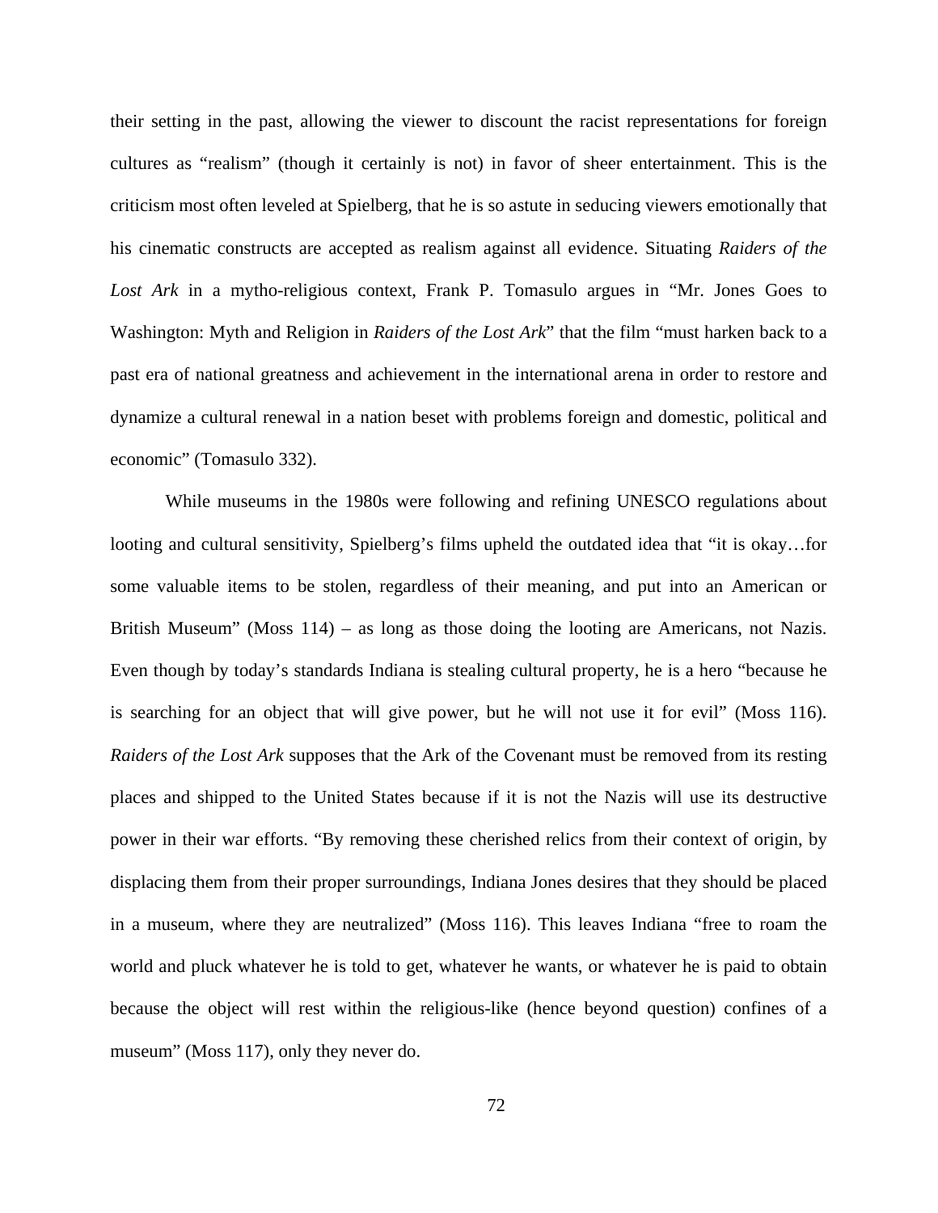their setting in the past, allowing the viewer to discount the racist representations for foreign cultures as "realism" (though it certainly is not) in favor of sheer entertainment. This is the criticism most often leveled at Spielberg, that he is so astute in seducing viewers emotionally that his cinematic constructs are accepted as realism against all evidence. Situating *Raiders of the Lost Ark* in a mytho-religious context, Frank P. Tomasulo argues in "Mr. Jones Goes to Washington: Myth and Religion in *Raiders of the Lost Ark*" that the film "must harken back to a past era of national greatness and achievement in the international arena in order to restore and dynamize a cultural renewal in a nation beset with problems foreign and domestic, political and economic" (Tomasulo 332).

While museums in the 1980s were following and refining UNESCO regulations about looting and cultural sensitivity, Spielberg's films upheld the outdated idea that "it is okay…for some valuable items to be stolen, regardless of their meaning, and put into an American or British Museum" (Moss 114) – as long as those doing the looting are Americans, not Nazis. Even though by today's standards Indiana is stealing cultural property, he is a hero "because he is searching for an object that will give power, but he will not use it for evil" (Moss 116). *Raiders of the Lost Ark* supposes that the Ark of the Covenant must be removed from its resting places and shipped to the United States because if it is not the Nazis will use its destructive power in their war efforts. "By removing these cherished relics from their context of origin, by displacing them from their proper surroundings, Indiana Jones desires that they should be placed in a museum, where they are neutralized" (Moss 116). This leaves Indiana "free to roam the world and pluck whatever he is told to get, whatever he wants, or whatever he is paid to obtain because the object will rest within the religious-like (hence beyond question) confines of a museum" (Moss 117), only they never do.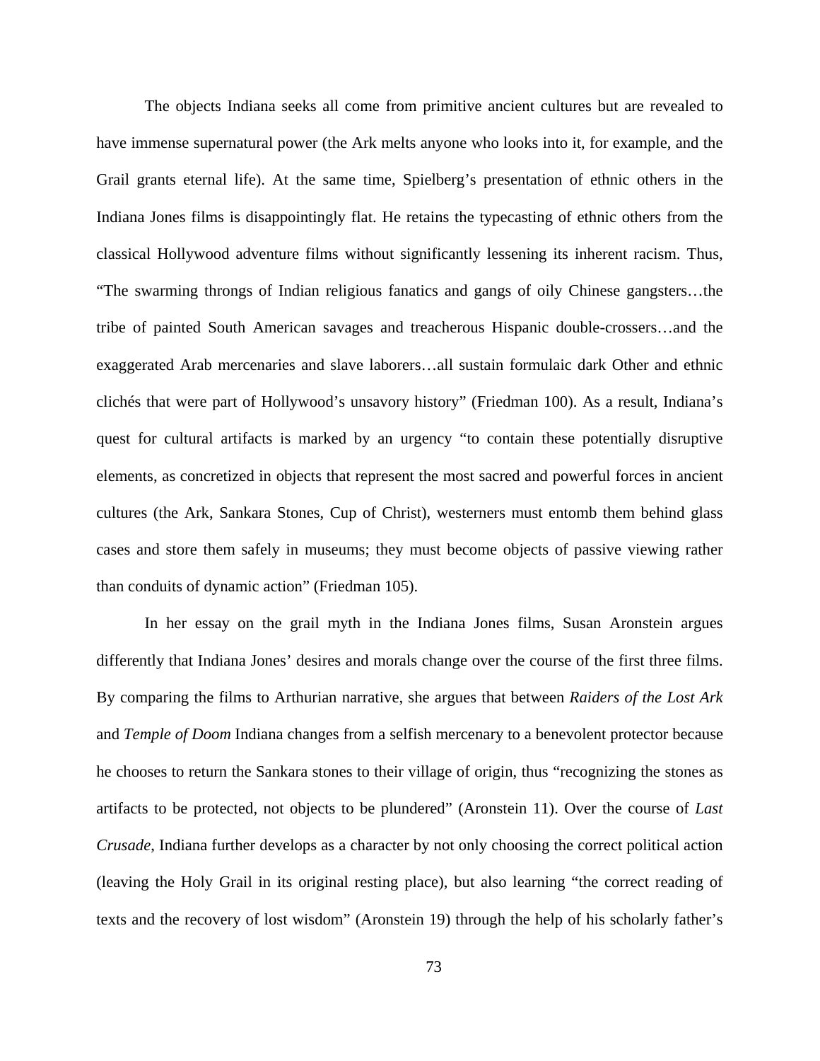The objects Indiana seeks all come from primitive ancient cultures but are revealed to have immense supernatural power (the Ark melts anyone who looks into it, for example, and the Grail grants eternal life). At the same time, Spielberg's presentation of ethnic others in the Indiana Jones films is disappointingly flat. He retains the typecasting of ethnic others from the classical Hollywood adventure films without significantly lessening its inherent racism. Thus, "The swarming throngs of Indian religious fanatics and gangs of oily Chinese gangsters…the tribe of painted South American savages and treacherous Hispanic double-crossers…and the exaggerated Arab mercenaries and slave laborers…all sustain formulaic dark Other and ethnic clichés that were part of Hollywood's unsavory history" (Friedman 100). As a result, Indiana's quest for cultural artifacts is marked by an urgency "to contain these potentially disruptive elements, as concretized in objects that represent the most sacred and powerful forces in ancient cultures (the Ark, Sankara Stones, Cup of Christ), westerners must entomb them behind glass cases and store them safely in museums; they must become objects of passive viewing rather than conduits of dynamic action" (Friedman 105).

In her essay on the grail myth in the Indiana Jones films, Susan Aronstein argues differently that Indiana Jones' desires and morals change over the course of the first three films. By comparing the films to Arthurian narrative, she argues that between *Raiders of the Lost Ark* and *Temple of Doom* Indiana changes from a selfish mercenary to a benevolent protector because he chooses to return the Sankara stones to their village of origin, thus "recognizing the stones as artifacts to be protected, not objects to be plundered" (Aronstein 11). Over the course of *Last Crusade*, Indiana further develops as a character by not only choosing the correct political action (leaving the Holy Grail in its original resting place), but also learning "the correct reading of texts and the recovery of lost wisdom" (Aronstein 19) through the help of his scholarly father's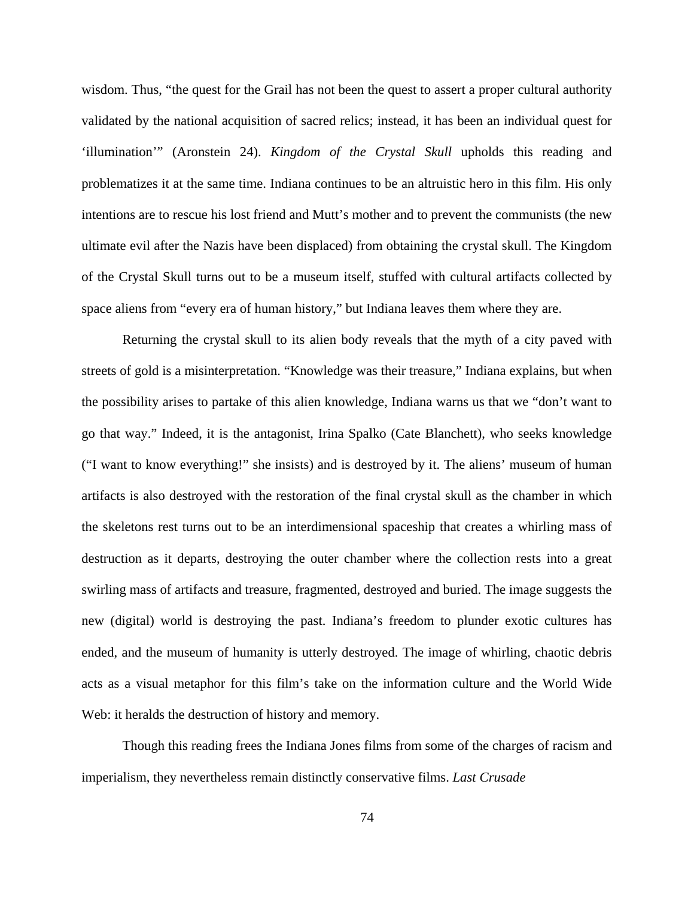wisdom. Thus, "the quest for the Grail has not been the quest to assert a proper cultural authority validated by the national acquisition of sacred relics; instead, it has been an individual quest for 'illumination'" (Aronstein 24). *Kingdom of the Crystal Skull* upholds this reading and problematizes it at the same time. Indiana continues to be an altruistic hero in this film. His only intentions are to rescue his lost friend and Mutt's mother and to prevent the communists (the new ultimate evil after the Nazis have been displaced) from obtaining the crystal skull. The Kingdom of the Crystal Skull turns out to be a museum itself, stuffed with cultural artifacts collected by space aliens from "every era of human history," but Indiana leaves them where they are.

Returning the crystal skull to its alien body reveals that the myth of a city paved with streets of gold is a misinterpretation. "Knowledge was their treasure," Indiana explains, but when the possibility arises to partake of this alien knowledge, Indiana warns us that we "don't want to go that way." Indeed, it is the antagonist, Irina Spalko (Cate Blanchett), who seeks knowledge ("I want to know everything!" she insists) and is destroyed by it. The aliens' museum of human artifacts is also destroyed with the restoration of the final crystal skull as the chamber in which the skeletons rest turns out to be an interdimensional spaceship that creates a whirling mass of destruction as it departs, destroying the outer chamber where the collection rests into a great swirling mass of artifacts and treasure, fragmented, destroyed and buried. The image suggests the new (digital) world is destroying the past. Indiana's freedom to plunder exotic cultures has ended, and the museum of humanity is utterly destroyed. The image of whirling, chaotic debris acts as a visual metaphor for this film's take on the information culture and the World Wide Web: it heralds the destruction of history and memory.

Though this reading frees the Indiana Jones films from some of the charges of racism and imperialism, they nevertheless remain distinctly conservative films. *Last Crusade*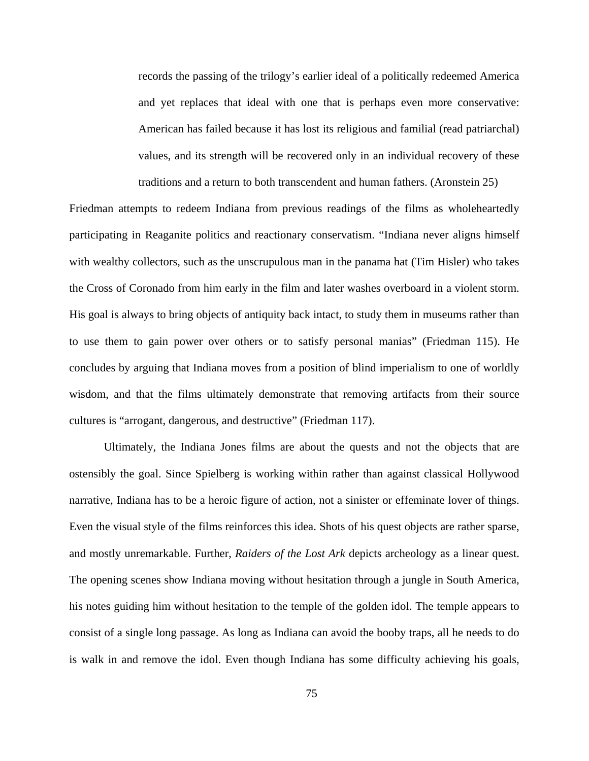> records the passing of the trilogy's earlier ideal of a politically redeemed America and yet replaces that ideal with one that is perhaps even more conservative: American has failed because it has lost its religious and familial (read patriarchal) values, and its strength will be recovered only in an individual recovery of these traditions and a return to both transcendent and human fathers. (Aronstein 25)

Friedman attempts to redeem Indiana from previous readings of the films as wholeheartedly participating in Reaganite politics and reactionary conservatism. "Indiana never aligns himself with wealthy collectors, such as the unscrupulous man in the panama hat (Tim Hisler) who takes the Cross of Coronado from him early in the film and later washes overboard in a violent storm. His goal is always to bring objects of antiquity back intact, to study them in museums rather than to use them to gain power over others or to satisfy personal manias" (Friedman 115). He concludes by arguing that Indiana moves from a position of blind imperialism to one of worldly wisdom, and that the films ultimately demonstrate that removing artifacts from their source cultures is "arrogant, dangerous, and destructive" (Friedman 117).

Ultimately, the Indiana Jones films are about the quests and not the objects that are ostensibly the goal. Since Spielberg is working within rather than against classical Hollywood narrative, Indiana has to be a heroic figure of action, not a sinister or effeminate lover of things. Even the visual style of the films reinforces this idea. Shots of his quest objects are rather sparse, and mostly unremarkable. Further, *Raiders of the Lost Ark* depicts archeology as a linear quest. The opening scenes show Indiana moving without hesitation through a jungle in South America, his notes guiding him without hesitation to the temple of the golden idol. The temple appears to consist of a single long passage. As long as Indiana can avoid the booby traps, all he needs to do is walk in and remove the idol. Even though Indiana has some difficulty achieving his goals,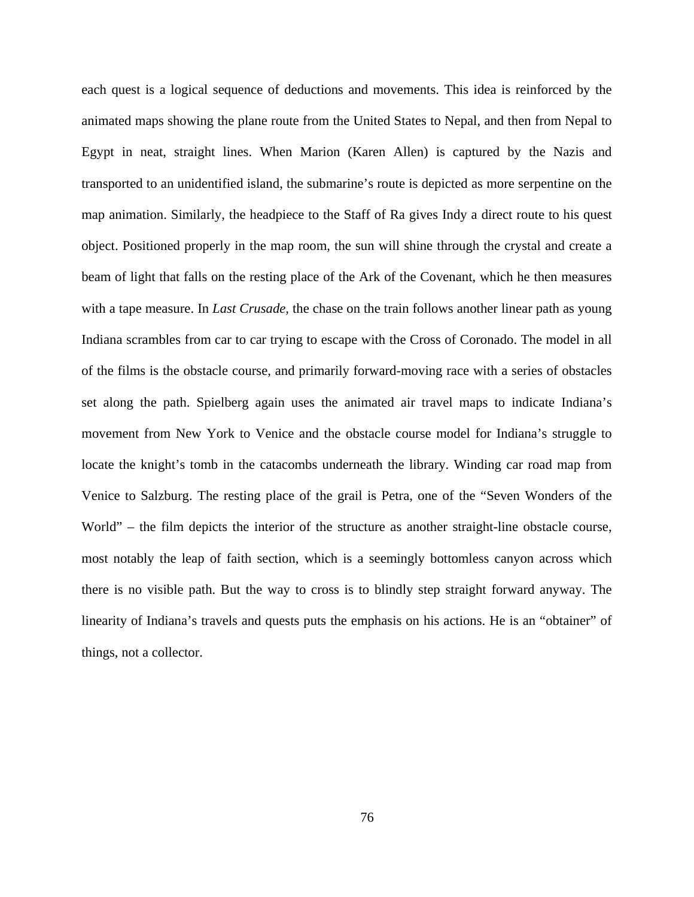each quest is a logical sequence of deductions and movements. This idea is reinforced by the animated maps showing the plane route from the United States to Nepal, and then from Nepal to Egypt in neat, straight lines. When Marion (Karen Allen) is captured by the Nazis and transported to an unidentified island, the submarine's route is depicted as more serpentine on the map animation. Similarly, the headpiece to the Staff of Ra gives Indy a direct route to his quest object. Positioned properly in the map room, the sun will shine through the crystal and create a beam of light that falls on the resting place of the Ark of the Covenant, which he then measures with a tape measure. In *Last Crusade,* the chase on the train follows another linear path as young Indiana scrambles from car to car trying to escape with the Cross of Coronado. The model in all of the films is the obstacle course, and primarily forward-moving race with a series of obstacles set along the path. Spielberg again uses the animated air travel maps to indicate Indiana's movement from New York to Venice and the obstacle course model for Indiana's struggle to locate the knight's tomb in the catacombs underneath the library. Winding car road map from Venice to Salzburg. The resting place of the grail is Petra, one of the "Seven Wonders of the World" – the film depicts the interior of the structure as another straight-line obstacle course, most notably the leap of faith section, which is a seemingly bottomless canyon across which there is no visible path. But the way to cross is to blindly step straight forward anyway. The linearity of Indiana's travels and quests puts the emphasis on his actions. He is an "obtainer" of things, not a collector.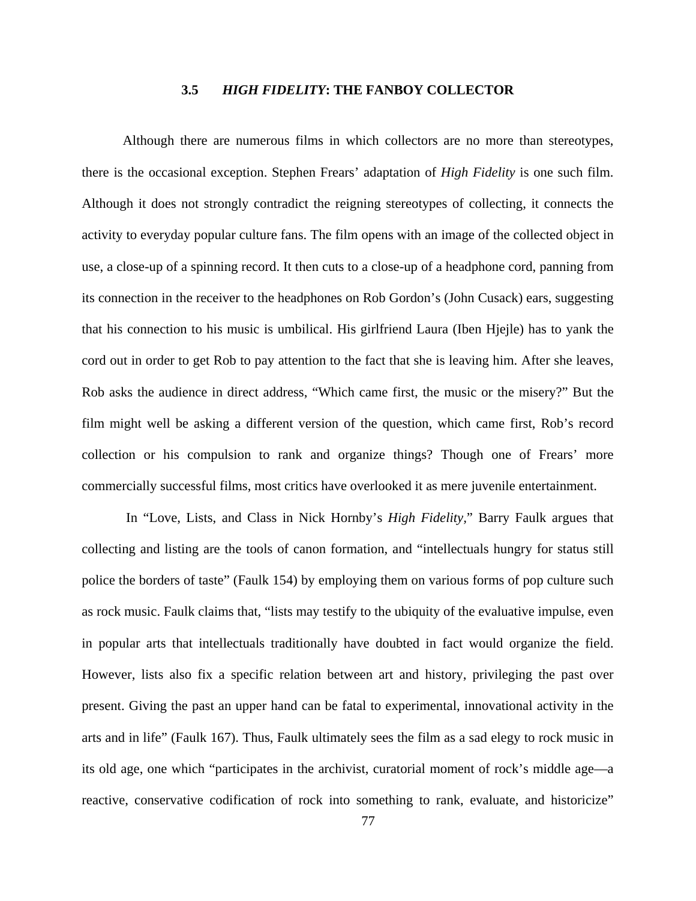### 3.5 *HIGH FIDELITY*: THE FANBOY COLLECTOR

Although there are numerous films in which collectors are no more than stereotypes, there is the occasional exception. Stephen Frears' adaptation of *High Fidelity* is one such film. Although it does not strongly contradict the reigning stereotypes of collecting, it connects the activity to everyday popular culture fans. The film opens with an image of the collected object in use, a close-up of a spinning record. It then cuts to a close-up of a headphone cord, panning from its connection in the receiver to the headphones on Rob Gordon's (John Cusack) ears, suggesting that his connection to his music is umbilical. His girlfriend Laura (Iben Hjejle) has to yank the cord out in order to get Rob to pay attention to the fact that she is leaving him. After she leaves, Rob asks the audience in direct address, "Which came first, the music or the misery?" But the film might well be asking a different version of the question, which came first, Rob's record collection or his compulsion to rank and organize things? Though one of Frears' more commercially successful films, most critics have overlooked it as mere juvenile entertainment.

In "Love, Lists, and Class in Nick Hornby's *High Fidelity*," Barry Faulk argues that collecting and listing are the tools of canon formation, and "intellectuals hungry for status still police the borders of taste" (Faulk 154) by employing them on various forms of pop culture such as rock music. Faulk claims that, "lists may testify to the ubiquity of the evaluative impulse, even in popular arts that intellectuals traditionally have doubted in fact would organize the field. However, lists also fix a specific relation between art and history, privileging the past over present. Giving the past an upper hand can be fatal to experimental, innovational activity in the arts and in life" (Faulk 167). Thus, Faulk ultimately sees the film as a sad elegy to rock music in its old age, one which "participates in the archivist, curatorial moment of rock's middle age—a reactive, conservative codification of rock into something to rank, evaluate, and historicize"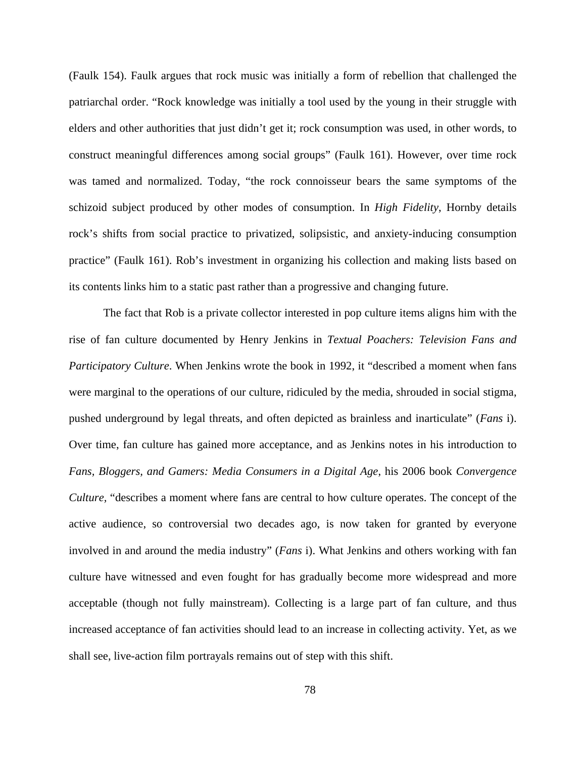(Faulk 154). Faulk argues that rock music was initially a form of rebellion that challenged the patriarchal order. "Rock knowledge was initially a tool used by the young in their struggle with elders and other authorities that just didn't get it; rock consumption was used, in other words, to construct meaningful differences among social groups" (Faulk 161). However, over time rock was tamed and normalized. Today, "the rock connoisseur bears the same symptoms of the schizoid subject produced by other modes of consumption. In *High Fidelity*, Hornby details rock's shifts from social practice to privatized, solipsistic, and anxiety-inducing consumption practice" (Faulk 161). Rob's investment in organizing his collection and making lists based on its contents links him to a static past rather than a progressive and changing future.

The fact that Rob is a private collector interested in pop culture items aligns him with the rise of fan culture documented by Henry Jenkins in *Textual Poachers: Television Fans and Participatory Culture*. When Jenkins wrote the book in 1992, it "described a moment when fans were marginal to the operations of our culture, ridiculed by the media, shrouded in social stigma, pushed underground by legal threats, and often depicted as brainless and inarticulate" (*Fans* i). Over time, fan culture has gained more acceptance, and as Jenkins notes in his introduction to *Fans, Bloggers, and Gamers: Media Consumers in a Digital Age*, his 2006 book *Convergence Culture,* "describes a moment where fans are central to how culture operates. The concept of the active audience, so controversial two decades ago, is now taken for granted by everyone involved in and around the media industry" (*Fans* i). What Jenkins and others working with fan culture have witnessed and even fought for has gradually become more widespread and more acceptable (though not fully mainstream). Collecting is a large part of fan culture, and thus increased acceptance of fan activities should lead to an increase in collecting activity. Yet, as we shall see, live-action film portrayals remains out of step with this shift.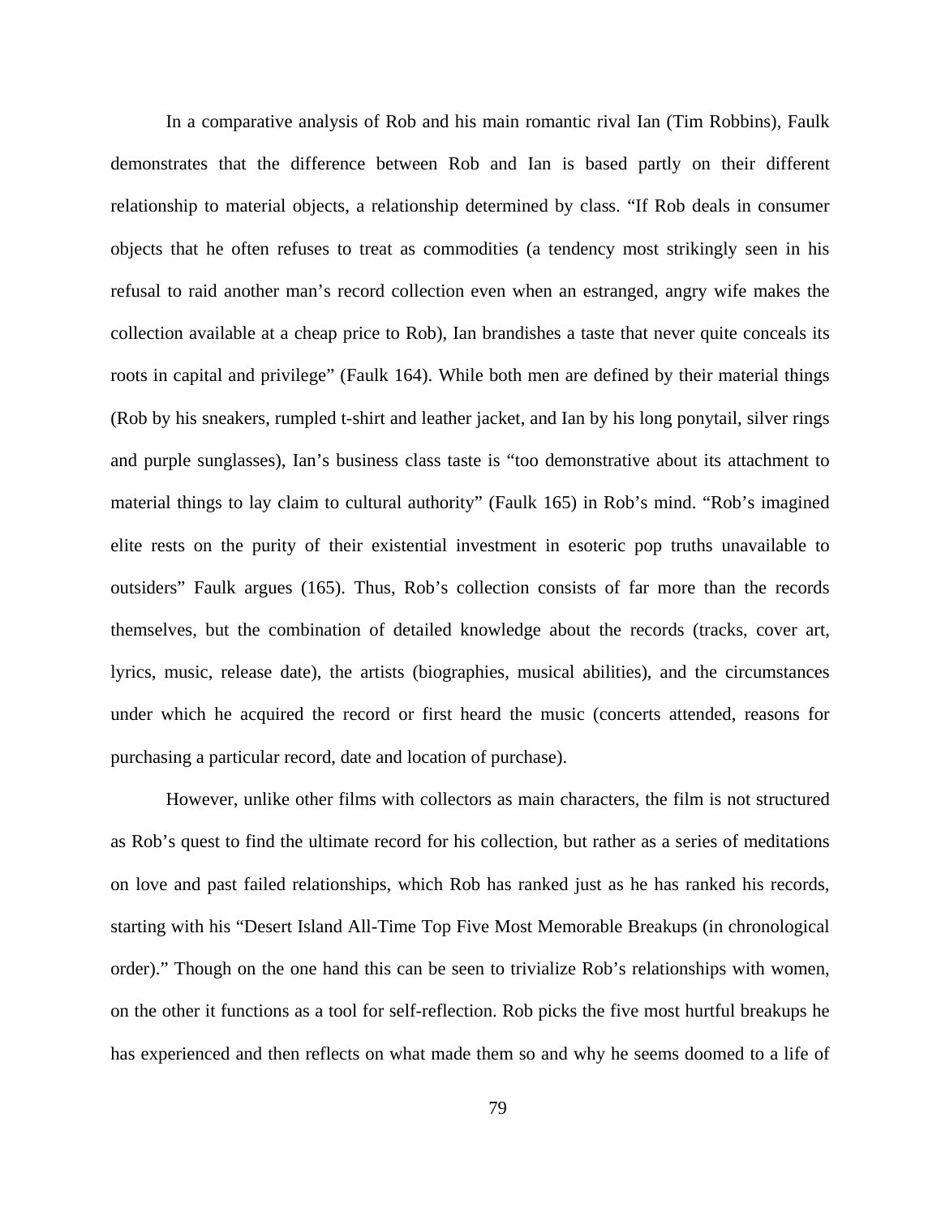In a comparative analysis of Rob and his main romantic rival Ian (Tim Robbins), Faulk demonstrates that the difference between Rob and Ian is based partly on their different relationship to material objects, a relationship determined by class. "If Rob deals in consumer objects that he often refuses to treat as commodities (a tendency most strikingly seen in his refusal to raid another man's record collection even when an estranged, angry wife makes the collection available at a cheap price to Rob), Ian brandishes a taste that never quite conceals its roots in capital and privilege" (Faulk 164). While both men are defined by their material things (Rob by his sneakers, rumpled t-shirt and leather jacket, and Ian by his long ponytail, silver rings and purple sunglasses), Ian's business class taste is "too demonstrative about its attachment to material things to lay claim to cultural authority" (Faulk 165) in Rob's mind. "Rob's imagined elite rests on the purity of their existential investment in esoteric pop truths unavailable to outsiders" Faulk argues (165). Thus, Rob's collection consists of far more than the records themselves, but the combination of detailed knowledge about the records (tracks, cover art, lyrics, music, release date), the artists (biographies, musical abilities), and the circumstances under which he acquired the record or first heard the music (concerts attended, reasons for purchasing a particular record, date and location of purchase).

However, unlike other films with collectors as main characters, the film is not structured as Rob's quest to find the ultimate record for his collection, but rather as a series of meditations on love and past failed relationships, which Rob has ranked just as he has ranked his records, starting with his "Desert Island All-Time Top Five Most Memorable Breakups (in chronological order)." Though on the one hand this can be seen to trivialize Rob's relationships with women, on the other it functions as a tool for self-reflection. Rob picks the five most hurtful breakups he has experienced and then reflects on what made them so and why he seems doomed to a life of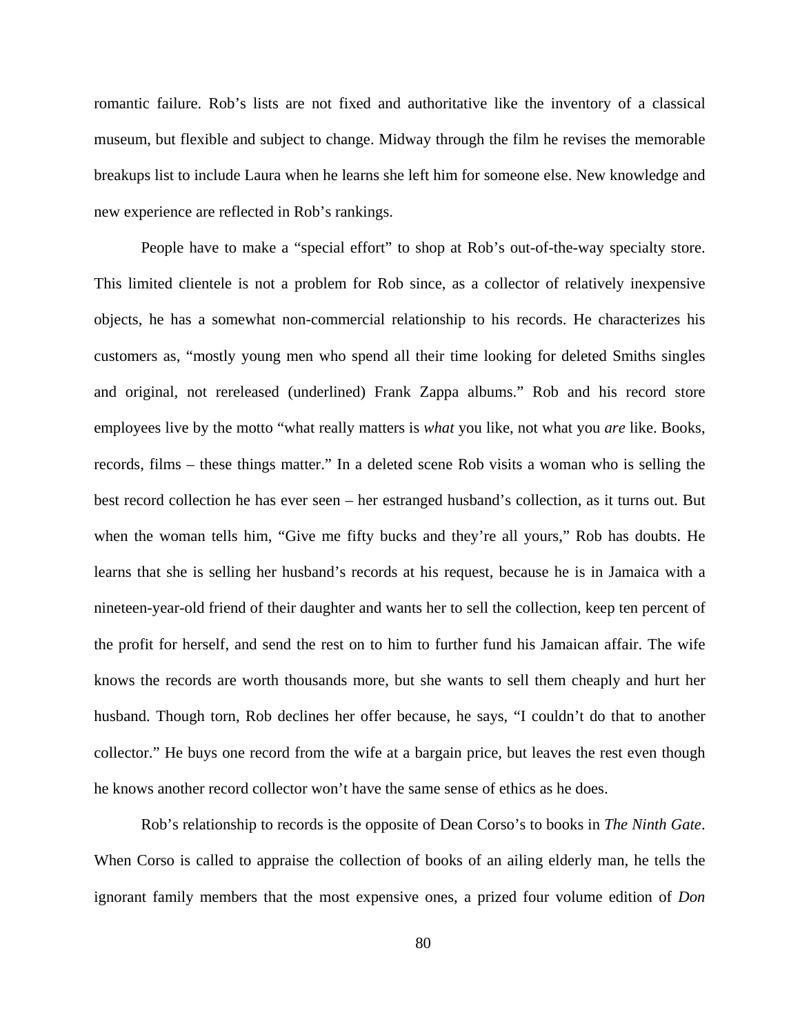romantic failure. Rob's lists are not fixed and authoritative like the inventory of a classical museum, but flexible and subject to change. Midway through the film he revises the memorable breakups list to include Laura when he learns she left him for someone else. New knowledge and new experience are reflected in Rob's rankings.

People have to make a "special effort" to shop at Rob's out-of-the-way specialty store. This limited clientele is not a problem for Rob since, as a collector of relatively inexpensive objects, he has a somewhat non-commercial relationship to his records. He characterizes his customers as, "mostly young men who spend all their time looking for deleted Smiths singles and original, not rereleased (underlined) Frank Zappa albums." Rob and his record store employees live by the motto "what really matters is *what* you like, not what you *are* like. Books, records, films – these things matter." In a deleted scene Rob visits a woman who is selling the best record collection he has ever seen – her estranged husband's collection, as it turns out. But when the woman tells him, "Give me fifty bucks and they're all yours," Rob has doubts. He learns that she is selling her husband's records at his request, because he is in Jamaica with a nineteen-year-old friend of their daughter and wants her to sell the collection, keep ten percent of the profit for herself, and send the rest on to him to further fund his Jamaican affair. The wife knows the records are worth thousands more, but she wants to sell them cheaply and hurt her husband. Though torn, Rob declines her offer because, he says, "I couldn't do that to another collector." He buys one record from the wife at a bargain price, but leaves the rest even though he knows another record collector won't have the same sense of ethics as he does.

Rob's relationship to records is the opposite of Dean Corso's to books in *The Ninth Gate*. When Corso is called to appraise the collection of books of an ailing elderly man, he tells the ignorant family members that the most expensive ones, a prized four volume edition of *Don*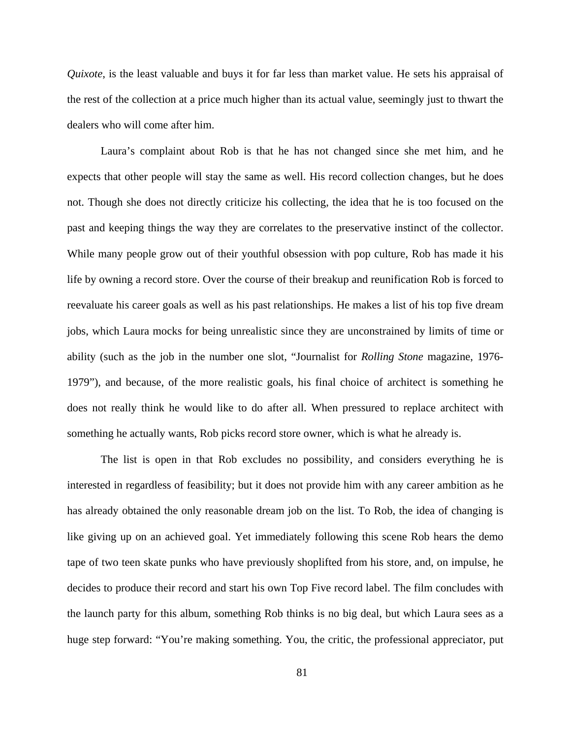*Quixote*, is the least valuable and buys it for far less than market value. He sets his appraisal of the rest of the collection at a price much higher than its actual value, seemingly just to thwart the dealers who will come after him.

Laura's complaint about Rob is that he has not changed since she met him, and he expects that other people will stay the same as well. His record collection changes, but he does not. Though she does not directly criticize his collecting, the idea that he is too focused on the past and keeping things the way they are correlates to the preservative instinct of the collector. While many people grow out of their youthful obsession with pop culture, Rob has made it his life by owning a record store. Over the course of their breakup and reunification Rob is forced to reevaluate his career goals as well as his past relationships. He makes a list of his top five dream jobs, which Laura mocks for being unrealistic since they are unconstrained by limits of time or ability (such as the job in the number one slot, "Journalist for *Rolling Stone* magazine, 1976-1979"), and because, of the more realistic goals, his final choice of architect is something he does not really think he would like to do after all. When pressured to replace architect with something he actually wants, Rob picks record store owner, which is what he already is.

The list is open in that Rob excludes no possibility, and considers everything he is interested in regardless of feasibility; but it does not provide him with any career ambition as he has already obtained the only reasonable dream job on the list. To Rob, the idea of changing is like giving up on an achieved goal. Yet immediately following this scene Rob hears the demo tape of two teen skate punks who have previously shoplifted from his store, and, on impulse, he decides to produce their record and start his own Top Five record label. The film concludes with the launch party for this album, something Rob thinks is no big deal, but which Laura sees as a huge step forward: "You're making something. You, the critic, the professional appreciator, put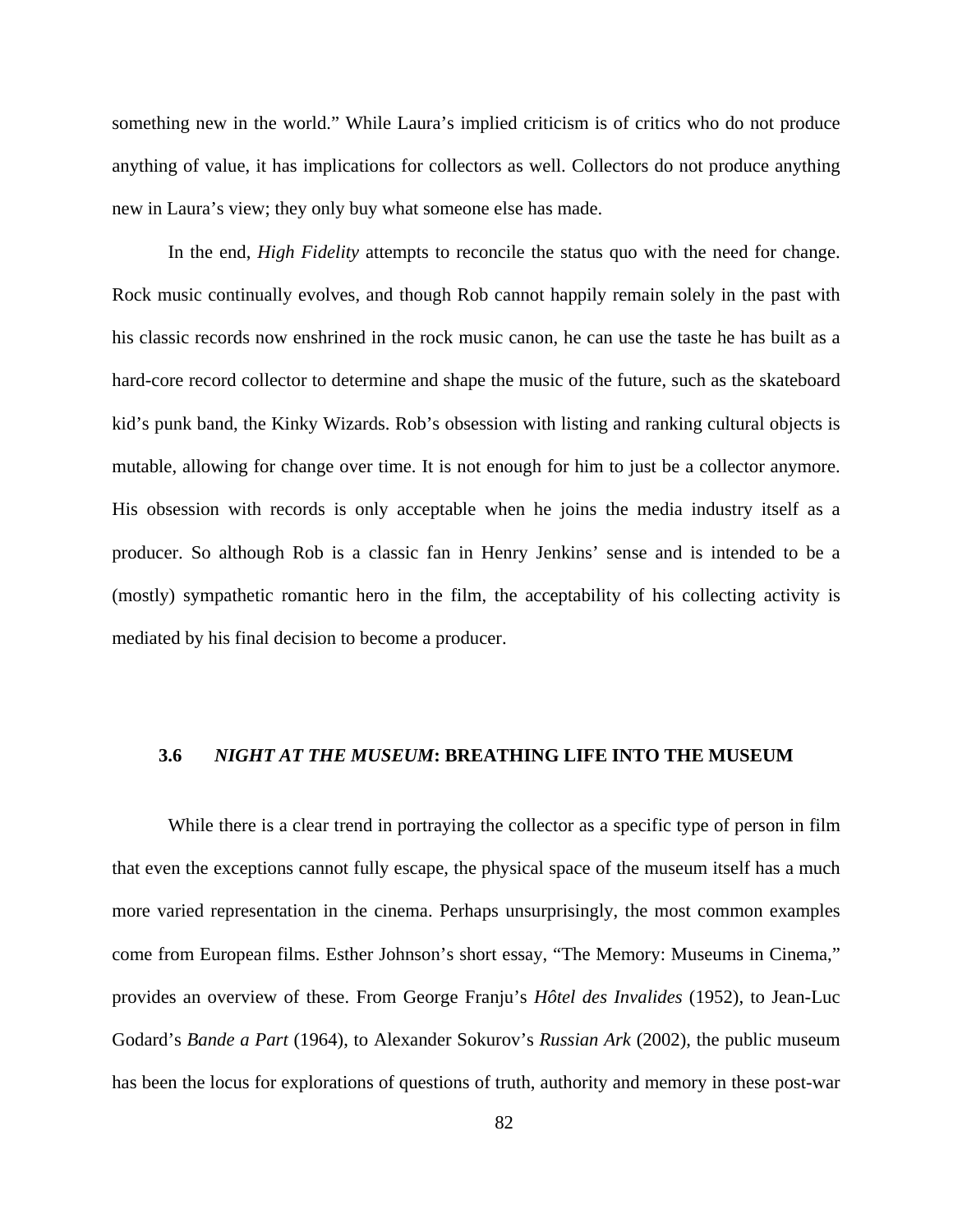something new in the world." While Laura's implied criticism is of critics who do not produce anything of value, it has implications for collectors as well. Collectors do not produce anything new in Laura's view; they only buy what someone else has made.

In the end, *High Fidelity* attempts to reconcile the status quo with the need for change. Rock music continually evolves, and though Rob cannot happily remain solely in the past with his classic records now enshrined in the rock music canon, he can use the taste he has built as a hard-core record collector to determine and shape the music of the future, such as the skateboard kid's punk band, the Kinky Wizards. Rob's obsession with listing and ranking cultural objects is mutable, allowing for change over time. It is not enough for him to just be a collector anymore. His obsession with records is only acceptable when he joins the media industry itself as a producer. So although Rob is a classic fan in Henry Jenkins' sense and is intended to be a (mostly) sympathetic romantic hero in the film, the acceptability of his collecting activity is mediated by his final decision to become a producer.

### 3.6 *NIGHT AT THE MUSEUM*: BREATHING LIFE INTO THE MUSEUM

While there is a clear trend in portraying the collector as a specific type of person in film that even the exceptions cannot fully escape, the physical space of the museum itself has a much more varied representation in the cinema. Perhaps unsurprisingly, the most common examples come from European films. Esther Johnson's short essay, "The Memory: Museums in Cinema," provides an overview of these. From George Franju's *Hôtel des Invalides* (1952), to Jean-Luc Godard's *Bande a Part* (1964), to Alexander Sokurov's *Russian Ark* (2002), the public museum has been the locus for explorations of questions of truth, authority and memory in these post-war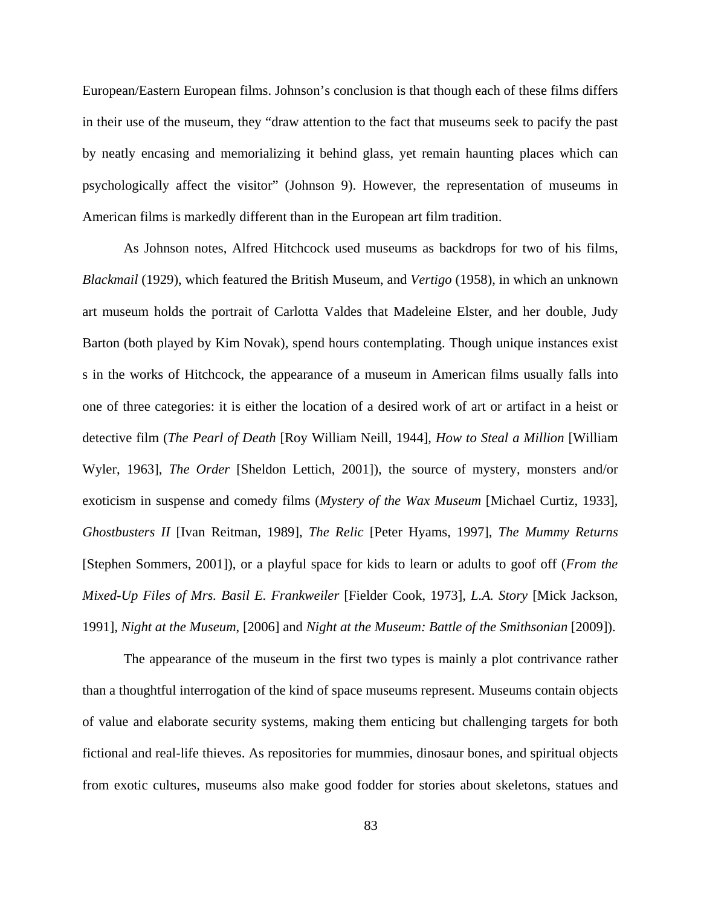European/Eastern European films. Johnson's conclusion is that though each of these films differs in their use of the museum, they "draw attention to the fact that museums seek to pacify the past by neatly encasing and memorializing it behind glass, yet remain haunting places which can psychologically affect the visitor" (Johnson 9). However, the representation of museums in American films is markedly different than in the European art film tradition.

As Johnson notes, Alfred Hitchcock used museums as backdrops for two of his films, *Blackmail* (1929), which featured the British Museum, and *Vertigo* (1958), in which an unknown art museum holds the portrait of Carlotta Valdes that Madeleine Elster, and her double, Judy Barton (both played by Kim Novak), spend hours contemplating. Though unique instances exist s in the works of Hitchcock, the appearance of a museum in American films usually falls into one of three categories: it is either the location of a desired work of art or artifact in a heist or detective film (*The Pearl of Death* [Roy William Neill, 1944], *How to Steal a Million* [William Wyler, 1963], *The Order* [Sheldon Lettich, 2001]), the source of mystery, monsters and/or exoticism in suspense and comedy films (*Mystery of the Wax Museum* [Michael Curtiz, 1933], *Ghostbusters II* [Ivan Reitman, 1989], *The Relic* [Peter Hyams, 1997], *The Mummy Returns* [Stephen Sommers, 2001]), or a playful space for kids to learn or adults to goof off (*From the Mixed-Up Files of Mrs. Basil E. Frankweiler* [Fielder Cook, 1973], *L.A. Story* [Mick Jackson, 1991], *Night at the Museum*, [2006] and *Night at the Museum: Battle of the Smithsonian* [2009]).

The appearance of the museum in the first two types is mainly a plot contrivance rather than a thoughtful interrogation of the kind of space museums represent. Museums contain objects of value and elaborate security systems, making them enticing but challenging targets for both fictional and real-life thieves. As repositories for mummies, dinosaur bones, and spiritual objects from exotic cultures, museums also make good fodder for stories about skeletons, statues and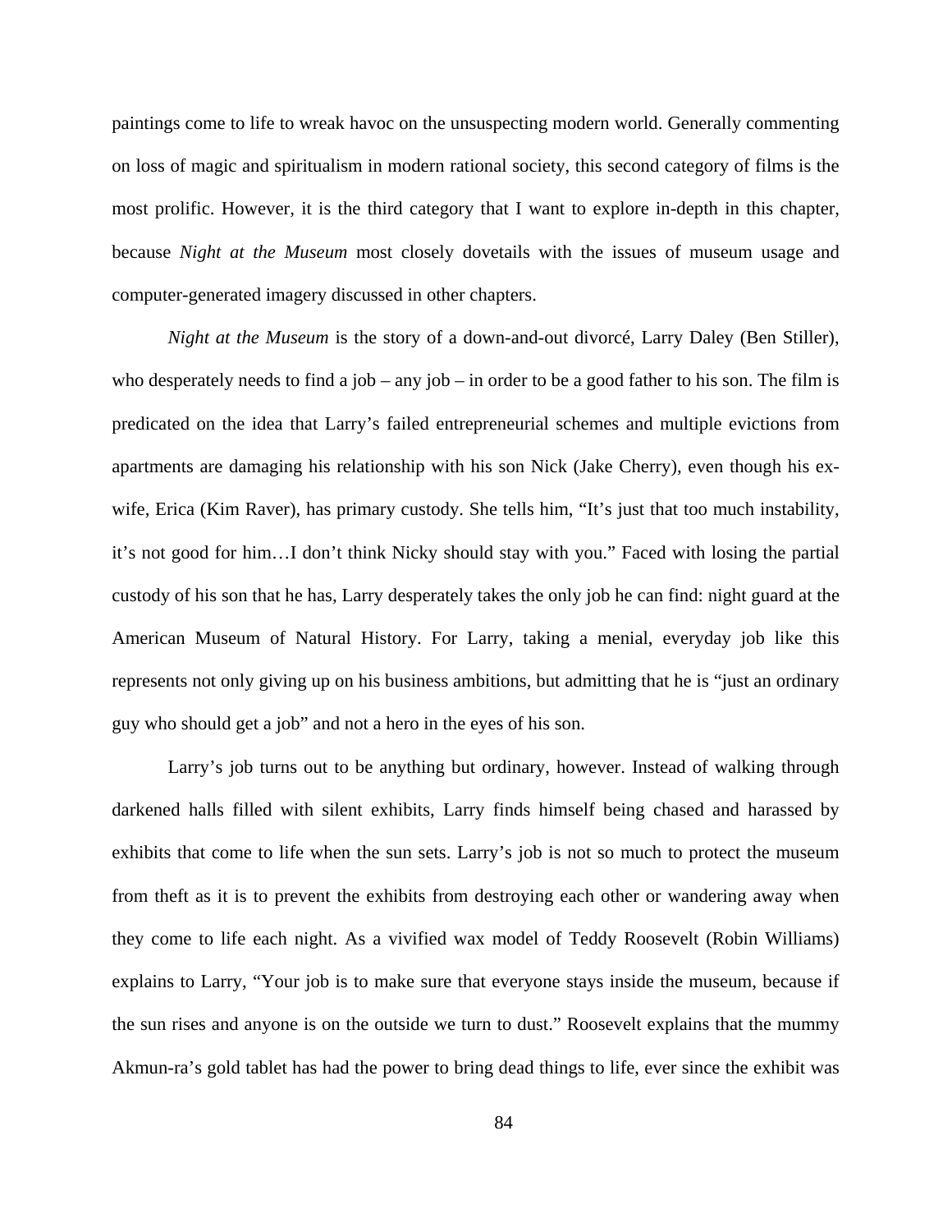paintings come to life to wreak havoc on the unsuspecting modern world. Generally commenting on loss of magic and spiritualism in modern rational society, this second category of films is the most prolific. However, it is the third category that I want to explore in-depth in this chapter, because *Night at the Museum* most closely dovetails with the issues of museum usage and computer-generated imagery discussed in other chapters.

*Night at the Museum* is the story of a down-and-out divorcé, Larry Daley (Ben Stiller), who desperately needs to find a job – any job – in order to be a good father to his son. The film is predicated on the idea that Larry's failed entrepreneurial schemes and multiple evictions from apartments are damaging his relationship with his son Nick (Jake Cherry), even though his ex-wife, Erica (Kim Raver), has primary custody. She tells him, "It's just that too much instability, it's not good for him…I don't think Nicky should stay with you." Faced with losing the partial custody of his son that he has, Larry desperately takes the only job he can find: night guard at the American Museum of Natural History. For Larry, taking a menial, everyday job like this represents not only giving up on his business ambitions, but admitting that he is "just an ordinary guy who should get a job" and not a hero in the eyes of his son.

Larry's job turns out to be anything but ordinary, however. Instead of walking through darkened halls filled with silent exhibits, Larry finds himself being chased and harassed by exhibits that come to life when the sun sets. Larry's job is not so much to protect the museum from theft as it is to prevent the exhibits from destroying each other or wandering away when they come to life each night. As a vivified wax model of Teddy Roosevelt (Robin Williams) explains to Larry, "Your job is to make sure that everyone stays inside the museum, because if the sun rises and anyone is on the outside we turn to dust." Roosevelt explains that the mummy Akmun-ra's gold tablet has had the power to bring dead things to life, ever since the exhibit was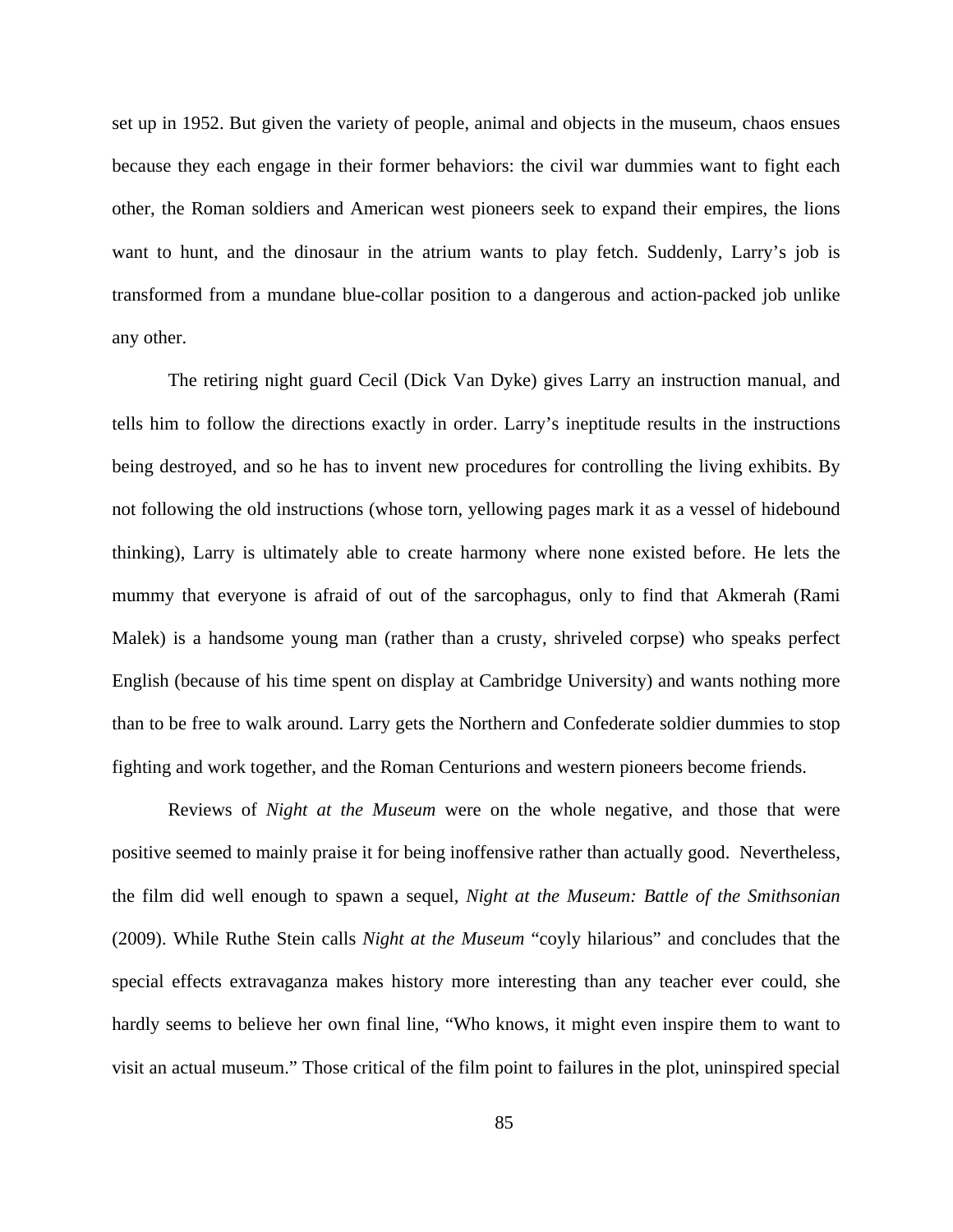set up in 1952. But given the variety of people, animal and objects in the museum, chaos ensues because they each engage in their former behaviors: the civil war dummies want to fight each other, the Roman soldiers and American west pioneers seek to expand their empires, the lions want to hunt, and the dinosaur in the atrium wants to play fetch. Suddenly, Larry's job is transformed from a mundane blue-collar position to a dangerous and action-packed job unlike any other.

The retiring night guard Cecil (Dick Van Dyke) gives Larry an instruction manual, and tells him to follow the directions exactly in order. Larry's ineptitude results in the instructions being destroyed, and so he has to invent new procedures for controlling the living exhibits. By not following the old instructions (whose torn, yellowing pages mark it as a vessel of hidebound thinking), Larry is ultimately able to create harmony where none existed before. He lets the mummy that everyone is afraid of out of the sarcophagus, only to find that Akmerah (Rami Malek) is a handsome young man (rather than a crusty, shriveled corpse) who speaks perfect English (because of his time spent on display at Cambridge University) and wants nothing more than to be free to walk around. Larry gets the Northern and Confederate soldier dummies to stop fighting and work together, and the Roman Centurions and western pioneers become friends.

Reviews of *Night at the Museum* were on the whole negative, and those that were positive seemed to mainly praise it for being inoffensive rather than actually good. Nevertheless, the film did well enough to spawn a sequel, *Night at the Museum: Battle of the Smithsonian* (2009). While Ruthe Stein calls *Night at the Museum* "coyly hilarious" and concludes that the special effects extravaganza makes history more interesting than any teacher ever could, she hardly seems to believe her own final line, "Who knows, it might even inspire them to want to visit an actual museum." Those critical of the film point to failures in the plot, uninspired special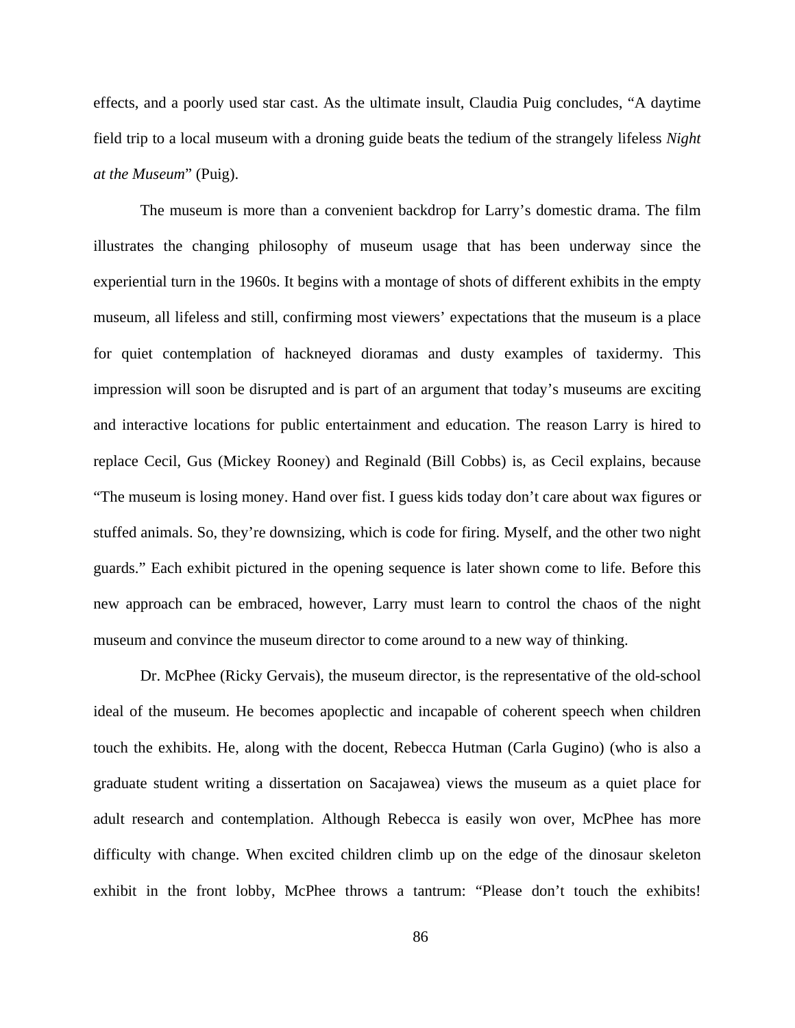effects, and a poorly used star cast. As the ultimate insult, Claudia Puig concludes, "A daytime field trip to a local museum with a droning guide beats the tedium of the strangely lifeless *Night at the Museum*" (Puig).

The museum is more than a convenient backdrop for Larry's domestic drama. The film illustrates the changing philosophy of museum usage that has been underway since the experiential turn in the 1960s. It begins with a montage of shots of different exhibits in the empty museum, all lifeless and still, confirming most viewers' expectations that the museum is a place for quiet contemplation of hackneyed dioramas and dusty examples of taxidermy. This impression will soon be disrupted and is part of an argument that today's museums are exciting and interactive locations for public entertainment and education. The reason Larry is hired to replace Cecil, Gus (Mickey Rooney) and Reginald (Bill Cobbs) is, as Cecil explains, because "The museum is losing money. Hand over fist. I guess kids today don't care about wax figures or stuffed animals. So, they're downsizing, which is code for firing. Myself, and the other two night guards." Each exhibit pictured in the opening sequence is later shown come to life. Before this new approach can be embraced, however, Larry must learn to control the chaos of the night museum and convince the museum director to come around to a new way of thinking.

Dr. McPhee (Ricky Gervais), the museum director, is the representative of the old-school ideal of the museum. He becomes apoplectic and incapable of coherent speech when children touch the exhibits. He, along with the docent, Rebecca Hutman (Carla Gugino) (who is also a graduate student writing a dissertation on Sacajawea) views the museum as a quiet place for adult research and contemplation. Although Rebecca is easily won over, McPhee has more difficulty with change. When excited children climb up on the edge of the dinosaur skeleton exhibit in the front lobby, McPhee throws a tantrum: "Please don't touch the exhibits!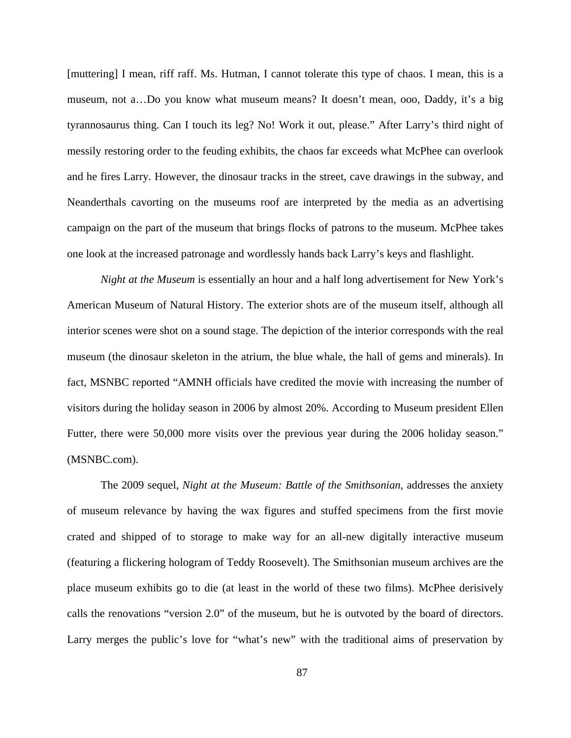[muttering] I mean, riff raff. Ms. Hutman, I cannot tolerate this type of chaos. I mean, this is a museum, not a…Do you know what museum means? It doesn't mean, ooo, Daddy, it's a big tyrannosaurus thing. Can I touch its leg? No! Work it out, please." After Larry's third night of messily restoring order to the feuding exhibits, the chaos far exceeds what McPhee can overlook and he fires Larry. However, the dinosaur tracks in the street, cave drawings in the subway, and Neanderthals cavorting on the museums roof are interpreted by the media as an advertising campaign on the part of the museum that brings flocks of patrons to the museum. McPhee takes one look at the increased patronage and wordlessly hands back Larry's keys and flashlight.

*Night at the Museum* is essentially an hour and a half long advertisement for New York's American Museum of Natural History. The exterior shots are of the museum itself, although all interior scenes were shot on a sound stage. The depiction of the interior corresponds with the real museum (the dinosaur skeleton in the atrium, the blue whale, the hall of gems and minerals). In fact, MSNBC reported "AMNH officials have credited the movie with increasing the number of visitors during the holiday season in 2006 by almost 20%. According to Museum president Ellen Futter, there were 50,000 more visits over the previous year during the 2006 holiday season." (MSNBC.com).

The 2009 sequel, *Night at the Museum: Battle of the Smithsonian*, addresses the anxiety of museum relevance by having the wax figures and stuffed specimens from the first movie crated and shipped of to storage to make way for an all-new digitally interactive museum (featuring a flickering hologram of Teddy Roosevelt). The Smithsonian museum archives are the place museum exhibits go to die (at least in the world of these two films). McPhee derisively calls the renovations "version 2.0" of the museum, but he is outvoted by the board of directors. Larry merges the public's love for "what's new" with the traditional aims of preservation by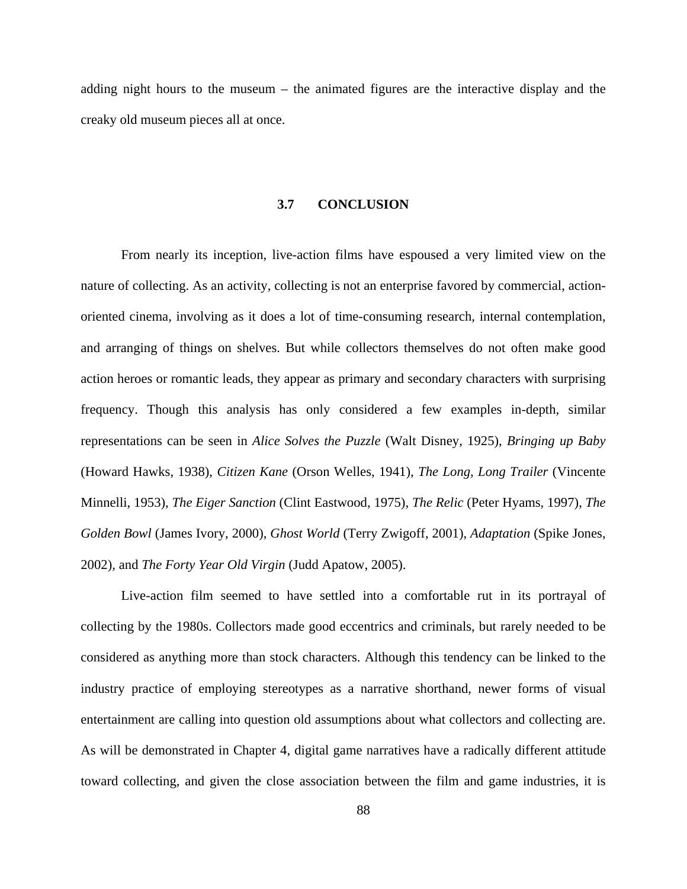adding night hours to the museum – the animated figures are the interactive display and the creaky old museum pieces all at once.

## 3.7 CONCLUSION

From nearly its inception, live-action films have espoused a very limited view on the nature of collecting. As an activity, collecting is not an enterprise favored by commercial, action-oriented cinema, involving as it does a lot of time-consuming research, internal contemplation, and arranging of things on shelves. But while collectors themselves do not often make good action heroes or romantic leads, they appear as primary and secondary characters with surprising frequency. Though this analysis has only considered a few examples in-depth, similar representations can be seen in *Alice Solves the Puzzle* (Walt Disney, 1925), *Bringing up Baby* (Howard Hawks, 1938), *Citizen Kane* (Orson Welles, 1941), *The Long, Long Trailer* (Vincente Minnelli, 1953), *The Eiger Sanction* (Clint Eastwood, 1975), *The Relic* (Peter Hyams, 1997), *The Golden Bowl* (James Ivory, 2000), *Ghost World* (Terry Zwigoff, 2001), *Adaptation* (Spike Jones, 2002), and *The Forty Year Old Virgin* (Judd Apatow, 2005).

Live-action film seemed to have settled into a comfortable rut in its portrayal of collecting by the 1980s. Collectors made good eccentrics and criminals, but rarely needed to be considered as anything more than stock characters. Although this tendency can be linked to the industry practice of employing stereotypes as a narrative shorthand, newer forms of visual entertainment are calling into question old assumptions about what collectors and collecting are. As will be demonstrated in Chapter 4, digital game narratives have a radically different attitude toward collecting, and given the close association between the film and game industries, it is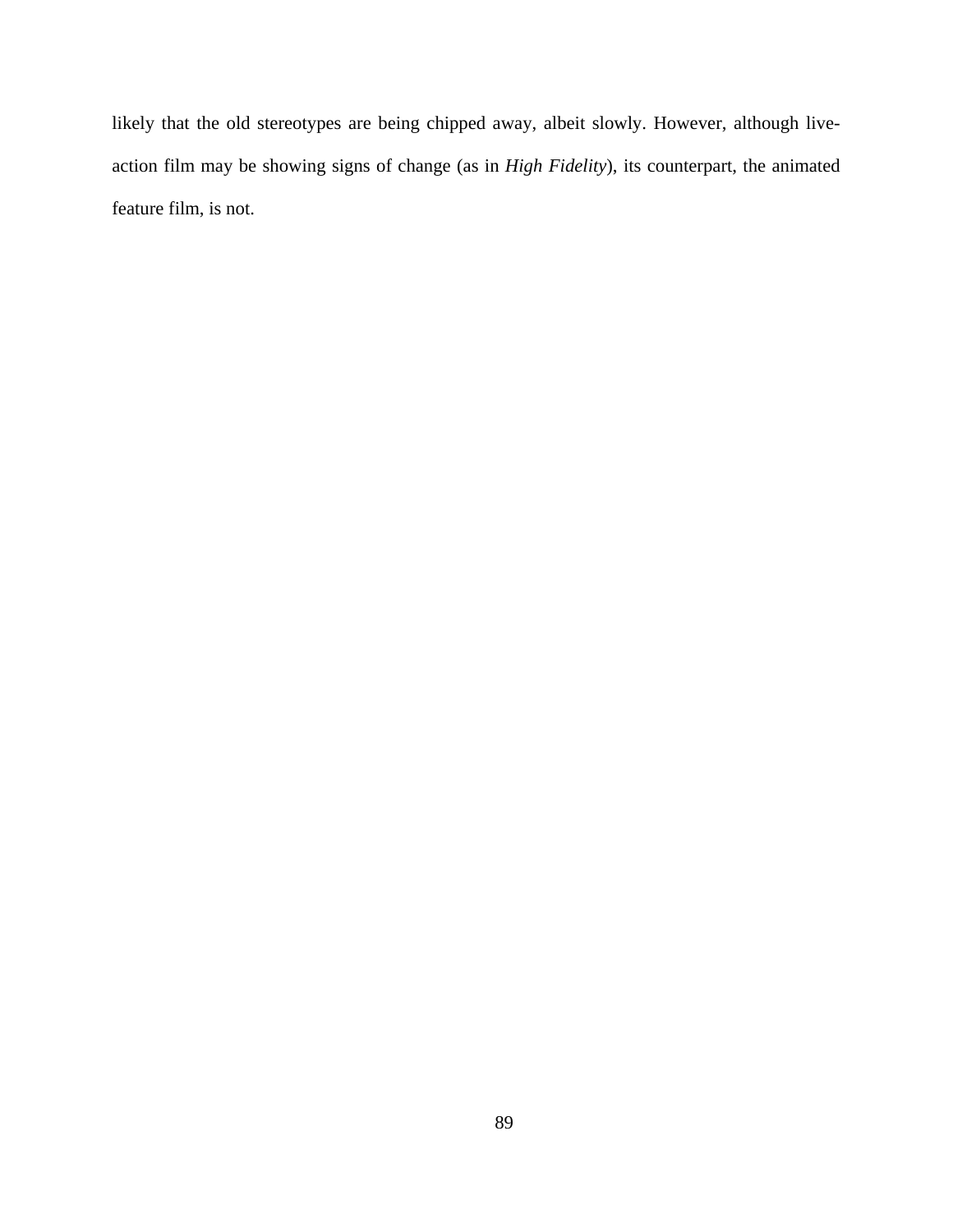likely that the old stereotypes are being chipped away, albeit slowly. However, although live-action film may be showing signs of change (as in *High Fidelity*), its counterpart, the animated feature film, is not.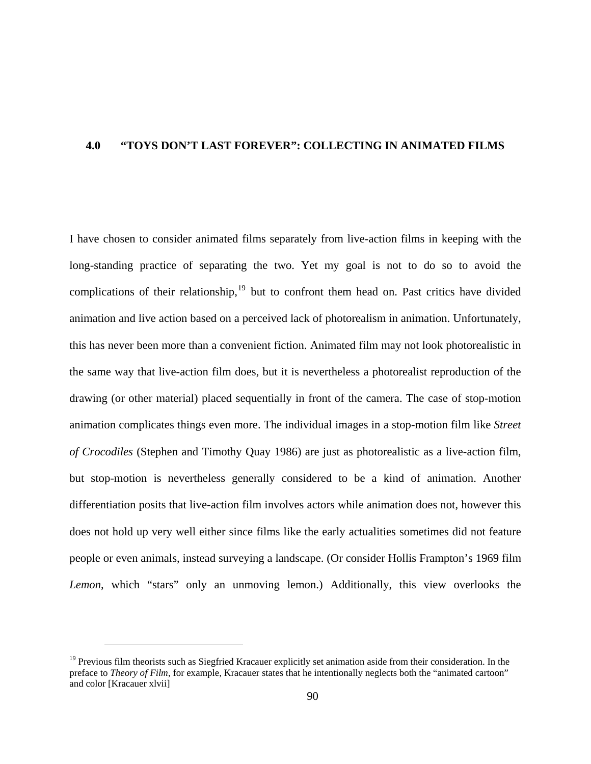# 4.0 "TOYS DON'T LAST FOREVER": COLLECTING IN ANIMATED FILMS

I have chosen to consider animated films separately from live-action films in keeping with the long-standing practice of separating the two. Yet my goal is not to do so to avoid the complications of their relationship,[19] but to confront them head on. Past critics have divided animation and live action based on a perceived lack of photorealism in animation. Unfortunately, this has never been more than a convenient fiction. Animated film may not look photorealistic in the same way that live-action film does, but it is nevertheless a photorealist reproduction of the drawing (or other material) placed sequentially in front of the camera. The case of stop-motion animation complicates things even more. The individual images in a stop-motion film like *Street of Crocodiles* (Stephen and Timothy Quay 1986) are just as photorealistic as a live-action film, but stop-motion is nevertheless generally considered to be a kind of animation. Another differentiation posits that live-action film involves actors while animation does not, however this does not hold up very well either since films like the early actualities sometimes did not feature people or even animals, instead surveying a landscape. (Or consider Hollis Frampton's 1969 film *Lemon*, which "stars" only an unmoving lemon.) Additionally, this view overlooks the

[19] Previous film theorists such as Siegfried Kracauer explicitly set animation aside from their consideration. In the preface to *Theory of Film*, for example, Kracauer states that he intentionally neglects both the "animated cartoon" and color [Kracauer xlvii]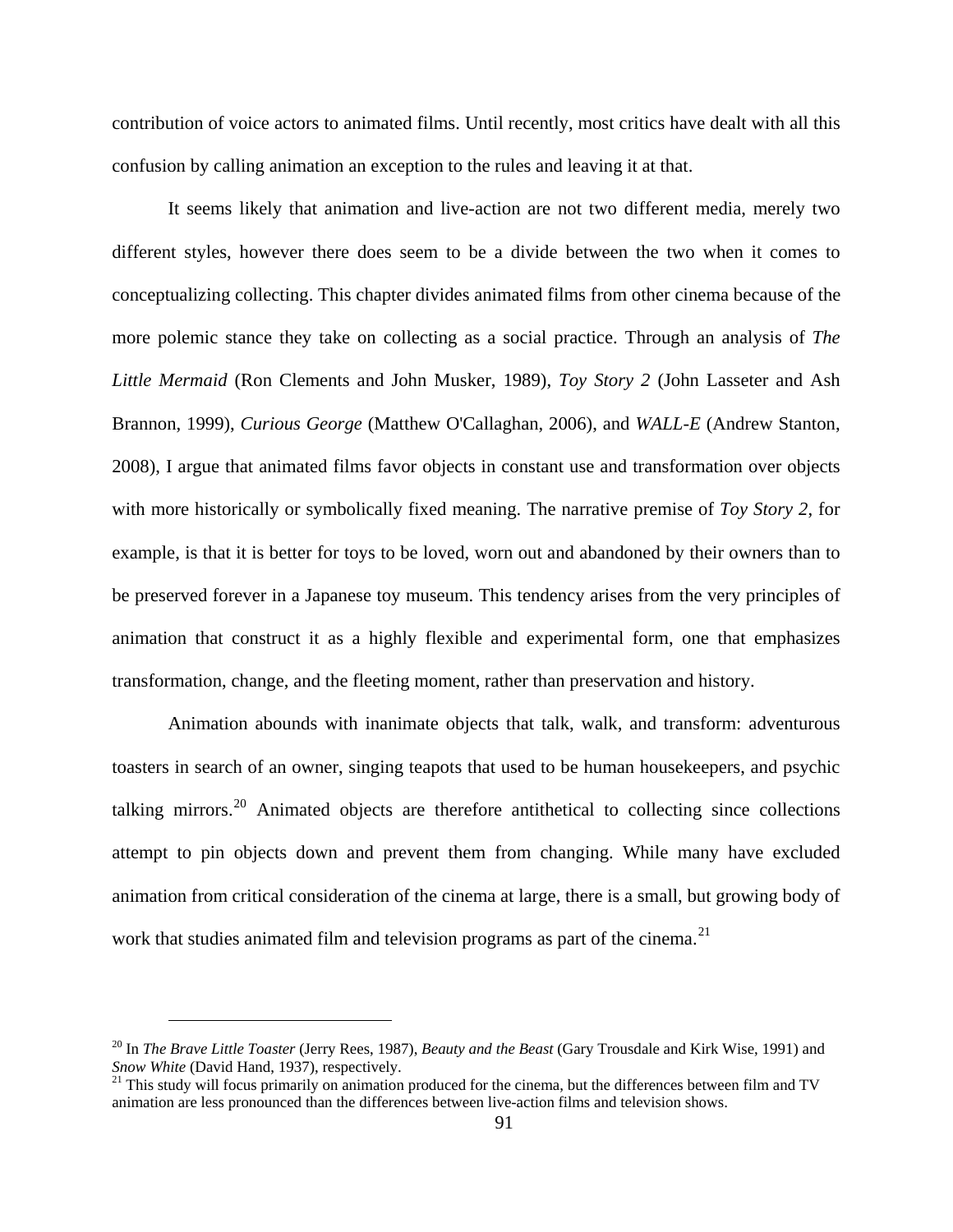contribution of voice actors to animated films. Until recently, most critics have dealt with all this confusion by calling animation an exception to the rules and leaving it at that.

It seems likely that animation and live-action are not two different media, merely two different styles, however there does seem to be a divide between the two when it comes to conceptualizing collecting. This chapter divides animated films from other cinema because of the more polemic stance they take on collecting as a social practice. Through an analysis of *The Little Mermaid* (Ron Clements and John Musker, 1989), *Toy Story 2* (John Lasseter and Ash Brannon, 1999), *Curious George* (Matthew O'Callaghan, 2006), and *WALL-E* (Andrew Stanton, 2008), I argue that animated films favor objects in constant use and transformation over objects with more historically or symbolically fixed meaning. The narrative premise of *Toy Story 2*, for example, is that it is better for toys to be loved, worn out and abandoned by their owners than to be preserved forever in a Japanese toy museum. This tendency arises from the very principles of animation that construct it as a highly flexible and experimental form, one that emphasizes transformation, change, and the fleeting moment, rather than preservation and history.

Animation abounds with inanimate objects that talk, walk, and transform: adventurous toasters in search of an owner, singing teapots that used to be human housekeepers, and psychic talking mirrors.[20] Animated objects are therefore antithetical to collecting since collections attempt to pin objects down and prevent them from changing. While many have excluded animation from critical consideration of the cinema at large, there is a small, but growing body of work that studies animated film and television programs as part of the cinema.[21]

---

[20] In *The Brave Little Toaster* (Jerry Rees, 1987), *Beauty and the Beast* (Gary Trousdale and Kirk Wise, 1991) and *Snow White* (David Hand, 1937), respectively.

[21] This study will focus primarily on animation produced for the cinema, but the differences between film and TV animation are less pronounced than the differences between live-action films and television shows.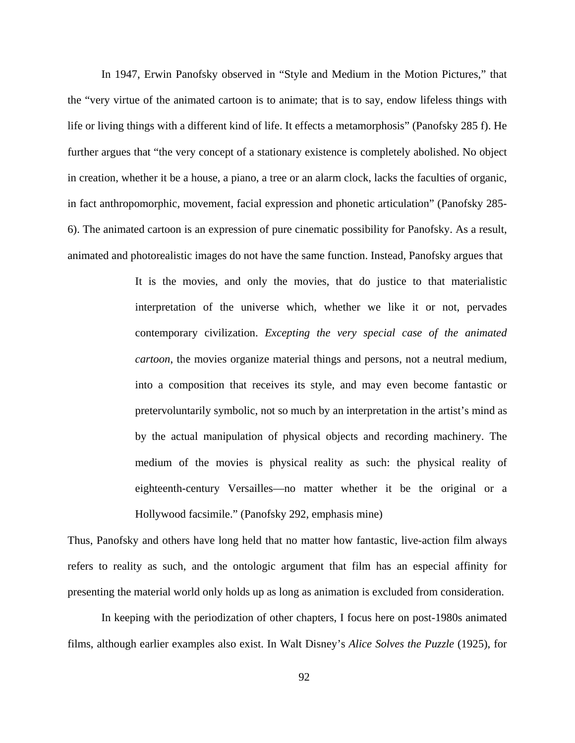In 1947, Erwin Panofsky observed in "Style and Medium in the Motion Pictures," that the "very virtue of the animated cartoon is to animate; that is to say, endow lifeless things with life or living things with a different kind of life. It effects a metamorphosis" (Panofsky 285 f). He further argues that "the very concept of a stationary existence is completely abolished. No object in creation, whether it be a house, a piano, a tree or an alarm clock, lacks the faculties of organic, in fact anthropomorphic, movement, facial expression and phonetic articulation" (Panofsky 285-6). The animated cartoon is an expression of pure cinematic possibility for Panofsky. As a result, animated and photorealistic images do not have the same function. Instead, Panofsky argues that

> It is the movies, and only the movies, that do justice to that materialistic interpretation of the universe which, whether we like it or not, pervades contemporary civilization. *Excepting the very special case of the animated cartoon*, the movies organize material things and persons, not a neutral medium, into a composition that receives its style, and may even become fantastic or pretervoluntarily symbolic, not so much by an interpretation in the artist's mind as by the actual manipulation of physical objects and recording machinery. The medium of the movies is physical reality as such: the physical reality of eighteenth-century Versailles—no matter whether it be the original or a Hollywood facsimile." (Panofsky 292, emphasis mine)

Thus, Panofsky and others have long held that no matter how fantastic, live-action film always refers to reality as such, and the ontologic argument that film has an especial affinity for presenting the material world only holds up as long as animation is excluded from consideration.

In keeping with the periodization of other chapters, I focus here on post-1980s animated films, although earlier examples also exist. In Walt Disney's *Alice Solves the Puzzle* (1925), for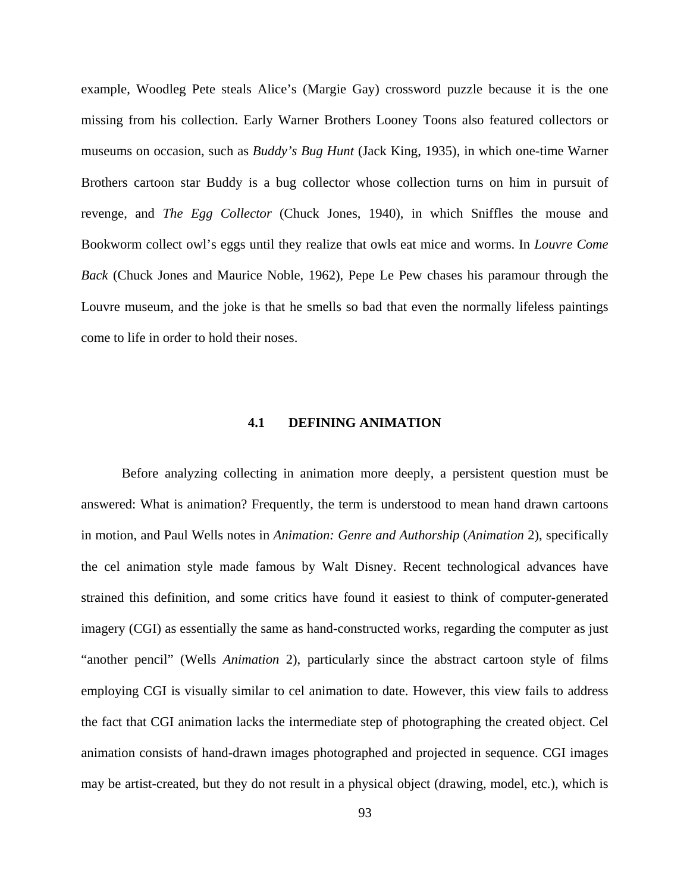example, Woodleg Pete steals Alice's (Margie Gay) crossword puzzle because it is the one missing from his collection. Early Warner Brothers Looney Toons also featured collectors or museums on occasion, such as *Buddy's Bug Hunt* (Jack King, 1935), in which one-time Warner Brothers cartoon star Buddy is a bug collector whose collection turns on him in pursuit of revenge, and *The Egg Collector* (Chuck Jones, 1940), in which Sniffles the mouse and Bookworm collect owl's eggs until they realize that owls eat mice and worms. In *Louvre Come Back* (Chuck Jones and Maurice Noble, 1962), Pepe Le Pew chases his paramour through the Louvre museum, and the joke is that he smells so bad that even the normally lifeless paintings come to life in order to hold their noses.

## 4.1 DEFINING ANIMATION

Before analyzing collecting in animation more deeply, a persistent question must be answered: What is animation? Frequently, the term is understood to mean hand drawn cartoons in motion, and Paul Wells notes in *Animation: Genre and Authorship* (*Animation* 2), specifically the cel animation style made famous by Walt Disney. Recent technological advances have strained this definition, and some critics have found it easiest to think of computer-generated imagery (CGI) as essentially the same as hand-constructed works, regarding the computer as just "another pencil" (Wells *Animation* 2), particularly since the abstract cartoon style of films employing CGI is visually similar to cel animation to date. However, this view fails to address the fact that CGI animation lacks the intermediate step of photographing the created object. Cel animation consists of hand-drawn images photographed and projected in sequence. CGI images may be artist-created, but they do not result in a physical object (drawing, model, etc.), which is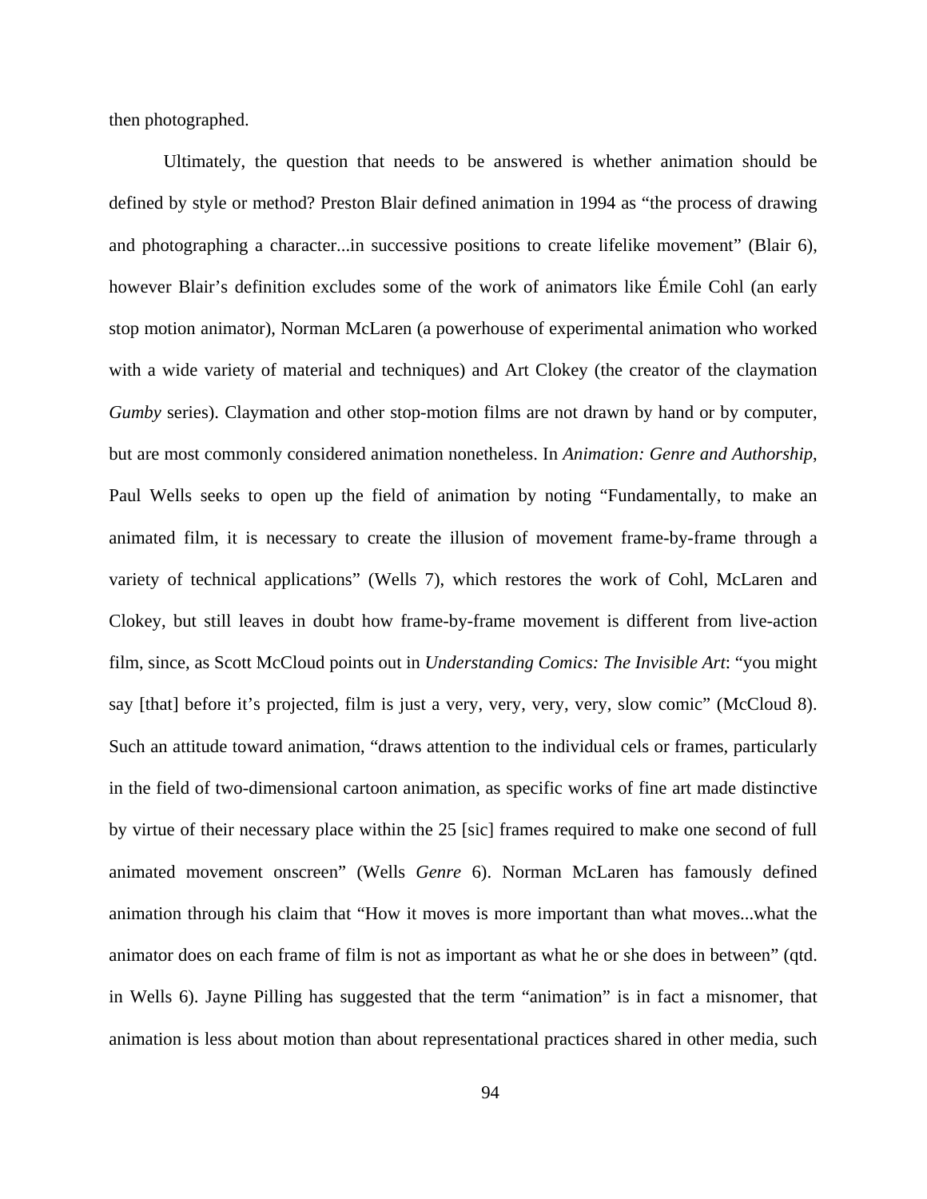then photographed.

Ultimately, the question that needs to be answered is whether animation should be defined by style or method? Preston Blair defined animation in 1994 as "the process of drawing and photographing a character...in successive positions to create lifelike movement" (Blair 6), however Blair's definition excludes some of the work of animators like Émile Cohl (an early stop motion animator), Norman McLaren (a powerhouse of experimental animation who worked with a wide variety of material and techniques) and Art Clokey (the creator of the claymation *Gumby* series). Claymation and other stop-motion films are not drawn by hand or by computer, but are most commonly considered animation nonetheless. In *Animation: Genre and Authorship*, Paul Wells seeks to open up the field of animation by noting "Fundamentally, to make an animated film, it is necessary to create the illusion of movement frame-by-frame through a variety of technical applications" (Wells 7), which restores the work of Cohl, McLaren and Clokey, but still leaves in doubt how frame-by-frame movement is different from live-action film, since, as Scott McCloud points out in *Understanding Comics: The Invisible Art*: "you might say [that] before it's projected, film is just a very, very, very, very, slow comic" (McCloud 8). Such an attitude toward animation, "draws attention to the individual cels or frames, particularly in the field of two-dimensional cartoon animation, as specific works of fine art made distinctive by virtue of their necessary place within the 25 [sic] frames required to make one second of full animated movement onscreen" (Wells *Genre* 6). Norman McLaren has famously defined animation through his claim that "How it moves is more important than what moves...what the animator does on each frame of film is not as important as what he or she does in between" (qtd. in Wells 6). Jayne Pilling has suggested that the term "animation" is in fact a misnomer, that animation is less about motion than about representational practices shared in other media, such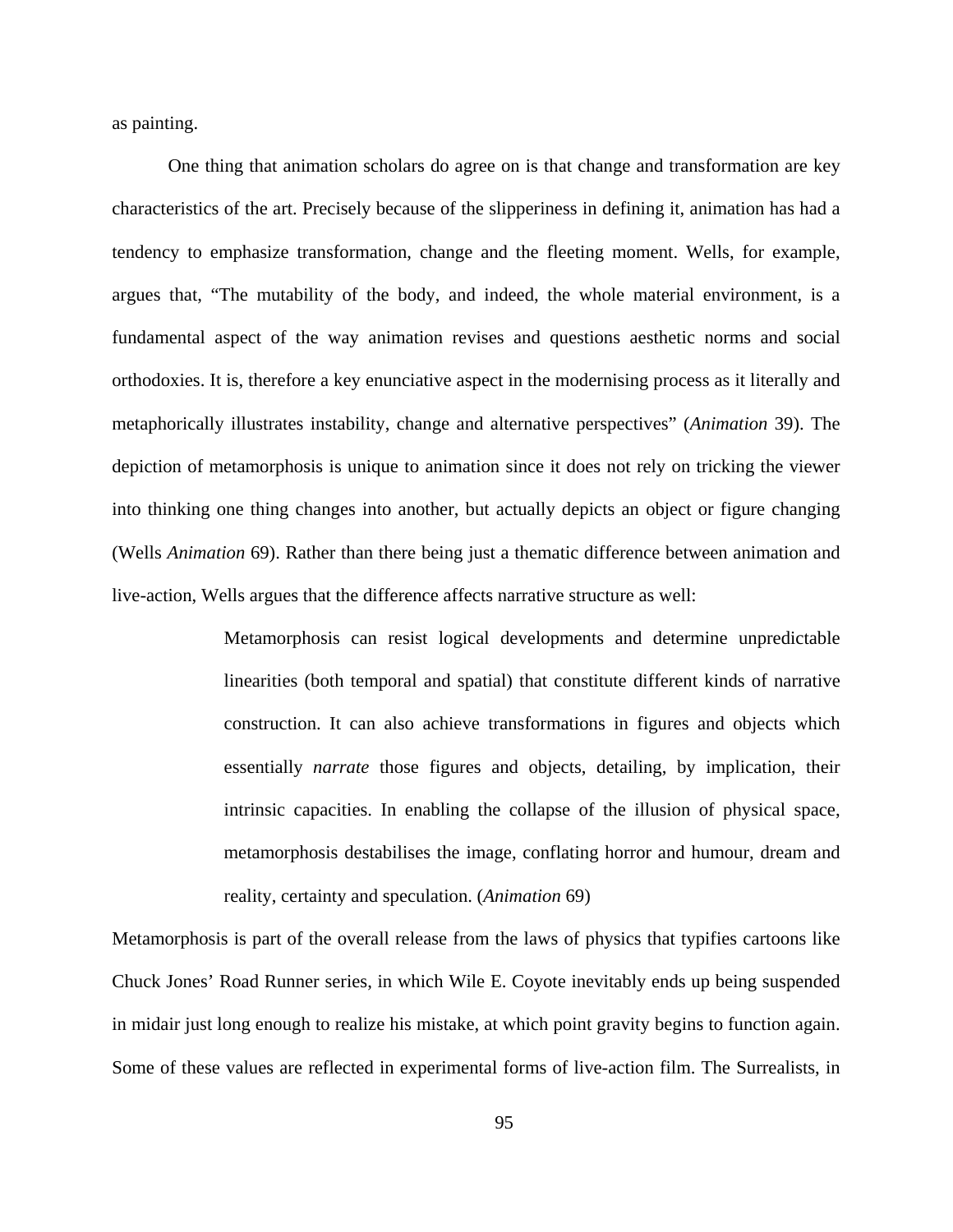as painting.

One thing that animation scholars do agree on is that change and transformation are key characteristics of the art. Precisely because of the slipperiness in defining it, animation has had a tendency to emphasize transformation, change and the fleeting moment. Wells, for example, argues that, "The mutability of the body, and indeed, the whole material environment, is a fundamental aspect of the way animation revises and questions aesthetic norms and social orthodoxies. It is, therefore a key enunciative aspect in the modernising process as it literally and metaphorically illustrates instability, change and alternative perspectives" (*Animation* 39). The depiction of metamorphosis is unique to animation since it does not rely on tricking the viewer into thinking one thing changes into another, but actually depicts an object or figure changing (Wells *Animation* 69). Rather than there being just a thematic difference between animation and live-action, Wells argues that the difference affects narrative structure as well:

> Metamorphosis can resist logical developments and determine unpredictable linearities (both temporal and spatial) that constitute different kinds of narrative construction. It can also achieve transformations in figures and objects which essentially *narrate* those figures and objects, detailing, by implication, their intrinsic capacities. In enabling the collapse of the illusion of physical space, metamorphosis destabilises the image, conflating horror and humour, dream and reality, certainty and speculation. (*Animation* 69)

Metamorphosis is part of the overall release from the laws of physics that typifies cartoons like Chuck Jones' Road Runner series, in which Wile E. Coyote inevitably ends up being suspended in midair just long enough to realize his mistake, at which point gravity begins to function again. Some of these values are reflected in experimental forms of live-action film. The Surrealists, in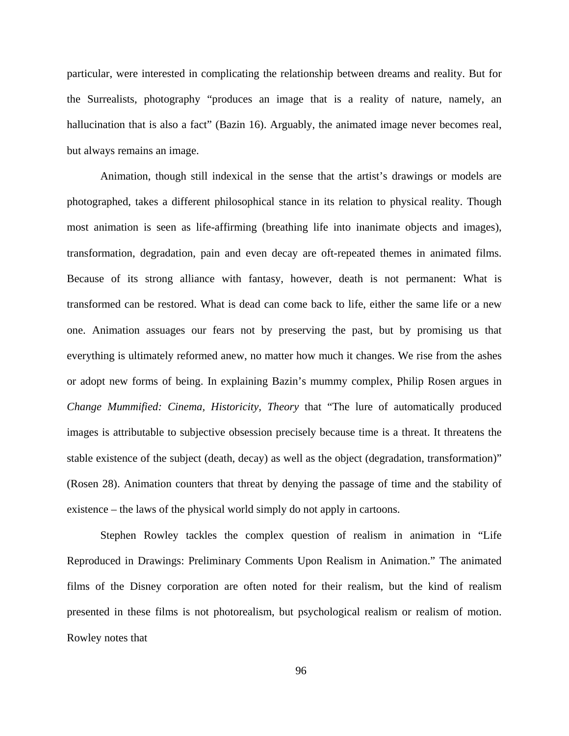particular, were interested in complicating the relationship between dreams and reality. But for the Surrealists, photography "produces an image that is a reality of nature, namely, an hallucination that is also a fact" (Bazin 16). Arguably, the animated image never becomes real, but always remains an image.

Animation, though still indexical in the sense that the artist's drawings or models are photographed, takes a different philosophical stance in its relation to physical reality. Though most animation is seen as life-affirming (breathing life into inanimate objects and images), transformation, degradation, pain and even decay are oft-repeated themes in animated films. Because of its strong alliance with fantasy, however, death is not permanent: What is transformed can be restored. What is dead can come back to life, either the same life or a new one. Animation assuages our fears not by preserving the past, but by promising us that everything is ultimately reformed anew, no matter how much it changes. We rise from the ashes or adopt new forms of being. In explaining Bazin's mummy complex, Philip Rosen argues in *Change Mummified: Cinema, Historicity, Theory* that "The lure of automatically produced images is attributable to subjective obsession precisely because time is a threat. It threatens the stable existence of the subject (death, decay) as well as the object (degradation, transformation)" (Rosen 28). Animation counters that threat by denying the passage of time and the stability of existence – the laws of the physical world simply do not apply in cartoons.

Stephen Rowley tackles the complex question of realism in animation in "Life Reproduced in Drawings: Preliminary Comments Upon Realism in Animation." The animated films of the Disney corporation are often noted for their realism, but the kind of realism presented in these films is not photorealism, but psychological realism or realism of motion. Rowley notes that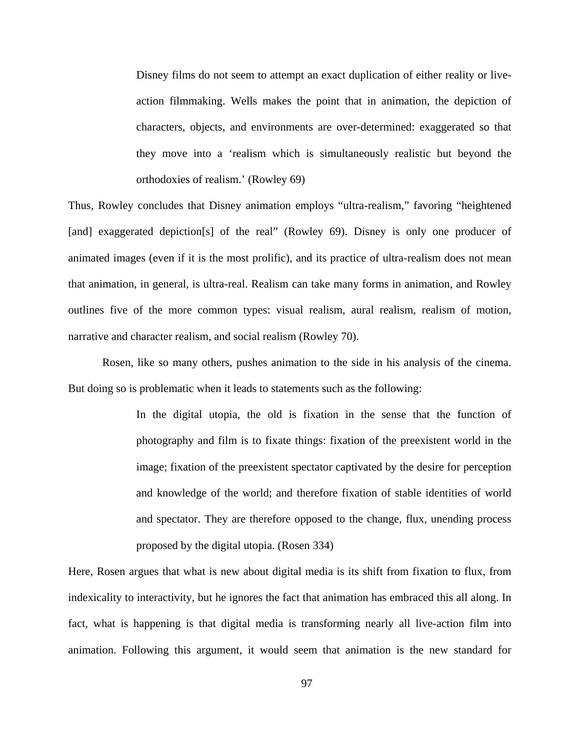> Disney films do not seem to attempt an exact duplication of either reality or live-action filmmaking. Wells makes the point that in animation, the depiction of characters, objects, and environments are over-determined: exaggerated so that they move into a 'realism which is simultaneously realistic but beyond the orthodoxies of realism.' (Rowley 69)

Thus, Rowley concludes that Disney animation employs "ultra-realism," favoring "heightened [and] exaggerated depiction[s] of the real" (Rowley 69). Disney is only one producer of animated images (even if it is the most prolific), and its practice of ultra-realism does not mean that animation, in general, is ultra-real. Realism can take many forms in animation, and Rowley outlines five of the more common types: visual realism, aural realism, realism of motion, narrative and character realism, and social realism (Rowley 70).

Rosen, like so many others, pushes animation to the side in his analysis of the cinema. But doing so is problematic when it leads to statements such as the following:

> In the digital utopia, the old is fixation in the sense that the function of photography and film is to fixate things: fixation of the preexistent world in the image; fixation of the preexistent spectator captivated by the desire for perception and knowledge of the world; and therefore fixation of stable identities of world and spectator. They are therefore opposed to the change, flux, unending process proposed by the digital utopia. (Rosen 334)

Here, Rosen argues that what is new about digital media is its shift from fixation to flux, from indexicality to interactivity, but he ignores the fact that animation has embraced this all along. In fact, what is happening is that digital media is transforming nearly all live-action film into animation. Following this argument, it would seem that animation is the new standard for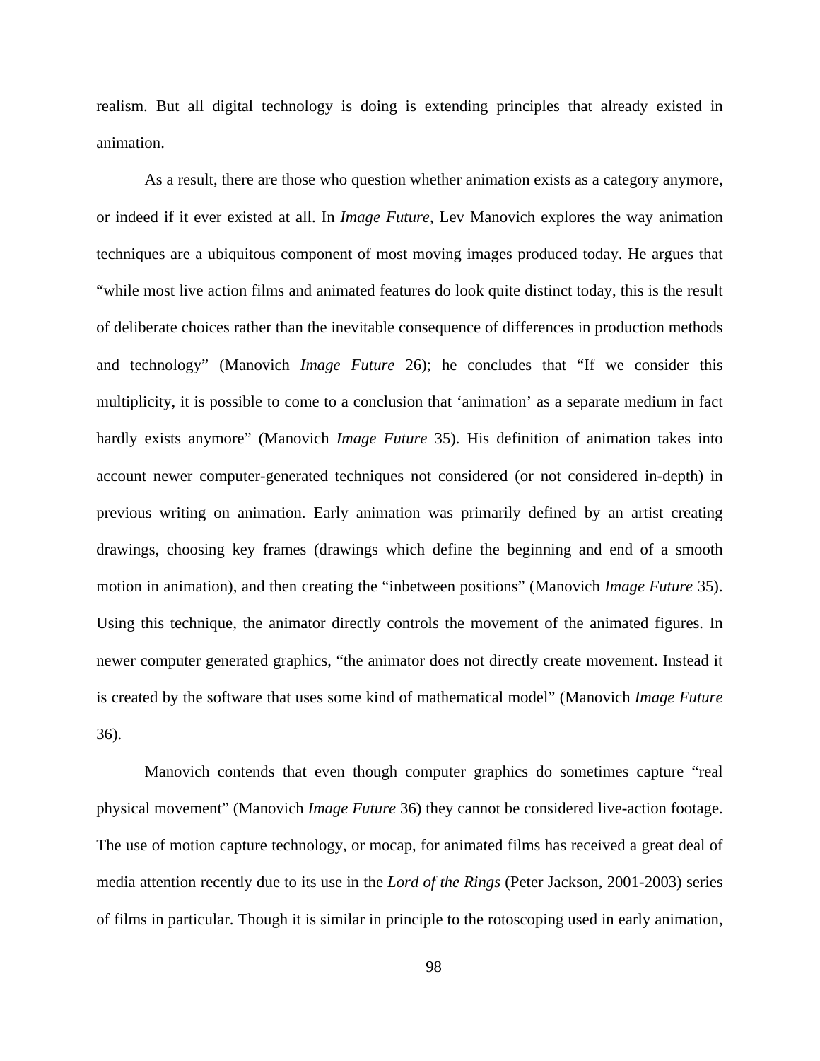realism. But all digital technology is doing is extending principles that already existed in animation.

As a result, there are those who question whether animation exists as a category anymore, or indeed if it ever existed at all. In *Image Future*, Lev Manovich explores the way animation techniques are a ubiquitous component of most moving images produced today. He argues that “while most live action films and animated features do look quite distinct today, this is the result of deliberate choices rather than the inevitable consequence of differences in production methods and technology” (Manovich *Image Future* 26); he concludes that “If we consider this multiplicity, it is possible to come to a conclusion that ‘animation’ as a separate medium in fact hardly exists anymore” (Manovich *Image Future* 35). His definition of animation takes into account newer computer-generated techniques not considered (or not considered in-depth) in previous writing on animation. Early animation was primarily defined by an artist creating drawings, choosing key frames (drawings which define the beginning and end of a smooth motion in animation), and then creating the “inbetween positions” (Manovich *Image Future* 35). Using this technique, the animator directly controls the movement of the animated figures. In newer computer generated graphics, “the animator does not directly create movement. Instead it is created by the software that uses some kind of mathematical model” (Manovich *Image Future* 36).

Manovich contends that even though computer graphics do sometimes capture “real physical movement” (Manovich *Image Future* 36) they cannot be considered live-action footage. The use of motion capture technology, or mocap, for animated films has received a great deal of media attention recently due to its use in the *Lord of the Rings* (Peter Jackson, 2001-2003) series of films in particular. Though it is similar in principle to the rotoscoping used in early animation,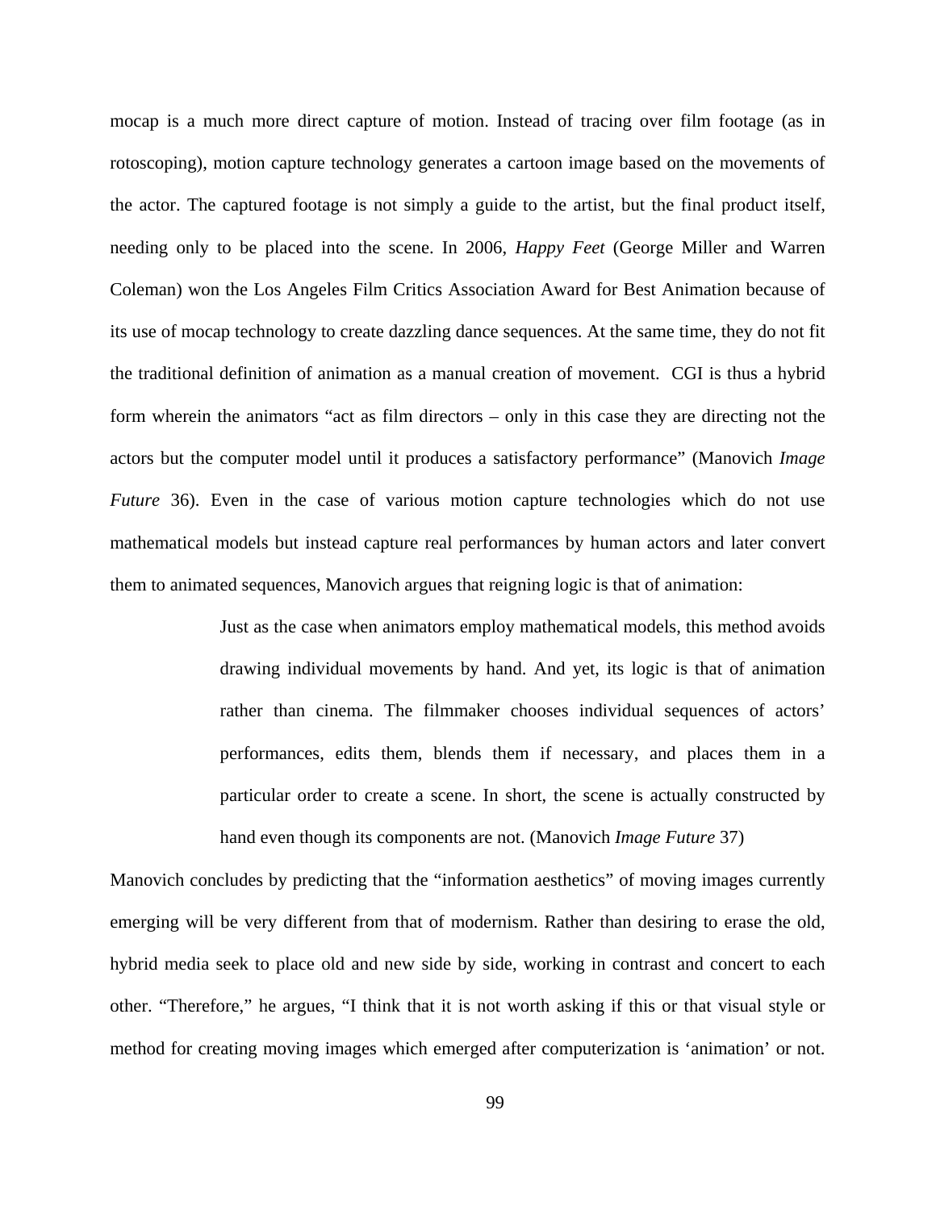mocap is a much more direct capture of motion. Instead of tracing over film footage (as in rotoscoping), motion capture technology generates a cartoon image based on the movements of the actor. The captured footage is not simply a guide to the artist, but the final product itself, needing only to be placed into the scene. In 2006, *Happy Feet* (George Miller and Warren Coleman) won the Los Angeles Film Critics Association Award for Best Animation because of its use of mocap technology to create dazzling dance sequences. At the same time, they do not fit the traditional definition of animation as a manual creation of movement. CGI is thus a hybrid form wherein the animators "act as film directors – only in this case they are directing not the actors but the computer model until it produces a satisfactory performance" (Manovich *Image Future* 36). Even in the case of various motion capture technologies which do not use mathematical models but instead capture real performances by human actors and later convert them to animated sequences, Manovich argues that reigning logic is that of animation:

> Just as the case when animators employ mathematical models, this method avoids drawing individual movements by hand. And yet, its logic is that of animation rather than cinema. The filmmaker chooses individual sequences of actors' performances, edits them, blends them if necessary, and places them in a particular order to create a scene. In short, the scene is actually constructed by hand even though its components are not. (Manovich *Image Future* 37)

Manovich concludes by predicting that the "information aesthetics" of moving images currently emerging will be very different from that of modernism. Rather than desiring to erase the old, hybrid media seek to place old and new side by side, working in contrast and concert to each other. "Therefore," he argues, "I think that it is not worth asking if this or that visual style or method for creating moving images which emerged after computerization is 'animation' or not.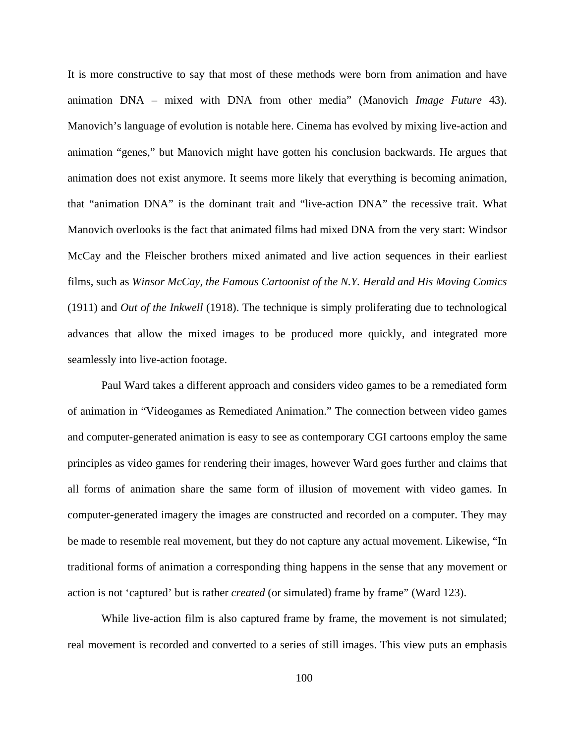It is more constructive to say that most of these methods were born from animation and have animation DNA – mixed with DNA from other media" (Manovich *Image Future* 43). Manovich's language of evolution is notable here. Cinema has evolved by mixing live-action and animation "genes," but Manovich might have gotten his conclusion backwards. He argues that animation does not exist anymore. It seems more likely that everything is becoming animation, that "animation DNA" is the dominant trait and "live-action DNA" the recessive trait. What Manovich overlooks is the fact that animated films had mixed DNA from the very start: Windsor McCay and the Fleischer brothers mixed animated and live action sequences in their earliest films, such as *Winsor McCay, the Famous Cartoonist of the N.Y. Herald and His Moving Comics* (1911) and *Out of the Inkwell* (1918). The technique is simply proliferating due to technological advances that allow the mixed images to be produced more quickly, and integrated more seamlessly into live-action footage.

Paul Ward takes a different approach and considers video games to be a remediated form of animation in "Videogames as Remediated Animation." The connection between video games and computer-generated animation is easy to see as contemporary CGI cartoons employ the same principles as video games for rendering their images, however Ward goes further and claims that all forms of animation share the same form of illusion of movement with video games. In computer-generated imagery the images are constructed and recorded on a computer. They may be made to resemble real movement, but they do not capture any actual movement. Likewise, "In traditional forms of animation a corresponding thing happens in the sense that any movement or action is not 'captured' but is rather *created* (or simulated) frame by frame" (Ward 123).

While live-action film is also captured frame by frame, the movement is not simulated; real movement is recorded and converted to a series of still images. This view puts an emphasis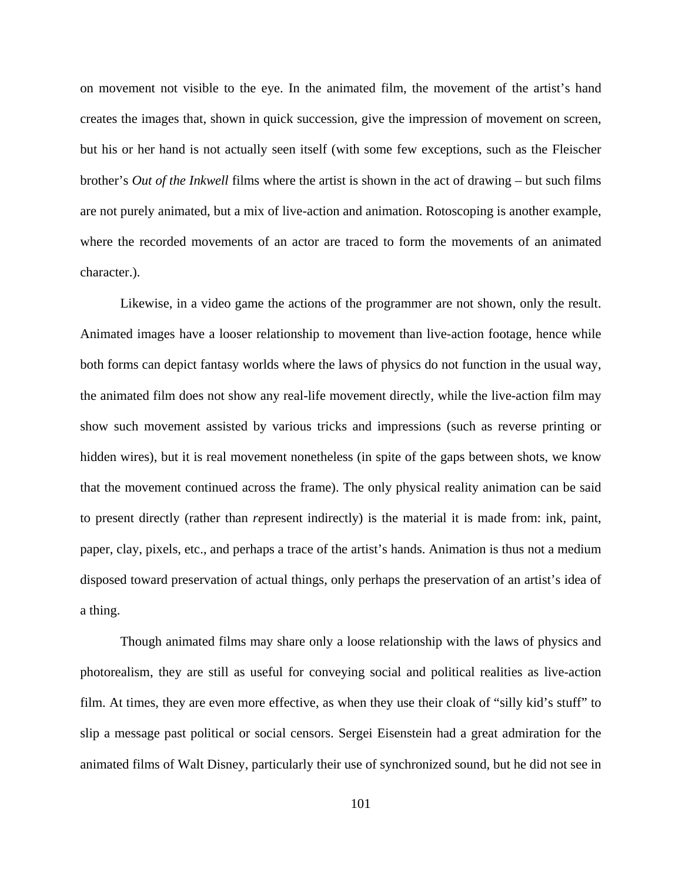on movement not visible to the eye. In the animated film, the movement of the artist's hand creates the images that, shown in quick succession, give the impression of movement on screen, but his or her hand is not actually seen itself (with some few exceptions, such as the Fleischer brother's *Out of the Inkwell* films where the artist is shown in the act of drawing – but such films are not purely animated, but a mix of live-action and animation. Rotoscoping is another example, where the recorded movements of an actor are traced to form the movements of an animated character.).

Likewise, in a video game the actions of the programmer are not shown, only the result. Animated images have a looser relationship to movement than live-action footage, hence while both forms can depict fantasy worlds where the laws of physics do not function in the usual way, the animated film does not show any real-life movement directly, while the live-action film may show such movement assisted by various tricks and impressions (such as reverse printing or hidden wires), but it is real movement nonetheless (in spite of the gaps between shots, we know that the movement continued across the frame). The only physical reality animation can be said to present directly (rather than *re*present indirectly) is the material it is made from: ink, paint, paper, clay, pixels, etc., and perhaps a trace of the artist's hands. Animation is thus not a medium disposed toward preservation of actual things, only perhaps the preservation of an artist's idea of a thing.

Though animated films may share only a loose relationship with the laws of physics and photorealism, they are still as useful for conveying social and political realities as live-action film. At times, they are even more effective, as when they use their cloak of "silly kid's stuff" to slip a message past political or social censors. Sergei Eisenstein had a great admiration for the animated films of Walt Disney, particularly their use of synchronized sound, but he did not see in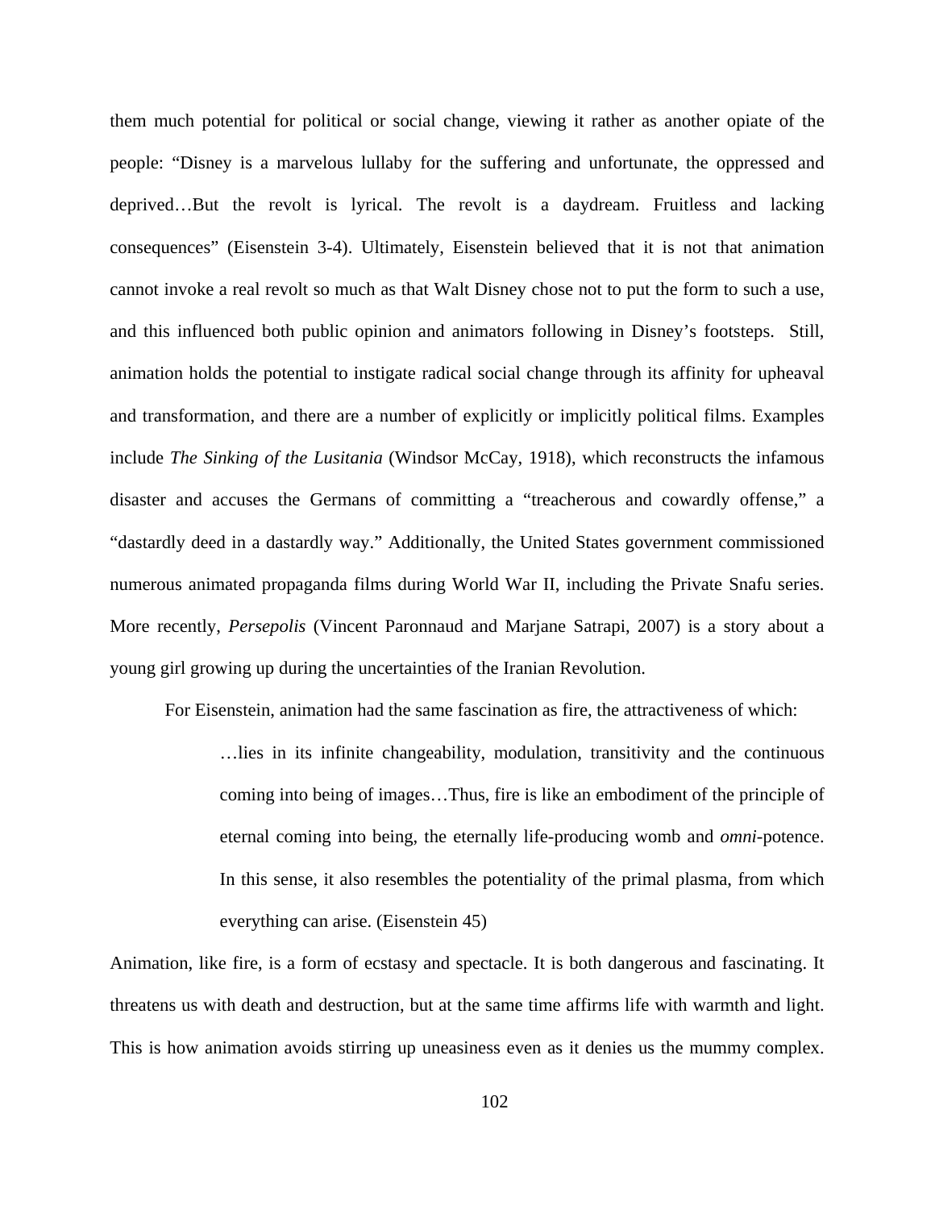them much potential for political or social change, viewing it rather as another opiate of the people: "Disney is a marvelous lullaby for the suffering and unfortunate, the oppressed and deprived…But the revolt is lyrical. The revolt is a daydream. Fruitless and lacking consequences" (Eisenstein 3-4). Ultimately, Eisenstein believed that it is not that animation cannot invoke a real revolt so much as that Walt Disney chose not to put the form to such a use, and this influenced both public opinion and animators following in Disney's footsteps. Still, animation holds the potential to instigate radical social change through its affinity for upheaval and transformation, and there are a number of explicitly or implicitly political films. Examples include *The Sinking of the Lusitania* (Windsor McCay, 1918), which reconstructs the infamous disaster and accuses the Germans of committing a "treacherous and cowardly offense," a "dastardly deed in a dastardly way." Additionally, the United States government commissioned numerous animated propaganda films during World War II, including the Private Snafu series. More recently, *Persepolis* (Vincent Paronnaud and Marjane Satrapi, 2007) is a story about a young girl growing up during the uncertainties of the Iranian Revolution.

For Eisenstein, animation had the same fascination as fire, the attractiveness of which:

> …lies in its infinite changeability, modulation, transitivity and the continuous coming into being of images…Thus, fire is like an embodiment of the principle of eternal coming into being, the eternally life-producing womb and *omni*-potence. In this sense, it also resembles the potentiality of the primal plasma, from which everything can arise. (Eisenstein 45)

Animation, like fire, is a form of ecstasy and spectacle. It is both dangerous and fascinating. It threatens us with death and destruction, but at the same time affirms life with warmth and light. This is how animation avoids stirring up uneasiness even as it denies us the mummy complex.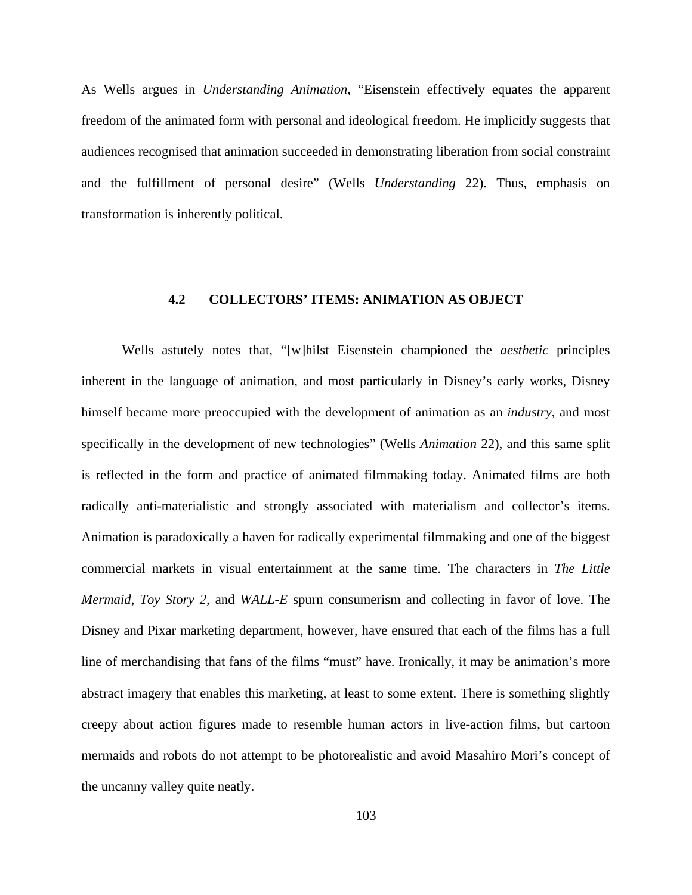As Wells argues in *Understanding Animation*, “Eisenstein effectively equates the apparent freedom of the animated form with personal and ideological freedom. He implicitly suggests that audiences recognised that animation succeeded in demonstrating liberation from social constraint and the fulfillment of personal desire” (Wells *Understanding* 22). Thus, emphasis on transformation is inherently political.

### 4.2 COLLECTORS’ ITEMS: ANIMATION AS OBJECT

Wells astutely notes that, “[w]hilst Eisenstein championed the *aesthetic* principles inherent in the language of animation, and most particularly in Disney’s early works, Disney himself became more preoccupied with the development of animation as an *industry*, and most specifically in the development of new technologies” (Wells *Animation* 22), and this same split is reflected in the form and practice of animated filmmaking today. Animated films are both radically anti-materialistic and strongly associated with materialism and collector’s items. Animation is paradoxically a haven for radically experimental filmmaking and one of the biggest commercial markets in visual entertainment at the same time. The characters in *The Little Mermaid*, *Toy Story 2*, and *WALL-E* spurn consumerism and collecting in favor of love. The Disney and Pixar marketing department, however, have ensured that each of the films has a full line of merchandising that fans of the films “must” have. Ironically, it may be animation’s more abstract imagery that enables this marketing, at least to some extent. There is something slightly creepy about action figures made to resemble human actors in live-action films, but cartoon mermaids and robots do not attempt to be photorealistic and avoid Masahiro Mori’s concept of the uncanny valley quite neatly.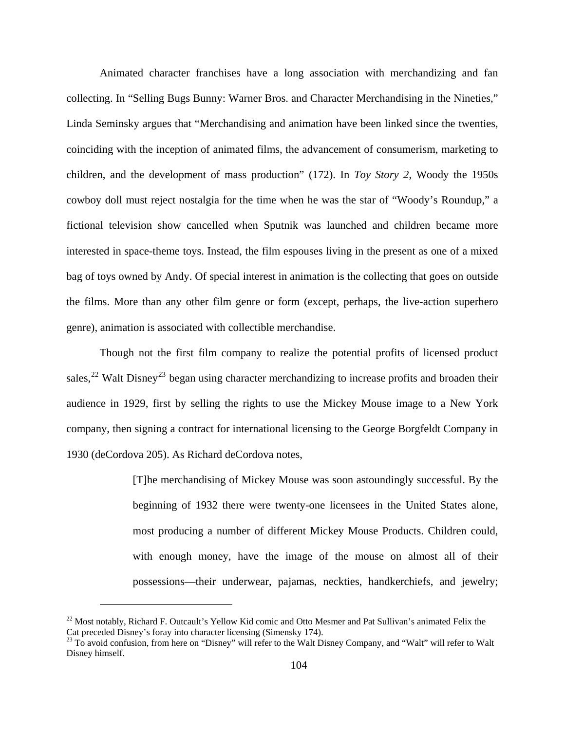Animated character franchises have a long association with merchandizing and fan collecting. In "Selling Bugs Bunny: Warner Bros. and Character Merchandising in the Nineties," Linda Seminsky argues that "Merchandising and animation have been linked since the twenties, coinciding with the inception of animated films, the advancement of consumerism, marketing to children, and the development of mass production" (172). In *Toy Story 2*, Woody the 1950s cowboy doll must reject nostalgia for the time when he was the star of "Woody's Roundup," a fictional television show cancelled when Sputnik was launched and children became more interested in space-theme toys. Instead, the film espouses living in the present as one of a mixed bag of toys owned by Andy. Of special interest in animation is the collecting that goes on outside the films. More than any other film genre or form (except, perhaps, the live-action superhero genre), animation is associated with collectible merchandise.

Though not the first film company to realize the potential profits of licensed product sales,[22] Walt Disney[23] began using character merchandizing to increase profits and broaden their audience in 1929, first by selling the rights to use the Mickey Mouse image to a New York company, then signing a contract for international licensing to the George Borgfeldt Company in 1930 (deCordova 205). As Richard deCordova notes,

> [T]he merchandising of Mickey Mouse was soon astoundingly successful. By the beginning of 1932 there were twenty-one licensees in the United States alone, most producing a number of different Mickey Mouse Products. Children could, with enough money, have the image of the mouse on almost all of their possessions—their underwear, pajamas, neckties, handkerchiefs, and jewelry;

---

[22] Most notably, Richard F. Outcault's Yellow Kid comic and Otto Mesmer and Pat Sullivan's animated Felix the Cat preceded Disney's foray into character licensing (Simensky 174).

[23] To avoid confusion, from here on "Disney" will refer to the Walt Disney Company, and "Walt" will refer to Walt Disney himself.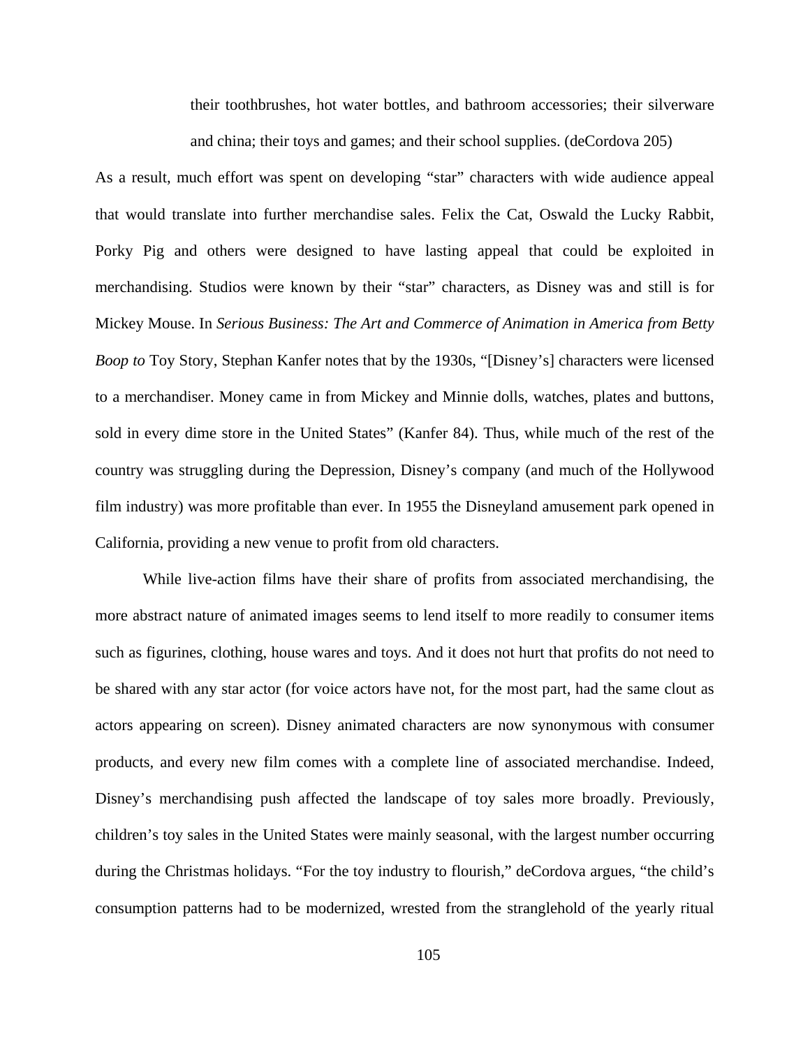> their toothbrushes, hot water bottles, and bathroom accessories; their silverware and china; their toys and games; and their school supplies. (deCordova 205)

As a result, much effort was spent on developing "star" characters with wide audience appeal that would translate into further merchandise sales. Felix the Cat, Oswald the Lucky Rabbit, Porky Pig and others were designed to have lasting appeal that could be exploited in merchandising. Studios were known by their "star" characters, as Disney was and still is for Mickey Mouse. In *Serious Business: The Art and Commerce of Animation in America from Betty Boop to* Toy Story, Stephan Kanfer notes that by the 1930s, "[Disney's] characters were licensed to a merchandiser. Money came in from Mickey and Minnie dolls, watches, plates and buttons, sold in every dime store in the United States" (Kanfer 84). Thus, while much of the rest of the country was struggling during the Depression, Disney's company (and much of the Hollywood film industry) was more profitable than ever. In 1955 the Disneyland amusement park opened in California, providing a new venue to profit from old characters.

While live-action films have their share of profits from associated merchandising, the more abstract nature of animated images seems to lend itself to more readily to consumer items such as figurines, clothing, house wares and toys. And it does not hurt that profits do not need to be shared with any star actor (for voice actors have not, for the most part, had the same clout as actors appearing on screen). Disney animated characters are now synonymous with consumer products, and every new film comes with a complete line of associated merchandise. Indeed, Disney's merchandising push affected the landscape of toy sales more broadly. Previously, children's toy sales in the United States were mainly seasonal, with the largest number occurring during the Christmas holidays. "For the toy industry to flourish," deCordova argues, "the child's consumption patterns had to be modernized, wrested from the stranglehold of the yearly ritual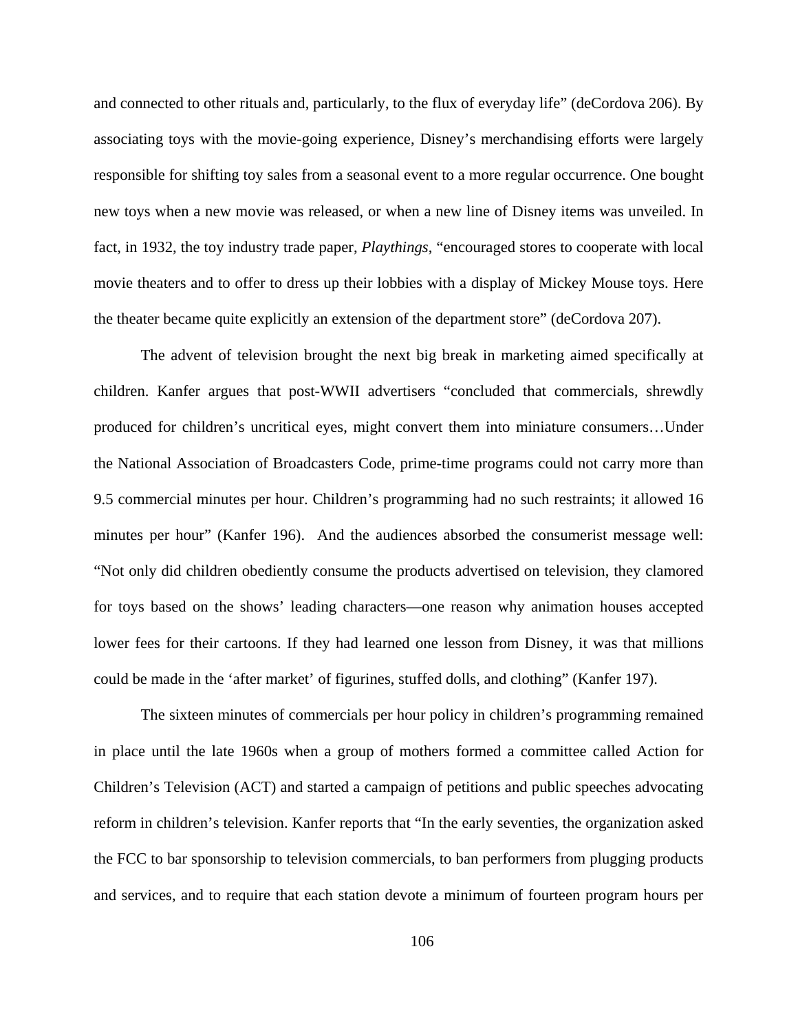and connected to other rituals and, particularly, to the flux of everyday life" (deCordova 206). By associating toys with the movie-going experience, Disney's merchandising efforts were largely responsible for shifting toy sales from a seasonal event to a more regular occurrence. One bought new toys when a new movie was released, or when a new line of Disney items was unveiled. In fact, in 1932, the toy industry trade paper, *Playthings*, "encouraged stores to cooperate with local movie theaters and to offer to dress up their lobbies with a display of Mickey Mouse toys. Here the theater became quite explicitly an extension of the department store" (deCordova 207).

The advent of television brought the next big break in marketing aimed specifically at children. Kanfer argues that post-WWII advertisers "concluded that commercials, shrewdly produced for children's uncritical eyes, might convert them into miniature consumers…Under the National Association of Broadcasters Code, prime-time programs could not carry more than 9.5 commercial minutes per hour. Children's programming had no such restraints; it allowed 16 minutes per hour" (Kanfer 196). And the audiences absorbed the consumerist message well: "Not only did children obediently consume the products advertised on television, they clamored for toys based on the shows' leading characters—one reason why animation houses accepted lower fees for their cartoons. If they had learned one lesson from Disney, it was that millions could be made in the 'after market' of figurines, stuffed dolls, and clothing" (Kanfer 197).

The sixteen minutes of commercials per hour policy in children's programming remained in place until the late 1960s when a group of mothers formed a committee called Action for Children's Television (ACT) and started a campaign of petitions and public speeches advocating reform in children's television. Kanfer reports that "In the early seventies, the organization asked the FCC to bar sponsorship to television commercials, to ban performers from plugging products and services, and to require that each station devote a minimum of fourteen program hours per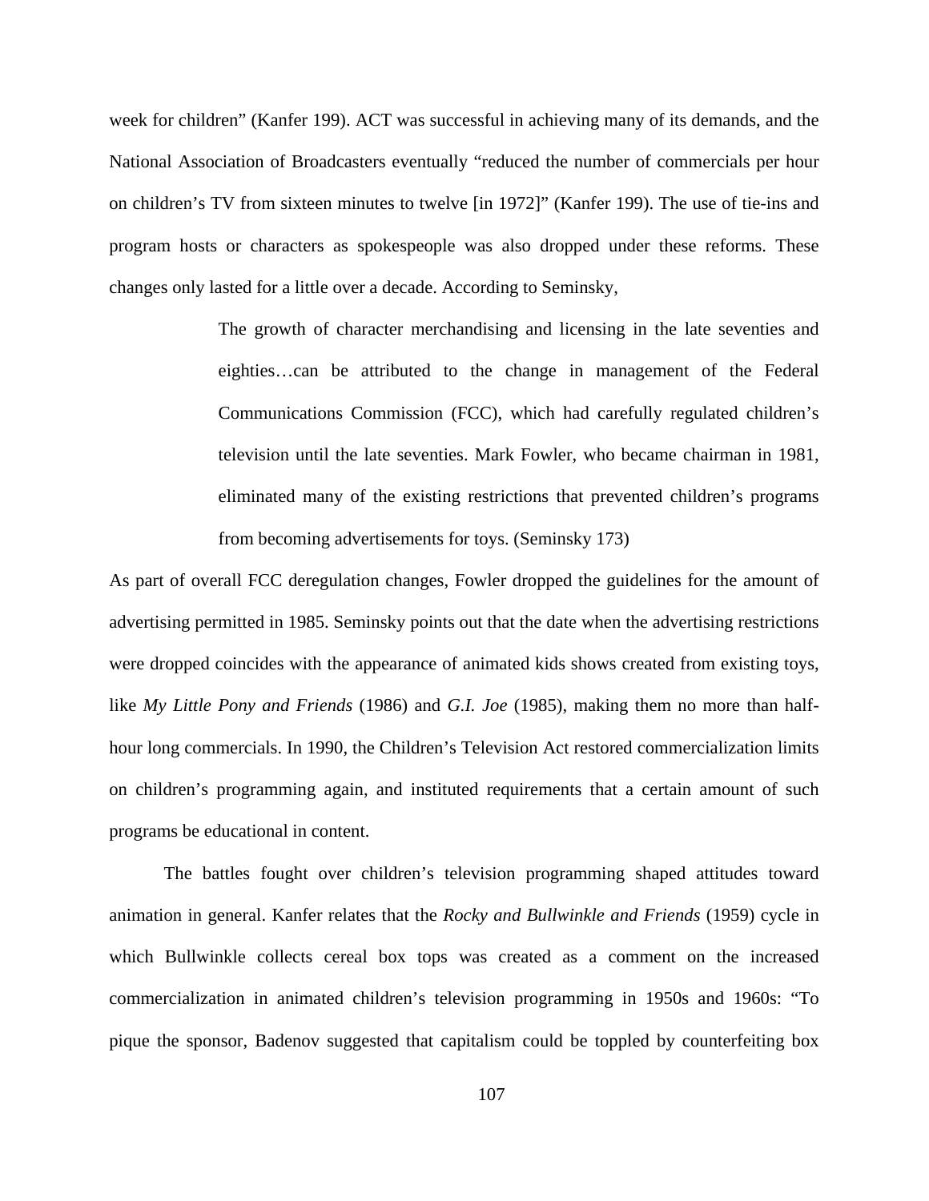week for children" (Kanfer 199). ACT was successful in achieving many of its demands, and the National Association of Broadcasters eventually "reduced the number of commercials per hour on children's TV from sixteen minutes to twelve [in 1972]" (Kanfer 199). The use of tie-ins and program hosts or characters as spokespeople was also dropped under these reforms. These changes only lasted for a little over a decade. According to Seminsky,

> The growth of character merchandising and licensing in the late seventies and eighties…can be attributed to the change in management of the Federal Communications Commission (FCC), which had carefully regulated children's television until the late seventies. Mark Fowler, who became chairman in 1981, eliminated many of the existing restrictions that prevented children's programs from becoming advertisements for toys. (Seminsky 173)

As part of overall FCC deregulation changes, Fowler dropped the guidelines for the amount of advertising permitted in 1985. Seminsky points out that the date when the advertising restrictions were dropped coincides with the appearance of animated kids shows created from existing toys, like *My Little Pony and Friends* (1986) and *G.I. Joe* (1985), making them no more than half-hour long commercials. In 1990, the Children's Television Act restored commercialization limits on children's programming again, and instituted requirements that a certain amount of such programs be educational in content.

The battles fought over children's television programming shaped attitudes toward animation in general. Kanfer relates that the *Rocky and Bullwinkle and Friends* (1959) cycle in which Bullwinkle collects cereal box tops was created as a comment on the increased commercialization in animated children's television programming in 1950s and 1960s: "To pique the sponsor, Badenov suggested that capitalism could be toppled by counterfeiting box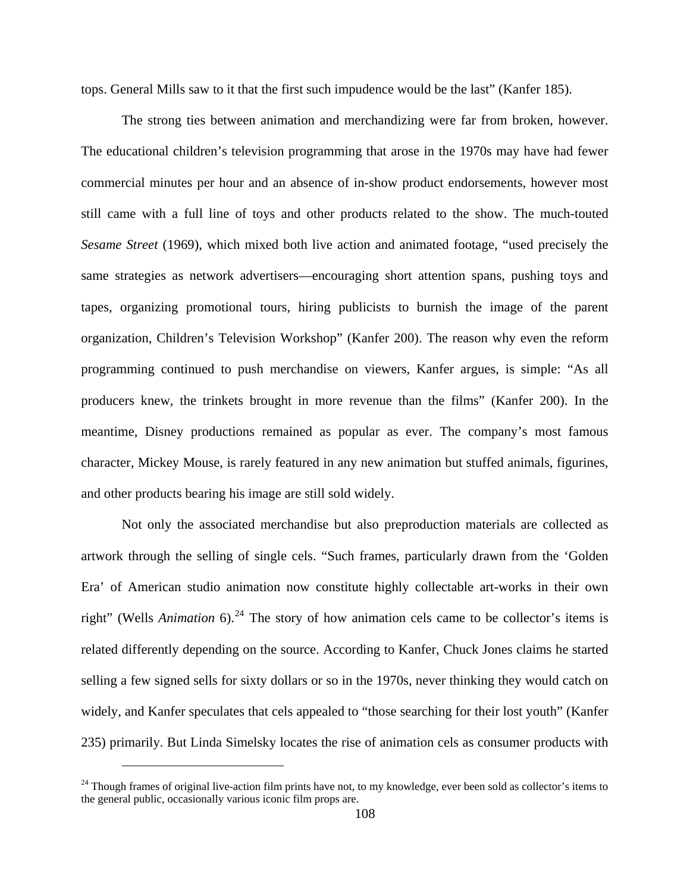tops. General Mills saw to it that the first such impudence would be the last" (Kanfer 185).

The strong ties between animation and merchandizing were far from broken, however. The educational children's television programming that arose in the 1970s may have had fewer commercial minutes per hour and an absence of in-show product endorsements, however most still came with a full line of toys and other products related to the show. The much-touted *Sesame Street* (1969), which mixed both live action and animated footage, "used precisely the same strategies as network advertisers—encouraging short attention spans, pushing toys and tapes, organizing promotional tours, hiring publicists to burnish the image of the parent organization, Children's Television Workshop" (Kanfer 200). The reason why even the reform programming continued to push merchandise on viewers, Kanfer argues, is simple: "As all producers knew, the trinkets brought in more revenue than the films" (Kanfer 200). In the meantime, Disney productions remained as popular as ever. The company's most famous character, Mickey Mouse, is rarely featured in any new animation but stuffed animals, figurines, and other products bearing his image are still sold widely.

Not only the associated merchandise but also preproduction materials are collected as artwork through the selling of single cels. "Such frames, particularly drawn from the 'Golden Era' of American studio animation now constitute highly collectable art-works in their own right" (Wells *Animation* 6).[24] The story of how animation cels came to be collector's items is related differently depending on the source. According to Kanfer, Chuck Jones claims he started selling a few signed sells for sixty dollars or so in the 1970s, never thinking they would catch on widely, and Kanfer speculates that cels appealed to "those searching for their lost youth" (Kanfer 235) primarily. But Linda Simelsky locates the rise of animation cels as consumer products with

[24] Though frames of original live-action film prints have not, to my knowledge, ever been sold as collector's items to the general public, occasionally various iconic film props are.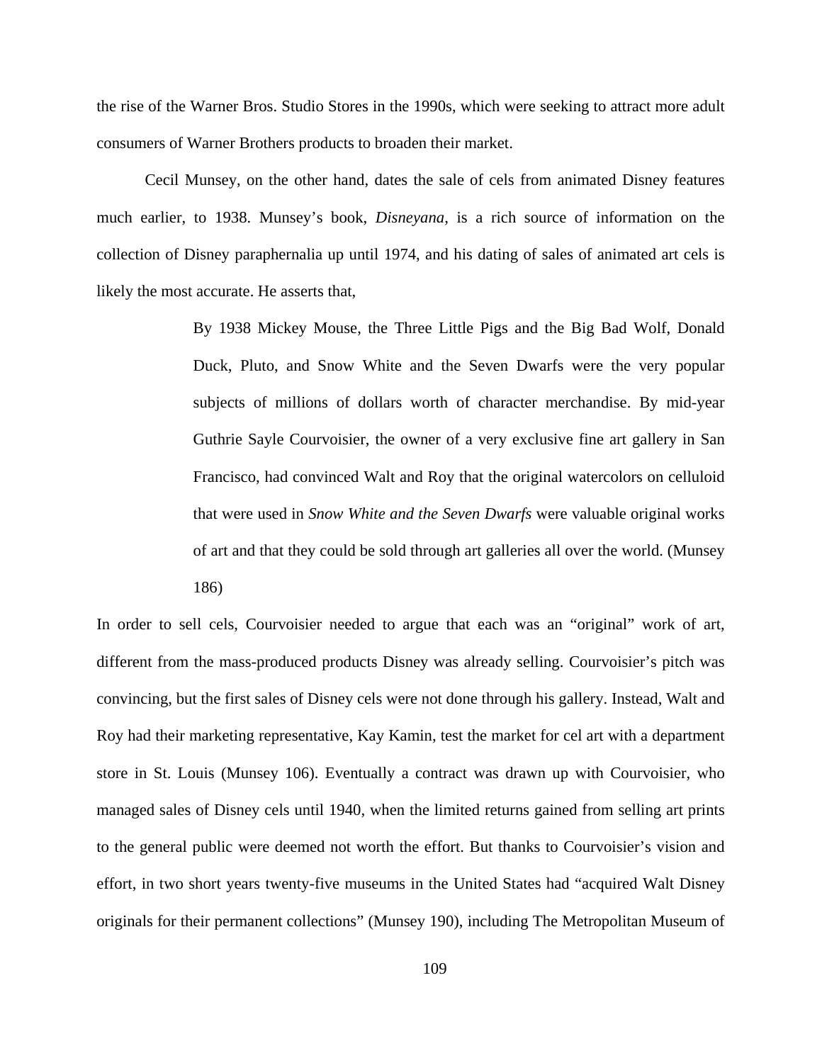the rise of the Warner Bros. Studio Stores in the 1990s, which were seeking to attract more adult consumers of Warner Brothers products to broaden their market.

Cecil Munsey, on the other hand, dates the sale of cels from animated Disney features much earlier, to 1938. Munsey's book, *Disneyana*, is a rich source of information on the collection of Disney paraphernalia up until 1974, and his dating of sales of animated art cels is likely the most accurate. He asserts that,

> By 1938 Mickey Mouse, the Three Little Pigs and the Big Bad Wolf, Donald Duck, Pluto, and Snow White and the Seven Dwarfs were the very popular subjects of millions of dollars worth of character merchandise. By mid-year Guthrie Sayle Courvoisier, the owner of a very exclusive fine art gallery in San Francisco, had convinced Walt and Roy that the original watercolors on celluloid that were used in *Snow White and the Seven Dwarfs* were valuable original works of art and that they could be sold through art galleries all over the world. (Munsey 186)

In order to sell cels, Courvoisier needed to argue that each was an "original" work of art, different from the mass-produced products Disney was already selling. Courvoisier's pitch was convincing, but the first sales of Disney cels were not done through his gallery. Instead, Walt and Roy had their marketing representative, Kay Kamin, test the market for cel art with a department store in St. Louis (Munsey 106). Eventually a contract was drawn up with Courvoisier, who managed sales of Disney cels until 1940, when the limited returns gained from selling art prints to the general public were deemed not worth the effort. But thanks to Courvoisier's vision and effort, in two short years twenty-five museums in the United States had "acquired Walt Disney originals for their permanent collections" (Munsey 190), including The Metropolitan Museum of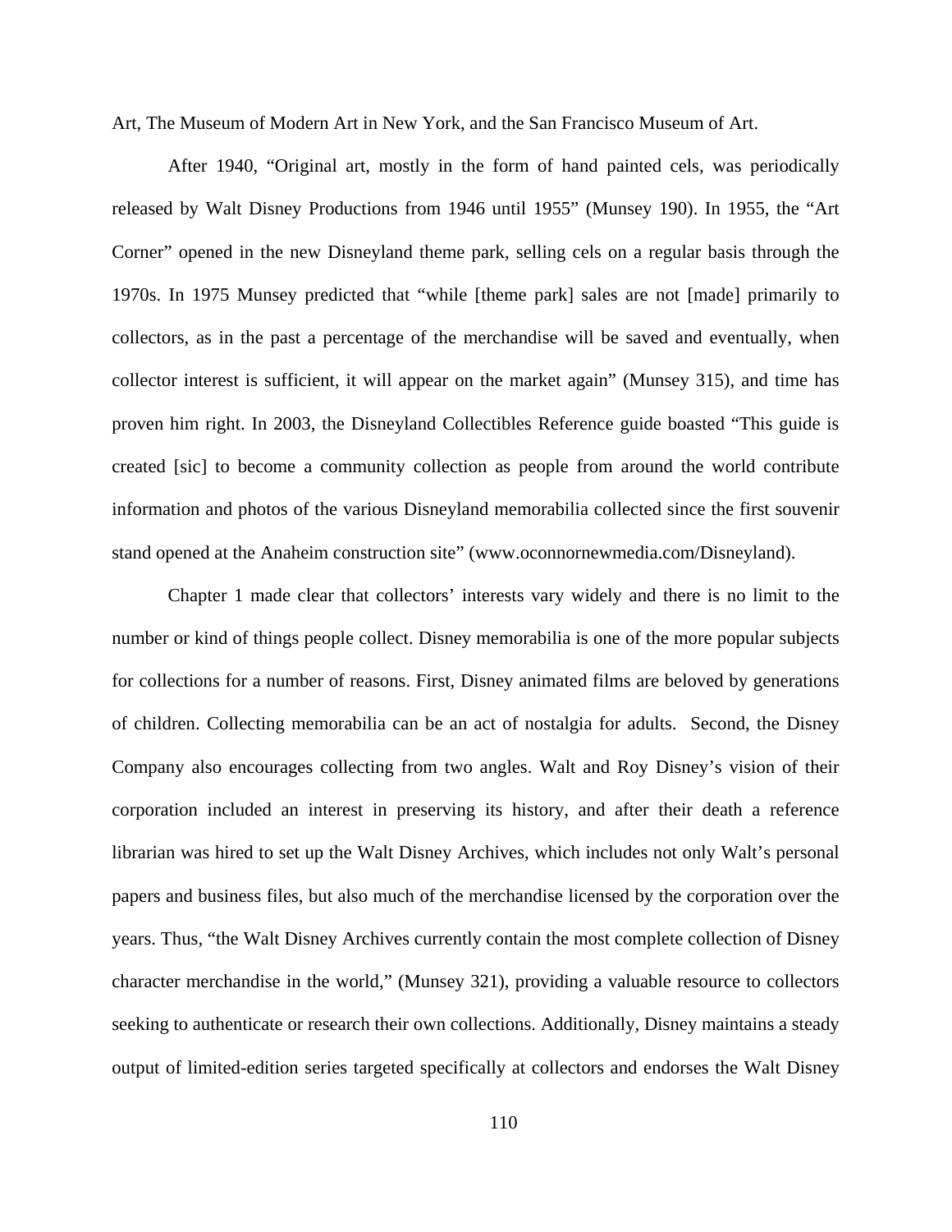Art, The Museum of Modern Art in New York, and the San Francisco Museum of Art.

After 1940, "Original art, mostly in the form of hand painted cels, was periodically released by Walt Disney Productions from 1946 until 1955" (Munsey 190). In 1955, the "Art Corner" opened in the new Disneyland theme park, selling cels on a regular basis through the 1970s. In 1975 Munsey predicted that "while [theme park] sales are not [made] primarily to collectors, as in the past a percentage of the merchandise will be saved and eventually, when collector interest is sufficient, it will appear on the market again" (Munsey 315), and time has proven him right. In 2003, the Disneyland Collectibles Reference guide boasted "This guide is created [sic] to become a community collection as people from around the world contribute information and photos of the various Disneyland memorabilia collected since the first souvenir stand opened at the Anaheim construction site" (www.oconnornewmedia.com/Disneyland).

Chapter 1 made clear that collectors' interests vary widely and there is no limit to the number or kind of things people collect. Disney memorabilia is one of the more popular subjects for collections for a number of reasons. First, Disney animated films are beloved by generations of children. Collecting memorabilia can be an act of nostalgia for adults. Second, the Disney Company also encourages collecting from two angles. Walt and Roy Disney's vision of their corporation included an interest in preserving its history, and after their death a reference librarian was hired to set up the Walt Disney Archives, which includes not only Walt's personal papers and business files, but also much of the merchandise licensed by the corporation over the years. Thus, "the Walt Disney Archives currently contain the most complete collection of Disney character merchandise in the world," (Munsey 321), providing a valuable resource to collectors seeking to authenticate or research their own collections. Additionally, Disney maintains a steady output of limited-edition series targeted specifically at collectors and endorses the Walt Disney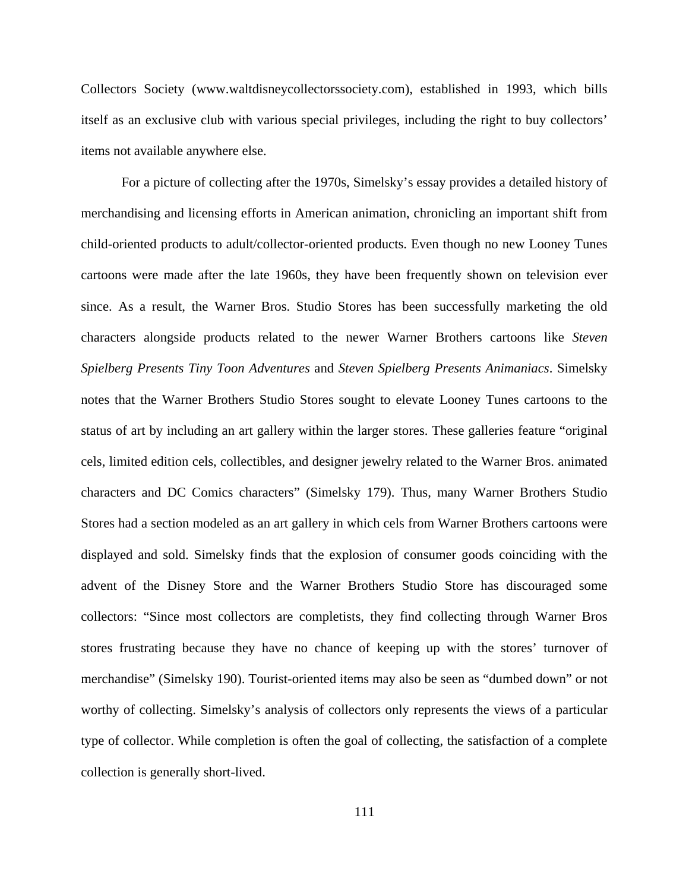Collectors Society (www.waltdisneycollectorssociety.com), established in 1993, which bills itself as an exclusive club with various special privileges, including the right to buy collectors' items not available anywhere else.

For a picture of collecting after the 1970s, Simelsky's essay provides a detailed history of merchandising and licensing efforts in American animation, chronicling an important shift from child-oriented products to adult/collector-oriented products. Even though no new Looney Tunes cartoons were made after the late 1960s, they have been frequently shown on television ever since. As a result, the Warner Bros. Studio Stores has been successfully marketing the old characters alongside products related to the newer Warner Brothers cartoons like *Steven Spielberg Presents Tiny Toon Adventures* and *Steven Spielberg Presents Animaniacs*. Simelsky notes that the Warner Brothers Studio Stores sought to elevate Looney Tunes cartoons to the status of art by including an art gallery within the larger stores. These galleries feature "original cels, limited edition cels, collectibles, and designer jewelry related to the Warner Bros. animated characters and DC Comics characters" (Simelsky 179). Thus, many Warner Brothers Studio Stores had a section modeled as an art gallery in which cels from Warner Brothers cartoons were displayed and sold. Simelsky finds that the explosion of consumer goods coinciding with the advent of the Disney Store and the Warner Brothers Studio Store has discouraged some collectors: "Since most collectors are completists, they find collecting through Warner Bros stores frustrating because they have no chance of keeping up with the stores' turnover of merchandise" (Simelsky 190). Tourist-oriented items may also be seen as "dumbed down" or not worthy of collecting. Simelsky's analysis of collectors only represents the views of a particular type of collector. While completion is often the goal of collecting, the satisfaction of a complete collection is generally short-lived.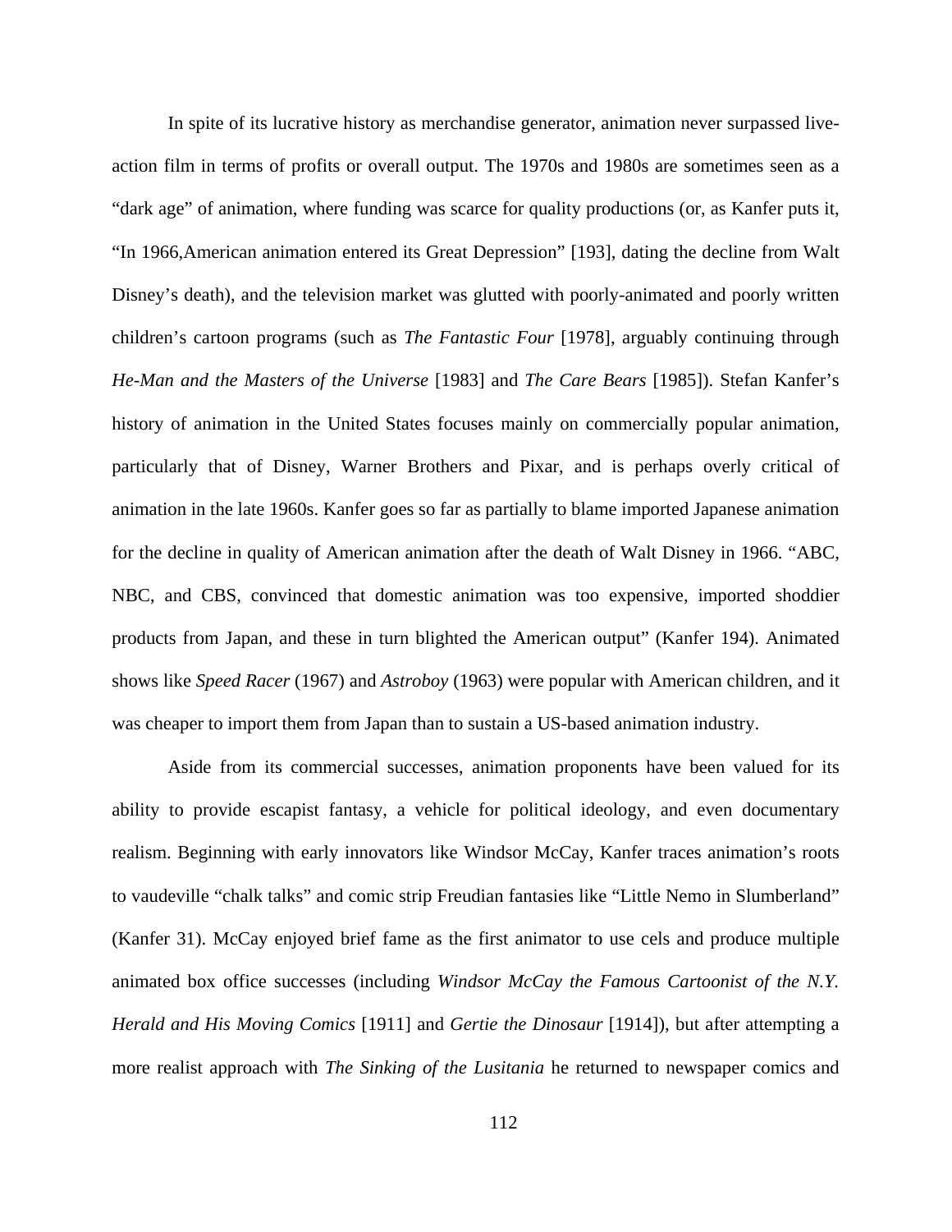In spite of its lucrative history as merchandise generator, animation never surpassed live-action film in terms of profits or overall output. The 1970s and 1980s are sometimes seen as a "dark age" of animation, where funding was scarce for quality productions (or, as Kanfer puts it, "In 1966,American animation entered its Great Depression" [193], dating the decline from Walt Disney's death), and the television market was glutted with poorly-animated and poorly written children's cartoon programs (such as *The Fantastic Four* [1978], arguably continuing through *He-Man and the Masters of the Universe* [1983] and *The Care Bears* [1985]). Stefan Kanfer's history of animation in the United States focuses mainly on commercially popular animation, particularly that of Disney, Warner Brothers and Pixar, and is perhaps overly critical of animation in the late 1960s. Kanfer goes so far as partially to blame imported Japanese animation for the decline in quality of American animation after the death of Walt Disney in 1966. "ABC, NBC, and CBS, convinced that domestic animation was too expensive, imported shoddier products from Japan, and these in turn blighted the American output" (Kanfer 194). Animated shows like *Speed Racer* (1967) and *Astroboy* (1963) were popular with American children, and it was cheaper to import them from Japan than to sustain a US-based animation industry.

Aside from its commercial successes, animation proponents have been valued for its ability to provide escapist fantasy, a vehicle for political ideology, and even documentary realism. Beginning with early innovators like Windsor McCay, Kanfer traces animation's roots to vaudeville "chalk talks" and comic strip Freudian fantasies like "Little Nemo in Slumberland" (Kanfer 31). McCay enjoyed brief fame as the first animator to use cels and produce multiple animated box office successes (including *Windsor McCay the Famous Cartoonist of the N.Y. Herald and His Moving Comics* [1911] and *Gertie the Dinosaur* [1914]), but after attempting a more realist approach with *The Sinking of the Lusitania* he returned to newspaper comics and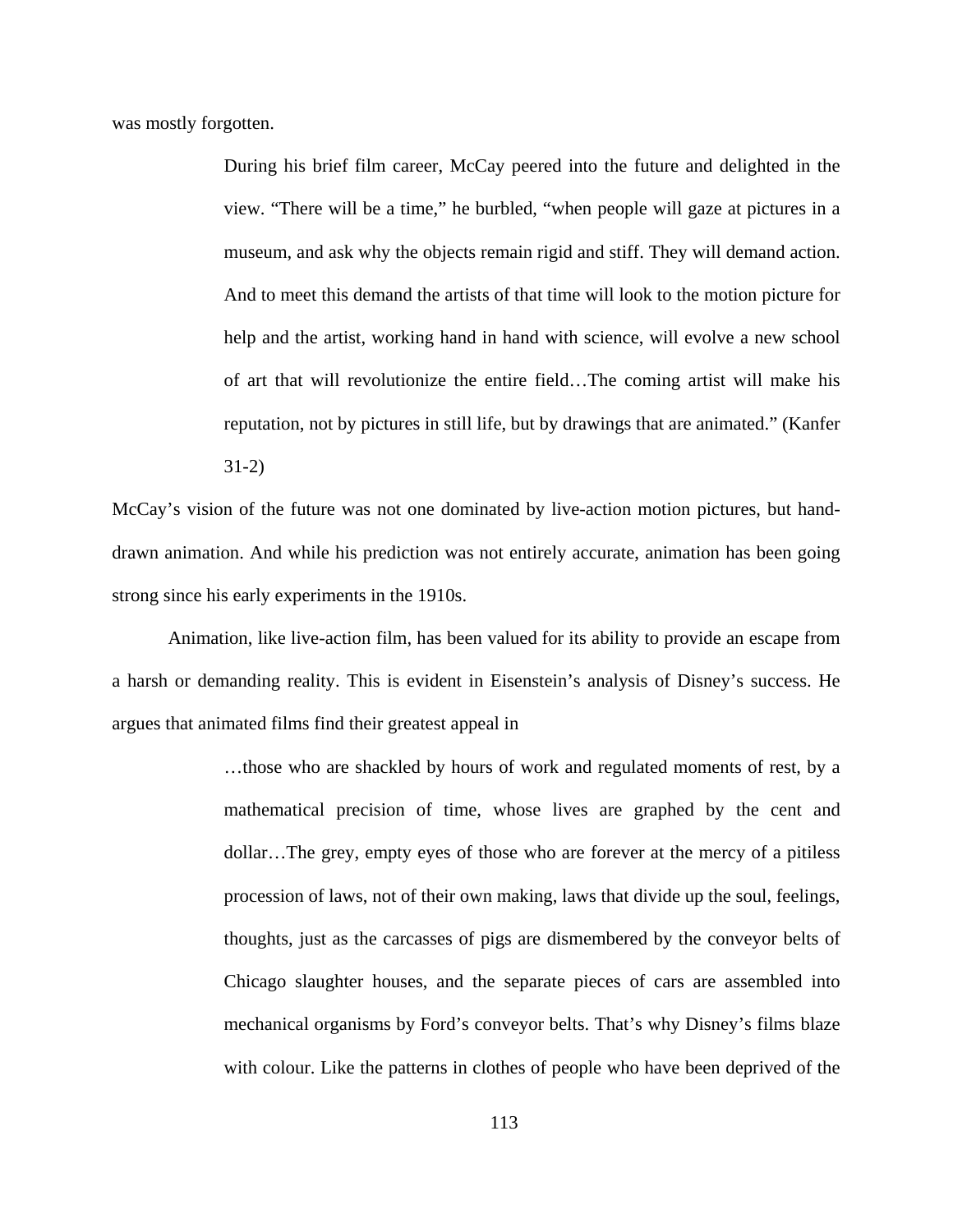was mostly forgotten.

> During his brief film career, McCay peered into the future and delighted in the view. "There will be a time," he burbled, "when people will gaze at pictures in a museum, and ask why the objects remain rigid and stiff. They will demand action. And to meet this demand the artists of that time will look to the motion picture for help and the artist, working hand in hand with science, will evolve a new school of art that will revolutionize the entire field…The coming artist will make his reputation, not by pictures in still life, but by drawings that are animated." (Kanfer 31-2)

McCay's vision of the future was not one dominated by live-action motion pictures, but hand-drawn animation. And while his prediction was not entirely accurate, animation has been going strong since his early experiments in the 1910s.

Animation, like live-action film, has been valued for its ability to provide an escape from a harsh or demanding reality. This is evident in Eisenstein's analysis of Disney's success. He argues that animated films find their greatest appeal in

> …those who are shackled by hours of work and regulated moments of rest, by a mathematical precision of time, whose lives are graphed by the cent and dollar…The grey, empty eyes of those who are forever at the mercy of a pitiless procession of laws, not of their own making, laws that divide up the soul, feelings, thoughts, just as the carcasses of pigs are dismembered by the conveyor belts of Chicago slaughter houses, and the separate pieces of cars are assembled into mechanical organisms by Ford's conveyor belts. That's why Disney's films blaze with colour. Like the patterns in clothes of people who have been deprived of the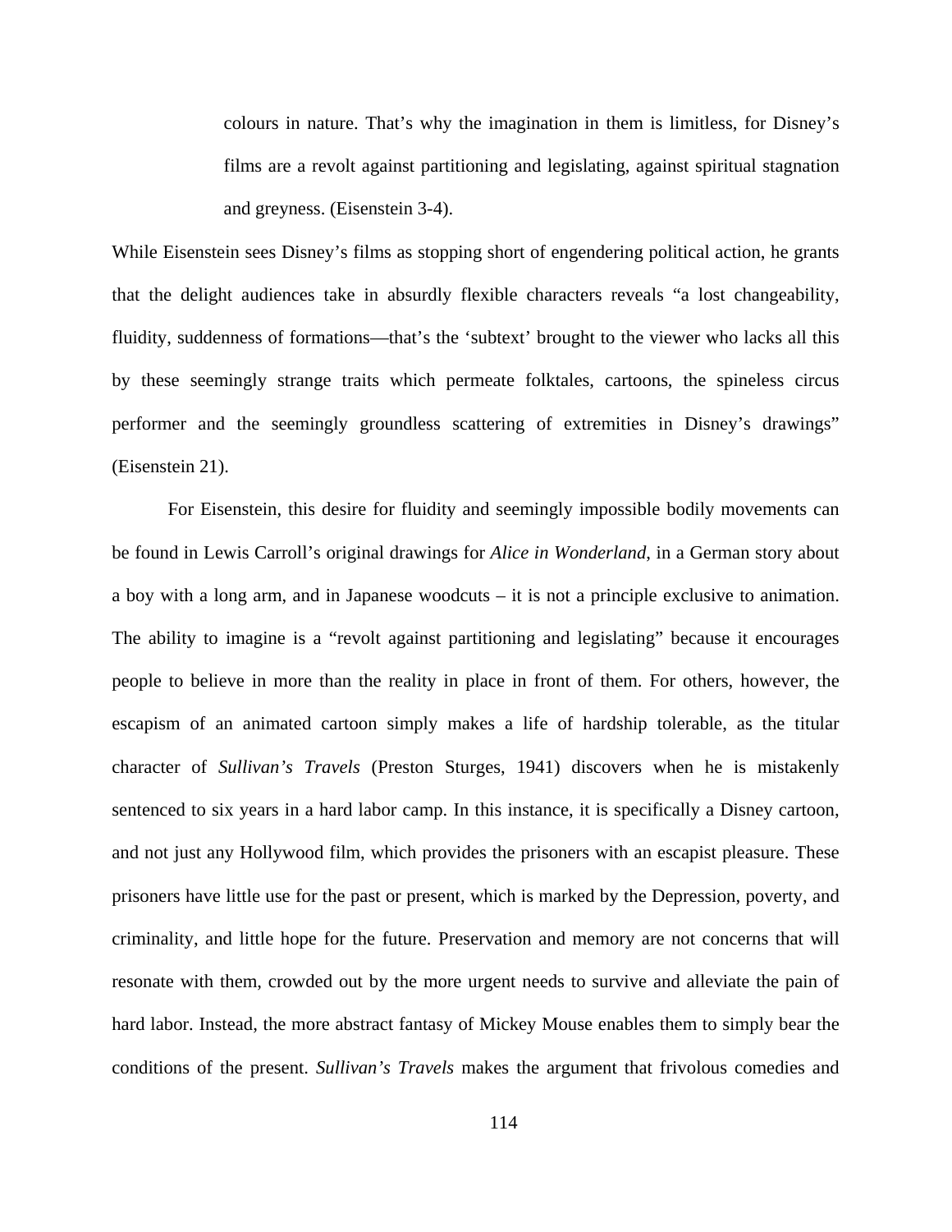> colours in nature. That's why the imagination in them is limitless, for Disney's films are a revolt against partitioning and legislating, against spiritual stagnation and greyness. (Eisenstein 3-4).

While Eisenstein sees Disney's films as stopping short of engendering political action, he grants that the delight audiences take in absurdly flexible characters reveals "a lost changeability, fluidity, suddenness of formations—that's the 'subtext' brought to the viewer who lacks all this by these seemingly strange traits which permeate folktales, cartoons, the spineless circus performer and the seemingly groundless scattering of extremities in Disney's drawings" (Eisenstein 21).

For Eisenstein, this desire for fluidity and seemingly impossible bodily movements can be found in Lewis Carroll's original drawings for *Alice in Wonderland*, in a German story about a boy with a long arm, and in Japanese woodcuts – it is not a principle exclusive to animation. The ability to imagine is a "revolt against partitioning and legislating" because it encourages people to believe in more than the reality in place in front of them. For others, however, the escapism of an animated cartoon simply makes a life of hardship tolerable, as the titular character of *Sullivan's Travels* (Preston Sturges, 1941) discovers when he is mistakenly sentenced to six years in a hard labor camp. In this instance, it is specifically a Disney cartoon, and not just any Hollywood film, which provides the prisoners with an escapist pleasure. These prisoners have little use for the past or present, which is marked by the Depression, poverty, and criminality, and little hope for the future. Preservation and memory are not concerns that will resonate with them, crowded out by the more urgent needs to survive and alleviate the pain of hard labor. Instead, the more abstract fantasy of Mickey Mouse enables them to simply bear the conditions of the present. *Sullivan's Travels* makes the argument that frivolous comedies and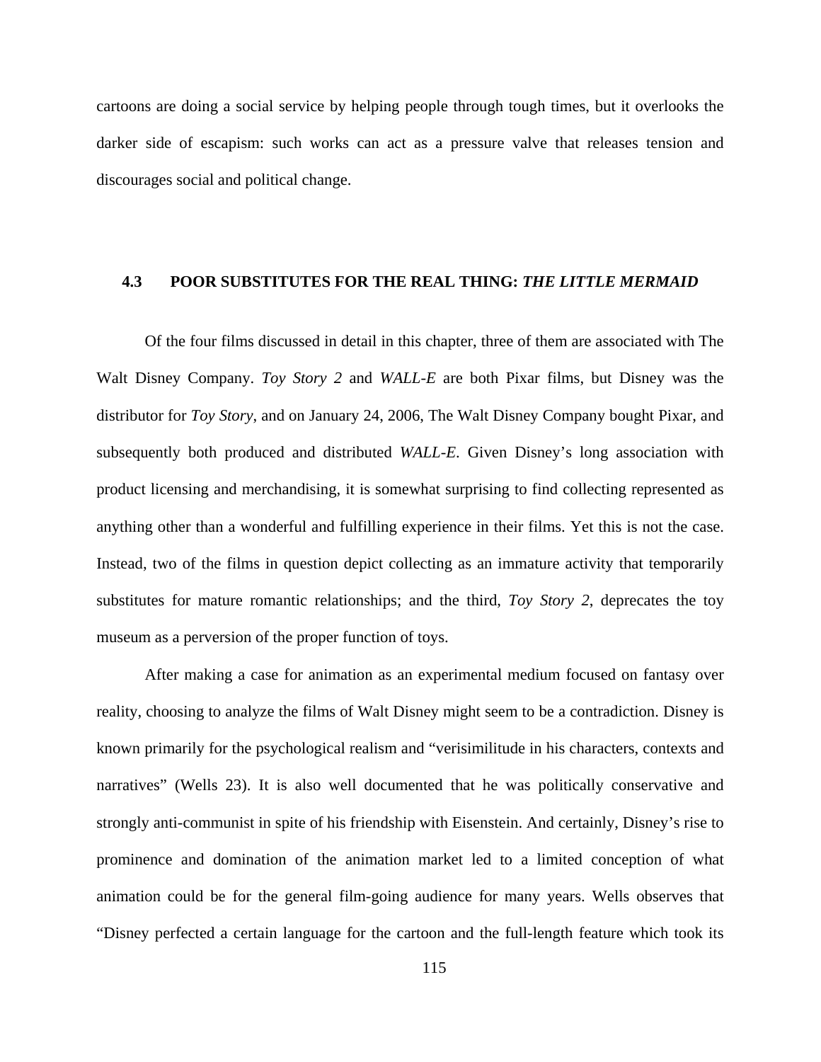cartoons are doing a social service by helping people through tough times, but it overlooks the darker side of escapism: such works can act as a pressure valve that releases tension and discourages social and political change.

## 4.3 POOR SUBSTITUTES FOR THE REAL THING: *THE LITTLE MERMAID*

Of the four films discussed in detail in this chapter, three of them are associated with The Walt Disney Company. *Toy Story 2* and *WALL-E* are both Pixar films, but Disney was the distributor for *Toy Story*, and on January 24, 2006, The Walt Disney Company bought Pixar, and subsequently both produced and distributed *WALL-E*. Given Disney's long association with product licensing and merchandising, it is somewhat surprising to find collecting represented as anything other than a wonderful and fulfilling experience in their films. Yet this is not the case. Instead, two of the films in question depict collecting as an immature activity that temporarily substitutes for mature romantic relationships; and the third, *Toy Story 2*, deprecates the toy museum as a perversion of the proper function of toys.

After making a case for animation as an experimental medium focused on fantasy over reality, choosing to analyze the films of Walt Disney might seem to be a contradiction. Disney is known primarily for the psychological realism and "verisimilitude in his characters, contexts and narratives" (Wells 23). It is also well documented that he was politically conservative and strongly anti-communist in spite of his friendship with Eisenstein. And certainly, Disney's rise to prominence and domination of the animation market led to a limited conception of what animation could be for the general film-going audience for many years. Wells observes that "Disney perfected a certain language for the cartoon and the full-length feature which took its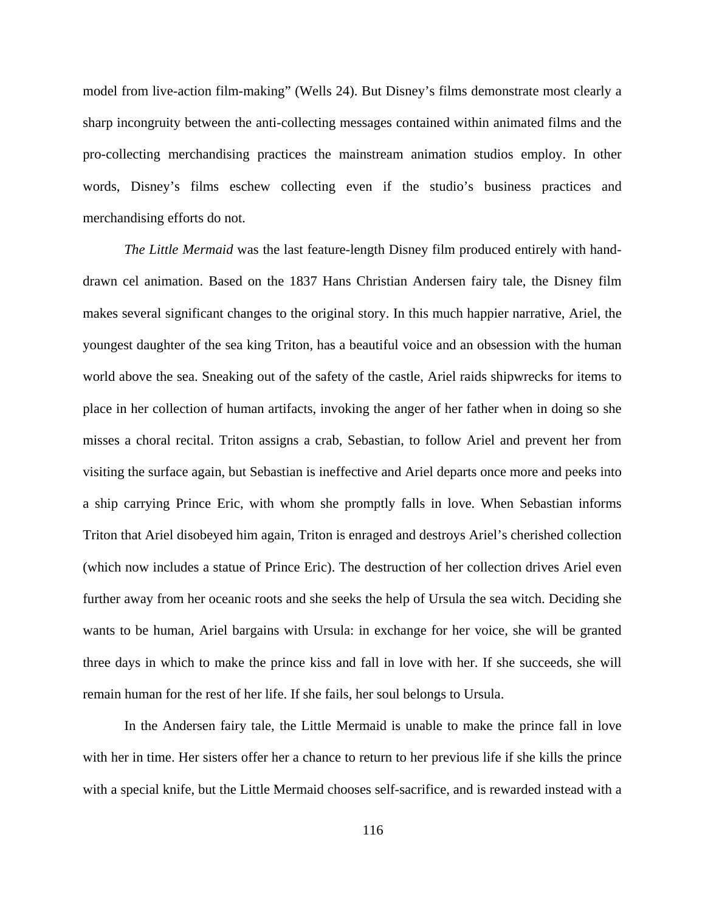model from live-action film-making" (Wells 24). But Disney's films demonstrate most clearly a sharp incongruity between the anti-collecting messages contained within animated films and the pro-collecting merchandising practices the mainstream animation studios employ. In other words, Disney's films eschew collecting even if the studio's business practices and merchandising efforts do not.

*The Little Mermaid* was the last feature-length Disney film produced entirely with hand-drawn cel animation. Based on the 1837 Hans Christian Andersen fairy tale, the Disney film makes several significant changes to the original story. In this much happier narrative, Ariel, the youngest daughter of the sea king Triton, has a beautiful voice and an obsession with the human world above the sea. Sneaking out of the safety of the castle, Ariel raids shipwrecks for items to place in her collection of human artifacts, invoking the anger of her father when in doing so she misses a choral recital. Triton assigns a crab, Sebastian, to follow Ariel and prevent her from visiting the surface again, but Sebastian is ineffective and Ariel departs once more and peeks into a ship carrying Prince Eric, with whom she promptly falls in love. When Sebastian informs Triton that Ariel disobeyed him again, Triton is enraged and destroys Ariel's cherished collection (which now includes a statue of Prince Eric). The destruction of her collection drives Ariel even further away from her oceanic roots and she seeks the help of Ursula the sea witch. Deciding she wants to be human, Ariel bargains with Ursula: in exchange for her voice, she will be granted three days in which to make the prince kiss and fall in love with her. If she succeeds, she will remain human for the rest of her life. If she fails, her soul belongs to Ursula.

In the Andersen fairy tale, the Little Mermaid is unable to make the prince fall in love with her in time. Her sisters offer her a chance to return to her previous life if she kills the prince with a special knife, but the Little Mermaid chooses self-sacrifice, and is rewarded instead with a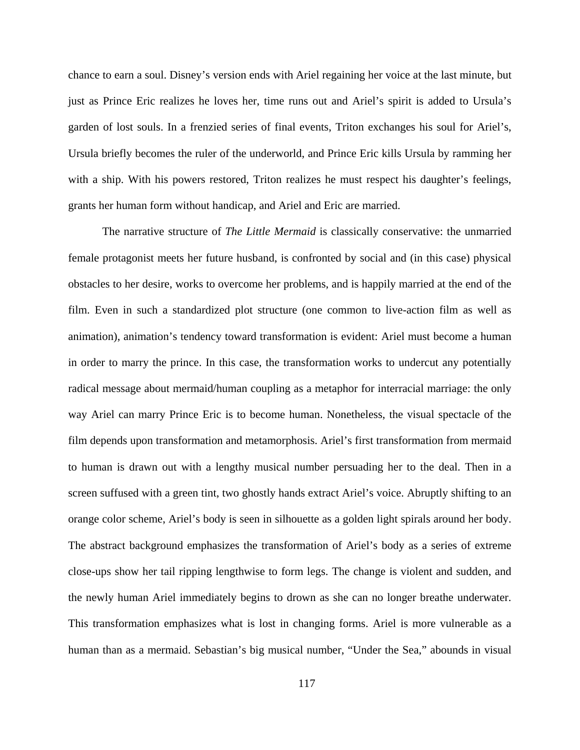chance to earn a soul. Disney's version ends with Ariel regaining her voice at the last minute, but just as Prince Eric realizes he loves her, time runs out and Ariel's spirit is added to Ursula's garden of lost souls. In a frenzied series of final events, Triton exchanges his soul for Ariel's, Ursula briefly becomes the ruler of the underworld, and Prince Eric kills Ursula by ramming her with a ship. With his powers restored, Triton realizes he must respect his daughter's feelings, grants her human form without handicap, and Ariel and Eric are married.

The narrative structure of *The Little Mermaid* is classically conservative: the unmarried female protagonist meets her future husband, is confronted by social and (in this case) physical obstacles to her desire, works to overcome her problems, and is happily married at the end of the film. Even in such a standardized plot structure (one common to live-action film as well as animation), animation's tendency toward transformation is evident: Ariel must become a human in order to marry the prince. In this case, the transformation works to undercut any potentially radical message about mermaid/human coupling as a metaphor for interracial marriage: the only way Ariel can marry Prince Eric is to become human. Nonetheless, the visual spectacle of the film depends upon transformation and metamorphosis. Ariel's first transformation from mermaid to human is drawn out with a lengthy musical number persuading her to the deal. Then in a screen suffused with a green tint, two ghostly hands extract Ariel's voice. Abruptly shifting to an orange color scheme, Ariel's body is seen in silhouette as a golden light spirals around her body. The abstract background emphasizes the transformation of Ariel's body as a series of extreme close-ups show her tail ripping lengthwise to form legs. The change is violent and sudden, and the newly human Ariel immediately begins to drown as she can no longer breathe underwater. This transformation emphasizes what is lost in changing forms. Ariel is more vulnerable as a human than as a mermaid. Sebastian's big musical number, "Under the Sea," abounds in visual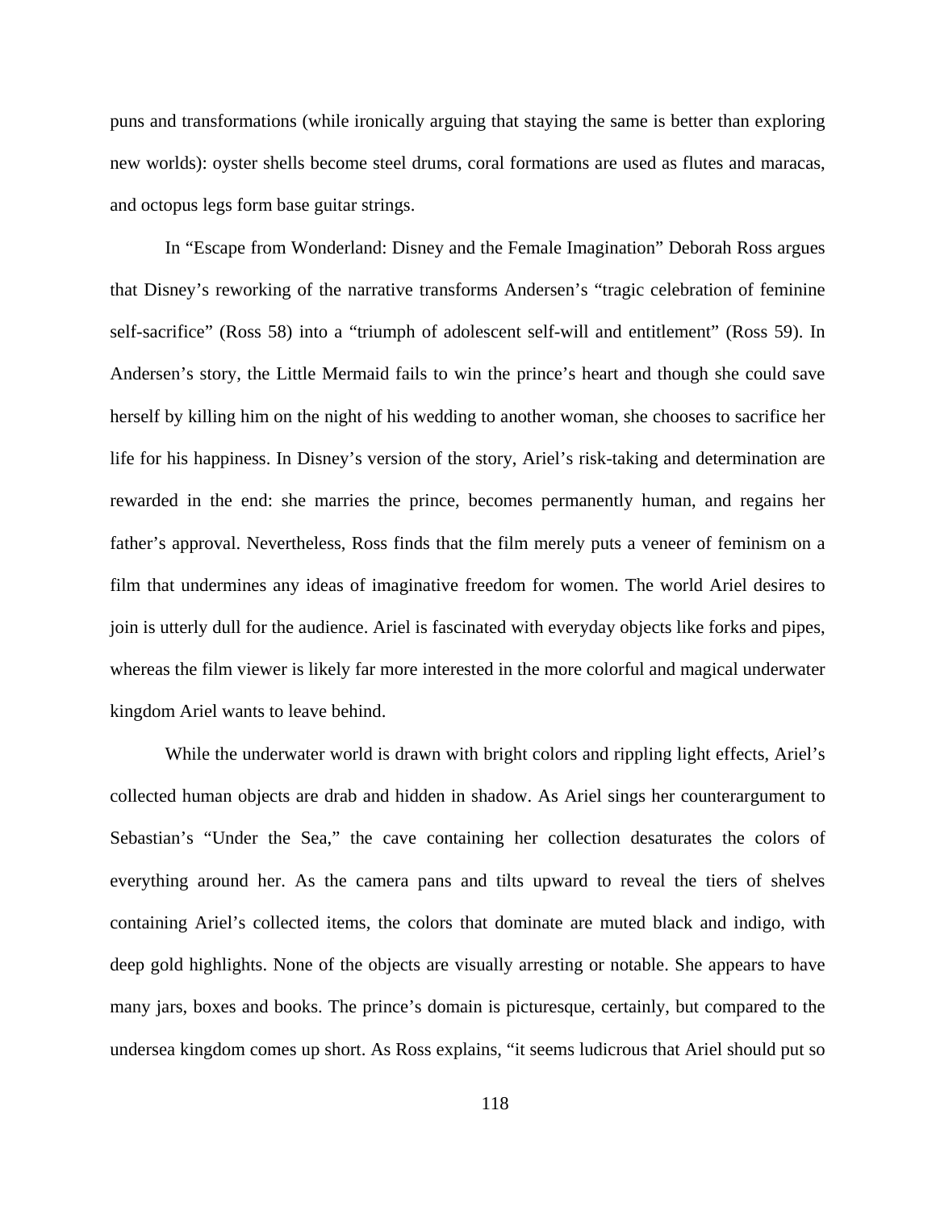puns and transformations (while ironically arguing that staying the same is better than exploring new worlds): oyster shells become steel drums, coral formations are used as flutes and maracas, and octopus legs form base guitar strings.

In "Escape from Wonderland: Disney and the Female Imagination" Deborah Ross argues that Disney's reworking of the narrative transforms Andersen's "tragic celebration of feminine self-sacrifice" (Ross 58) into a "triumph of adolescent self-will and entitlement" (Ross 59). In Andersen's story, the Little Mermaid fails to win the prince's heart and though she could save herself by killing him on the night of his wedding to another woman, she chooses to sacrifice her life for his happiness. In Disney's version of the story, Ariel's risk-taking and determination are rewarded in the end: she marries the prince, becomes permanently human, and regains her father's approval. Nevertheless, Ross finds that the film merely puts a veneer of feminism on a film that undermines any ideas of imaginative freedom for women. The world Ariel desires to join is utterly dull for the audience. Ariel is fascinated with everyday objects like forks and pipes, whereas the film viewer is likely far more interested in the more colorful and magical underwater kingdom Ariel wants to leave behind.

While the underwater world is drawn with bright colors and rippling light effects, Ariel's collected human objects are drab and hidden in shadow. As Ariel sings her counterargument to Sebastian's "Under the Sea," the cave containing her collection desaturates the colors of everything around her. As the camera pans and tilts upward to reveal the tiers of shelves containing Ariel's collected items, the colors that dominate are muted black and indigo, with deep gold highlights. None of the objects are visually arresting or notable. She appears to have many jars, boxes and books. The prince's domain is picturesque, certainly, but compared to the undersea kingdom comes up short. As Ross explains, "it seems ludicrous that Ariel should put so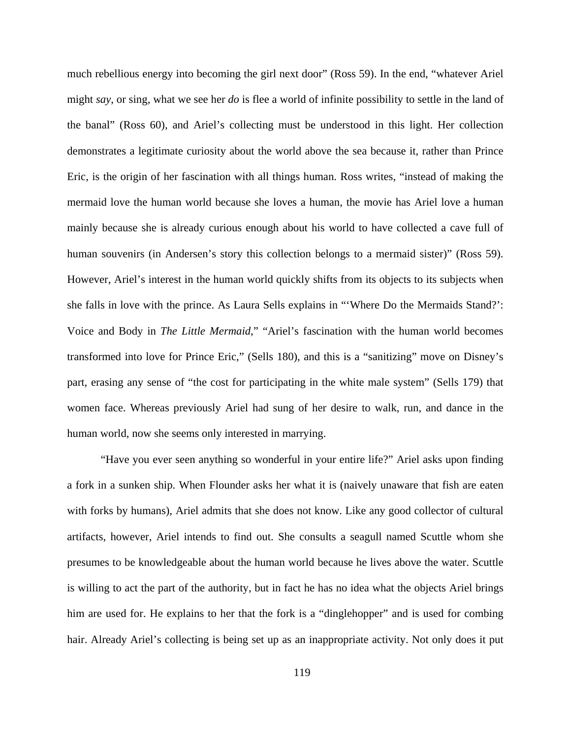much rebellious energy into becoming the girl next door" (Ross 59). In the end, "whatever Ariel might *say*, or sing, what we see her *do* is flee a world of infinite possibility to settle in the land of the banal" (Ross 60), and Ariel's collecting must be understood in this light. Her collection demonstrates a legitimate curiosity about the world above the sea because it, rather than Prince Eric, is the origin of her fascination with all things human. Ross writes, "instead of making the mermaid love the human world because she loves a human, the movie has Ariel love a human mainly because she is already curious enough about his world to have collected a cave full of human souvenirs (in Andersen's story this collection belongs to a mermaid sister)" (Ross 59). However, Ariel's interest in the human world quickly shifts from its objects to its subjects when she falls in love with the prince. As Laura Sells explains in "'Where Do the Mermaids Stand?': Voice and Body in *The Little Mermaid*," "Ariel's fascination with the human world becomes transformed into love for Prince Eric," (Sells 180), and this is a "sanitizing" move on Disney's part, erasing any sense of "the cost for participating in the white male system" (Sells 179) that women face. Whereas previously Ariel had sung of her desire to walk, run, and dance in the human world, now she seems only interested in marrying.

"Have you ever seen anything so wonderful in your entire life?" Ariel asks upon finding a fork in a sunken ship. When Flounder asks her what it is (naively unaware that fish are eaten with forks by humans), Ariel admits that she does not know. Like any good collector of cultural artifacts, however, Ariel intends to find out. She consults a seagull named Scuttle whom she presumes to be knowledgeable about the human world because he lives above the water. Scuttle is willing to act the part of the authority, but in fact he has no idea what the objects Ariel brings him are used for. He explains to her that the fork is a "dinglehopper" and is used for combing hair. Already Ariel's collecting is being set up as an inappropriate activity. Not only does it put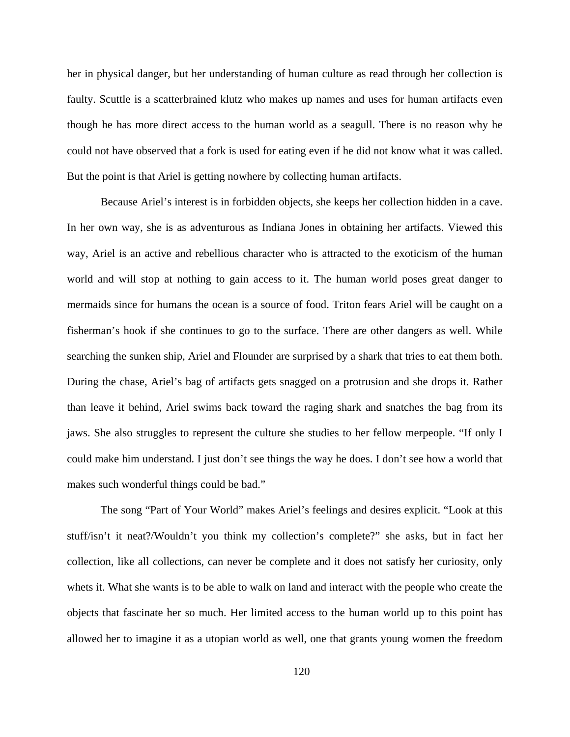her in physical danger, but her understanding of human culture as read through her collection is faulty. Scuttle is a scatterbrained klutz who makes up names and uses for human artifacts even though he has more direct access to the human world as a seagull. There is no reason why he could not have observed that a fork is used for eating even if he did not know what it was called. But the point is that Ariel is getting nowhere by collecting human artifacts.

Because Ariel's interest is in forbidden objects, she keeps her collection hidden in a cave. In her own way, she is as adventurous as Indiana Jones in obtaining her artifacts. Viewed this way, Ariel is an active and rebellious character who is attracted to the exoticism of the human world and will stop at nothing to gain access to it. The human world poses great danger to mermaids since for humans the ocean is a source of food. Triton fears Ariel will be caught on a fisherman's hook if she continues to go to the surface. There are other dangers as well. While searching the sunken ship, Ariel and Flounder are surprised by a shark that tries to eat them both. During the chase, Ariel's bag of artifacts gets snagged on a protrusion and she drops it. Rather than leave it behind, Ariel swims back toward the raging shark and snatches the bag from its jaws. She also struggles to represent the culture she studies to her fellow merpeople. "If only I could make him understand. I just don't see things the way he does. I don't see how a world that makes such wonderful things could be bad."

The song "Part of Your World" makes Ariel's feelings and desires explicit. "Look at this stuff/isn't it neat?/Wouldn't you think my collection's complete?" she asks, but in fact her collection, like all collections, can never be complete and it does not satisfy her curiosity, only whets it. What she wants is to be able to walk on land and interact with the people who create the objects that fascinate her so much. Her limited access to the human world up to this point has allowed her to imagine it as a utopian world as well, one that grants young women the freedom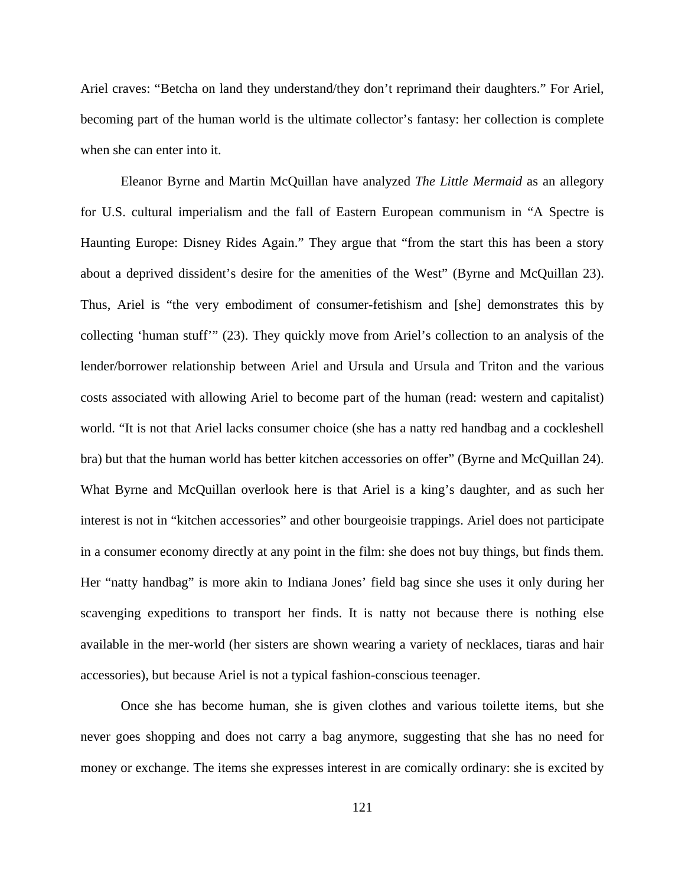Ariel craves: “Betcha on land they understand/they don’t reprimand their daughters.” For Ariel, becoming part of the human world is the ultimate collector’s fantasy: her collection is complete when she can enter into it.

Eleanor Byrne and Martin McQuillan have analyzed *The Little Mermaid* as an allegory for U.S. cultural imperialism and the fall of Eastern European communism in “A Spectre is Haunting Europe: Disney Rides Again.” They argue that “from the start this has been a story about a deprived dissident’s desire for the amenities of the West” (Byrne and McQuillan 23). Thus, Ariel is “the very embodiment of consumer-fetishism and [she] demonstrates this by collecting ‘human stuff’” (23). They quickly move from Ariel’s collection to an analysis of the lender/borrower relationship between Ariel and Ursula and Ursula and Triton and the various costs associated with allowing Ariel to become part of the human (read: western and capitalist) world. “It is not that Ariel lacks consumer choice (she has a natty red handbag and a cockleshell bra) but that the human world has better kitchen accessories on offer” (Byrne and McQuillan 24). What Byrne and McQuillan overlook here is that Ariel is a king’s daughter, and as such her interest is not in “kitchen accessories” and other bourgeoisie trappings. Ariel does not participate in a consumer economy directly at any point in the film: she does not buy things, but finds them. Her “natty handbag” is more akin to Indiana Jones’ field bag since she uses it only during her scavenging expeditions to transport her finds. It is natty not because there is nothing else available in the mer-world (her sisters are shown wearing a variety of necklaces, tiaras and hair accessories), but because Ariel is not a typical fashion-conscious teenager.

Once she has become human, she is given clothes and various toilette items, but she never goes shopping and does not carry a bag anymore, suggesting that she has no need for money or exchange. The items she expresses interest in are comically ordinary: she is excited by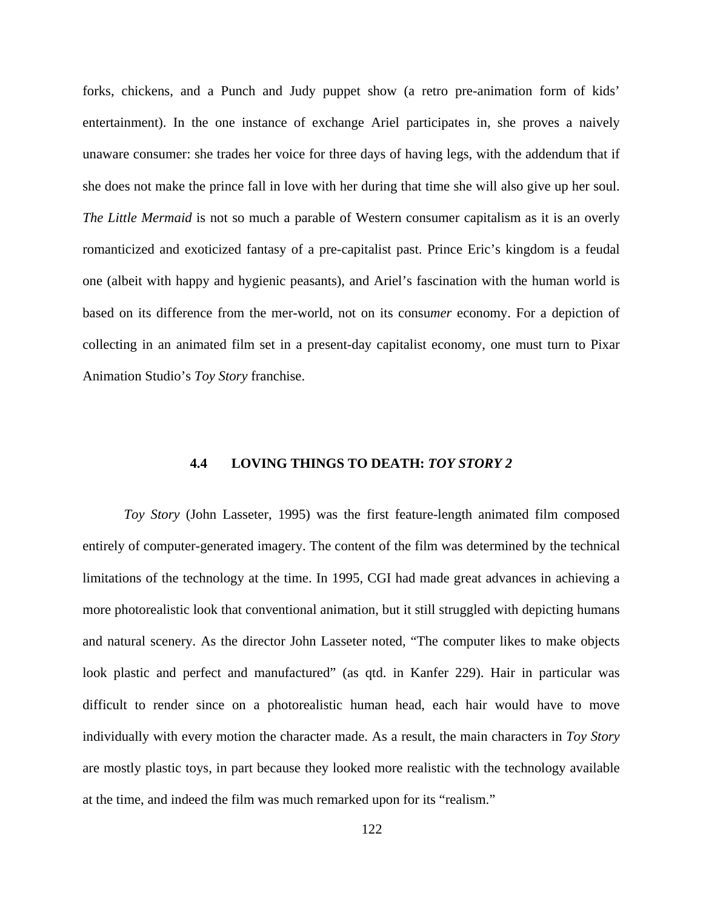forks, chickens, and a Punch and Judy puppet show (a retro pre-animation form of kids' entertainment). In the one instance of exchange Ariel participates in, she proves a naively unaware consumer: she trades her voice for three days of having legs, with the addendum that if she does not make the prince fall in love with her during that time she will also give up her soul. *The Little Mermaid* is not so much a parable of Western consumer capitalism as it is an overly romanticized and exoticized fantasy of a pre-capitalist past. Prince Eric's kingdom is a feudal one (albeit with happy and hygienic peasants), and Ariel's fascination with the human world is based on its difference from the mer-world, not on its consu*mer* economy. For a depiction of collecting in an animated film set in a present-day capitalist economy, one must turn to Pixar Animation Studio's *Toy Story* franchise.

### 4.4 LOVING THINGS TO DEATH: *TOY STORY 2*

*Toy Story* (John Lasseter, 1995) was the first feature-length animated film composed entirely of computer-generated imagery. The content of the film was determined by the technical limitations of the technology at the time. In 1995, CGI had made great advances in achieving a more photorealistic look that conventional animation, but it still struggled with depicting humans and natural scenery. As the director John Lasseter noted, "The computer likes to make objects look plastic and perfect and manufactured" (as qtd. in Kanfer 229). Hair in particular was difficult to render since on a photorealistic human head, each hair would have to move individually with every motion the character made. As a result, the main characters in *Toy Story* are mostly plastic toys, in part because they looked more realistic with the technology available at the time, and indeed the film was much remarked upon for its "realism."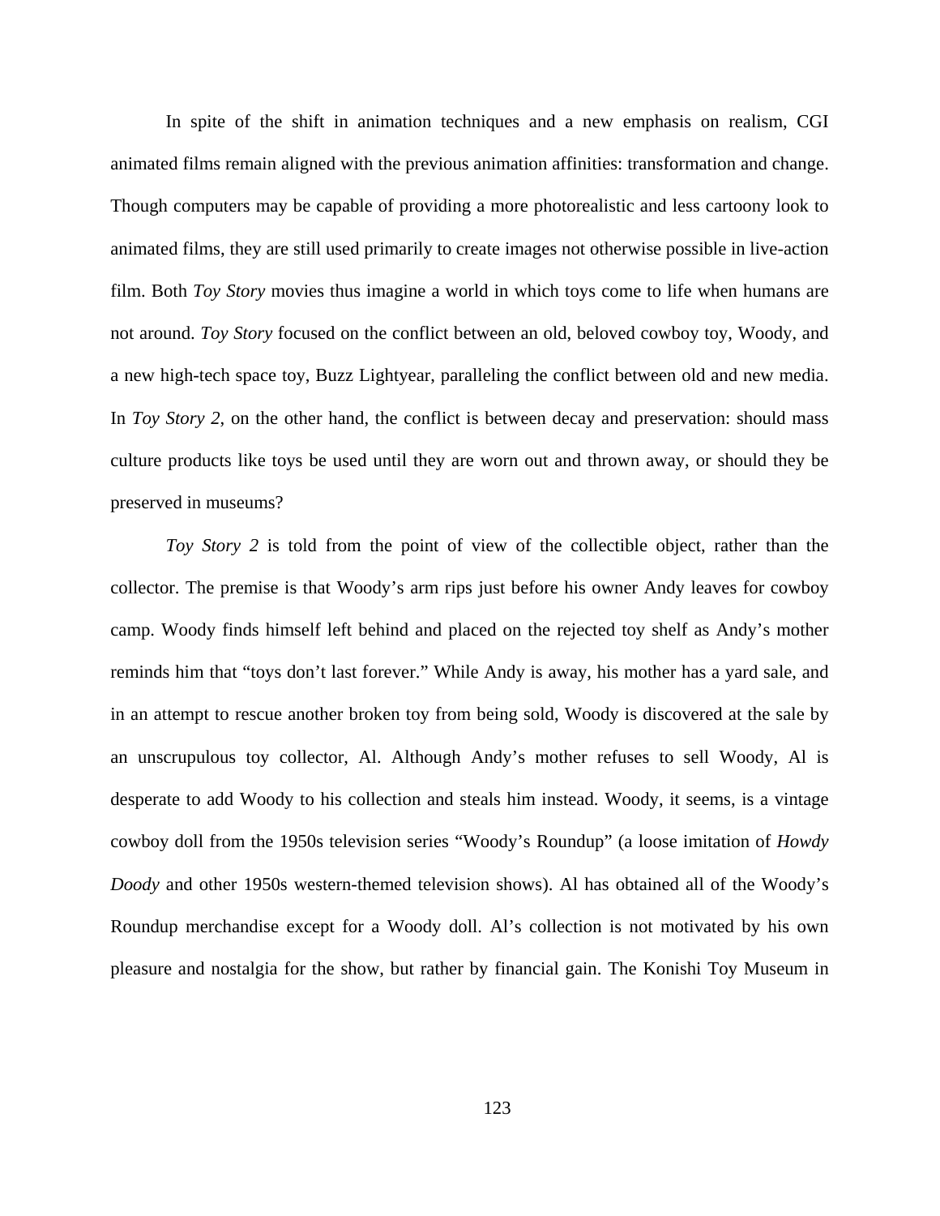In spite of the shift in animation techniques and a new emphasis on realism, CGI animated films remain aligned with the previous animation affinities: transformation and change. Though computers may be capable of providing a more photorealistic and less cartoony look to animated films, they are still used primarily to create images not otherwise possible in live-action film. Both *Toy Story* movies thus imagine a world in which toys come to life when humans are not around. *Toy Story* focused on the conflict between an old, beloved cowboy toy, Woody, and a new high-tech space toy, Buzz Lightyear, paralleling the conflict between old and new media. In *Toy Story 2*, on the other hand, the conflict is between decay and preservation: should mass culture products like toys be used until they are worn out and thrown away, or should they be preserved in museums?

*Toy Story 2* is told from the point of view of the collectible object, rather than the collector. The premise is that Woody's arm rips just before his owner Andy leaves for cowboy camp. Woody finds himself left behind and placed on the rejected toy shelf as Andy's mother reminds him that "toys don't last forever." While Andy is away, his mother has a yard sale, and in an attempt to rescue another broken toy from being sold, Woody is discovered at the sale by an unscrupulous toy collector, Al. Although Andy's mother refuses to sell Woody, Al is desperate to add Woody to his collection and steals him instead. Woody, it seems, is a vintage cowboy doll from the 1950s television series "Woody's Roundup" (a loose imitation of *Howdy Doody* and other 1950s western-themed television shows). Al has obtained all of the Woody's Roundup merchandise except for a Woody doll. Al's collection is not motivated by his own pleasure and nostalgia for the show, but rather by financial gain. The Konishi Toy Museum in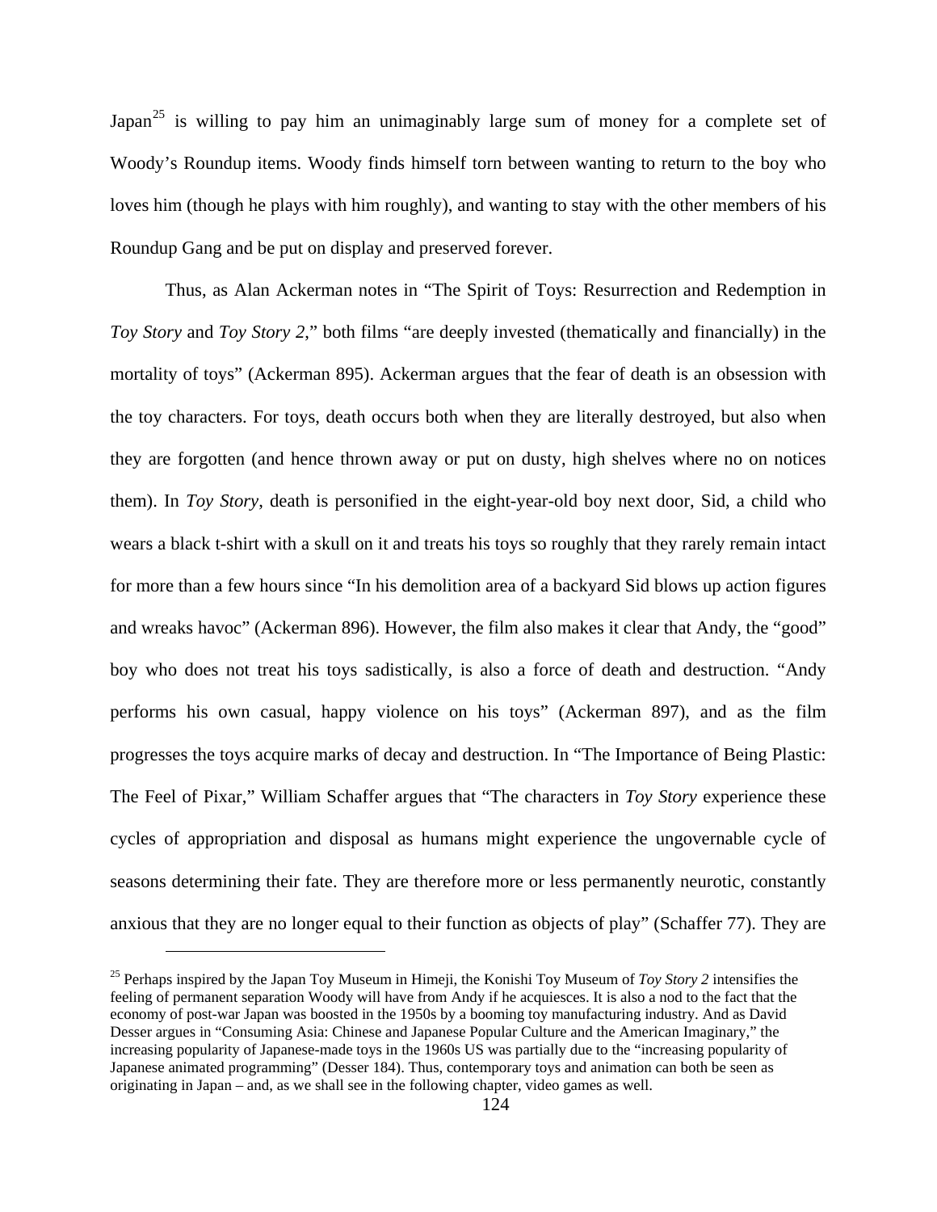Japan[25] is willing to pay him an unimaginably large sum of money for a complete set of Woody's Roundup items. Woody finds himself torn between wanting to return to the boy who loves him (though he plays with him roughly), and wanting to stay with the other members of his Roundup Gang and be put on display and preserved forever.

Thus, as Alan Ackerman notes in "The Spirit of Toys: Resurrection and Redemption in *Toy Story* and *Toy Story 2*," both films "are deeply invested (thematically and financially) in the mortality of toys" (Ackerman 895). Ackerman argues that the fear of death is an obsession with the toy characters. For toys, death occurs both when they are literally destroyed, but also when they are forgotten (and hence thrown away or put on dusty, high shelves where no on notices them). In *Toy Story*, death is personified in the eight-year-old boy next door, Sid, a child who wears a black t-shirt with a skull on it and treats his toys so roughly that they rarely remain intact for more than a few hours since "In his demolition area of a backyard Sid blows up action figures and wreaks havoc" (Ackerman 896). However, the film also makes it clear that Andy, the "good" boy who does not treat his toys sadistically, is also a force of death and destruction. "Andy performs his own casual, happy violence on his toys" (Ackerman 897), and as the film progresses the toys acquire marks of decay and destruction. In "The Importance of Being Plastic: The Feel of Pixar," William Schaffer argues that "The characters in *Toy Story* experience these cycles of appropriation and disposal as humans might experience the ungovernable cycle of seasons determining their fate. They are therefore more or less permanently neurotic, constantly anxious that they are no longer equal to their function as objects of play" (Schaffer 77). They are

[25] Perhaps inspired by the Japan Toy Museum in Himeji, the Konishi Toy Museum of *Toy Story 2* intensifies the feeling of permanent separation Woody will have from Andy if he acquiesces. It is also a nod to the fact that the economy of post-war Japan was boosted in the 1950s by a booming toy manufacturing industry. And as David Desser argues in "Consuming Asia: Chinese and Japanese Popular Culture and the American Imaginary," the increasing popularity of Japanese-made toys in the 1960s US was partially due to the "increasing popularity of Japanese animated programming" (Desser 184). Thus, contemporary toys and animation can both be seen as originating in Japan – and, as we shall see in the following chapter, video games as well.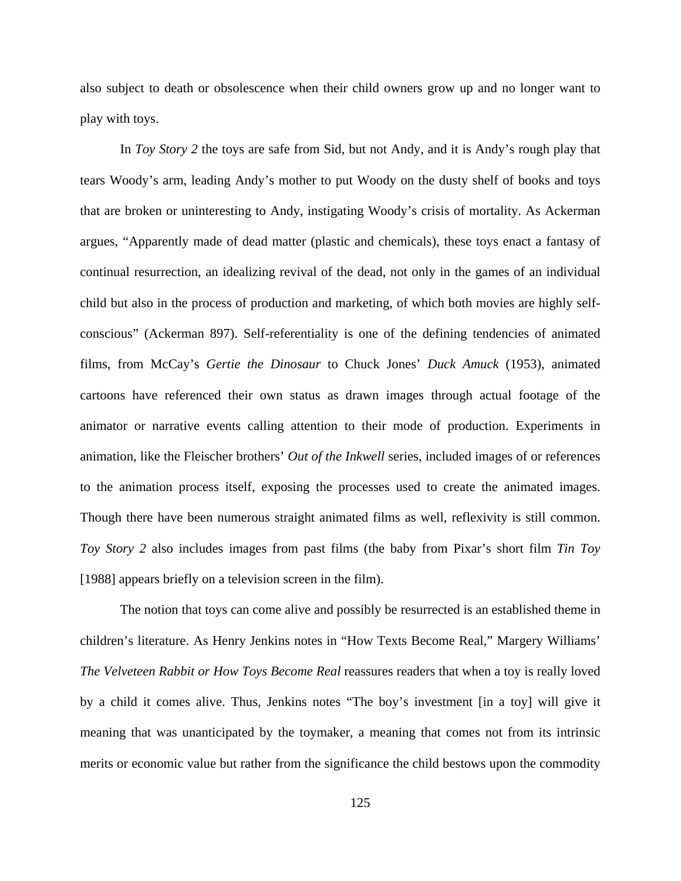also subject to death or obsolescence when their child owners grow up and no longer want to play with toys.

In *Toy Story 2* the toys are safe from Sid, but not Andy, and it is Andy's rough play that tears Woody's arm, leading Andy's mother to put Woody on the dusty shelf of books and toys that are broken or uninteresting to Andy, instigating Woody's crisis of mortality. As Ackerman argues, "Apparently made of dead matter (plastic and chemicals), these toys enact a fantasy of continual resurrection, an idealizing revival of the dead, not only in the games of an individual child but also in the process of production and marketing, of which both movies are highly self-conscious" (Ackerman 897). Self-referentiality is one of the defining tendencies of animated films, from McCay's *Gertie the Dinosaur* to Chuck Jones' *Duck Amuck* (1953), animated cartoons have referenced their own status as drawn images through actual footage of the animator or narrative events calling attention to their mode of production. Experiments in animation, like the Fleischer brothers' *Out of the Inkwell* series, included images of or references to the animation process itself, exposing the processes used to create the animated images. Though there have been numerous straight animated films as well, reflexivity is still common. *Toy Story 2* also includes images from past films (the baby from Pixar's short film *Tin Toy* [1988] appears briefly on a television screen in the film).

The notion that toys can come alive and possibly be resurrected is an established theme in children's literature. As Henry Jenkins notes in "How Texts Become Real," Margery Williams' *The Velveteen Rabbit or How Toys Become Real* reassures readers that when a toy is really loved by a child it comes alive. Thus, Jenkins notes "The boy's investment [in a toy] will give it meaning that was unanticipated by the toymaker, a meaning that comes not from its intrinsic merits or economic value but rather from the significance the child bestows upon the commodity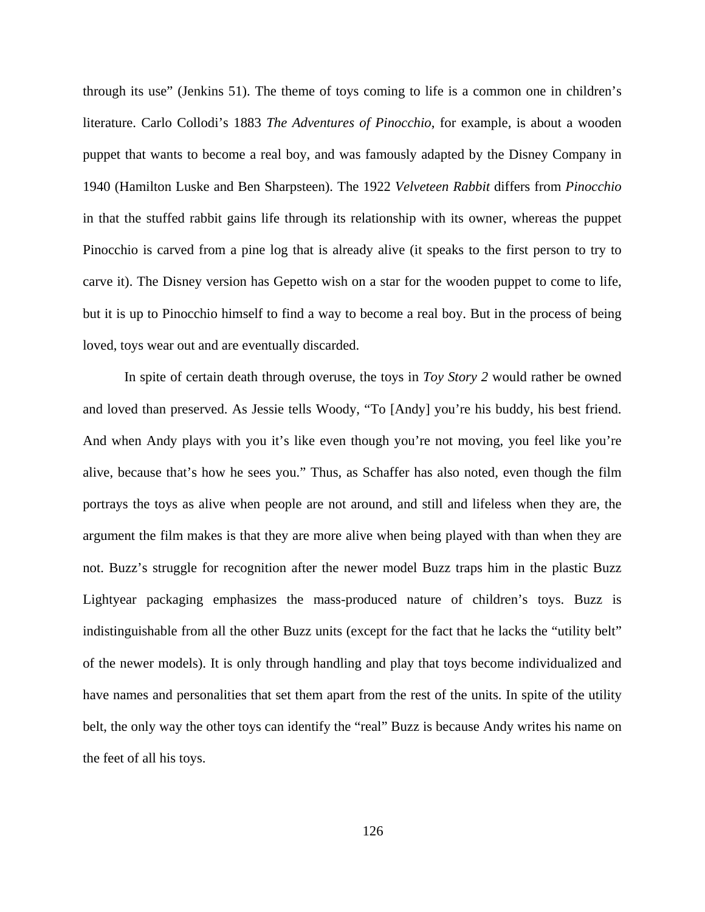through its use" (Jenkins 51). The theme of toys coming to life is a common one in children's literature. Carlo Collodi's 1883 *The Adventures of Pinocchio*, for example, is about a wooden puppet that wants to become a real boy, and was famously adapted by the Disney Company in 1940 (Hamilton Luske and Ben Sharpsteen). The 1922 *Velveteen Rabbit* differs from *Pinocchio* in that the stuffed rabbit gains life through its relationship with its owner, whereas the puppet Pinocchio is carved from a pine log that is already alive (it speaks to the first person to try to carve it). The Disney version has Gepetto wish on a star for the wooden puppet to come to life, but it is up to Pinocchio himself to find a way to become a real boy. But in the process of being loved, toys wear out and are eventually discarded.

In spite of certain death through overuse, the toys in *Toy Story 2* would rather be owned and loved than preserved. As Jessie tells Woody, "To [Andy] you're his buddy, his best friend. And when Andy plays with you it's like even though you're not moving, you feel like you're alive, because that's how he sees you." Thus, as Schaffer has also noted, even though the film portrays the toys as alive when people are not around, and still and lifeless when they are, the argument the film makes is that they are more alive when being played with than when they are not. Buzz's struggle for recognition after the newer model Buzz traps him in the plastic Buzz Lightyear packaging emphasizes the mass-produced nature of children's toys. Buzz is indistinguishable from all the other Buzz units (except for the fact that he lacks the "utility belt" of the newer models). It is only through handling and play that toys become individualized and have names and personalities that set them apart from the rest of the units. In spite of the utility belt, the only way the other toys can identify the "real" Buzz is because Andy writes his name on the feet of all his toys.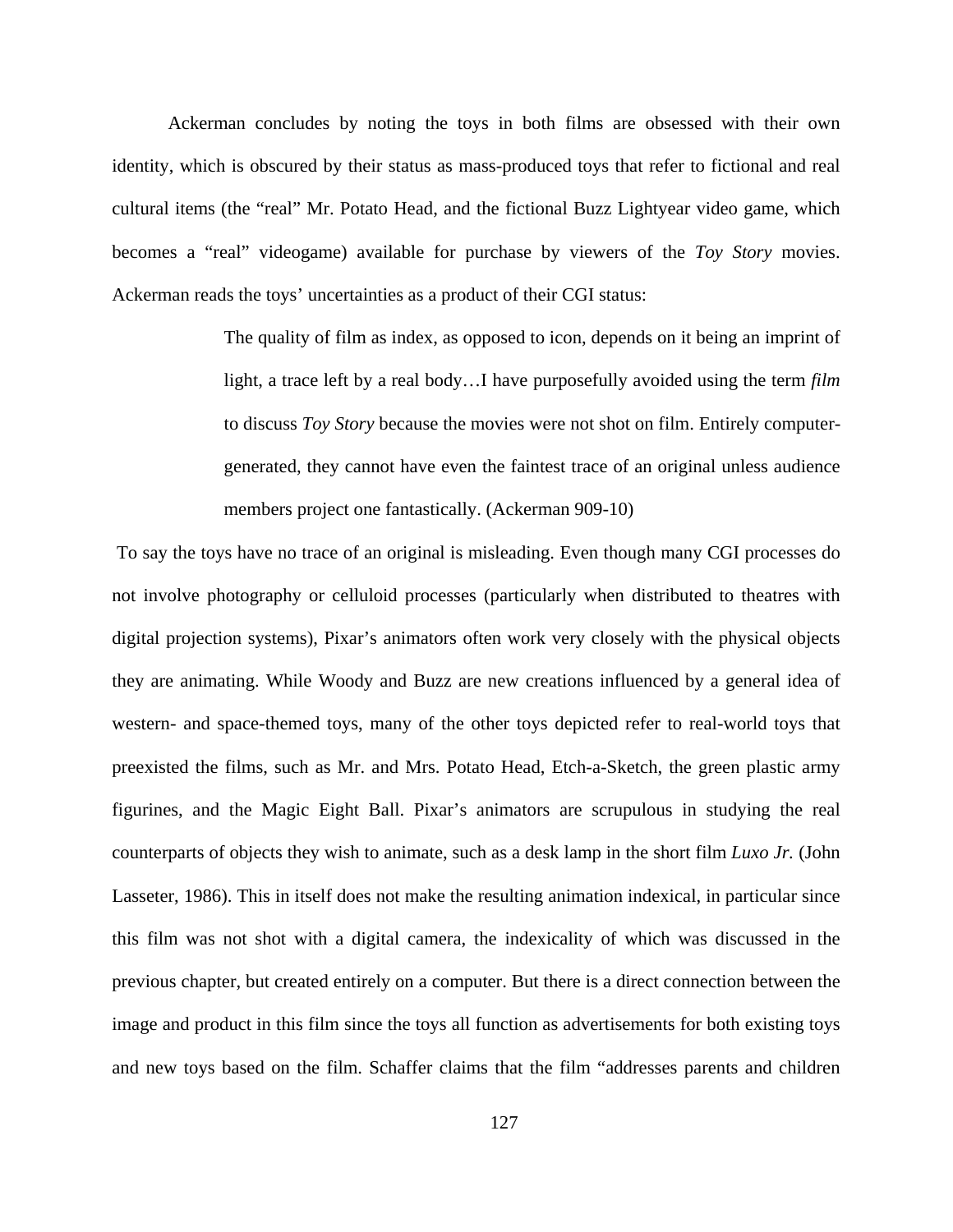Ackerman concludes by noting the toys in both films are obsessed with their own identity, which is obscured by their status as mass-produced toys that refer to fictional and real cultural items (the "real" Mr. Potato Head, and the fictional Buzz Lightyear video game, which becomes a "real" videogame) available for purchase by viewers of the *Toy Story* movies. Ackerman reads the toys' uncertainties as a product of their CGI status:

> The quality of film as index, as opposed to icon, depends on it being an imprint of light, a trace left by a real body…I have purposefully avoided using the term *film* to discuss *Toy Story* because the movies were not shot on film. Entirely computer-generated, they cannot have even the faintest trace of an original unless audience members project one fantastically. (Ackerman 909-10)

To say the toys have no trace of an original is misleading. Even though many CGI processes do not involve photography or celluloid processes (particularly when distributed to theatres with digital projection systems), Pixar's animators often work very closely with the physical objects they are animating. While Woody and Buzz are new creations influenced by a general idea of western- and space-themed toys, many of the other toys depicted refer to real-world toys that preexisted the films, such as Mr. and Mrs. Potato Head, Etch-a-Sketch, the green plastic army figurines, and the Magic Eight Ball. Pixar's animators are scrupulous in studying the real counterparts of objects they wish to animate, such as a desk lamp in the short film *Luxo Jr.* (John Lasseter, 1986). This in itself does not make the resulting animation indexical, in particular since this film was not shot with a digital camera, the indexicality of which was discussed in the previous chapter, but created entirely on a computer. But there is a direct connection between the image and product in this film since the toys all function as advertisements for both existing toys and new toys based on the film. Schaffer claims that the film "addresses parents and children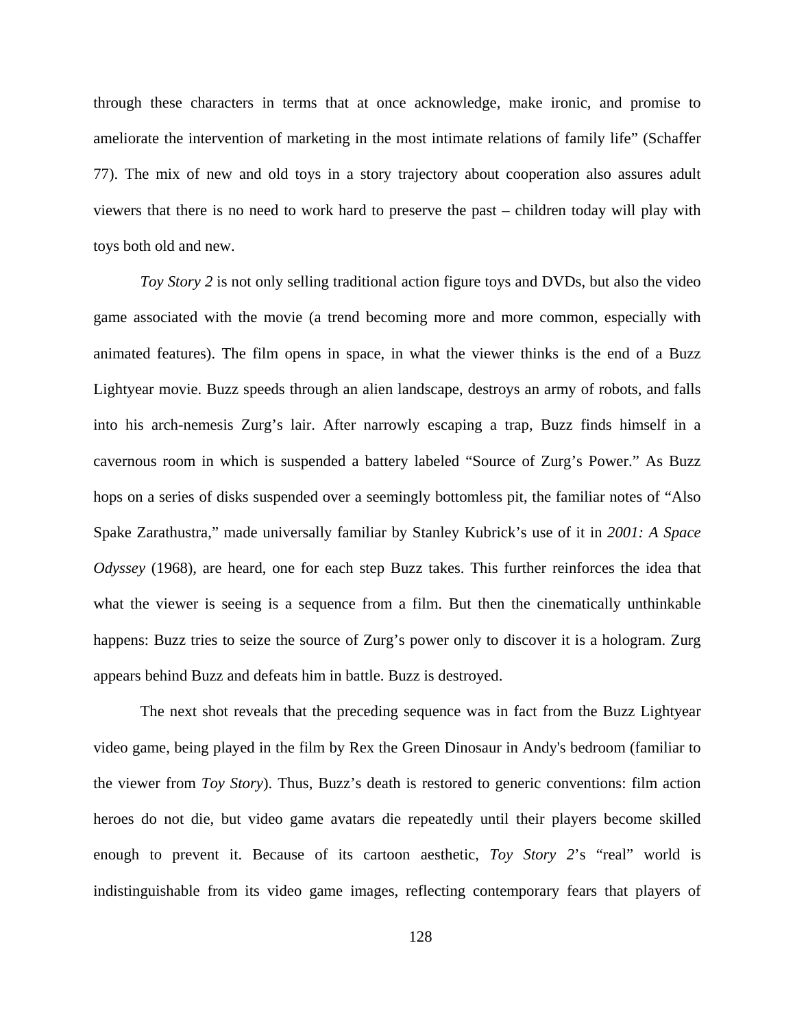through these characters in terms that at once acknowledge, make ironic, and promise to ameliorate the intervention of marketing in the most intimate relations of family life" (Schaffer 77). The mix of new and old toys in a story trajectory about cooperation also assures adult viewers that there is no need to work hard to preserve the past – children today will play with toys both old and new.

*Toy Story 2* is not only selling traditional action figure toys and DVDs, but also the video game associated with the movie (a trend becoming more and more common, especially with animated features). The film opens in space, in what the viewer thinks is the end of a Buzz Lightyear movie. Buzz speeds through an alien landscape, destroys an army of robots, and falls into his arch-nemesis Zurg's lair. After narrowly escaping a trap, Buzz finds himself in a cavernous room in which is suspended a battery labeled "Source of Zurg's Power." As Buzz hops on a series of disks suspended over a seemingly bottomless pit, the familiar notes of "Also Spake Zarathustra," made universally familiar by Stanley Kubrick's use of it in *2001: A Space Odyssey* (1968), are heard, one for each step Buzz takes. This further reinforces the idea that what the viewer is seeing is a sequence from a film. But then the cinematically unthinkable happens: Buzz tries to seize the source of Zurg's power only to discover it is a hologram. Zurg appears behind Buzz and defeats him in battle. Buzz is destroyed.

The next shot reveals that the preceding sequence was in fact from the Buzz Lightyear video game, being played in the film by Rex the Green Dinosaur in Andy's bedroom (familiar to the viewer from *Toy Story*). Thus, Buzz's death is restored to generic conventions: film action heroes do not die, but video game avatars die repeatedly until their players become skilled enough to prevent it. Because of its cartoon aesthetic, *Toy Story 2*'s "real" world is indistinguishable from its video game images, reflecting contemporary fears that players of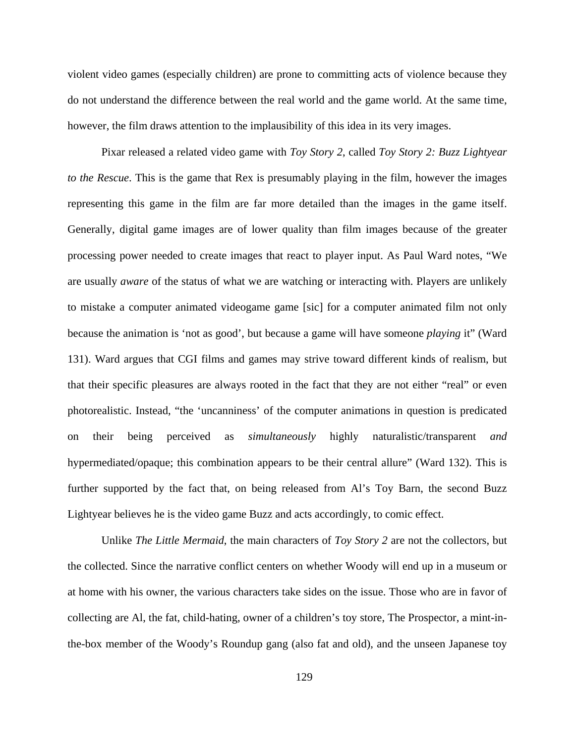violent video games (especially children) are prone to committing acts of violence because they do not understand the difference between the real world and the game world. At the same time, however, the film draws attention to the implausibility of this idea in its very images.

Pixar released a related video game with *Toy Story 2*, called *Toy Story 2: Buzz Lightyear to the Rescue*. This is the game that Rex is presumably playing in the film, however the images representing this game in the film are far more detailed than the images in the game itself. Generally, digital game images are of lower quality than film images because of the greater processing power needed to create images that react to player input. As Paul Ward notes, "We are usually *aware* of the status of what we are watching or interacting with. Players are unlikely to mistake a computer animated videogame game [sic] for a computer animated film not only because the animation is 'not as good', but because a game will have someone *playing* it" (Ward 131). Ward argues that CGI films and games may strive toward different kinds of realism, but that their specific pleasures are always rooted in the fact that they are not either "real" or even photorealistic. Instead, "the 'uncanniness' of the computer animations in question is predicated on their being perceived as *simultaneously* highly naturalistic/transparent *and* hypermediated/opaque; this combination appears to be their central allure" (Ward 132). This is further supported by the fact that, on being released from Al's Toy Barn, the second Buzz Lightyear believes he is the video game Buzz and acts accordingly, to comic effect.

Unlike *The Little Mermaid*, the main characters of *Toy Story 2* are not the collectors, but the collected. Since the narrative conflict centers on whether Woody will end up in a museum or at home with his owner, the various characters take sides on the issue. Those who are in favor of collecting are Al, the fat, child-hating, owner of a children's toy store, The Prospector, a mint-in-the-box member of the Woody's Roundup gang (also fat and old), and the unseen Japanese toy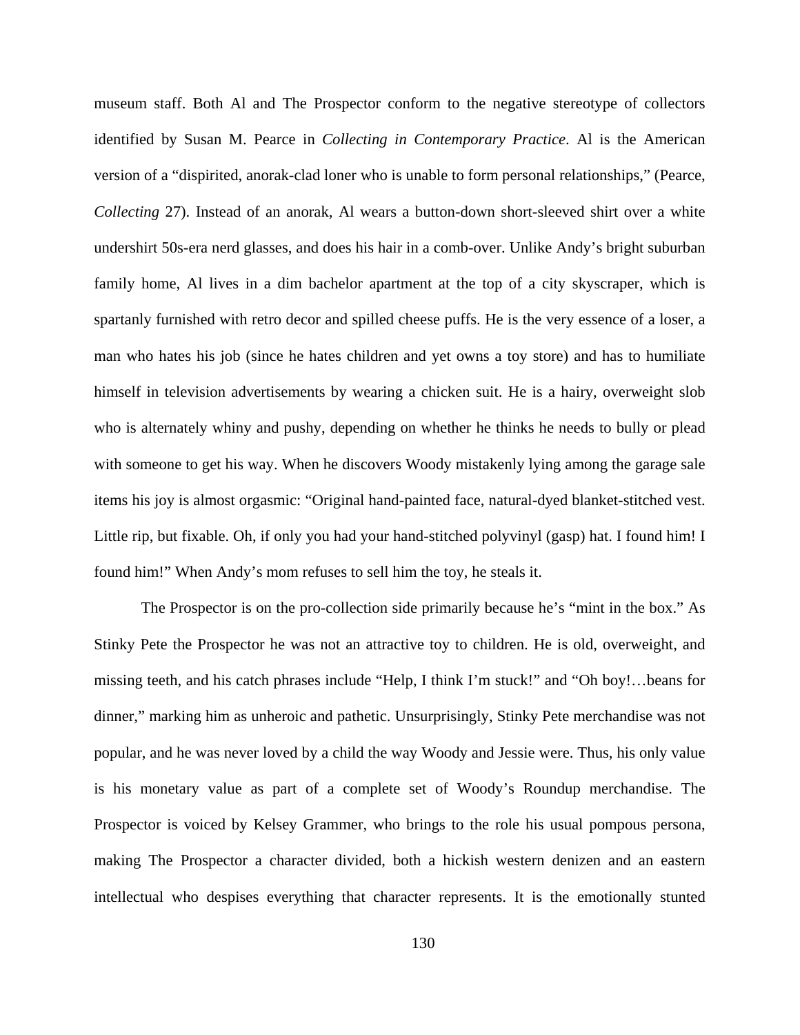museum staff. Both Al and The Prospector conform to the negative stereotype of collectors identified by Susan M. Pearce in *Collecting in Contemporary Practice*. Al is the American version of a "dispirited, anorak-clad loner who is unable to form personal relationships," (Pearce, *Collecting* 27). Instead of an anorak, Al wears a button-down short-sleeved shirt over a white undershirt 50s-era nerd glasses, and does his hair in a comb-over. Unlike Andy's bright suburban family home, Al lives in a dim bachelor apartment at the top of a city skyscraper, which is spartanly furnished with retro decor and spilled cheese puffs. He is the very essence of a loser, a man who hates his job (since he hates children and yet owns a toy store) and has to humiliate himself in television advertisements by wearing a chicken suit. He is a hairy, overweight slob who is alternately whiny and pushy, depending on whether he thinks he needs to bully or plead with someone to get his way. When he discovers Woody mistakenly lying among the garage sale items his joy is almost orgasmic: "Original hand-painted face, natural-dyed blanket-stitched vest. Little rip, but fixable. Oh, if only you had your hand-stitched polyvinyl (gasp) hat. I found him! I found him!" When Andy's mom refuses to sell him the toy, he steals it.

The Prospector is on the pro-collection side primarily because he's "mint in the box." As Stinky Pete the Prospector he was not an attractive toy to children. He is old, overweight, and missing teeth, and his catch phrases include "Help, I think I'm stuck!" and "Oh boy!…beans for dinner," marking him as unheroic and pathetic. Unsurprisingly, Stinky Pete merchandise was not popular, and he was never loved by a child the way Woody and Jessie were. Thus, his only value is his monetary value as part of a complete set of Woody's Roundup merchandise. The Prospector is voiced by Kelsey Grammer, who brings to the role his usual pompous persona, making The Prospector a character divided, both a hickish western denizen and an eastern intellectual who despises everything that character represents. It is the emotionally stunted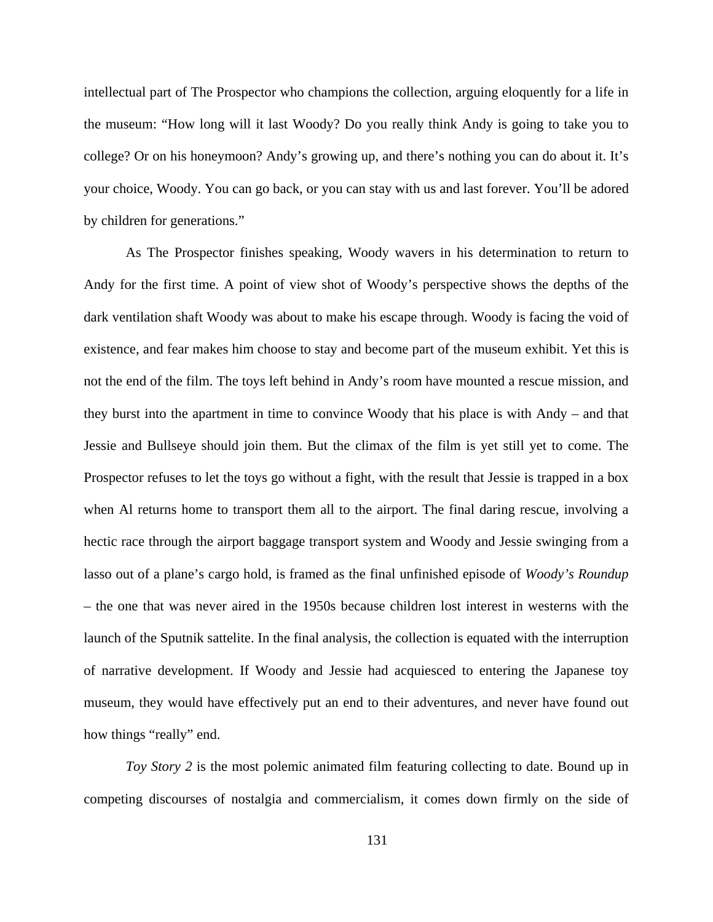intellectual part of The Prospector who champions the collection, arguing eloquently for a life in the museum: "How long will it last Woody? Do you really think Andy is going to take you to college? Or on his honeymoon? Andy's growing up, and there's nothing you can do about it. It's your choice, Woody. You can go back, or you can stay with us and last forever. You'll be adored by children for generations."

As The Prospector finishes speaking, Woody wavers in his determination to return to Andy for the first time. A point of view shot of Woody's perspective shows the depths of the dark ventilation shaft Woody was about to make his escape through. Woody is facing the void of existence, and fear makes him choose to stay and become part of the museum exhibit. Yet this is not the end of the film. The toys left behind in Andy's room have mounted a rescue mission, and they burst into the apartment in time to convince Woody that his place is with Andy – and that Jessie and Bullseye should join them. But the climax of the film is yet still yet to come. The Prospector refuses to let the toys go without a fight, with the result that Jessie is trapped in a box when Al returns home to transport them all to the airport. The final daring rescue, involving a hectic race through the airport baggage transport system and Woody and Jessie swinging from a lasso out of a plane's cargo hold, is framed as the final unfinished episode of *Woody's Roundup* – the one that was never aired in the 1950s because children lost interest in westerns with the launch of the Sputnik sattelite. In the final analysis, the collection is equated with the interruption of narrative development. If Woody and Jessie had acquiesced to entering the Japanese toy museum, they would have effectively put an end to their adventures, and never have found out how things "really" end.

*Toy Story 2* is the most polemic animated film featuring collecting to date. Bound up in competing discourses of nostalgia and commercialism, it comes down firmly on the side of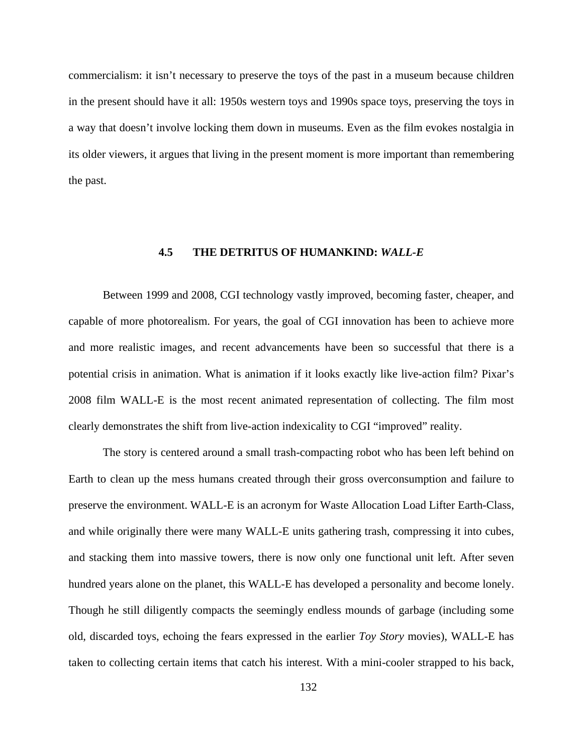commercialism: it isn't necessary to preserve the toys of the past in a museum because children in the present should have it all: 1950s western toys and 1990s space toys, preserving the toys in a way that doesn't involve locking them down in museums. Even as the film evokes nostalgia in its older viewers, it argues that living in the present moment is more important than remembering the past.

### 4.5 THE DETRITUS OF HUMANKIND: *WALL-E*

Between 1999 and 2008, CGI technology vastly improved, becoming faster, cheaper, and capable of more photorealism. For years, the goal of CGI innovation has been to achieve more and more realistic images, and recent advancements have been so successful that there is a potential crisis in animation. What is animation if it looks exactly like live-action film? Pixar's 2008 film WALL-E is the most recent animated representation of collecting. The film most clearly demonstrates the shift from live-action indexicality to CGI "improved" reality.

The story is centered around a small trash-compacting robot who has been left behind on Earth to clean up the mess humans created through their gross overconsumption and failure to preserve the environment. WALL-E is an acronym for Waste Allocation Load Lifter Earth-Class, and while originally there were many WALL-E units gathering trash, compressing it into cubes, and stacking them into massive towers, there is now only one functional unit left. After seven hundred years alone on the planet, this WALL-E has developed a personality and become lonely. Though he still diligently compacts the seemingly endless mounds of garbage (including some old, discarded toys, echoing the fears expressed in the earlier *Toy Story* movies), WALL-E has taken to collecting certain items that catch his interest. With a mini-cooler strapped to his back,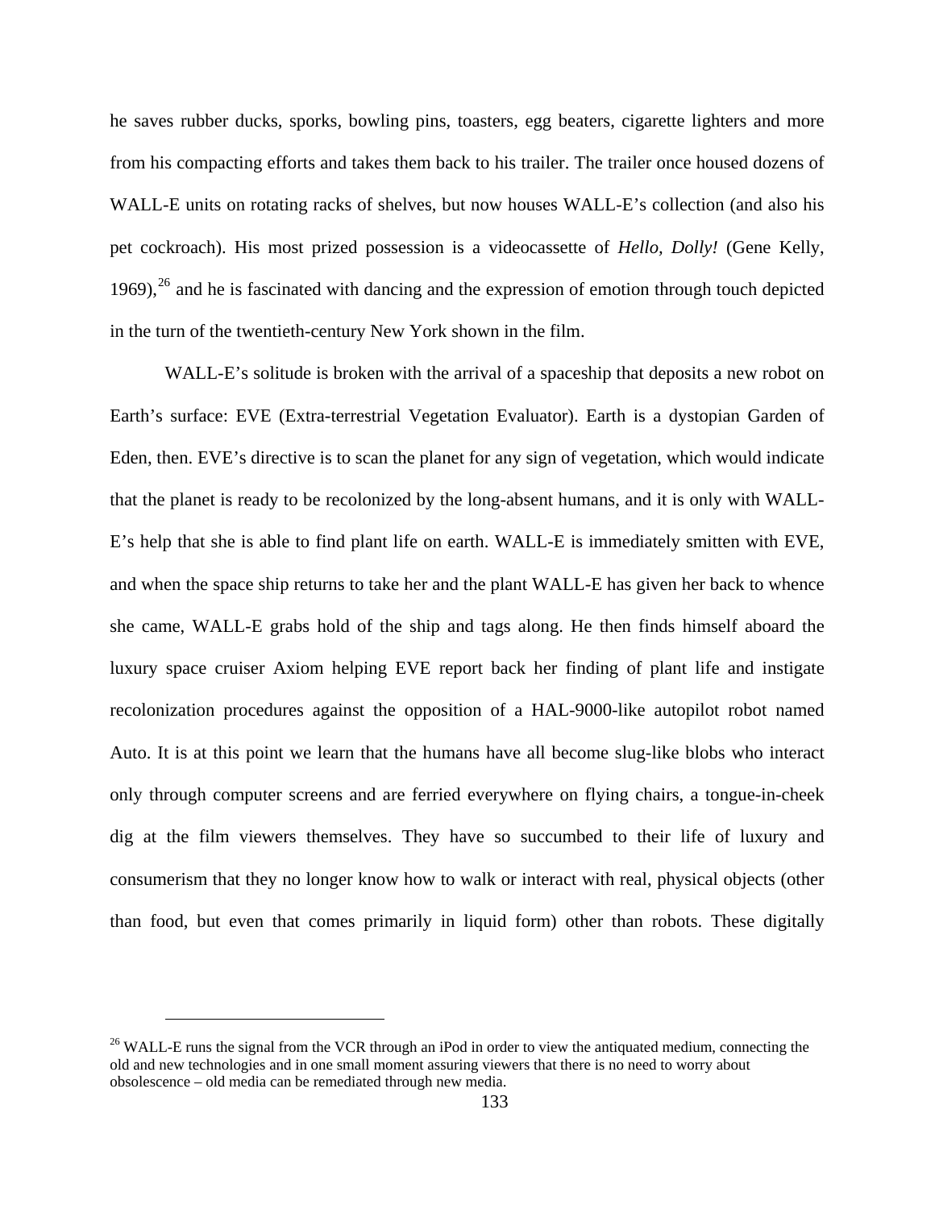he saves rubber ducks, sporks, bowling pins, toasters, egg beaters, cigarette lighters and more from his compacting efforts and takes them back to his trailer. The trailer once housed dozens of WALL-E units on rotating racks of shelves, but now houses WALL-E's collection (and also his pet cockroach). His most prized possession is a videocassette of *Hello, Dolly!* (Gene Kelly, 1969),[26] and he is fascinated with dancing and the expression of emotion through touch depicted in the turn of the twentieth-century New York shown in the film.

WALL-E's solitude is broken with the arrival of a spaceship that deposits a new robot on Earth's surface: EVE (Extra-terrestrial Vegetation Evaluator). Earth is a dystopian Garden of Eden, then. EVE's directive is to scan the planet for any sign of vegetation, which would indicate that the planet is ready to be recolonized by the long-absent humans, and it is only with WALL-E's help that she is able to find plant life on earth. WALL-E is immediately smitten with EVE, and when the space ship returns to take her and the plant WALL-E has given her back to whence she came, WALL-E grabs hold of the ship and tags along. He then finds himself aboard the luxury space cruiser Axiom helping EVE report back her finding of plant life and instigate recolonization procedures against the opposition of a HAL-9000-like autopilot robot named Auto. It is at this point we learn that the humans have all become slug-like blobs who interact only through computer screens and are ferried everywhere on flying chairs, a tongue-in-cheek dig at the film viewers themselves. They have so succumbed to their life of luxury and consumerism that they no longer know how to walk or interact with real, physical objects (other than food, but even that comes primarily in liquid form) other than robots. These digitally

---

[26] WALL-E runs the signal from the VCR through an iPod in order to view the antiquated medium, connecting the old and new technologies and in one small moment assuring viewers that there is no need to worry about obsolescence – old media can be remediated through new media.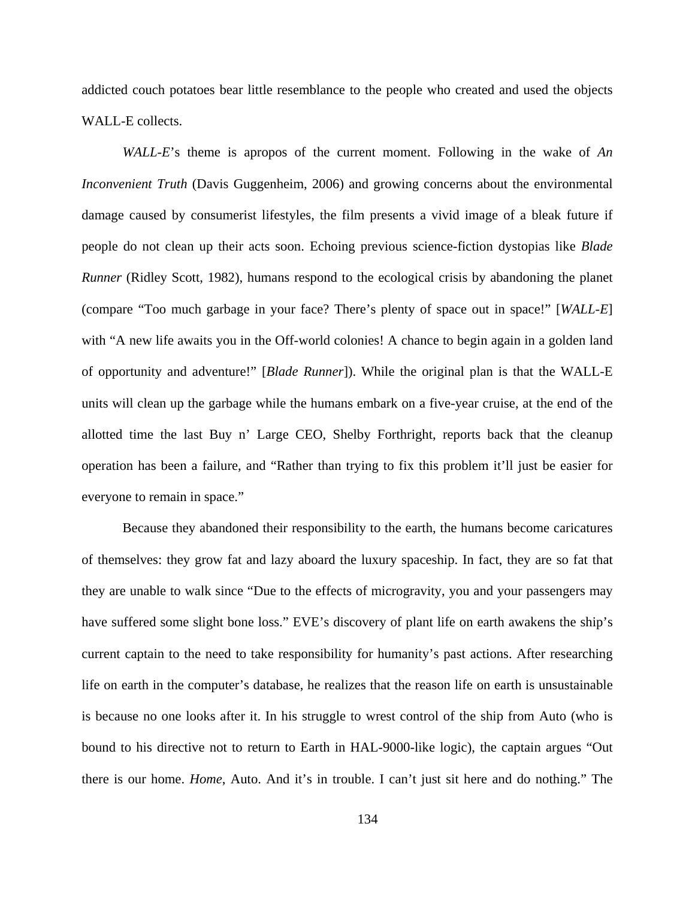addicted couch potatoes bear little resemblance to the people who created and used the objects WALL-E collects.

*WALL-E*'s theme is apropos of the current moment. Following in the wake of *An Inconvenient Truth* (Davis Guggenheim, 2006) and growing concerns about the environmental damage caused by consumerist lifestyles, the film presents a vivid image of a bleak future if people do not clean up their acts soon. Echoing previous science-fiction dystopias like *Blade Runner* (Ridley Scott, 1982), humans respond to the ecological crisis by abandoning the planet (compare "Too much garbage in your face? There's plenty of space out in space!" [*WALL-E*] with "A new life awaits you in the Off-world colonies! A chance to begin again in a golden land of opportunity and adventure!" [*Blade Runner*]). While the original plan is that the WALL-E units will clean up the garbage while the humans embark on a five-year cruise, at the end of the allotted time the last Buy n' Large CEO, Shelby Forthright, reports back that the cleanup operation has been a failure, and "Rather than trying to fix this problem it'll just be easier for everyone to remain in space."

Because they abandoned their responsibility to the earth, the humans become caricatures of themselves: they grow fat and lazy aboard the luxury spaceship. In fact, they are so fat that they are unable to walk since "Due to the effects of microgravity, you and your passengers may have suffered some slight bone loss." EVE's discovery of plant life on earth awakens the ship's current captain to the need to take responsibility for humanity's past actions. After researching life on earth in the computer's database, he realizes that the reason life on earth is unsustainable is because no one looks after it. In his struggle to wrest control of the ship from Auto (who is bound to his directive not to return to Earth in HAL-9000-like logic), the captain argues "Out there is our home. *Home*, Auto. And it's in trouble. I can't just sit here and do nothing." The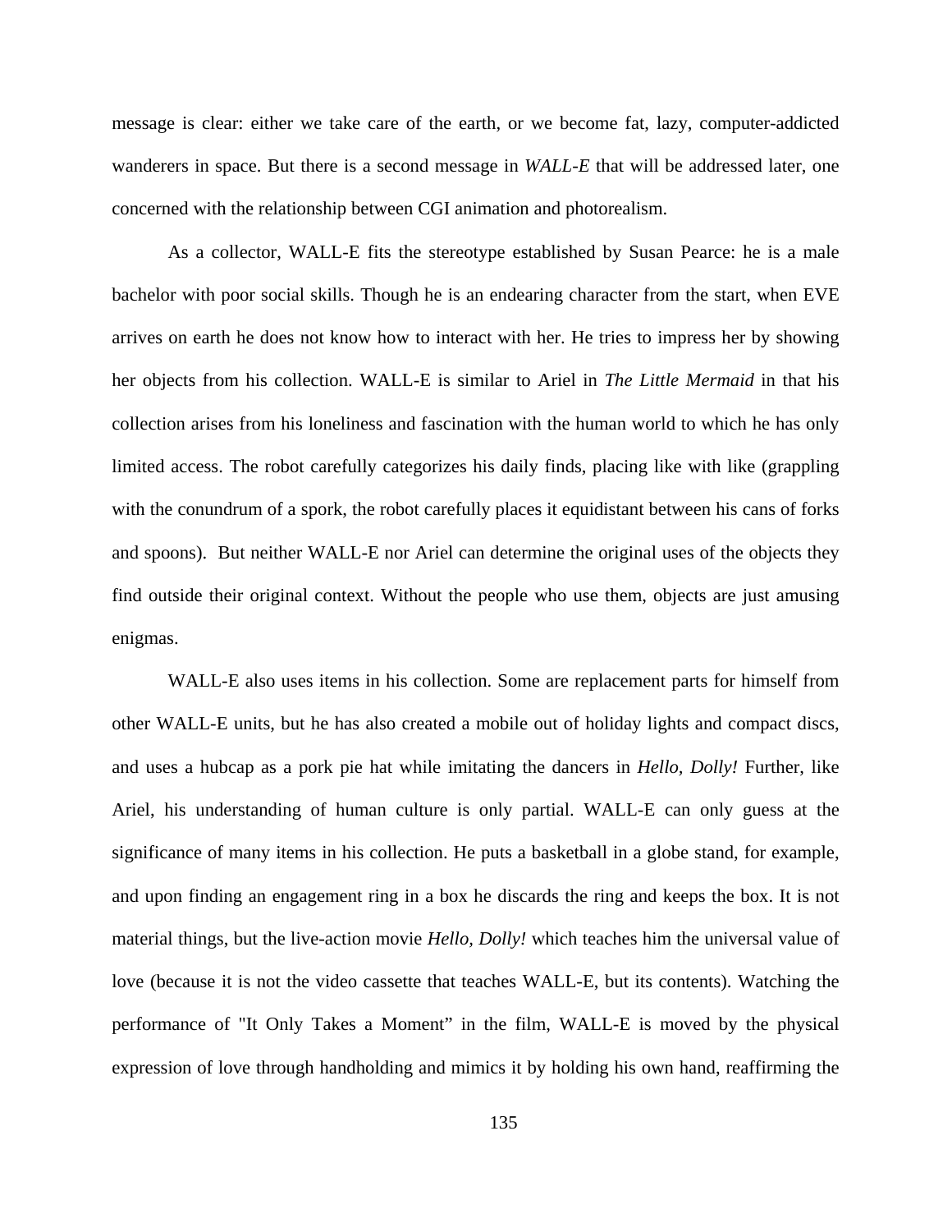message is clear: either we take care of the earth, or we become fat, lazy, computer-addicted wanderers in space. But there is a second message in *WALL-E* that will be addressed later, one concerned with the relationship between CGI animation and photorealism.

As a collector, WALL-E fits the stereotype established by Susan Pearce: he is a male bachelor with poor social skills. Though he is an endearing character from the start, when EVE arrives on earth he does not know how to interact with her. He tries to impress her by showing her objects from his collection. WALL-E is similar to Ariel in *The Little Mermaid* in that his collection arises from his loneliness and fascination with the human world to which he has only limited access. The robot carefully categorizes his daily finds, placing like with like (grappling with the conundrum of a spork, the robot carefully places it equidistant between his cans of forks and spoons). But neither WALL-E nor Ariel can determine the original uses of the objects they find outside their original context. Without the people who use them, objects are just amusing enigmas.

WALL-E also uses items in his collection. Some are replacement parts for himself from other WALL-E units, but he has also created a mobile out of holiday lights and compact discs, and uses a hubcap as a pork pie hat while imitating the dancers in *Hello, Dolly!* Further, like Ariel, his understanding of human culture is only partial. WALL-E can only guess at the significance of many items in his collection. He puts a basketball in a globe stand, for example, and upon finding an engagement ring in a box he discards the ring and keeps the box. It is not material things, but the live-action movie *Hello, Dolly!* which teaches him the universal value of love (because it is not the video cassette that teaches WALL-E, but its contents). Watching the performance of "It Only Takes a Moment" in the film, WALL-E is moved by the physical expression of love through handholding and mimics it by holding his own hand, reaffirming the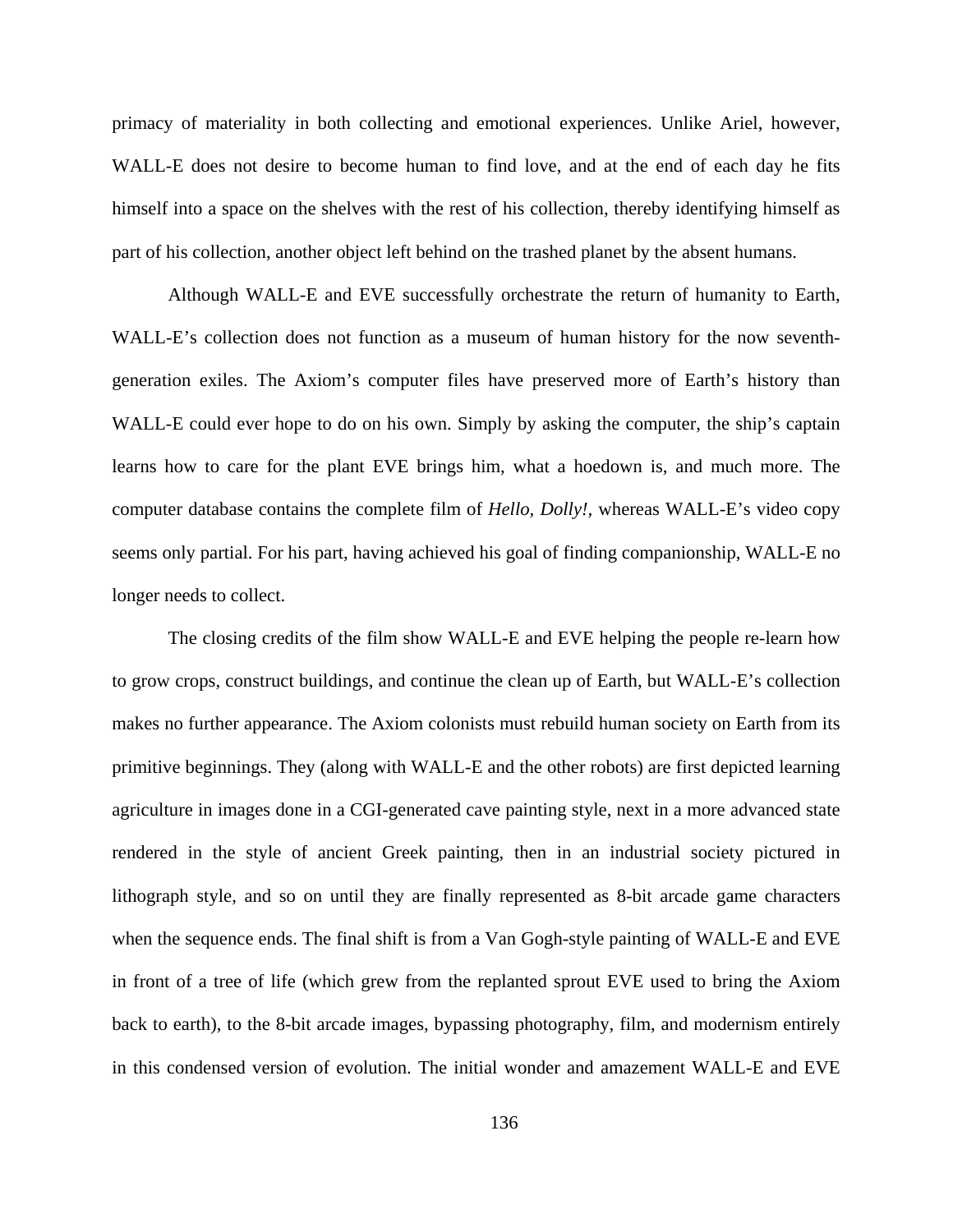primacy of materiality in both collecting and emotional experiences. Unlike Ariel, however, WALL-E does not desire to become human to find love, and at the end of each day he fits himself into a space on the shelves with the rest of his collection, thereby identifying himself as part of his collection, another object left behind on the trashed planet by the absent humans.

Although WALL-E and EVE successfully orchestrate the return of humanity to Earth, WALL-E's collection does not function as a museum of human history for the now seventh-generation exiles. The Axiom's computer files have preserved more of Earth's history than WALL-E could ever hope to do on his own. Simply by asking the computer, the ship's captain learns how to care for the plant EVE brings him, what a hoedown is, and much more. The computer database contains the complete film of *Hello, Dolly!*, whereas WALL-E's video copy seems only partial. For his part, having achieved his goal of finding companionship, WALL-E no longer needs to collect.

The closing credits of the film show WALL-E and EVE helping the people re-learn how to grow crops, construct buildings, and continue the clean up of Earth, but WALL-E's collection makes no further appearance. The Axiom colonists must rebuild human society on Earth from its primitive beginnings. They (along with WALL-E and the other robots) are first depicted learning agriculture in images done in a CGI-generated cave painting style, next in a more advanced state rendered in the style of ancient Greek painting, then in an industrial society pictured in lithograph style, and so on until they are finally represented as 8-bit arcade game characters when the sequence ends. The final shift is from a Van Gogh-style painting of WALL-E and EVE in front of a tree of life (which grew from the replanted sprout EVE used to bring the Axiom back to earth), to the 8-bit arcade images, bypassing photography, film, and modernism entirely in this condensed version of evolution. The initial wonder and amazement WALL-E and EVE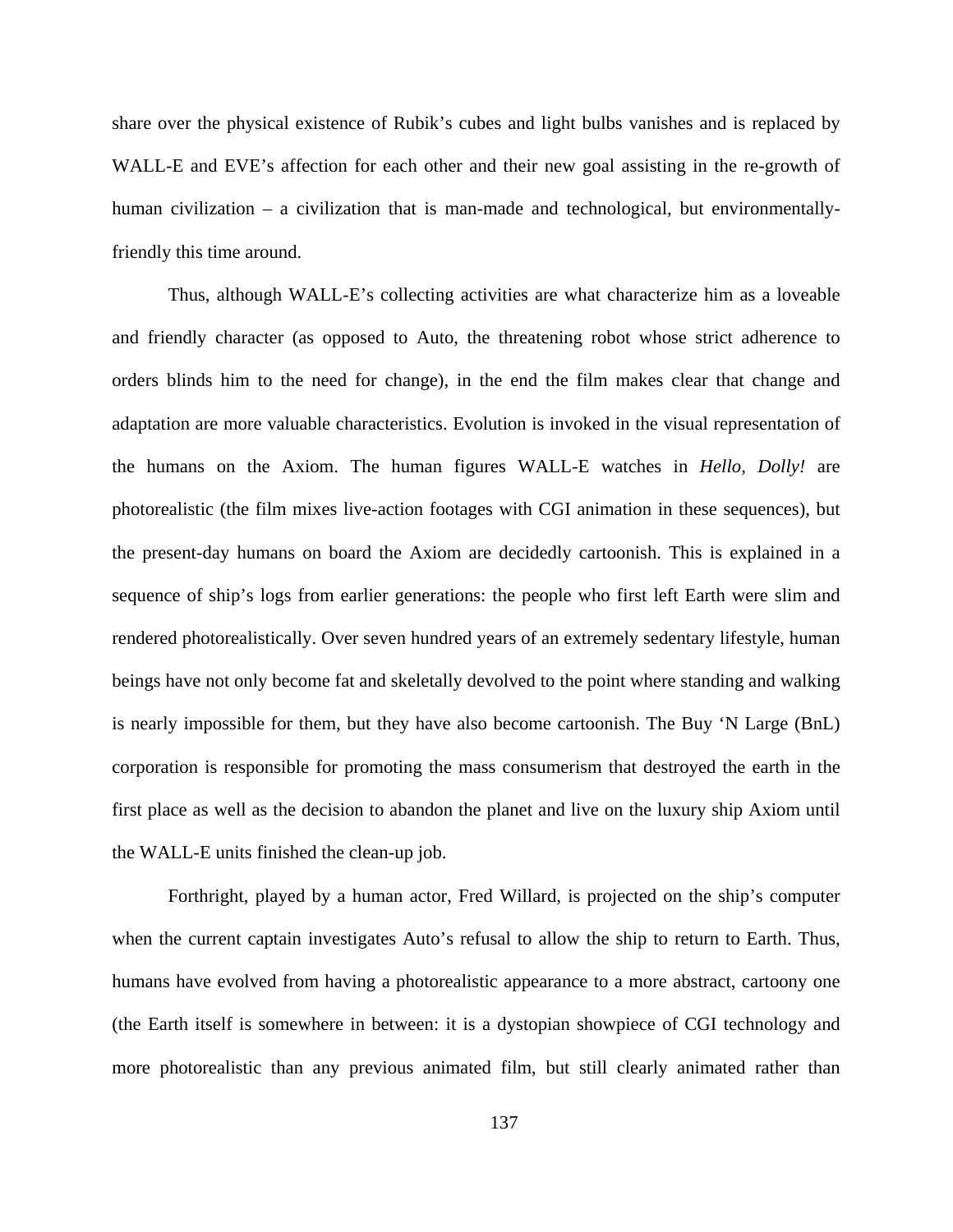share over the physical existence of Rubik's cubes and light bulbs vanishes and is replaced by WALL-E and EVE's affection for each other and their new goal assisting in the re-growth of human civilization – a civilization that is man-made and technological, but environmentally-friendly this time around.

Thus, although WALL-E's collecting activities are what characterize him as a loveable and friendly character (as opposed to Auto, the threatening robot whose strict adherence to orders blinds him to the need for change), in the end the film makes clear that change and adaptation are more valuable characteristics. Evolution is invoked in the visual representation of the humans on the Axiom. The human figures WALL-E watches in *Hello, Dolly!* are photorealistic (the film mixes live-action footages with CGI animation in these sequences), but the present-day humans on board the Axiom are decidedly cartoonish. This is explained in a sequence of ship's logs from earlier generations: the people who first left Earth were slim and rendered photorealistically. Over seven hundred years of an extremely sedentary lifestyle, human beings have not only become fat and skeletally devolved to the point where standing and walking is nearly impossible for them, but they have also become cartoonish. The Buy 'N Large (BnL) corporation is responsible for promoting the mass consumerism that destroyed the earth in the first place as well as the decision to abandon the planet and live on the luxury ship Axiom until the WALL-E units finished the clean-up job.

Forthright, played by a human actor, Fred Willard, is projected on the ship's computer when the current captain investigates Auto's refusal to allow the ship to return to Earth. Thus, humans have evolved from having a photorealistic appearance to a more abstract, cartoony one (the Earth itself is somewhere in between: it is a dystopian showpiece of CGI technology and more photorealistic than any previous animated film, but still clearly animated rather than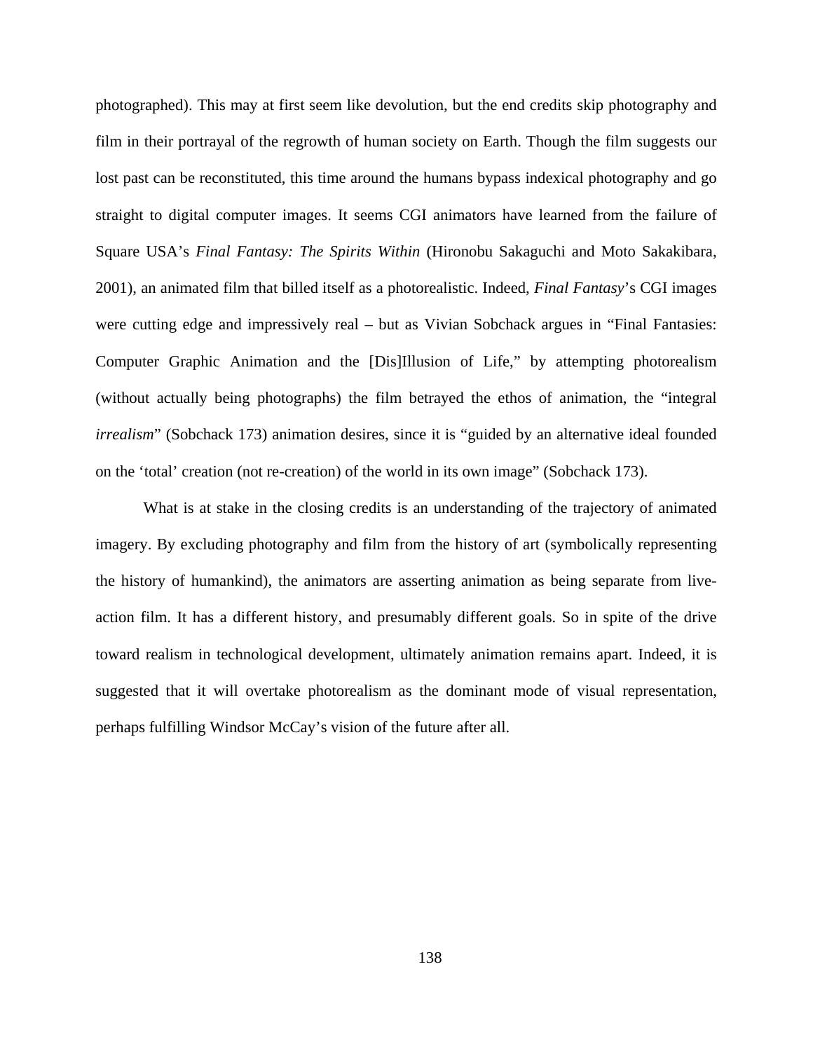photographed). This may at first seem like devolution, but the end credits skip photography and film in their portrayal of the regrowth of human society on Earth. Though the film suggests our lost past can be reconstituted, this time around the humans bypass indexical photography and go straight to digital computer images. It seems CGI animators have learned from the failure of Square USA's *Final Fantasy: The Spirits Within* (Hironobu Sakaguchi and Moto Sakakibara, 2001), an animated film that billed itself as a photorealistic. Indeed, *Final Fantasy*'s CGI images were cutting edge and impressively real – but as Vivian Sobchack argues in "Final Fantasies: Computer Graphic Animation and the [Dis]Illusion of Life," by attempting photorealism (without actually being photographs) the film betrayed the ethos of animation, the "integral *irrealism*" (Sobchack 173) animation desires, since it is "guided by an alternative ideal founded on the 'total' creation (not re-creation) of the world in its own image" (Sobchack 173).

What is at stake in the closing credits is an understanding of the trajectory of animated imagery. By excluding photography and film from the history of art (symbolically representing the history of humankind), the animators are asserting animation as being separate from live-action film. It has a different history, and presumably different goals. So in spite of the drive toward realism in technological development, ultimately animation remains apart. Indeed, it is suggested that it will overtake photorealism as the dominant mode of visual representation, perhaps fulfilling Windsor McCay's vision of the future after all.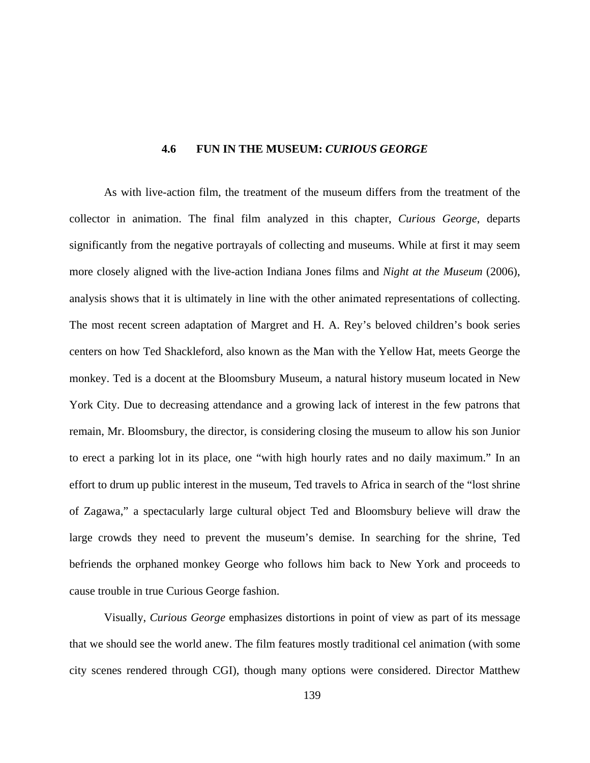### 4.6 FUN IN THE MUSEUM: *CURIOUS GEORGE*

As with live-action film, the treatment of the museum differs from the treatment of the collector in animation. The final film analyzed in this chapter, *Curious George*, departs significantly from the negative portrayals of collecting and museums. While at first it may seem more closely aligned with the live-action Indiana Jones films and *Night at the Museum* (2006), analysis shows that it is ultimately in line with the other animated representations of collecting. The most recent screen adaptation of Margret and H. A. Rey's beloved children's book series centers on how Ted Shackleford, also known as the Man with the Yellow Hat, meets George the monkey. Ted is a docent at the Bloomsbury Museum, a natural history museum located in New York City. Due to decreasing attendance and a growing lack of interest in the few patrons that remain, Mr. Bloomsbury, the director, is considering closing the museum to allow his son Junior to erect a parking lot in its place, one "with high hourly rates and no daily maximum." In an effort to drum up public interest in the museum, Ted travels to Africa in search of the "lost shrine of Zagawa," a spectacularly large cultural object Ted and Bloomsbury believe will draw the large crowds they need to prevent the museum's demise. In searching for the shrine, Ted befriends the orphaned monkey George who follows him back to New York and proceeds to cause trouble in true Curious George fashion.

Visually, *Curious George* emphasizes distortions in point of view as part of its message that we should see the world anew. The film features mostly traditional cel animation (with some city scenes rendered through CGI), though many options were considered. Director Matthew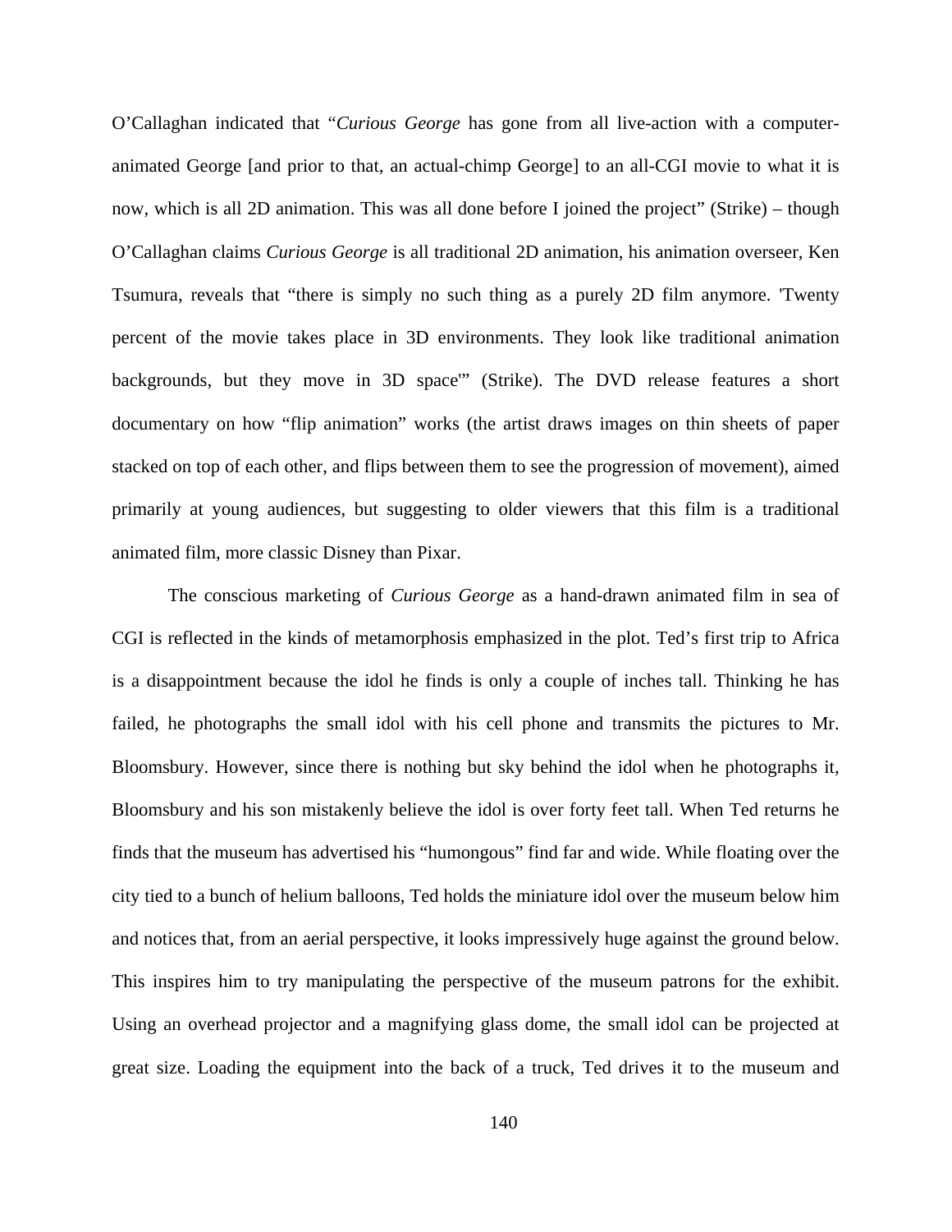O'Callaghan indicated that "*Curious George* has gone from all live-action with a computer-animated George [and prior to that, an actual-chimp George] to an all-CGI movie to what it is now, which is all 2D animation. This was all done before I joined the project" (Strike) – though O'Callaghan claims *Curious George* is all traditional 2D animation, his animation overseer, Ken Tsumura, reveals that "there is simply no such thing as a purely 2D film anymore. 'Twenty percent of the movie takes place in 3D environments. They look like traditional animation backgrounds, but they move in 3D space'" (Strike). The DVD release features a short documentary on how "flip animation" works (the artist draws images on thin sheets of paper stacked on top of each other, and flips between them to see the progression of movement), aimed primarily at young audiences, but suggesting to older viewers that this film is a traditional animated film, more classic Disney than Pixar.

The conscious marketing of *Curious George* as a hand-drawn animated film in sea of CGI is reflected in the kinds of metamorphosis emphasized in the plot. Ted's first trip to Africa is a disappointment because the idol he finds is only a couple of inches tall. Thinking he has failed, he photographs the small idol with his cell phone and transmits the pictures to Mr. Bloomsbury. However, since there is nothing but sky behind the idol when he photographs it, Bloomsbury and his son mistakenly believe the idol is over forty feet tall. When Ted returns he finds that the museum has advertised his "humongous" find far and wide. While floating over the city tied to a bunch of helium balloons, Ted holds the miniature idol over the museum below him and notices that, from an aerial perspective, it looks impressively huge against the ground below. This inspires him to try manipulating the perspective of the museum patrons for the exhibit. Using an overhead projector and a magnifying glass dome, the small idol can be projected at great size. Loading the equipment into the back of a truck, Ted drives it to the museum and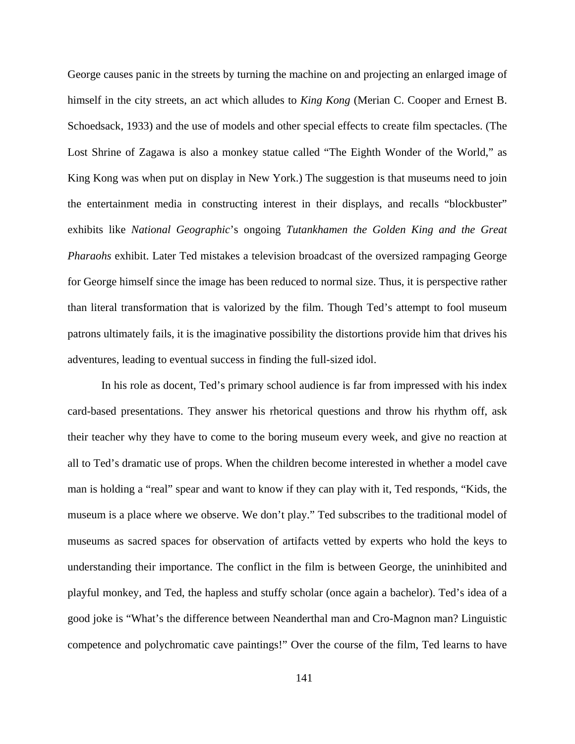George causes panic in the streets by turning the machine on and projecting an enlarged image of himself in the city streets, an act which alludes to *King Kong* (Merian C. Cooper and Ernest B. Schoedsack, 1933) and the use of models and other special effects to create film spectacles. (The Lost Shrine of Zagawa is also a monkey statue called "The Eighth Wonder of the World," as King Kong was when put on display in New York.) The suggestion is that museums need to join the entertainment media in constructing interest in their displays, and recalls "blockbuster" exhibits like *National Geographic*'s ongoing *Tutankhamen the Golden King and the Great Pharaohs* exhibit. Later Ted mistakes a television broadcast of the oversized rampaging George for George himself since the image has been reduced to normal size. Thus, it is perspective rather than literal transformation that is valorized by the film. Though Ted's attempt to fool museum patrons ultimately fails, it is the imaginative possibility the distortions provide him that drives his adventures, leading to eventual success in finding the full-sized idol.

In his role as docent, Ted's primary school audience is far from impressed with his index card-based presentations. They answer his rhetorical questions and throw his rhythm off, ask their teacher why they have to come to the boring museum every week, and give no reaction at all to Ted's dramatic use of props. When the children become interested in whether a model cave man is holding a "real" spear and want to know if they can play with it, Ted responds, "Kids, the museum is a place where we observe. We don't play." Ted subscribes to the traditional model of museums as sacred spaces for observation of artifacts vetted by experts who hold the keys to understanding their importance. The conflict in the film is between George, the uninhibited and playful monkey, and Ted, the hapless and stuffy scholar (once again a bachelor). Ted's idea of a good joke is "What's the difference between Neanderthal man and Cro-Magnon man? Linguistic competence and polychromatic cave paintings!" Over the course of the film, Ted learns to have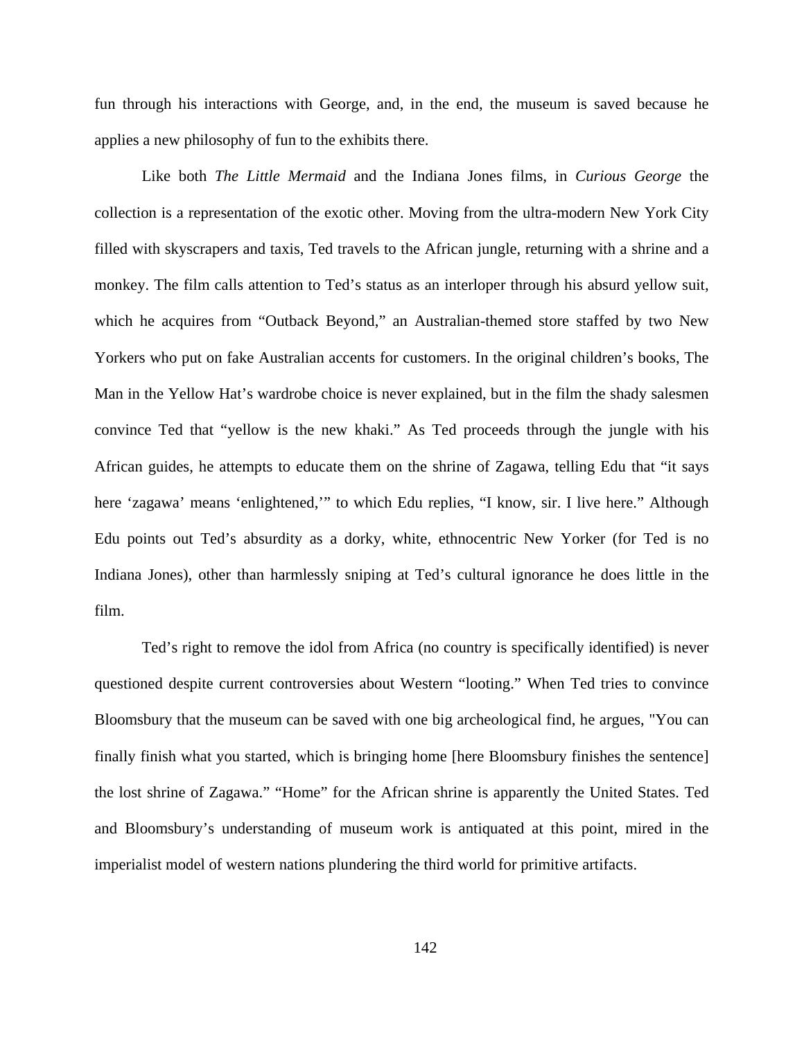fun through his interactions with George, and, in the end, the museum is saved because he applies a new philosophy of fun to the exhibits there.

Like both *The Little Mermaid* and the Indiana Jones films, in *Curious George* the collection is a representation of the exotic other. Moving from the ultra-modern New York City filled with skyscrapers and taxis, Ted travels to the African jungle, returning with a shrine and a monkey. The film calls attention to Ted's status as an interloper through his absurd yellow suit, which he acquires from "Outback Beyond," an Australian-themed store staffed by two New Yorkers who put on fake Australian accents for customers. In the original children's books, The Man in the Yellow Hat's wardrobe choice is never explained, but in the film the shady salesmen convince Ted that "yellow is the new khaki." As Ted proceeds through the jungle with his African guides, he attempts to educate them on the shrine of Zagawa, telling Edu that "it says here 'zagawa' means 'enlightened,'" to which Edu replies, "I know, sir. I live here." Although Edu points out Ted's absurdity as a dorky, white, ethnocentric New Yorker (for Ted is no Indiana Jones), other than harmlessly sniping at Ted's cultural ignorance he does little in the film.

Ted's right to remove the idol from Africa (no country is specifically identified) is never questioned despite current controversies about Western "looting." When Ted tries to convince Bloomsbury that the museum can be saved with one big archeological find, he argues, "You can finally finish what you started, which is bringing home [here Bloomsbury finishes the sentence] the lost shrine of Zagawa." "Home" for the African shrine is apparently the United States. Ted and Bloomsbury's understanding of museum work is antiquated at this point, mired in the imperialist model of western nations plundering the third world for primitive artifacts.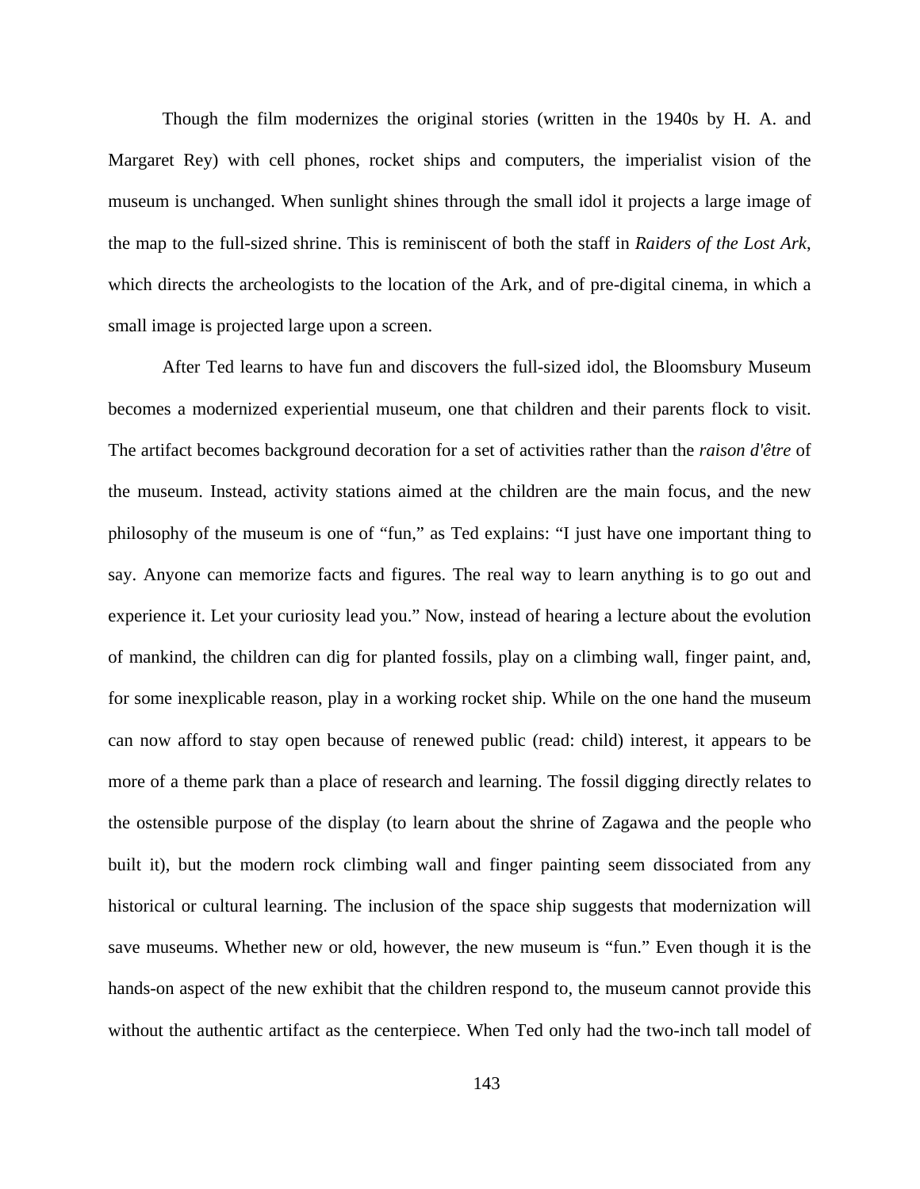Though the film modernizes the original stories (written in the 1940s by H. A. and Margaret Rey) with cell phones, rocket ships and computers, the imperialist vision of the museum is unchanged. When sunlight shines through the small idol it projects a large image of the map to the full-sized shrine. This is reminiscent of both the staff in *Raiders of the Lost Ark*, which directs the archeologists to the location of the Ark, and of pre-digital cinema, in which a small image is projected large upon a screen.

After Ted learns to have fun and discovers the full-sized idol, the Bloomsbury Museum becomes a modernized experiential museum, one that children and their parents flock to visit. The artifact becomes background decoration for a set of activities rather than the *raison d'être* of the museum. Instead, activity stations aimed at the children are the main focus, and the new philosophy of the museum is one of "fun," as Ted explains: "I just have one important thing to say. Anyone can memorize facts and figures. The real way to learn anything is to go out and experience it. Let your curiosity lead you." Now, instead of hearing a lecture about the evolution of mankind, the children can dig for planted fossils, play on a climbing wall, finger paint, and, for some inexplicable reason, play in a working rocket ship. While on the one hand the museum can now afford to stay open because of renewed public (read: child) interest, it appears to be more of a theme park than a place of research and learning. The fossil digging directly relates to the ostensible purpose of the display (to learn about the shrine of Zagawa and the people who built it), but the modern rock climbing wall and finger painting seem dissociated from any historical or cultural learning. The inclusion of the space ship suggests that modernization will save museums. Whether new or old, however, the new museum is "fun." Even though it is the hands-on aspect of the new exhibit that the children respond to, the museum cannot provide this without the authentic artifact as the centerpiece. When Ted only had the two-inch tall model of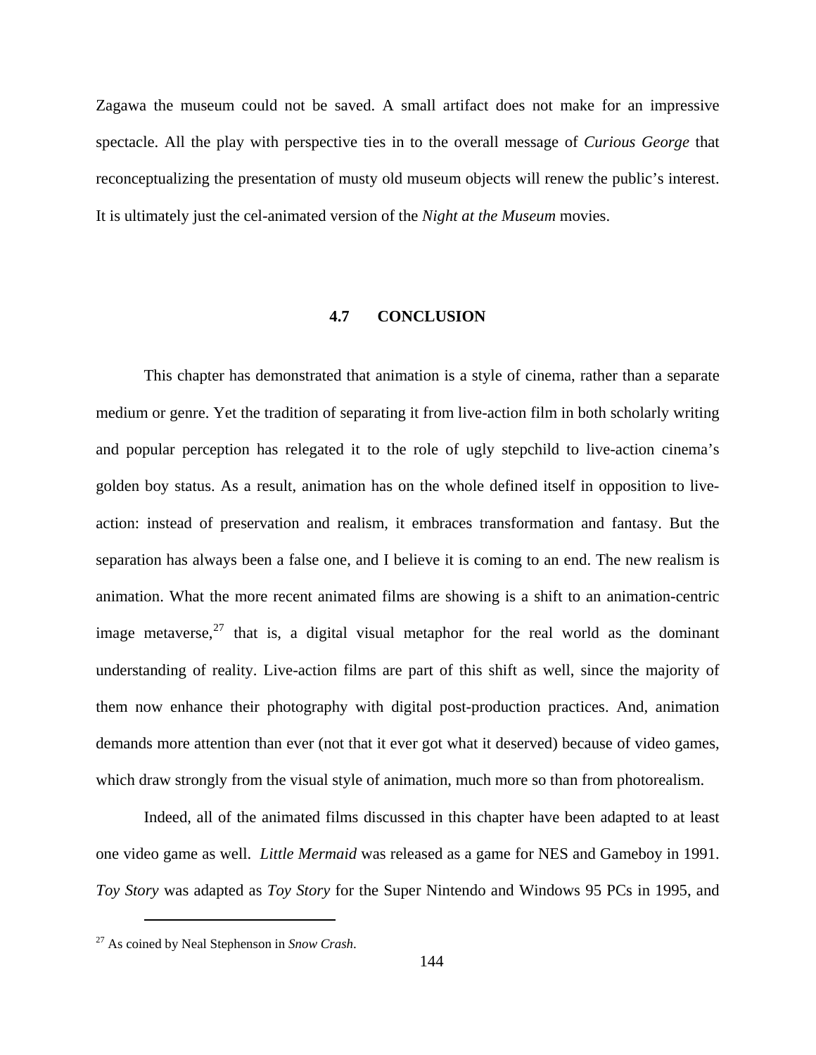Zagawa the museum could not be saved. A small artifact does not make for an impressive spectacle. All the play with perspective ties in to the overall message of *Curious George* that reconceptualizing the presentation of musty old museum objects will renew the public's interest. It is ultimately just the cel-animated version of the *Night at the Museum* movies.

## 4.7 CONCLUSION

This chapter has demonstrated that animation is a style of cinema, rather than a separate medium or genre. Yet the tradition of separating it from live-action film in both scholarly writing and popular perception has relegated it to the role of ugly stepchild to live-action cinema's golden boy status. As a result, animation has on the whole defined itself in opposition to live-action: instead of preservation and realism, it embraces transformation and fantasy. But the separation has always been a false one, and I believe it is coming to an end. The new realism is animation. What the more recent animated films are showing is a shift to an animation-centric image metaverse,[27] that is, a digital visual metaphor for the real world as the dominant understanding of reality. Live-action films are part of this shift as well, since the majority of them now enhance their photography with digital post-production practices. And, animation demands more attention than ever (not that it ever got what it deserved) because of video games, which draw strongly from the visual style of animation, much more so than from photorealism.

Indeed, all of the animated films discussed in this chapter have been adapted to at least one video game as well. *Little Mermaid* was released as a game for NES and Gameboy in 1991. *Toy Story* was adapted as *Toy Story* for the Super Nintendo and Windows 95 PCs in 1995, and

---

[27] As coined by Neal Stephenson in *Snow Crash*.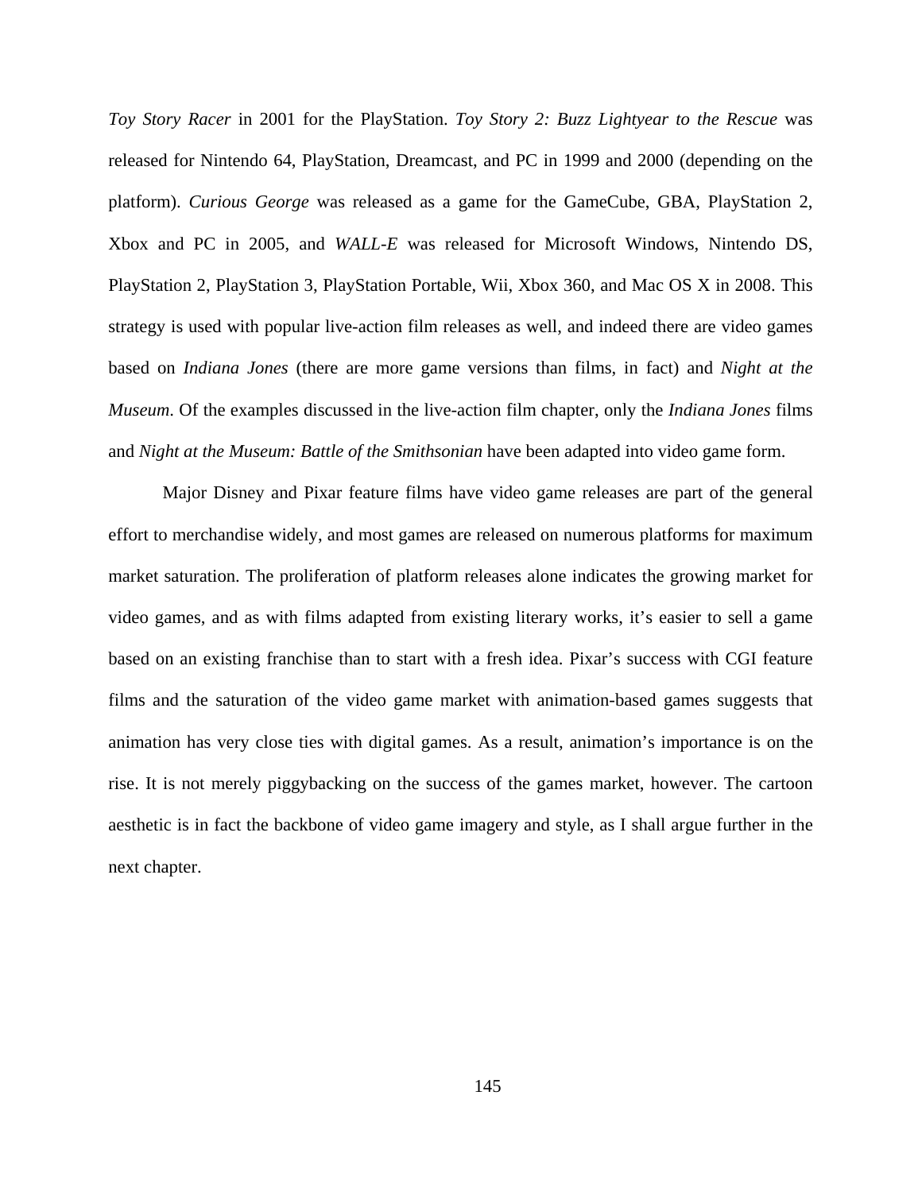*Toy Story Racer* in 2001 for the PlayStation. *Toy Story 2: Buzz Lightyear to the Rescue* was released for Nintendo 64, PlayStation, Dreamcast, and PC in 1999 and 2000 (depending on the platform). *Curious George* was released as a game for the GameCube, GBA, PlayStation 2, Xbox and PC in 2005, and *WALL-E* was released for Microsoft Windows, Nintendo DS, PlayStation 2, PlayStation 3, PlayStation Portable, Wii, Xbox 360, and Mac OS X in 2008. This strategy is used with popular live-action film releases as well, and indeed there are video games based on *Indiana Jones* (there are more game versions than films, in fact) and *Night at the Museum*. Of the examples discussed in the live-action film chapter, only the *Indiana Jones* films and *Night at the Museum: Battle of the Smithsonian* have been adapted into video game form.

Major Disney and Pixar feature films have video game releases are part of the general effort to merchandise widely, and most games are released on numerous platforms for maximum market saturation. The proliferation of platform releases alone indicates the growing market for video games, and as with films adapted from existing literary works, it's easier to sell a game based on an existing franchise than to start with a fresh idea. Pixar's success with CGI feature films and the saturation of the video game market with animation-based games suggests that animation has very close ties with digital games. As a result, animation's importance is on the rise. It is not merely piggybacking on the success of the games market, however. The cartoon aesthetic is in fact the backbone of video game imagery and style, as I shall argue further in the next chapter.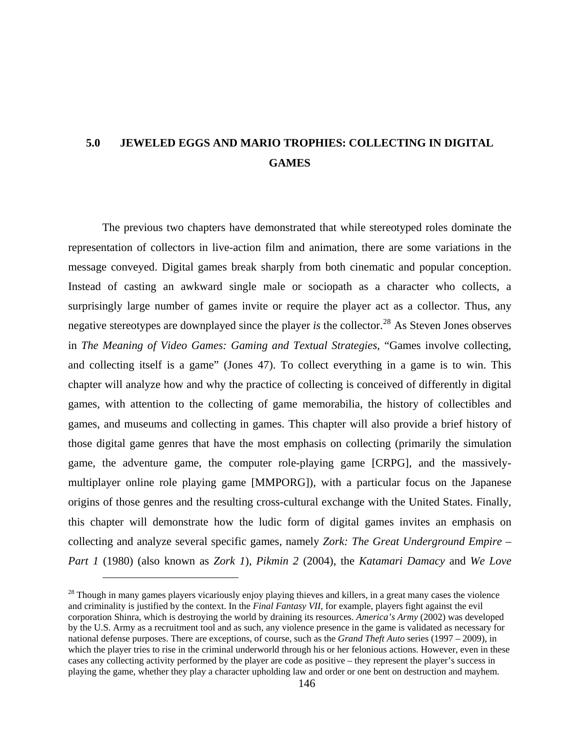# 5.0 JEWELED EGGS AND MARIO TROPHIES: COLLECTING IN DIGITAL GAMES

The previous two chapters have demonstrated that while stereotyped roles dominate the representation of collectors in live-action film and animation, there are some variations in the message conveyed. Digital games break sharply from both cinematic and popular conception. Instead of casting an awkward single male or sociopath as a character who collects, a surprisingly large number of games invite or require the player act as a collector. Thus, any negative stereotypes are downplayed since the player *is* the collector.[28] As Steven Jones observes in *The Meaning of Video Games: Gaming and Textual Strategies*, "Games involve collecting, and collecting itself is a game" (Jones 47). To collect everything in a game is to win. This chapter will analyze how and why the practice of collecting is conceived of differently in digital games, with attention to the collecting of game memorabilia, the history of collectibles and games, and museums and collecting in games. This chapter will also provide a brief history of those digital game genres that have the most emphasis on collecting (primarily the simulation game, the adventure game, the computer role-playing game [CRPG], and the massively-multiplayer online role playing game [MMPORG]), with a particular focus on the Japanese origins of those genres and the resulting cross-cultural exchange with the United States. Finally, this chapter will demonstrate how the ludic form of digital games invites an emphasis on collecting and analyze several specific games, namely *Zork: The Great Underground Empire – Part 1* (1980) (also known as *Zork 1*), *Pikmin 2* (2004), the *Katamari Damacy* and *We Love*

[28] Though in many games players vicariously enjoy playing thieves and killers, in a great many cases the violence and criminality is justified by the context. In the *Final Fantasy VII*, for example, players fight against the evil corporation Shinra, which is destroying the world by draining its resources. *America's Army* (2002) was developed by the U.S. Army as a recruitment tool and as such, any violence presence in the game is validated as necessary for national defense purposes. There are exceptions, of course, such as the *Grand Theft Auto* series (1997 – 2009), in which the player tries to rise in the criminal underworld through his or her felonious actions. However, even in these cases any collecting activity performed by the player are code as positive – they represent the player's success in playing the game, whether they play a character upholding law and order or one bent on destruction and mayhem.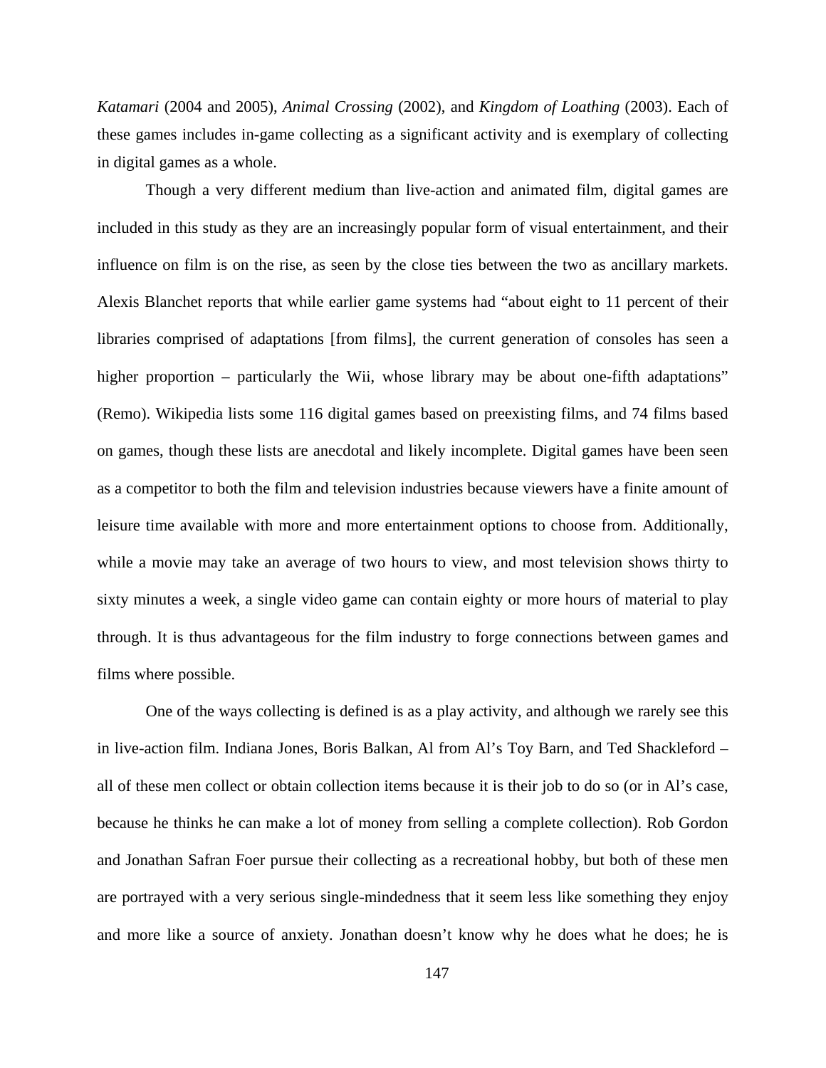*Katamari* (2004 and 2005), *Animal Crossing* (2002), and *Kingdom of Loathing* (2003). Each of these games includes in-game collecting as a significant activity and is exemplary of collecting in digital games as a whole.

Though a very different medium than live-action and animated film, digital games are included in this study as they are an increasingly popular form of visual entertainment, and their influence on film is on the rise, as seen by the close ties between the two as ancillary markets. Alexis Blanchet reports that while earlier game systems had "about eight to 11 percent of their libraries comprised of adaptations [from films], the current generation of consoles has seen a higher proportion – particularly the Wii, whose library may be about one-fifth adaptations" (Remo). Wikipedia lists some 116 digital games based on preexisting films, and 74 films based on games, though these lists are anecdotal and likely incomplete. Digital games have been seen as a competitor to both the film and television industries because viewers have a finite amount of leisure time available with more and more entertainment options to choose from. Additionally, while a movie may take an average of two hours to view, and most television shows thirty to sixty minutes a week, a single video game can contain eighty or more hours of material to play through. It is thus advantageous for the film industry to forge connections between games and films where possible.

One of the ways collecting is defined is as a play activity, and although we rarely see this in live-action film. Indiana Jones, Boris Balkan, Al from Al's Toy Barn, and Ted Shackleford – all of these men collect or obtain collection items because it is their job to do so (or in Al's case, because he thinks he can make a lot of money from selling a complete collection). Rob Gordon and Jonathan Safran Foer pursue their collecting as a recreational hobby, but both of these men are portrayed with a very serious single-mindedness that it seem less like something they enjoy and more like a source of anxiety. Jonathan doesn't know why he does what he does; he is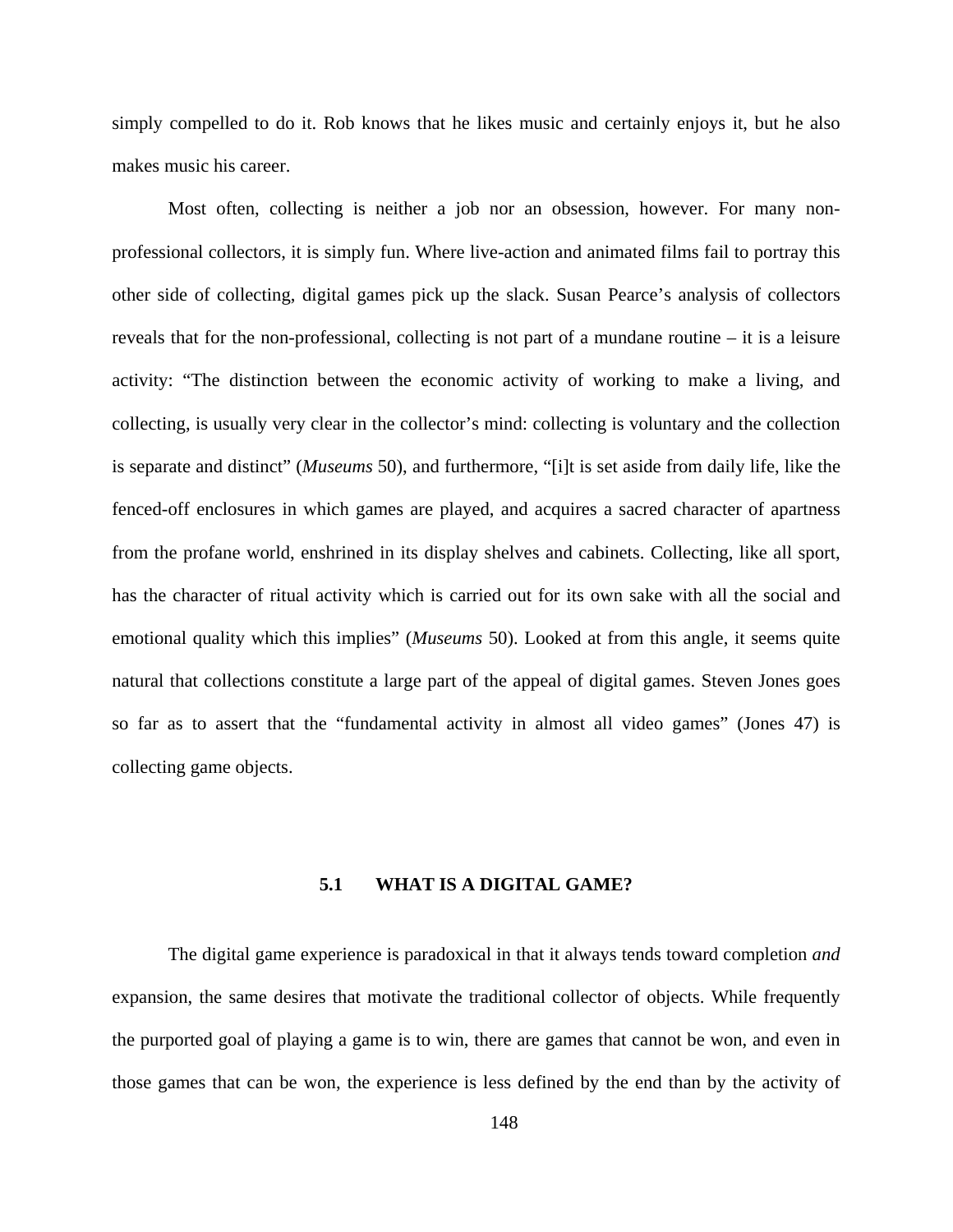simply compelled to do it. Rob knows that he likes music and certainly enjoys it, but he also makes music his career.

Most often, collecting is neither a job nor an obsession, however. For many non-professional collectors, it is simply fun. Where live-action and animated films fail to portray this other side of collecting, digital games pick up the slack. Susan Pearce's analysis of collectors reveals that for the non-professional, collecting is not part of a mundane routine – it is a leisure activity: "The distinction between the economic activity of working to make a living, and collecting, is usually very clear in the collector's mind: collecting is voluntary and the collection is separate and distinct" (*Museums* 50), and furthermore, "[i]t is set aside from daily life, like the fenced-off enclosures in which games are played, and acquires a sacred character of apartness from the profane world, enshrined in its display shelves and cabinets. Collecting, like all sport, has the character of ritual activity which is carried out for its own sake with all the social and emotional quality which this implies" (*Museums* 50). Looked at from this angle, it seems quite natural that collections constitute a large part of the appeal of digital games. Steven Jones goes so far as to assert that the "fundamental activity in almost all video games" (Jones 47) is collecting game objects.

## 5.1 WHAT IS A DIGITAL GAME?

The digital game experience is paradoxical in that it always tends toward completion *and* expansion, the same desires that motivate the traditional collector of objects. While frequently the purported goal of playing a game is to win, there are games that cannot be won, and even in those games that can be won, the experience is less defined by the end than by the activity of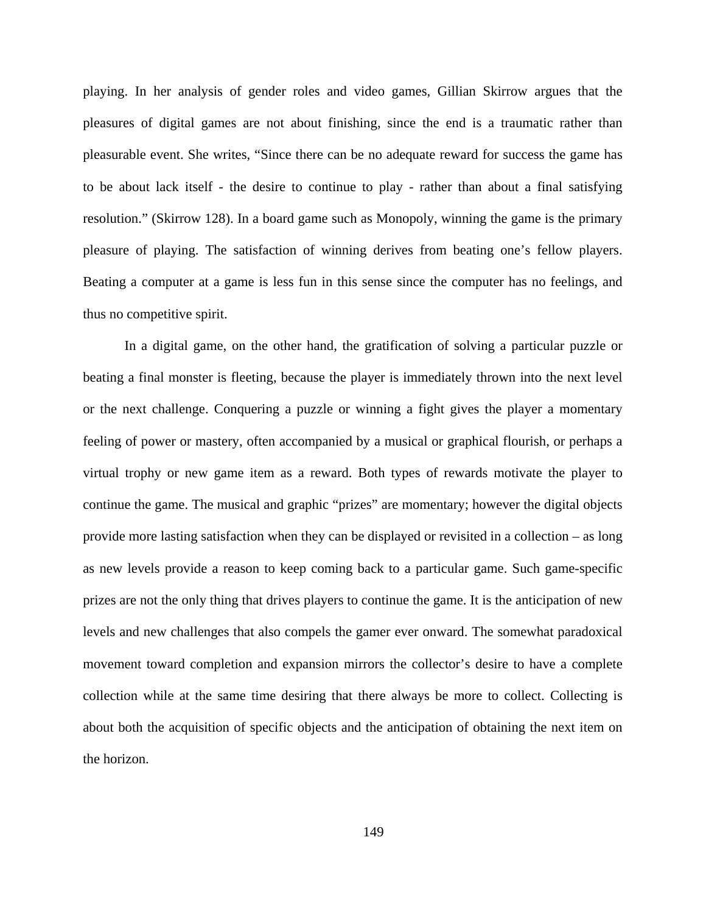playing. In her analysis of gender roles and video games, Gillian Skirrow argues that the pleasures of digital games are not about finishing, since the end is a traumatic rather than pleasurable event. She writes, “Since there can be no adequate reward for success the game has to be about lack itself - the desire to continue to play - rather than about a final satisfying resolution.” (Skirrow 128). In a board game such as Monopoly, winning the game is the primary pleasure of playing. The satisfaction of winning derives from beating one’s fellow players. Beating a computer at a game is less fun in this sense since the computer has no feelings, and thus no competitive spirit.

In a digital game, on the other hand, the gratification of solving a particular puzzle or beating a final monster is fleeting, because the player is immediately thrown into the next level or the next challenge. Conquering a puzzle or winning a fight gives the player a momentary feeling of power or mastery, often accompanied by a musical or graphical flourish, or perhaps a virtual trophy or new game item as a reward. Both types of rewards motivate the player to continue the game. The musical and graphic “prizes” are momentary; however the digital objects provide more lasting satisfaction when they can be displayed or revisited in a collection – as long as new levels provide a reason to keep coming back to a particular game. Such game-specific prizes are not the only thing that drives players to continue the game. It is the anticipation of new levels and new challenges that also compels the gamer ever onward. The somewhat paradoxical movement toward completion and expansion mirrors the collector’s desire to have a complete collection while at the same time desiring that there always be more to collect. Collecting is about both the acquisition of specific objects and the anticipation of obtaining the next item on the horizon.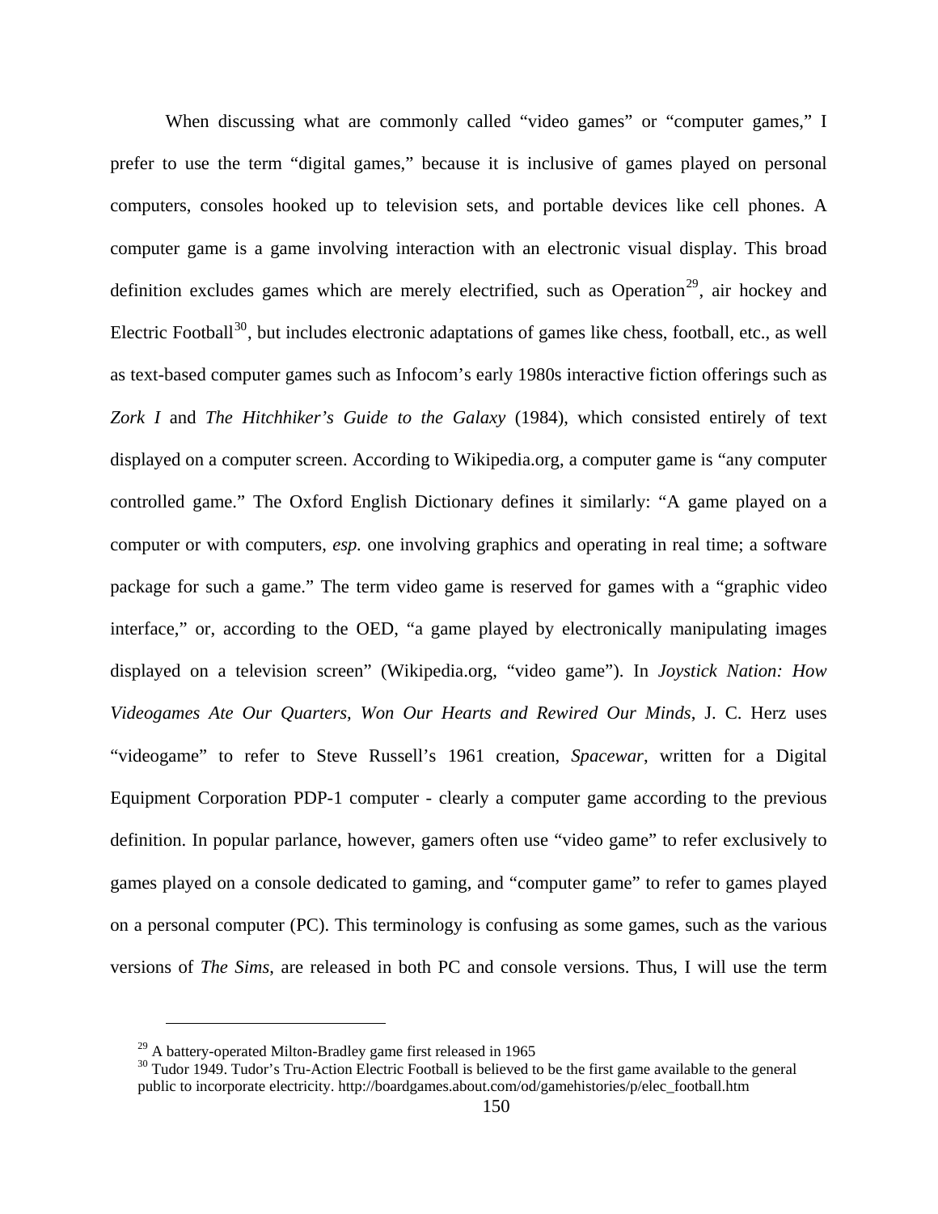When discussing what are commonly called "video games" or "computer games," I prefer to use the term "digital games," because it is inclusive of games played on personal computers, consoles hooked up to television sets, and portable devices like cell phones. A computer game is a game involving interaction with an electronic visual display. This broad definition excludes games which are merely electrified, such as Operation[29], air hockey and Electric Football[30], but includes electronic adaptations of games like chess, football, etc., as well as text-based computer games such as Infocom's early 1980s interactive fiction offerings such as *Zork I* and *The Hitchhiker's Guide to the Galaxy* (1984), which consisted entirely of text displayed on a computer screen. According to Wikipedia.org, a computer game is "any computer controlled game." The Oxford English Dictionary defines it similarly: "A game played on a computer or with computers, *esp.* one involving graphics and operating in real time; a software package for such a game." The term video game is reserved for games with a "graphic video interface," or, according to the OED, "a game played by electronically manipulating images displayed on a television screen" (Wikipedia.org, "video game"). In *Joystick Nation: How Videogames Ate Our Quarters, Won Our Hearts and Rewired Our Minds*, J. C. Herz uses "videogame" to refer to Steve Russell's 1961 creation, *Spacewar*, written for a Digital Equipment Corporation PDP-1 computer - clearly a computer game according to the previous definition. In popular parlance, however, gamers often use "video game" to refer exclusively to games played on a console dedicated to gaming, and "computer game" to refer to games played on a personal computer (PC). This terminology is confusing as some games, such as the various versions of *The Sims*, are released in both PC and console versions. Thus, I will use the term

---

[29] A battery-operated Milton-Bradley game first released in 1965

[30] Tudor 1949. Tudor's Tru-Action Electric Football is believed to be the first game available to the general public to incorporate electricity. http://boardgames.about.com/od/gamehistories/p/elec_football.htm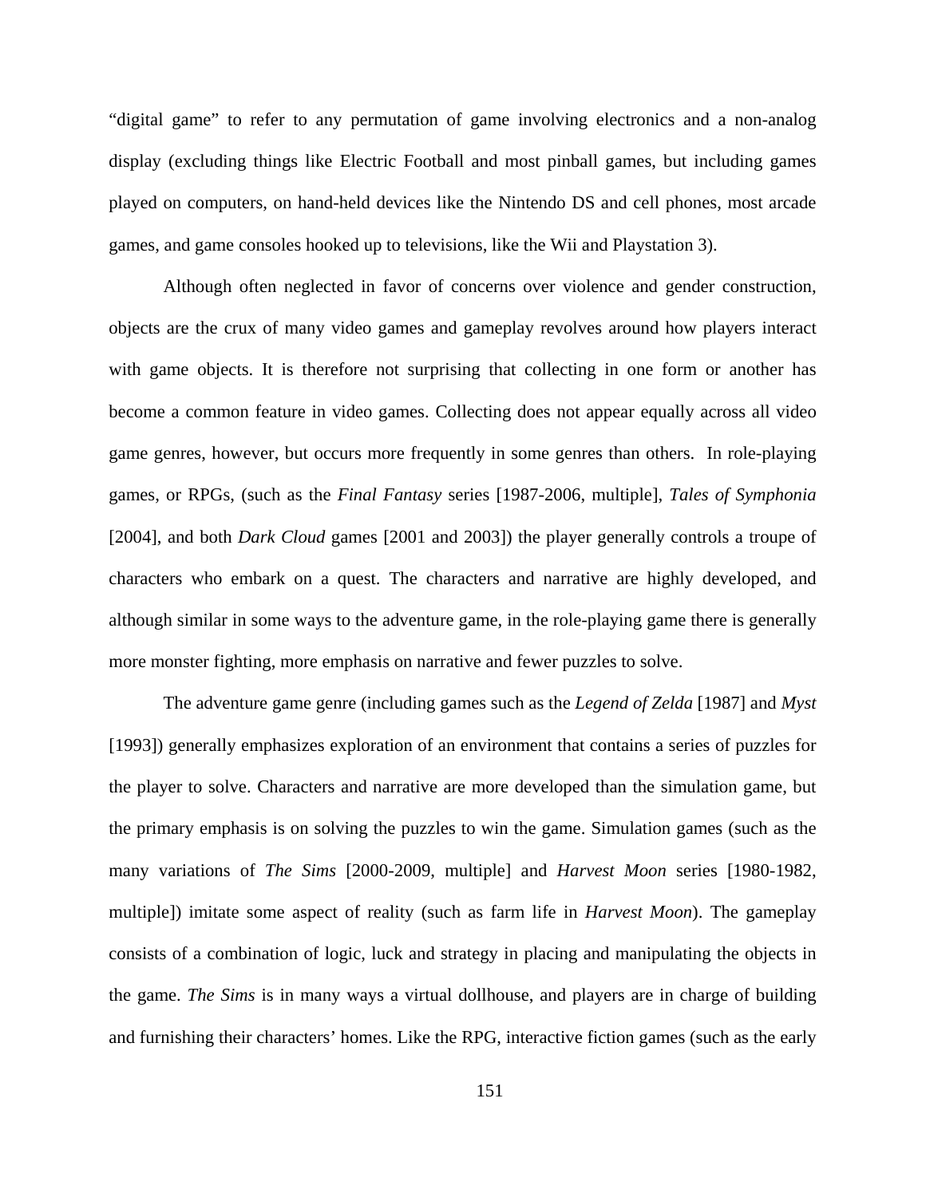"digital game" to refer to any permutation of game involving electronics and a non-analog display (excluding things like Electric Football and most pinball games, but including games played on computers, on hand-held devices like the Nintendo DS and cell phones, most arcade games, and game consoles hooked up to televisions, like the Wii and Playstation 3).

Although often neglected in favor of concerns over violence and gender construction, objects are the crux of many video games and gameplay revolves around how players interact with game objects. It is therefore not surprising that collecting in one form or another has become a common feature in video games. Collecting does not appear equally across all video game genres, however, but occurs more frequently in some genres than others. In role-playing games, or RPGs, (such as the *Final Fantasy* series [1987-2006, multiple], *Tales of Symphonia* [2004], and both *Dark Cloud* games [2001 and 2003]) the player generally controls a troupe of characters who embark on a quest. The characters and narrative are highly developed, and although similar in some ways to the adventure game, in the role-playing game there is generally more monster fighting, more emphasis on narrative and fewer puzzles to solve.

The adventure game genre (including games such as the *Legend of Zelda* [1987] and *Myst* [1993]) generally emphasizes exploration of an environment that contains a series of puzzles for the player to solve. Characters and narrative are more developed than the simulation game, but the primary emphasis is on solving the puzzles to win the game. Simulation games (such as the many variations of *The Sims* [2000-2009, multiple] and *Harvest Moon* series [1980-1982, multiple]) imitate some aspect of reality (such as farm life in *Harvest Moon*). The gameplay consists of a combination of logic, luck and strategy in placing and manipulating the objects in the game. *The Sims* is in many ways a virtual dollhouse, and players are in charge of building and furnishing their characters' homes. Like the RPG, interactive fiction games (such as the early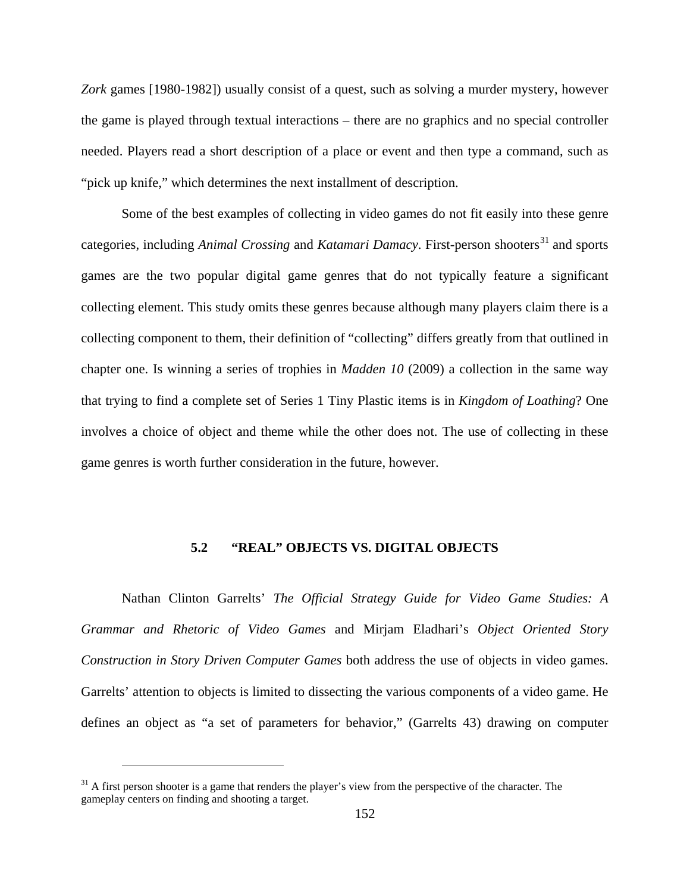*Zork* games [1980-1982]) usually consist of a quest, such as solving a murder mystery, however the game is played through textual interactions – there are no graphics and no special controller needed. Players read a short description of a place or event and then type a command, such as "pick up knife," which determines the next installment of description.

Some of the best examples of collecting in video games do not fit easily into these genre categories, including *Animal Crossing* and *Katamari Damacy*. First-person shooters[31] and sports games are the two popular digital game genres that do not typically feature a significant collecting element. This study omits these genres because although many players claim there is a collecting component to them, their definition of "collecting" differs greatly from that outlined in chapter one. Is winning a series of trophies in *Madden 10* (2009) a collection in the same way that trying to find a complete set of Series 1 Tiny Plastic items is in *Kingdom of Loathing*? One involves a choice of object and theme while the other does not. The use of collecting in these game genres is worth further consideration in the future, however.

### 5.2 "REAL" OBJECTS VS. DIGITAL OBJECTS

Nathan Clinton Garrelts' *The Official Strategy Guide for Video Game Studies: A Grammar and Rhetoric of Video Games* and Mirjam Eladhari's *Object Oriented Story Construction in Story Driven Computer Games* both address the use of objects in video games. Garrelts' attention to objects is limited to dissecting the various components of a video game. He defines an object as "a set of parameters for behavior," (Garrelts 43) drawing on computer

[31] A first person shooter is a game that renders the player's view from the perspective of the character. The gameplay centers on finding and shooting a target.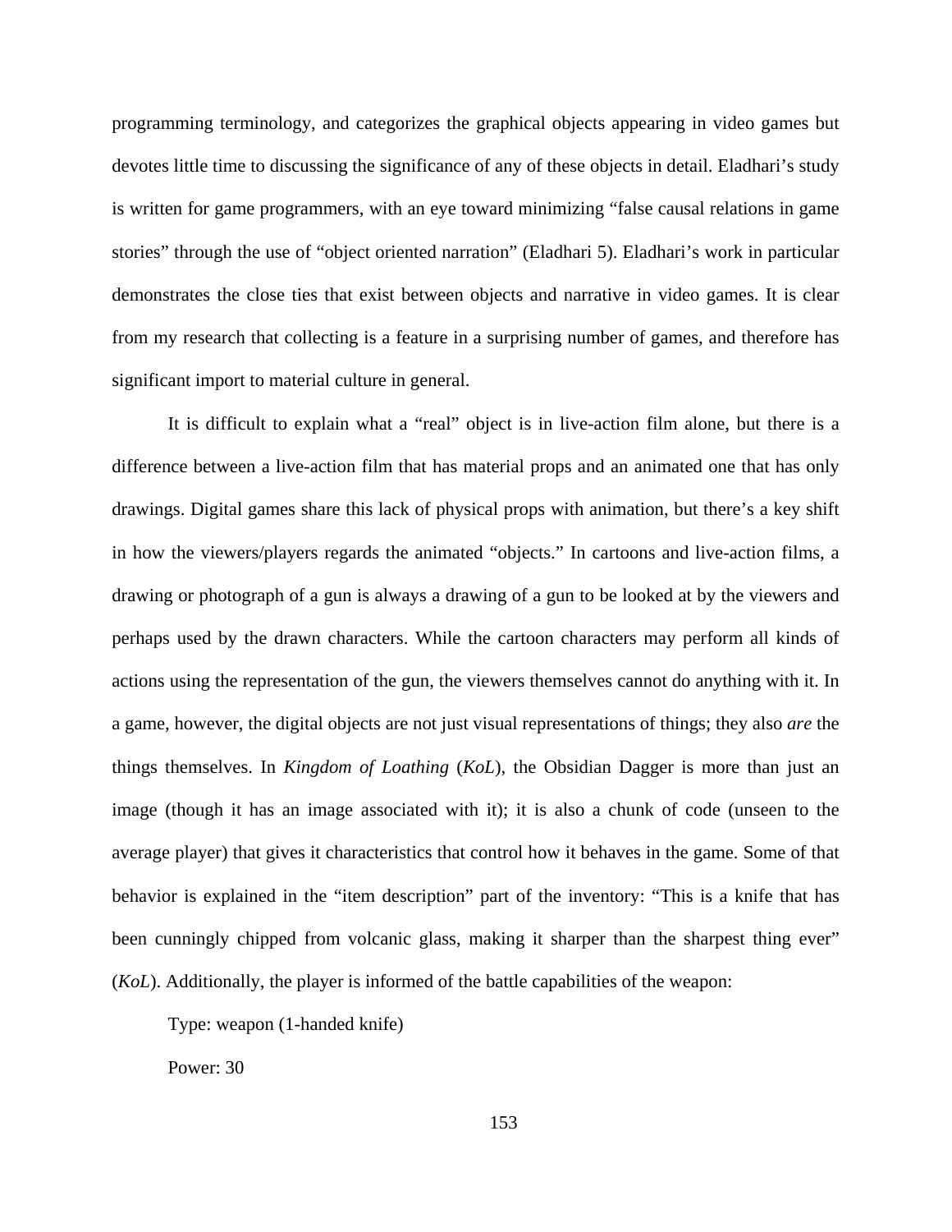programming terminology, and categorizes the graphical objects appearing in video games but devotes little time to discussing the significance of any of these objects in detail. Eladhari's study is written for game programmers, with an eye toward minimizing "false causal relations in game stories" through the use of "object oriented narration" (Eladhari 5). Eladhari's work in particular demonstrates the close ties that exist between objects and narrative in video games. It is clear from my research that collecting is a feature in a surprising number of games, and therefore has significant import to material culture in general.

It is difficult to explain what a "real" object is in live-action film alone, but there is a difference between a live-action film that has material props and an animated one that has only drawings. Digital games share this lack of physical props with animation, but there's a key shift in how the viewers/players regards the animated "objects." In cartoons and live-action films, a drawing or photograph of a gun is always a drawing of a gun to be looked at by the viewers and perhaps used by the drawn characters. While the cartoon characters may perform all kinds of actions using the representation of the gun, the viewers themselves cannot do anything with it. In a game, however, the digital objects are not just visual representations of things; they also *are* the things themselves. In *Kingdom of Loathing* (*KoL*), the Obsidian Dagger is more than just an image (though it has an image associated with it); it is also a chunk of code (unseen to the average player) that gives it characteristics that control how it behaves in the game. Some of that behavior is explained in the "item description" part of the inventory: "This is a knife that has been cunningly chipped from volcanic glass, making it sharper than the sharpest thing ever" (*KoL*). Additionally, the player is informed of the battle capabilities of the weapon:

Type: weapon (1-handed knife)

Power: 30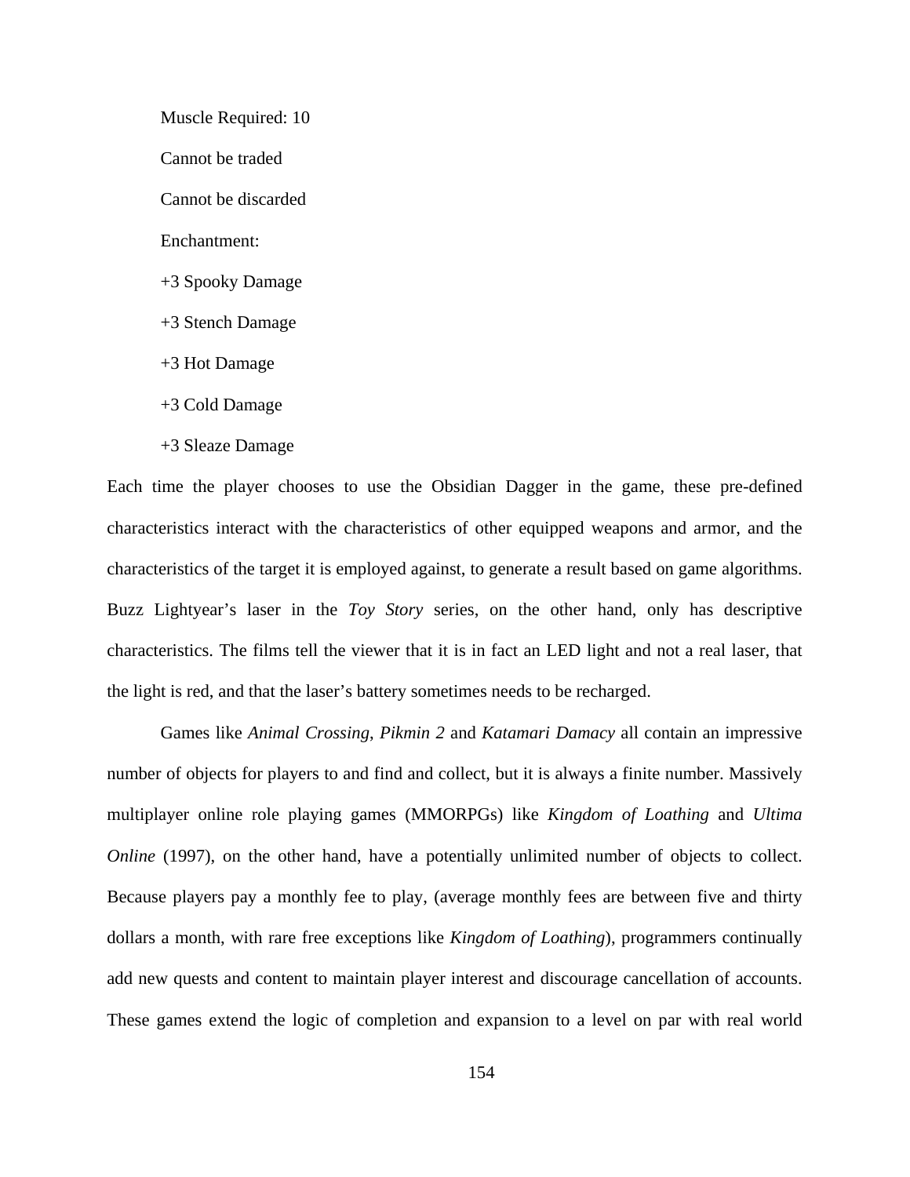Muscle Required: 10

Cannot be traded

Cannot be discarded

Enchantment:

+3 Spooky Damage

+3 Stench Damage

+3 Hot Damage

+3 Cold Damage

+3 Sleaze Damage

Each time the player chooses to use the Obsidian Dagger in the game, these pre-defined characteristics interact with the characteristics of other equipped weapons and armor, and the characteristics of the target it is employed against, to generate a result based on game algorithms. Buzz Lightyear's laser in the *Toy Story* series, on the other hand, only has descriptive characteristics. The films tell the viewer that it is in fact an LED light and not a real laser, that the light is red, and that the laser's battery sometimes needs to be recharged.

Games like *Animal Crossing*, *Pikmin 2* and *Katamari Damacy* all contain an impressive number of objects for players to and find and collect, but it is always a finite number. Massively multiplayer online role playing games (MMORPGs) like *Kingdom of Loathing* and *Ultima Online* (1997), on the other hand, have a potentially unlimited number of objects to collect. Because players pay a monthly fee to play, (average monthly fees are between five and thirty dollars a month, with rare free exceptions like *Kingdom of Loathing*), programmers continually add new quests and content to maintain player interest and discourage cancellation of accounts. These games extend the logic of completion and expansion to a level on par with real world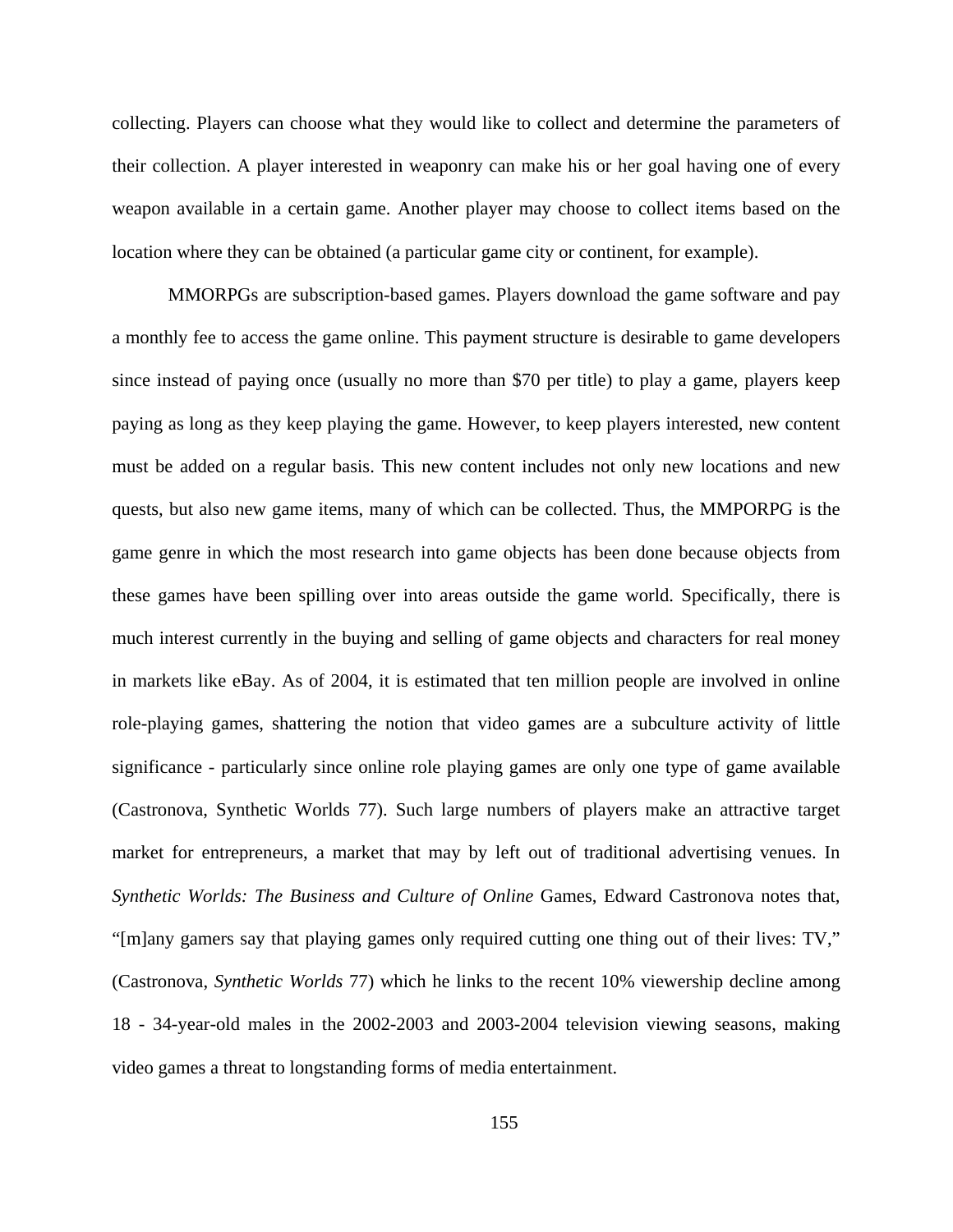collecting. Players can choose what they would like to collect and determine the parameters of their collection. A player interested in weaponry can make his or her goal having one of every weapon available in a certain game. Another player may choose to collect items based on the location where they can be obtained (a particular game city or continent, for example).

MMORPGs are subscription-based games. Players download the game software and pay a monthly fee to access the game online. This payment structure is desirable to game developers since instead of paying once (usually no more than $70 per title) to play a game, players keep paying as long as they keep playing the game. However, to keep players interested, new content must be added on a regular basis. This new content includes not only new locations and new quests, but also new game items, many of which can be collected. Thus, the MMPORPG is the game genre in which the most research into game objects has been done because objects from these games have been spilling over into areas outside the game world. Specifically, there is much interest currently in the buying and selling of game objects and characters for real money in markets like eBay. As of 2004, it is estimated that ten million people are involved in online role-playing games, shattering the notion that video games are a subculture activity of little significance - particularly since online role playing games are only one type of game available (Castronova, Synthetic Worlds 77). Such large numbers of players make an attractive target market for entrepreneurs, a market that may by left out of traditional advertising venues. In *Synthetic Worlds: The Business and Culture of Online* Games, Edward Castronova notes that, "[m]any gamers say that playing games only required cutting one thing out of their lives: TV," (Castronova, *Synthetic Worlds* 77) which he links to the recent 10% viewership decline among 18 - 34-year-old males in the 2002-2003 and 2003-2004 television viewing seasons, making video games a threat to longstanding forms of media entertainment.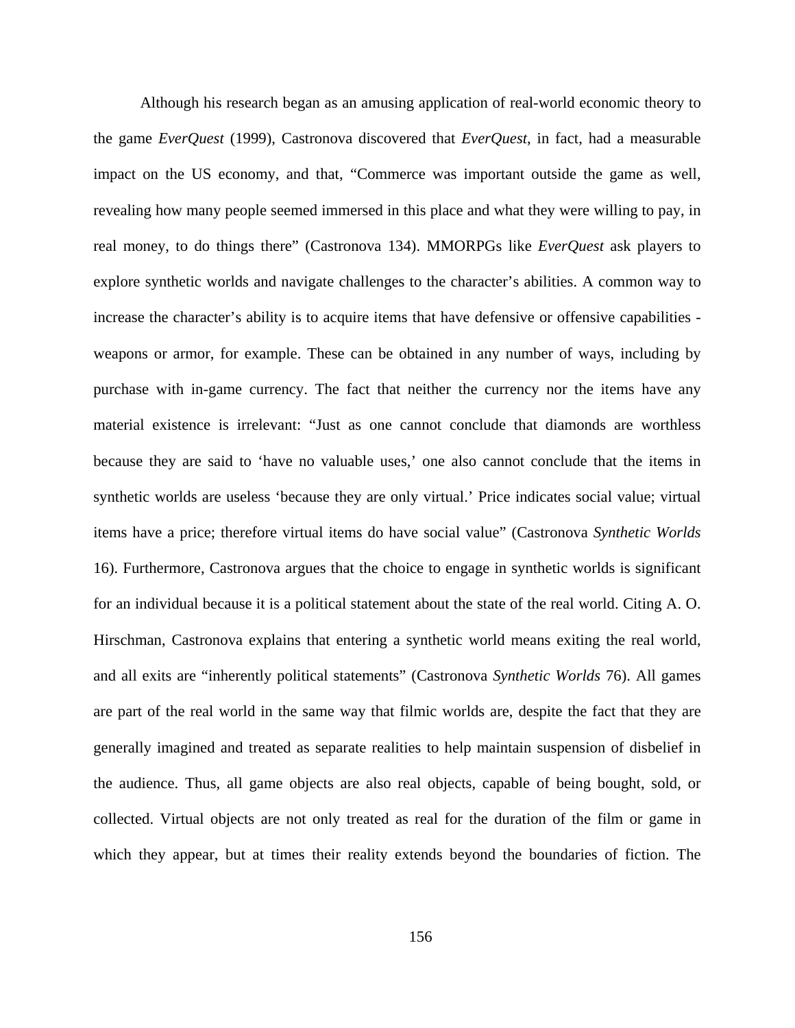Although his research began as an amusing application of real-world economic theory to the game *EverQuest* (1999), Castronova discovered that *EverQuest*, in fact, had a measurable impact on the US economy, and that, “Commerce was important outside the game as well, revealing how many people seemed immersed in this place and what they were willing to pay, in real money, to do things there” (Castronova 134). MMORPGs like *EverQuest* ask players to explore synthetic worlds and navigate challenges to the character’s abilities. A common way to increase the character’s ability is to acquire items that have defensive or offensive capabilities - weapons or armor, for example. These can be obtained in any number of ways, including by purchase with in-game currency. The fact that neither the currency nor the items have any material existence is irrelevant: “Just as one cannot conclude that diamonds are worthless because they are said to ‘have no valuable uses,’ one also cannot conclude that the items in synthetic worlds are useless ‘because they are only virtual.’ Price indicates social value; virtual items have a price; therefore virtual items do have social value” (Castronova *Synthetic Worlds* 16). Furthermore, Castronova argues that the choice to engage in synthetic worlds is significant for an individual because it is a political statement about the state of the real world. Citing A. O. Hirschman, Castronova explains that entering a synthetic world means exiting the real world, and all exits are “inherently political statements” (Castronova *Synthetic Worlds* 76). All games are part of the real world in the same way that filmic worlds are, despite the fact that they are generally imagined and treated as separate realities to help maintain suspension of disbelief in the audience. Thus, all game objects are also real objects, capable of being bought, sold, or collected. Virtual objects are not only treated as real for the duration of the film or game in which they appear, but at times their reality extends beyond the boundaries of fiction. The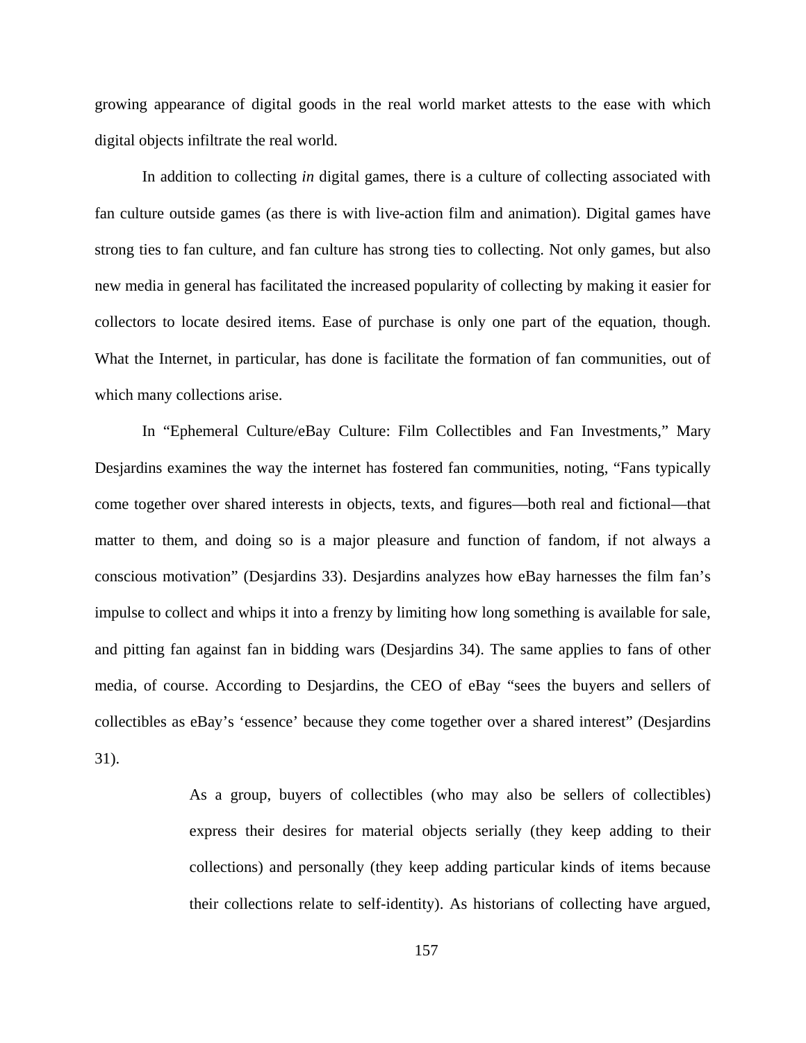growing appearance of digital goods in the real world market attests to the ease with which digital objects infiltrate the real world.

In addition to collecting *in* digital games, there is a culture of collecting associated with fan culture outside games (as there is with live-action film and animation). Digital games have strong ties to fan culture, and fan culture has strong ties to collecting. Not only games, but also new media in general has facilitated the increased popularity of collecting by making it easier for collectors to locate desired items. Ease of purchase is only one part of the equation, though. What the Internet, in particular, has done is facilitate the formation of fan communities, out of which many collections arise.

In "Ephemeral Culture/eBay Culture: Film Collectibles and Fan Investments," Mary Desjardins examines the way the internet has fostered fan communities, noting, "Fans typically come together over shared interests in objects, texts, and figures—both real and fictional—that matter to them, and doing so is a major pleasure and function of fandom, if not always a conscious motivation" (Desjardins 33). Desjardins analyzes how eBay harnesses the film fan's impulse to collect and whips it into a frenzy by limiting how long something is available for sale, and pitting fan against fan in bidding wars (Desjardins 34). The same applies to fans of other media, of course. According to Desjardins, the CEO of eBay "sees the buyers and sellers of collectibles as eBay's 'essence' because they come together over a shared interest" (Desjardins 31).

> As a group, buyers of collectibles (who may also be sellers of collectibles) express their desires for material objects serially (they keep adding to their collections) and personally (they keep adding particular kinds of items because their collections relate to self-identity). As historians of collecting have argued,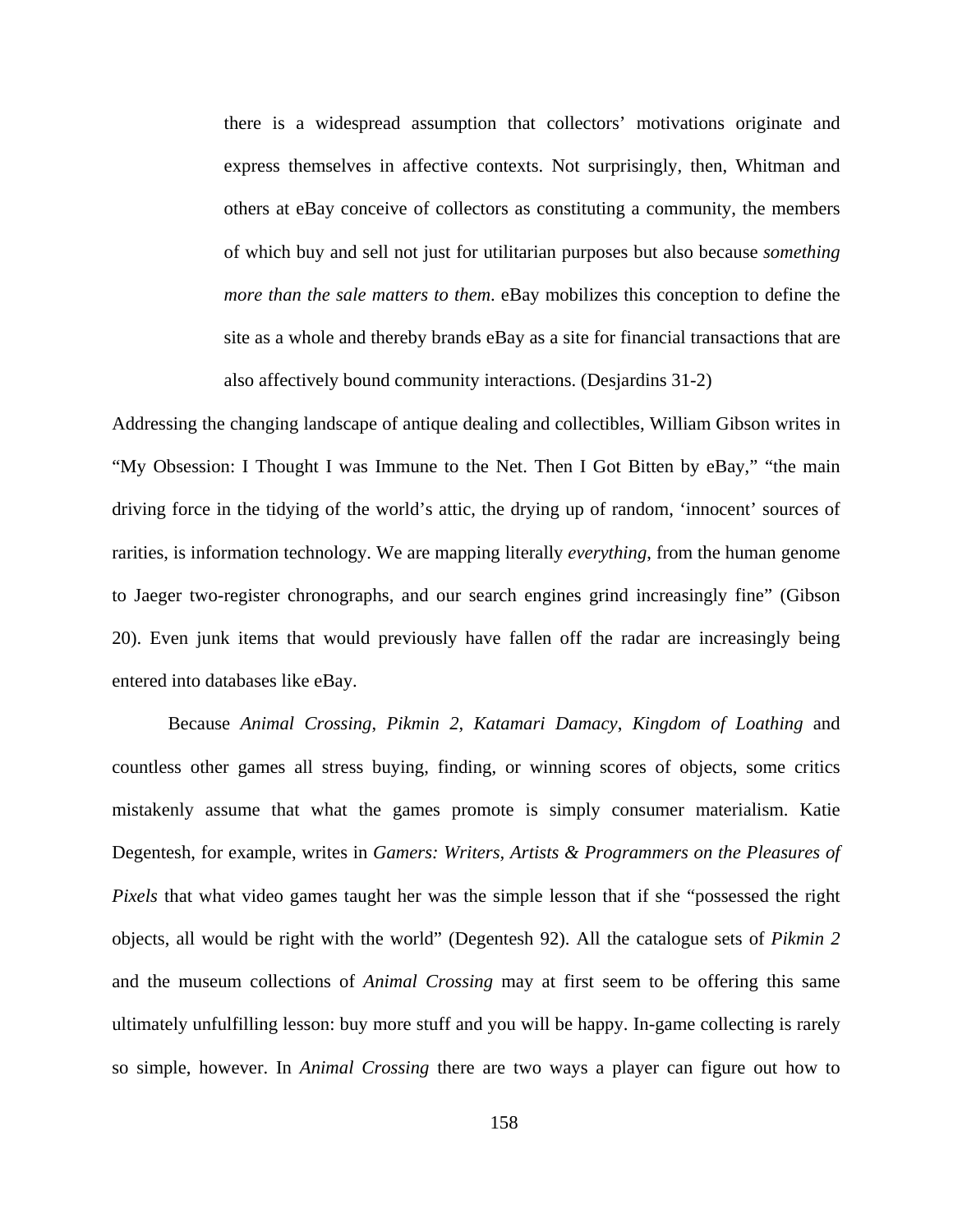> there is a widespread assumption that collectors' motivations originate and express themselves in affective contexts. Not surprisingly, then, Whitman and others at eBay conceive of collectors as constituting a community, the members of which buy and sell not just for utilitarian purposes but also because *something more than the sale matters to them*. eBay mobilizes this conception to define the site as a whole and thereby brands eBay as a site for financial transactions that are also affectively bound community interactions. (Desjardins 31-2)

Addressing the changing landscape of antique dealing and collectibles, William Gibson writes in "My Obsession: I Thought I was Immune to the Net. Then I Got Bitten by eBay," "the main driving force in the tidying of the world's attic, the drying up of random, 'innocent' sources of rarities, is information technology. We are mapping literally *everything*, from the human genome to Jaeger two-register chronographs, and our search engines grind increasingly fine" (Gibson 20). Even junk items that would previously have fallen off the radar are increasingly being entered into databases like eBay.

Because *Animal Crossing*, *Pikmin 2*, *Katamari Damacy*, *Kingdom of Loathing* and countless other games all stress buying, finding, or winning scores of objects, some critics mistakenly assume that what the games promote is simply consumer materialism. Katie Degentesh, for example, writes in *Gamers: Writers, Artists & Programmers on the Pleasures of Pixels* that what video games taught her was the simple lesson that if she "possessed the right objects, all would be right with the world" (Degentesh 92). All the catalogue sets of *Pikmin 2* and the museum collections of *Animal Crossing* may at first seem to be offering this same ultimately unfulfilling lesson: buy more stuff and you will be happy. In-game collecting is rarely so simple, however. In *Animal Crossing* there are two ways a player can figure out how to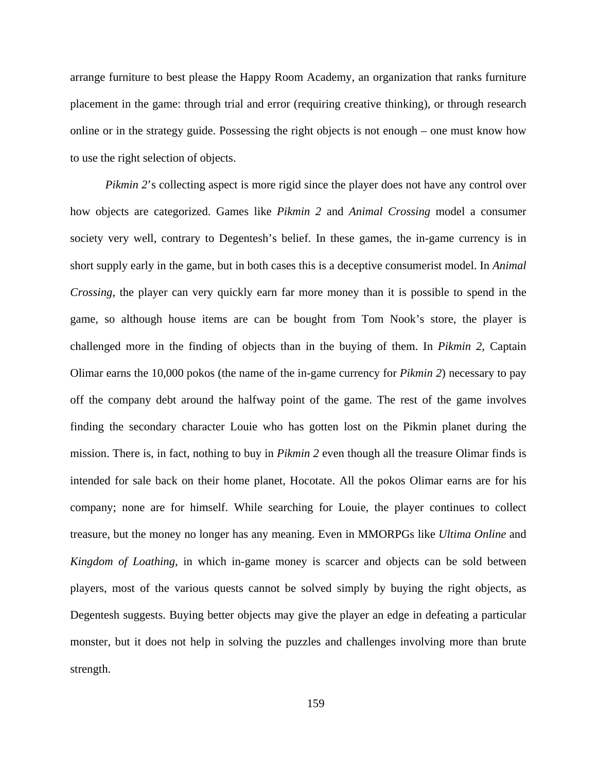arrange furniture to best please the Happy Room Academy, an organization that ranks furniture placement in the game: through trial and error (requiring creative thinking), or through research online or in the strategy guide. Possessing the right objects is not enough – one must know how to use the right selection of objects.

*Pikmin 2*'s collecting aspect is more rigid since the player does not have any control over how objects are categorized. Games like *Pikmin 2* and *Animal Crossing* model a consumer society very well, contrary to Degentesh's belief. In these games, the in-game currency is in short supply early in the game, but in both cases this is a deceptive consumerist model. In *Animal Crossing*, the player can very quickly earn far more money than it is possible to spend in the game, so although house items are can be bought from Tom Nook's store, the player is challenged more in the finding of objects than in the buying of them. In *Pikmin 2*, Captain Olimar earns the 10,000 pokos (the name of the in-game currency for *Pikmin 2*) necessary to pay off the company debt around the halfway point of the game. The rest of the game involves finding the secondary character Louie who has gotten lost on the Pikmin planet during the mission. There is, in fact, nothing to buy in *Pikmin 2* even though all the treasure Olimar finds is intended for sale back on their home planet, Hocotate. All the pokos Olimar earns are for his company; none are for himself. While searching for Louie, the player continues to collect treasure, but the money no longer has any meaning. Even in MMORPGs like *Ultima Online* and *Kingdom of Loathing*, in which in-game money is scarcer and objects can be sold between players, most of the various quests cannot be solved simply by buying the right objects, as Degentesh suggests. Buying better objects may give the player an edge in defeating a particular monster, but it does not help in solving the puzzles and challenges involving more than brute strength.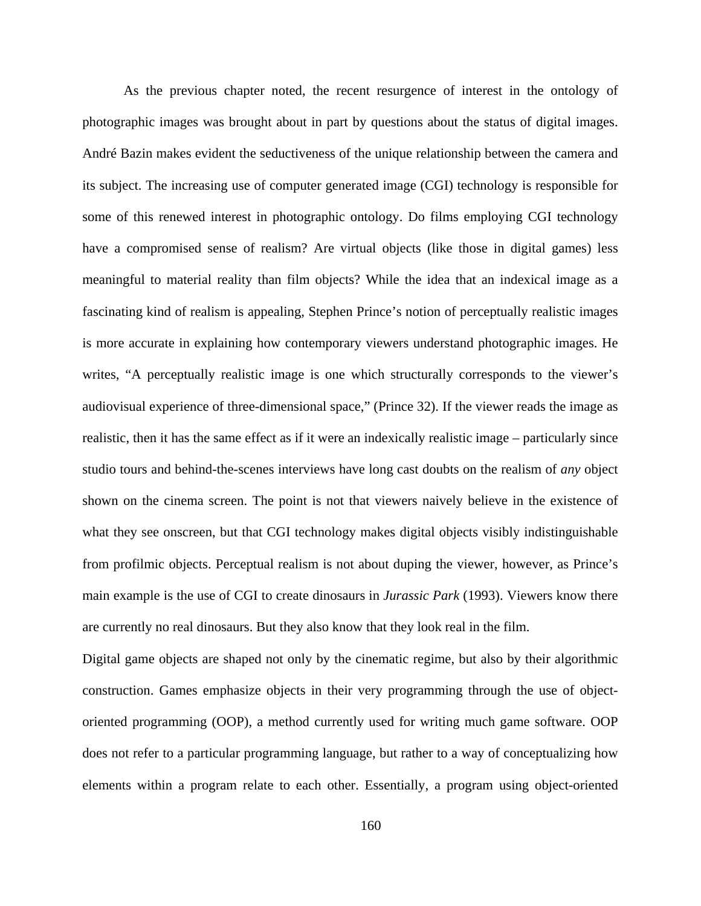As the previous chapter noted, the recent resurgence of interest in the ontology of photographic images was brought about in part by questions about the status of digital images. André Bazin makes evident the seductiveness of the unique relationship between the camera and its subject. The increasing use of computer generated image (CGI) technology is responsible for some of this renewed interest in photographic ontology. Do films employing CGI technology have a compromised sense of realism? Are virtual objects (like those in digital games) less meaningful to material reality than film objects? While the idea that an indexical image as a fascinating kind of realism is appealing, Stephen Prince's notion of perceptually realistic images is more accurate in explaining how contemporary viewers understand photographic images. He writes, "A perceptually realistic image is one which structurally corresponds to the viewer's audiovisual experience of three-dimensional space," (Prince 32). If the viewer reads the image as realistic, then it has the same effect as if it were an indexically realistic image – particularly since studio tours and behind-the-scenes interviews have long cast doubts on the realism of *any* object shown on the cinema screen. The point is not that viewers naively believe in the existence of what they see onscreen, but that CGI technology makes digital objects visibly indistinguishable from profilmic objects. Perceptual realism is not about duping the viewer, however, as Prince's main example is the use of CGI to create dinosaurs in *Jurassic Park* (1993). Viewers know there are currently no real dinosaurs. But they also know that they look real in the film.

Digital game objects are shaped not only by the cinematic regime, but also by their algorithmic construction. Games emphasize objects in their very programming through the use of object-oriented programming (OOP), a method currently used for writing much game software. OOP does not refer to a particular programming language, but rather to a way of conceptualizing how elements within a program relate to each other. Essentially, a program using object-oriented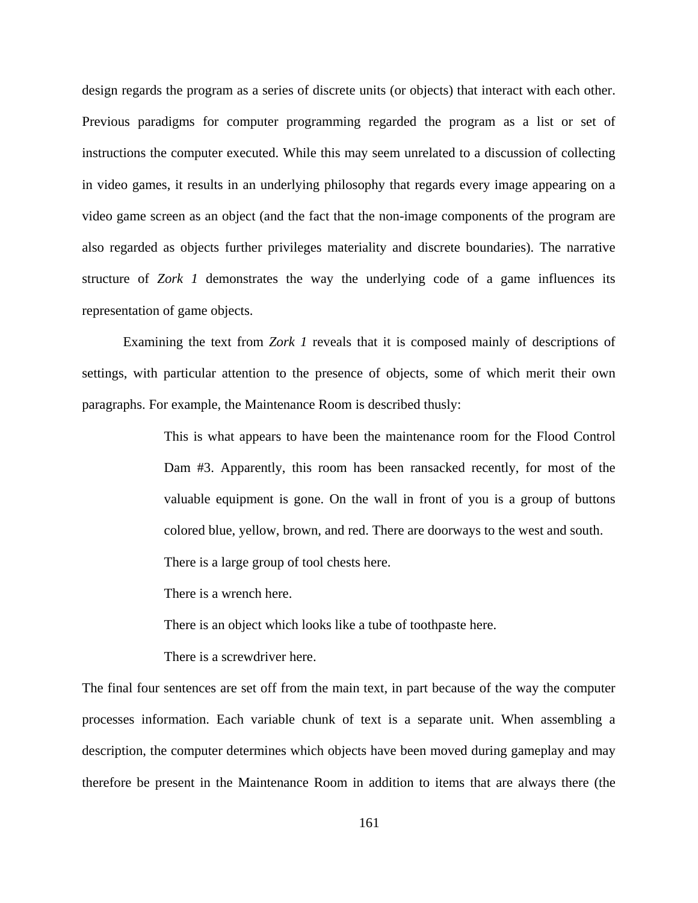design regards the program as a series of discrete units (or objects) that interact with each other. Previous paradigms for computer programming regarded the program as a list or set of instructions the computer executed. While this may seem unrelated to a discussion of collecting in video games, it results in an underlying philosophy that regards every image appearing on a video game screen as an object (and the fact that the non-image components of the program are also regarded as objects further privileges materiality and discrete boundaries). The narrative structure of *Zork 1* demonstrates the way the underlying code of a game influences its representation of game objects.

Examining the text from *Zork 1* reveals that it is composed mainly of descriptions of settings, with particular attention to the presence of objects, some of which merit their own paragraphs. For example, the Maintenance Room is described thusly:

> This is what appears to have been the maintenance room for the Flood Control Dam #3. Apparently, this room has been ransacked recently, for most of the valuable equipment is gone. On the wall in front of you is a group of buttons colored blue, yellow, brown, and red. There are doorways to the west and south.
>
> There is a large group of tool chests here.
>
> There is a wrench here.
>
> There is an object which looks like a tube of toothpaste here.
>
> There is a screwdriver here.

The final four sentences are set off from the main text, in part because of the way the computer processes information. Each variable chunk of text is a separate unit. When assembling a description, the computer determines which objects have been moved during gameplay and may therefore be present in the Maintenance Room in addition to items that are always there (the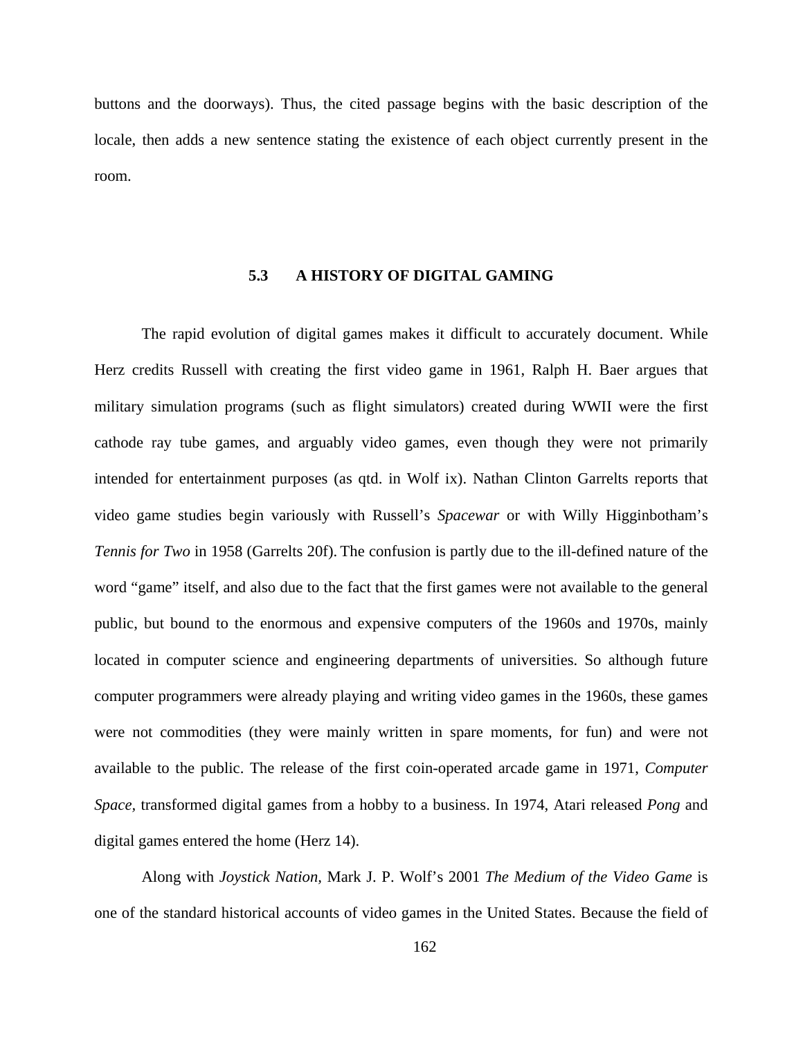buttons and the doorways). Thus, the cited passage begins with the basic description of the locale, then adds a new sentence stating the existence of each object currently present in the room.

## 5.3 A HISTORY OF DIGITAL GAMING

The rapid evolution of digital games makes it difficult to accurately document. While Herz credits Russell with creating the first video game in 1961, Ralph H. Baer argues that military simulation programs (such as flight simulators) created during WWII were the first cathode ray tube games, and arguably video games, even though they were not primarily intended for entertainment purposes (as qtd. in Wolf ix). Nathan Clinton Garrelts reports that video game studies begin variously with Russell's *Spacewar* or with Willy Higginbotham's *Tennis for Two* in 1958 (Garrelts 20f). The confusion is partly due to the ill-defined nature of the word "game" itself, and also due to the fact that the first games were not available to the general public, but bound to the enormous and expensive computers of the 1960s and 1970s, mainly located in computer science and engineering departments of universities. So although future computer programmers were already playing and writing video games in the 1960s, these games were not commodities (they were mainly written in spare moments, for fun) and were not available to the public. The release of the first coin-operated arcade game in 1971, *Computer Space,* transformed digital games from a hobby to a business. In 1974, Atari released *Pong* and digital games entered the home (Herz 14).

Along with *Joystick Nation,* Mark J. P. Wolf's 2001 *The Medium of the Video Game* is one of the standard historical accounts of video games in the United States. Because the field of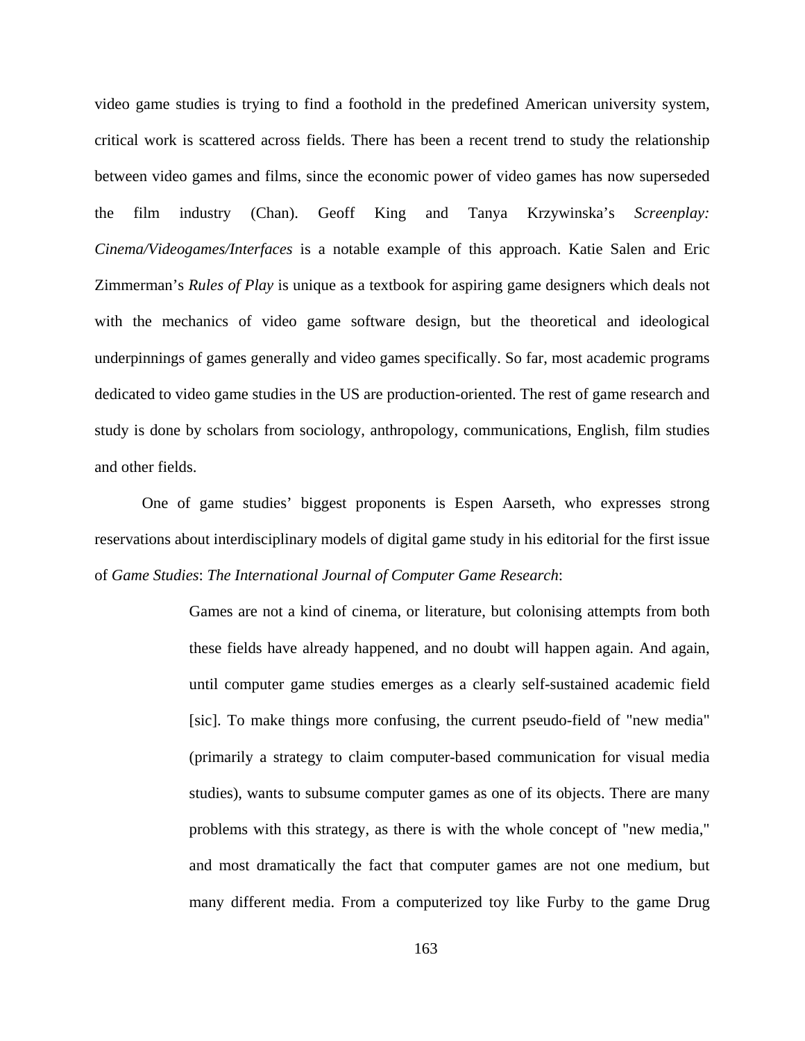video game studies is trying to find a foothold in the predefined American university system, critical work is scattered across fields. There has been a recent trend to study the relationship between video games and films, since the economic power of video games has now superseded the film industry (Chan). Geoff King and Tanya Krzywinska's *Screenplay: Cinema/Videogames/Interfaces* is a notable example of this approach. Katie Salen and Eric Zimmerman's *Rules of Play* is unique as a textbook for aspiring game designers which deals not with the mechanics of video game software design, but the theoretical and ideological underpinnings of games generally and video games specifically. So far, most academic programs dedicated to video game studies in the US are production-oriented. The rest of game research and study is done by scholars from sociology, anthropology, communications, English, film studies and other fields.

One of game studies' biggest proponents is Espen Aarseth, who expresses strong reservations about interdisciplinary models of digital game study in his editorial for the first issue of *Game Studies*: *The International Journal of Computer Game Research*:

> Games are not a kind of cinema, or literature, but colonising attempts from both these fields have already happened, and no doubt will happen again. And again, until computer game studies emerges as a clearly self-sustained academic field [sic]. To make things more confusing, the current pseudo-field of "new media" (primarily a strategy to claim computer-based communication for visual media studies), wants to subsume computer games as one of its objects. There are many problems with this strategy, as there is with the whole concept of "new media," and most dramatically the fact that computer games are not one medium, but many different media. From a computerized toy like Furby to the game Drug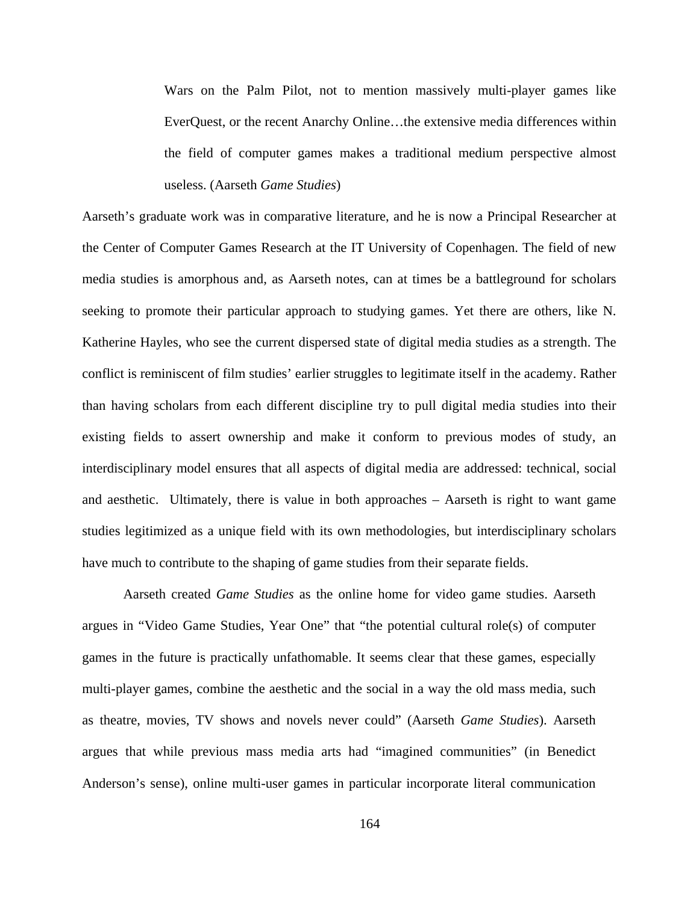> Wars on the Palm Pilot, not to mention massively multi-player games like EverQuest, or the recent Anarchy Online…the extensive media differences within the field of computer games makes a traditional medium perspective almost useless. (Aarseth *Game Studies*)

Aarseth's graduate work was in comparative literature, and he is now a Principal Researcher at the Center of Computer Games Research at the IT University of Copenhagen. The field of new media studies is amorphous and, as Aarseth notes, can at times be a battleground for scholars seeking to promote their particular approach to studying games. Yet there are others, like N. Katherine Hayles, who see the current dispersed state of digital media studies as a strength. The conflict is reminiscent of film studies' earlier struggles to legitimate itself in the academy. Rather than having scholars from each different discipline try to pull digital media studies into their existing fields to assert ownership and make it conform to previous modes of study, an interdisciplinary model ensures that all aspects of digital media are addressed: technical, social and aesthetic. Ultimately, there is value in both approaches – Aarseth is right to want game studies legitimized as a unique field with its own methodologies, but interdisciplinary scholars have much to contribute to the shaping of game studies from their separate fields.

Aarseth created *Game Studies* as the online home for video game studies. Aarseth argues in "Video Game Studies, Year One" that "the potential cultural role(s) of computer games in the future is practically unfathomable. It seems clear that these games, especially multi-player games, combine the aesthetic and the social in a way the old mass media, such as theatre, movies, TV shows and novels never could" (Aarseth *Game Studies*). Aarseth argues that while previous mass media arts had "imagined communities" (in Benedict Anderson's sense), online multi-user games in particular incorporate literal communication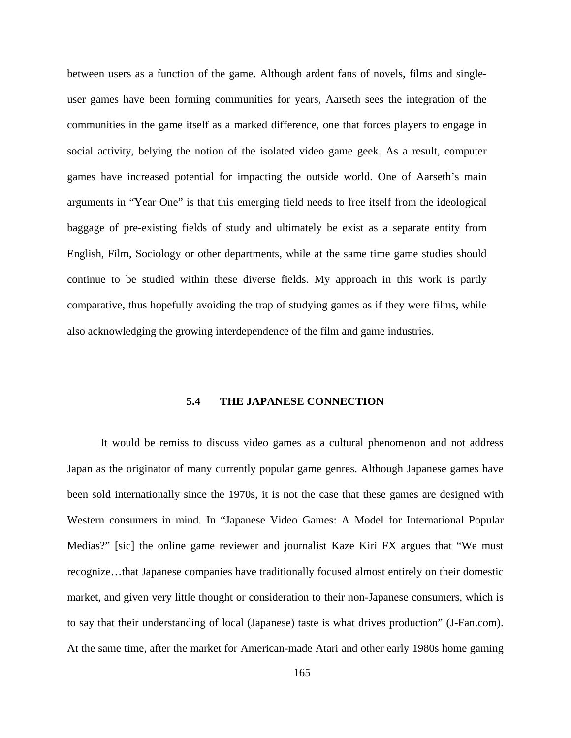between users as a function of the game. Although ardent fans of novels, films and single-user games have been forming communities for years, Aarseth sees the integration of the communities in the game itself as a marked difference, one that forces players to engage in social activity, belying the notion of the isolated video game geek. As a result, computer games have increased potential for impacting the outside world. One of Aarseth's main arguments in "Year One" is that this emerging field needs to free itself from the ideological baggage of pre-existing fields of study and ultimately be exist as a separate entity from English, Film, Sociology or other departments, while at the same time game studies should continue to be studied within these diverse fields. My approach in this work is partly comparative, thus hopefully avoiding the trap of studying games as if they were films, while also acknowledging the growing interdependence of the film and game industries.

### 5.4 THE JAPANESE CONNECTION

It would be remiss to discuss video games as a cultural phenomenon and not address Japan as the originator of many currently popular game genres. Although Japanese games have been sold internationally since the 1970s, it is not the case that these games are designed with Western consumers in mind. In "Japanese Video Games: A Model for International Popular Medias?" [sic] the online game reviewer and journalist Kaze Kiri FX argues that "We must recognize…that Japanese companies have traditionally focused almost entirely on their domestic market, and given very little thought or consideration to their non-Japanese consumers, which is to say that their understanding of local (Japanese) taste is what drives production" (J-Fan.com). At the same time, after the market for American-made Atari and other early 1980s home gaming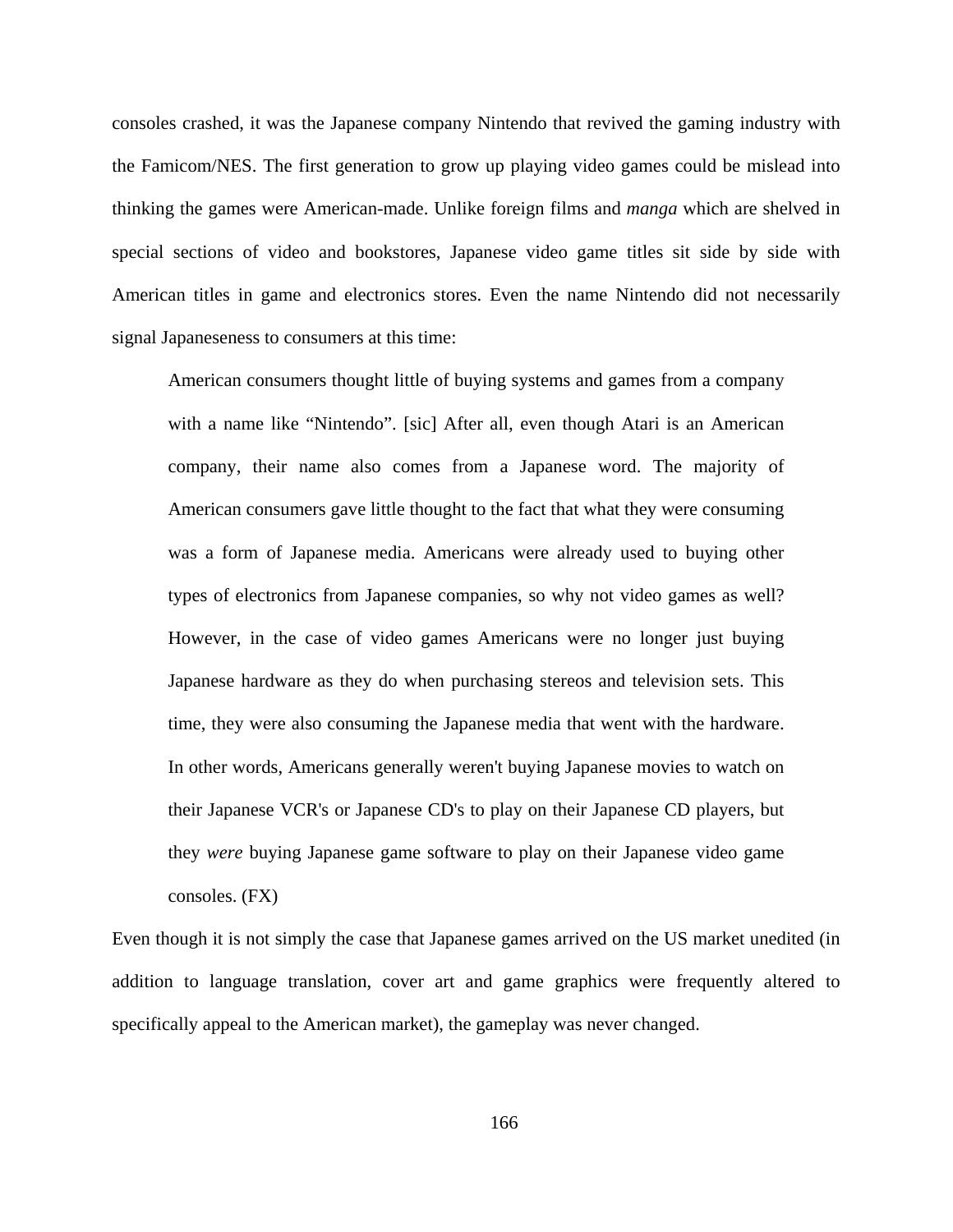consoles crashed, it was the Japanese company Nintendo that revived the gaming industry with the Famicom/NES. The first generation to grow up playing video games could be mislead into thinking the games were American-made. Unlike foreign films and *manga* which are shelved in special sections of video and bookstores, Japanese video game titles sit side by side with American titles in game and electronics stores. Even the name Nintendo did not necessarily signal Japaneseness to consumers at this time:

> American consumers thought little of buying systems and games from a company with a name like "Nintendo". [sic] After all, even though Atari is an American company, their name also comes from a Japanese word. The majority of American consumers gave little thought to the fact that what they were consuming was a form of Japanese media. Americans were already used to buying other types of electronics from Japanese companies, so why not video games as well? However, in the case of video games Americans were no longer just buying Japanese hardware as they do when purchasing stereos and television sets. This time, they were also consuming the Japanese media that went with the hardware. In other words, Americans generally weren't buying Japanese movies to watch on their Japanese VCR's or Japanese CD's to play on their Japanese CD players, but they *were* buying Japanese game software to play on their Japanese video game consoles. (FX)

Even though it is not simply the case that Japanese games arrived on the US market unedited (in addition to language translation, cover art and game graphics were frequently altered to specifically appeal to the American market), the gameplay was never changed.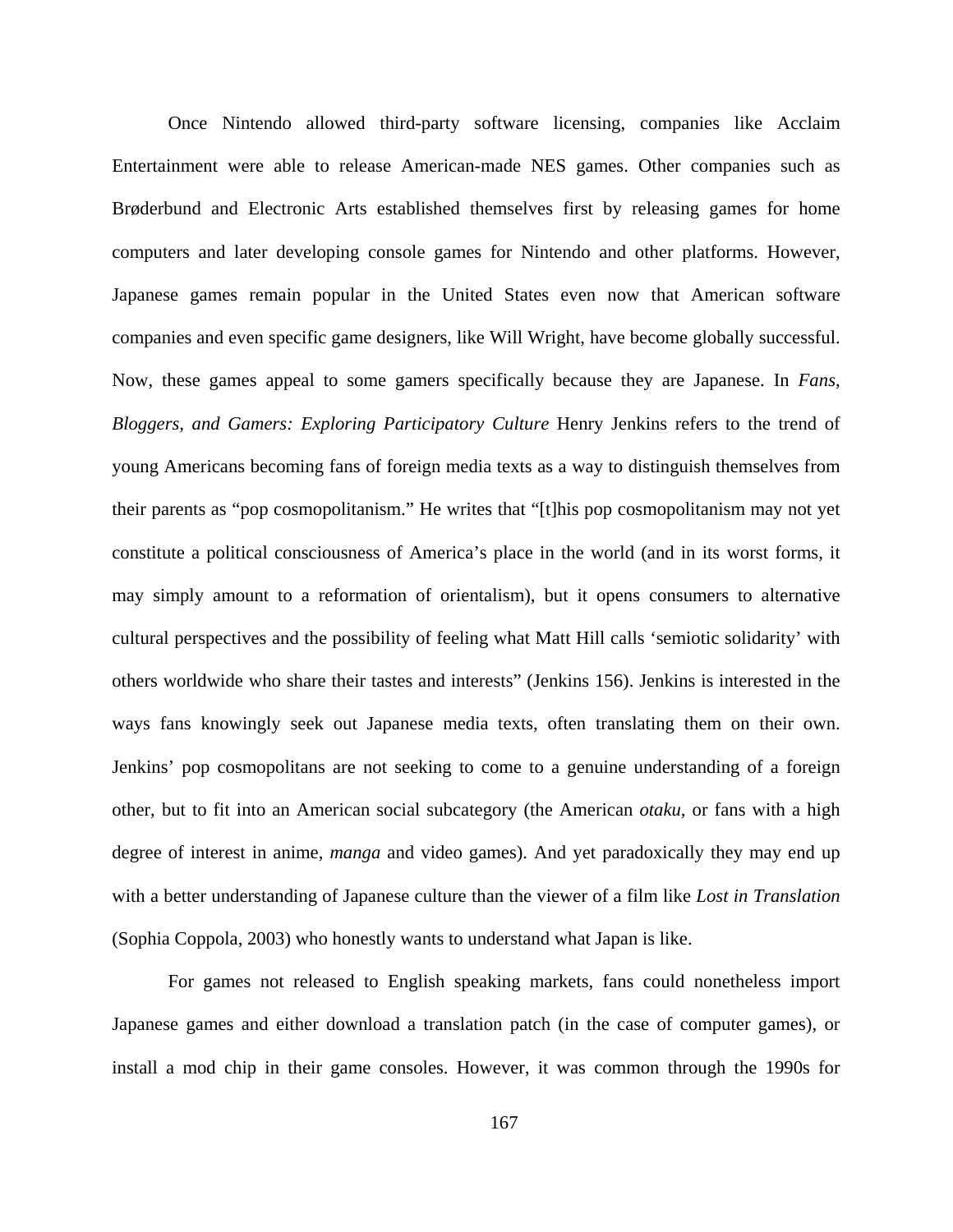Once Nintendo allowed third-party software licensing, companies like Acclaim Entertainment were able to release American-made NES games. Other companies such as Brøderbund and Electronic Arts established themselves first by releasing games for home computers and later developing console games for Nintendo and other platforms. However, Japanese games remain popular in the United States even now that American software companies and even specific game designers, like Will Wright, have become globally successful. Now, these games appeal to some gamers specifically because they are Japanese. In *Fans, Bloggers, and Gamers: Exploring Participatory Culture* Henry Jenkins refers to the trend of young Americans becoming fans of foreign media texts as a way to distinguish themselves from their parents as "pop cosmopolitanism." He writes that "[t]his pop cosmopolitanism may not yet constitute a political consciousness of America's place in the world (and in its worst forms, it may simply amount to a reformation of orientalism), but it opens consumers to alternative cultural perspectives and the possibility of feeling what Matt Hill calls 'semiotic solidarity' with others worldwide who share their tastes and interests" (Jenkins 156). Jenkins is interested in the ways fans knowingly seek out Japanese media texts, often translating them on their own. Jenkins' pop cosmopolitans are not seeking to come to a genuine understanding of a foreign other, but to fit into an American social subcategory (the American *otaku*, or fans with a high degree of interest in anime, *manga* and video games). And yet paradoxically they may end up with a better understanding of Japanese culture than the viewer of a film like *Lost in Translation* (Sophia Coppola, 2003) who honestly wants to understand what Japan is like.

For games not released to English speaking markets, fans could nonetheless import Japanese games and either download a translation patch (in the case of computer games), or install a mod chip in their game consoles. However, it was common through the 1990s for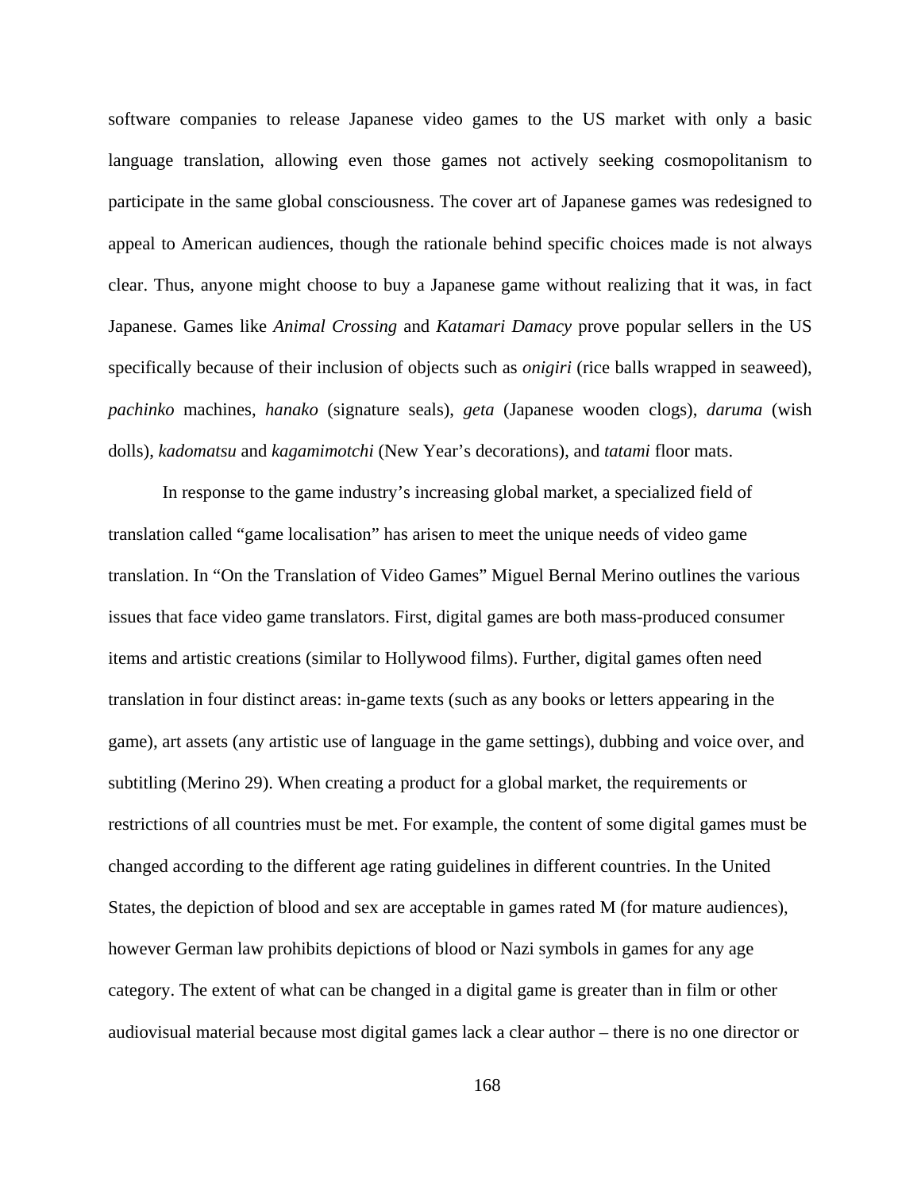software companies to release Japanese video games to the US market with only a basic language translation, allowing even those games not actively seeking cosmopolitanism to participate in the same global consciousness. The cover art of Japanese games was redesigned to appeal to American audiences, though the rationale behind specific choices made is not always clear. Thus, anyone might choose to buy a Japanese game without realizing that it was, in fact Japanese. Games like *Animal Crossing* and *Katamari Damacy* prove popular sellers in the US specifically because of their inclusion of objects such as *onigiri* (rice balls wrapped in seaweed), *pachinko* machines, *hanako* (signature seals), *geta* (Japanese wooden clogs), *daruma* (wish dolls), *kadomatsu* and *kagamimotchi* (New Year's decorations), and *tatami* floor mats.

In response to the game industry's increasing global market, a specialized field of translation called "game localisation" has arisen to meet the unique needs of video game translation. In "On the Translation of Video Games" Miguel Bernal Merino outlines the various issues that face video game translators. First, digital games are both mass-produced consumer items and artistic creations (similar to Hollywood films). Further, digital games often need translation in four distinct areas: in-game texts (such as any books or letters appearing in the game), art assets (any artistic use of language in the game settings), dubbing and voice over, and subtitling (Merino 29). When creating a product for a global market, the requirements or restrictions of all countries must be met. For example, the content of some digital games must be changed according to the different age rating guidelines in different countries. In the United States, the depiction of blood and sex are acceptable in games rated M (for mature audiences), however German law prohibits depictions of blood or Nazi symbols in games for any age category. The extent of what can be changed in a digital game is greater than in film or other audiovisual material because most digital games lack a clear author – there is no one director or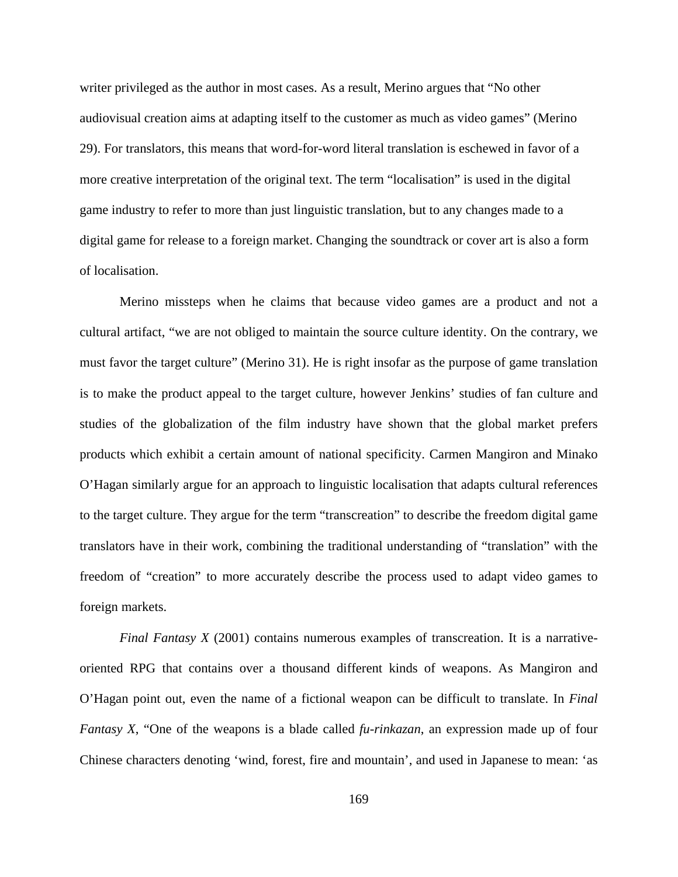writer privileged as the author in most cases. As a result, Merino argues that "No other audiovisual creation aims at adapting itself to the customer as much as video games" (Merino 29). For translators, this means that word-for-word literal translation is eschewed in favor of a more creative interpretation of the original text. The term "localisation" is used in the digital game industry to refer to more than just linguistic translation, but to any changes made to a digital game for release to a foreign market. Changing the soundtrack or cover art is also a form of localisation.

Merino missteps when he claims that because video games are a product and not a cultural artifact, "we are not obliged to maintain the source culture identity. On the contrary, we must favor the target culture" (Merino 31). He is right insofar as the purpose of game translation is to make the product appeal to the target culture, however Jenkins' studies of fan culture and studies of the globalization of the film industry have shown that the global market prefers products which exhibit a certain amount of national specificity. Carmen Mangiron and Minako O'Hagan similarly argue for an approach to linguistic localisation that adapts cultural references to the target culture. They argue for the term "transcreation" to describe the freedom digital game translators have in their work, combining the traditional understanding of "translation" with the freedom of "creation" to more accurately describe the process used to adapt video games to foreign markets.

*Final Fantasy X* (2001) contains numerous examples of transcreation. It is a narrative-oriented RPG that contains over a thousand different kinds of weapons. As Mangiron and O'Hagan point out, even the name of a fictional weapon can be difficult to translate. In *Final Fantasy X*, "One of the weapons is a blade called *fu-rinkazan*, an expression made up of four Chinese characters denoting 'wind, forest, fire and mountain', and used in Japanese to mean: 'as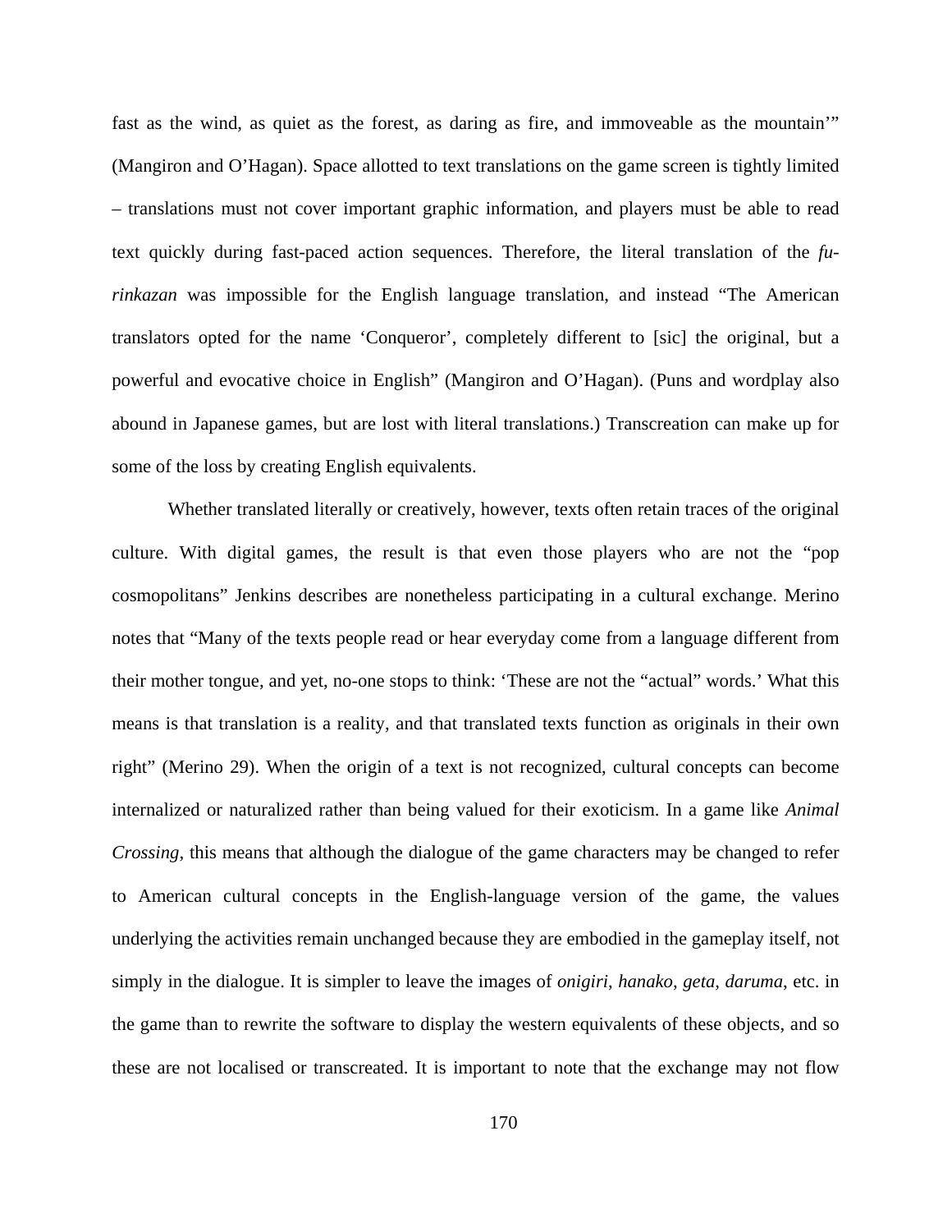fast as the wind, as quiet as the forest, as daring as fire, and immoveable as the mountain'" (Mangiron and O'Hagan). Space allotted to text translations on the game screen is tightly limited – translations must not cover important graphic information, and players must be able to read text quickly during fast-paced action sequences. Therefore, the literal translation of the *fu-rinkazan* was impossible for the English language translation, and instead "The American translators opted for the name 'Conqueror', completely different to [sic] the original, but a powerful and evocative choice in English" (Mangiron and O'Hagan). (Puns and wordplay also abound in Japanese games, but are lost with literal translations.) Transcreation can make up for some of the loss by creating English equivalents.

Whether translated literally or creatively, however, texts often retain traces of the original culture. With digital games, the result is that even those players who are not the "pop cosmopolitans" Jenkins describes are nonetheless participating in a cultural exchange. Merino notes that "Many of the texts people read or hear everyday come from a language different from their mother tongue, and yet, no-one stops to think: 'These are not the "actual" words.' What this means is that translation is a reality, and that translated texts function as originals in their own right" (Merino 29). When the origin of a text is not recognized, cultural concepts can become internalized or naturalized rather than being valued for their exoticism. In a game like *Animal Crossing*, this means that although the dialogue of the game characters may be changed to refer to American cultural concepts in the English-language version of the game, the values underlying the activities remain unchanged because they are embodied in the gameplay itself, not simply in the dialogue. It is simpler to leave the images of *onigiri*, *hanako*, *geta*, *daruma*, etc. in the game than to rewrite the software to display the western equivalents of these objects, and so these are not localised or transcreated. It is important to note that the exchange may not flow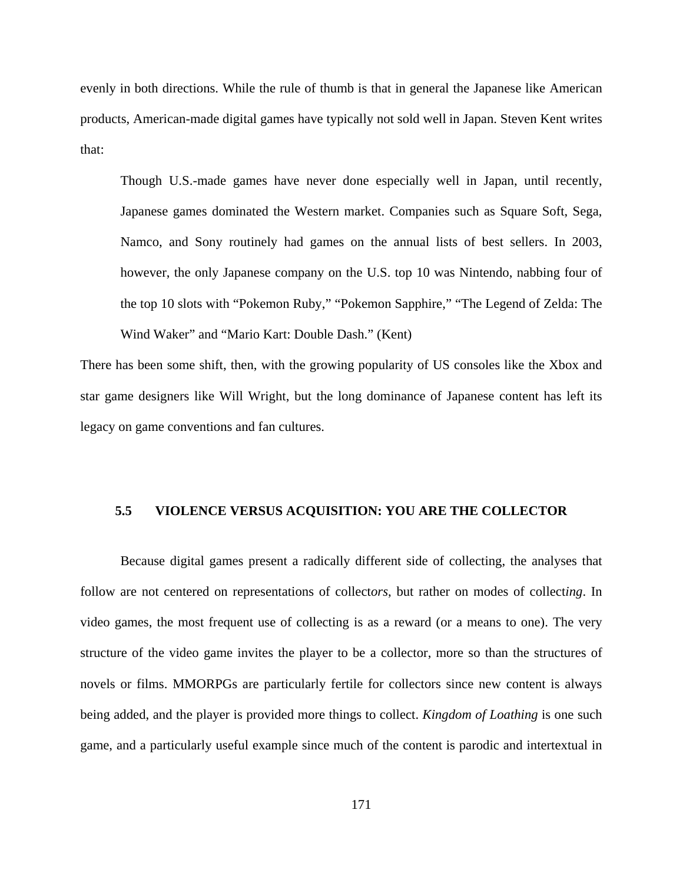evenly in both directions. While the rule of thumb is that in general the Japanese like American products, American-made digital games have typically not sold well in Japan. Steven Kent writes that:

> Though U.S.-made games have never done especially well in Japan, until recently, Japanese games dominated the Western market. Companies such as Square Soft, Sega, Namco, and Sony routinely had games on the annual lists of best sellers. In 2003, however, the only Japanese company on the U.S. top 10 was Nintendo, nabbing four of the top 10 slots with "Pokemon Ruby," "Pokemon Sapphire," "The Legend of Zelda: The Wind Waker" and "Mario Kart: Double Dash." (Kent)

There has been some shift, then, with the growing popularity of US consoles like the Xbox and star game designers like Will Wright, but the long dominance of Japanese content has left its legacy on game conventions and fan cultures.

## 5.5 VIOLENCE VERSUS ACQUISITION: YOU ARE THE COLLECTOR

Because digital games present a radically different side of collecting, the analyses that follow are not centered on representations of collect*ors*, but rather on modes of collect*ing*. In video games, the most frequent use of collecting is as a reward (or a means to one). The very structure of the video game invites the player to be a collector, more so than the structures of novels or films. MMORPGs are particularly fertile for collectors since new content is always being added, and the player is provided more things to collect. *Kingdom of Loathing* is one such game, and a particularly useful example since much of the content is parodic and intertextual in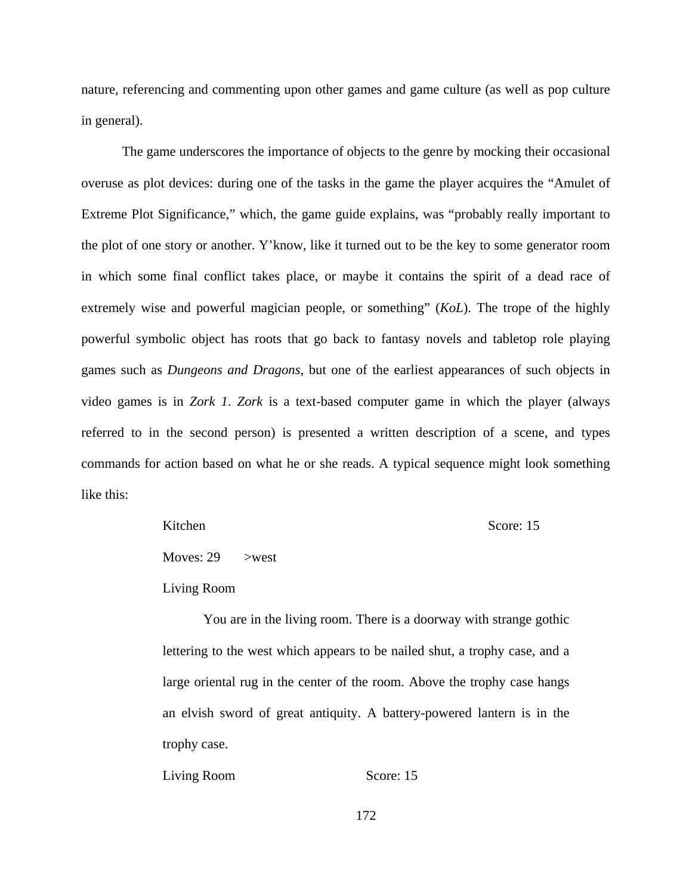nature, referencing and commenting upon other games and game culture (as well as pop culture in general).

The game underscores the importance of objects to the genre by mocking their occasional overuse as plot devices: during one of the tasks in the game the player acquires the "Amulet of Extreme Plot Significance," which, the game guide explains, was "probably really important to the plot of one story or another. Y'know, like it turned out to be the key to some generator room in which some final conflict takes place, or maybe it contains the spirit of a dead race of extremely wise and powerful magician people, or something" (*KoL*). The trope of the highly powerful symbolic object has roots that go back to fantasy novels and tabletop role playing games such as *Dungeons and Dragons*, but one of the earliest appearances of such objects in video games is in *Zork 1*. *Zork* is a text-based computer game in which the player (always referred to in the second person) is presented a written description of a scene, and types commands for action based on what he or she reads. A typical sequence might look something like this:

> Kitchen Score: 15
>
> Moves: 29 >west
>
> Living Room
>
> You are in the living room. There is a doorway with strange gothic lettering to the west which appears to be nailed shut, a trophy case, and a large oriental rug in the center of the room. Above the trophy case hangs an elvish sword of great antiquity. A battery-powered lantern is in the trophy case.
>
> Living Room Score: 15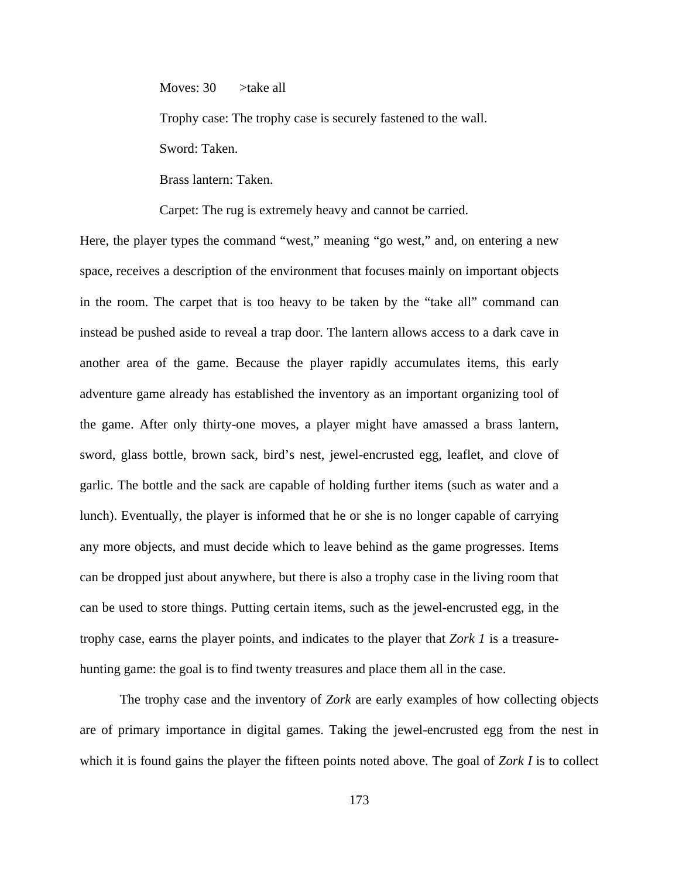Moves: 30    >take all

Trophy case: The trophy case is securely fastened to the wall.

Sword: Taken.

Brass lantern: Taken.

Carpet: The rug is extremely heavy and cannot be carried.

Here, the player types the command "west," meaning "go west," and, on entering a new space, receives a description of the environment that focuses mainly on important objects in the room. The carpet that is too heavy to be taken by the "take all" command can instead be pushed aside to reveal a trap door. The lantern allows access to a dark cave in another area of the game. Because the player rapidly accumulates items, this early adventure game already has established the inventory as an important organizing tool of the game. After only thirty-one moves, a player might have amassed a brass lantern, sword, glass bottle, brown sack, bird's nest, jewel-encrusted egg, leaflet, and clove of garlic. The bottle and the sack are capable of holding further items (such as water and a lunch). Eventually, the player is informed that he or she is no longer capable of carrying any more objects, and must decide which to leave behind as the game progresses. Items can be dropped just about anywhere, but there is also a trophy case in the living room that can be used to store things. Putting certain items, such as the jewel-encrusted egg, in the trophy case, earns the player points, and indicates to the player that *Zork 1* is a treasure-hunting game: the goal is to find twenty treasures and place them all in the case.

The trophy case and the inventory of *Zork* are early examples of how collecting objects are of primary importance in digital games. Taking the jewel-encrusted egg from the nest in which it is found gains the player the fifteen points noted above. The goal of *Zork I* is to collect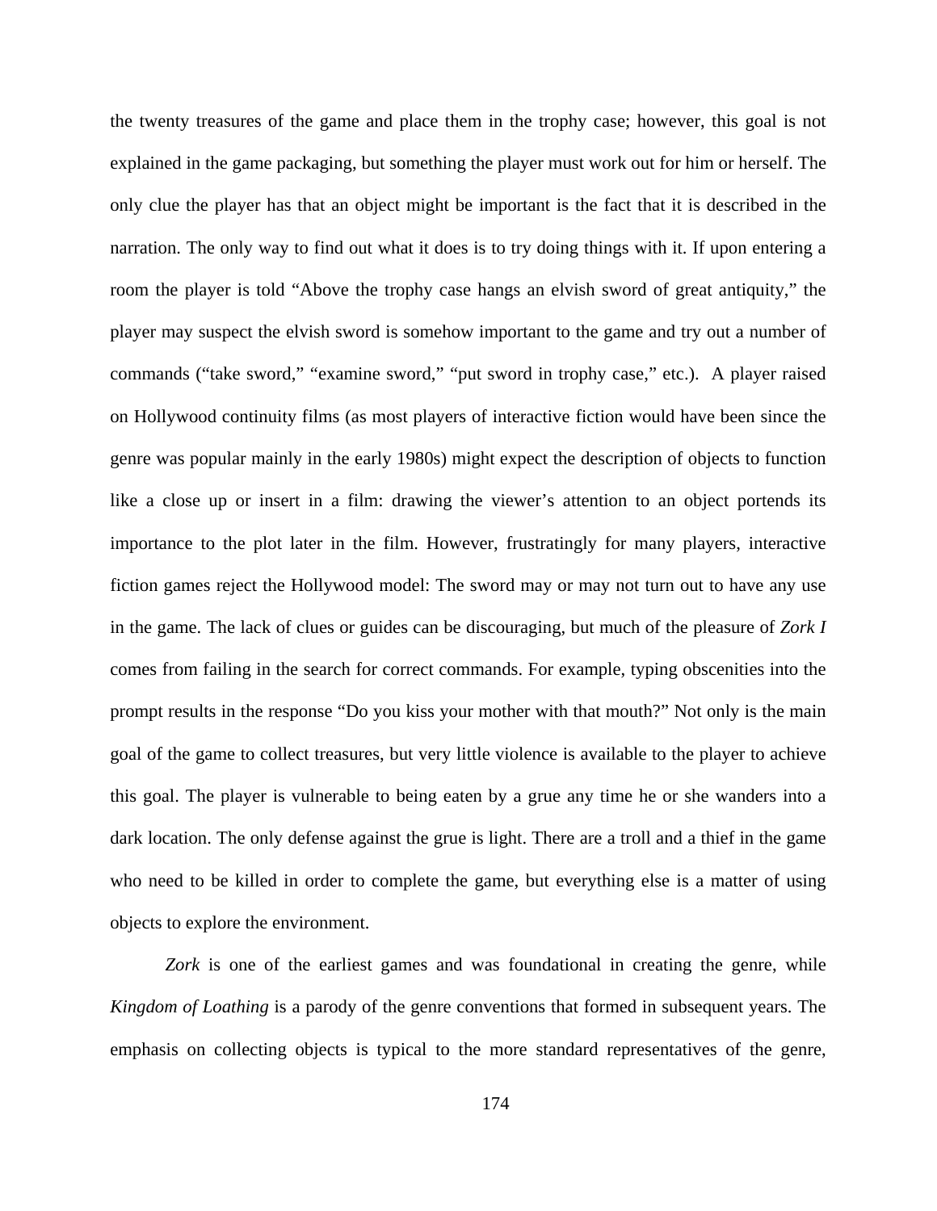the twenty treasures of the game and place them in the trophy case; however, this goal is not explained in the game packaging, but something the player must work out for him or herself. The only clue the player has that an object might be important is the fact that it is described in the narration. The only way to find out what it does is to try doing things with it. If upon entering a room the player is told "Above the trophy case hangs an elvish sword of great antiquity," the player may suspect the elvish sword is somehow important to the game and try out a number of commands ("take sword," "examine sword," "put sword in trophy case," etc.). A player raised on Hollywood continuity films (as most players of interactive fiction would have been since the genre was popular mainly in the early 1980s) might expect the description of objects to function like a close up or insert in a film: drawing the viewer's attention to an object portends its importance to the plot later in the film. However, frustratingly for many players, interactive fiction games reject the Hollywood model: The sword may or may not turn out to have any use in the game. The lack of clues or guides can be discouraging, but much of the pleasure of *Zork I* comes from failing in the search for correct commands. For example, typing obscenities into the prompt results in the response "Do you kiss your mother with that mouth?" Not only is the main goal of the game to collect treasures, but very little violence is available to the player to achieve this goal. The player is vulnerable to being eaten by a grue any time he or she wanders into a dark location. The only defense against the grue is light. There are a troll and a thief in the game who need to be killed in order to complete the game, but everything else is a matter of using objects to explore the environment.

*Zork* is one of the earliest games and was foundational in creating the genre, while *Kingdom of Loathing* is a parody of the genre conventions that formed in subsequent years. The emphasis on collecting objects is typical to the more standard representatives of the genre,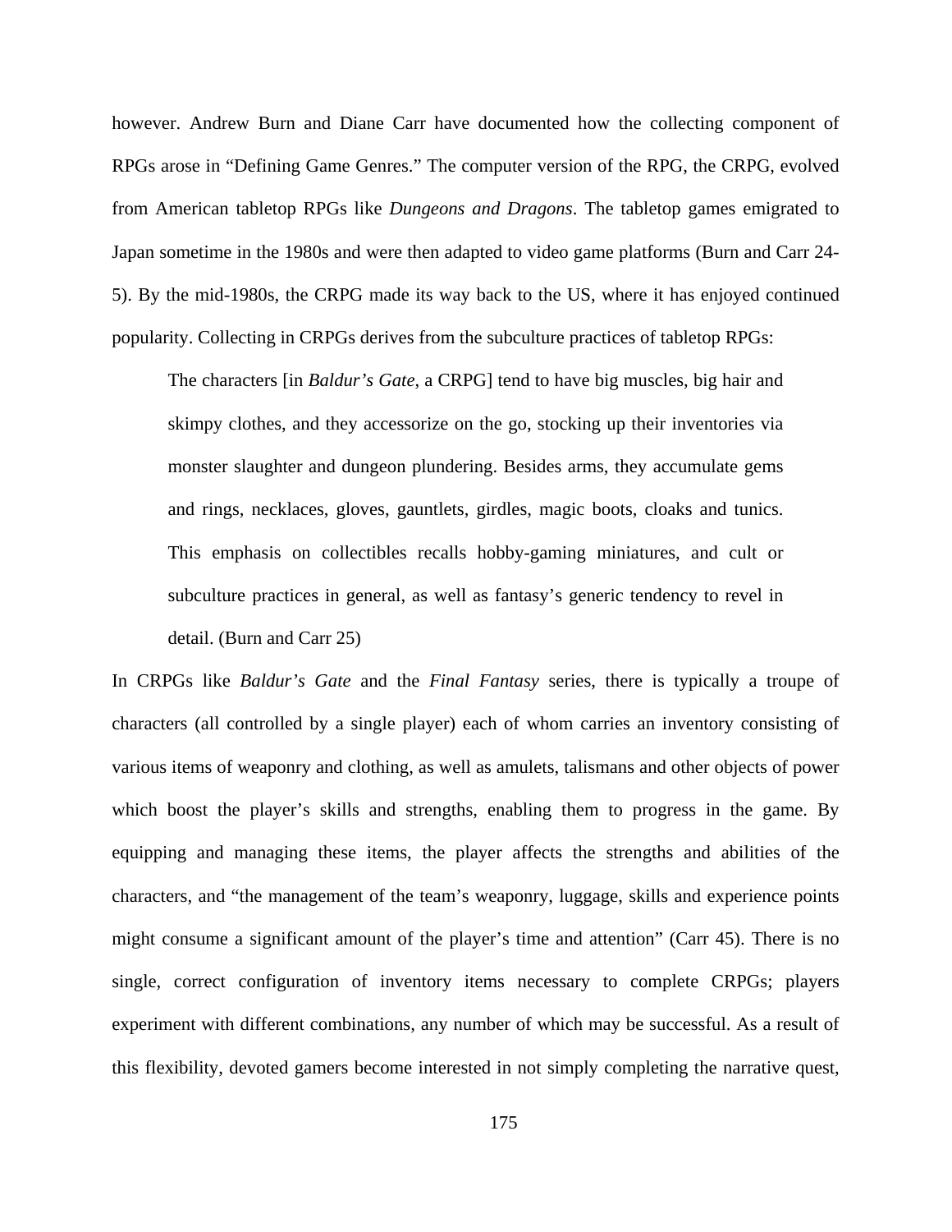however. Andrew Burn and Diane Carr have documented how the collecting component of RPGs arose in "Defining Game Genres." The computer version of the RPG, the CRPG, evolved from American tabletop RPGs like *Dungeons and Dragons*. The tabletop games emigrated to Japan sometime in the 1980s and were then adapted to video game platforms (Burn and Carr 24-5). By the mid-1980s, the CRPG made its way back to the US, where it has enjoyed continued popularity. Collecting in CRPGs derives from the subculture practices of tabletop RPGs:

> The characters [in *Baldur's Gate*, a CRPG] tend to have big muscles, big hair and skimpy clothes, and they accessorize on the go, stocking up their inventories via monster slaughter and dungeon plundering. Besides arms, they accumulate gems and rings, necklaces, gloves, gauntlets, girdles, magic boots, cloaks and tunics. This emphasis on collectibles recalls hobby-gaming miniatures, and cult or subculture practices in general, as well as fantasy's generic tendency to revel in detail. (Burn and Carr 25)

In CRPGs like *Baldur's Gate* and the *Final Fantasy* series, there is typically a troupe of characters (all controlled by a single player) each of whom carries an inventory consisting of various items of weaponry and clothing, as well as amulets, talismans and other objects of power which boost the player's skills and strengths, enabling them to progress in the game. By equipping and managing these items, the player affects the strengths and abilities of the characters, and "the management of the team's weaponry, luggage, skills and experience points might consume a significant amount of the player's time and attention" (Carr 45). There is no single, correct configuration of inventory items necessary to complete CRPGs; players experiment with different combinations, any number of which may be successful. As a result of this flexibility, devoted gamers become interested in not simply completing the narrative quest,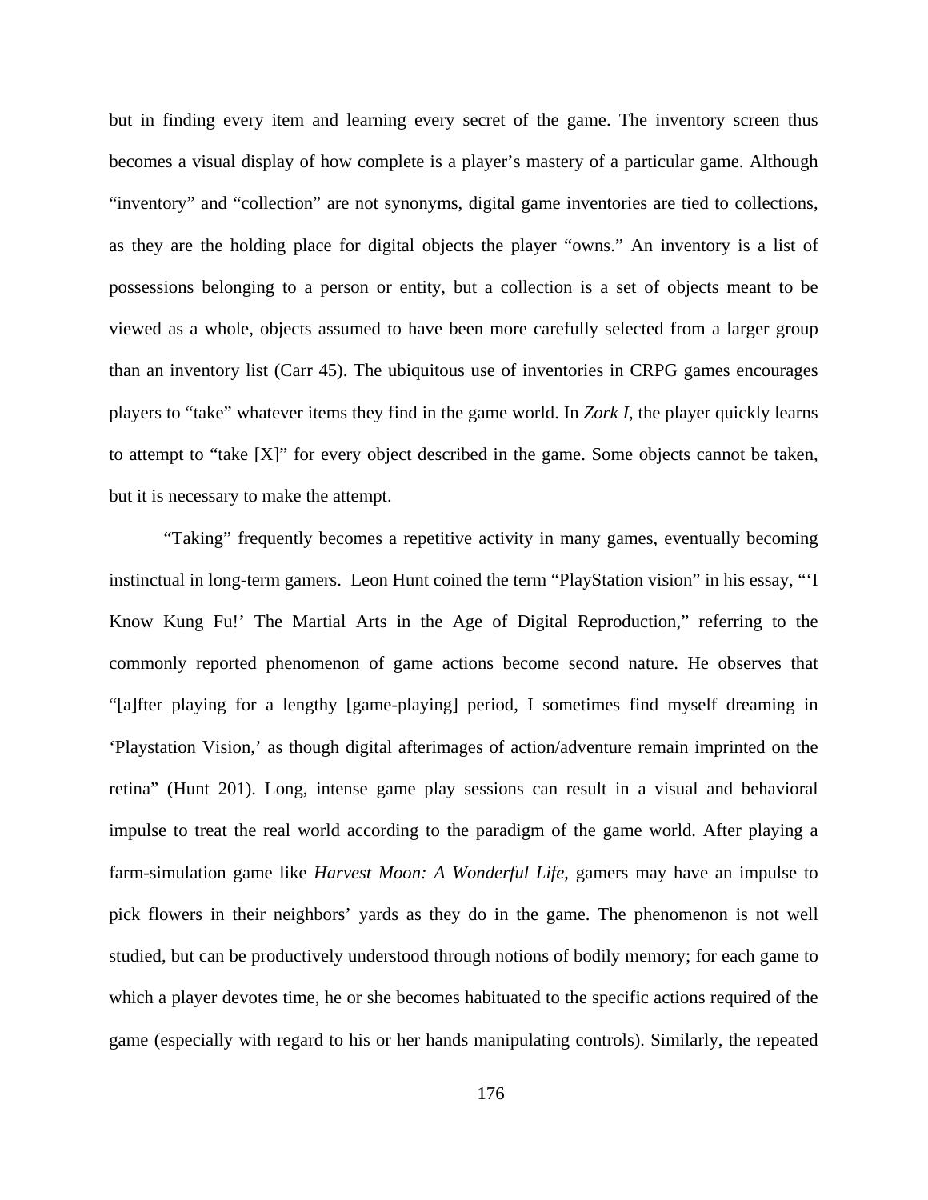but in finding every item and learning every secret of the game. The inventory screen thus becomes a visual display of how complete is a player's mastery of a particular game. Although "inventory" and "collection" are not synonyms, digital game inventories are tied to collections, as they are the holding place for digital objects the player "owns." An inventory is a list of possessions belonging to a person or entity, but a collection is a set of objects meant to be viewed as a whole, objects assumed to have been more carefully selected from a larger group than an inventory list (Carr 45). The ubiquitous use of inventories in CRPG games encourages players to "take" whatever items they find in the game world. In *Zork I*, the player quickly learns to attempt to "take [X]" for every object described in the game. Some objects cannot be taken, but it is necessary to make the attempt.

"Taking" frequently becomes a repetitive activity in many games, eventually becoming instinctual in long-term gamers. Leon Hunt coined the term "PlayStation vision" in his essay, "'I Know Kung Fu!' The Martial Arts in the Age of Digital Reproduction," referring to the commonly reported phenomenon of game actions become second nature. He observes that "[a]fter playing for a lengthy [game-playing] period, I sometimes find myself dreaming in 'Playstation Vision,' as though digital afterimages of action/adventure remain imprinted on the retina" (Hunt 201). Long, intense game play sessions can result in a visual and behavioral impulse to treat the real world according to the paradigm of the game world. After playing a farm-simulation game like *Harvest Moon: A Wonderful Life*, gamers may have an impulse to pick flowers in their neighbors' yards as they do in the game. The phenomenon is not well studied, but can be productively understood through notions of bodily memory; for each game to which a player devotes time, he or she becomes habituated to the specific actions required of the game (especially with regard to his or her hands manipulating controls). Similarly, the repeated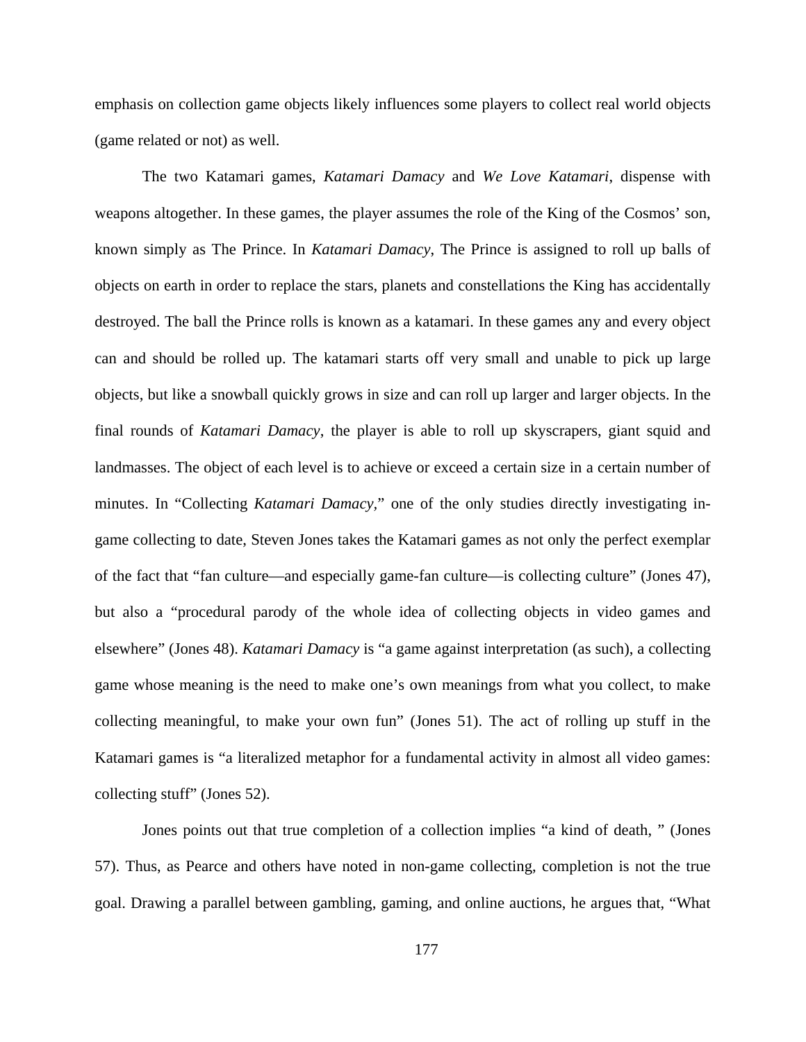emphasis on collection game objects likely influences some players to collect real world objects (game related or not) as well.

The two Katamari games, *Katamari Damacy* and *We Love Katamari*, dispense with weapons altogether. In these games, the player assumes the role of the King of the Cosmos' son, known simply as The Prince. In *Katamari Damacy*, The Prince is assigned to roll up balls of objects on earth in order to replace the stars, planets and constellations the King has accidentally destroyed. The ball the Prince rolls is known as a katamari. In these games any and every object can and should be rolled up. The katamari starts off very small and unable to pick up large objects, but like a snowball quickly grows in size and can roll up larger and larger objects. In the final rounds of *Katamari Damacy*, the player is able to roll up skyscrapers, giant squid and landmasses. The object of each level is to achieve or exceed a certain size in a certain number of minutes. In "Collecting *Katamari Damacy*," one of the only studies directly investigating in-game collecting to date, Steven Jones takes the Katamari games as not only the perfect exemplar of the fact that "fan culture—and especially game-fan culture—is collecting culture" (Jones 47), but also a "procedural parody of the whole idea of collecting objects in video games and elsewhere" (Jones 48). *Katamari Damacy* is "a game against interpretation (as such), a collecting game whose meaning is the need to make one's own meanings from what you collect, to make collecting meaningful, to make your own fun" (Jones 51). The act of rolling up stuff in the Katamari games is "a literalized metaphor for a fundamental activity in almost all video games: collecting stuff" (Jones 52).

Jones points out that true completion of a collection implies "a kind of death, " (Jones 57). Thus, as Pearce and others have noted in non-game collecting, completion is not the true goal. Drawing a parallel between gambling, gaming, and online auctions, he argues that, "What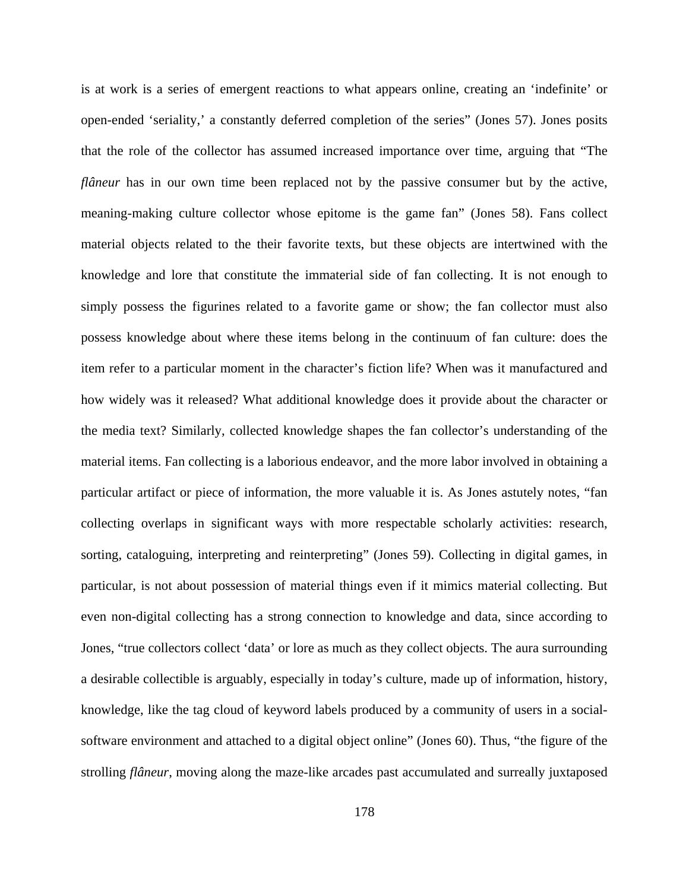is at work is a series of emergent reactions to what appears online, creating an 'indefinite' or open-ended 'seriality,' a constantly deferred completion of the series" (Jones 57). Jones posits that the role of the collector has assumed increased importance over time, arguing that "The *flâneur* has in our own time been replaced not by the passive consumer but by the active, meaning-making culture collector whose epitome is the game fan" (Jones 58). Fans collect material objects related to the their favorite texts, but these objects are intertwined with the knowledge and lore that constitute the immaterial side of fan collecting. It is not enough to simply possess the figurines related to a favorite game or show; the fan collector must also possess knowledge about where these items belong in the continuum of fan culture: does the item refer to a particular moment in the character's fiction life? When was it manufactured and how widely was it released? What additional knowledge does it provide about the character or the media text? Similarly, collected knowledge shapes the fan collector's understanding of the material items. Fan collecting is a laborious endeavor, and the more labor involved in obtaining a particular artifact or piece of information, the more valuable it is. As Jones astutely notes, "fan collecting overlaps in significant ways with more respectable scholarly activities: research, sorting, cataloguing, interpreting and reinterpreting" (Jones 59). Collecting in digital games, in particular, is not about possession of material things even if it mimics material collecting. But even non-digital collecting has a strong connection to knowledge and data, since according to Jones, "true collectors collect 'data' or lore as much as they collect objects. The aura surrounding a desirable collectible is arguably, especially in today's culture, made up of information, history, knowledge, like the tag cloud of keyword labels produced by a community of users in a social-software environment and attached to a digital object online" (Jones 60). Thus, "the figure of the strolling *flâneur*, moving along the maze-like arcades past accumulated and surreally juxtaposed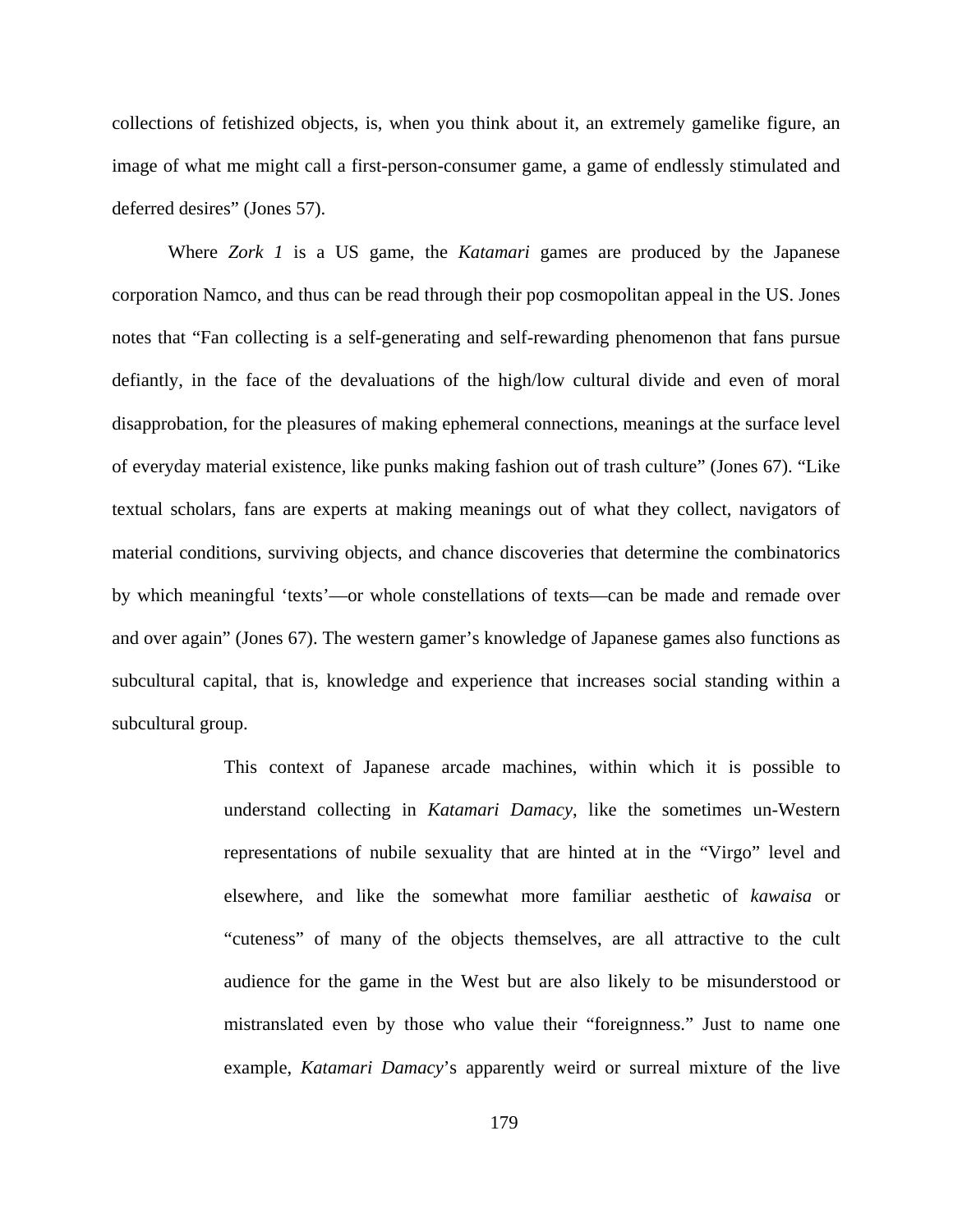collections of fetishized objects, is, when you think about it, an extremely gamelike figure, an image of what me might call a first-person-consumer game, a game of endlessly stimulated and deferred desires" (Jones 57).

Where *Zork 1* is a US game, the *Katamari* games are produced by the Japanese corporation Namco, and thus can be read through their pop cosmopolitan appeal in the US. Jones notes that "Fan collecting is a self-generating and self-rewarding phenomenon that fans pursue defiantly, in the face of the devaluations of the high/low cultural divide and even of moral disapprobation, for the pleasures of making ephemeral connections, meanings at the surface level of everyday material existence, like punks making fashion out of trash culture" (Jones 67). "Like textual scholars, fans are experts at making meanings out of what they collect, navigators of material conditions, surviving objects, and chance discoveries that determine the combinatorics by which meaningful 'texts'—or whole constellations of texts—can be made and remade over and over again" (Jones 67). The western gamer's knowledge of Japanese games also functions as subcultural capital, that is, knowledge and experience that increases social standing within a subcultural group.

> This context of Japanese arcade machines, within which it is possible to understand collecting in *Katamari Damacy*, like the sometimes un-Western representations of nubile sexuality that are hinted at in the "Virgo" level and elsewhere, and like the somewhat more familiar aesthetic of *kawaisa* or "cuteness" of many of the objects themselves, are all attractive to the cult audience for the game in the West but are also likely to be misunderstood or mistranslated even by those who value their "foreignness." Just to name one example, *Katamari Damacy*'s apparently weird or surreal mixture of the live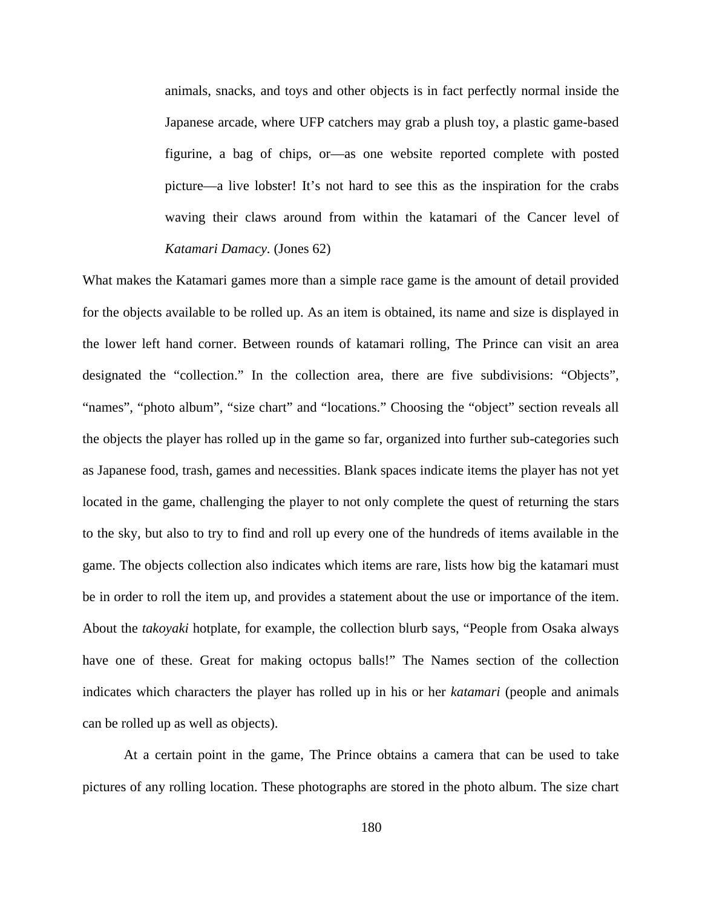> animals, snacks, and toys and other objects is in fact perfectly normal inside the Japanese arcade, where UFP catchers may grab a plush toy, a plastic game-based figurine, a bag of chips, or—as one website reported complete with posted picture—a live lobster! It's not hard to see this as the inspiration for the crabs waving their claws around from within the katamari of the Cancer level of *Katamari Damacy*. (Jones 62)

What makes the Katamari games more than a simple race game is the amount of detail provided for the objects available to be rolled up. As an item is obtained, its name and size is displayed in the lower left hand corner. Between rounds of katamari rolling, The Prince can visit an area designated the "collection." In the collection area, there are five subdivisions: "Objects", "names", "photo album", "size chart" and "locations." Choosing the "object" section reveals all the objects the player has rolled up in the game so far, organized into further sub-categories such as Japanese food, trash, games and necessities. Blank spaces indicate items the player has not yet located in the game, challenging the player to not only complete the quest of returning the stars to the sky, but also to try to find and roll up every one of the hundreds of items available in the game. The objects collection also indicates which items are rare, lists how big the katamari must be in order to roll the item up, and provides a statement about the use or importance of the item. About the *takoyaki* hotplate, for example, the collection blurb says, "People from Osaka always have one of these. Great for making octopus balls!" The Names section of the collection indicates which characters the player has rolled up in his or her *katamari* (people and animals can be rolled up as well as objects).

At a certain point in the game, The Prince obtains a camera that can be used to take pictures of any rolling location. These photographs are stored in the photo album. The size chart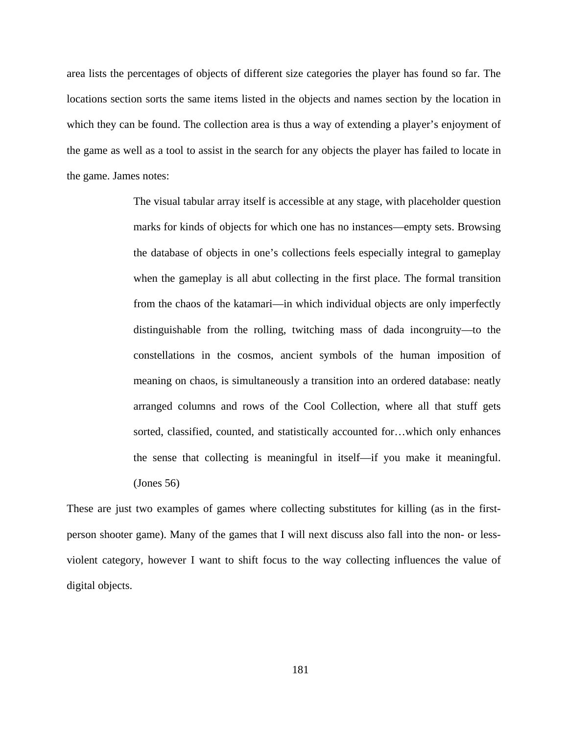area lists the percentages of objects of different size categories the player has found so far. The locations section sorts the same items listed in the objects and names section by the location in which they can be found. The collection area is thus a way of extending a player's enjoyment of the game as well as a tool to assist in the search for any objects the player has failed to locate in the game. James notes:

> The visual tabular array itself is accessible at any stage, with placeholder question marks for kinds of objects for which one has no instances—empty sets. Browsing the database of objects in one's collections feels especially integral to gameplay when the gameplay is all abut collecting in the first place. The formal transition from the chaos of the katamari—in which individual objects are only imperfectly distinguishable from the rolling, twitching mass of dada incongruity—to the constellations in the cosmos, ancient symbols of the human imposition of meaning on chaos, is simultaneously a transition into an ordered database: neatly arranged columns and rows of the Cool Collection, where all that stuff gets sorted, classified, counted, and statistically accounted for…which only enhances the sense that collecting is meaningful in itself—if you make it meaningful. (Jones 56)

These are just two examples of games where collecting substitutes for killing (as in the first-person shooter game). Many of the games that I will next discuss also fall into the non- or less-violent category, however I want to shift focus to the way collecting influences the value of digital objects.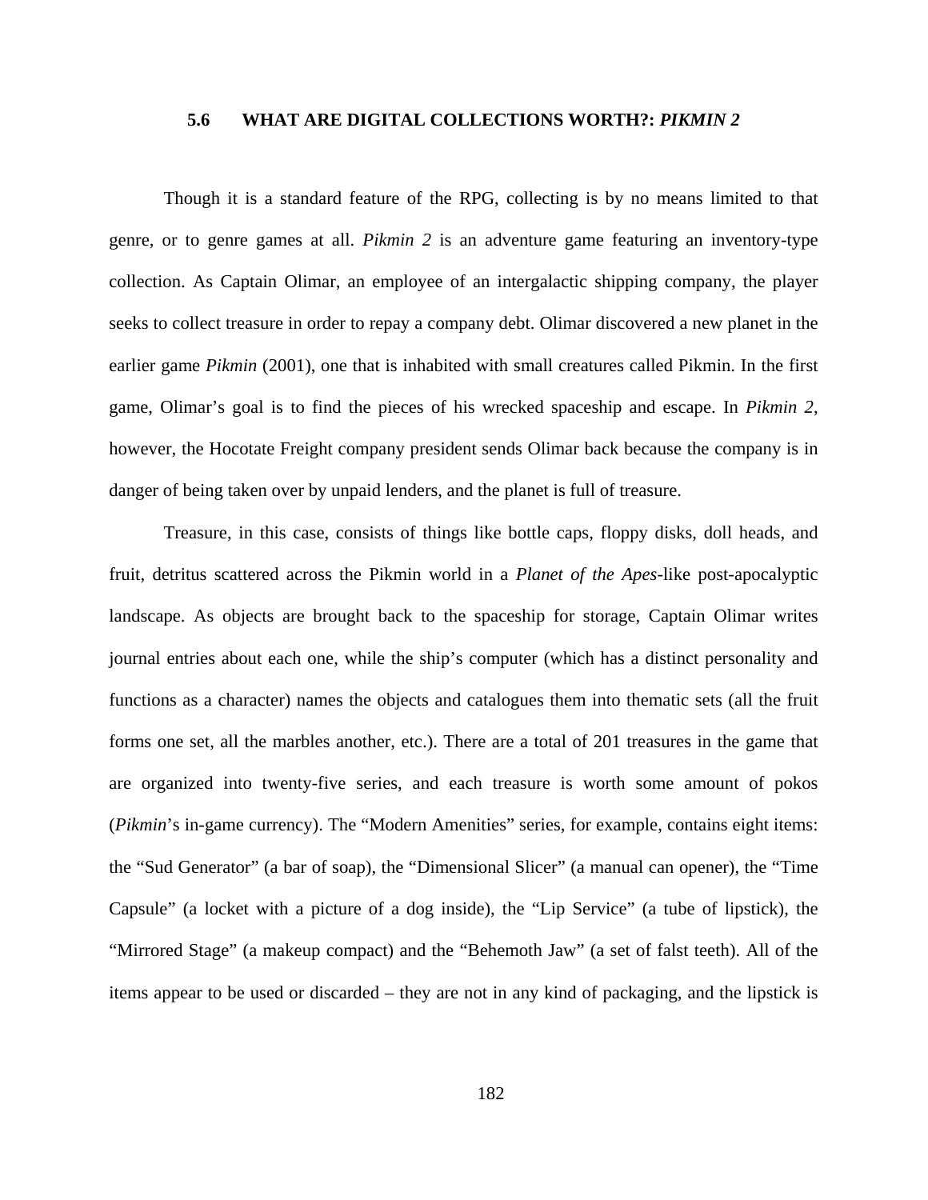### 5.6 WHAT ARE DIGITAL COLLECTIONS WORTH?: *PIKMIN 2*

Though it is a standard feature of the RPG, collecting is by no means limited to that genre, or to genre games at all. *Pikmin 2* is an adventure game featuring an inventory-type collection. As Captain Olimar, an employee of an intergalactic shipping company, the player seeks to collect treasure in order to repay a company debt. Olimar discovered a new planet in the earlier game *Pikmin* (2001), one that is inhabited with small creatures called Pikmin. In the first game, Olimar's goal is to find the pieces of his wrecked spaceship and escape. In *Pikmin 2*, however, the Hocotate Freight company president sends Olimar back because the company is in danger of being taken over by unpaid lenders, and the planet is full of treasure.

Treasure, in this case, consists of things like bottle caps, floppy disks, doll heads, and fruit, detritus scattered across the Pikmin world in a *Planet of the Apes*-like post-apocalyptic landscape. As objects are brought back to the spaceship for storage, Captain Olimar writes journal entries about each one, while the ship's computer (which has a distinct personality and functions as a character) names the objects and catalogues them into thematic sets (all the fruit forms one set, all the marbles another, etc.). There are a total of 201 treasures in the game that are organized into twenty-five series, and each treasure is worth some amount of pokos (*Pikmin*'s in-game currency). The "Modern Amenities" series, for example, contains eight items: the "Sud Generator" (a bar of soap), the "Dimensional Slicer" (a manual can opener), the "Time Capsule" (a locket with a picture of a dog inside), the "Lip Service" (a tube of lipstick), the "Mirrored Stage" (a makeup compact) and the "Behemoth Jaw" (a set of falst teeth). All of the items appear to be used or discarded – they are not in any kind of packaging, and the lipstick is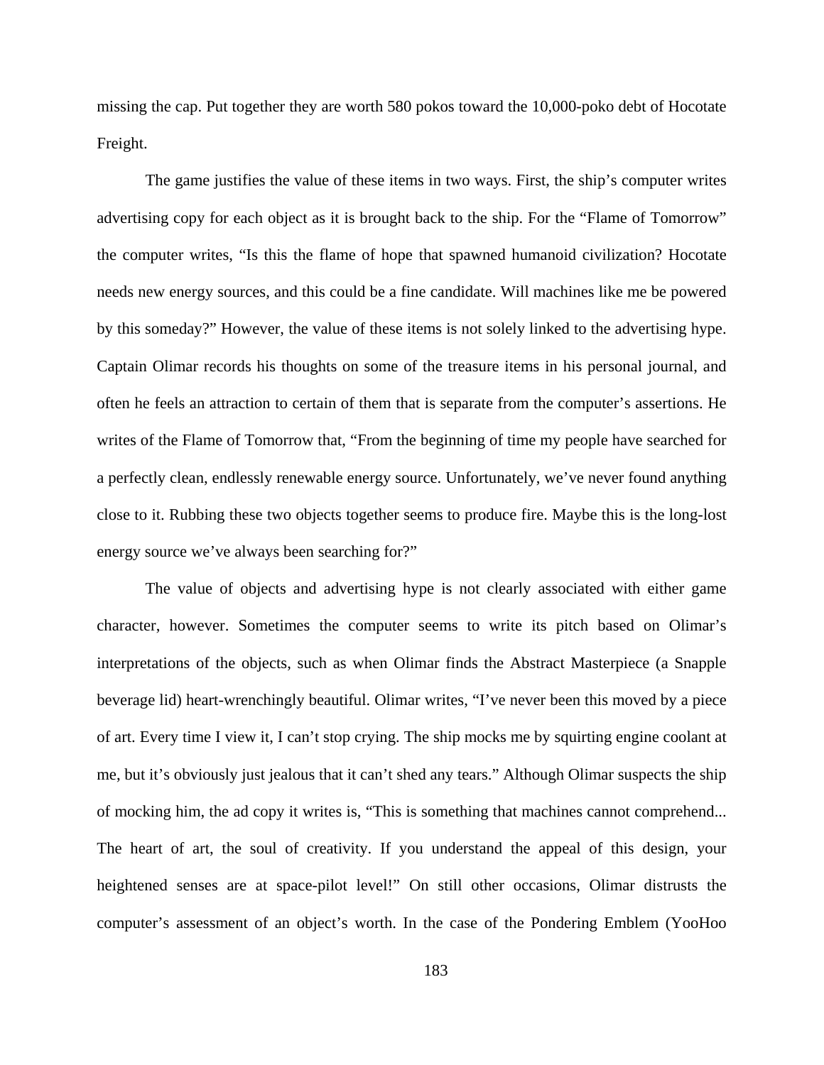missing the cap. Put together they are worth 580 pokos toward the 10,000-poko debt of Hocotate Freight.

The game justifies the value of these items in two ways. First, the ship's computer writes advertising copy for each object as it is brought back to the ship. For the "Flame of Tomorrow" the computer writes, "Is this the flame of hope that spawned humanoid civilization? Hocotate needs new energy sources, and this could be a fine candidate. Will machines like me be powered by this someday?" However, the value of these items is not solely linked to the advertising hype. Captain Olimar records his thoughts on some of the treasure items in his personal journal, and often he feels an attraction to certain of them that is separate from the computer's assertions. He writes of the Flame of Tomorrow that, "From the beginning of time my people have searched for a perfectly clean, endlessly renewable energy source. Unfortunately, we've never found anything close to it. Rubbing these two objects together seems to produce fire. Maybe this is the long-lost energy source we've always been searching for?"

The value of objects and advertising hype is not clearly associated with either game character, however. Sometimes the computer seems to write its pitch based on Olimar's interpretations of the objects, such as when Olimar finds the Abstract Masterpiece (a Snapple beverage lid) heart-wrenchingly beautiful. Olimar writes, "I've never been this moved by a piece of art. Every time I view it, I can't stop crying. The ship mocks me by squirting engine coolant at me, but it's obviously just jealous that it can't shed any tears." Although Olimar suspects the ship of mocking him, the ad copy it writes is, "This is something that machines cannot comprehend... The heart of art, the soul of creativity. If you understand the appeal of this design, your heightened senses are at space-pilot level!" On still other occasions, Olimar distrusts the computer's assessment of an object's worth. In the case of the Pondering Emblem (YooHoo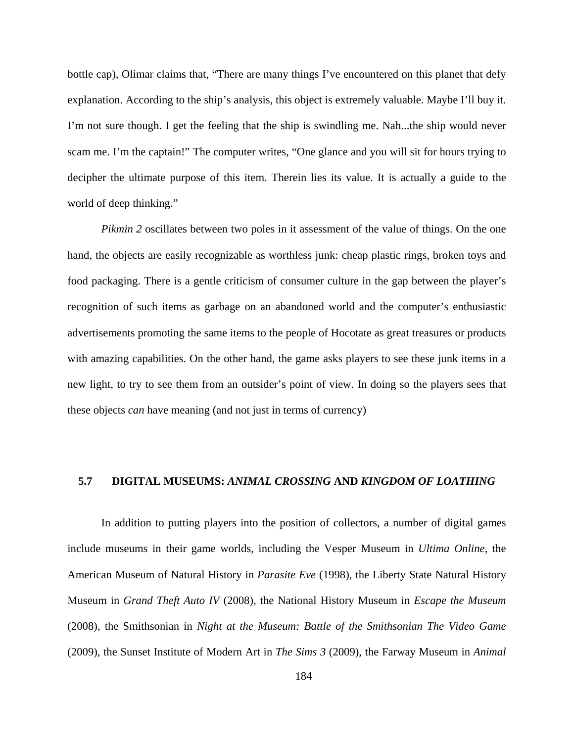bottle cap), Olimar claims that, “There are many things I’ve encountered on this planet that defy explanation. According to the ship’s analysis, this object is extremely valuable. Maybe I’ll buy it. I’m not sure though. I get the feeling that the ship is swindling me. Nah...the ship would never scam me. I’m the captain!” The computer writes, “One glance and you will sit for hours trying to decipher the ultimate purpose of this item. Therein lies its value. It is actually a guide to the world of deep thinking.”

*Pikmin 2* oscillates between two poles in it assessment of the value of things. On the one hand, the objects are easily recognizable as worthless junk: cheap plastic rings, broken toys and food packaging. There is a gentle criticism of consumer culture in the gap between the player’s recognition of such items as garbage on an abandoned world and the computer’s enthusiastic advertisements promoting the same items to the people of Hocotate as great treasures or products with amazing capabilities. On the other hand, the game asks players to see these junk items in a new light, to try to see them from an outsider’s point of view. In doing so the players sees that these objects *can* have meaning (and not just in terms of currency)

### 5.7 DIGITAL MUSEUMS: *ANIMAL CROSSING* AND *KINGDOM OF LOATHING*

In addition to putting players into the position of collectors, a number of digital games include museums in their game worlds, including the Vesper Museum in *Ultima Online*, the American Museum of Natural History in *Parasite Eve* (1998), the Liberty State Natural History Museum in *Grand Theft Auto IV* (2008), the National History Museum in *Escape the Museum* (2008), the Smithsonian in *Night at the Museum: Battle of the Smithsonian The Video Game* (2009), the Sunset Institute of Modern Art in *The Sims 3* (2009), the Farway Museum in *Animal*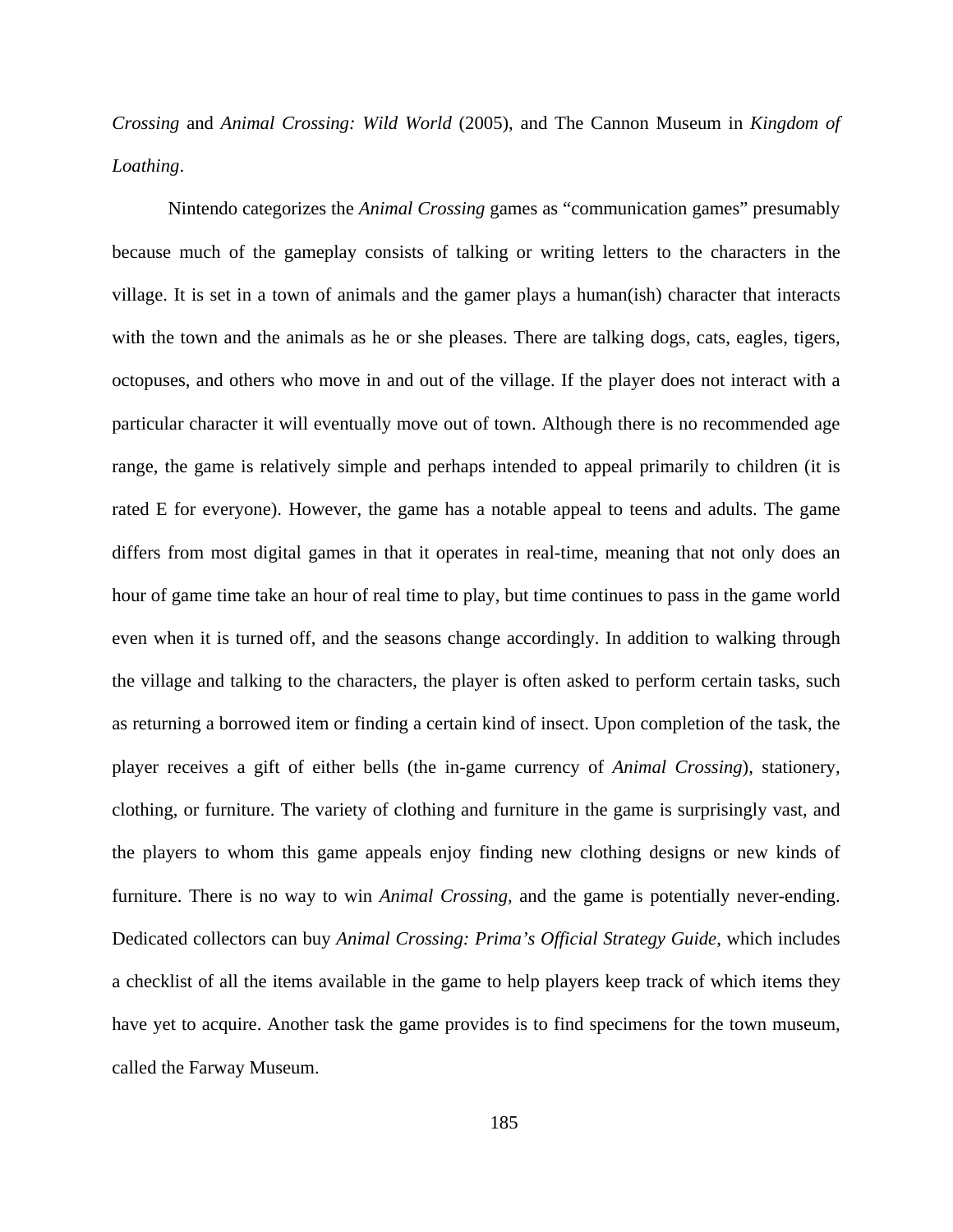*Crossing* and *Animal Crossing: Wild World* (2005), and The Cannon Museum in *Kingdom of Loathing*.

Nintendo categorizes the *Animal Crossing* games as “communication games” presumably because much of the gameplay consists of talking or writing letters to the characters in the village. It is set in a town of animals and the gamer plays a human(ish) character that interacts with the town and the animals as he or she pleases. There are talking dogs, cats, eagles, tigers, octopuses, and others who move in and out of the village. If the player does not interact with a particular character it will eventually move out of town. Although there is no recommended age range, the game is relatively simple and perhaps intended to appeal primarily to children (it is rated E for everyone). However, the game has a notable appeal to teens and adults. The game differs from most digital games in that it operates in real-time, meaning that not only does an hour of game time take an hour of real time to play, but time continues to pass in the game world even when it is turned off, and the seasons change accordingly. In addition to walking through the village and talking to the characters, the player is often asked to perform certain tasks, such as returning a borrowed item or finding a certain kind of insect. Upon completion of the task, the player receives a gift of either bells (the in-game currency of *Animal Crossing*), stationery, clothing, or furniture. The variety of clothing and furniture in the game is surprisingly vast, and the players to whom this game appeals enjoy finding new clothing designs or new kinds of furniture. There is no way to win *Animal Crossing,* and the game is potentially never-ending. Dedicated collectors can buy *Animal Crossing: Prima’s Official Strategy Guide*, which includes a checklist of all the items available in the game to help players keep track of which items they have yet to acquire. Another task the game provides is to find specimens for the town museum, called the Farway Museum.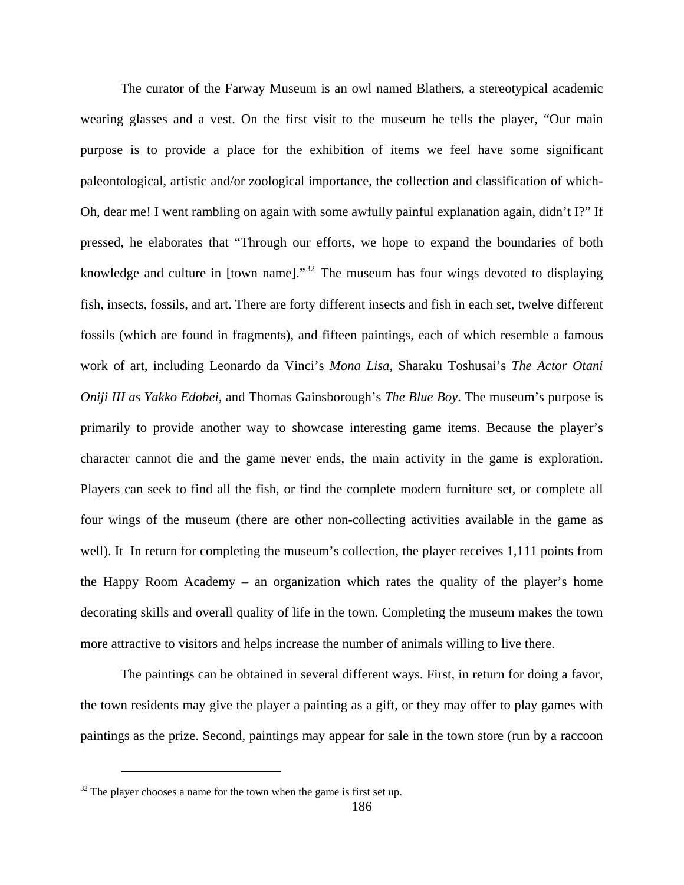The curator of the Farway Museum is an owl named Blathers, a stereotypical academic wearing glasses and a vest. On the first visit to the museum he tells the player, "Our main purpose is to provide a place for the exhibition of items we feel have some significant paleontological, artistic and/or zoological importance, the collection and classification of which- Oh, dear me! I went rambling on again with some awfully painful explanation again, didn't I?" If pressed, he elaborates that "Through our efforts, we hope to expand the boundaries of both knowledge and culture in [town name]."[32] The museum has four wings devoted to displaying fish, insects, fossils, and art. There are forty different insects and fish in each set, twelve different fossils (which are found in fragments), and fifteen paintings, each of which resemble a famous work of art, including Leonardo da Vinci's *Mona Lisa*, Sharaku Toshusai's *The Actor Otani Oniji III as Yakko Edobei*, and Thomas Gainsborough's *The Blue Boy*. The museum's purpose is primarily to provide another way to showcase interesting game items. Because the player's character cannot die and the game never ends, the main activity in the game is exploration. Players can seek to find all the fish, or find the complete modern furniture set, or complete all four wings of the museum (there are other non-collecting activities available in the game as well). It In return for completing the museum's collection, the player receives 1,111 points from the Happy Room Academy – an organization which rates the quality of the player's home decorating skills and overall quality of life in the town. Completing the museum makes the town more attractive to visitors and helps increase the number of animals willing to live there.

The paintings can be obtained in several different ways. First, in return for doing a favor, the town residents may give the player a painting as a gift, or they may offer to play games with paintings as the prize. Second, paintings may appear for sale in the town store (run by a raccoon

[32] The player chooses a name for the town when the game is first set up.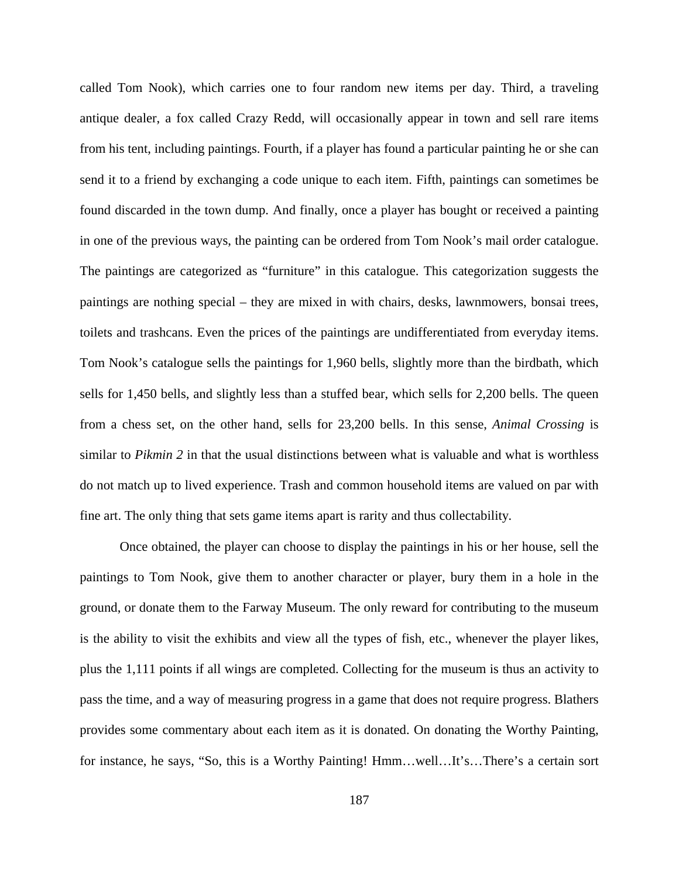called Tom Nook), which carries one to four random new items per day. Third, a traveling antique dealer, a fox called Crazy Redd, will occasionally appear in town and sell rare items from his tent, including paintings. Fourth, if a player has found a particular painting he or she can send it to a friend by exchanging a code unique to each item. Fifth, paintings can sometimes be found discarded in the town dump. And finally, once a player has bought or received a painting in one of the previous ways, the painting can be ordered from Tom Nook's mail order catalogue. The paintings are categorized as "furniture" in this catalogue. This categorization suggests the paintings are nothing special – they are mixed in with chairs, desks, lawnmowers, bonsai trees, toilets and trashcans. Even the prices of the paintings are undifferentiated from everyday items. Tom Nook's catalogue sells the paintings for 1,960 bells, slightly more than the birdbath, which sells for 1,450 bells, and slightly less than a stuffed bear, which sells for 2,200 bells. The queen from a chess set, on the other hand, sells for 23,200 bells. In this sense, *Animal Crossing* is similar to *Pikmin 2* in that the usual distinctions between what is valuable and what is worthless do not match up to lived experience. Trash and common household items are valued on par with fine art. The only thing that sets game items apart is rarity and thus collectability.

Once obtained, the player can choose to display the paintings in his or her house, sell the paintings to Tom Nook, give them to another character or player, bury them in a hole in the ground, or donate them to the Farway Museum. The only reward for contributing to the museum is the ability to visit the exhibits and view all the types of fish, etc., whenever the player likes, plus the 1,111 points if all wings are completed. Collecting for the museum is thus an activity to pass the time, and a way of measuring progress in a game that does not require progress. Blathers provides some commentary about each item as it is donated. On donating the Worthy Painting, for instance, he says, "So, this is a Worthy Painting! Hmm…well…It's…There's a certain sort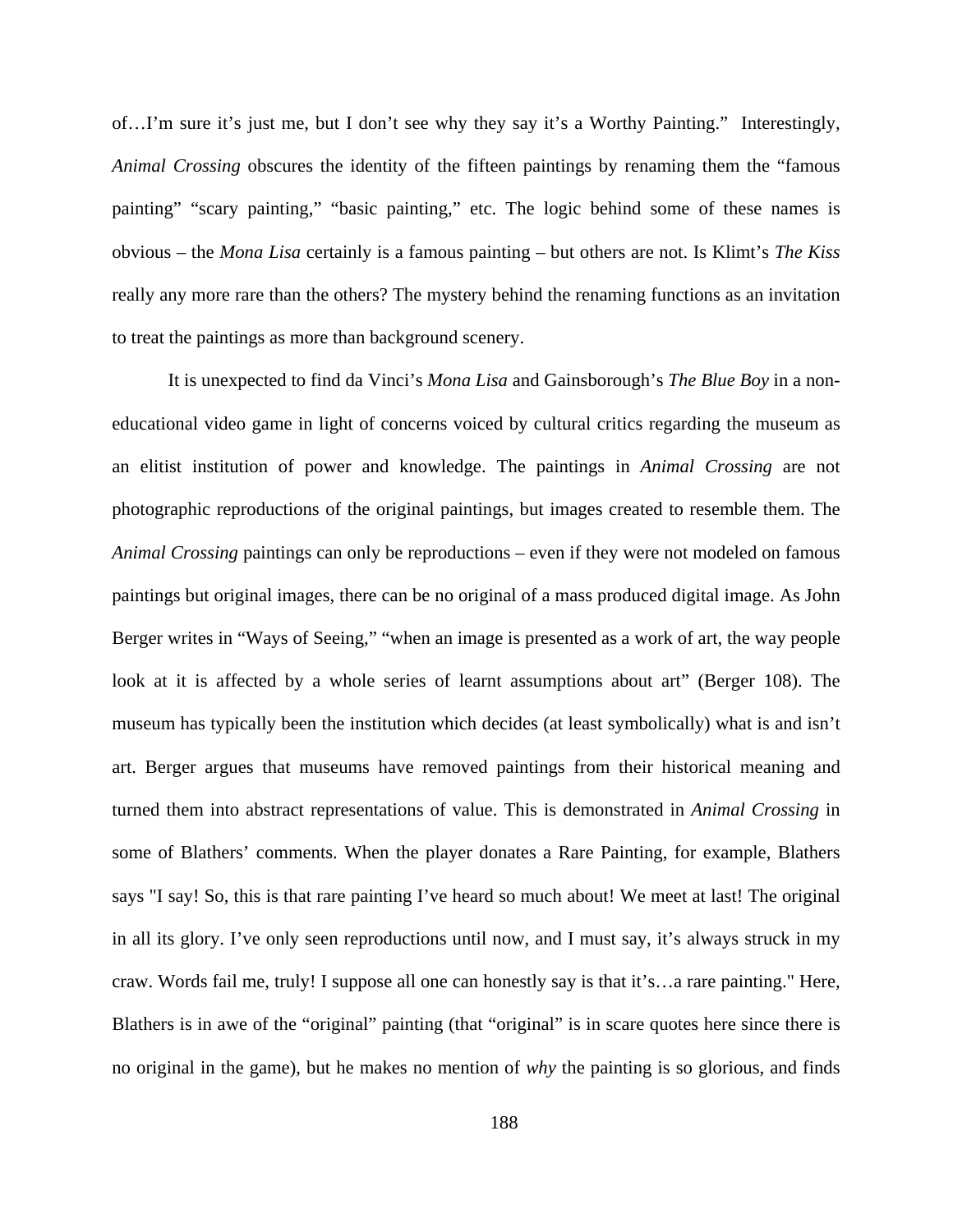of…I'm sure it's just me, but I don't see why they say it's a Worthy Painting." Interestingly, *Animal Crossing* obscures the identity of the fifteen paintings by renaming them the "famous painting" "scary painting," "basic painting," etc. The logic behind some of these names is obvious – the *Mona Lisa* certainly is a famous painting – but others are not. Is Klimt's *The Kiss* really any more rare than the others? The mystery behind the renaming functions as an invitation to treat the paintings as more than background scenery.

It is unexpected to find da Vinci's *Mona Lisa* and Gainsborough's *The Blue Boy* in a non-educational video game in light of concerns voiced by cultural critics regarding the museum as an elitist institution of power and knowledge. The paintings in *Animal Crossing* are not photographic reproductions of the original paintings, but images created to resemble them. The *Animal Crossing* paintings can only be reproductions – even if they were not modeled on famous paintings but original images, there can be no original of a mass produced digital image. As John Berger writes in "Ways of Seeing," "when an image is presented as a work of art, the way people look at it is affected by a whole series of learnt assumptions about art" (Berger 108). The museum has typically been the institution which decides (at least symbolically) what is and isn't art. Berger argues that museums have removed paintings from their historical meaning and turned them into abstract representations of value. This is demonstrated in *Animal Crossing* in some of Blathers' comments. When the player donates a Rare Painting, for example, Blathers says "I say! So, this is that rare painting I've heard so much about! We meet at last! The original in all its glory. I've only seen reproductions until now, and I must say, it's always struck in my craw. Words fail me, truly! I suppose all one can honestly say is that it's…a rare painting." Here, Blathers is in awe of the "original" painting (that "original" is in scare quotes here since there is no original in the game), but he makes no mention of *why* the painting is so glorious, and finds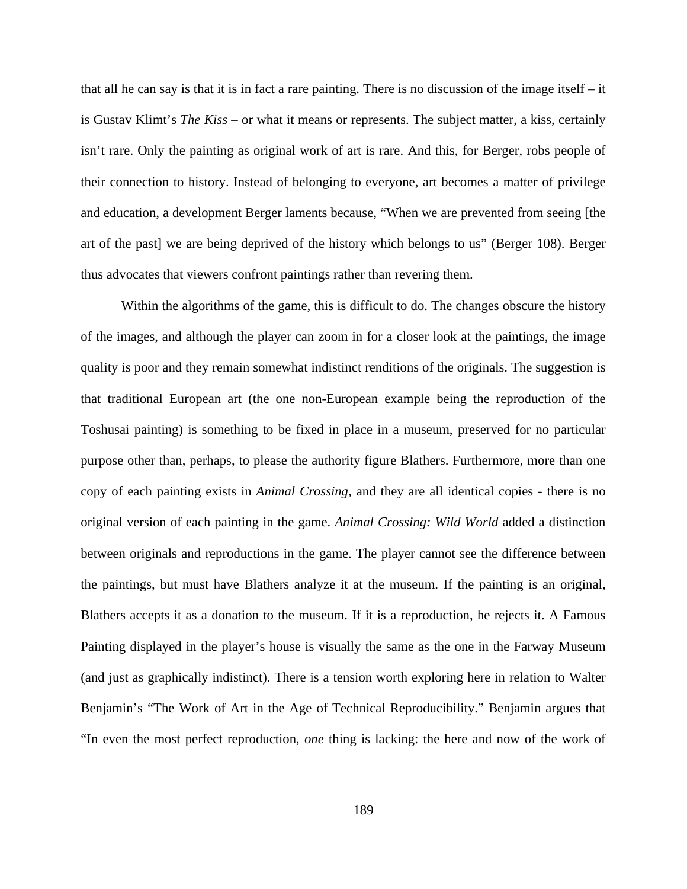that all he can say is that it is in fact a rare painting. There is no discussion of the image itself – it is Gustav Klimt's *The Kiss* – or what it means or represents. The subject matter, a kiss, certainly isn't rare. Only the painting as original work of art is rare. And this, for Berger, robs people of their connection to history. Instead of belonging to everyone, art becomes a matter of privilege and education, a development Berger laments because, "When we are prevented from seeing [the art of the past] we are being deprived of the history which belongs to us" (Berger 108). Berger thus advocates that viewers confront paintings rather than revering them.

Within the algorithms of the game, this is difficult to do. The changes obscure the history of the images, and although the player can zoom in for a closer look at the paintings, the image quality is poor and they remain somewhat indistinct renditions of the originals. The suggestion is that traditional European art (the one non-European example being the reproduction of the Toshusai painting) is something to be fixed in place in a museum, preserved for no particular purpose other than, perhaps, to please the authority figure Blathers. Furthermore, more than one copy of each painting exists in *Animal Crossing*, and they are all identical copies - there is no original version of each painting in the game. *Animal Crossing: Wild World* added a distinction between originals and reproductions in the game. The player cannot see the difference between the paintings, but must have Blathers analyze it at the museum. If the painting is an original, Blathers accepts it as a donation to the museum. If it is a reproduction, he rejects it. A Famous Painting displayed in the player's house is visually the same as the one in the Farway Museum (and just as graphically indistinct). There is a tension worth exploring here in relation to Walter Benjamin's "The Work of Art in the Age of Technical Reproducibility." Benjamin argues that "In even the most perfect reproduction, *one* thing is lacking: the here and now of the work of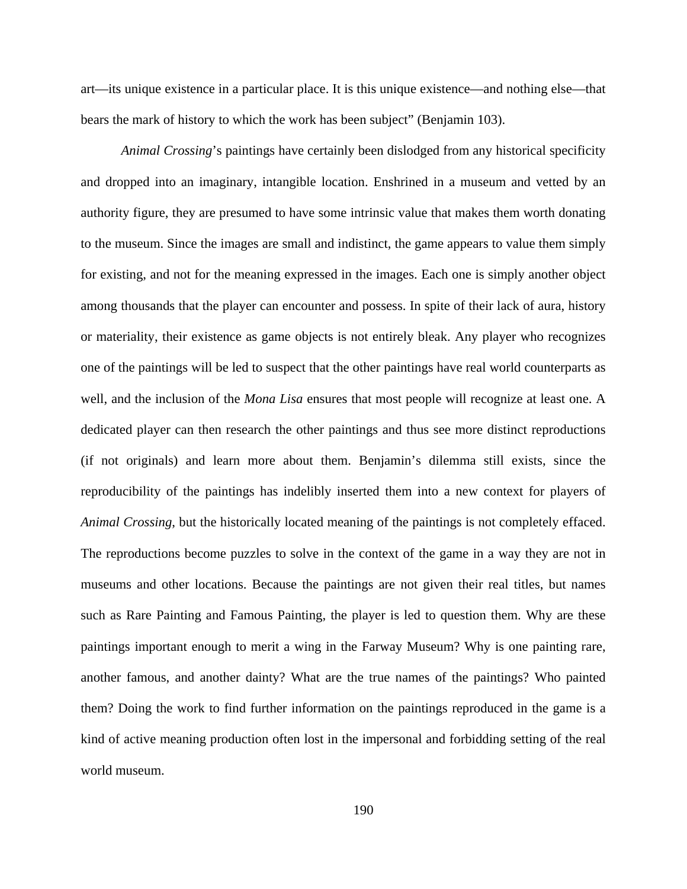art—its unique existence in a particular place. It is this unique existence—and nothing else—that bears the mark of history to which the work has been subject" (Benjamin 103).

*Animal Crossing*'s paintings have certainly been dislodged from any historical specificity and dropped into an imaginary, intangible location. Enshrined in a museum and vetted by an authority figure, they are presumed to have some intrinsic value that makes them worth donating to the museum. Since the images are small and indistinct, the game appears to value them simply for existing, and not for the meaning expressed in the images. Each one is simply another object among thousands that the player can encounter and possess. In spite of their lack of aura, history or materiality, their existence as game objects is not entirely bleak. Any player who recognizes one of the paintings will be led to suspect that the other paintings have real world counterparts as well, and the inclusion of the *Mona Lisa* ensures that most people will recognize at least one. A dedicated player can then research the other paintings and thus see more distinct reproductions (if not originals) and learn more about them. Benjamin's dilemma still exists, since the reproducibility of the paintings has indelibly inserted them into a new context for players of *Animal Crossing*, but the historically located meaning of the paintings is not completely effaced. The reproductions become puzzles to solve in the context of the game in a way they are not in museums and other locations. Because the paintings are not given their real titles, but names such as Rare Painting and Famous Painting, the player is led to question them. Why are these paintings important enough to merit a wing in the Farway Museum? Why is one painting rare, another famous, and another dainty? What are the true names of the paintings? Who painted them? Doing the work to find further information on the paintings reproduced in the game is a kind of active meaning production often lost in the impersonal and forbidding setting of the real world museum.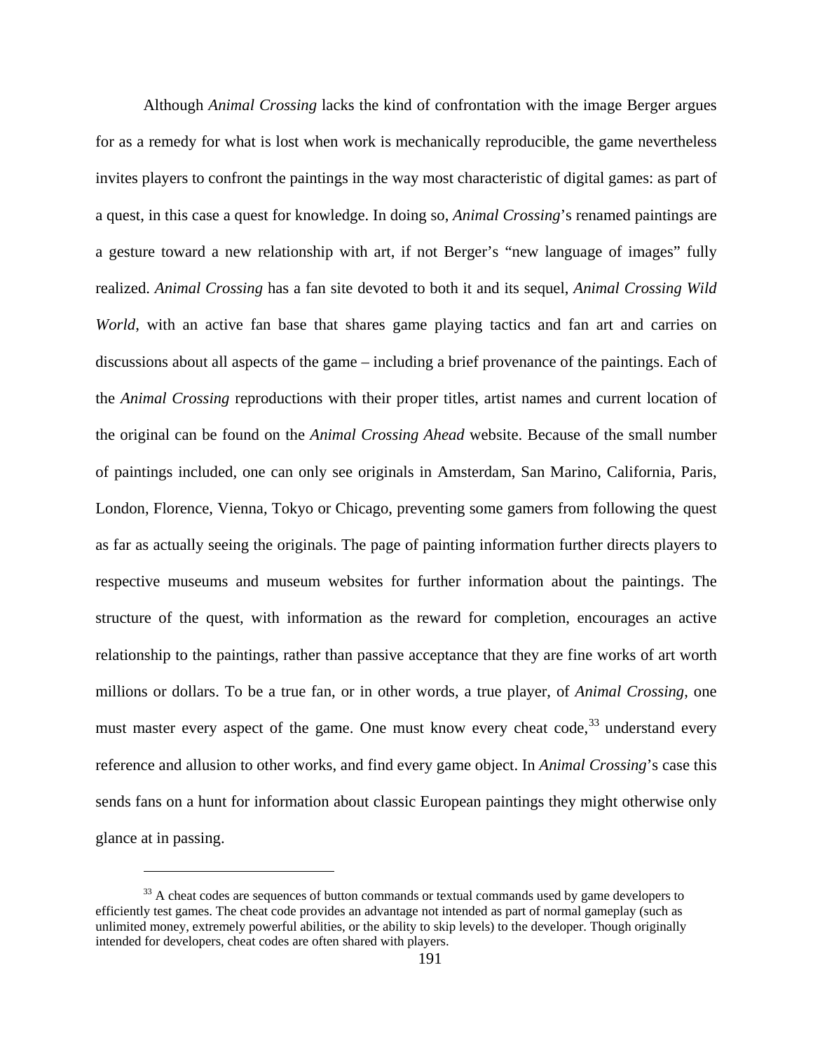Although *Animal Crossing* lacks the kind of confrontation with the image Berger argues for as a remedy for what is lost when work is mechanically reproducible, the game nevertheless invites players to confront the paintings in the way most characteristic of digital games: as part of a quest, in this case a quest for knowledge. In doing so, *Animal Crossing*'s renamed paintings are a gesture toward a new relationship with art, if not Berger's "new language of images" fully realized. *Animal Crossing* has a fan site devoted to both it and its sequel, *Animal Crossing Wild World*, with an active fan base that shares game playing tactics and fan art and carries on discussions about all aspects of the game – including a brief provenance of the paintings. Each of the *Animal Crossing* reproductions with their proper titles, artist names and current location of the original can be found on the *Animal Crossing Ahead* website. Because of the small number of paintings included, one can only see originals in Amsterdam, San Marino, California, Paris, London, Florence, Vienna, Tokyo or Chicago, preventing some gamers from following the quest as far as actually seeing the originals. The page of painting information further directs players to respective museums and museum websites for further information about the paintings. The structure of the quest, with information as the reward for completion, encourages an active relationship to the paintings, rather than passive acceptance that they are fine works of art worth millions or dollars. To be a true fan, or in other words, a true player, of *Animal Crossing*, one must master every aspect of the game. One must know every cheat code,[33] understand every reference and allusion to other works, and find every game object. In *Animal Crossing*'s case this sends fans on a hunt for information about classic European paintings they might otherwise only glance at in passing.

---

[33] A cheat codes are sequences of button commands or textual commands used by game developers to efficiently test games. The cheat code provides an advantage not intended as part of normal gameplay (such as unlimited money, extremely powerful abilities, or the ability to skip levels) to the developer. Though originally intended for developers, cheat codes are often shared with players.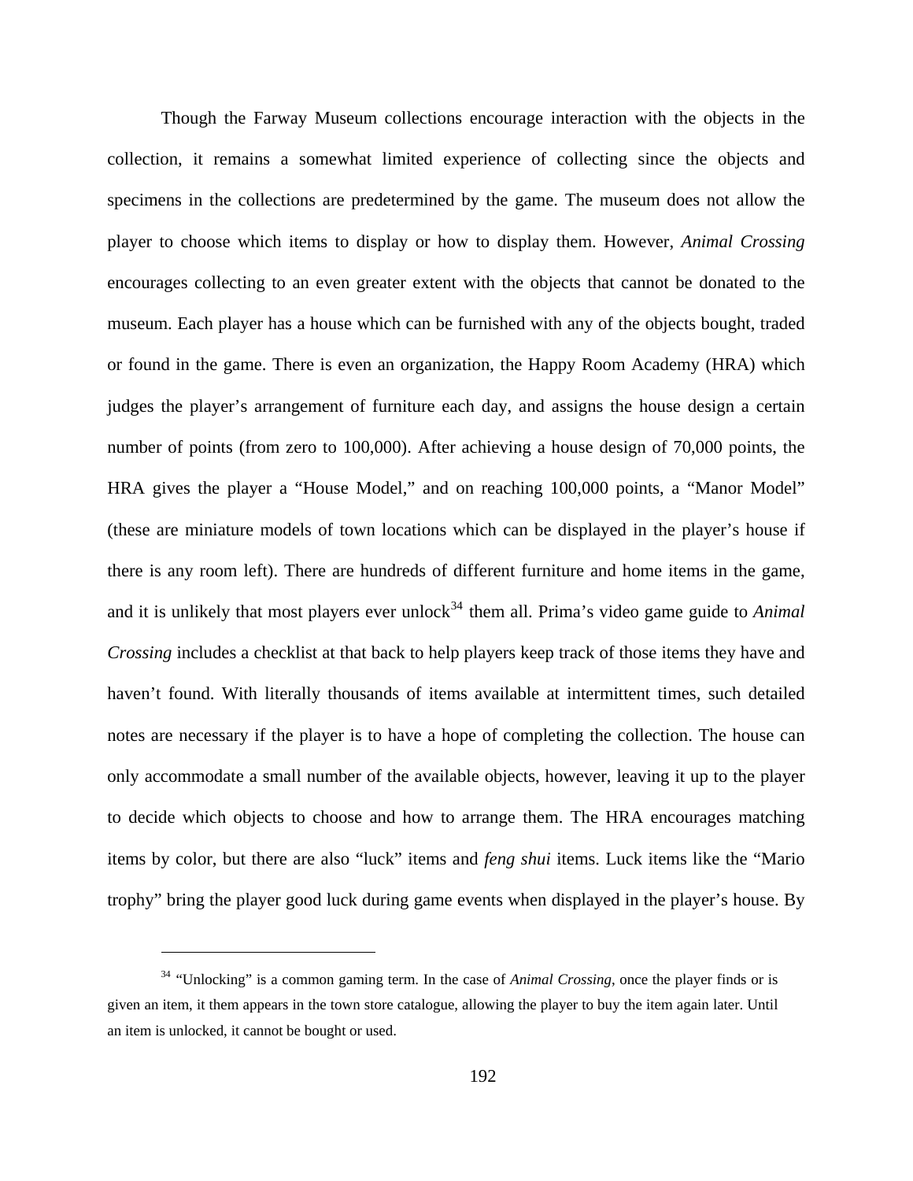Though the Farway Museum collections encourage interaction with the objects in the collection, it remains a somewhat limited experience of collecting since the objects and specimens in the collections are predetermined by the game. The museum does not allow the player to choose which items to display or how to display them. However, *Animal Crossing* encourages collecting to an even greater extent with the objects that cannot be donated to the museum. Each player has a house which can be furnished with any of the objects bought, traded or found in the game. There is even an organization, the Happy Room Academy (HRA) which judges the player's arrangement of furniture each day, and assigns the house design a certain number of points (from zero to 100,000). After achieving a house design of 70,000 points, the HRA gives the player a "House Model," and on reaching 100,000 points, a "Manor Model" (these are miniature models of town locations which can be displayed in the player's house if there is any room left). There are hundreds of different furniture and home items in the game, and it is unlikely that most players ever unlock[34] them all. Prima's video game guide to *Animal Crossing* includes a checklist at that back to help players keep track of those items they have and haven't found. With literally thousands of items available at intermittent times, such detailed notes are necessary if the player is to have a hope of completing the collection. The house can only accommodate a small number of the available objects, however, leaving it up to the player to decide which objects to choose and how to arrange them. The HRA encourages matching items by color, but there are also "luck" items and *feng shui* items. Luck items like the "Mario trophy" bring the player good luck during game events when displayed in the player's house. By

---

[34] "Unlocking" is a common gaming term. In the case of *Animal Crossing*, once the player finds or is given an item, it them appears in the town store catalogue, allowing the player to buy the item again later. Until an item is unlocked, it cannot be bought or used.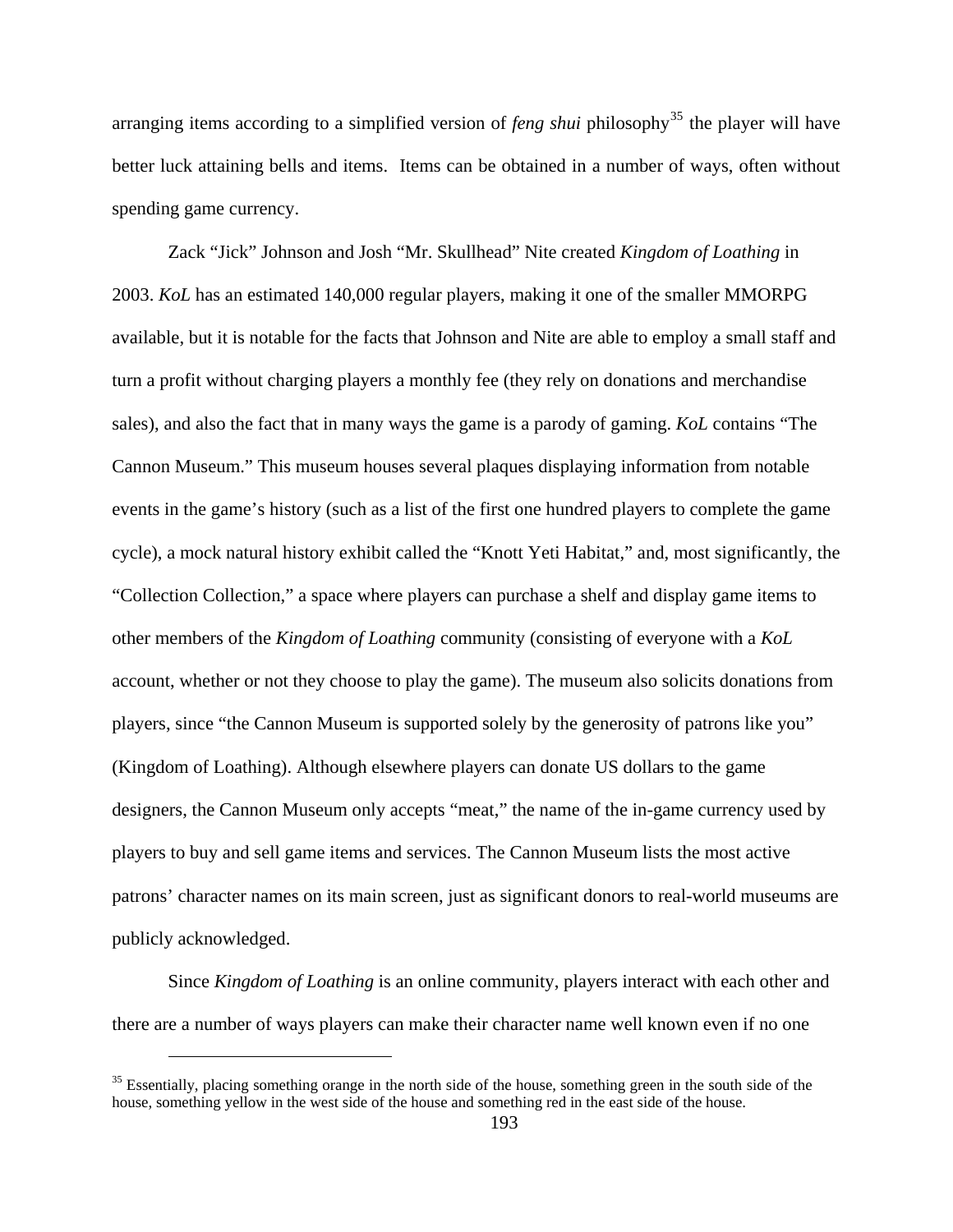arranging items according to a simplified version of *feng shui* philosophy[35] the player will have better luck attaining bells and items. Items can be obtained in a number of ways, often without spending game currency.

Zack "Jick" Johnson and Josh "Mr. Skullhead" Nite created *Kingdom of Loathing* in 2003. *KoL* has an estimated 140,000 regular players, making it one of the smaller MMORPG available, but it is notable for the facts that Johnson and Nite are able to employ a small staff and turn a profit without charging players a monthly fee (they rely on donations and merchandise sales), and also the fact that in many ways the game is a parody of gaming. *KoL* contains "The Cannon Museum." This museum houses several plaques displaying information from notable events in the game's history (such as a list of the first one hundred players to complete the game cycle), a mock natural history exhibit called the "Knott Yeti Habitat," and, most significantly, the "Collection Collection," a space where players can purchase a shelf and display game items to other members of the *Kingdom of Loathing* community (consisting of everyone with a *KoL* account, whether or not they choose to play the game). The museum also solicits donations from players, since "the Cannon Museum is supported solely by the generosity of patrons like you" (Kingdom of Loathing). Although elsewhere players can donate US dollars to the game designers, the Cannon Museum only accepts "meat," the name of the in-game currency used by players to buy and sell game items and services. The Cannon Museum lists the most active patrons' character names on its main screen, just as significant donors to real-world museums are publicly acknowledged.

Since *Kingdom of Loathing* is an online community, players interact with each other and there are a number of ways players can make their character name well known even if no one

---

[35] Essentially, placing something orange in the north side of the house, something green in the south side of the house, something yellow in the west side of the house and something red in the east side of the house.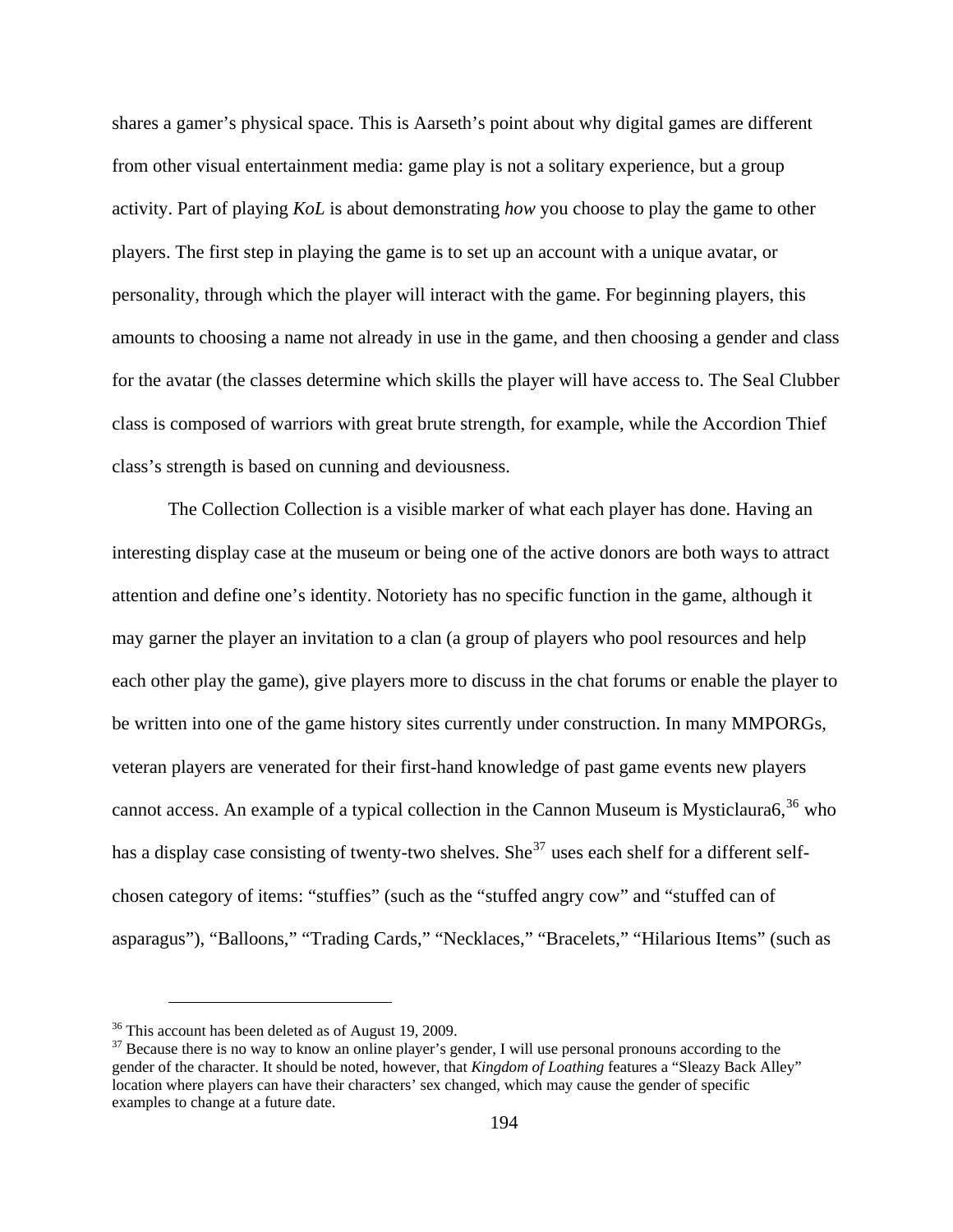shares a gamer's physical space. This is Aarseth's point about why digital games are different from other visual entertainment media: game play is not a solitary experience, but a group activity. Part of playing *KoL* is about demonstrating *how* you choose to play the game to other players. The first step in playing the game is to set up an account with a unique avatar, or personality, through which the player will interact with the game. For beginning players, this amounts to choosing a name not already in use in the game, and then choosing a gender and class for the avatar (the classes determine which skills the player will have access to. The Seal Clubber class is composed of warriors with great brute strength, for example, while the Accordion Thief class's strength is based on cunning and deviousness.

The Collection Collection is a visible marker of what each player has done. Having an interesting display case at the museum or being one of the active donors are both ways to attract attention and define one's identity. Notoriety has no specific function in the game, although it may garner the player an invitation to a clan (a group of players who pool resources and help each other play the game), give players more to discuss in the chat forums or enable the player to be written into one of the game history sites currently under construction. In many MMPORGs, veteran players are venerated for their first-hand knowledge of past game events new players cannot access. An example of a typical collection in the Cannon Museum is Mysticlaura6,[36] who has a display case consisting of twenty-two shelves. She[37] uses each shelf for a different self-chosen category of items: "stuffies" (such as the "stuffed angry cow" and "stuffed can of asparagus"), "Balloons," "Trading Cards," "Necklaces," "Bracelets," "Hilarious Items" (such as

---

[36] This account has been deleted as of August 19, 2009.

[37] Because there is no way to know an online player's gender, I will use personal pronouns according to the gender of the character. It should be noted, however, that *Kingdom of Loathing* features a "Sleazy Back Alley" location where players can have their characters' sex changed, which may cause the gender of specific examples to change at a future date.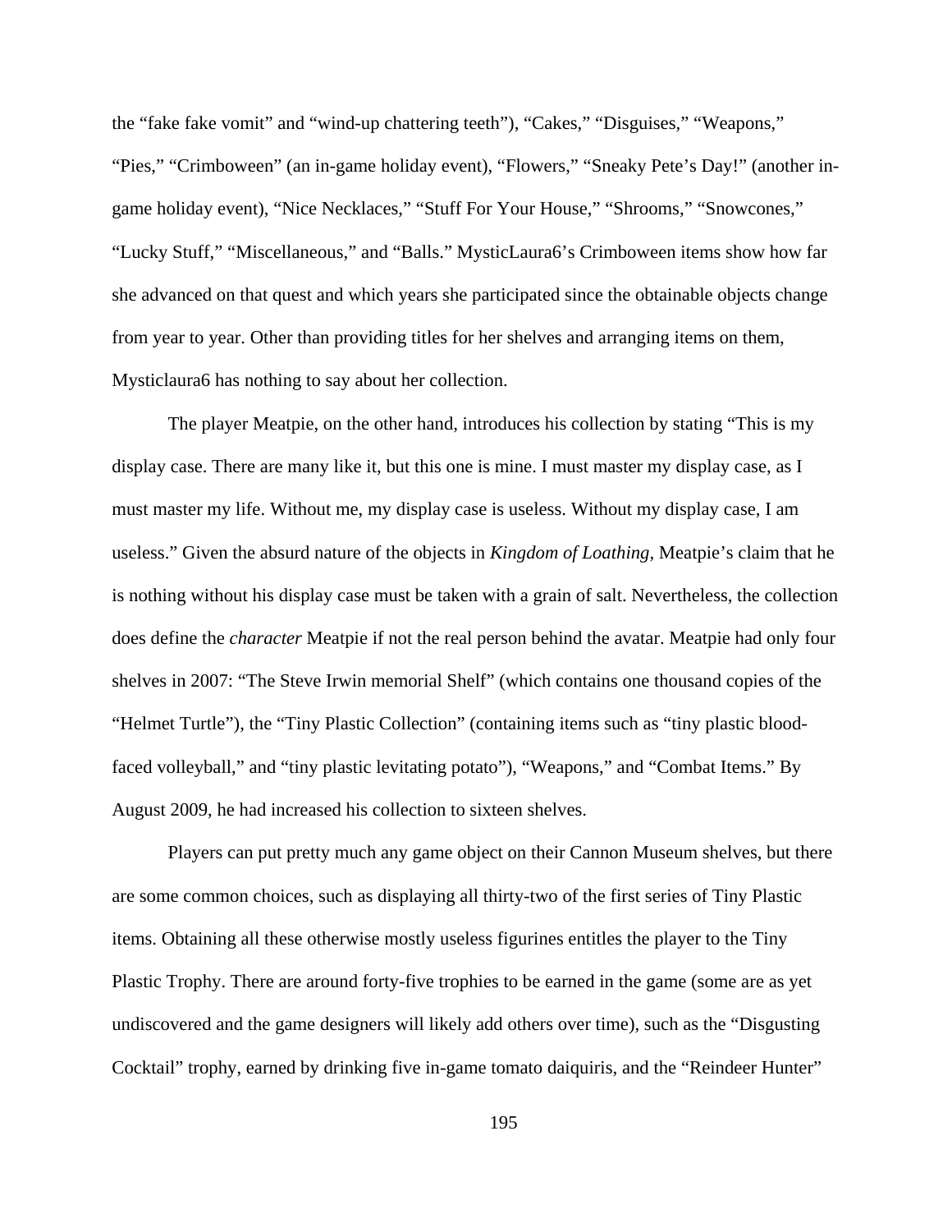the “fake fake vomit” and “wind-up chattering teeth”), “Cakes,” “Disguises,” “Weapons,” “Pies,” “Crimboween” (an in-game holiday event), “Flowers,” “Sneaky Pete’s Day!” (another in-game holiday event), “Nice Necklaces,” “Stuff For Your House,” “Shrooms,” “Snowcones,” “Lucky Stuff,” “Miscellaneous,” and “Balls.” MysticLaura6’s Crimboween items show how far she advanced on that quest and which years she participated since the obtainable objects change from year to year. Other than providing titles for her shelves and arranging items on them, Mysticlaura6 has nothing to say about her collection.

The player Meatpie, on the other hand, introduces his collection by stating “This is my display case. There are many like it, but this one is mine. I must master my display case, as I must master my life. Without me, my display case is useless. Without my display case, I am useless.” Given the absurd nature of the objects in *Kingdom of Loathing*, Meatpie’s claim that he is nothing without his display case must be taken with a grain of salt. Nevertheless, the collection does define the *character* Meatpie if not the real person behind the avatar. Meatpie had only four shelves in 2007: “The Steve Irwin memorial Shelf” (which contains one thousand copies of the “Helmet Turtle”), the “Tiny Plastic Collection” (containing items such as “tiny plastic blood-faced volleyball,” and “tiny plastic levitating potato”), “Weapons,” and “Combat Items.” By August 2009, he had increased his collection to sixteen shelves.

Players can put pretty much any game object on their Cannon Museum shelves, but there are some common choices, such as displaying all thirty-two of the first series of Tiny Plastic items. Obtaining all these otherwise mostly useless figurines entitles the player to the Tiny Plastic Trophy. There are around forty-five trophies to be earned in the game (some are as yet undiscovered and the game designers will likely add others over time), such as the “Disgusting Cocktail” trophy, earned by drinking five in-game tomato daiquiris, and the “Reindeer Hunter”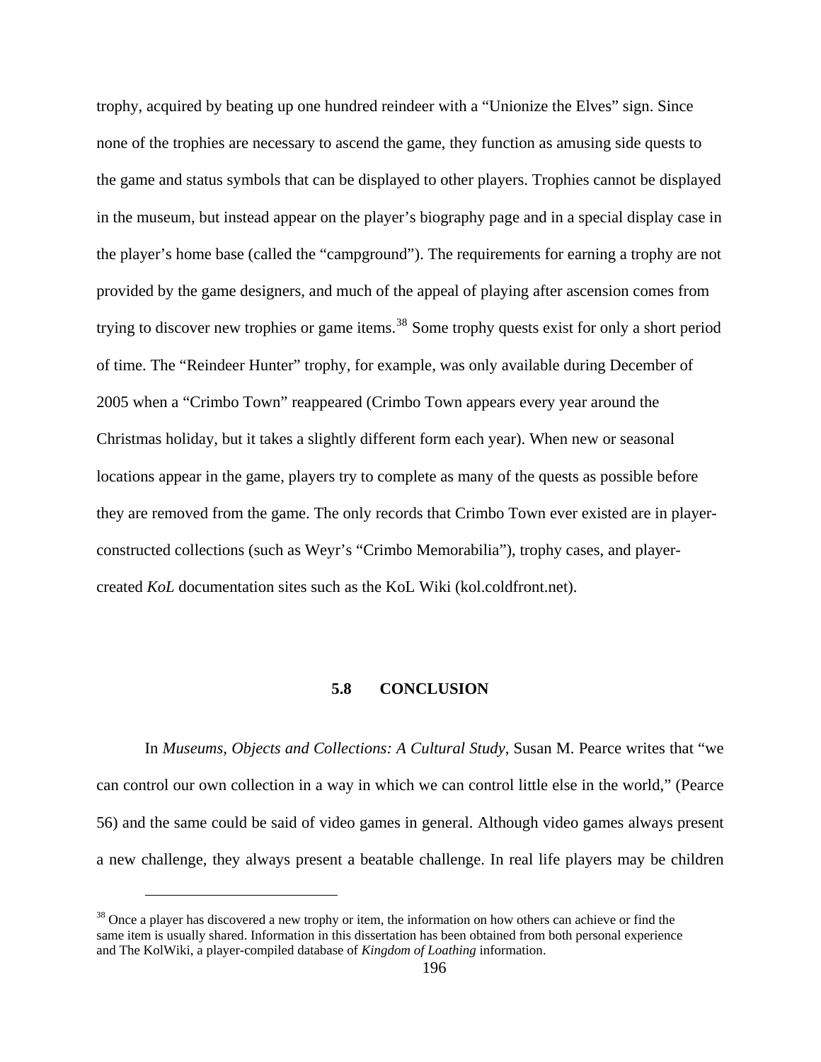trophy, acquired by beating up one hundred reindeer with a “Unionize the Elves” sign. Since none of the trophies are necessary to ascend the game, they function as amusing side quests to the game and status symbols that can be displayed to other players. Trophies cannot be displayed in the museum, but instead appear on the player’s biography page and in a special display case in the player’s home base (called the “campground”). The requirements for earning a trophy are not provided by the game designers, and much of the appeal of playing after ascension comes from trying to discover new trophies or game items.[38] Some trophy quests exist for only a short period of time. The “Reindeer Hunter” trophy, for example, was only available during December of 2005 when a “Crimbo Town” reappeared (Crimbo Town appears every year around the Christmas holiday, but it takes a slightly different form each year). When new or seasonal locations appear in the game, players try to complete as many of the quests as possible before they are removed from the game. The only records that Crimbo Town ever existed are in player-constructed collections (such as Weyr’s “Crimbo Memorabilia”), trophy cases, and player-created *KoL* documentation sites such as the KoL Wiki (kol.coldfront.net).

## 5.8 CONCLUSION

In *Museums, Objects and Collections: A Cultural Study*, Susan M. Pearce writes that “we can control our own collection in a way in which we can control little else in the world,” (Pearce 56) and the same could be said of video games in general. Although video games always present a new challenge, they always present a beatable challenge. In real life players may be children

---

[38] Once a player has discovered a new trophy or item, the information on how others can achieve or find the same item is usually shared. Information in this dissertation has been obtained from both personal experience and The KolWiki, a player-compiled database of *Kingdom of Loathing* information.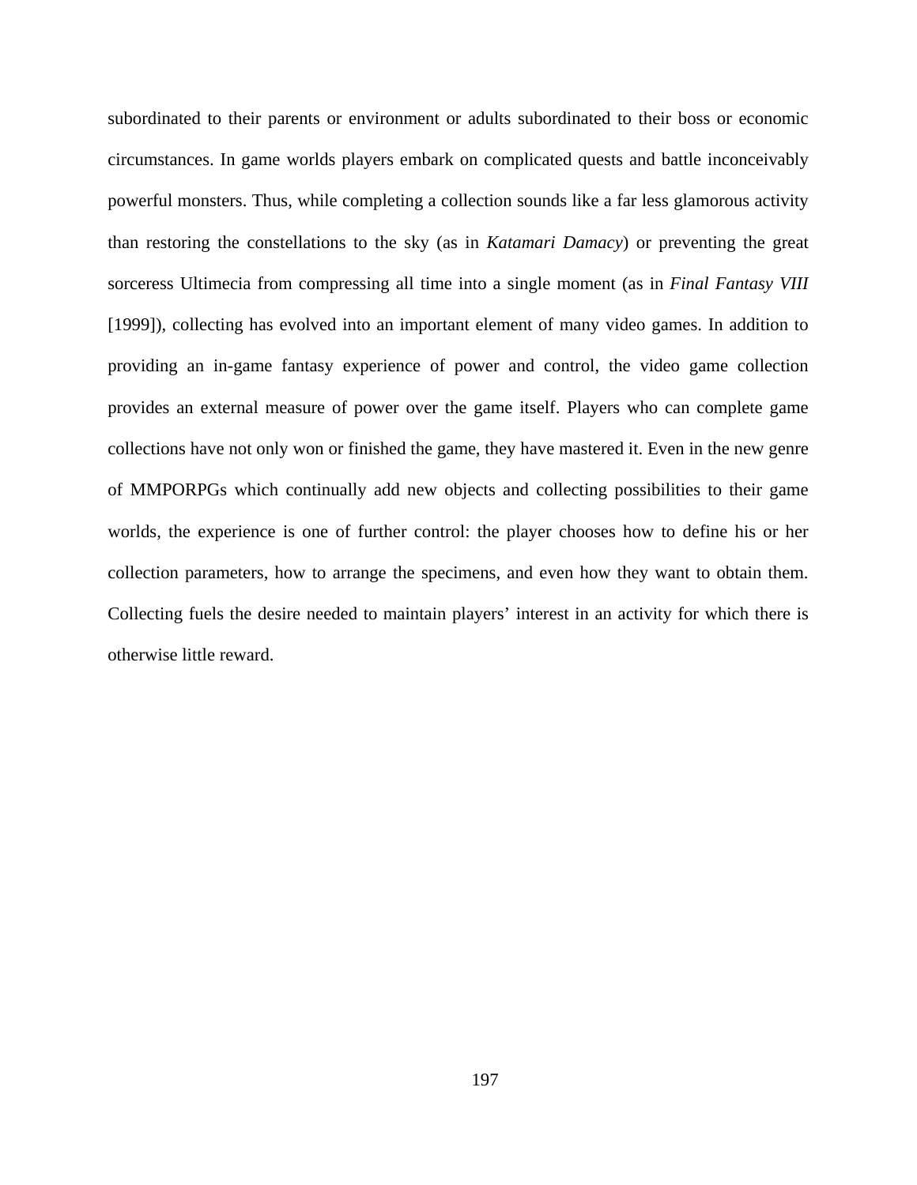subordinated to their parents or environment or adults subordinated to their boss or economic circumstances. In game worlds players embark on complicated quests and battle inconceivably powerful monsters. Thus, while completing a collection sounds like a far less glamorous activity than restoring the constellations to the sky (as in *Katamari Damacy*) or preventing the great sorceress Ultimecia from compressing all time into a single moment (as in *Final Fantasy VIII* [1999]), collecting has evolved into an important element of many video games. In addition to providing an in-game fantasy experience of power and control, the video game collection provides an external measure of power over the game itself. Players who can complete game collections have not only won or finished the game, they have mastered it. Even in the new genre of MMPORPGs which continually add new objects and collecting possibilities to their game worlds, the experience is one of further control: the player chooses how to define his or her collection parameters, how to arrange the specimens, and even how they want to obtain them. Collecting fuels the desire needed to maintain players' interest in an activity for which there is otherwise little reward.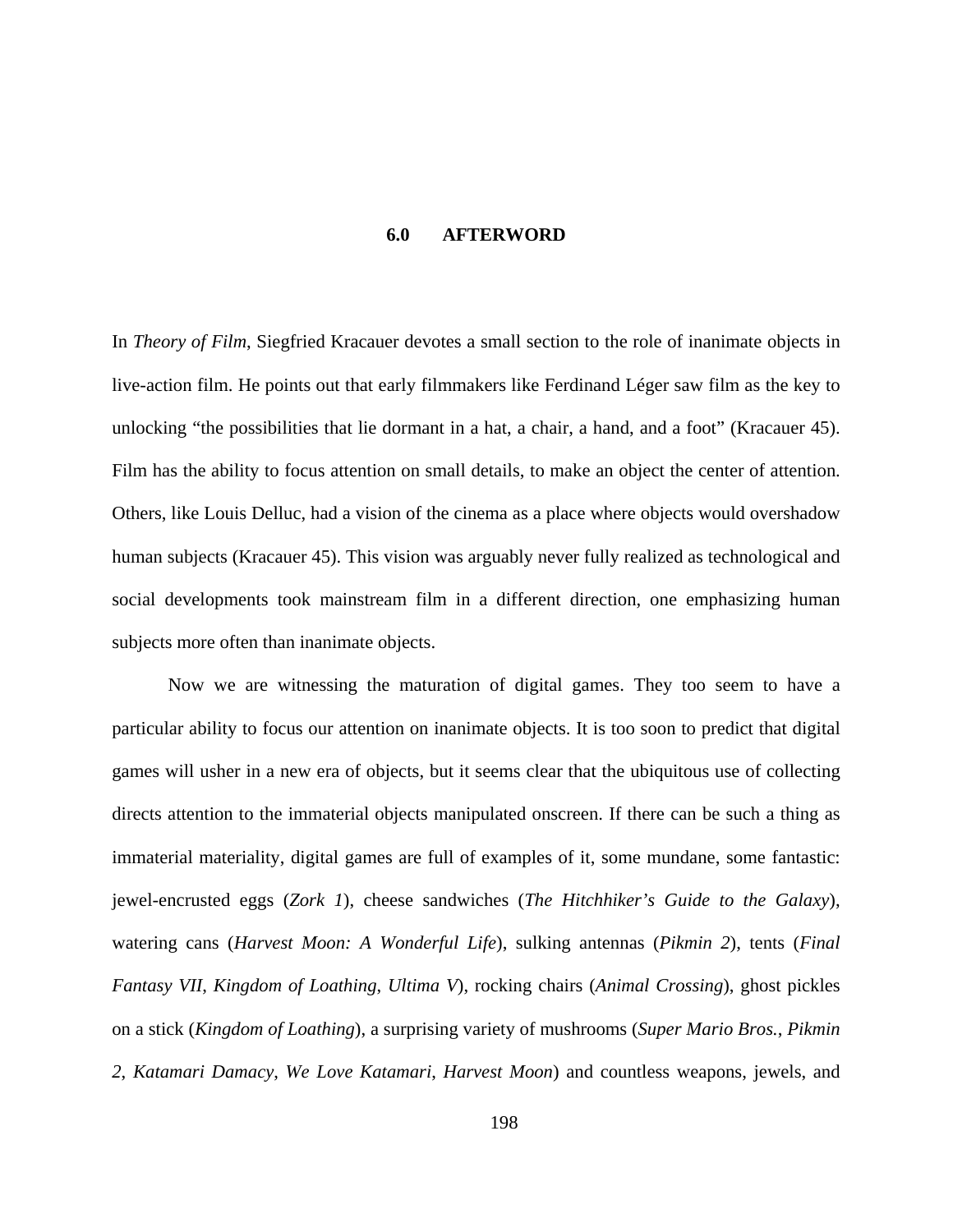# 6.0 AFTERWORD

In *Theory of Film*, Siegfried Kracauer devotes a small section to the role of inanimate objects in live-action film. He points out that early filmmakers like Ferdinand Léger saw film as the key to unlocking "the possibilities that lie dormant in a hat, a chair, a hand, and a foot" (Kracauer 45). Film has the ability to focus attention on small details, to make an object the center of attention. Others, like Louis Delluc, had a vision of the cinema as a place where objects would overshadow human subjects (Kracauer 45). This vision was arguably never fully realized as technological and social developments took mainstream film in a different direction, one emphasizing human subjects more often than inanimate objects.

Now we are witnessing the maturation of digital games. They too seem to have a particular ability to focus our attention on inanimate objects. It is too soon to predict that digital games will usher in a new era of objects, but it seems clear that the ubiquitous use of collecting directs attention to the immaterial objects manipulated onscreen. If there can be such a thing as immaterial materiality, digital games are full of examples of it, some mundane, some fantastic: jewel-encrusted eggs (*Zork 1*), cheese sandwiches (*The Hitchhiker's Guide to the Galaxy*), watering cans (*Harvest Moon: A Wonderful Life*), sulking antennas (*Pikmin 2*), tents (*Final Fantasy VII*, *Kingdom of Loathing*, *Ultima V*), rocking chairs (*Animal Crossing*), ghost pickles on a stick (*Kingdom of Loathing*), a surprising variety of mushrooms (*Super Mario Bros.*, *Pikmin 2*, *Katamari Damacy*, *We Love Katamari*, *Harvest Moon*) and countless weapons, jewels, and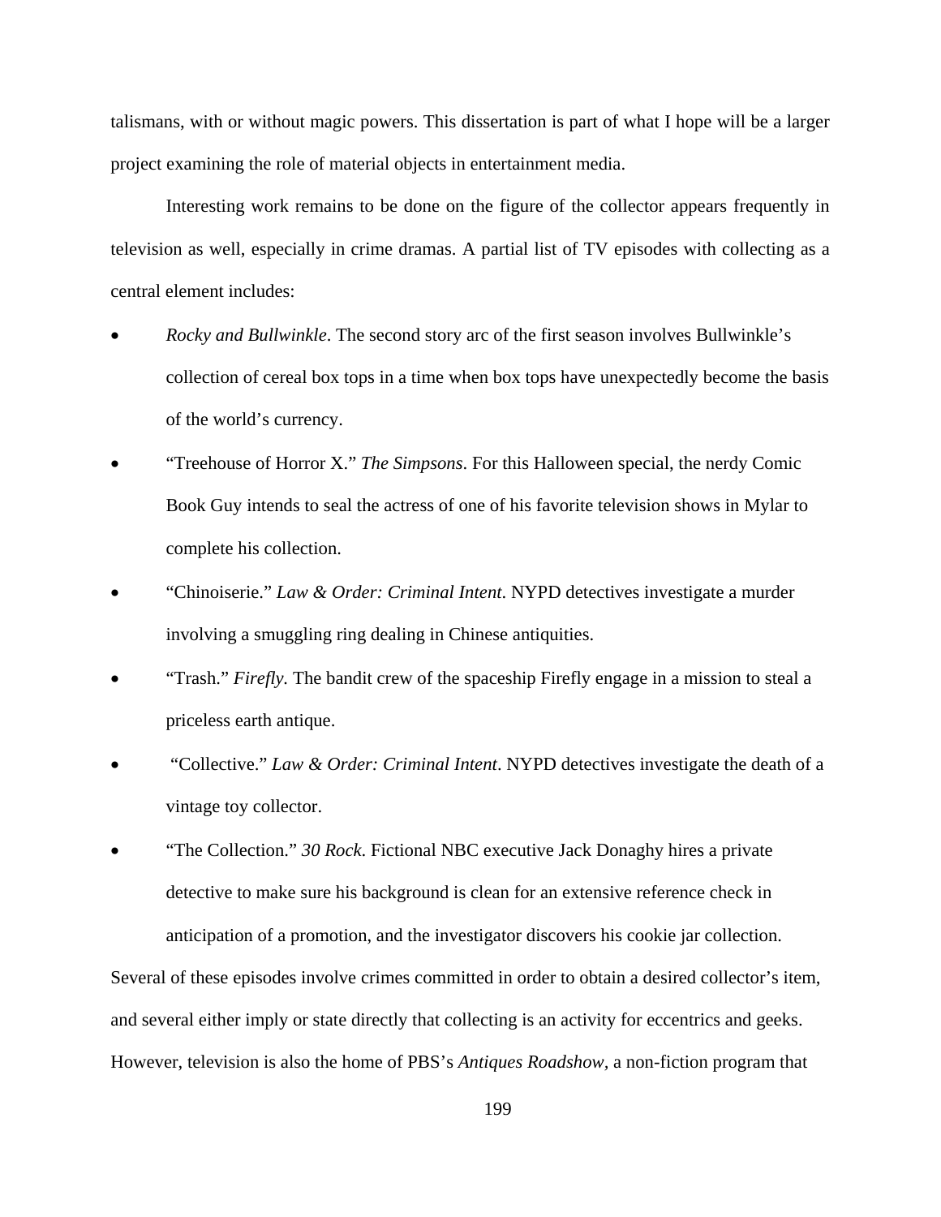talismans, with or without magic powers. This dissertation is part of what I hope will be a larger project examining the role of material objects in entertainment media.

Interesting work remains to be done on the figure of the collector appears frequently in television as well, especially in crime dramas. A partial list of TV episodes with collecting as a central element includes:

- *Rocky and Bullwinkle*. The second story arc of the first season involves Bullwinkle's collection of cereal box tops in a time when box tops have unexpectedly become the basis of the world's currency.
- "Treehouse of Horror X." *The Simpsons*. For this Halloween special, the nerdy Comic Book Guy intends to seal the actress of one of his favorite television shows in Mylar to complete his collection.
- "Chinoiserie." *Law & Order: Criminal Intent*. NYPD detectives investigate a murder involving a smuggling ring dealing in Chinese antiquities.
- "Trash." *Firefly*. The bandit crew of the spaceship Firefly engage in a mission to steal a priceless earth antique.
- "Collective." *Law & Order: Criminal Intent*. NYPD detectives investigate the death of a vintage toy collector.
- "The Collection." *30 Rock*. Fictional NBC executive Jack Donaghy hires a private detective to make sure his background is clean for an extensive reference check in anticipation of a promotion, and the investigator discovers his cookie jar collection.

Several of these episodes involve crimes committed in order to obtain a desired collector's item, and several either imply or state directly that collecting is an activity for eccentrics and geeks. However, television is also the home of PBS's *Antiques Roadshow*, a non-fiction program that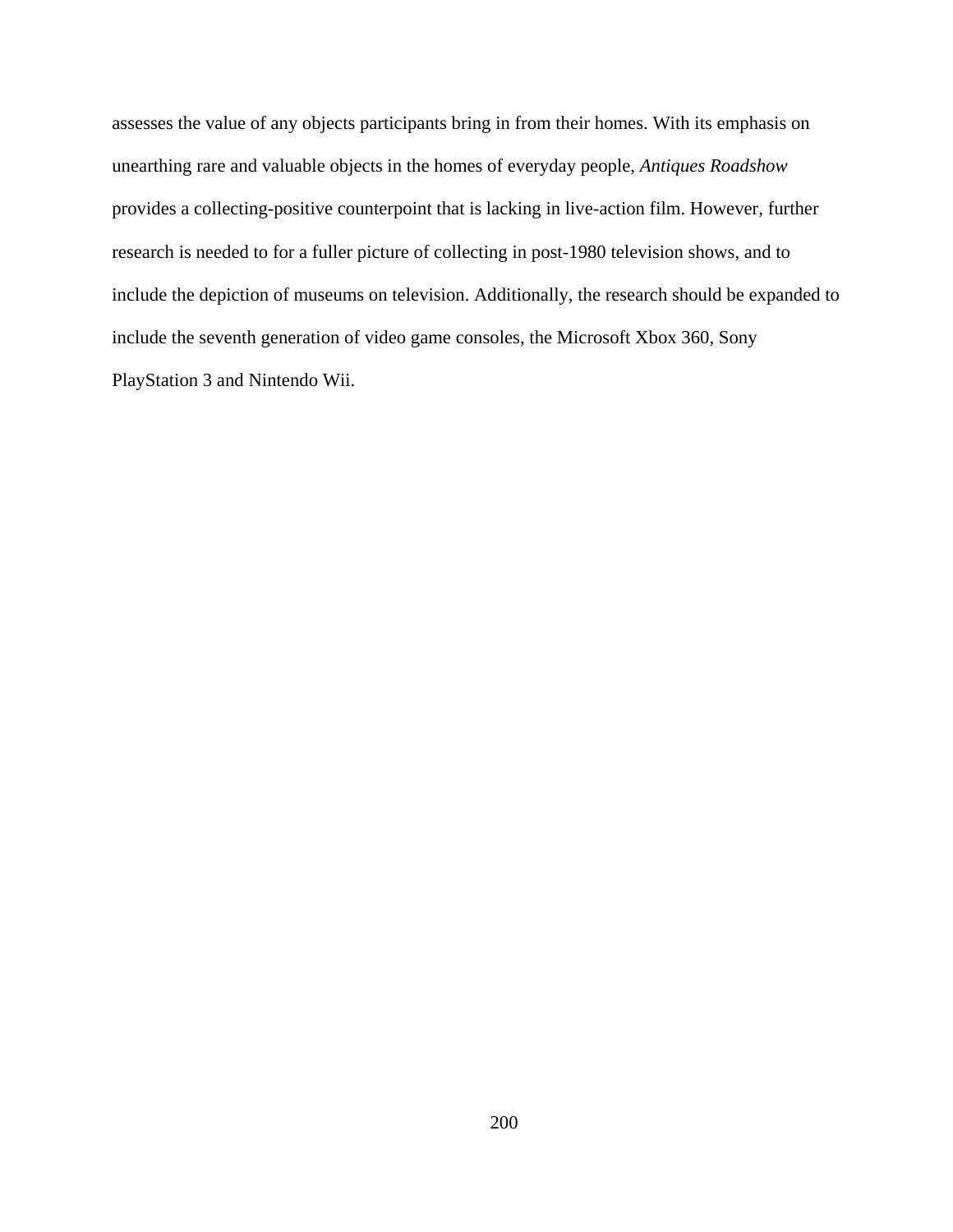assesses the value of any objects participants bring in from their homes. With its emphasis on unearthing rare and valuable objects in the homes of everyday people, *Antiques Roadshow* provides a collecting-positive counterpoint that is lacking in live-action film. However, further research is needed to for a fuller picture of collecting in post-1980 television shows, and to include the depiction of museums on television. Additionally, the research should be expanded to include the seventh generation of video game consoles, the Microsoft Xbox 360, Sony PlayStation 3 and Nintendo Wii.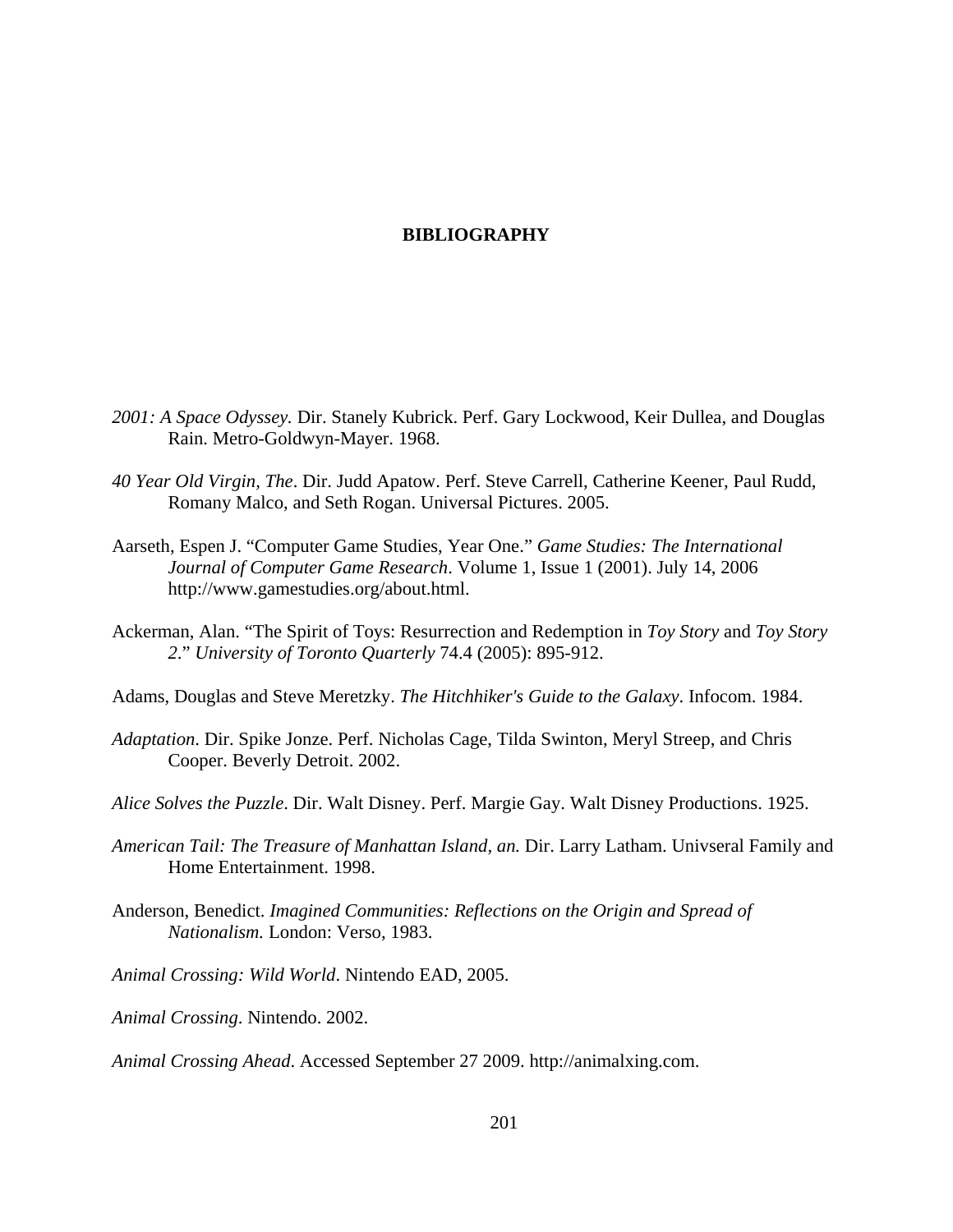# BIBLIOGRAPHY

*2001: A Space Odyssey.* Dir. Stanely Kubrick. Perf. Gary Lockwood, Keir Dullea, and Douglas Rain. Metro-Goldwyn-Mayer. 1968.

*40 Year Old Virgin, The*. Dir. Judd Apatow. Perf. Steve Carrell, Catherine Keener, Paul Rudd, Romany Malco, and Seth Rogan. Universal Pictures. 2005.

Aarseth, Espen J. "Computer Game Studies, Year One." *Game Studies: The International Journal of Computer Game Research*. Volume 1, Issue 1 (2001). July 14, 2006 http://www.gamestudies.org/about.html.

Ackerman, Alan. "The Spirit of Toys: Resurrection and Redemption in *Toy Story* and *Toy Story 2*." *University of Toronto Quarterly* 74.4 (2005): 895-912.

Adams, Douglas and Steve Meretzky. *The Hitchhiker's Guide to the Galaxy*. Infocom. 1984.

*Adaptation*. Dir. Spike Jonze. Perf. Nicholas Cage, Tilda Swinton, Meryl Streep, and Chris Cooper. Beverly Detroit. 2002.

*Alice Solves the Puzzle*. Dir. Walt Disney. Perf. Margie Gay. Walt Disney Productions. 1925.

*American Tail: The Treasure of Manhattan Island, an.* Dir. Larry Latham. Univseral Family and Home Entertainment. 1998.

Anderson, Benedict. *Imagined Communities: Reflections on the Origin and Spread of Nationalism.* London: Verso, 1983.

*Animal Crossing: Wild World*. Nintendo EAD, 2005.

*Animal Crossing*. Nintendo. 2002.

*Animal Crossing Ahead*. Accessed September 27 2009. http://animalxing.com.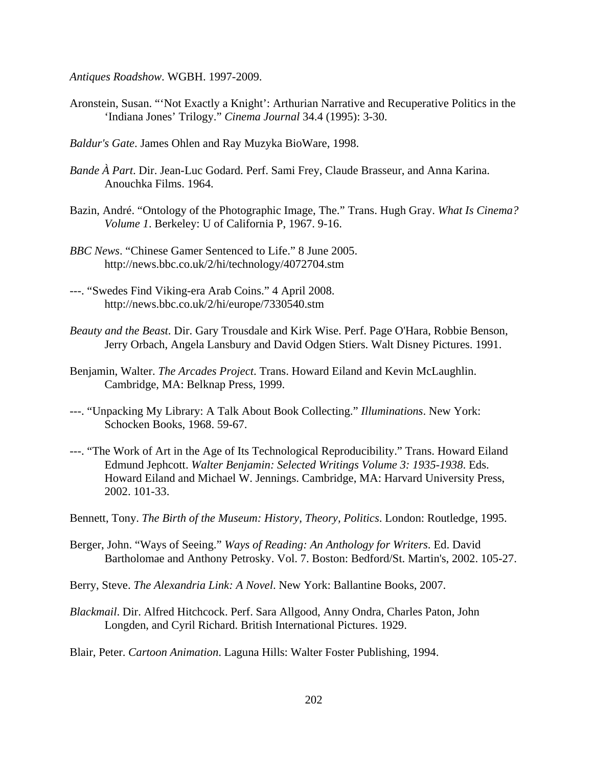*Antiques Roadshow*. WGBH. 1997-2009.

Aronstein, Susan. "'Not Exactly a Knight': Arthurian Narrative and Recuperative Politics in the 'Indiana Jones' Trilogy." *Cinema Journal* 34.4 (1995): 3-30.

*Baldur's Gate*. James Ohlen and Ray Muzyka BioWare, 1998.

*Bande À Part*. Dir. Jean-Luc Godard. Perf. Sami Frey, Claude Brasseur, and Anna Karina. Anouchka Films. 1964.

Bazin, André. "Ontology of the Photographic Image, The." Trans. Hugh Gray. *What Is Cinema? Volume 1*. Berkeley: U of California P, 1967. 9-16.

*BBC News*. "Chinese Gamer Sentenced to Life." 8 June 2005. http://news.bbc.co.uk/2/hi/technology/4072704.stm

---. "Swedes Find Viking-era Arab Coins." 4 April 2008. http://news.bbc.co.uk/2/hi/europe/7330540.stm

*Beauty and the Beast*. Dir. Gary Trousdale and Kirk Wise. Perf. Page O'Hara, Robbie Benson, Jerry Orbach, Angela Lansbury and David Odgen Stiers. Walt Disney Pictures. 1991.

Benjamin, Walter. *The Arcades Project*. Trans. Howard Eiland and Kevin McLaughlin. Cambridge, MA: Belknap Press, 1999.

---. "Unpacking My Library: A Talk About Book Collecting." *Illuminations*. New York: Schocken Books, 1968. 59-67.

---. "The Work of Art in the Age of Its Technological Reproducibility." Trans. Howard Eiland Edmund Jephcott. *Walter Benjamin: Selected Writings Volume 3: 1935-1938*. Eds. Howard Eiland and Michael W. Jennings. Cambridge, MA: Harvard University Press, 2002. 101-33.

Bennett, Tony. *The Birth of the Museum: History, Theory, Politics*. London: Routledge, 1995.

Berger, John. "Ways of Seeing." *Ways of Reading: An Anthology for Writers*. Ed. David Bartholomae and Anthony Petrosky. Vol. 7. Boston: Bedford/St. Martin's, 2002. 105-27.

Berry, Steve. *The Alexandria Link: A Novel*. New York: Ballantine Books, 2007.

*Blackmail*. Dir. Alfred Hitchcock. Perf. Sara Allgood, Anny Ondra, Charles Paton, John Longden, and Cyril Richard. British International Pictures. 1929.

Blair, Peter. *Cartoon Animation*. Laguna Hills: Walter Foster Publishing, 1994.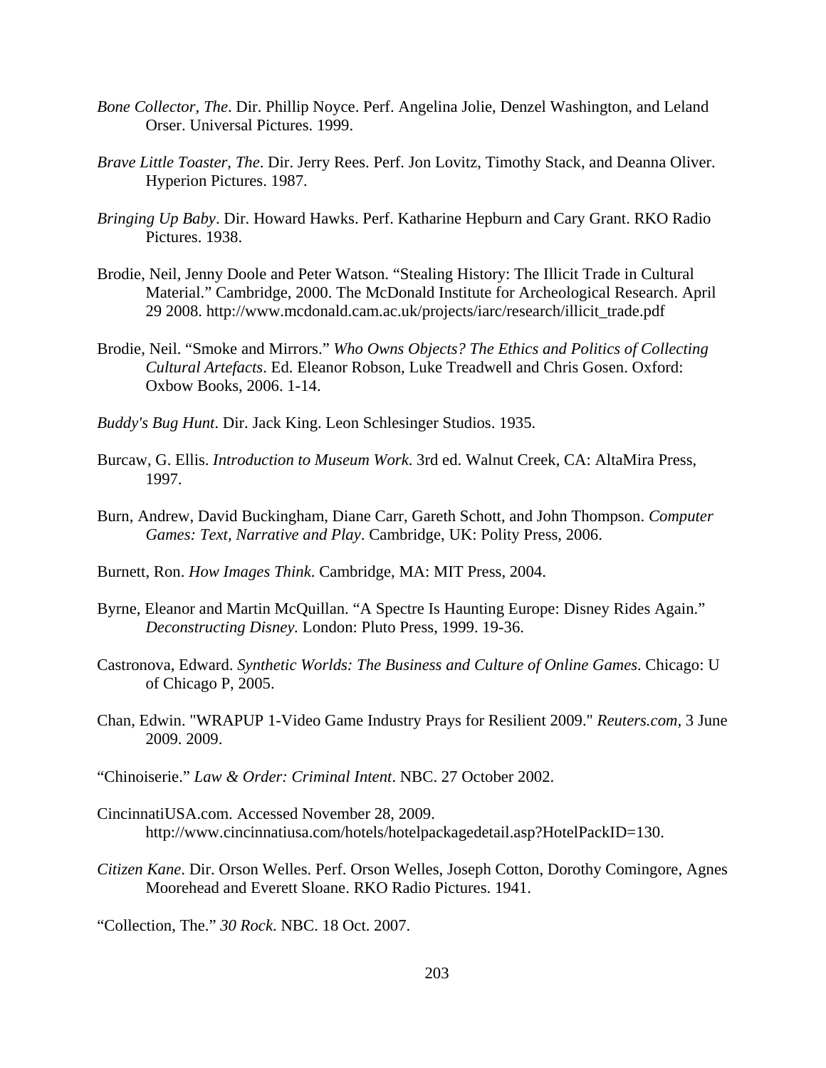*Bone Collector, The*. Dir. Phillip Noyce. Perf. Angelina Jolie, Denzel Washington, and Leland Orser. Universal Pictures. 1999.

*Brave Little Toaster, The*. Dir. Jerry Rees. Perf. Jon Lovitz, Timothy Stack, and Deanna Oliver. Hyperion Pictures. 1987.

*Bringing Up Baby*. Dir. Howard Hawks. Perf. Katharine Hepburn and Cary Grant. RKO Radio Pictures. 1938.

Brodie, Neil, Jenny Doole and Peter Watson. "Stealing History: The Illicit Trade in Cultural Material." Cambridge, 2000. The McDonald Institute for Archeological Research. April 29 2008. http://www.mcdonald.cam.ac.uk/projects/iarc/research/illicit_trade.pdf

Brodie, Neil. "Smoke and Mirrors." *Who Owns Objects? The Ethics and Politics of Collecting Cultural Artefacts*. Ed. Eleanor Robson, Luke Treadwell and Chris Gosen. Oxford: Oxbow Books, 2006. 1-14.

*Buddy's Bug Hunt*. Dir. Jack King. Leon Schlesinger Studios. 1935.

Burcaw, G. Ellis. *Introduction to Museum Work*. 3rd ed. Walnut Creek, CA: AltaMira Press, 1997.

Burn, Andrew, David Buckingham, Diane Carr, Gareth Schott, and John Thompson. *Computer Games: Text, Narrative and Play*. Cambridge, UK: Polity Press, 2006.

Burnett, Ron. *How Images Think*. Cambridge, MA: MIT Press, 2004.

Byrne, Eleanor and Martin McQuillan. "A Spectre Is Haunting Europe: Disney Rides Again." *Deconstructing Disney*. London: Pluto Press, 1999. 19-36.

Castronova, Edward. *Synthetic Worlds: The Business and Culture of Online Games*. Chicago: U of Chicago P, 2005.

Chan, Edwin. "WRAPUP 1-Video Game Industry Prays for Resilient 2009." *Reuters.com*, 3 June 2009. 2009.

"Chinoiserie." *Law & Order: Criminal Intent*. NBC. 27 October 2002.

CincinnatiUSA.com. Accessed November 28, 2009. http://www.cincinnatiusa.com/hotels/hotelpackagedetail.asp?HotelPackID=130.

*Citizen Kane*. Dir. Orson Welles. Perf. Orson Welles, Joseph Cotton, Dorothy Comingore, Agnes Moorehead and Everett Sloane. RKO Radio Pictures. 1941.

"Collection, The." *30 Rock*. NBC. 18 Oct. 2007.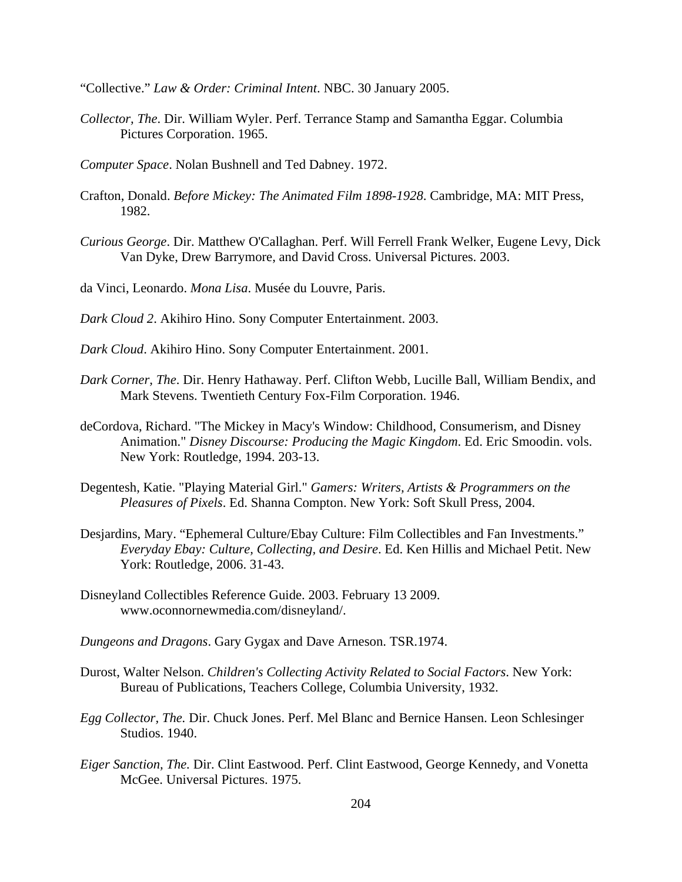"Collective." *Law & Order: Criminal Intent*. NBC. 30 January 2005.

*Collector, The*. Dir. William Wyler. Perf. Terrance Stamp and Samantha Eggar. Columbia Pictures Corporation. 1965.

*Computer Space*. Nolan Bushnell and Ted Dabney. 1972.

Crafton, Donald. *Before Mickey: The Animated Film 1898-1928*. Cambridge, MA: MIT Press, 1982.

*Curious George*. Dir. Matthew O'Callaghan. Perf. Will Ferrell Frank Welker, Eugene Levy, Dick Van Dyke, Drew Barrymore, and David Cross. Universal Pictures. 2003.

da Vinci, Leonardo. *Mona Lisa*. Musée du Louvre, Paris.

*Dark Cloud 2*. Akihiro Hino. Sony Computer Entertainment. 2003.

*Dark Cloud*. Akihiro Hino. Sony Computer Entertainment. 2001.

*Dark Corner, The*. Dir. Henry Hathaway. Perf. Clifton Webb, Lucille Ball, William Bendix, and Mark Stevens. Twentieth Century Fox-Film Corporation. 1946.

deCordova, Richard. "The Mickey in Macy's Window: Childhood, Consumerism, and Disney Animation." *Disney Discourse: Producing the Magic Kingdom*. Ed. Eric Smoodin. vols. New York: Routledge, 1994. 203-13.

Degentesh, Katie. "Playing Material Girl." *Gamers: Writers, Artists & Programmers on the Pleasures of Pixels*. Ed. Shanna Compton. New York: Soft Skull Press, 2004.

Desjardins, Mary. "Ephemeral Culture/Ebay Culture: Film Collectibles and Fan Investments." *Everyday Ebay: Culture, Collecting, and Desire*. Ed. Ken Hillis and Michael Petit. New York: Routledge, 2006. 31-43.

Disneyland Collectibles Reference Guide. 2003. February 13 2009. www.oconnornewmedia.com/disneyland/.

*Dungeons and Dragons*. Gary Gygax and Dave Arneson. TSR.1974.

Durost, Walter Nelson. *Children's Collecting Activity Related to Social Factors*. New York: Bureau of Publications, Teachers College, Columbia University, 1932.

*Egg Collector, The.* Dir. Chuck Jones. Perf. Mel Blanc and Bernice Hansen. Leon Schlesinger Studios. 1940.

*Eiger Sanction, The.* Dir. Clint Eastwood. Perf. Clint Eastwood, George Kennedy, and Vonetta McGee. Universal Pictures. 1975.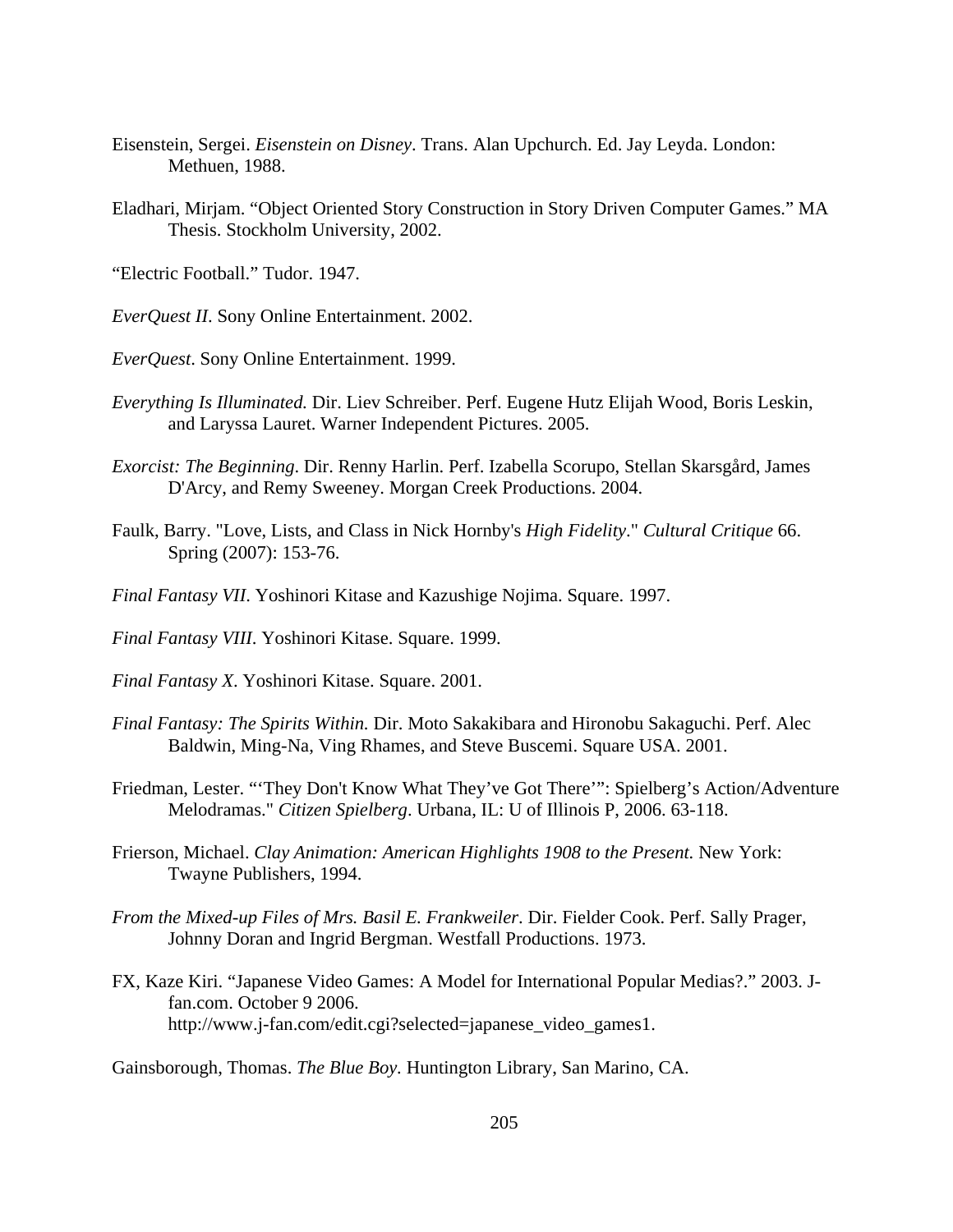Eisenstein, Sergei. *Eisenstein on Disney*. Trans. Alan Upchurch. Ed. Jay Leyda. London: Methuen, 1988.

Eladhari, Mirjam. “Object Oriented Story Construction in Story Driven Computer Games.” MA Thesis. Stockholm University, 2002.

“Electric Football.” Tudor. 1947.

*EverQuest II*. Sony Online Entertainment. 2002.

*EverQuest*. Sony Online Entertainment. 1999.

*Everything Is Illuminated.* Dir. Liev Schreiber. Perf. Eugene Hutz Elijah Wood, Boris Leskin, and Laryssa Lauret. Warner Independent Pictures. 2005.

*Exorcist: The Beginning*. Dir. Renny Harlin. Perf. Izabella Scorupo, Stellan Skarsgård, James D'Arcy, and Remy Sweeney. Morgan Creek Productions. 2004.

Faulk, Barry. "Love, Lists, and Class in Nick Hornby's *High Fidelity*." *Cultural Critique* 66. Spring (2007): 153-76.

*Final Fantasy VII*. Yoshinori Kitase and Kazushige Nojima. Square. 1997.

*Final Fantasy VIII*. Yoshinori Kitase. Square. 1999.

*Final Fantasy X*. Yoshinori Kitase. Square. 2001.

*Final Fantasy: The Spirits Within.* Dir. Moto Sakakibara and Hironobu Sakaguchi. Perf. Alec Baldwin, Ming-Na, Ving Rhames, and Steve Buscemi. Square USA. 2001.

Friedman, Lester. “‘They Don't Know What They’ve Got There’”: Spielberg’s Action/Adventure Melodramas." *Citizen Spielberg*. Urbana, IL: U of Illinois P, 2006. 63-118.

Frierson, Michael. *Clay Animation: American Highlights 1908 to the Present.* New York: Twayne Publishers, 1994.

*From the Mixed-up Files of Mrs. Basil E. Frankweiler*. Dir. Fielder Cook. Perf. Sally Prager, Johnny Doran and Ingrid Bergman. Westfall Productions. 1973.

FX, Kaze Kiri. “Japanese Video Games: A Model for International Popular Medias?.” 2003. J-fan.com. October 9 2006. http://www.j-fan.com/edit.cgi?selected=japanese_video_games1.

Gainsborough, Thomas. *The Blue Boy*. Huntington Library, San Marino, CA.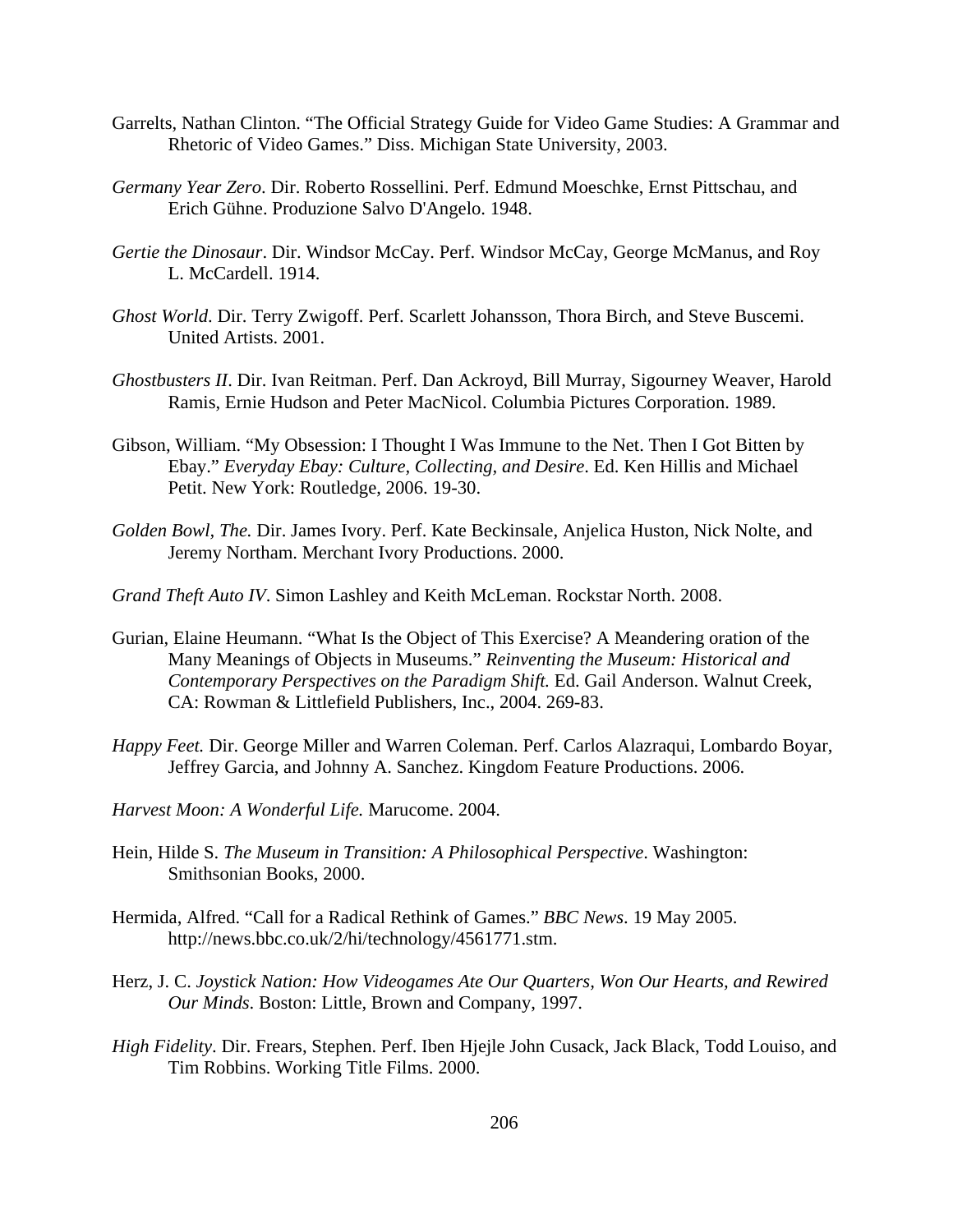Garrelts, Nathan Clinton. "The Official Strategy Guide for Video Game Studies: A Grammar and Rhetoric of Video Games." Diss. Michigan State University, 2003.

*Germany Year Zero*. Dir. Roberto Rossellini. Perf. Edmund Moeschke, Ernst Pittschau, and Erich Gühne. Produzione Salvo D'Angelo. 1948.

*Gertie the Dinosaur*. Dir. Windsor McCay. Perf. Windsor McCay, George McManus, and Roy L. McCardell. 1914.

*Ghost World*. Dir. Terry Zwigoff. Perf. Scarlett Johansson, Thora Birch, and Steve Buscemi. United Artists. 2001.

*Ghostbusters II*. Dir. Ivan Reitman. Perf. Dan Ackroyd, Bill Murray, Sigourney Weaver, Harold Ramis, Ernie Hudson and Peter MacNicol. Columbia Pictures Corporation. 1989.

Gibson, William. "My Obsession: I Thought I Was Immune to the Net. Then I Got Bitten by Ebay." *Everyday Ebay: Culture, Collecting, and Desire*. Ed. Ken Hillis and Michael Petit. New York: Routledge, 2006. 19-30.

*Golden Bowl, The.* Dir. James Ivory. Perf. Kate Beckinsale, Anjelica Huston, Nick Nolte, and Jeremy Northam. Merchant Ivory Productions. 2000.

*Grand Theft Auto IV*. Simon Lashley and Keith McLeman. Rockstar North. 2008.

Gurian, Elaine Heumann. "What Is the Object of This Exercise? A Meandering oration of the Many Meanings of Objects in Museums." *Reinventing the Museum: Historical and Contemporary Perspectives on the Paradigm Shift.* Ed. Gail Anderson. Walnut Creek, CA: Rowman & Littlefield Publishers, Inc., 2004. 269-83.

*Happy Feet.* Dir. George Miller and Warren Coleman. Perf. Carlos Alazraqui, Lombardo Boyar, Jeffrey Garcia, and Johnny A. Sanchez. Kingdom Feature Productions. 2006.

*Harvest Moon: A Wonderful Life.* Marucome. 2004.

Hein, Hilde S. *The Museum in Transition: A Philosophical Perspective*. Washington: Smithsonian Books, 2000.

Hermida, Alfred. "Call for a Radical Rethink of Games." *BBC News*. 19 May 2005. http://news.bbc.co.uk/2/hi/technology/4561771.stm.

Herz, J. C. *Joystick Nation: How Videogames Ate Our Quarters, Won Our Hearts, and Rewired Our Minds*. Boston: Little, Brown and Company, 1997.

*High Fidelity*. Dir. Frears, Stephen. Perf. Iben Hjejle John Cusack, Jack Black, Todd Louiso, and Tim Robbins. Working Title Films. 2000.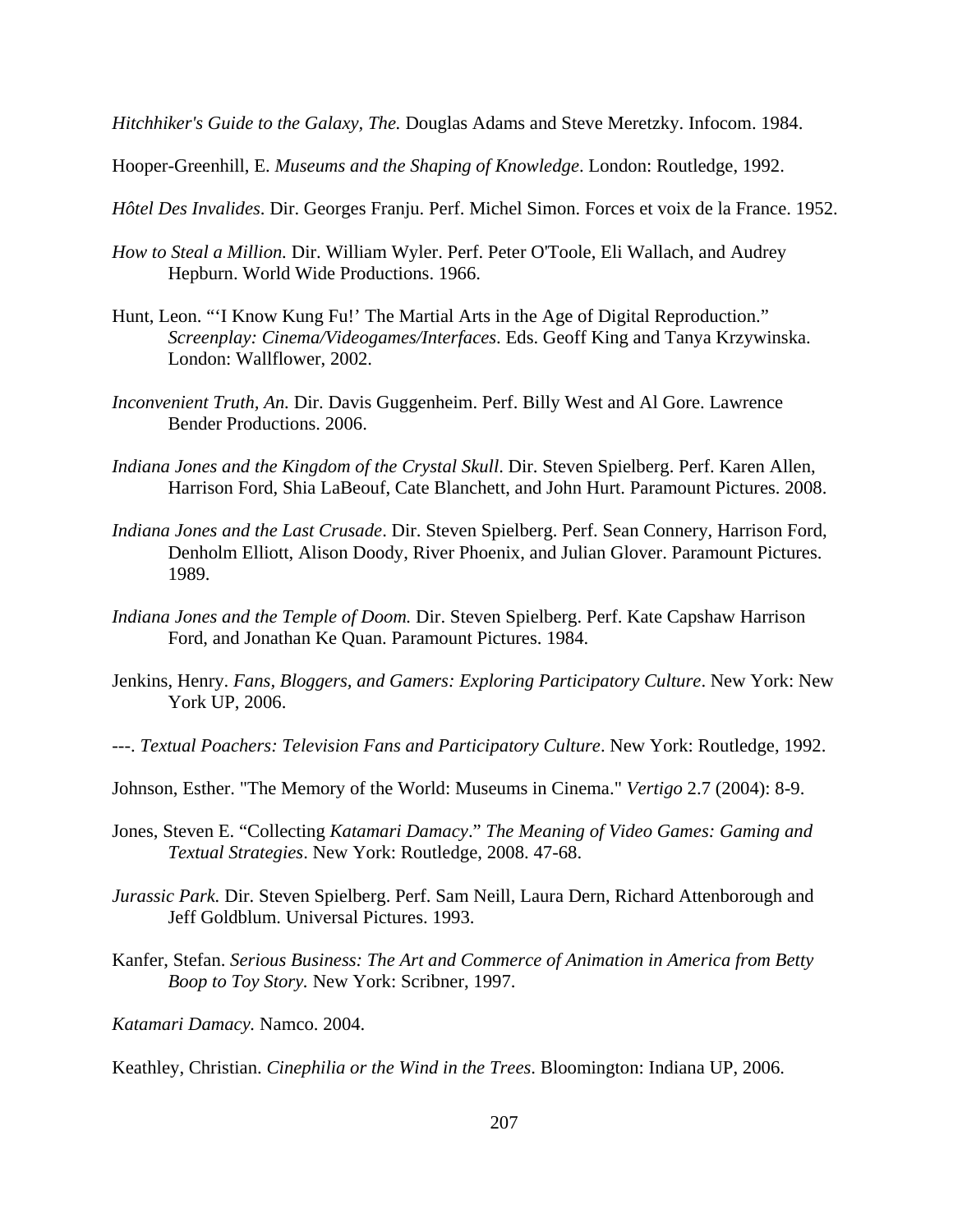*Hitchhiker's Guide to the Galaxy, The.* Douglas Adams and Steve Meretzky. Infocom. 1984.

Hooper-Greenhill, E. *Museums and the Shaping of Knowledge*. London: Routledge, 1992.

*Hôtel Des Invalides*. Dir. Georges Franju. Perf. Michel Simon. Forces et voix de la France. 1952.

*How to Steal a Million.* Dir. William Wyler. Perf. Peter O'Toole, Eli Wallach, and Audrey Hepburn. World Wide Productions. 1966.

Hunt, Leon. "'I Know Kung Fu!' The Martial Arts in the Age of Digital Reproduction." *Screenplay: Cinema/Videogames/Interfaces*. Eds. Geoff King and Tanya Krzywinska. London: Wallflower, 2002.

*Inconvenient Truth, An.* Dir. Davis Guggenheim. Perf. Billy West and Al Gore. Lawrence Bender Productions. 2006.

*Indiana Jones and the Kingdom of the Crystal Skull*. Dir. Steven Spielberg. Perf. Karen Allen, Harrison Ford, Shia LaBeouf, Cate Blanchett, and John Hurt. Paramount Pictures. 2008.

*Indiana Jones and the Last Crusade*. Dir. Steven Spielberg. Perf. Sean Connery, Harrison Ford, Denholm Elliott, Alison Doody, River Phoenix, and Julian Glover. Paramount Pictures. 1989.

*Indiana Jones and the Temple of Doom.* Dir. Steven Spielberg. Perf. Kate Capshaw Harrison Ford, and Jonathan Ke Quan. Paramount Pictures. 1984.

Jenkins, Henry. *Fans, Bloggers, and Gamers: Exploring Participatory Culture*. New York: New York UP, 2006.

---. *Textual Poachers: Television Fans and Participatory Culture*. New York: Routledge, 1992.

Johnson, Esther. "The Memory of the World: Museums in Cinema." *Vertigo* 2.7 (2004): 8-9.

Jones, Steven E. "Collecting *Katamari Damacy*." *The Meaning of Video Games: Gaming and Textual Strategies*. New York: Routledge, 2008. 47-68.

*Jurassic Park.* Dir. Steven Spielberg. Perf. Sam Neill, Laura Dern, Richard Attenborough and Jeff Goldblum. Universal Pictures. 1993.

Kanfer, Stefan. *Serious Business: The Art and Commerce of Animation in America from Betty Boop to Toy Story.* New York: Scribner, 1997.

*Katamari Damacy.* Namco. 2004.

Keathley, Christian. *Cinephilia or the Wind in the Trees*. Bloomington: Indiana UP, 2006.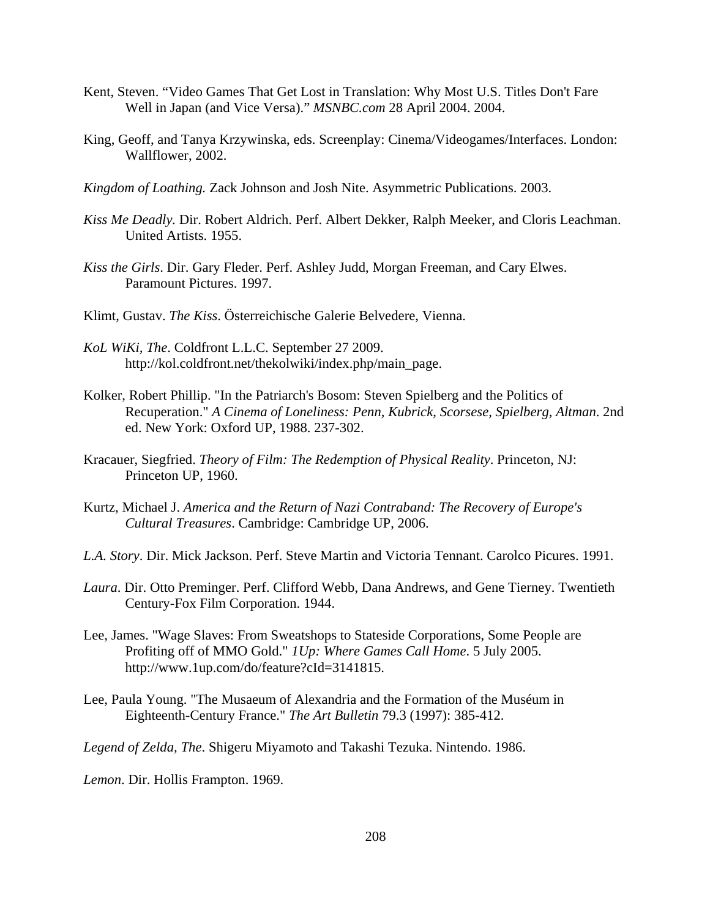Kent, Steven. “Video Games That Get Lost in Translation: Why Most U.S. Titles Don't Fare Well in Japan (and Vice Versa).” *MSNBC.com* 28 April 2004. 2004.

King, Geoff, and Tanya Krzywinska, eds. Screenplay: Cinema/Videogames/Interfaces. London: Wallflower, 2002.

*Kingdom of Loathing.* Zack Johnson and Josh Nite. Asymmetric Publications. 2003.

*Kiss Me Deadly.* Dir. Robert Aldrich. Perf. Albert Dekker, Ralph Meeker, and Cloris Leachman. United Artists. 1955.

*Kiss the Girls*. Dir. Gary Fleder. Perf. Ashley Judd, Morgan Freeman, and Cary Elwes. Paramount Pictures. 1997.

Klimt, Gustav. *The Kiss*. Österreichische Galerie Belvedere, Vienna.

*KoL WiKi, The*. Coldfront L.L.C. September 27 2009. http://kol.coldfront.net/thekolwiki/index.php/main_page.

Kolker, Robert Phillip. "In the Patriarch's Bosom: Steven Spielberg and the Politics of Recuperation." *A Cinema of Loneliness: Penn, Kubrick, Scorsese, Spielberg, Altman*. 2nd ed. New York: Oxford UP, 1988. 237-302.

Kracauer, Siegfried. *Theory of Film: The Redemption of Physical Reality*. Princeton, NJ: Princeton UP, 1960.

Kurtz, Michael J. *America and the Return of Nazi Contraband: The Recovery of Europe's Cultural Treasures*. Cambridge: Cambridge UP, 2006.

*L.A. Story*. Dir. Mick Jackson. Perf. Steve Martin and Victoria Tennant. Carolco Picures. 1991.

*Laura*. Dir. Otto Preminger. Perf. Clifford Webb, Dana Andrews, and Gene Tierney. Twentieth Century-Fox Film Corporation. 1944.

Lee, James. "Wage Slaves: From Sweatshops to Stateside Corporations, Some People are Profiting off of MMO Gold." *1Up: Where Games Call Home*. 5 July 2005. http://www.1up.com/do/feature?cId=3141815.

Lee, Paula Young. "The Musaeum of Alexandria and the Formation of the Muséum in Eighteenth-Century France." *The Art Bulletin* 79.3 (1997): 385-412.

*Legend of Zelda, The*. Shigeru Miyamoto and Takashi Tezuka. Nintendo. 1986.

*Lemon*. Dir. Hollis Frampton. 1969.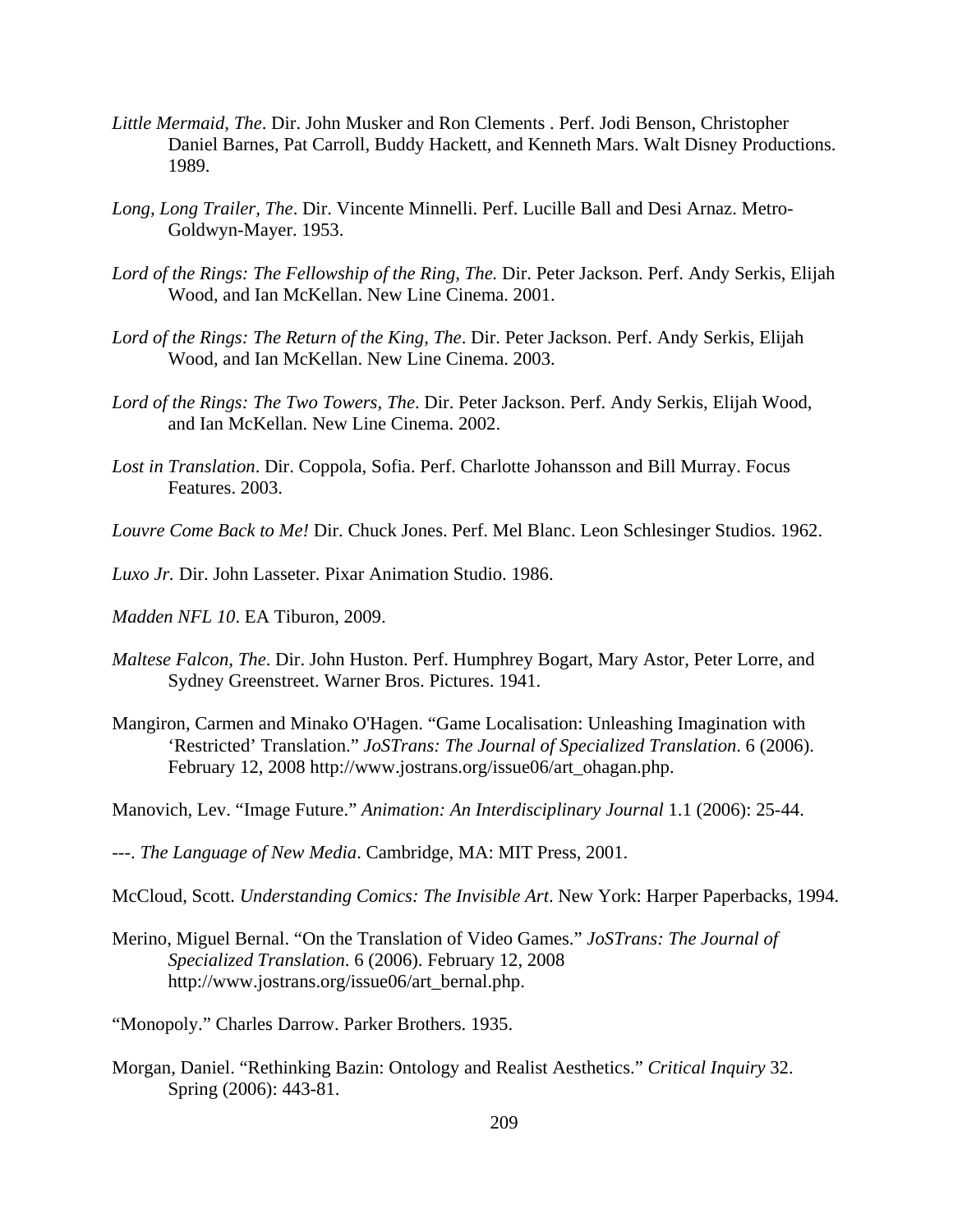*Little Mermaid, The*. Dir. John Musker and Ron Clements . Perf. Jodi Benson, Christopher Daniel Barnes, Pat Carroll, Buddy Hackett, and Kenneth Mars. Walt Disney Productions. 1989.

*Long, Long Trailer, The*. Dir. Vincente Minnelli. Perf. Lucille Ball and Desi Arnaz. Metro-Goldwyn-Mayer. 1953.

*Lord of the Rings: The Fellowship of the Ring, The.* Dir. Peter Jackson. Perf. Andy Serkis, Elijah Wood, and Ian McKellan. New Line Cinema. 2001.

*Lord of the Rings: The Return of the King, The*. Dir. Peter Jackson. Perf. Andy Serkis, Elijah Wood, and Ian McKellan. New Line Cinema. 2003.

*Lord of the Rings: The Two Towers, The*. Dir. Peter Jackson. Perf. Andy Serkis, Elijah Wood, and Ian McKellan. New Line Cinema. 2002.

*Lost in Translation*. Dir. Coppola, Sofia. Perf. Charlotte Johansson and Bill Murray. Focus Features. 2003.

*Louvre Come Back to Me!* Dir. Chuck Jones. Perf. Mel Blanc. Leon Schlesinger Studios. 1962.

*Luxo Jr.* Dir. John Lasseter. Pixar Animation Studio. 1986.

*Madden NFL 10*. EA Tiburon, 2009.

*Maltese Falcon, The*. Dir. John Huston. Perf. Humphrey Bogart, Mary Astor, Peter Lorre, and Sydney Greenstreet. Warner Bros. Pictures. 1941.

Mangiron, Carmen and Minako O'Hagen. "Game Localisation: Unleashing Imagination with 'Restricted' Translation." *JoSTrans: The Journal of Specialized Translation*. 6 (2006). February 12, 2008 http://www.jostrans.org/issue06/art_ohagan.php.

Manovich, Lev. "Image Future." *Animation: An Interdisciplinary Journal* 1.1 (2006): 25-44.

---. *The Language of New Media*. Cambridge, MA: MIT Press, 2001.

McCloud, Scott. *Understanding Comics: The Invisible Art*. New York: Harper Paperbacks, 1994.

Merino, Miguel Bernal. "On the Translation of Video Games." *JoSTrans: The Journal of Specialized Translation.* 6 (2006). February 12, 2008 http://www.jostrans.org/issue06/art_bernal.php.

"Monopoly." Charles Darrow. Parker Brothers. 1935.

Morgan, Daniel. "Rethinking Bazin: Ontology and Realist Aesthetics." *Critical Inquiry* 32. Spring (2006): 443-81.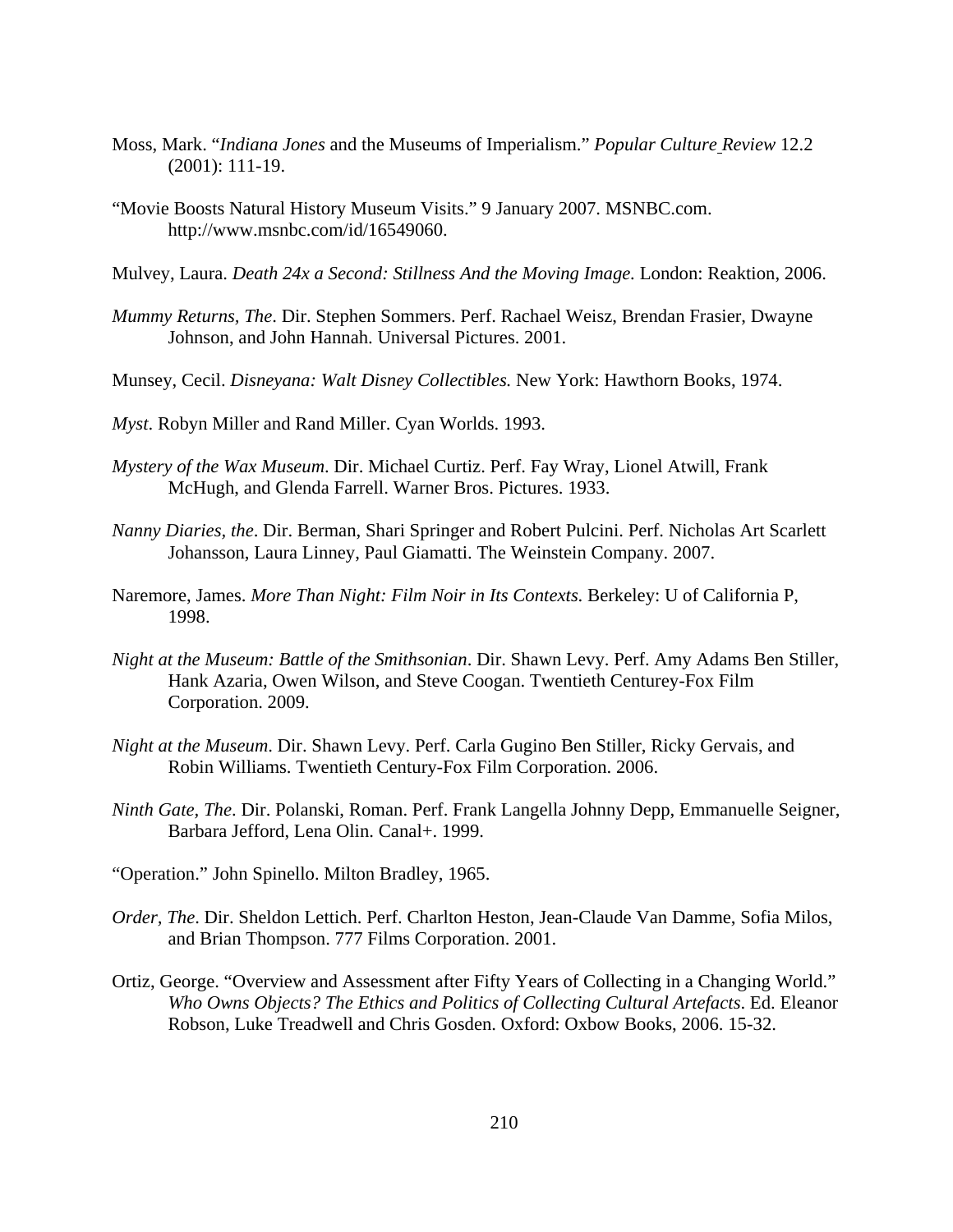Moss, Mark. "*Indiana Jones* and the Museums of Imperialism." *Popular Culture Review* 12.2 (2001): 111-19.

"Movie Boosts Natural History Museum Visits." 9 January 2007. MSNBC.com. http://www.msnbc.com/id/16549060.

Mulvey, Laura. *Death 24x a Second: Stillness And the Moving Image.* London: Reaktion, 2006.

*Mummy Returns, The*. Dir. Stephen Sommers. Perf. Rachael Weisz, Brendan Frasier, Dwayne Johnson, and John Hannah. Universal Pictures. 2001.

Munsey, Cecil. *Disneyana: Walt Disney Collectibles.* New York: Hawthorn Books, 1974.

*Myst*. Robyn Miller and Rand Miller. Cyan Worlds. 1993.

*Mystery of the Wax Museum*. Dir. Michael Curtiz. Perf. Fay Wray, Lionel Atwill, Frank McHugh, and Glenda Farrell. Warner Bros. Pictures. 1933.

*Nanny Diaries, the*. Dir. Berman, Shari Springer and Robert Pulcini. Perf. Nicholas Art Scarlett Johansson, Laura Linney, Paul Giamatti. The Weinstein Company. 2007.

Naremore, James. *More Than Night: Film Noir in Its Contexts.* Berkeley: U of California P, 1998.

*Night at the Museum: Battle of the Smithsonian*. Dir. Shawn Levy. Perf. Amy Adams Ben Stiller, Hank Azaria, Owen Wilson, and Steve Coogan. Twentieth Centurey-Fox Film Corporation. 2009.

*Night at the Museum*. Dir. Shawn Levy. Perf. Carla Gugino Ben Stiller, Ricky Gervais, and Robin Williams. Twentieth Century-Fox Film Corporation. 2006.

*Ninth Gate, The*. Dir. Polanski, Roman. Perf. Frank Langella Johnny Depp, Emmanuelle Seigner, Barbara Jefford, Lena Olin. Canal+. 1999.

"Operation." John Spinello. Milton Bradley, 1965.

*Order, The*. Dir. Sheldon Lettich. Perf. Charlton Heston, Jean-Claude Van Damme, Sofia Milos, and Brian Thompson. 777 Films Corporation. 2001.

Ortiz, George. "Overview and Assessment after Fifty Years of Collecting in a Changing World." *Who Owns Objects? The Ethics and Politics of Collecting Cultural Artefacts*. Ed. Eleanor Robson, Luke Treadwell and Chris Gosden. Oxford: Oxbow Books, 2006. 15-32.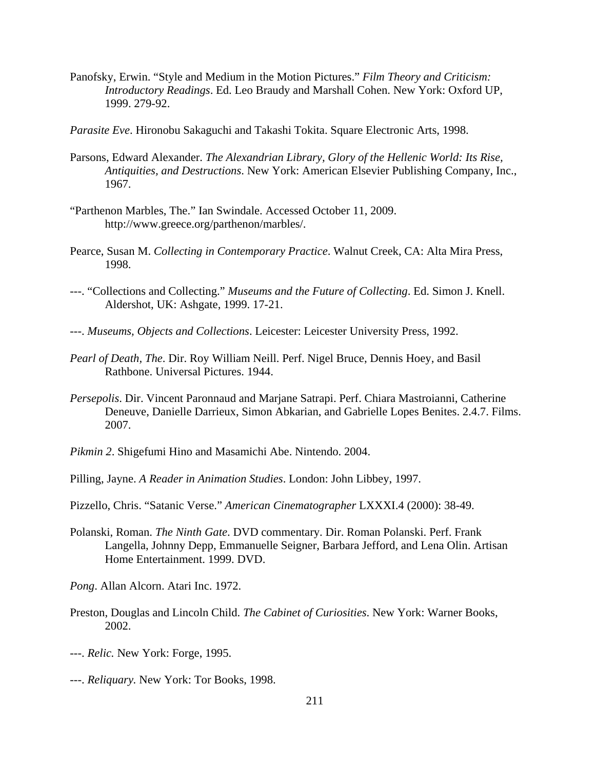Panofsky, Erwin. "Style and Medium in the Motion Pictures." *Film Theory and Criticism: Introductory Readings*. Ed. Leo Braudy and Marshall Cohen. New York: Oxford UP, 1999. 279-92.

*Parasite Eve*. Hironobu Sakaguchi and Takashi Tokita. Square Electronic Arts, 1998.

Parsons, Edward Alexander. *The Alexandrian Library, Glory of the Hellenic World: Its Rise, Antiquities, and Destructions*. New York: American Elsevier Publishing Company, Inc., 1967.

"Parthenon Marbles, The." Ian Swindale. Accessed October 11, 2009. http://www.greece.org/parthenon/marbles/.

Pearce, Susan M. *Collecting in Contemporary Practice*. Walnut Creek, CA: Alta Mira Press, 1998.

---. "Collections and Collecting." *Museums and the Future of Collecting*. Ed. Simon J. Knell. Aldershot, UK: Ashgate, 1999. 17-21.

---. *Museums, Objects and Collections*. Leicester: Leicester University Press, 1992.

*Pearl of Death, The*. Dir. Roy William Neill. Perf. Nigel Bruce, Dennis Hoey, and Basil Rathbone. Universal Pictures. 1944.

*Persepolis*. Dir. Vincent Paronnaud and Marjane Satrapi. Perf. Chiara Mastroianni, Catherine Deneuve, Danielle Darrieux, Simon Abkarian, and Gabrielle Lopes Benites. 2.4.7. Films. 2007.

*Pikmin 2*. Shigefumi Hino and Masamichi Abe. Nintendo. 2004.

Pilling, Jayne. *A Reader in Animation Studies*. London: John Libbey, 1997.

Pizzello, Chris. "Satanic Verse." *American Cinematographer* LXXXI.4 (2000): 38-49.

Polanski, Roman. *The Ninth Gate*. DVD commentary. Dir. Roman Polanski. Perf. Frank Langella, Johnny Depp, Emmanuelle Seigner, Barbara Jefford, and Lena Olin. Artisan Home Entertainment. 1999. DVD.

*Pong*. Allan Alcorn. Atari Inc. 1972.

Preston, Douglas and Lincoln Child. *The Cabinet of Curiosities*. New York: Warner Books, 2002.

---. *Relic.* New York: Forge, 1995.

---. *Reliquary*. New York: Tor Books, 1998.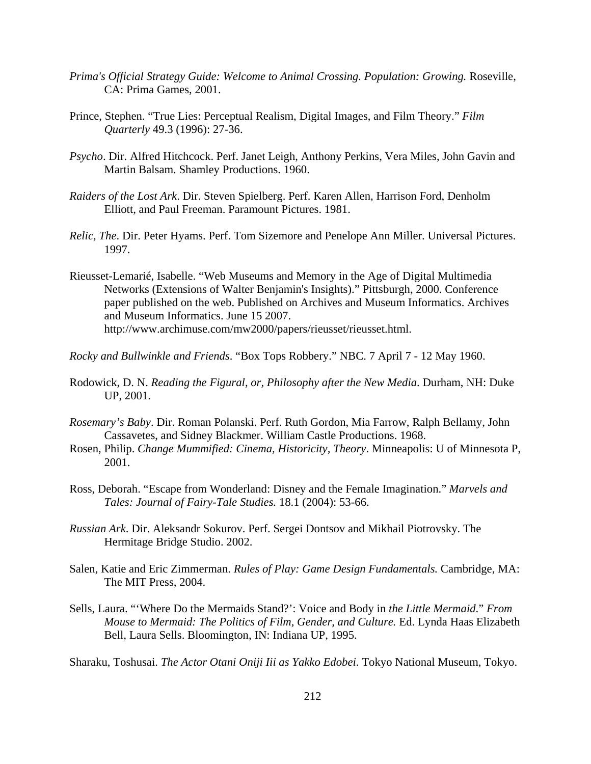*Prima's Official Strategy Guide: Welcome to Animal Crossing. Population: Growing.* Roseville, CA: Prima Games, 2001.

Prince, Stephen. "True Lies: Perceptual Realism, Digital Images, and Film Theory." *Film Quarterly* 49.3 (1996): 27-36.

*Psycho*. Dir. Alfred Hitchcock. Perf. Janet Leigh, Anthony Perkins, Vera Miles, John Gavin and Martin Balsam. Shamley Productions. 1960.

*Raiders of the Lost Ark*. Dir. Steven Spielberg. Perf. Karen Allen, Harrison Ford, Denholm Elliott, and Paul Freeman. Paramount Pictures. 1981.

*Relic, The*. Dir. Peter Hyams. Perf. Tom Sizemore and Penelope Ann Miller. Universal Pictures. 1997.

Rieusset-Lemarié, Isabelle. "Web Museums and Memory in the Age of Digital Multimedia Networks (Extensions of Walter Benjamin's Insights)." Pittsburgh, 2000. Conference paper published on the web. Published on Archives and Museum Informatics. Archives and Museum Informatics. June 15 2007. http://www.archimuse.com/mw2000/papers/rieusset/rieusset.html.

*Rocky and Bullwinkle and Friends*. "Box Tops Robbery." NBC. 7 April 7 - 12 May 1960.

Rodowick, D. N. *Reading the Figural, or, Philosophy after the New Media*. Durham, NH: Duke UP, 2001.

*Rosemary's Baby*. Dir. Roman Polanski. Perf. Ruth Gordon, Mia Farrow, Ralph Bellamy, John Cassavetes, and Sidney Blackmer. William Castle Productions. 1968.

Rosen, Philip. *Change Mummified: Cinema, Historicity, Theory*. Minneapolis: U of Minnesota P, 2001.

Ross, Deborah. "Escape from Wonderland: Disney and the Female Imagination." *Marvels and Tales: Journal of Fairy-Tale Studies.* 18.1 (2004): 53-66.

*Russian Ark*. Dir. Aleksandr Sokurov. Perf. Sergei Dontsov and Mikhail Piotrovsky. The Hermitage Bridge Studio. 2002.

Salen, Katie and Eric Zimmerman. *Rules of Play: Game Design Fundamentals.* Cambridge, MA: The MIT Press, 2004.

Sells, Laura. "'Where Do the Mermaids Stand?': Voice and Body in *the Little Mermaid*." *From Mouse to Mermaid: The Politics of Film, Gender, and Culture.* Ed. Lynda Haas Elizabeth Bell, Laura Sells. Bloomington, IN: Indiana UP, 1995.

Sharaku, Toshusai. *The Actor Otani Oniji Iii as Yakko Edobei.* Tokyo National Museum, Tokyo.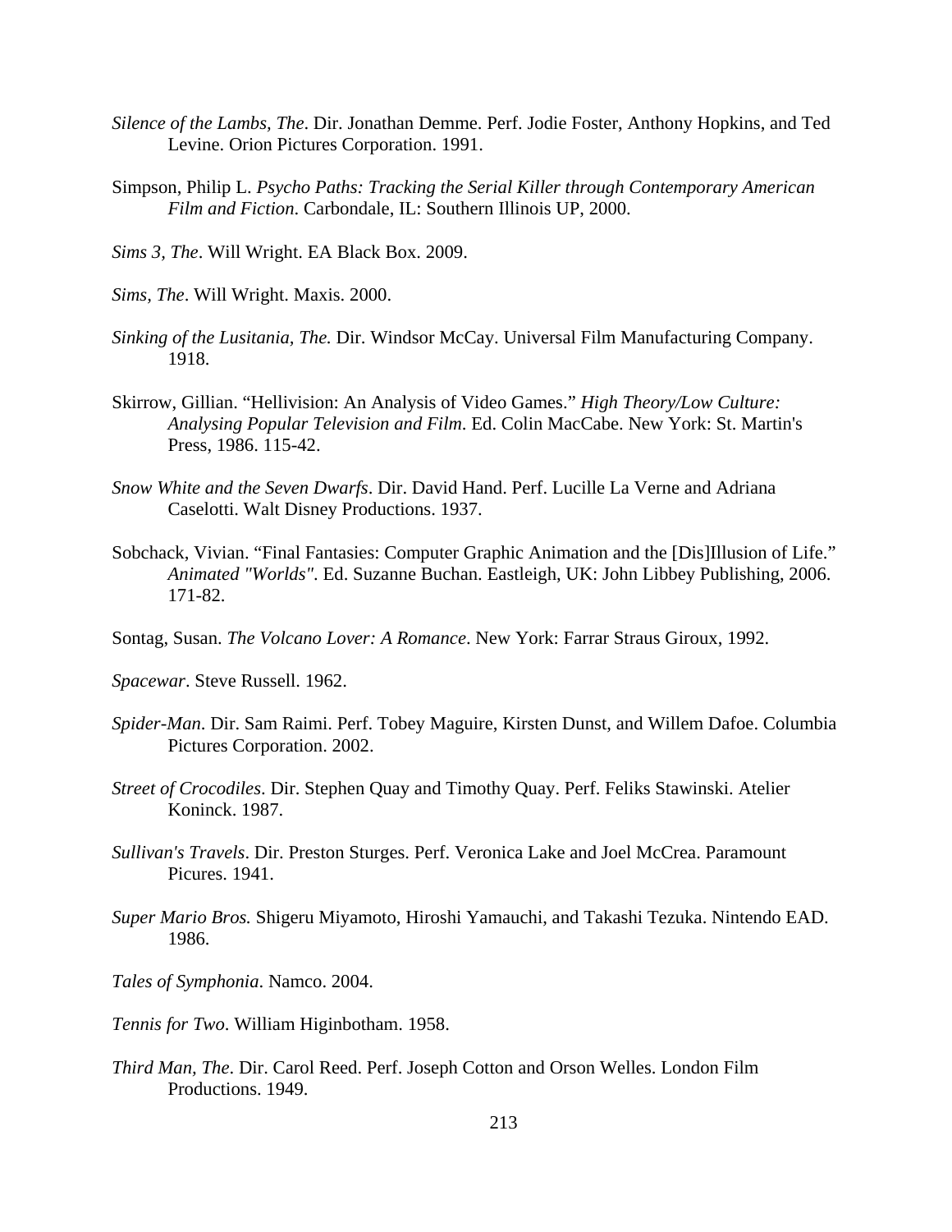*Silence of the Lambs, The*. Dir. Jonathan Demme. Perf. Jodie Foster, Anthony Hopkins, and Ted Levine. Orion Pictures Corporation. 1991.

Simpson, Philip L. *Psycho Paths: Tracking the Serial Killer through Contemporary American Film and Fiction*. Carbondale, IL: Southern Illinois UP, 2000.

*Sims 3, The*. Will Wright. EA Black Box. 2009.

*Sims, The*. Will Wright. Maxis. 2000.

*Sinking of the Lusitania, The.* Dir. Windsor McCay. Universal Film Manufacturing Company. 1918.

Skirrow, Gillian. "Hellivision: An Analysis of Video Games." *High Theory/Low Culture: Analysing Popular Television and Film*. Ed. Colin MacCabe. New York: St. Martin's Press, 1986. 115-42.

*Snow White and the Seven Dwarfs*. Dir. David Hand. Perf. Lucille La Verne and Adriana Caselotti. Walt Disney Productions. 1937.

Sobchack, Vivian. "Final Fantasies: Computer Graphic Animation and the [Dis]Illusion of Life." *Animated "Worlds"*. Ed. Suzanne Buchan. Eastleigh, UK: John Libbey Publishing, 2006. 171-82.

Sontag, Susan. *The Volcano Lover: A Romance*. New York: Farrar Straus Giroux, 1992.

*Spacewar*. Steve Russell. 1962.

*Spider-Man*. Dir. Sam Raimi. Perf. Tobey Maguire, Kirsten Dunst, and Willem Dafoe. Columbia Pictures Corporation. 2002.

*Street of Crocodiles*. Dir. Stephen Quay and Timothy Quay. Perf. Feliks Stawinski. Atelier Koninck. 1987.

*Sullivan's Travels*. Dir. Preston Sturges. Perf. Veronica Lake and Joel McCrea. Paramount Picures. 1941.

*Super Mario Bros.* Shigeru Miyamoto, Hiroshi Yamauchi, and Takashi Tezuka. Nintendo EAD. 1986.

*Tales of Symphonia*. Namco. 2004.

*Tennis for Two*. William Higinbotham. 1958.

*Third Man, The*. Dir. Carol Reed. Perf. Joseph Cotton and Orson Welles. London Film Productions. 1949.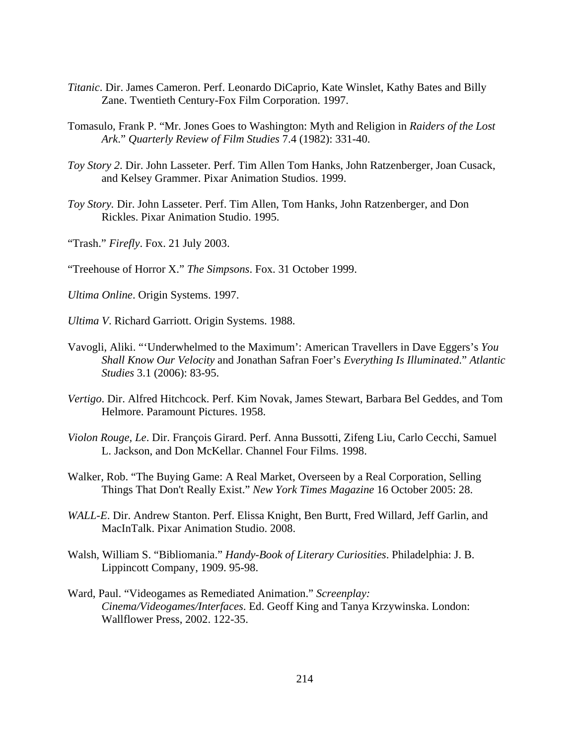*Titanic*. Dir. James Cameron. Perf. Leonardo DiCaprio, Kate Winslet, Kathy Bates and Billy Zane. Twentieth Century-Fox Film Corporation. 1997.

Tomasulo, Frank P. "Mr. Jones Goes to Washington: Myth and Religion in *Raiders of the Lost Ark*." *Quarterly Review of Film Studies* 7.4 (1982): 331-40.

*Toy Story 2*. Dir. John Lasseter. Perf. Tim Allen Tom Hanks, John Ratzenberger, Joan Cusack, and Kelsey Grammer. Pixar Animation Studios. 1999.

*Toy Story.* Dir. John Lasseter. Perf. Tim Allen, Tom Hanks, John Ratzenberger, and Don Rickles. Pixar Animation Studio. 1995.

"Trash." *Firefly*. Fox. 21 July 2003.

"Treehouse of Horror X." *The Simpsons*. Fox. 31 October 1999.

*Ultima Online*. Origin Systems. 1997.

*Ultima V*. Richard Garriott. Origin Systems. 1988.

Vavogli, Aliki. "'Underwhelmed to the Maximum': American Travellers in Dave Eggers's *You Shall Know Our Velocity* and Jonathan Safran Foer's *Everything Is Illuminated*." *Atlantic Studies* 3.1 (2006): 83-95.

*Vertigo*. Dir. Alfred Hitchcock. Perf. Kim Novak, James Stewart, Barbara Bel Geddes, and Tom Helmore. Paramount Pictures. 1958.

*Violon Rouge, Le*. Dir. François Girard. Perf. Anna Bussotti, Zifeng Liu, Carlo Cecchi, Samuel L. Jackson, and Don McKellar. Channel Four Films. 1998.

Walker, Rob. "The Buying Game: A Real Market, Overseen by a Real Corporation, Selling Things That Don't Really Exist." *New York Times Magazine* 16 October 2005: 28.

*WALL-E*. Dir. Andrew Stanton. Perf. Elissa Knight, Ben Burtt, Fred Willard, Jeff Garlin, and MacInTalk. Pixar Animation Studio. 2008.

Walsh, William S. "Bibliomania." *Handy-Book of Literary Curiosities*. Philadelphia: J. B. Lippincott Company, 1909. 95-98.

Ward, Paul. "Videogames as Remediated Animation." *Screenplay: Cinema/Videogames/Interfaces*. Ed. Geoff King and Tanya Krzywinska. London: Wallflower Press, 2002. 122-35.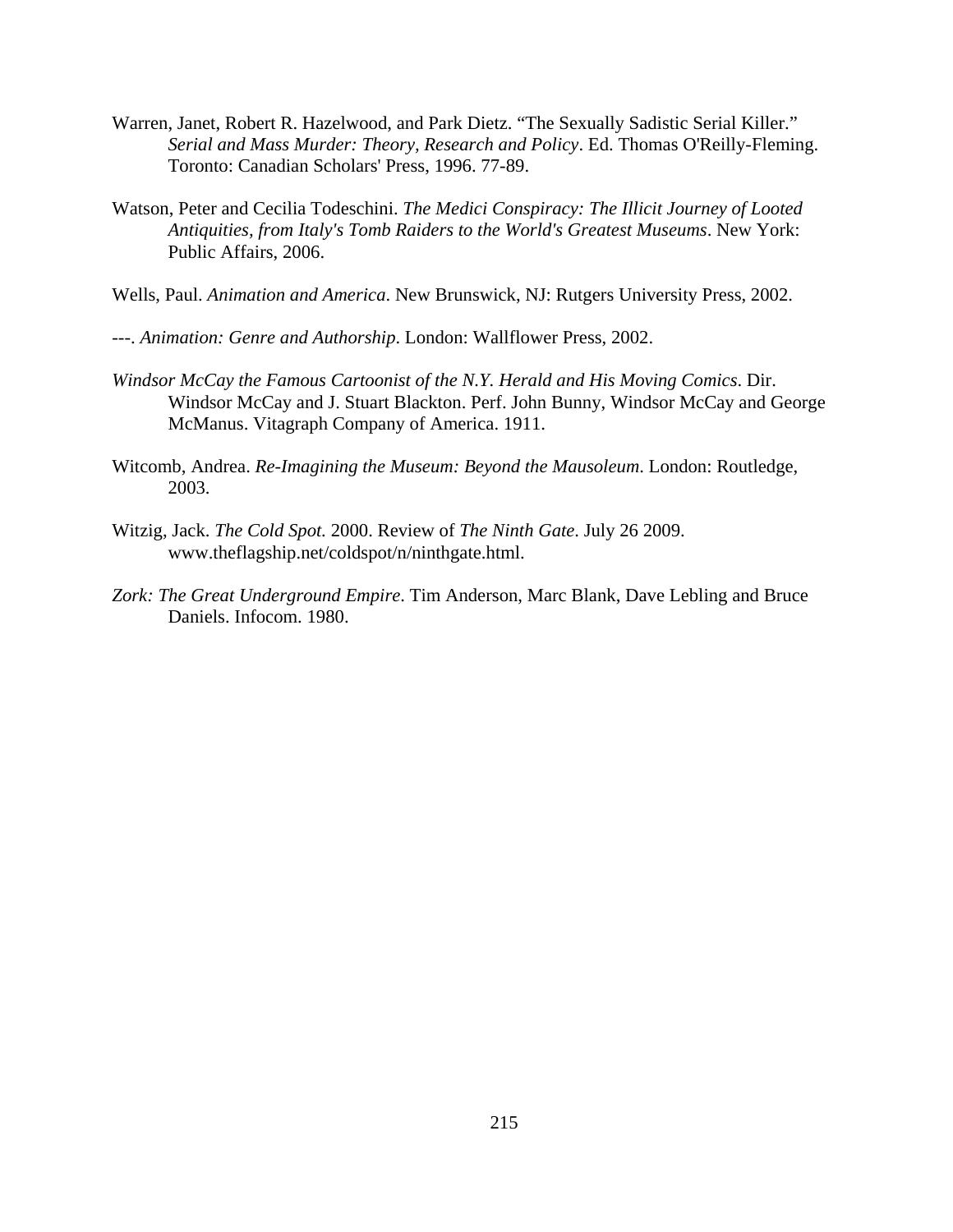Warren, Janet, Robert R. Hazelwood, and Park Dietz. “The Sexually Sadistic Serial Killer.” *Serial and Mass Murder: Theory, Research and Policy*. Ed. Thomas O'Reilly-Fleming. Toronto: Canadian Scholars' Press, 1996. 77-89.

Watson, Peter and Cecilia Todeschini. *The Medici Conspiracy: The Illicit Journey of Looted Antiquities, from Italy's Tomb Raiders to the World's Greatest Museums*. New York: Public Affairs, 2006.

Wells, Paul. *Animation and America*. New Brunswick, NJ: Rutgers University Press, 2002.

---. *Animation: Genre and Authorship*. London: Wallflower Press, 2002.

*Windsor McCay the Famous Cartoonist of the N.Y. Herald and His Moving Comics*. Dir. Windsor McCay and J. Stuart Blackton. Perf. John Bunny, Windsor McCay and George McManus. Vitagraph Company of America. 1911.

Witcomb, Andrea. *Re-Imagining the Museum: Beyond the Mausoleum*. London: Routledge, 2003.

Witzig, Jack. *The Cold Spot.* 2000. Review of *The Ninth Gate*. July 26 2009. www.theflagship.net/coldspot/n/ninthgate.html.

*Zork: The Great Underground Empire*. Tim Anderson, Marc Blank, Dave Lebling and Bruce Daniels. Infocom. 1980.